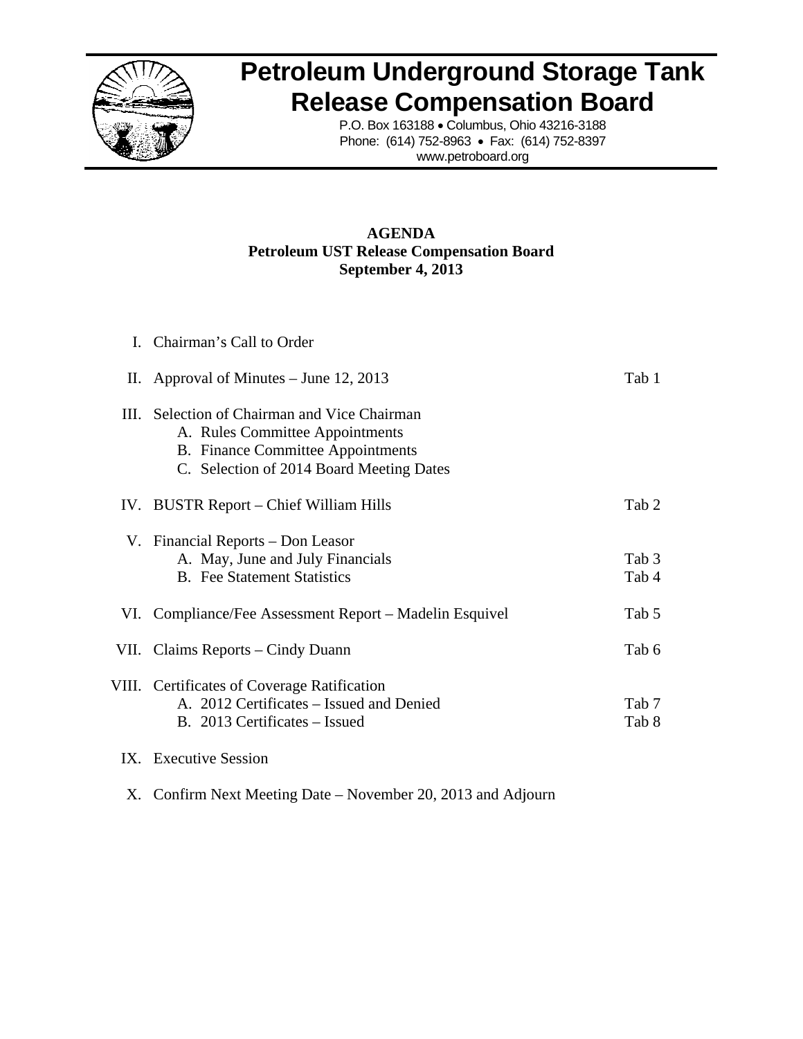# Petroleum Underground Storage Tank Release Compensation Board

P.O. Box 163188 • Columbus, Ohio 43216-3188
Phone: (614) 752-8963 • Fax: (614) 752-8397
www.petroboard.org

**AGENDA**
**Petroleum UST Release Compensation Board**
**September 4, 2013**

| | | |
|---|---|---|
| I. | Chairman's Call to Order | |
| II. | Approval of Minutes – June 12, 2013 | Tab 1 |
| III. | Selection of Chairman and Vice Chairman | |
| | A. Rules Committee Appointments | |
| | B. Finance Committee Appointments | |
| | C. Selection of 2014 Board Meeting Dates | |
| IV. | BUSTR Report – Chief William Hills | Tab 2 |
| V. | Financial Reports – Don Leasor | |
| | A. May, June and July Financials | Tab 3 |
| | B. Fee Statement Statistics | Tab 4 |
| VI. | Compliance/Fee Assessment Report – Madelin Esquivel | Tab 5 |
| VII. | Claims Reports – Cindy Duann | Tab 6 |
| VIII. | Certificates of Coverage Ratification | |
| | A. 2012 Certificates – Issued and Denied | Tab 7 |
| | B. 2013 Certificates – Issued | Tab 8 |
| IX. | Executive Session | |
| X. | Confirm Next Meeting Date – November 20, 2013 and Adjourn | |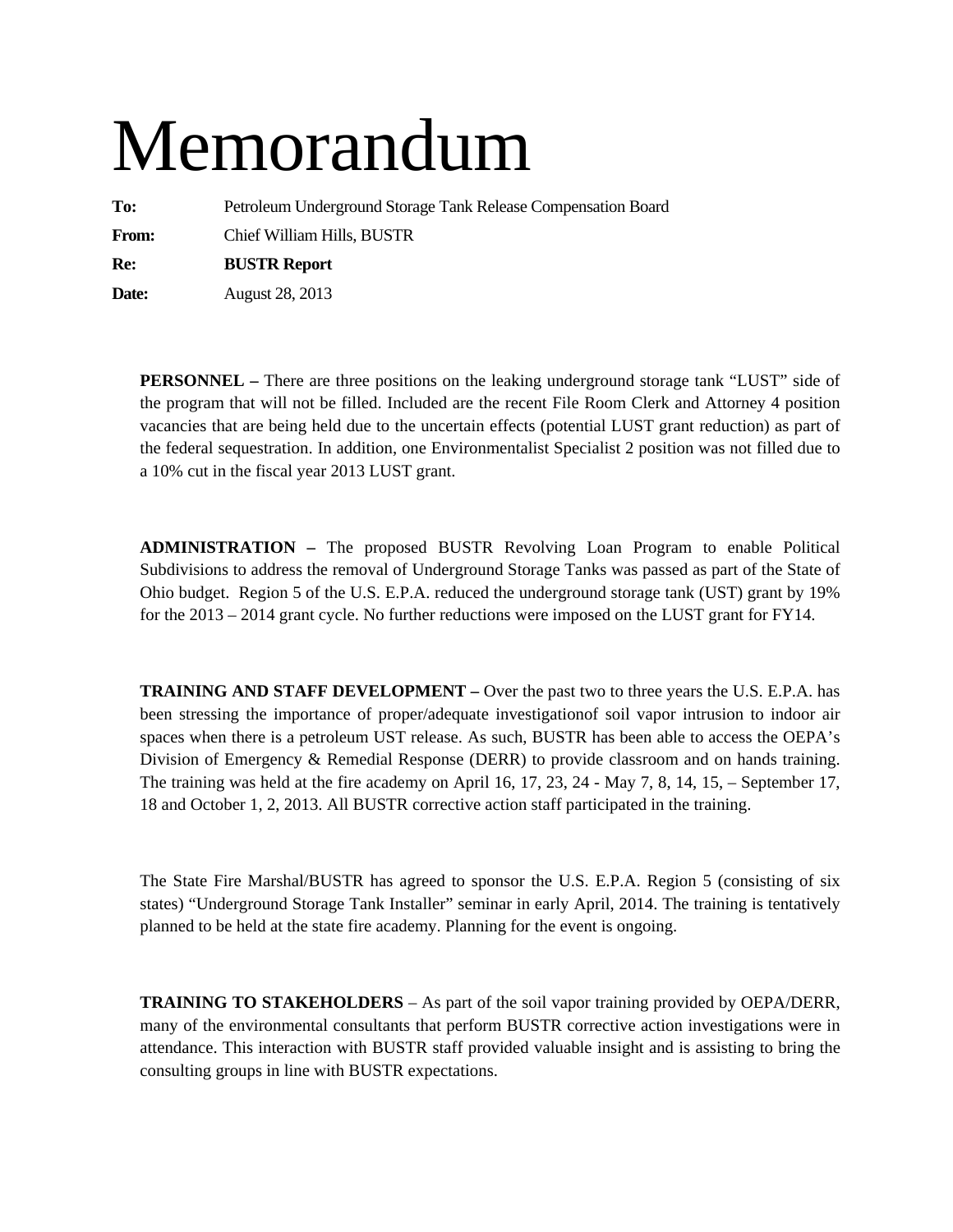# Memorandum

**To:** Petroleum Underground Storage Tank Release Compensation Board

**From:** Chief William Hills, BUSTR

**Re:** **BUSTR Report**

**Date:** August 28, 2013

**PERSONNEL –** There are three positions on the leaking underground storage tank "LUST" side of the program that will not be filled. Included are the recent File Room Clerk and Attorney 4 position vacancies that are being held due to the uncertain effects (potential LUST grant reduction) as part of the federal sequestration. In addition, one Environmentalist Specialist 2 position was not filled due to a 10% cut in the fiscal year 2013 LUST grant.

**ADMINISTRATION –** The proposed BUSTR Revolving Loan Program to enable Political Subdivisions to address the removal of Underground Storage Tanks was passed as part of the State of Ohio budget. Region 5 of the U.S. E.P.A. reduced the underground storage tank (UST) grant by 19% for the 2013 – 2014 grant cycle. No further reductions were imposed on the LUST grant for FY14.

**TRAINING AND STAFF DEVELOPMENT –** Over the past two to three years the U.S. E.P.A. has been stressing the importance of proper/adequate investigationof soil vapor intrusion to indoor air spaces when there is a petroleum UST release. As such, BUSTR has been able to access the OEPA's Division of Emergency & Remedial Response (DERR) to provide classroom and on hands training. The training was held at the fire academy on April 16, 17, 23, 24 - May 7, 8, 14, 15, – September 17, 18 and October 1, 2, 2013. All BUSTR corrective action staff participated in the training.

The State Fire Marshal/BUSTR has agreed to sponsor the U.S. E.P.A. Region 5 (consisting of six states) "Underground Storage Tank Installer" seminar in early April, 2014. The training is tentatively planned to be held at the state fire academy. Planning for the event is ongoing.

**TRAINING TO STAKEHOLDERS** – As part of the soil vapor training provided by OEPA/DERR, many of the environmental consultants that perform BUSTR corrective action investigations were in attendance. This interaction with BUSTR staff provided valuable insight and is assisting to bring the consulting groups in line with BUSTR expectations.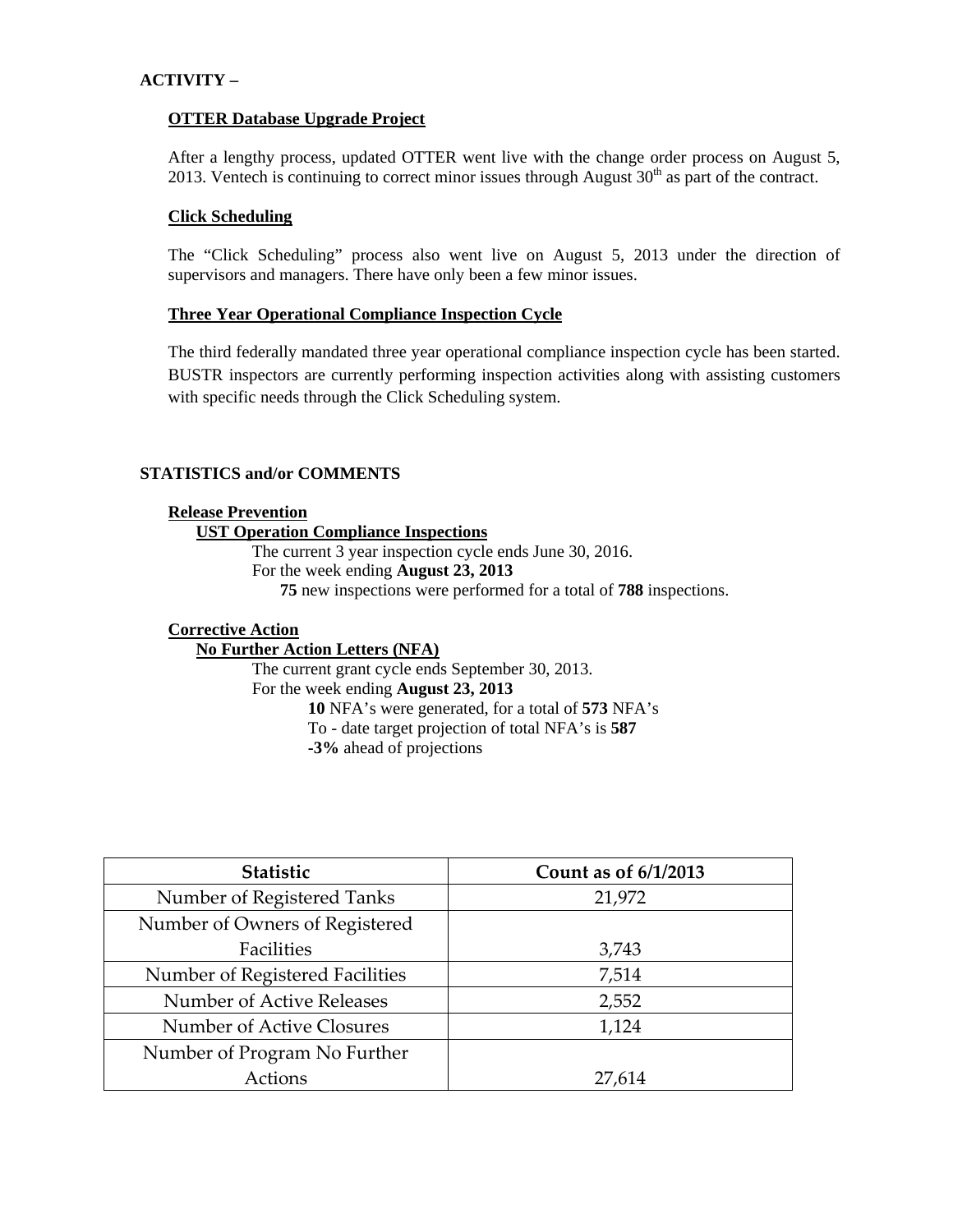**ACTIVITY –**

**OTTER Database Upgrade Project**

After a lengthy process, updated OTTER went live with the change order process on August 5, 2013. Ventech is continuing to correct minor issues through August 30th as part of the contract.

**Click Scheduling**

The "Click Scheduling" process also went live on August 5, 2013 under the direction of supervisors and managers. There have only been a few minor issues.

**Three Year Operational Compliance Inspection Cycle**

The third federally mandated three year operational compliance inspection cycle has been started. BUSTR inspectors are currently performing inspection activities along with assisting customers with specific needs through the Click Scheduling system.

**STATISTICS and/or COMMENTS**

**Release Prevention**

**UST Operation Compliance Inspections**

The current 3 year inspection cycle ends June 30, 2016.
For the week ending **August 23, 2013**
**75** new inspections were performed for a total of **788** inspections.

**Corrective Action**

**No Further Action Letters (NFA)**

The current grant cycle ends September 30, 2013.
For the week ending **August 23, 2013**
**10** NFA's were generated, for a total of **573** NFA's
To - date target projection of total NFA's is **587**
**-3%** ahead of projections

| Statistic | Count as of 6/1/2013 |
| --- | --- |
| Number of Registered Tanks | 21,972 |
| Number of Owners of Registered Facilities | 3,743 |
| Number of Registered Facilities | 7,514 |
| Number of Active Releases | 2,552 |
| Number of Active Closures | 1,124 |
| Number of Program No Further Actions | 27,614 |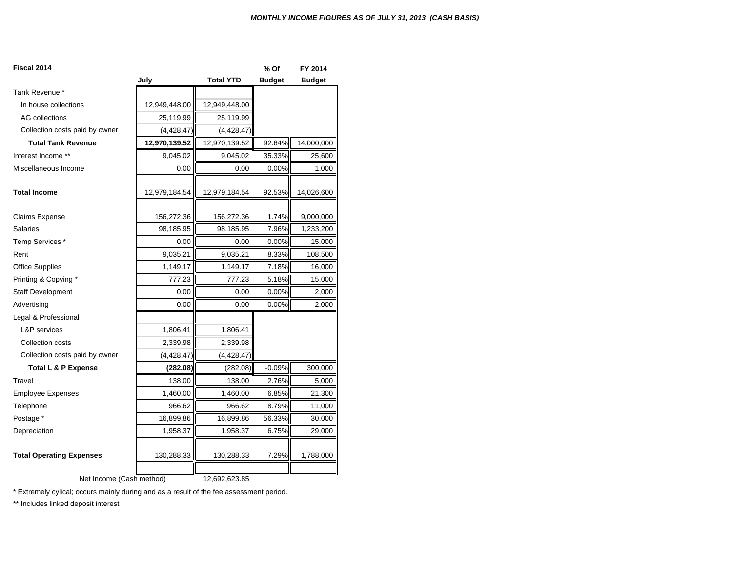***MONTHLY INCOME FIGURES AS OF JULY 31, 2013 (CASH BASIS)***

| Fiscal 2014 | July | Total YTD | % Of Budget | FY 2014 Budget |
|---|---|---|---|---|
| Tank Revenue * | | | | |
| In house collections | 12,949,448.00 | 12,949,448.00 | | |
| AG collections | 25,119.99 | 25,119.99 | | |
| Collection costs paid by owner | (4,428.47) | (4,428.47) | | |
| **Total Tank Revenue** | **12,970,139.52** | 12,970,139.52 | 92.64% | 14,000,000 |
| Interest Income ** | 9,045.02 | 9,045.02 | 35.33% | 25,600 |
| Miscellaneous Income | 0.00 | 0.00 | 0.00% | 1,000 |
| **Total Income** | 12,979,184.54 | 12,979,184.54 | 92.53% | 14,026,600 |
| Claims Expense | 156,272.36 | 156,272.36 | 1.74% | 9,000,000 |
| Salaries | 98,185.95 | 98,185.95 | 7.96% | 1,233,200 |
| Temp Services * | 0.00 | 0.00 | 0.00% | 15,000 |
| Rent | 9,035.21 | 9,035.21 | 8.33% | 108,500 |
| Office Supplies | 1,149.17 | 1,149.17 | 7.18% | 16,000 |
| Printing & Copying * | 777.23 | 777.23 | 5.18% | 15,000 |
| Staff Development | 0.00 | 0.00 | 0.00% | 2,000 |
| Advertising | 0.00 | 0.00 | 0.00% | 2,000 |
| Legal & Professional | | | | |
| L&P services | 1,806.41 | 1,806.41 | | |
| Collection costs | 2,339.98 | 2,339.98 | | |
| Collection costs paid by owner | (4,428.47) | (4,428.47) | | |
| **Total L & P Expense** | **(282.08)** | (282.08) | -0.09% | 300,000 |
| Travel | 138.00 | 138.00 | 2.76% | 5,000 |
| Employee Expenses | 1,460.00 | 1,460.00 | 6.85% | 21,300 |
| Telephone | 966.62 | 966.62 | 8.79% | 11,000 |
| Postage * | 16,899.86 | 16,899.86 | 56.33% | 30,000 |
| Depreciation | 1,958.37 | 1,958.37 | 6.75% | 29,000 |
| **Total Operating Expenses** | 130,288.33 | 130,288.33 | 7.29% | 1,788,000 |
| Net Income (Cash method) | | 12,692,623.85 | | |

* Extremely cylical; occurs mainly during and as a result of the fee assessment period.

** Includes linked deposit interest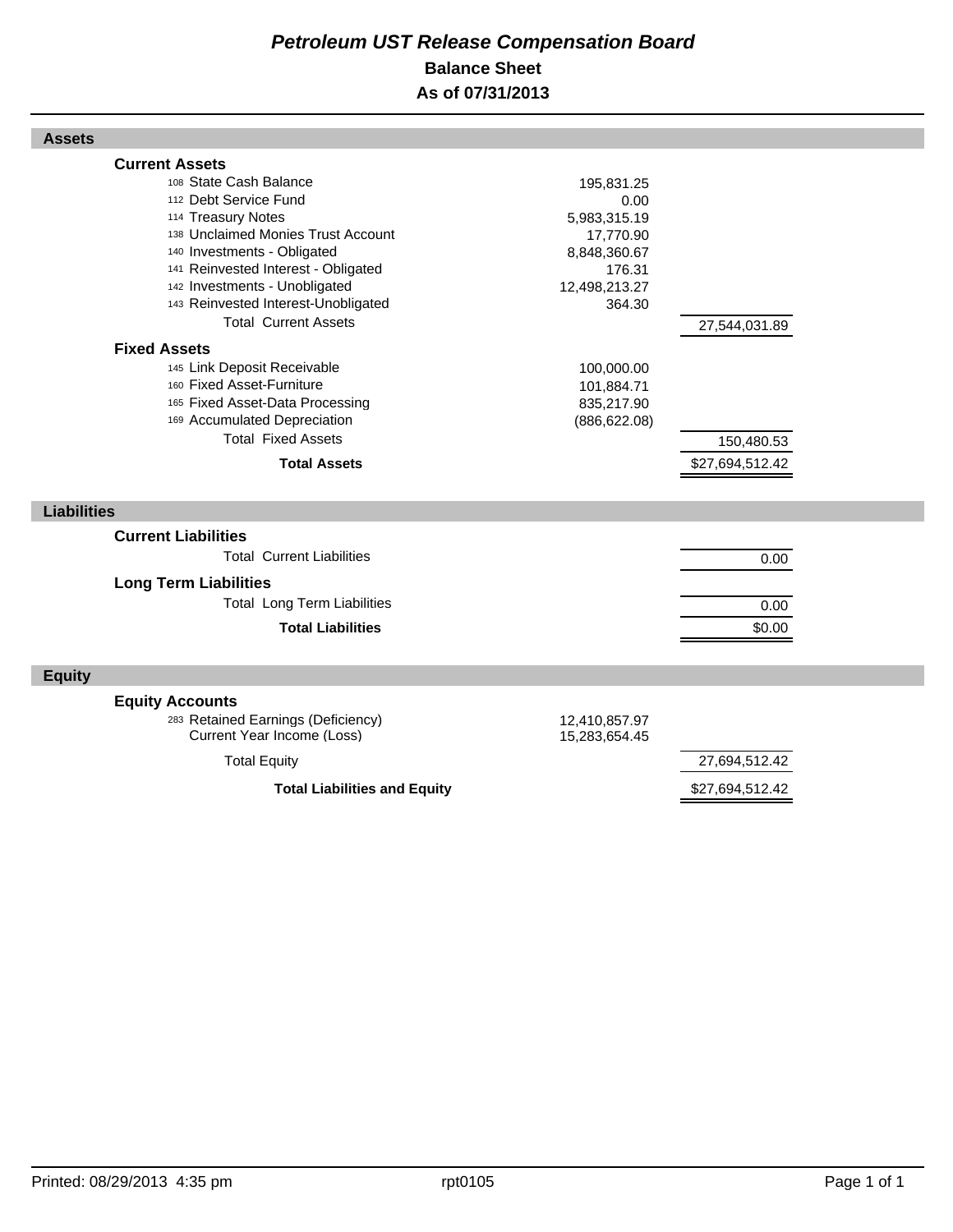# *Petroleum UST Release Compensation Board*

## Balance Sheet

## As of 07/31/2013

### Assets

| | | |
|---|---|---|
| **Current Assets** | | |
| 108 State Cash Balance | 195,831.25 | |
| 112 Debt Service Fund | 0.00 | |
| 114 Treasury Notes | 5,983,315.19 | |
| 138 Unclaimed Monies Trust Account | 17,770.90 | |
| 140 Investments - Obligated | 8,848,360.67 | |
| 141 Reinvested Interest - Obligated | 176.31 | |
| 142 Investments - Unobligated | 12,498,213.27 | |
| 143 Reinvested Interest-Unobligated | 364.30 | |
| Total Current Assets | | 27,544,031.89 |
| **Fixed Assets** | | |
| 145 Link Deposit Receivable | 100,000.00 | |
| 160 Fixed Asset-Furniture | 101,884.71 | |
| 165 Fixed Asset-Data Processing | 835,217.90 | |
| 169 Accumulated Depreciation | (886,622.08) | |
| Total Fixed Assets | | 150,480.53 |
| **Total Assets** | | $27,694,512.42 |

### Liabilities

| | | |
|---|---|---|
| **Current Liabilities** | | |
| Total Current Liabilities | | 0.00 |
| **Long Term Liabilities** | | |
| Total Long Term Liabilities | | 0.00 |
| **Total Liabilities** | | $0.00 |

### Equity

| | | |
|---|---|---|
| **Equity Accounts** | | |
| 283 Retained Earnings (Deficiency) | 12,410,857.97 | |
| Current Year Income (Loss) | 15,283,654.45 | |
| Total Equity | | 27,694,512.42 |
| **Total Liabilities and Equity** | | $27,694,512.42 |

Printed: 08/29/2013 4:35 pm rpt0105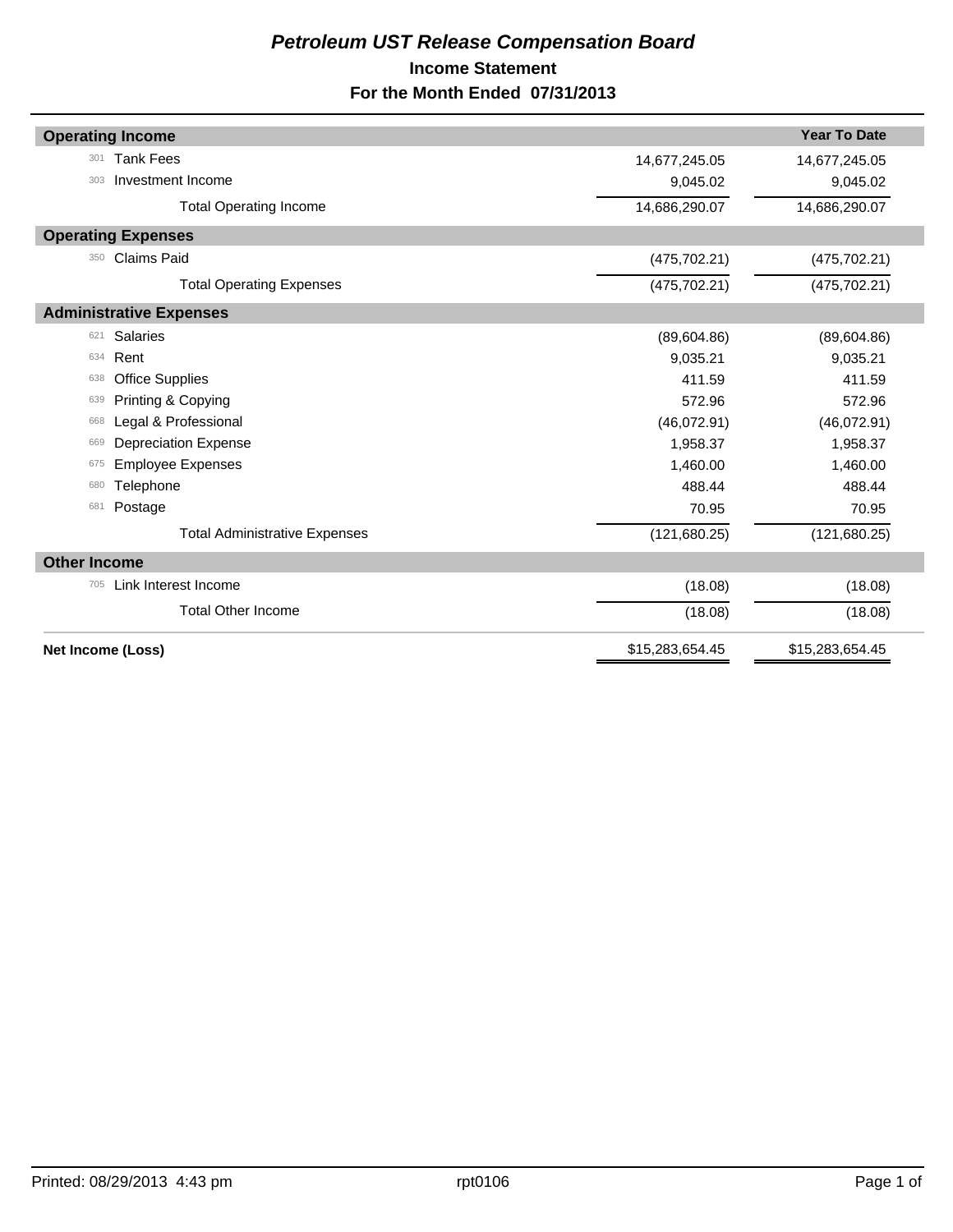# *Petroleum UST Release Compensation Board*

## Income Statement

## For the Month Ended 07/31/2013

| | | | Year To Date |
|---|---|---|---|
| **Operating Income** | | | |
| 301 | Tank Fees | 14,677,245.05 | 14,677,245.05 |
| 303 | Investment Income | 9,045.02 | 9,045.02 |
| | Total Operating Income | 14,686,290.07 | 14,686,290.07 |
| **Operating Expenses** | | | |
| 350 | Claims Paid | (475,702.21) | (475,702.21) |
| | Total Operating Expenses | (475,702.21) | (475,702.21) |
| **Administrative Expenses** | | | |
| 621 | Salaries | (89,604.86) | (89,604.86) |
| 634 | Rent | 9,035.21 | 9,035.21 |
| 638 | Office Supplies | 411.59 | 411.59 |
| 639 | Printing & Copying | 572.96 | 572.96 |
| 668 | Legal & Professional | (46,072.91) | (46,072.91) |
| 669 | Depreciation Expense | 1,958.37 | 1,958.37 |
| 675 | Employee Expenses | 1,460.00 | 1,460.00 |
| 680 | Telephone | 488.44 | 488.44 |
| 681 | Postage | 70.95 | 70.95 |
| | Total Administrative Expenses | (121,680.25) | (121,680.25) |
| **Other Income** | | | |
| 705 | Link Interest Income | (18.08) | (18.08) |
| | Total Other Income | (18.08) | (18.08) |
| **Net Income (Loss)** | | $15,283,654.45 | $15,283,654.45 |

Printed: 08/29/2013 4:43 pm    rpt0106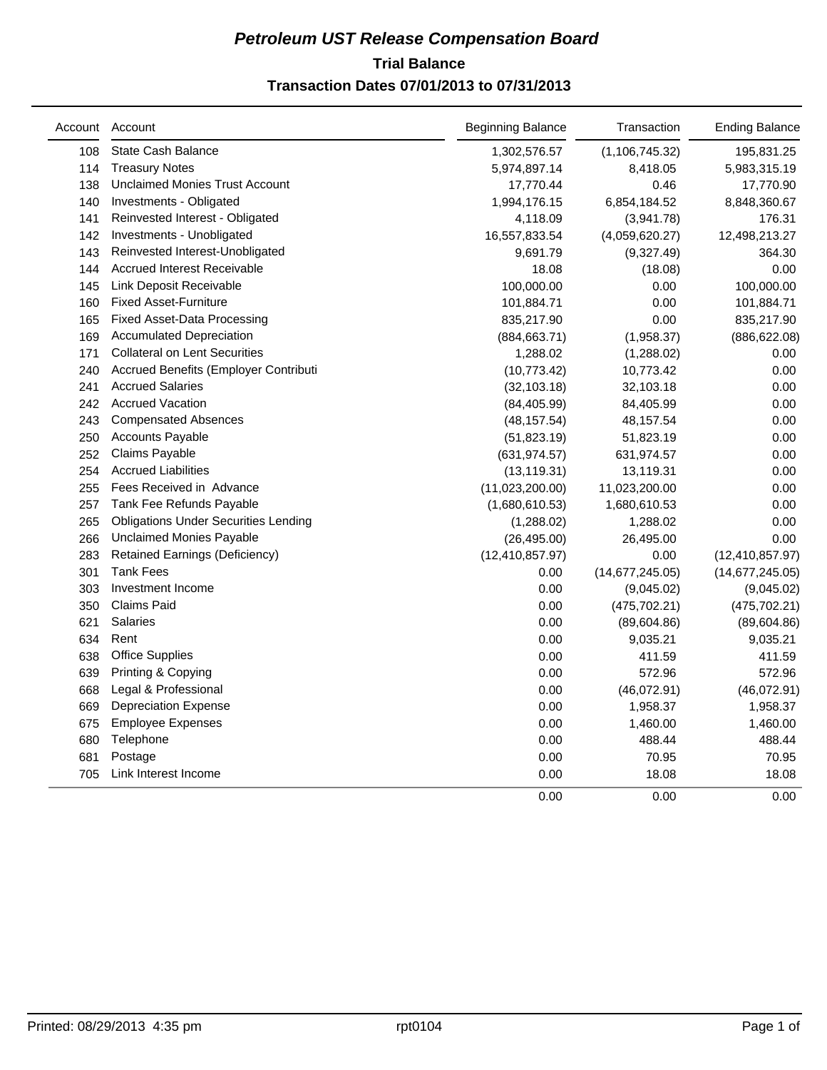# *Petroleum UST Release Compensation Board*

## Trial Balance

## Transaction Dates 07/01/2013 to 07/31/2013

| Account | Account | Beginning Balance | Transaction | Ending Balance |
|---|---|---|---|---|
| 108 | State Cash Balance | 1,302,576.57 | (1,106,745.32) | 195,831.25 |
| 114 | Treasury Notes | 5,974,897.14 | 8,418.05 | 5,983,315.19 |
| 138 | Unclaimed Monies Trust Account | 17,770.44 | 0.46 | 17,770.90 |
| 140 | Investments - Obligated | 1,994,176.15 | 6,854,184.52 | 8,848,360.67 |
| 141 | Reinvested Interest - Obligated | 4,118.09 | (3,941.78) | 176.31 |
| 142 | Investments - Unobligated | 16,557,833.54 | (4,059,620.27) | 12,498,213.27 |
| 143 | Reinvested Interest-Unobligated | 9,691.79 | (9,327.49) | 364.30 |
| 144 | Accrued Interest Receivable | 18.08 | (18.08) | 0.00 |
| 145 | Link Deposit Receivable | 100,000.00 | 0.00 | 100,000.00 |
| 160 | Fixed Asset-Furniture | 101,884.71 | 0.00 | 101,884.71 |
| 165 | Fixed Asset-Data Processing | 835,217.90 | 0.00 | 835,217.90 |
| 169 | Accumulated Depreciation | (884,663.71) | (1,958.37) | (886,622.08) |
| 171 | Collateral on Lent Securities | 1,288.02 | (1,288.02) | 0.00 |
| 240 | Accrued Benefits (Employer Contributi | (10,773.42) | 10,773.42 | 0.00 |
| 241 | Accrued Salaries | (32,103.18) | 32,103.18 | 0.00 |
| 242 | Accrued Vacation | (84,405.99) | 84,405.99 | 0.00 |
| 243 | Compensated Absences | (48,157.54) | 48,157.54 | 0.00 |
| 250 | Accounts Payable | (51,823.19) | 51,823.19 | 0.00 |
| 252 | Claims Payable | (631,974.57) | 631,974.57 | 0.00 |
| 254 | Accrued Liabilities | (13,119.31) | 13,119.31 | 0.00 |
| 255 | Fees Received in Advance | (11,023,200.00) | 11,023,200.00 | 0.00 |
| 257 | Tank Fee Refunds Payable | (1,680,610.53) | 1,680,610.53 | 0.00 |
| 265 | Obligations Under Securities Lending | (1,288.02) | 1,288.02 | 0.00 |
| 266 | Unclaimed Monies Payable | (26,495.00) | 26,495.00 | 0.00 |
| 283 | Retained Earnings (Deficiency) | (12,410,857.97) | 0.00 | (12,410,857.97) |
| 301 | Tank Fees | 0.00 | (14,677,245.05) | (14,677,245.05) |
| 303 | Investment Income | 0.00 | (9,045.02) | (9,045.02) |
| 350 | Claims Paid | 0.00 | (475,702.21) | (475,702.21) |
| 621 | Salaries | 0.00 | (89,604.86) | (89,604.86) |
| 634 | Rent | 0.00 | 9,035.21 | 9,035.21 |
| 638 | Office Supplies | 0.00 | 411.59 | 411.59 |
| 639 | Printing & Copying | 0.00 | 572.96 | 572.96 |
| 668 | Legal & Professional | 0.00 | (46,072.91) | (46,072.91) |
| 669 | Depreciation Expense | 0.00 | 1,958.37 | 1,958.37 |
| 675 | Employee Expenses | 0.00 | 1,460.00 | 1,460.00 |
| 680 | Telephone | 0.00 | 488.44 | 488.44 |
| 681 | Postage | 0.00 | 70.95 | 70.95 |
| 705 | Link Interest Income | 0.00 | 18.08 | 18.08 |
| | | 0.00 | 0.00 | 0.00 |

Printed: 08/29/2013 4:35 pm rpt0104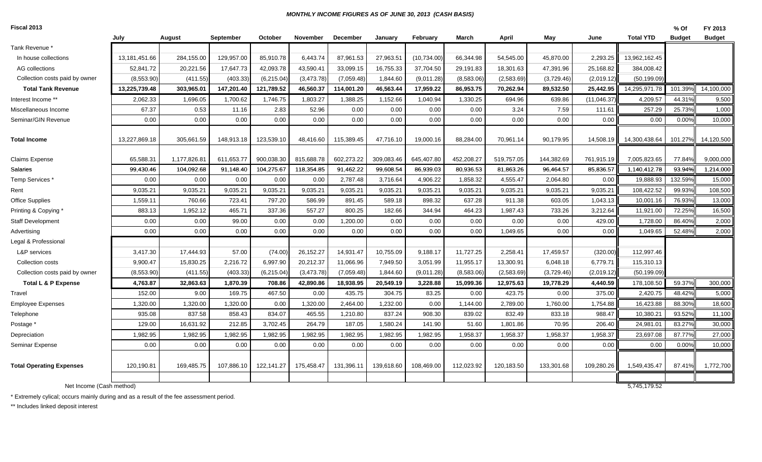*MONTHLY INCOME FIGURES AS OF JUNE 30, 2013 (CASH BASIS)*

| Fiscal 2013 | July | August | September | October | November | December | January | February | March | April | May | June | Total YTD | % Of Budget | FY 2013 Budget |
|---|---|---|---|---|---|---|---|---|---|---|---|---|---|---|---|
| Tank Revenue * | | | | | | | | | | | | | | | |
| In house collections | 13,181,451.66 | 284,155.00 | 129,957.00 | 85,910.78 | 6,443.74 | 87,961.53 | 27,963.51 | (10,734.00) | 66,344.98 | 54,545.00 | 45,870.00 | 2,293.25 | 13,962,162.45 | | |
| AG collections | 52,841.72 | 20,221.56 | 17,647.73 | 42,093.78 | 43,590.41 | 33,099.15 | 16,755.33 | 37,704.50 | 29,191.83 | 18,301.63 | 47,391.96 | 25,168.82 | 384,008.42 | | |
| Collection costs paid by owner | (8,553.90) | (411.55) | (403.33) | (6,215.04) | (3,473.78) | (7,059.48) | 1,844.60 | (9,011.28) | (8,583.06) | (2,583.69) | (3,729.46) | (2,019.12) | (50,199.09) | | |
| **Total Tank Revenue** | **13,225,739.48** | **303,965.01** | **147,201.40** | **121,789.52** | **46,560.37** | **114,001.20** | **46,563.44** | **17,959.22** | **86,953.75** | **70,262.94** | **89,532.50** | **25,442.95** | 14,295,971.78 | 101.39% | 14,100,000 |
| Interest Income ** | 2,062.33 | 1,696.05 | 1,700.62 | 1,746.75 | 1,803.27 | 1,388.25 | 1,152.66 | 1,040.94 | 1,330.25 | 694.96 | 639.86 | (11,046.37) | 4,209.57 | 44.31% | 9,500 |
| Miscellaneous Income | 67.37 | 0.53 | 11.16 | 2.83 | 52.96 | 0.00 | 0.00 | 0.00 | 0.00 | 3.24 | 7.59 | 111.61 | 257.29 | 25.73% | 1,000 |
| Seminar/GIN Revenue | 0.00 | 0.00 | 0.00 | 0.00 | 0.00 | 0.00 | 0.00 | 0.00 | 0.00 | 0.00 | 0.00 | 0.00 | 0.00 | 0.00% | 10,000 |
| **Total Income** | 13,227,869.18 | 305,661.59 | 148,913.18 | 123,539.10 | 48,416.60 | 115,389.45 | 47,716.10 | 19,000.16 | 88,284.00 | 70,961.14 | 90,179.95 | 14,508.19 | 14,300,438.64 | 101.27% | 14,120,500 |
| Claims Expense | 65,588.31 | 1,177,826.81 | 611,653.77 | 900,038.30 | 815,688.78 | 602,273.22 | 309,083.46 | 645,407.80 | 452,208.27 | 519,757.05 | 144,382.69 | 761,915.19 | 7,005,823.65 | 77.84% | 9,000,000 |
| Salaries | 99,430.46 | 104,092.68 | 91,148.40 | 104,275.67 | 118,354.85 | 91,462.22 | 99,608.54 | 86,939.03 | 80,936.53 | 81,863.26 | 96,464.57 | 85,836.57 | 1,140,412.78 | 93.94% | 1,214,000 |
| Temp Services * | 0.00 | 0.00 | 0.00 | 0.00 | 0.00 | 2,787.48 | 3,716.64 | 4,906.22 | 1,858.32 | 4,555.47 | 2,064.80 | 0.00 | 19,888.93 | 132.59% | 15,000 |
| Rent | 9,035.21 | 9,035.21 | 9,035.21 | 9,035.21 | 9,035.21 | 9,035.21 | 9,035.21 | 9,035.21 | 9,035.21 | 9,035.21 | 9,035.21 | 9,035.21 | 108,422.52 | 99.93% | 108,500 |
| Office Supplies | 1,559.11 | 760.66 | 723.41 | 797.20 | 586.99 | 891.45 | 589.18 | 898.32 | 637.28 | 911.38 | 603.05 | 1,043.13 | 10,001.16 | 76.93% | 13,000 |
| Printing & Copying * | 883.13 | 1,952.12 | 465.71 | 337.36 | 557.27 | 800.25 | 182.66 | 344.94 | 464.23 | 1,987.43 | 733.26 | 3,212.64 | 11,921.00 | 72.25% | 16,500 |
| Staff Development | 0.00 | 0.00 | 99.00 | 0.00 | 0.00 | 1,200.00 | 0.00 | 0.00 | 0.00 | 0.00 | 0.00 | 429.00 | 1,728.00 | 86.40% | 2,000 |
| Advertising | 0.00 | 0.00 | 0.00 | 0.00 | 0.00 | 0.00 | 0.00 | 0.00 | 0.00 | 1,049.65 | 0.00 | 0.00 | 1,049.65 | 52.48% | 2,000 |
| Legal & Professional | | | | | | | | | | | | | | | |
| L&P services | 3,417.30 | 17,444.93 | 57.00 | (74.00) | 26,152.27 | 14,931.47 | 10,755.09 | 9,188.17 | 11,727.25 | 2,258.41 | 17,459.57 | (320.00) | 112,997.46 | | |
| Collection costs | 9,900.47 | 15,830.25 | 2,216.72 | 6,997.90 | 20,212.37 | 11,066.96 | 7,949.50 | 3,051.99 | 11,955.17 | 13,300.91 | 6,048.18 | 6,779.71 | 115,310.13 | | |
| Collection costs paid by owner | (8,553.90) | (411.55) | (403.33) | (6,215.04) | (3,473.78) | (7,059.48) | 1,844.60 | (9,011.28) | (8,583.06) | (2,583.69) | (3,729.46) | (2,019.12) | (50,199.09) | | |
| **Total L & P Expense** | **4,763.87** | **32,863.63** | **1,870.39** | **708.86** | **42,890.86** | **18,938.95** | **20,549.19** | **3,228.88** | **15,099.36** | **12,975.63** | **19,778.29** | **4,440.59** | 178,108.50 | 59.37% | 300,000 |
| Travel | 152.00 | 9.00 | 169.75 | 467.50 | 0.00 | 435.75 | 304.75 | 83.25 | 0.00 | 423.75 | 0.00 | 375.00 | 2,420.75 | 48.42% | 5,000 |
| Employee Expenses | 1,320.00 | 1,320.00 | 1,320.00 | 0.00 | 1,320.00 | 2,464.00 | 1,232.00 | 0.00 | 1,144.00 | 2,789.00 | 1,760.00 | 1,754.88 | 16,423.88 | 88.30% | 18,600 |
| Telephone | 935.08 | 837.58 | 858.43 | 834.07 | 465.55 | 1,210.80 | 837.24 | 908.30 | 839.02 | 832.49 | 833.18 | 988.47 | 10,380.21 | 93.52% | 11,100 |
| Postage * | 129.00 | 16,631.92 | 212.85 | 3,702.45 | 264.79 | 187.05 | 1,580.24 | 141.90 | 51.60 | 1,801.86 | 70.95 | 206.40 | 24,981.01 | 83.27% | 30,000 |
| Depreciation | 1,982.95 | 1,982.95 | 1,982.95 | 1,982.95 | 1,982.95 | 1,982.95 | 1,982.95 | 1,982.95 | 1,958.37 | 1,958.37 | 1,958.37 | 1,958.37 | 23,697.08 | 87.77% | 27,000 |
| Seminar Expense | 0.00 | 0.00 | 0.00 | 0.00 | 0.00 | 0.00 | 0.00 | 0.00 | 0.00 | 0.00 | 0.00 | 0.00 | 0.00 | 0.00% | 10,000 |
| **Total Operating Expenses** | 120,190.81 | 169,485.75 | 107,886.10 | 122,141.27 | 175,458.47 | 131,396.11 | 139,618.60 | 108,469.00 | 112,023.92 | 120,183.50 | 133,301.68 | 109,280.26 | 1,549,435.47 | 87.41% | 1,772,700 |
| Net Income (Cash method) | | | | | | | | | | | | | 5,745,179.52 | | |

\* Extremely cylical; occurs mainly during and as a result of the fee assessment period.

\*\* Includes linked deposit interest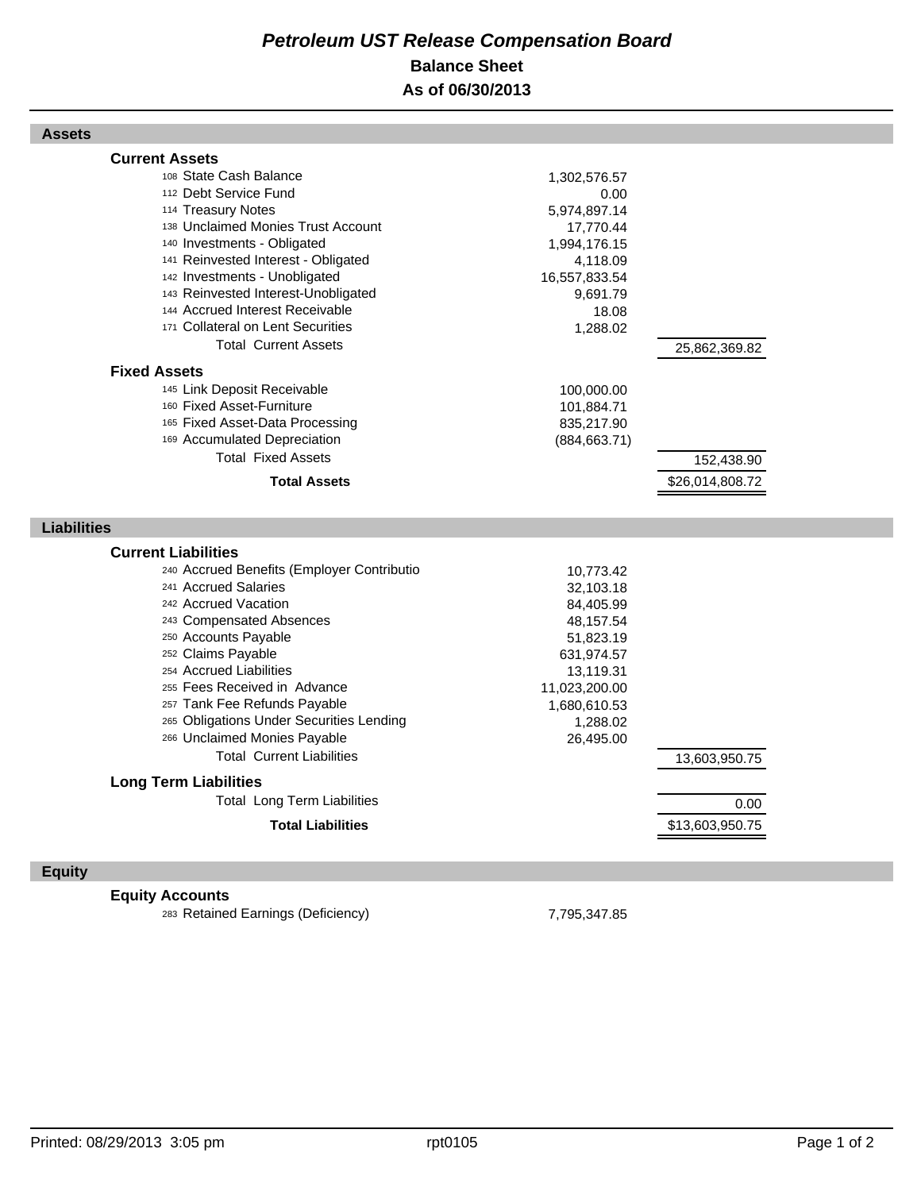# *Petroleum UST Release Compensation Board*

## Balance Sheet

## As of 06/30/2013

### Assets

| | | |
|---|---|---|
| **Current Assets** | | |
| 108 State Cash Balance | 1,302,576.57 | |
| 112 Debt Service Fund | 0.00 | |
| 114 Treasury Notes | 5,974,897.14 | |
| 138 Unclaimed Monies Trust Account | 17,770.44 | |
| 140 Investments - Obligated | 1,994,176.15 | |
| 141 Reinvested Interest - Obligated | 4,118.09 | |
| 142 Investments - Unobligated | 16,557,833.54 | |
| 143 Reinvested Interest-Unobligated | 9,691.79 | |
| 144 Accrued Interest Receivable | 18.08 | |
| 171 Collateral on Lent Securities | 1,288.02 | |
| Total Current Assets | | 25,862,369.82 |
| **Fixed Assets** | | |
| 145 Link Deposit Receivable | 100,000.00 | |
| 160 Fixed Asset-Furniture | 101,884.71 | |
| 165 Fixed Asset-Data Processing | 835,217.90 | |
| 169 Accumulated Depreciation | (884,663.71) | |
| Total Fixed Assets | | 152,438.90 |
| **Total Assets** | | $26,014,808.72 |

### Liabilities

| | | |
|---|---|---|
| **Current Liabilities** | | |
| 240 Accrued Benefits (Employer Contributio | 10,773.42 | |
| 241 Accrued Salaries | 32,103.18 | |
| 242 Accrued Vacation | 84,405.99 | |
| 243 Compensated Absences | 48,157.54 | |
| 250 Accounts Payable | 51,823.19 | |
| 252 Claims Payable | 631,974.57 | |
| 254 Accrued Liabilities | 13,119.31 | |
| 255 Fees Received in Advance | 11,023,200.00 | |
| 257 Tank Fee Refunds Payable | 1,680,610.53 | |
| 265 Obligations Under Securities Lending | 1,288.02 | |
| 266 Unclaimed Monies Payable | 26,495.00 | |
| Total Current Liabilities | | 13,603,950.75 |
| **Long Term Liabilities** | | |
| Total Long Term Liabilities | | 0.00 |
| **Total Liabilities** | | $13,603,950.75 |

### Equity

| | | |
|---|---|---|
| **Equity Accounts** | | |
| 283 Retained Earnings (Deficiency) | 7,795,347.85 | |

Printed: 08/29/2013 3:05 pm rpt0105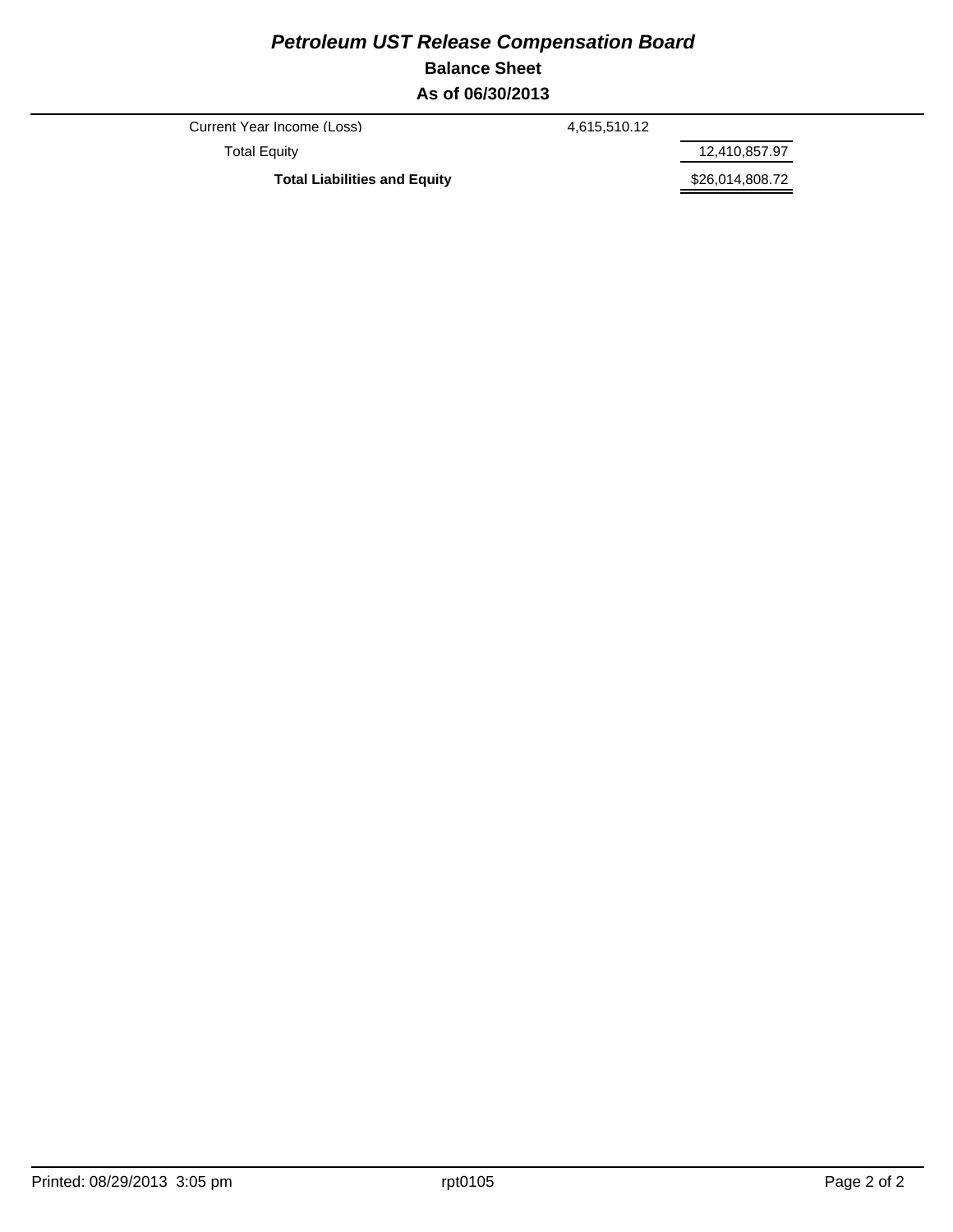# *Petroleum UST Release Compensation Board*

## Balance Sheet

## As of 06/30/2013

| | | |
|---|---|---|
| Current Year Income (Loss) | 4,615,510.12 | |
| Total Equity | | 12,410,857.97 |
| **Total Liabilities and Equity** | | $26,014,808.72 |

Printed: 08/29/2013 3:05 pm rpt0105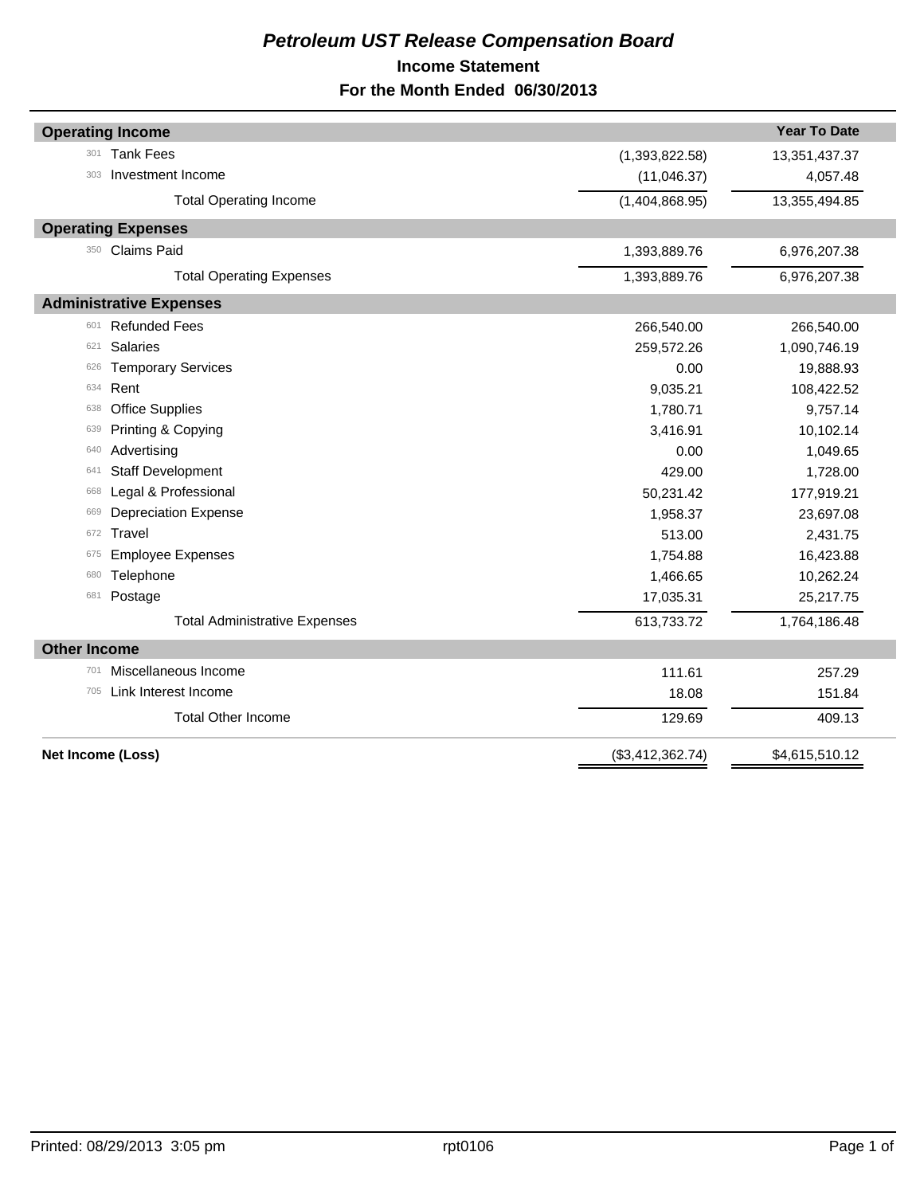# *Petroleum UST Release Compensation Board*

## Income Statement

## For the Month Ended 06/30/2013

| | | | Year To Date |
|---|---|---|---|
| **Operating Income** | | | |
| 301 | Tank Fees | (1,393,822.58) | 13,351,437.37 |
| 303 | Investment Income | (11,046.37) | 4,057.48 |
| | Total Operating Income | (1,404,868.95) | 13,355,494.85 |
| **Operating Expenses** | | | |
| 350 | Claims Paid | 1,393,889.76 | 6,976,207.38 |
| | Total Operating Expenses | 1,393,889.76 | 6,976,207.38 |
| **Administrative Expenses** | | | |
| 601 | Refunded Fees | 266,540.00 | 266,540.00 |
| 621 | Salaries | 259,572.26 | 1,090,746.19 |
| 626 | Temporary Services | 0.00 | 19,888.93 |
| 634 | Rent | 9,035.21 | 108,422.52 |
| 638 | Office Supplies | 1,780.71 | 9,757.14 |
| 639 | Printing & Copying | 3,416.91 | 10,102.14 |
| 640 | Advertising | 0.00 | 1,049.65 |
| 641 | Staff Development | 429.00 | 1,728.00 |
| 668 | Legal & Professional | 50,231.42 | 177,919.21 |
| 669 | Depreciation Expense | 1,958.37 | 23,697.08 |
| 672 | Travel | 513.00 | 2,431.75 |
| 675 | Employee Expenses | 1,754.88 | 16,423.88 |
| 680 | Telephone | 1,466.65 | 10,262.24 |
| 681 | Postage | 17,035.31 | 25,217.75 |
| | Total Administrative Expenses | 613,733.72 | 1,764,186.48 |
| **Other Income** | | | |
| 701 | Miscellaneous Income | 111.61 | 257.29 |
| 705 | Link Interest Income | 18.08 | 151.84 |
| | Total Other Income | 129.69 | 409.13 |
| **Net Income (Loss)** | | ($3,412,362.74) | $4,615,510.12 |

Printed: 08/29/2013 3:05 pm rpt0106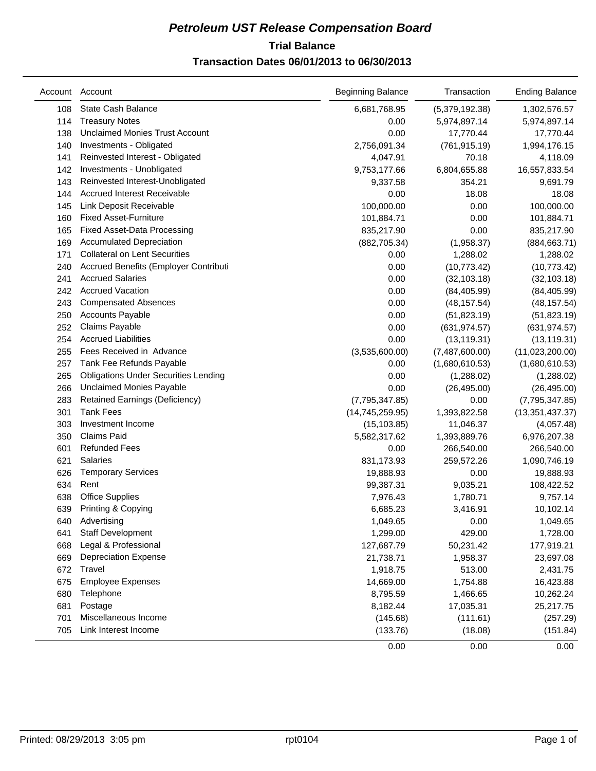# *Petroleum UST Release Compensation Board*

## Trial Balance

## Transaction Dates 06/01/2013 to 06/30/2013

| Account | Account | Beginning Balance | Transaction | Ending Balance |
|---|---|---|---|---|
| 108 | State Cash Balance | 6,681,768.95 | (5,379,192.38) | 1,302,576.57 |
| 114 | Treasury Notes | 0.00 | 5,974,897.14 | 5,974,897.14 |
| 138 | Unclaimed Monies Trust Account | 0.00 | 17,770.44 | 17,770.44 |
| 140 | Investments - Obligated | 2,756,091.34 | (761,915.19) | 1,994,176.15 |
| 141 | Reinvested Interest - Obligated | 4,047.91 | 70.18 | 4,118.09 |
| 142 | Investments - Unobligated | 9,753,177.66 | 6,804,655.88 | 16,557,833.54 |
| 143 | Reinvested Interest-Unobligated | 9,337.58 | 354.21 | 9,691.79 |
| 144 | Accrued Interest Receivable | 0.00 | 18.08 | 18.08 |
| 145 | Link Deposit Receivable | 100,000.00 | 0.00 | 100,000.00 |
| 160 | Fixed Asset-Furniture | 101,884.71 | 0.00 | 101,884.71 |
| 165 | Fixed Asset-Data Processing | 835,217.90 | 0.00 | 835,217.90 |
| 169 | Accumulated Depreciation | (882,705.34) | (1,958.37) | (884,663.71) |
| 171 | Collateral on Lent Securities | 0.00 | 1,288.02 | 1,288.02 |
| 240 | Accrued Benefits (Employer Contributi | 0.00 | (10,773.42) | (10,773.42) |
| 241 | Accrued Salaries | 0.00 | (32,103.18) | (32,103.18) |
| 242 | Accrued Vacation | 0.00 | (84,405.99) | (84,405.99) |
| 243 | Compensated Absences | 0.00 | (48,157.54) | (48,157.54) |
| 250 | Accounts Payable | 0.00 | (51,823.19) | (51,823.19) |
| 252 | Claims Payable | 0.00 | (631,974.57) | (631,974.57) |
| 254 | Accrued Liabilities | 0.00 | (13,119.31) | (13,119.31) |
| 255 | Fees Received in Advance | (3,535,600.00) | (7,487,600.00) | (11,023,200.00) |
| 257 | Tank Fee Refunds Payable | 0.00 | (1,680,610.53) | (1,680,610.53) |
| 265 | Obligations Under Securities Lending | 0.00 | (1,288.02) | (1,288.02) |
| 266 | Unclaimed Monies Payable | 0.00 | (26,495.00) | (26,495.00) |
| 283 | Retained Earnings (Deficiency) | (7,795,347.85) | 0.00 | (7,795,347.85) |
| 301 | Tank Fees | (14,745,259.95) | 1,393,822.58 | (13,351,437.37) |
| 303 | Investment Income | (15,103.85) | 11,046.37 | (4,057.48) |
| 350 | Claims Paid | 5,582,317.62 | 1,393,889.76 | 6,976,207.38 |
| 601 | Refunded Fees | 0.00 | 266,540.00 | 266,540.00 |
| 621 | Salaries | 831,173.93 | 259,572.26 | 1,090,746.19 |
| 626 | Temporary Services | 19,888.93 | 0.00 | 19,888.93 |
| 634 | Rent | 99,387.31 | 9,035.21 | 108,422.52 |
| 638 | Office Supplies | 7,976.43 | 1,780.71 | 9,757.14 |
| 639 | Printing & Copying | 6,685.23 | 3,416.91 | 10,102.14 |
| 640 | Advertising | 1,049.65 | 0.00 | 1,049.65 |
| 641 | Staff Development | 1,299.00 | 429.00 | 1,728.00 |
| 668 | Legal & Professional | 127,687.79 | 50,231.42 | 177,919.21 |
| 669 | Depreciation Expense | 21,738.71 | 1,958.37 | 23,697.08 |
| 672 | Travel | 1,918.75 | 513.00 | 2,431.75 |
| 675 | Employee Expenses | 14,669.00 | 1,754.88 | 16,423.88 |
| 680 | Telephone | 8,795.59 | 1,466.65 | 10,262.24 |
| 681 | Postage | 8,182.44 | 17,035.31 | 25,217.75 |
| 701 | Miscellaneous Income | (145.68) | (111.61) | (257.29) |
| 705 | Link Interest Income | (133.76) | (18.08) | (151.84) |
| | | 0.00 | 0.00 | 0.00 |

Printed: 08/29/2013 3:05 pm rpt0104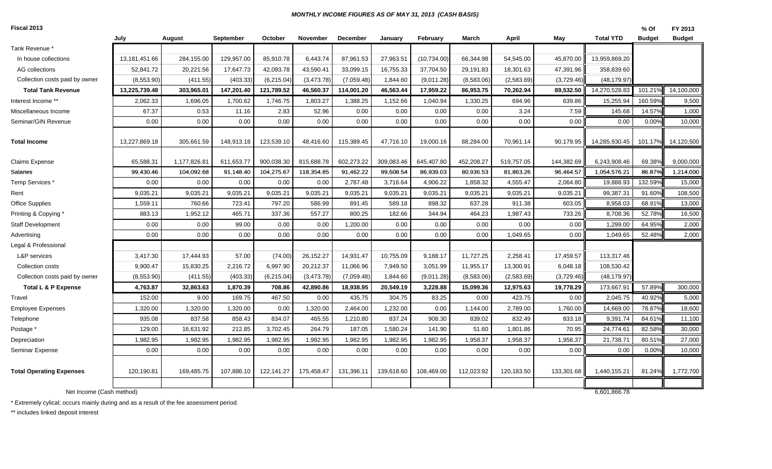***MONTHLY INCOME FIGURES AS OF MAY 31, 2013 (CASH BASIS)***

**Fiscal 2013**

| | July | August | September | October | November | December | January | February | March | April | May | Total YTD | % Of Budget | FY 2013 Budget |
|---|---|---|---|---|---|---|---|---|---|---|---|---|---|---|
| Tank Revenue * | | | | | | | | | | | | | | |
| In house collections | 13,181,451.66 | 284,155.00 | 129,957.00 | 85,910.78 | 6,443.74 | 87,961.53 | 27,963.51 | (10,734.00) | 66,344.98 | 54,545.00 | 45,870.00 | 13,959,869.20 | | |
| AG collections | 52,841.72 | 20,221.56 | 17,647.73 | 42,093.78 | 43,590.41 | 33,099.15 | 16,755.33 | 37,704.50 | 29,191.83 | 18,301.63 | 47,391.96 | 358,839.60 | | |
| Collection costs paid by owner | (8,553.90) | (411.55) | (403.33) | (6,215.04) | (3,473.78) | (7,059.48) | 1,844.60 | (9,011.28) | (8,583.06) | (2,583.69) | (3,729.46) | (48,179.97) | | |
| **Total Tank Revenue** | **13,225,739.48** | **303,965.01** | **147,201.40** | **121,789.52** | **46,560.37** | **114,001.20** | **46,563.44** | **17,959.22** | **86,953.75** | **70,262.94** | **89,532.50** | 14,270,528.83 | 101.21% | 14,100,000 |
| Interest Income ** | 2,062.33 | 1,696.05 | 1,700.62 | 1,746.75 | 1,803.27 | 1,388.25 | 1,152.66 | 1,040.94 | 1,330.25 | 694.96 | 639.86 | 15,255.94 | 160.59% | 9,500 |
| Miscellaneous Income | 67.37 | 0.53 | 11.16 | 2.83 | 52.96 | 0.00 | 0.00 | 0.00 | 0.00 | 3.24 | 7.59 | 145.68 | 14.57% | 1,000 |
| Seminar/GIN Revenue | 0.00 | 0.00 | 0.00 | 0.00 | 0.00 | 0.00 | 0.00 | 0.00 | 0.00 | 0.00 | 0.00 | 0.00 | 0.00% | 10,000 |
| **Total Income** | 13,227,869.18 | 305,661.59 | 148,913.18 | 123,539.10 | 48,416.60 | 115,389.45 | 47,716.10 | 19,000.16 | 88,284.00 | 70,961.14 | 90,179.95 | 14,285,930.45 | 101.17% | 14,120,500 |
| Claims Expense | 65,588.31 | 1,177,826.81 | 611,653.77 | 900,038.30 | 815,688.78 | 602,273.22 | 309,083.46 | 645,407.80 | 452,208.27 | 519,757.05 | 144,382.69 | 6,243,908.46 | 69.38% | 9,000,000 |
| Salaries | 99,430.46 | 104,092.68 | 91,148.40 | 104,275.67 | 118,354.85 | 91,462.22 | 99,608.54 | 86,939.03 | 80,936.53 | 81,863.26 | 96,464.57 | 1,054,576.21 | 86.87% | 1,214,000 |
| Temp Services * | 0.00 | 0.00 | 0.00 | 0.00 | 0.00 | 2,787.48 | 3,716.64 | 4,906.22 | 1,858.32 | 4,555.47 | 2,064.80 | 19,888.93 | 132.59% | 15,000 |
| Rent | 9,035.21 | 9,035.21 | 9,035.21 | 9,035.21 | 9,035.21 | 9,035.21 | 9,035.21 | 9,035.21 | 9,035.21 | 9,035.21 | 9,035.21 | 99,387.31 | 91.60% | 108,500 |
| Office Supplies | 1,559.11 | 760.66 | 723.41 | 797.20 | 586.99 | 891.45 | 589.18 | 898.32 | 637.28 | 911.38 | 603.05 | 8,958.03 | 68.91% | 13,000 |
| Printing & Copying * | 883.13 | 1,952.12 | 465.71 | 337.36 | 557.27 | 800.25 | 182.66 | 344.94 | 464.23 | 1,987.43 | 733.26 | 8,708.36 | 52.78% | 16,500 |
| Staff Development | 0.00 | 0.00 | 99.00 | 0.00 | 0.00 | 1,200.00 | 0.00 | 0.00 | 0.00 | 0.00 | 0.00 | 1,299.00 | 64.95% | 2,000 |
| Advertising | 0.00 | 0.00 | 0.00 | 0.00 | 0.00 | 0.00 | 0.00 | 0.00 | 0.00 | 1,049.65 | 0.00 | 1,049.65 | 52.48% | 2,000 |
| Legal & Professional | | | | | | | | | | | | | | |
| L&P services | 3,417.30 | 17,444.93 | 57.00 | (74.00) | 26,152.27 | 14,931.47 | 10,755.09 | 9,188.17 | 11,727.25 | 2,258.41 | 17,459.57 | 113,317.46 | | |
| Collection costs | 9,900.47 | 15,830.25 | 2,216.72 | 6,997.90 | 20,212.37 | 11,066.96 | 7,949.50 | 3,051.99 | 11,955.17 | 13,300.91 | 6,048.18 | 108,530.42 | | |
| Collection costs paid by owner | (8,553.90) | (411.55) | (403.33) | (6,215.04) | (3,473.78) | (7,059.48) | 1,844.60 | (9,011.28) | (8,583.06) | (2,583.69) | (3,729.46) | (48,179.97) | | |
| **Total L & P Expense** | **4,763.87** | **32,863.63** | **1,870.39** | **708.86** | **42,890.86** | **18,938.95** | **20,549.19** | **3,228.88** | **15,099.36** | **12,975.63** | **19,778.29** | 173,667.91 | 57.89% | 300,000 |
| Travel | 152.00 | 9.00 | 169.75 | 467.50 | 0.00 | 435.75 | 304.75 | 83.25 | 0.00 | 423.75 | 0.00 | 2,045.75 | 40.92% | 5,000 |
| Employee Expenses | 1,320.00 | 1,320.00 | 1,320.00 | 0.00 | 1,320.00 | 2,464.00 | 1,232.00 | 0.00 | 1,144.00 | 2,789.00 | 1,760.00 | 14,669.00 | 78.87% | 18,600 |
| Telephone | 935.08 | 837.58 | 858.43 | 834.07 | 465.55 | 1,210.80 | 837.24 | 908.30 | 839.02 | 832.49 | 833.18 | 9,391.74 | 84.61% | 11,100 |
| Postage * | 129.00 | 16,631.92 | 212.85 | 3,702.45 | 264.79 | 187.05 | 1,580.24 | 141.90 | 51.60 | 1,801.86 | 70.95 | 24,774.61 | 82.58% | 30,000 |
| Depreciation | 1,982.95 | 1,982.95 | 1,982.95 | 1,982.95 | 1,982.95 | 1,982.95 | 1,982.95 | 1,982.95 | 1,958.37 | 1,958.37 | 1,958.37 | 21,738.71 | 80.51% | 27,000 |
| Seminar Expense | 0.00 | 0.00 | 0.00 | 0.00 | 0.00 | 0.00 | 0.00 | 0.00 | 0.00 | 0.00 | 0.00 | 0.00 | 0.00% | 10,000 |
| **Total Operating Expenses** | 120,190.81 | 169,485.75 | 107,886.10 | 122,141.27 | 175,458.47 | 131,396.11 | 139,618.60 | 108,469.00 | 112,023.92 | 120,183.50 | 133,301.68 | 1,440,155.21 | 81.24% | 1,772,700 |
| Net Income (Cash method) | | | | | | | | | | | | 6,601,866.78 | | |

* Extremely cylical; occurs mainly during and as a result of the fee assessment period.

** includes linked deposit interest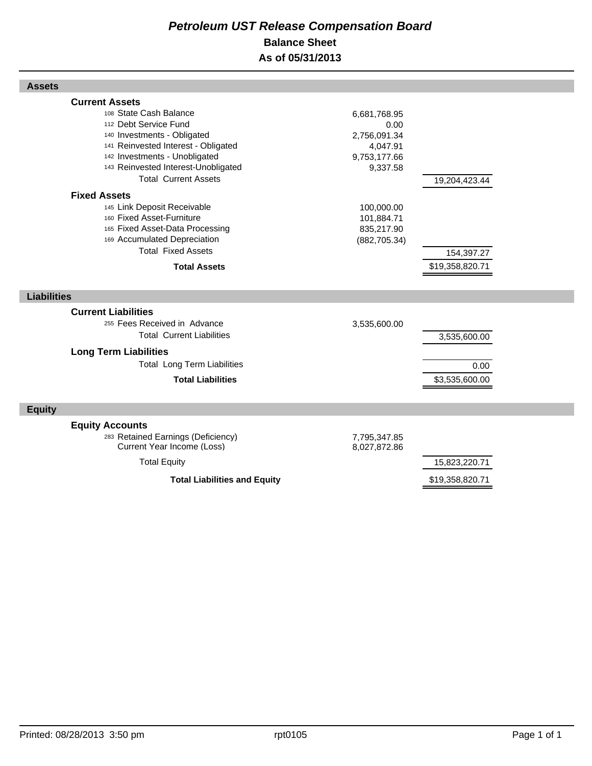# *Petroleum UST Release Compensation Board*

## Balance Sheet

## As of 05/31/2013

| | | |
|---|---|---|
| **Assets** | | |
| **Current Assets** | | |
| 108 State Cash Balance | 6,681,768.95 | |
| 112 Debt Service Fund | 0.00 | |
| 140 Investments - Obligated | 2,756,091.34 | |
| 141 Reinvested Interest - Obligated | 4,047.91 | |
| 142 Investments - Unobligated | 9,753,177.66 | |
| 143 Reinvested Interest-Unobligated | 9,337.58 | |
| Total Current Assets | | 19,204,423.44 |
| **Fixed Assets** | | |
| 145 Link Deposit Receivable | 100,000.00 | |
| 160 Fixed Asset-Furniture | 101,884.71 | |
| 165 Fixed Asset-Data Processing | 835,217.90 | |
| 169 Accumulated Depreciation | (882,705.34) | |
| Total Fixed Assets | | 154,397.27 |
| **Total Assets** | | $19,358,820.71 |
| **Liabilities** | | |
| **Current Liabilities** | | |
| 255 Fees Received in Advance | 3,535,600.00 | |
| Total Current Liabilities | | 3,535,600.00 |
| **Long Term Liabilities** | | |
| Total Long Term Liabilities | | 0.00 |
| **Total Liabilities** | | $3,535,600.00 |
| **Equity** | | |
| **Equity Accounts** | | |
| 283 Retained Earnings (Deficiency) | 7,795,347.85 | |
| Current Year Income (Loss) | 8,027,872.86 | |
| Total Equity | | 15,823,220.71 |
| **Total Liabilities and Equity** | | $19,358,820.71 |

Printed: 08/28/2013 3:50 pm rpt0105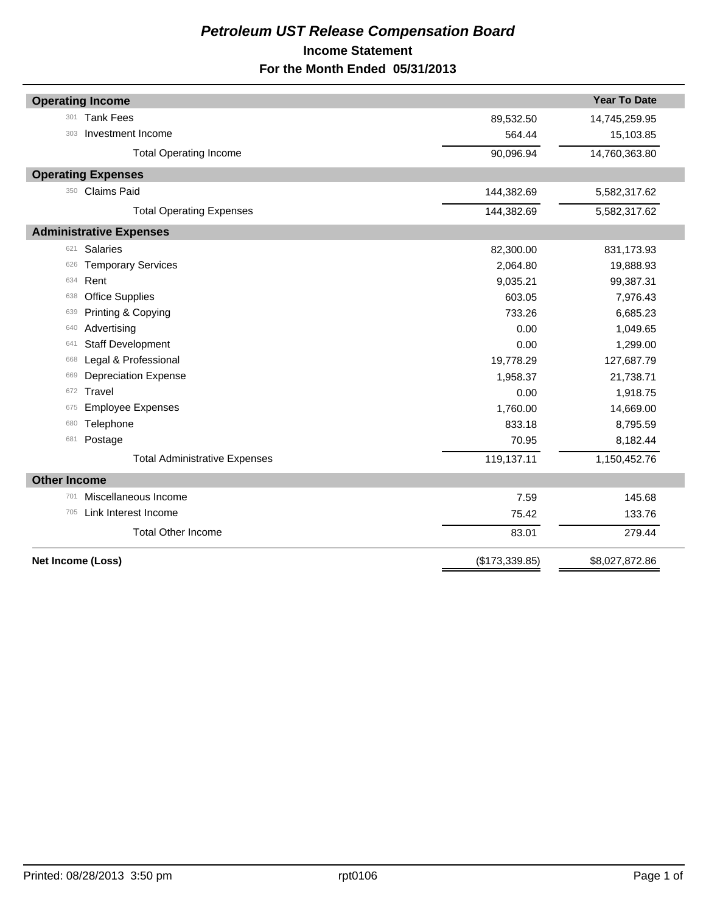# *Petroleum UST Release Compensation Board*

## Income Statement

### For the Month Ended 05/31/2013

| | | | Year To Date |
|---|---|---|---|
| **Operating Income** | | | |
| 301 | Tank Fees | 89,532.50 | 14,745,259.95 |
| 303 | Investment Income | 564.44 | 15,103.85 |
| | Total Operating Income | 90,096.94 | 14,760,363.80 |
| **Operating Expenses** | | | |
| 350 | Claims Paid | 144,382.69 | 5,582,317.62 |
| | Total Operating Expenses | 144,382.69 | 5,582,317.62 |
| **Administrative Expenses** | | | |
| 621 | Salaries | 82,300.00 | 831,173.93 |
| 626 | Temporary Services | 2,064.80 | 19,888.93 |
| 634 | Rent | 9,035.21 | 99,387.31 |
| 638 | Office Supplies | 603.05 | 7,976.43 |
| 639 | Printing & Copying | 733.26 | 6,685.23 |
| 640 | Advertising | 0.00 | 1,049.65 |
| 641 | Staff Development | 0.00 | 1,299.00 |
| 668 | Legal & Professional | 19,778.29 | 127,687.79 |
| 669 | Depreciation Expense | 1,958.37 | 21,738.71 |
| 672 | Travel | 0.00 | 1,918.75 |
| 675 | Employee Expenses | 1,760.00 | 14,669.00 |
| 680 | Telephone | 833.18 | 8,795.59 |
| 681 | Postage | 70.95 | 8,182.44 |
| | Total Administrative Expenses | 119,137.11 | 1,150,452.76 |
| **Other Income** | | | |
| 701 | Miscellaneous Income | 7.59 | 145.68 |
| 705 | Link Interest Income | 75.42 | 133.76 |
| | Total Other Income | 83.01 | 279.44 |
| **Net Income (Loss)** | | ($173,339.85) | $8,027,872.86 |

Printed: 08/28/2013 3:50 pm rpt0106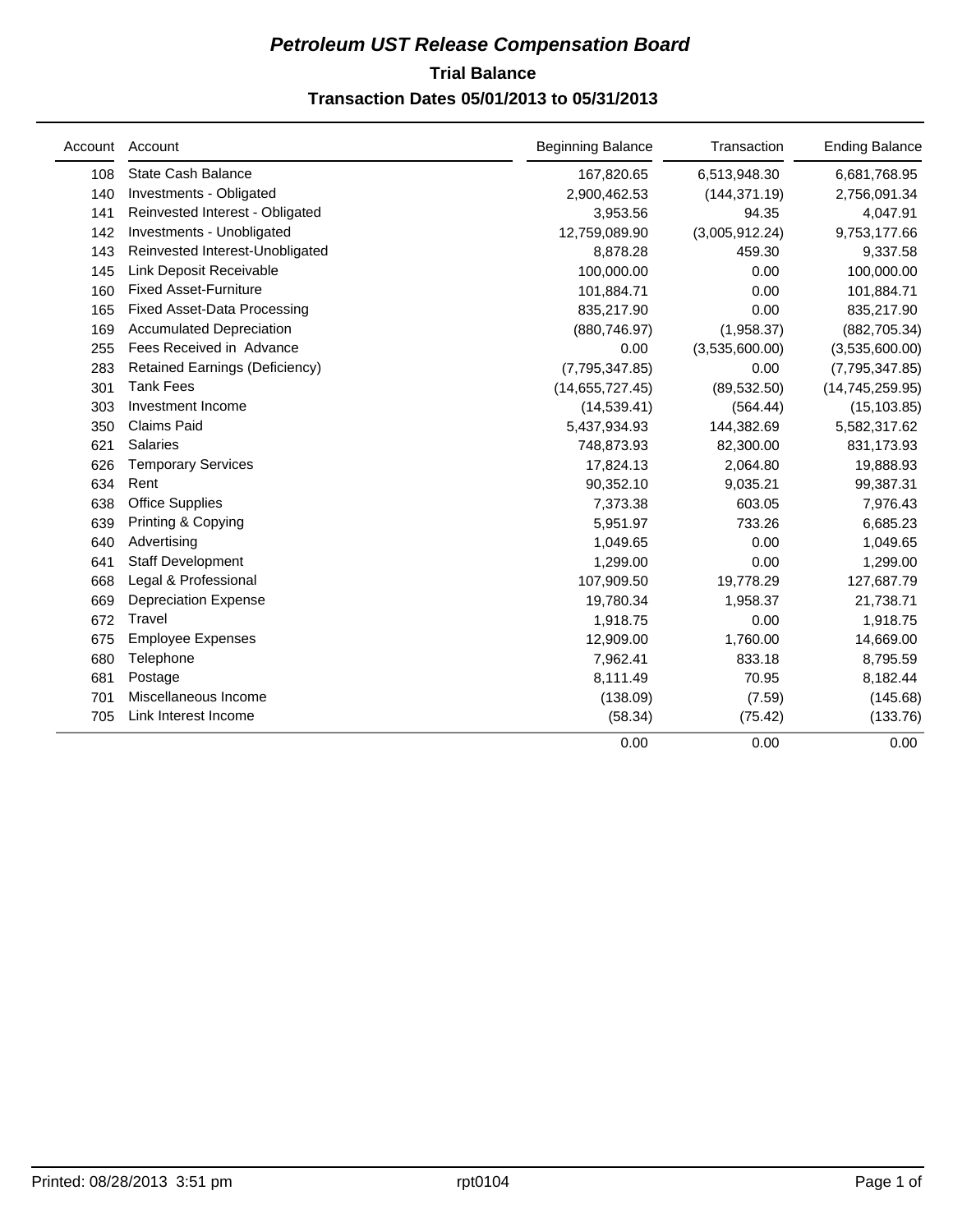# *Petroleum UST Release Compensation Board*

## Trial Balance

### Transaction Dates 05/01/2013 to 05/31/2013

| Account | Account | Beginning Balance | Transaction | Ending Balance |
|---|---|---|---|---|
| 108 | State Cash Balance | 167,820.65 | 6,513,948.30 | 6,681,768.95 |
| 140 | Investments - Obligated | 2,900,462.53 | (144,371.19) | 2,756,091.34 |
| 141 | Reinvested Interest - Obligated | 3,953.56 | 94.35 | 4,047.91 |
| 142 | Investments - Unobligated | 12,759,089.90 | (3,005,912.24) | 9,753,177.66 |
| 143 | Reinvested Interest-Unobligated | 8,878.28 | 459.30 | 9,337.58 |
| 145 | Link Deposit Receivable | 100,000.00 | 0.00 | 100,000.00 |
| 160 | Fixed Asset-Furniture | 101,884.71 | 0.00 | 101,884.71 |
| 165 | Fixed Asset-Data Processing | 835,217.90 | 0.00 | 835,217.90 |
| 169 | Accumulated Depreciation | (880,746.97) | (1,958.37) | (882,705.34) |
| 255 | Fees Received in Advance | 0.00 | (3,535,600.00) | (3,535,600.00) |
| 283 | Retained Earnings (Deficiency) | (7,795,347.85) | 0.00 | (7,795,347.85) |
| 301 | Tank Fees | (14,655,727.45) | (89,532.50) | (14,745,259.95) |
| 303 | Investment Income | (14,539.41) | (564.44) | (15,103.85) |
| 350 | Claims Paid | 5,437,934.93 | 144,382.69 | 5,582,317.62 |
| 621 | Salaries | 748,873.93 | 82,300.00 | 831,173.93 |
| 626 | Temporary Services | 17,824.13 | 2,064.80 | 19,888.93 |
| 634 | Rent | 90,352.10 | 9,035.21 | 99,387.31 |
| 638 | Office Supplies | 7,373.38 | 603.05 | 7,976.43 |
| 639 | Printing & Copying | 5,951.97 | 733.26 | 6,685.23 |
| 640 | Advertising | 1,049.65 | 0.00 | 1,049.65 |
| 641 | Staff Development | 1,299.00 | 0.00 | 1,299.00 |
| 668 | Legal & Professional | 107,909.50 | 19,778.29 | 127,687.79 |
| 669 | Depreciation Expense | 19,780.34 | 1,958.37 | 21,738.71 |
| 672 | Travel | 1,918.75 | 0.00 | 1,918.75 |
| 675 | Employee Expenses | 12,909.00 | 1,760.00 | 14,669.00 |
| 680 | Telephone | 7,962.41 | 833.18 | 8,795.59 |
| 681 | Postage | 8,111.49 | 70.95 | 8,182.44 |
| 701 | Miscellaneous Income | (138.09) | (7.59) | (145.68) |
| 705 | Link Interest Income | (58.34) | (75.42) | (133.76) |
| | | 0.00 | 0.00 | 0.00 |

Printed: 08/28/2013 3:51 pm rpt0104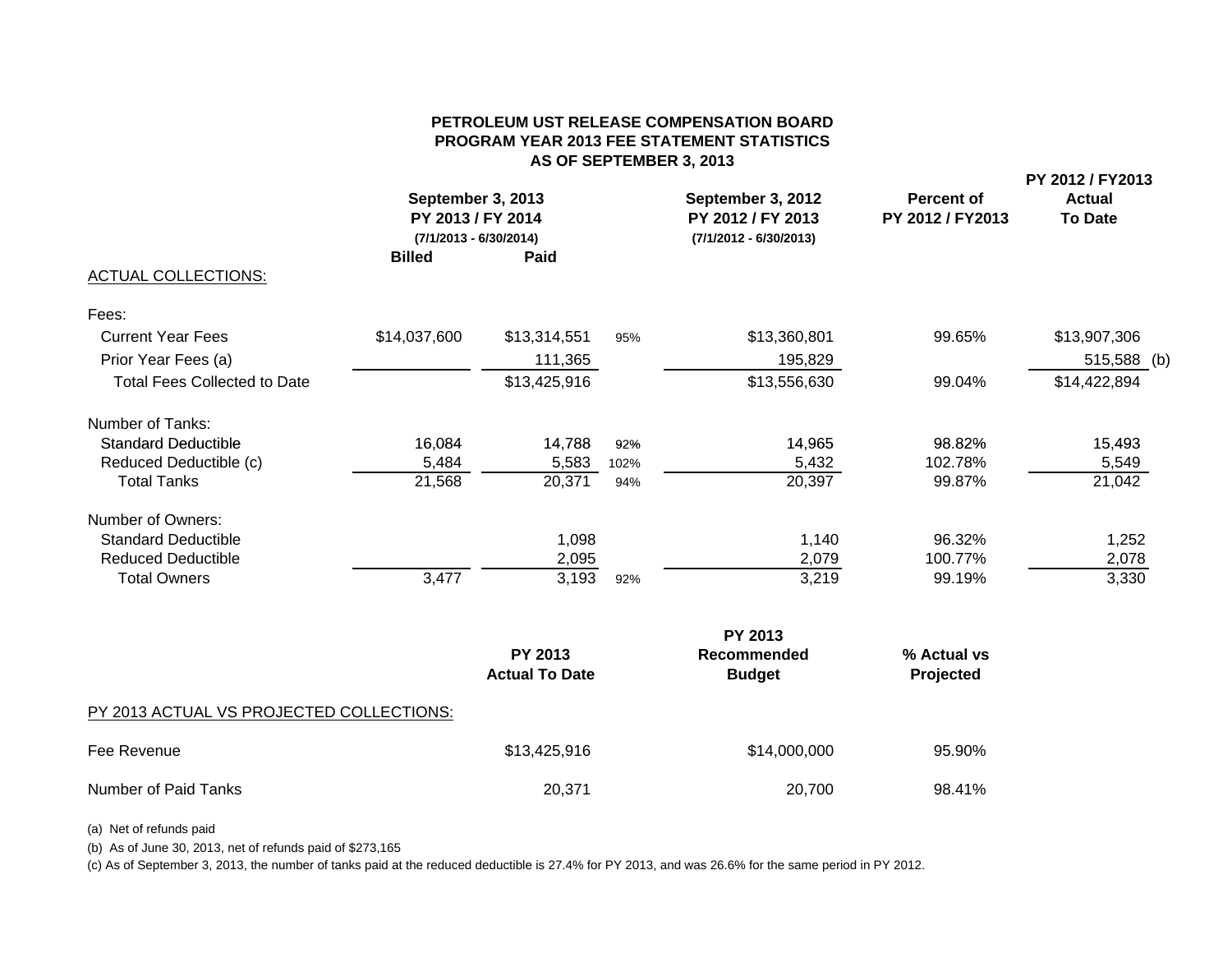# PETROLEUM UST RELEASE COMPENSATION BOARD
## PROGRAM YEAR 2013 FEE STATEMENT STATISTICS
### AS OF SEPTEMBER 3, 2013

| | September 3, 2013 PY 2013 / FY 2014 (7/1/2013 - 6/30/2014) | | | September 3, 2012 PY 2012 / FY 2013 (7/1/2012 - 6/30/2013) | Percent of PY 2012 / FY2013 | PY 2012 / FY2013 Actual To Date |
|---|---|---|---|---|---|---|
| | Billed | Paid | | | | |
| ACTUAL COLLECTIONS: | | | | | | |
| Fees: | | | | | | |
| Current Year Fees | $14,037,600 | $13,314,551 | 95% | $13,360,801 | 99.65% | $13,907,306 |
| Prior Year Fees (a) | | 111,365 | | 195,829 | | 515,588 (b) |
| Total Fees Collected to Date | | $13,425,916 | | $13,556,630 | 99.04% | $14,422,894 |
| Number of Tanks: | | | | | | |
| Standard Deductible | 16,084 | 14,788 | 92% | 14,965 | 98.82% | 15,493 |
| Reduced Deductible (c) | 5,484 | 5,583 | 102% | 5,432 | 102.78% | 5,549 |
| Total Tanks | 21,568 | 20,371 | 94% | 20,397 | 99.87% | 21,042 |
| Number of Owners: | | | | | | |
| Standard Deductible | | 1,098 | | 1,140 | 96.32% | 1,252 |
| Reduced Deductible | | 2,095 | | 2,079 | 100.77% | 2,078 |
| Total Owners | 3,477 | 3,193 | 92% | 3,219 | 99.19% | 3,330 |

| PY 2013 ACTUAL VS PROJECTED COLLECTIONS: | PY 2013 Actual To Date | PY 2013 Recommended Budget | % Actual vs Projected |
|---|---|---|---|
| Fee Revenue | $13,425,916 | $14,000,000 | 95.90% |
| Number of Paid Tanks | 20,371 | 20,700 | 98.41% |

(a) Net of refunds paid

(b) As of June 30, 2013, net of refunds paid of $273,165

(c) As of September 3, 2013, the number of tanks paid at the reduced deductible is 27.4% for PY 2013, and was 26.6% for the same period in PY 2012.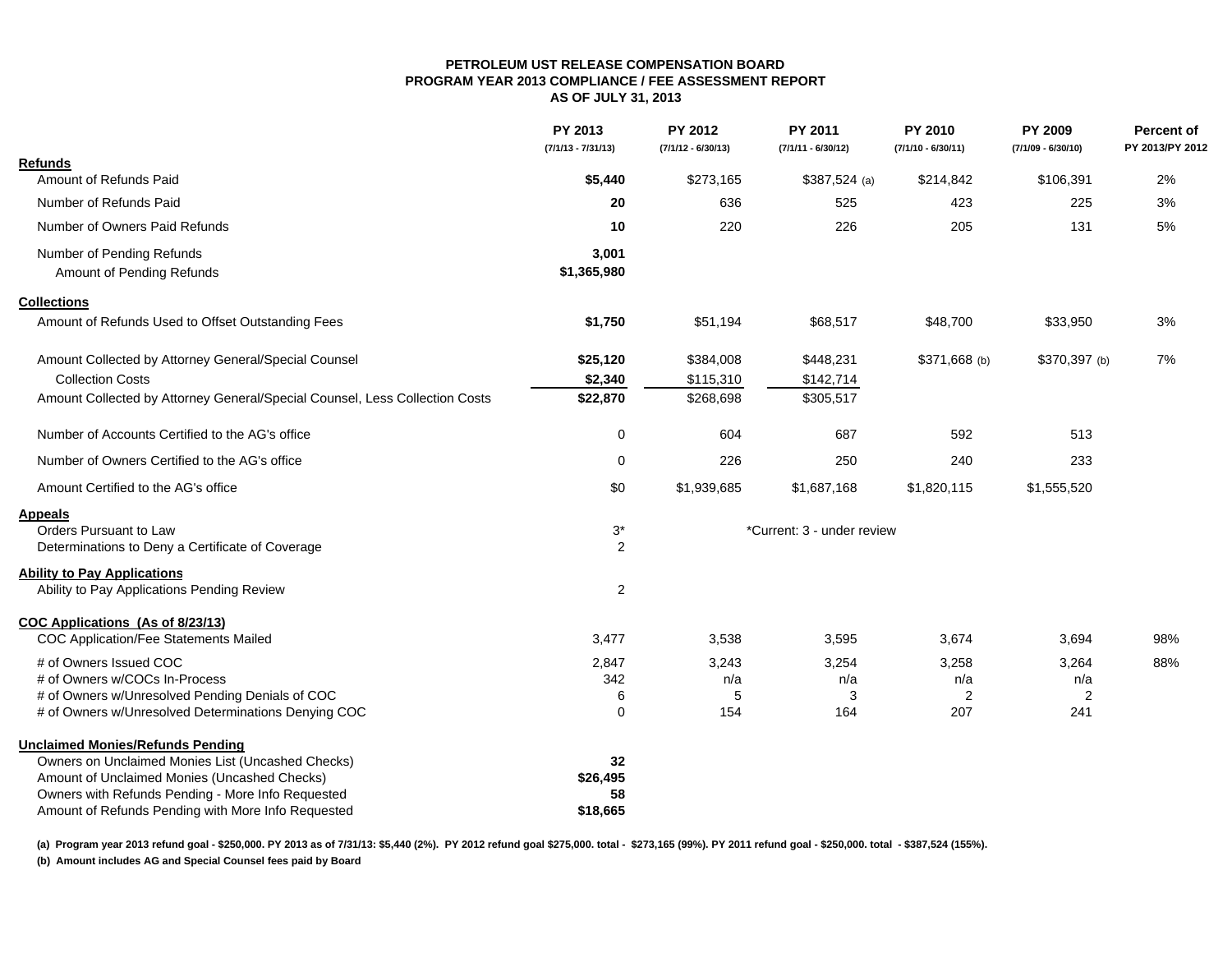**PETROLEUM UST RELEASE COMPENSATION BOARD**
**PROGRAM YEAR 2013 COMPLIANCE / FEE ASSESSMENT REPORT**
**AS OF JULY 31, 2013**

| | PY 2013 (7/1/13 - 7/31/13) | PY 2012 (7/1/12 - 6/30/13) | PY 2011 (7/1/11 - 6/30/12) | PY 2010 (7/1/10 - 6/30/11) | PY 2009 (7/1/09 - 6/30/10) | Percent of PY 2013/PY 2012 |
|---|---|---|---|---|---|---|
| **Refunds** | | | | | | |
| Amount of Refunds Paid | **$5,440** | $273,165 | $387,524 (a) | $214,842 | $106,391 | 2% |
| Number of Refunds Paid | **20** | 636 | 525 | 423 | 225 | 3% |
| Number of Owners Paid Refunds | **10** | 220 | 226 | 205 | 131 | 5% |
| Number of Pending Refunds | **3,001** | | | | | |
| Amount of Pending Refunds | **$1,365,980** | | | | | |
| **Collections** | | | | | | |
| Amount of Refunds Used to Offset Outstanding Fees | **$1,750** | $51,194 | $68,517 | $48,700 | $33,950 | 3% |
| Amount Collected by Attorney General/Special Counsel | **$25,120** | $384,008 | $448,231 | $371,668 (b) | $370,397 (b) | 7% |
| Collection Costs | **$2,340** | $115,310 | $142,714 | | | |
| Amount Collected by Attorney General/Special Counsel, Less Collection Costs | **$22,870** | $268,698 | $305,517 | | | |
| Number of Accounts Certified to the AG's office | 0 | 604 | 687 | 592 | 513 | |
| Number of Owners Certified to the AG's office | 0 | 226 | 250 | 240 | 233 | |
| Amount Certified to the AG's office | $0 | $1,939,685 | $1,687,168 | $1,820,115 | $1,555,520 | |
| **Appeals** | | | | | | |
| Orders Pursuant to Law | 3* | | *Current: 3 - under review | | | |
| Determinations to Deny a Certificate of Coverage | 2 | | | | | |
| **Ability to Pay Applications** | | | | | | |
| Ability to Pay Applications Pending Review | 2 | | | | | |
| **COC Applications (As of 8/23/13)** | | | | | | |
| COC Application/Fee Statements Mailed | 3,477 | 3,538 | 3,595 | 3,674 | 3,694 | 98% |
| # of Owners Issued COC | 2,847 | 3,243 | 3,254 | 3,258 | 3,264 | 88% |
| # of Owners w/COCs In-Process | 342 | n/a | n/a | n/a | n/a | |
| # of Owners w/Unresolved Pending Denials of COC | 6 | 5 | 3 | 2 | 2 | |
| # of Owners w/Unresolved Determinations Denying COC | 0 | 154 | 164 | 207 | 241 | |
| **Unclaimed Monies/Refunds Pending** | | | | | | |
| Owners on Unclaimed Monies List (Uncashed Checks) | **32** | | | | | |
| Amount of Unclaimed Monies (Uncashed Checks) | **$26,495** | | | | | |
| Owners with Refunds Pending - More Info Requested | **58** | | | | | |
| Amount of Refunds Pending with More Info Requested | **$18,665** | | | | | |

**(a) Program year 2013 refund goal - $250,000. PY 2013 as of 7/31/13: $5,440 (2%). PY 2012 refund goal $275,000. total - $273,165 (99%). PY 2011 refund goal - $250,000. total - $387,524 (155%).**

**(b) Amount includes AG and Special Counsel fees paid by Board**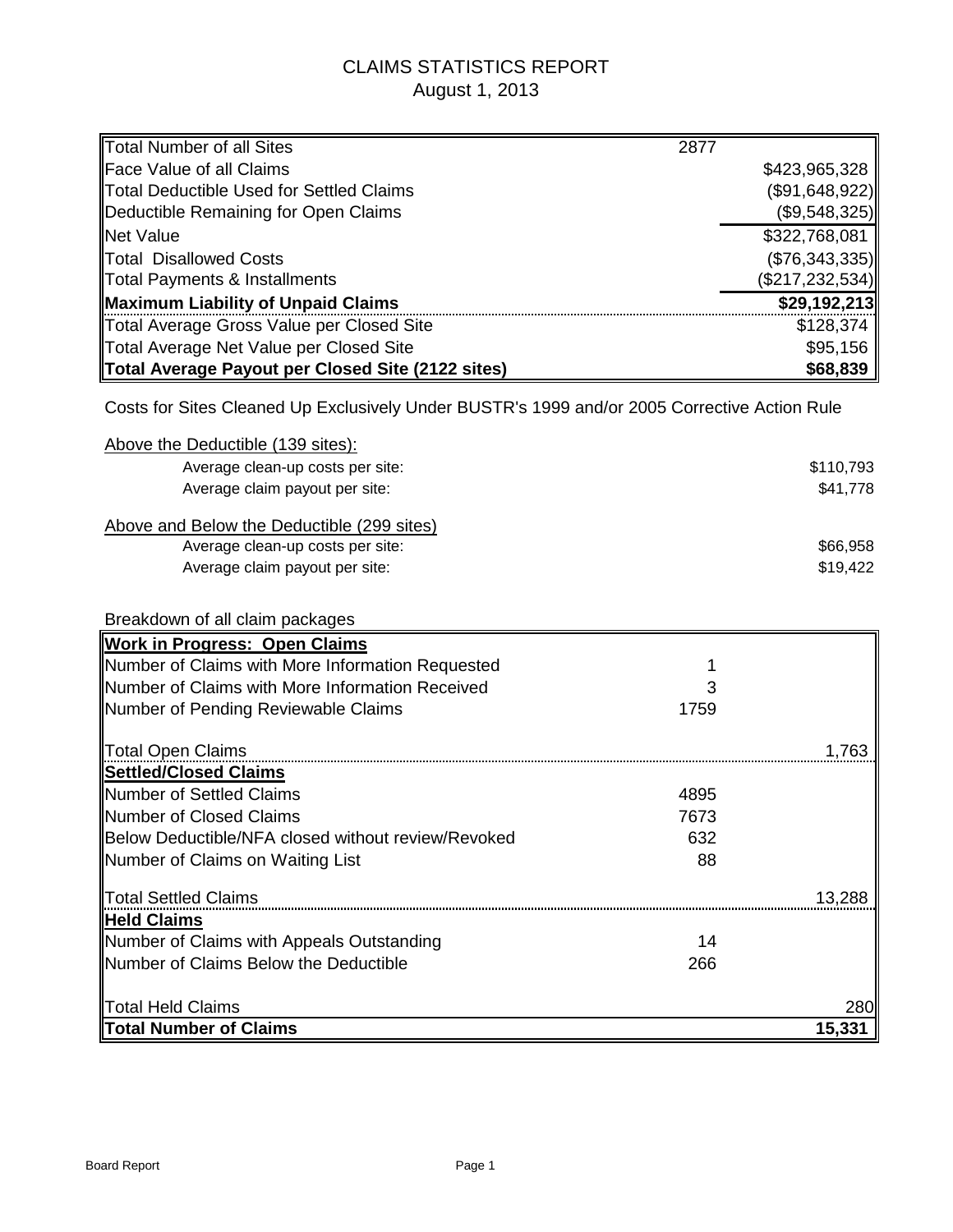# CLAIMS STATISTICS REPORT
## August 1, 2013

| | | |
|---|---|---|
| Total Number of all Sites | 2877 | |
| Face Value of all Claims | | $423,965,328 |
| Total Deductible Used for Settled Claims | | ($91,648,922) |
| Deductible Remaining for Open Claims | | ($9,548,325) |
| Net Value | | $322,768,081 |
| Total Disallowed Costs | | ($76,343,335) |
| Total Payments & Installments | | ($217,232,534) |
| **Maximum Liability of Unpaid Claims** | | **$29,192,213** |
| Total Average Gross Value per Closed Site | | $128,374 |
| Total Average Net Value per Closed Site | | $95,156 |
| **Total Average Payout per Closed Site (2122 sites)** | | **$68,839** |

Costs for Sites Cleaned Up Exclusively Under BUSTR's 1999 and/or 2005 Corrective Action Rule

Above the Deductible (139 sites):

| | |
|---|---|
| Average clean-up costs per site: | $110,793 |
| Average claim payout per site: | $41,778 |

Above and Below the Deductible (299 sites)

| | |
|---|---|
| Average clean-up costs per site: | $66,958 |
| Average claim payout per site: | $19,422 |

Breakdown of all claim packages

| | | |
|---|---|---|
| **Work in Progress: Open Claims** | | |
| Number of Claims with More Information Requested | 1 | |
| Number of Claims with More Information Received | 3 | |
| Number of Pending Reviewable Claims | 1759 | |
| Total Open Claims | | 1,763 |
| **Settled/Closed Claims** | | |
| Number of Settled Claims | 4895 | |
| Number of Closed Claims | 7673 | |
| Below Deductible/NFA closed without review/Revoked | 632 | |
| Number of Claims on Waiting List | 88 | |
| Total Settled Claims | | 13,288 |
| **Held Claims** | | |
| Number of Claims with Appeals Outstanding | 14 | |
| Number of Claims Below the Deductible | 266 | |
| Total Held Claims | | 280 |
| **Total Number of Claims** | | **15,331** |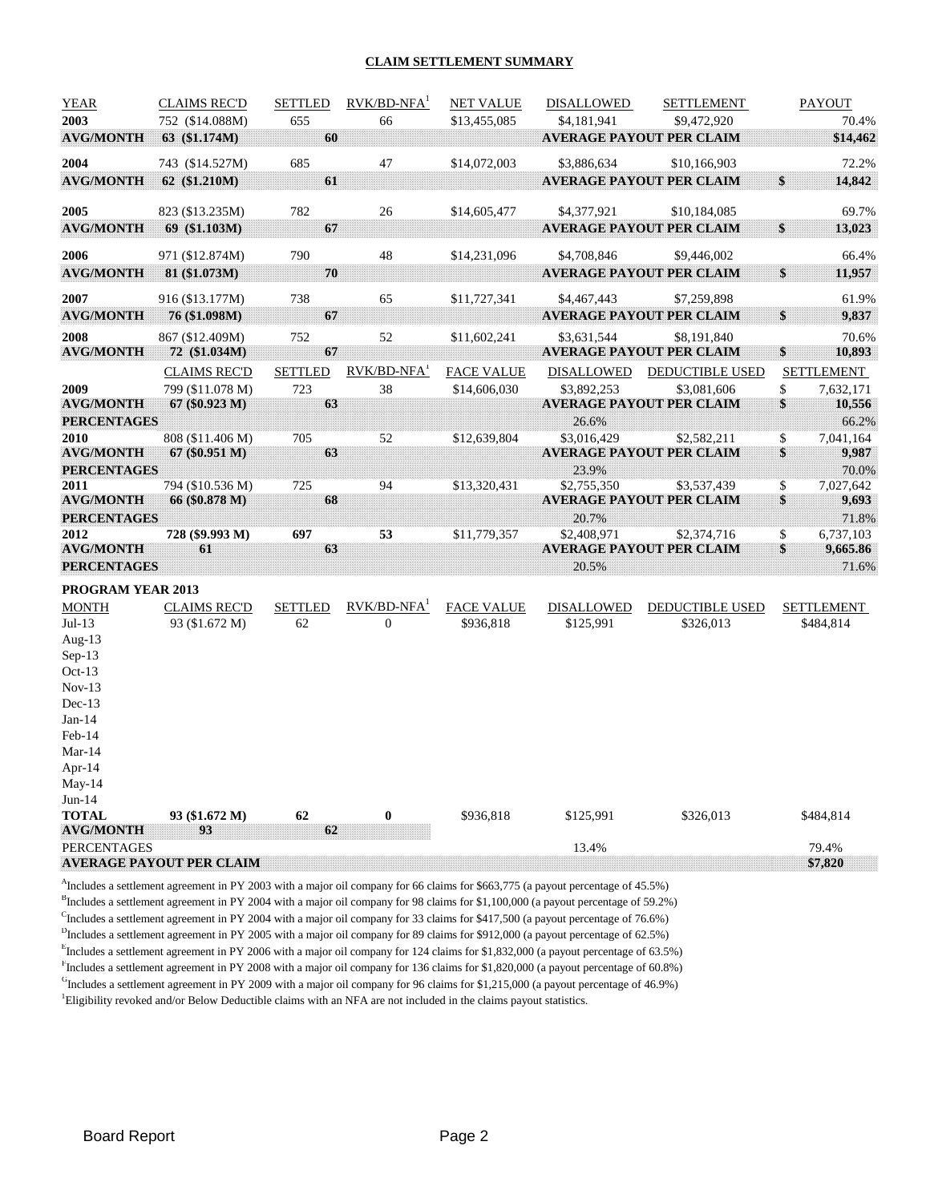## CLAIM SETTLEMENT SUMMARY

| YEAR | CLAIMS REC'D | SETTLED | RVK/BD-NFA[1] | NET VALUE | DISALLOWED | SETTLEMENT | | PAYOUT |
|---|---|---|---|---|---|---|---|---|
| **2003** | 752 ($14.088M) | 655 | 66 | $13,455,085 | $4,181,941 | $9,472,920 | | 70.4% |
| **AVG/MONTH** | **63 ($1.174M)** | **60** | | | **AVERAGE PAYOUT PER CLAIM** | | | **$14,462** |
| **2004** | 743 ($14.527M) | 685 | 47 | $14,072,003 | $3,886,634 | $10,166,903 | | 72.2% |
| **AVG/MONTH** | **62 ($1.210M)** | **61** | | | **AVERAGE PAYOUT PER CLAIM** | | **$** | **14,842** |
| **2005** | 823 ($13.235M) | 782 | 26 | $14,605,477 | $4,377,921 | $10,184,085 | | 69.7% |
| **AVG/MONTH** | **69 ($1.103M)** | **67** | | | **AVERAGE PAYOUT PER CLAIM** | | **$** | **13,023** |
| **2006** | 971 ($12.874M) | 790 | 48 | $14,231,096 | $4,708,846 | $9,446,002 | | 66.4% |
| **AVG/MONTH** | **81 ($1.073M)** | **70** | | | **AVERAGE PAYOUT PER CLAIM** | | **$** | **11,957** |
| **2007** | 916 ($13.177M) | 738 | 65 | $11,727,341 | $4,467,443 | $7,259,898 | | 61.9% |
| **AVG/MONTH** | **76 ($1.098M)** | **67** | | | **AVERAGE PAYOUT PER CLAIM** | | **$** | **9,837** |
| **2008** | 867 ($12.409M) | 752 | 52 | $11,602,241 | $3,631,544 | $8,191,840 | | 70.6% |
| **AVG/MONTH** | **72 ($1.034M)** | **67** | | | **AVERAGE PAYOUT PER CLAIM** | | **$** | **10,893** |

| | CLAIMS REC'D | SETTLED | RVK/BD-NFA[1] | FACE VALUE | DISALLOWED | DEDUCTIBLE USED | | SETTLEMENT |
|---|---|---|---|---|---|---|---|---|
| **2009** | 799 ($11.078 M) | 723 | 38 | $14,606,030 | $3,892,253 | $3,081,606 | $ | 7,632,171 |
| **AVG/MONTH** | **67 ($0.923 M)** | **63** | | | **AVERAGE PAYOUT PER CLAIM** | | **$** | **10,556** |
| **PERCENTAGES** | | | | | 26.6% | | | 66.2% |
| **2010** | 808 ($11.406 M) | 705 | 52 | $12,639,804 | $3,016,429 | $2,582,211 | $ | 7,041,164 |
| **AVG/MONTH** | **67 ($0.951 M)** | **63** | | | **AVERAGE PAYOUT PER CLAIM** | | **$** | **9,987** |
| **PERCENTAGES** | | | | | 23.9% | | | 70.0% |
| **2011** | 794 ($10.536 M) | 725 | 94 | $13,320,431 | $2,755,350 | $3,537,439 | $ | 7,027,642 |
| **AVG/MONTH** | **66 ($0.878 M)** | **68** | | | **AVERAGE PAYOUT PER CLAIM** | | **$** | **9,693** |
| **PERCENTAGES** | | | | | 20.7% | | | 71.8% |
| **2012** | **728 ($9.993 M)** | **697** | **53** | $11,779,357 | $2,408,971 | $2,374,716 | $ | 6,737,103 |
| **AVG/MONTH** | **61** | **63** | | | **AVERAGE PAYOUT PER CLAIM** | | **$** | **9,665.86** |
| **PERCENTAGES** | | | | | 20.5% | | | 71.6% |

**PROGRAM YEAR 2013**

| MONTH | CLAIMS REC'D | SETTLED | RVK/BD-NFA[1] | FACE VALUE | DISALLOWED | DEDUCTIBLE USED | SETTLEMENT |
|---|---|---|---|---|---|---|---|
| Jul-13 | 93 ($1.672 M) | 62 | 0 | $936,818 | $125,991 | $326,013 | $484,814 |
| Aug-13 | | | | | | | |
| Sep-13 | | | | | | | |
| Oct-13 | | | | | | | |
| Nov-13 | | | | | | | |
| Dec-13 | | | | | | | |
| Jan-14 | | | | | | | |
| Feb-14 | | | | | | | |
| Mar-14 | | | | | | | |
| Apr-14 | | | | | | | |
| May-14 | | | | | | | |
| Jun-14 | | | | | | | |
| **TOTAL** | **93 ($1.672 M)** | **62** | **0** | $936,818 | $125,991 | $326,013 | $484,814 |
| **AVG/MONTH** | **93** | **62** | | | | | |
| PERCENTAGES | | | | | 13.4% | | 79.4% |
| **AVERAGE PAYOUT PER CLAIM** | | | | | | | **$7,820** |

[A]Includes a settlement agreement in PY 2003 with a major oil company for 66 claims for $663,775 (a payout percentage of 45.5%)

[B]Includes a settlement agreement in PY 2004 with a major oil company for 98 claims for $1,100,000 (a payout percentage of 59.2%)

[C]Includes a settlement agreement in PY 2004 with a major oil company for 33 claims for $417,500 (a payout percentage of 76.6%)

[D]Includes a settlement agreement in PY 2005 with a major oil company for 89 claims for $912,000 (a payout percentage of 62.5%)

[E]Includes a settlement agreement in PY 2006 with a major oil company for 124 claims for $1,832,000 (a payout percentage of 63.5%)

[F]Includes a settlement agreement in PY 2008 with a major oil company for 136 claims for $1,820,000 (a payout percentage of 60.8%)

[G]Includes a settlement agreement in PY 2009 with a major oil company for 96 claims for $1,215,000 (a payout percentage of 46.9%)

[1]Eligibility revoked and/or Below Deductible claims with an NFA are not included in the claims payout statistics.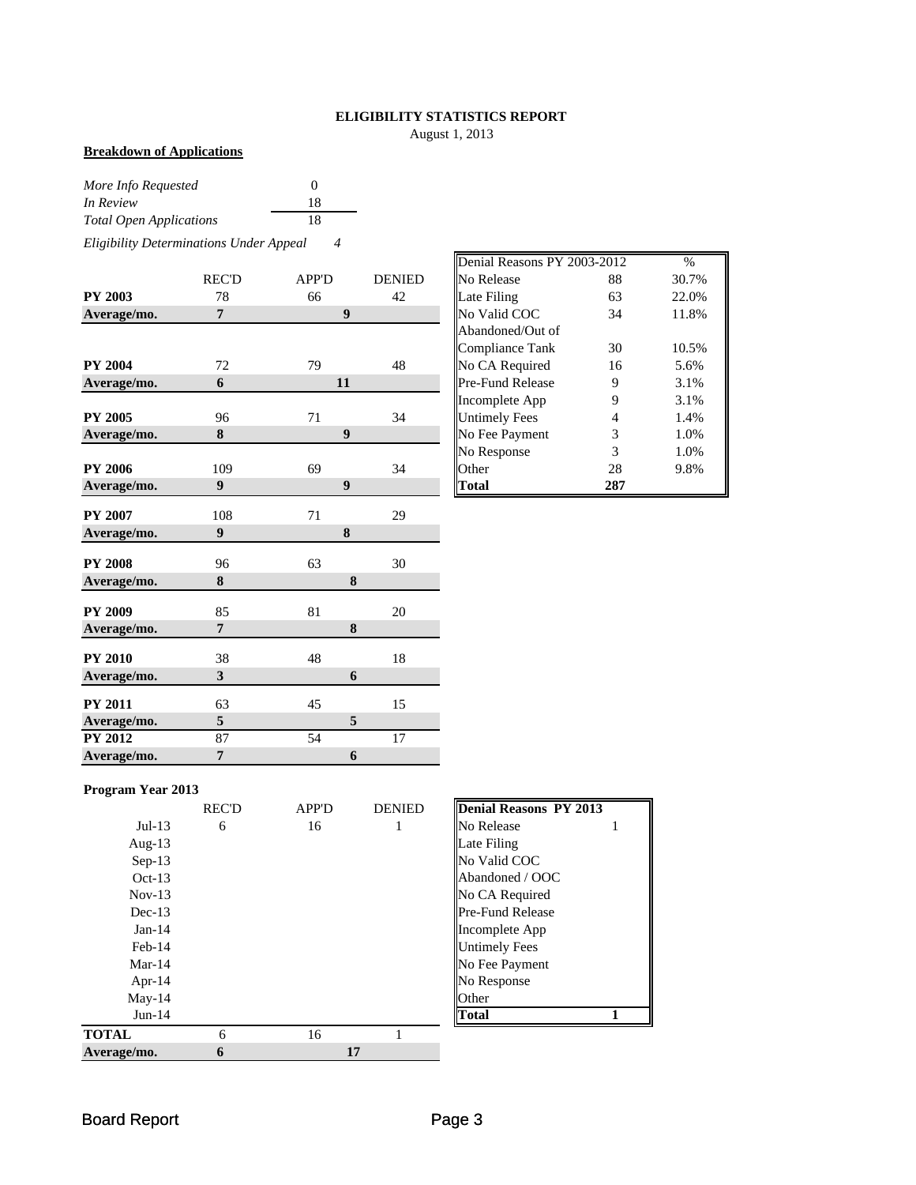**ELIGIBILITY STATISTICS REPORT**

August 1, 2013

**Breakdown of Applications**

| | |
|---|---|
| *More Info Requested* | 0 |
| *In Review* | 18 |
| *Total Open Applications* | 18 |

*Eligibility Determinations Under Appeal* *4*

| | REC'D | APP'D | DENIED |
|---|---|---|---|
| **PY 2003** | 78 | 66 | 42 |
| **Average/mo.** | **7** | **9** | |
| **PY 2004** | 72 | 79 | 48 |
| **Average/mo.** | **6** | **11** | |
| **PY 2005** | 96 | 71 | 34 |
| **Average/mo.** | **8** | **9** | |
| **PY 2006** | 109 | 69 | 34 |
| **Average/mo.** | **9** | **9** | |
| **PY 2007** | 108 | 71 | 29 |
| **Average/mo.** | **9** | **8** | |
| **PY 2008** | 96 | 63 | 30 |
| **Average/mo.** | **8** | **8** | |
| **PY 2009** | 85 | 81 | 20 |
| **Average/mo.** | **7** | **8** | |
| **PY 2010** | 38 | 48 | 18 |
| **Average/mo.** | **3** | **6** | |
| **PY 2011** | 63 | 45 | 15 |
| **Average/mo.** | **5** | **5** | |
| **PY 2012** | 87 | 54 | 17 |
| **Average/mo.** | **7** | **6** | |

| Denial Reasons PY 2003-2012 | | % |
|---|---|---|
| No Release | 88 | 30.7% |
| Late Filing | 63 | 22.0% |
| No Valid COC | 34 | 11.8% |
| Abandoned/Out of Compliance Tank | 30 | 10.5% |
| No CA Required | 16 | 5.6% |
| Pre-Fund Release | 9 | 3.1% |
| Incomplete App | 9 | 3.1% |
| Untimely Fees | 4 | 1.4% |
| No Fee Payment | 3 | 1.0% |
| No Response | 3 | 1.0% |
| Other | 28 | 9.8% |
| **Total** | **287** | |

**Program Year 2013**

| | REC'D | APP'D | DENIED |
|---|---|---|---|
| Jul-13 | 6 | 16 | 1 |
| Aug-13 | | | |
| Sep-13 | | | |
| Oct-13 | | | |
| Nov-13 | | | |
| Dec-13 | | | |
| Jan-14 | | | |
| Feb-14 | | | |
| Mar-14 | | | |
| Apr-14 | | | |
| May-14 | | | |
| Jun-14 | | | |
| **TOTAL** | 6 | 16 | 1 |
| **Average/mo.** | **6** | **17** | |

| **Denial Reasons PY 2013** | |
|---|---|
| No Release | 1 |
| Late Filing | |
| No Valid COC | |
| Abandoned / OOC | |
| No CA Required | |
| Pre-Fund Release | |
| Incomplete App | |
| Untimely Fees | |
| No Fee Payment | |
| No Response | |
| Other | |
| **Total** | **1** |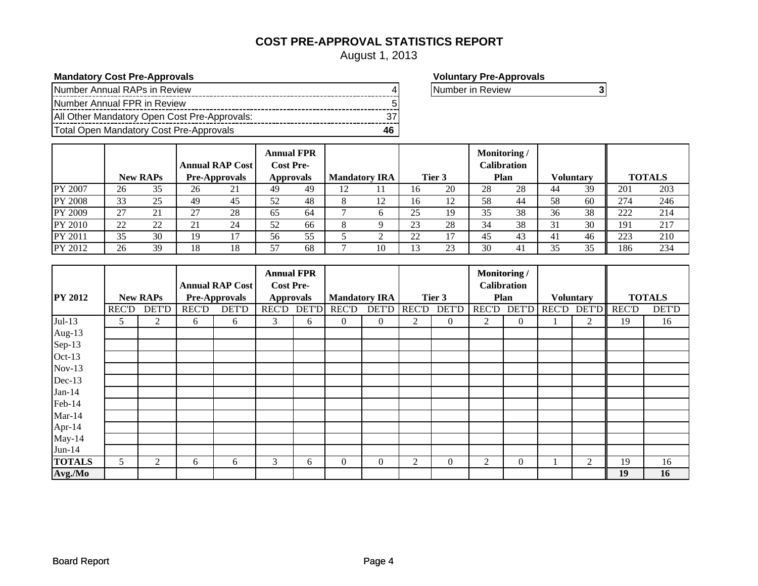# COST PRE-APPROVAL STATISTICS REPORT

August 1, 2013

**Mandatory Cost Pre-Approvals**

| | |
|---|---|
| Number Annual RAPs in Review | 4 |
| Number Annual FPR in Review | 5 |
| All Other Mandatory Open Cost Pre-Approvals: | 37 |
| Total Open Mandatory Cost Pre-Approvals | **46** |

**Voluntary Pre-Approvals**

| | |
|---|---|
| Number in Review | **3** |

| | New RAPs | | Annual RAP Cost Pre-Approvals | | Annual FPR Cost Pre-Approvals | | Mandatory IRA | | Tier 3 | | Monitoring / Calibration Plan | | Voluntary | | TOTALS | |
|---|---|---|---|---|---|---|---|---|---|---|---|---|---|---|---|---|
| PY 2007 | 26 | 35 | 26 | 21 | 49 | 49 | 12 | 11 | 16 | 20 | 28 | 28 | 44 | 39 | 201 | 203 |
| PY 2008 | 33 | 25 | 49 | 45 | 52 | 48 | 8 | 12 | 16 | 12 | 58 | 44 | 58 | 60 | 274 | 246 |
| PY 2009 | 27 | 21 | 27 | 28 | 65 | 64 | 7 | 6 | 25 | 19 | 35 | 38 | 36 | 38 | 222 | 214 |
| PY 2010 | 22 | 22 | 21 | 24 | 52 | 66 | 8 | 9 | 23 | 28 | 34 | 38 | 31 | 30 | 191 | 217 |
| PY 2011 | 35 | 30 | 19 | 17 | 56 | 55 | 5 | 2 | 22 | 17 | 45 | 43 | 41 | 46 | 223 | 210 |
| PY 2012 | 26 | 39 | 18 | 18 | 57 | 68 | 7 | 10 | 13 | 23 | 30 | 41 | 35 | 35 | 186 | 234 |

| **PY 2012** | New RAPs | | Annual RAP Cost Pre-Approvals | | Annual FPR Cost Pre-Approvals | | Mandatory IRA | | Tier 3 | | Monitoring / Calibration Plan | | Voluntary | | TOTALS | |
|---|---|---|---|---|---|---|---|---|---|---|---|---|---|---|---|---|
| | REC'D | DET'D | REC'D | DET'D | REC'D | DET'D | REC'D | DET'D | REC'D | DET'D | REC'D | DET'D | REC'D | DET'D | REC'D | DET'D |
| Jul-13 | 5 | 2 | 6 | 6 | 3 | 6 | 0 | 0 | 2 | 0 | 2 | 0 | 1 | 2 | 19 | 16 |
| Aug-13 | | | | | | | | | | | | | | | | |
| Sep-13 | | | | | | | | | | | | | | | | |
| Oct-13 | | | | | | | | | | | | | | | | |
| Nov-13 | | | | | | | | | | | | | | | | |
| Dec-13 | | | | | | | | | | | | | | | | |
| Jan-14 | | | | | | | | | | | | | | | | |
| Feb-14 | | | | | | | | | | | | | | | | |
| Mar-14 | | | | | | | | | | | | | | | | |
| Apr-14 | | | | | | | | | | | | | | | | |
| May-14 | | | | | | | | | | | | | | | | |
| Jun-14 | | | | | | | | | | | | | | | | |
| **TOTALS** | 5 | 2 | 6 | 6 | 3 | 6 | 0 | 0 | 2 | 0 | 2 | 0 | 1 | 2 | 19 | 16 |
| **Avg./Mo** | | | | | | | | | | | | | | | **19** | **16** |

Board Report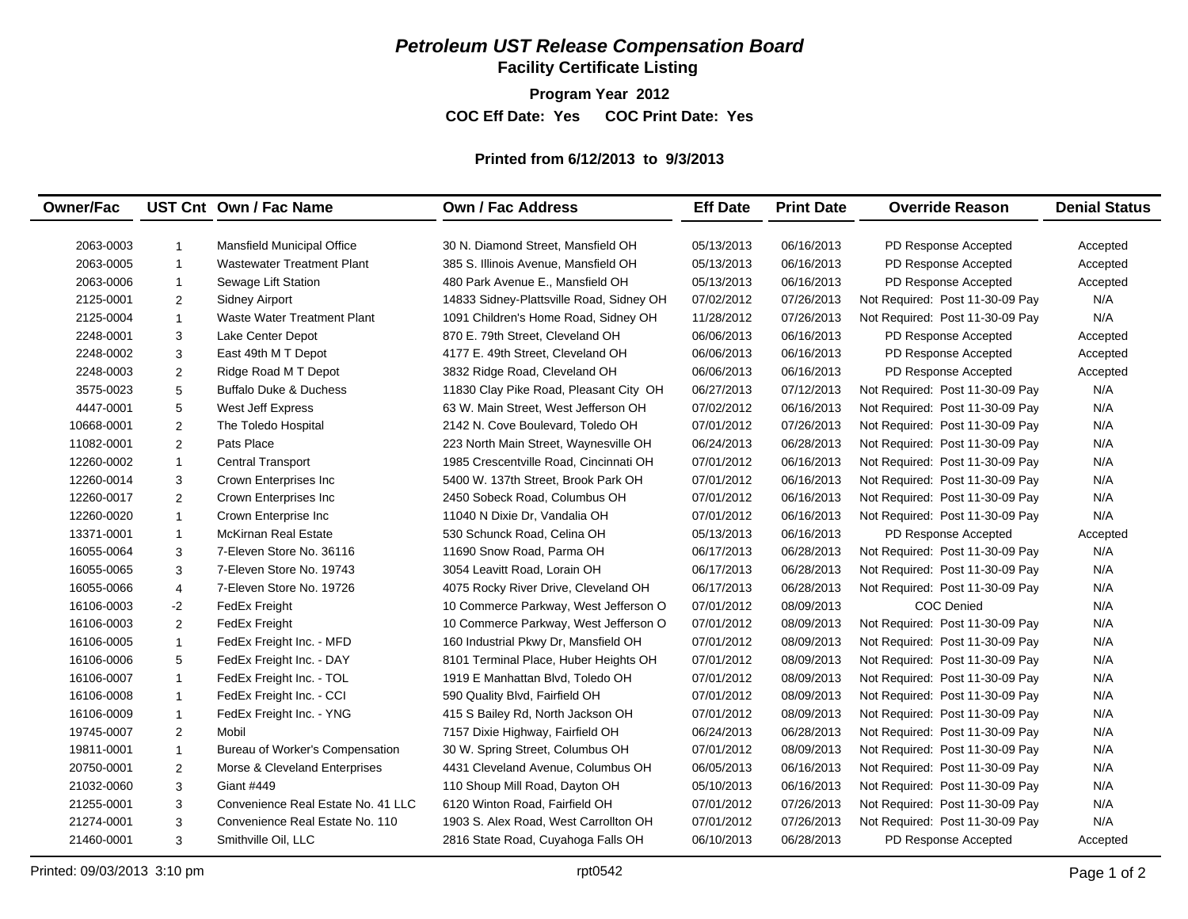# *Petroleum UST Release Compensation Board*

## Facility Certificate Listing

**Program Year 2012**

**COC Eff Date: Yes COC Print Date: Yes**

**Printed from 6/12/2013 to 9/3/2013**

| Owner/Fac | UST Cnt | Own / Fac Name | Own / Fac Address | Eff Date | Print Date | Override Reason | Denial Status |
|---|---|---|---|---|---|---|---|
| 2063-0003 | 1 | Mansfield Municipal Office | 30 N. Diamond Street, Mansfield OH | 05/13/2013 | 06/16/2013 | PD Response Accepted | Accepted |
| 2063-0005 | 1 | Wastewater Treatment Plant | 385 S. Illinois Avenue, Mansfield OH | 05/13/2013 | 06/16/2013 | PD Response Accepted | Accepted |
| 2063-0006 | 1 | Sewage Lift Station | 480 Park Avenue E., Mansfield OH | 05/13/2013 | 06/16/2013 | PD Response Accepted | Accepted |
| 2125-0001 | 2 | Sidney Airport | 14833 Sidney-Plattsville Road, Sidney OH | 07/02/2012 | 07/26/2013 | Not Required: Post 11-30-09 Pay | N/A |
| 2125-0004 | 1 | Waste Water Treatment Plant | 1091 Children's Home Road, Sidney OH | 11/28/2012 | 07/26/2013 | Not Required: Post 11-30-09 Pay | N/A |
| 2248-0001 | 3 | Lake Center Depot | 870 E. 79th Street, Cleveland OH | 06/06/2013 | 06/16/2013 | PD Response Accepted | Accepted |
| 2248-0002 | 3 | East 49th M T Depot | 4177 E. 49th Street, Cleveland OH | 06/06/2013 | 06/16/2013 | PD Response Accepted | Accepted |
| 2248-0003 | 2 | Ridge Road M T Depot | 3832 Ridge Road, Cleveland OH | 06/06/2013 | 06/16/2013 | PD Response Accepted | Accepted |
| 3575-0023 | 5 | Buffalo Duke & Duchess | 11830 Clay Pike Road, Pleasant City OH | 06/27/2013 | 07/12/2013 | Not Required: Post 11-30-09 Pay | N/A |
| 4447-0001 | 5 | West Jeff Express | 63 W. Main Street, West Jefferson OH | 07/02/2012 | 06/16/2013 | Not Required: Post 11-30-09 Pay | N/A |
| 10668-0001 | 2 | The Toledo Hospital | 2142 N. Cove Boulevard, Toledo OH | 07/01/2012 | 07/26/2013 | Not Required: Post 11-30-09 Pay | N/A |
| 11082-0001 | 2 | Pats Place | 223 North Main Street, Waynesville OH | 06/24/2013 | 06/28/2013 | Not Required: Post 11-30-09 Pay | N/A |
| 12260-0002 | 1 | Central Transport | 1985 Crescentville Road, Cincinnati OH | 07/01/2012 | 06/16/2013 | Not Required: Post 11-30-09 Pay | N/A |
| 12260-0014 | 3 | Crown Enterprises Inc | 5400 W. 137th Street, Brook Park OH | 07/01/2012 | 06/16/2013 | Not Required: Post 11-30-09 Pay | N/A |
| 12260-0017 | 2 | Crown Enterprises Inc | 2450 Sobeck Road, Columbus OH | 07/01/2012 | 06/16/2013 | Not Required: Post 11-30-09 Pay | N/A |
| 12260-0020 | 1 | Crown Enterprise Inc | 11040 N Dixie Dr, Vandalia OH | 07/01/2012 | 06/16/2013 | Not Required: Post 11-30-09 Pay | N/A |
| 13371-0001 | 1 | McKirnan Real Estate | 530 Schunck Road, Celina OH | 05/13/2013 | 06/16/2013 | PD Response Accepted | Accepted |
| 16055-0064 | 3 | 7-Eleven Store No. 36116 | 11690 Snow Road, Parma OH | 06/17/2013 | 06/28/2013 | Not Required: Post 11-30-09 Pay | N/A |
| 16055-0065 | 3 | 7-Eleven Store No. 19743 | 3054 Leavitt Road, Lorain OH | 06/17/2013 | 06/28/2013 | Not Required: Post 11-30-09 Pay | N/A |
| 16055-0066 | 4 | 7-Eleven Store No. 19726 | 4075 Rocky River Drive, Cleveland OH | 06/17/2013 | 06/28/2013 | Not Required: Post 11-30-09 Pay | N/A |
| 16106-0003 | -2 | FedEx Freight | 10 Commerce Parkway, West Jefferson O | 07/01/2012 | 08/09/2013 | COC Denied | N/A |
| 16106-0003 | 2 | FedEx Freight | 10 Commerce Parkway, West Jefferson O | 07/01/2012 | 08/09/2013 | Not Required: Post 11-30-09 Pay | N/A |
| 16106-0005 | 1 | FedEx Freight Inc. - MFD | 160 Industrial Pkwy Dr, Mansfield OH | 07/01/2012 | 08/09/2013 | Not Required: Post 11-30-09 Pay | N/A |
| 16106-0006 | 5 | FedEx Freight Inc. - DAY | 8101 Terminal Place, Huber Heights OH | 07/01/2012 | 08/09/2013 | Not Required: Post 11-30-09 Pay | N/A |
| 16106-0007 | 1 | FedEx Freight Inc. - TOL | 1919 E Manhattan Blvd, Toledo OH | 07/01/2012 | 08/09/2013 | Not Required: Post 11-30-09 Pay | N/A |
| 16106-0008 | 1 | FedEx Freight Inc. - CCI | 590 Quality Blvd, Fairfield OH | 07/01/2012 | 08/09/2013 | Not Required: Post 11-30-09 Pay | N/A |
| 16106-0009 | 1 | FedEx Freight Inc. - YNG | 415 S Bailey Rd, North Jackson OH | 07/01/2012 | 08/09/2013 | Not Required: Post 11-30-09 Pay | N/A |
| 19745-0007 | 2 | Mobil | 7157 Dixie Highway, Fairfield OH | 06/24/2013 | 06/28/2013 | Not Required: Post 11-30-09 Pay | N/A |
| 19811-0001 | 1 | Bureau of Worker's Compensation | 30 W. Spring Street, Columbus OH | 07/01/2012 | 08/09/2013 | Not Required: Post 11-30-09 Pay | N/A |
| 20750-0001 | 2 | Morse & Cleveland Enterprises | 4431 Cleveland Avenue, Columbus OH | 06/05/2013 | 06/16/2013 | Not Required: Post 11-30-09 Pay | N/A |
| 21032-0060 | 3 | Giant #449 | 110 Shoup Mill Road, Dayton OH | 05/10/2013 | 06/16/2013 | Not Required: Post 11-30-09 Pay | N/A |
| 21255-0001 | 3 | Convenience Real Estate No. 41 LLC | 6120 Winton Road, Fairfield OH | 07/01/2012 | 07/26/2013 | Not Required: Post 11-30-09 Pay | N/A |
| 21274-0001 | 3 | Convenience Real Estate No. 110 | 1903 S. Alex Road, West Carrollton OH | 07/01/2012 | 07/26/2013 | Not Required: Post 11-30-09 Pay | N/A |
| 21460-0001 | 3 | Smithville Oil, LLC | 2816 State Road, Cuyahoga Falls OH | 06/10/2013 | 06/28/2013 | PD Response Accepted | Accepted |

Printed: 09/03/2013 3:10 pm rpt0542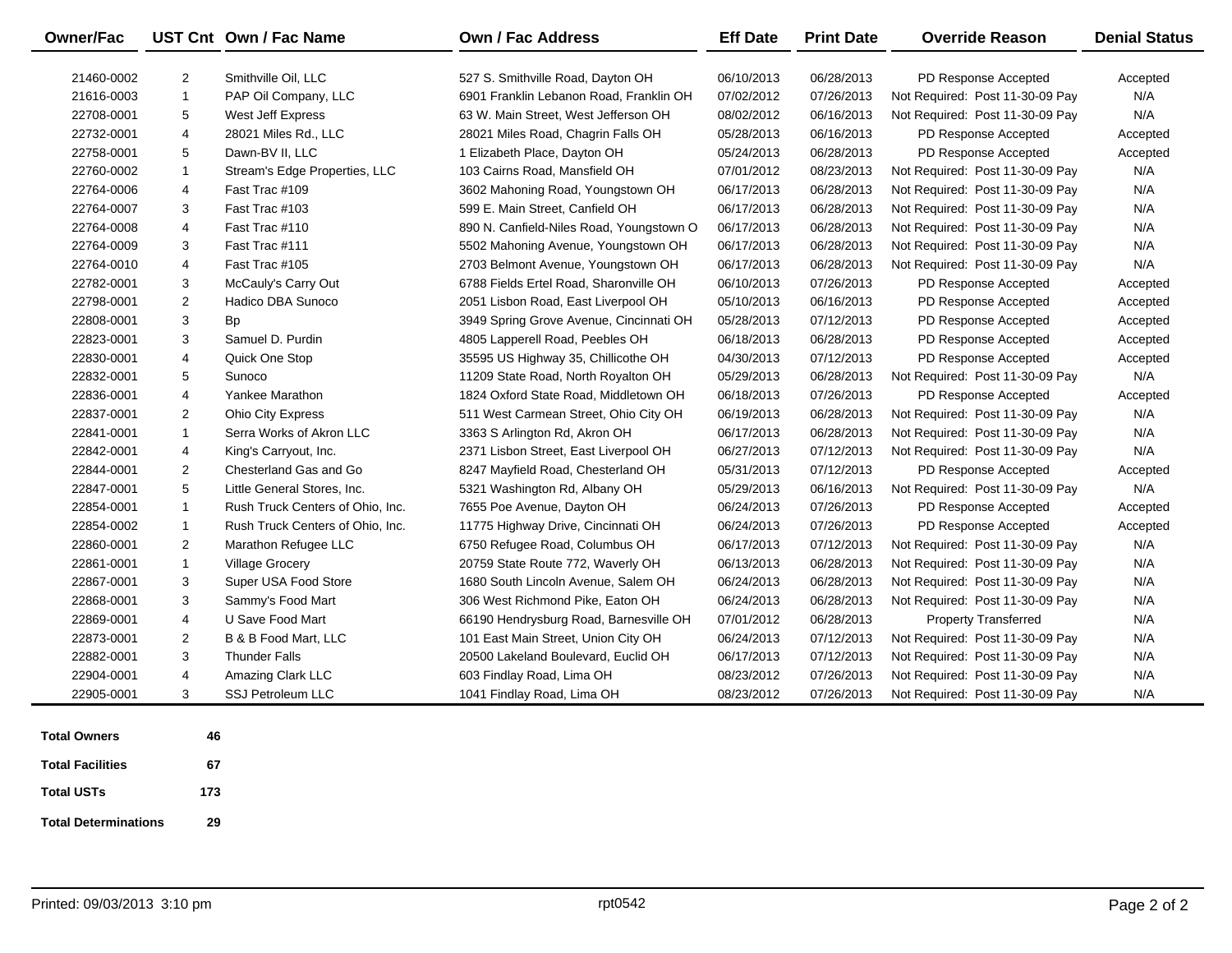| Owner/Fac | UST Cnt | Own / Fac Name | Own / Fac Address | Eff Date | Print Date | Override Reason | Denial Status |
|---|---|---|---|---|---|---|---|
| 21460-0002 | 2 | Smithville Oil, LLC | 527 S. Smithville Road, Dayton OH | 06/10/2013 | 06/28/2013 | PD Response Accepted | Accepted |
| 21616-0003 | 1 | PAP Oil Company, LLC | 6901 Franklin Lebanon Road, Franklin OH | 07/02/2012 | 07/26/2013 | Not Required: Post 11-30-09 Pay | N/A |
| 22708-0001 | 5 | West Jeff Express | 63 W. Main Street, West Jefferson OH | 08/02/2012 | 06/16/2013 | Not Required: Post 11-30-09 Pay | N/A |
| 22732-0001 | 4 | 28021 Miles Rd., LLC | 28021 Miles Road, Chagrin Falls OH | 05/28/2013 | 06/16/2013 | PD Response Accepted | Accepted |
| 22758-0001 | 5 | Dawn-BV II, LLC | 1 Elizabeth Place, Dayton OH | 05/24/2013 | 06/28/2013 | PD Response Accepted | Accepted |
| 22760-0002 | 1 | Stream's Edge Properties, LLC | 103 Cairns Road, Mansfield OH | 07/01/2012 | 08/23/2013 | Not Required: Post 11-30-09 Pay | N/A |
| 22764-0006 | 4 | Fast Trac #109 | 3602 Mahoning Road, Youngstown OH | 06/17/2013 | 06/28/2013 | Not Required: Post 11-30-09 Pay | N/A |
| 22764-0007 | 3 | Fast Trac #103 | 599 E. Main Street, Canfield OH | 06/17/2013 | 06/28/2013 | Not Required: Post 11-30-09 Pay | N/A |
| 22764-0008 | 4 | Fast Trac #110 | 890 N. Canfield-Niles Road, Youngstown O | 06/17/2013 | 06/28/2013 | Not Required: Post 11-30-09 Pay | N/A |
| 22764-0009 | 3 | Fast Trac #111 | 5502 Mahoning Avenue, Youngstown OH | 06/17/2013 | 06/28/2013 | Not Required: Post 11-30-09 Pay | N/A |
| 22764-0010 | 4 | Fast Trac #105 | 2703 Belmont Avenue, Youngstown OH | 06/17/2013 | 06/28/2013 | Not Required: Post 11-30-09 Pay | N/A |
| 22782-0001 | 3 | McCauly's Carry Out | 6788 Fields Ertel Road, Sharonville OH | 06/10/2013 | 07/26/2013 | PD Response Accepted | Accepted |
| 22798-0001 | 2 | Hadico DBA Sunoco | 2051 Lisbon Road, East Liverpool OH | 05/10/2013 | 06/16/2013 | PD Response Accepted | Accepted |
| 22808-0001 | 3 | Bp | 3949 Spring Grove Avenue, Cincinnati OH | 05/28/2013 | 07/12/2013 | PD Response Accepted | Accepted |
| 22823-0001 | 3 | Samuel D. Purdin | 4805 Lapperell Road, Peebles OH | 06/18/2013 | 06/28/2013 | PD Response Accepted | Accepted |
| 22830-0001 | 4 | Quick One Stop | 35595 US Highway 35, Chillicothe OH | 04/30/2013 | 07/12/2013 | PD Response Accepted | Accepted |
| 22832-0001 | 5 | Sunoco | 11209 State Road, North Royalton OH | 05/29/2013 | 06/28/2013 | Not Required: Post 11-30-09 Pay | N/A |
| 22836-0001 | 4 | Yankee Marathon | 1824 Oxford State Road, Middletown OH | 06/18/2013 | 07/26/2013 | PD Response Accepted | Accepted |
| 22837-0001 | 2 | Ohio City Express | 511 West Carmean Street, Ohio City OH | 06/19/2013 | 06/28/2013 | Not Required: Post 11-30-09 Pay | N/A |
| 22841-0001 | 1 | Serra Works of Akron LLC | 3363 S Arlington Rd, Akron OH | 06/17/2013 | 06/28/2013 | Not Required: Post 11-30-09 Pay | N/A |
| 22842-0001 | 4 | King's Carryout, Inc. | 2371 Lisbon Street, East Liverpool OH | 06/27/2013 | 07/12/2013 | Not Required: Post 11-30-09 Pay | N/A |
| 22844-0001 | 2 | Chesterland Gas and Go | 8247 Mayfield Road, Chesterland OH | 05/31/2013 | 07/12/2013 | PD Response Accepted | Accepted |
| 22847-0001 | 5 | Little General Stores, Inc. | 5321 Washington Rd, Albany OH | 05/29/2013 | 06/16/2013 | Not Required: Post 11-30-09 Pay | N/A |
| 22854-0001 | 1 | Rush Truck Centers of Ohio, Inc. | 7655 Poe Avenue, Dayton OH | 06/24/2013 | 07/26/2013 | PD Response Accepted | Accepted |
| 22854-0002 | 1 | Rush Truck Centers of Ohio, Inc. | 11775 Highway Drive, Cincinnati OH | 06/24/2013 | 07/26/2013 | PD Response Accepted | Accepted |
| 22860-0001 | 2 | Marathon Refugee LLC | 6750 Refugee Road, Columbus OH | 06/17/2013 | 07/12/2013 | Not Required: Post 11-30-09 Pay | N/A |
| 22861-0001 | 1 | Village Grocery | 20759 State Route 772, Waverly OH | 06/13/2013 | 06/28/2013 | Not Required: Post 11-30-09 Pay | N/A |
| 22867-0001 | 3 | Super USA Food Store | 1680 South Lincoln Avenue, Salem OH | 06/24/2013 | 06/28/2013 | Not Required: Post 11-30-09 Pay | N/A |
| 22868-0001 | 3 | Sammy's Food Mart | 306 West Richmond Pike, Eaton OH | 06/24/2013 | 06/28/2013 | Not Required: Post 11-30-09 Pay | N/A |
| 22869-0001 | 4 | U Save Food Mart | 66190 Hendrysburg Road, Barnesville OH | 07/01/2012 | 06/28/2013 | Property Transferred | N/A |
| 22873-0001 | 2 | B & B Food Mart, LLC | 101 East Main Street, Union City OH | 06/24/2013 | 07/12/2013 | Not Required: Post 11-30-09 Pay | N/A |
| 22882-0001 | 3 | Thunder Falls | 20500 Lakeland Boulevard, Euclid OH | 06/17/2013 | 07/12/2013 | Not Required: Post 11-30-09 Pay | N/A |
| 22904-0001 | 4 | Amazing Clark LLC | 603 Findlay Road, Lima OH | 08/23/2012 | 07/26/2013 | Not Required: Post 11-30-09 Pay | N/A |
| 22905-0001 | 3 | SSJ Petroleum LLC | 1041 Findlay Road, Lima OH | 08/23/2012 | 07/26/2013 | Not Required: Post 11-30-09 Pay | N/A |

| | |
|---|---|
| **Total Owners** | **46** |
| **Total Facilities** | **67** |
| **Total USTs** | **173** |
| **Total Determinations** | **29** |

Printed: 09/03/2013 3:10 pm rpt0542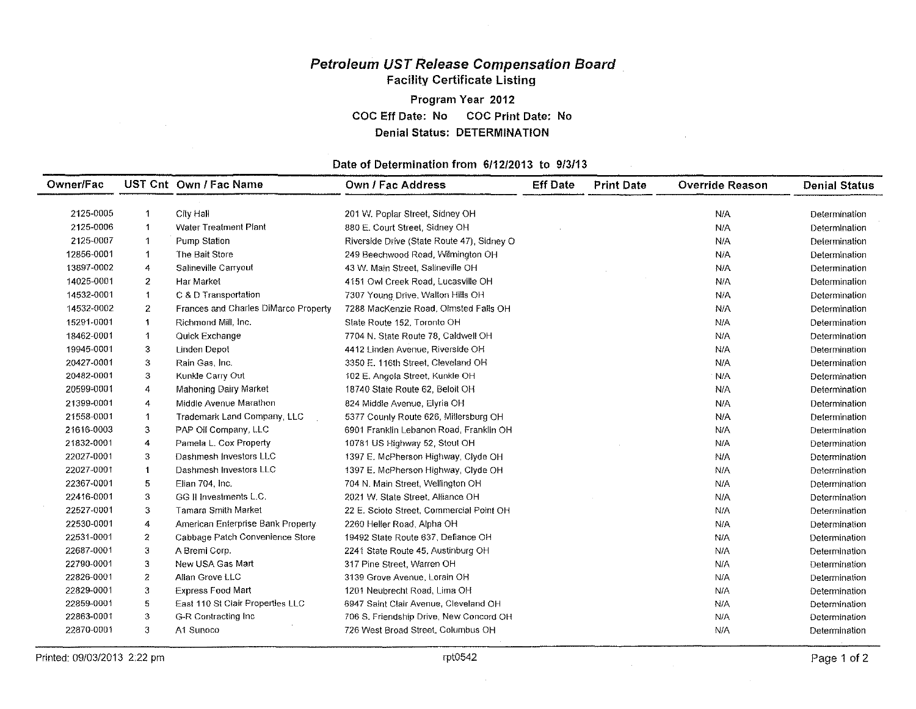# *Petroleum UST Release Compensation Board*

## Facility Certificate Listing

**Program Year 2012**

**COC Eff Date: No COC Print Date: No**

**Denial Status: DETERMINATION**

**Date of Determination from 6/12/2013 to 9/3/13**

| Owner/Fac | UST Cnt | Own / Fac Name | Own / Fac Address | Eff Date | Print Date | Override Reason | Denial Status |
|---|---|---|---|---|---|---|---|
| 2125-0005 | 1 | City Hall | 201 W. Poplar Street, Sidney OH | | | N/A | Determination |
| 2125-0006 | 1 | Water Treatment Plant | 880 E. Court Street, Sidney OH | | | N/A | Determination |
| 2125-0007 | 1 | Pump Station | Riverside Drive (State Route 47), Sidney O | | | N/A | Determination |
| 12856-0001 | 1 | The Bait Store | 249 Beechwood Road, Wilmington OH | | | N/A | Determination |
| 13897-0002 | 4 | Salineville Carryout | 43 W. Main Street, Salineville OH | | | N/A | Determination |
| 14025-0001 | 2 | Har Market | 4151 Owl Creek Road, Lucasville OH | | | N/A | Determination |
| 14532-0001 | 1 | C & D Transportation | 7307 Young Drive, Walton Hills OH | | | N/A | Determination |
| 14532-0002 | 2 | Frances and Charles DiMarco Property | 7288 MacKenzie Road, Olmsted Falls OH | | | N/A | Determination |
| 15291-0001 | 1 | Richmond Mill, Inc. | State Route 152, Toronto OH | | | N/A | Determination |
| 18462-0001 | 1 | Quick Exchange | 7704 N. State Route 78, Caldwell OH | | | N/A | Determination |
| 19945-0001 | 3 | Linden Depot | 4412 Linden Avenue, Riverside OH | | | N/A | Determination |
| 20427-0001 | 3 | Rain Gas, Inc. | 3350 E. 116th Street, Cleveland OH | | | N/A | Determination |
| 20482-0001 | 3 | Kunkle Carry Out | 102 E. Angola Street, Kunkle OH | | | N/A | Determination |
| 20599-0001 | 4 | Mahoning Dairy Market | 18740 State Route 62, Beloit OH | | | N/A | Determination |
| 21399-0001 | 4 | Middle Avenue Marathon | 824 Middle Avenue, Elyria OH | | | N/A | Determination |
| 21558-0001 | 1 | Trademark Land Company, LLC | 5377 County Route 626, Millersburg OH | | | N/A | Determination |
| 21616-0003 | 3 | PAP Oil Company, LLC | 6901 Franklin Lebanon Road, Franklin OH | | | N/A | Determination |
| 21832-0001 | 4 | Pamela L. Cox Property | 10781 US Highway 52, Stout OH | | | N/A | Determination |
| 22027-0001 | 3 | Dashmesh Investors LLC | 1397 E. McPherson Highway, Clyde OH | | | N/A | Determination |
| 22027-0001 | 1 | Dashmesh Investors LLC | 1397 E. McPherson Highway, Clyde OH | | | N/A | Determination |
| 22367-0001 | 5 | Elian 704, Inc. | 704 N. Main Street, Wellington OH | | | N/A | Determination |
| 22416-0001 | 3 | GG II Investments L.C. | 2021 W. State Street, Alliance OH | | | N/A | Determination |
| 22527-0001 | 3 | Tamara Smith Market | 22 E. Scioto Street, Commercial Point OH | | | N/A | Determination |
| 22530-0001 | 4 | American Enterprise Bank Property | 2260 Heller Road, Alpha OH | | | N/A | Determination |
| 22531-0001 | 2 | Cabbage Patch Convenience Store | 19492 State Route 637, Defiance OH | | | N/A | Determination |
| 22687-0001 | 3 | A Bremi Corp. | 2241 State Route 45, Austinburg OH | | | N/A | Determination |
| 22790-0001 | 3 | New USA Gas Mart | 317 Pine Street, Warren OH | | | N/A | Determination |
| 22826-0001 | 2 | Allan Grove LLC | 3139 Grove Avenue, Lorain OH | | | N/A | Determination |
| 22829-0001 | 3 | Express Food Mart | 1201 Neubrecht Road, Lima OH | | | N/A | Determination |
| 22859-0001 | 5 | East 110 St Clair Properties LLC | 6947 Saint Clair Avenue, Cleveland OH | | | N/A | Determination |
| 22863-0001 | 3 | G-R Contracting Inc | 706 S. Friendship Drive, New Concord OH | | | N/A | Determination |
| 22870-0001 | 3 | A1 Sunoco | 726 West Broad Street, Columbus OH | | | N/A | Determination |

Printed: 09/03/2013 2:22 pm rpt0542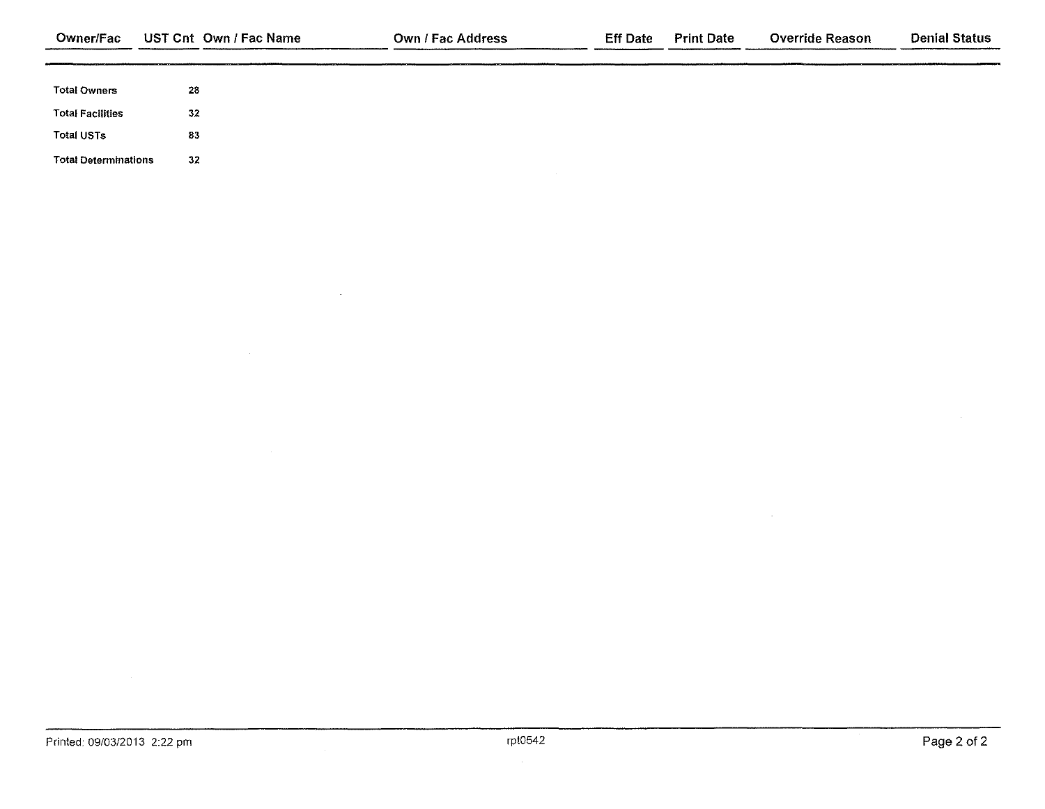| Owner/Fac | UST Cnt | Own / Fac Name | Own / Fac Address | Eff Date | Print Date | Override Reason | Denial Status |
|---|---|---|---|---|---|---|---|

| | |
|---|---|
| Total Owners | 28 |
| Total Facilities | 32 |
| Total USTs | 83 |
| Total Determinations | 32 |

Printed: 09/03/2013 2:22 pm

rpt0542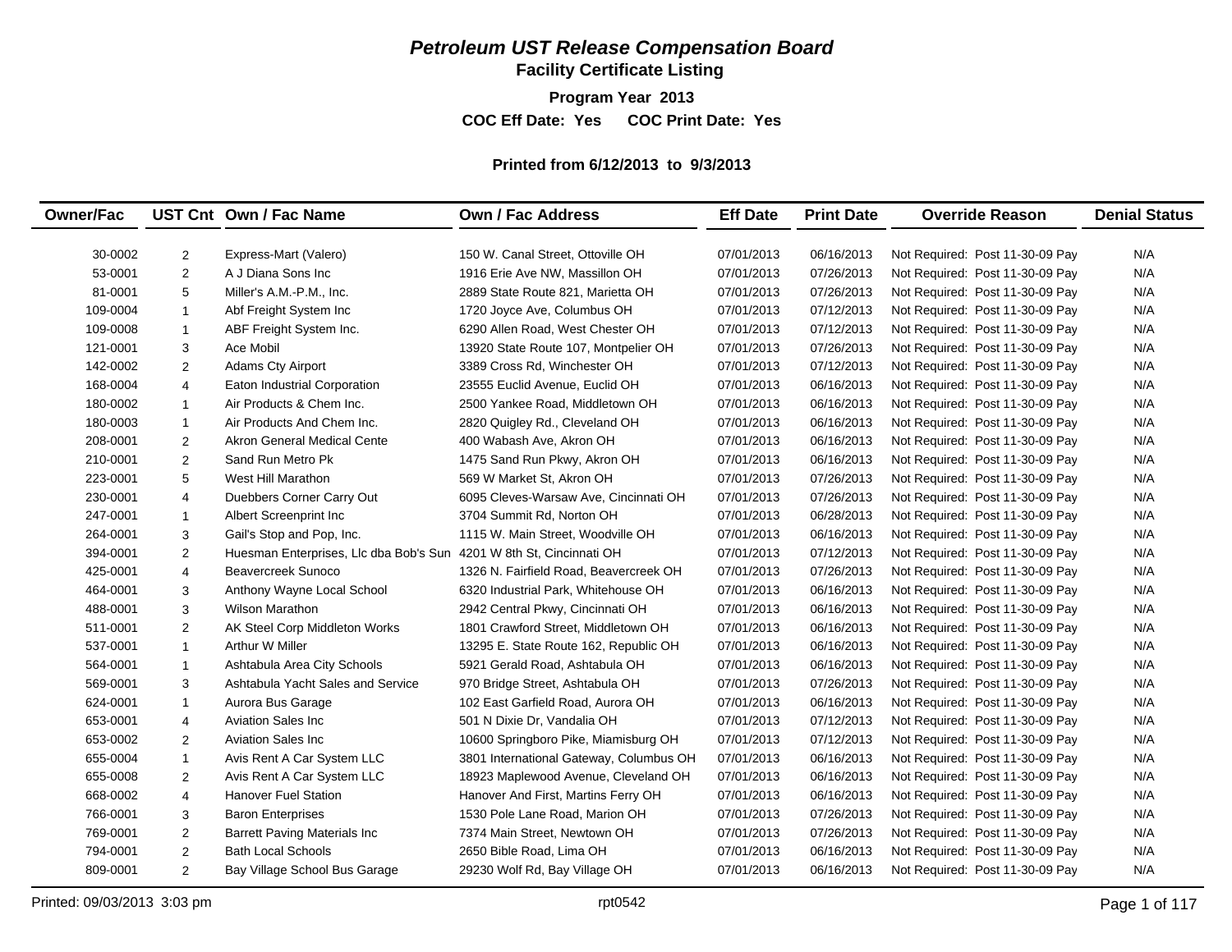# *Petroleum UST Release Compensation Board*

## Facility Certificate Listing

**Program Year 2013**

**COC Eff Date: Yes COC Print Date: Yes**

**Printed from 6/12/2013 to 9/3/2013**

| Owner/Fac | UST Cnt | Own / Fac Name | Own / Fac Address | Eff Date | Print Date | Override Reason | Denial Status |
|---|---|---|---|---|---|---|---|
| 30-0002 | 2 | Express-Mart (Valero) | 150 W. Canal Street, Ottoville OH | 07/01/2013 | 06/16/2013 | Not Required: Post 11-30-09 Pay | N/A |
| 53-0001 | 2 | A J Diana Sons Inc | 1916 Erie Ave NW, Massillon OH | 07/01/2013 | 07/26/2013 | Not Required: Post 11-30-09 Pay | N/A |
| 81-0001 | 5 | Miller's A.M.-P.M., Inc. | 2889 State Route 821, Marietta OH | 07/01/2013 | 07/26/2013 | Not Required: Post 11-30-09 Pay | N/A |
| 109-0004 | 1 | Abf Freight System Inc | 1720 Joyce Ave, Columbus OH | 07/01/2013 | 07/12/2013 | Not Required: Post 11-30-09 Pay | N/A |
| 109-0008 | 1 | ABF Freight System Inc. | 6290 Allen Road, West Chester OH | 07/01/2013 | 07/12/2013 | Not Required: Post 11-30-09 Pay | N/A |
| 121-0001 | 3 | Ace Mobil | 13920 State Route 107, Montpelier OH | 07/01/2013 | 07/26/2013 | Not Required: Post 11-30-09 Pay | N/A |
| 142-0002 | 2 | Adams Cty Airport | 3389 Cross Rd, Winchester OH | 07/01/2013 | 07/12/2013 | Not Required: Post 11-30-09 Pay | N/A |
| 168-0004 | 4 | Eaton Industrial Corporation | 23555 Euclid Avenue, Euclid OH | 07/01/2013 | 06/16/2013 | Not Required: Post 11-30-09 Pay | N/A |
| 180-0002 | 1 | Air Products & Chem Inc. | 2500 Yankee Road, Middletown OH | 07/01/2013 | 06/16/2013 | Not Required: Post 11-30-09 Pay | N/A |
| 180-0003 | 1 | Air Products And Chem Inc. | 2820 Quigley Rd., Cleveland OH | 07/01/2013 | 06/16/2013 | Not Required: Post 11-30-09 Pay | N/A |
| 208-0001 | 2 | Akron General Medical Cente | 400 Wabash Ave, Akron OH | 07/01/2013 | 06/16/2013 | Not Required: Post 11-30-09 Pay | N/A |
| 210-0001 | 2 | Sand Run Metro Pk | 1475 Sand Run Pkwy, Akron OH | 07/01/2013 | 06/16/2013 | Not Required: Post 11-30-09 Pay | N/A |
| 223-0001 | 5 | West Hill Marathon | 569 W Market St, Akron OH | 07/01/2013 | 07/26/2013 | Not Required: Post 11-30-09 Pay | N/A |
| 230-0001 | 4 | Duebbers Corner Carry Out | 6095 Cleves-Warsaw Ave, Cincinnati OH | 07/01/2013 | 07/26/2013 | Not Required: Post 11-30-09 Pay | N/A |
| 247-0001 | 1 | Albert Screenprint Inc | 3704 Summit Rd, Norton OH | 07/01/2013 | 06/28/2013 | Not Required: Post 11-30-09 Pay | N/A |
| 264-0001 | 3 | Gail's Stop and Pop, Inc. | 1115 W. Main Street, Woodville OH | 07/01/2013 | 06/16/2013 | Not Required: Post 11-30-09 Pay | N/A |
| 394-0001 | 2 | Huesman Enterprises, Llc dba Bob's Sun | 4201 W 8th St, Cincinnati OH | 07/01/2013 | 07/12/2013 | Not Required: Post 11-30-09 Pay | N/A |
| 425-0001 | 4 | Beavercreek Sunoco | 1326 N. Fairfield Road, Beavercreek OH | 07/01/2013 | 07/26/2013 | Not Required: Post 11-30-09 Pay | N/A |
| 464-0001 | 3 | Anthony Wayne Local School | 6320 Industrial Park, Whitehouse OH | 07/01/2013 | 06/16/2013 | Not Required: Post 11-30-09 Pay | N/A |
| 488-0001 | 3 | Wilson Marathon | 2942 Central Pkwy, Cincinnati OH | 07/01/2013 | 06/16/2013 | Not Required: Post 11-30-09 Pay | N/A |
| 511-0001 | 2 | AK Steel Corp Middleton Works | 1801 Crawford Street, Middletown OH | 07/01/2013 | 06/16/2013 | Not Required: Post 11-30-09 Pay | N/A |
| 537-0001 | 1 | Arthur W Miller | 13295 E. State Route 162, Republic OH | 07/01/2013 | 06/16/2013 | Not Required: Post 11-30-09 Pay | N/A |
| 564-0001 | 1 | Ashtabula Area City Schools | 5921 Gerald Road, Ashtabula OH | 07/01/2013 | 06/16/2013 | Not Required: Post 11-30-09 Pay | N/A |
| 569-0001 | 3 | Ashtabula Yacht Sales and Service | 970 Bridge Street, Ashtabula OH | 07/01/2013 | 07/26/2013 | Not Required: Post 11-30-09 Pay | N/A |
| 624-0001 | 1 | Aurora Bus Garage | 102 East Garfield Road, Aurora OH | 07/01/2013 | 06/16/2013 | Not Required: Post 11-30-09 Pay | N/A |
| 653-0001 | 4 | Aviation Sales Inc | 501 N Dixie Dr, Vandalia OH | 07/01/2013 | 07/12/2013 | Not Required: Post 11-30-09 Pay | N/A |
| 653-0002 | 2 | Aviation Sales Inc | 10600 Springboro Pike, Miamisburg OH | 07/01/2013 | 07/12/2013 | Not Required: Post 11-30-09 Pay | N/A |
| 655-0004 | 1 | Avis Rent A Car System LLC | 3801 International Gateway, Columbus OH | 07/01/2013 | 06/16/2013 | Not Required: Post 11-30-09 Pay | N/A |
| 655-0008 | 2 | Avis Rent A Car System LLC | 18923 Maplewood Avenue, Cleveland OH | 07/01/2013 | 06/16/2013 | Not Required: Post 11-30-09 Pay | N/A |
| 668-0002 | 4 | Hanover Fuel Station | Hanover And First, Martins Ferry OH | 07/01/2013 | 06/16/2013 | Not Required: Post 11-30-09 Pay | N/A |
| 766-0001 | 3 | Baron Enterprises | 1530 Pole Lane Road, Marion OH | 07/01/2013 | 07/26/2013 | Not Required: Post 11-30-09 Pay | N/A |
| 769-0001 | 2 | Barrett Paving Materials Inc | 7374 Main Street, Newtown OH | 07/01/2013 | 07/26/2013 | Not Required: Post 11-30-09 Pay | N/A |
| 794-0001 | 2 | Bath Local Schools | 2650 Bible Road, Lima OH | 07/01/2013 | 06/16/2013 | Not Required: Post 11-30-09 Pay | N/A |
| 809-0001 | 2 | Bay Village School Bus Garage | 29230 Wolf Rd, Bay Village OH | 07/01/2013 | 06/16/2013 | Not Required: Post 11-30-09 Pay | N/A |

Printed: 09/03/2013 3:03 pm rpt0542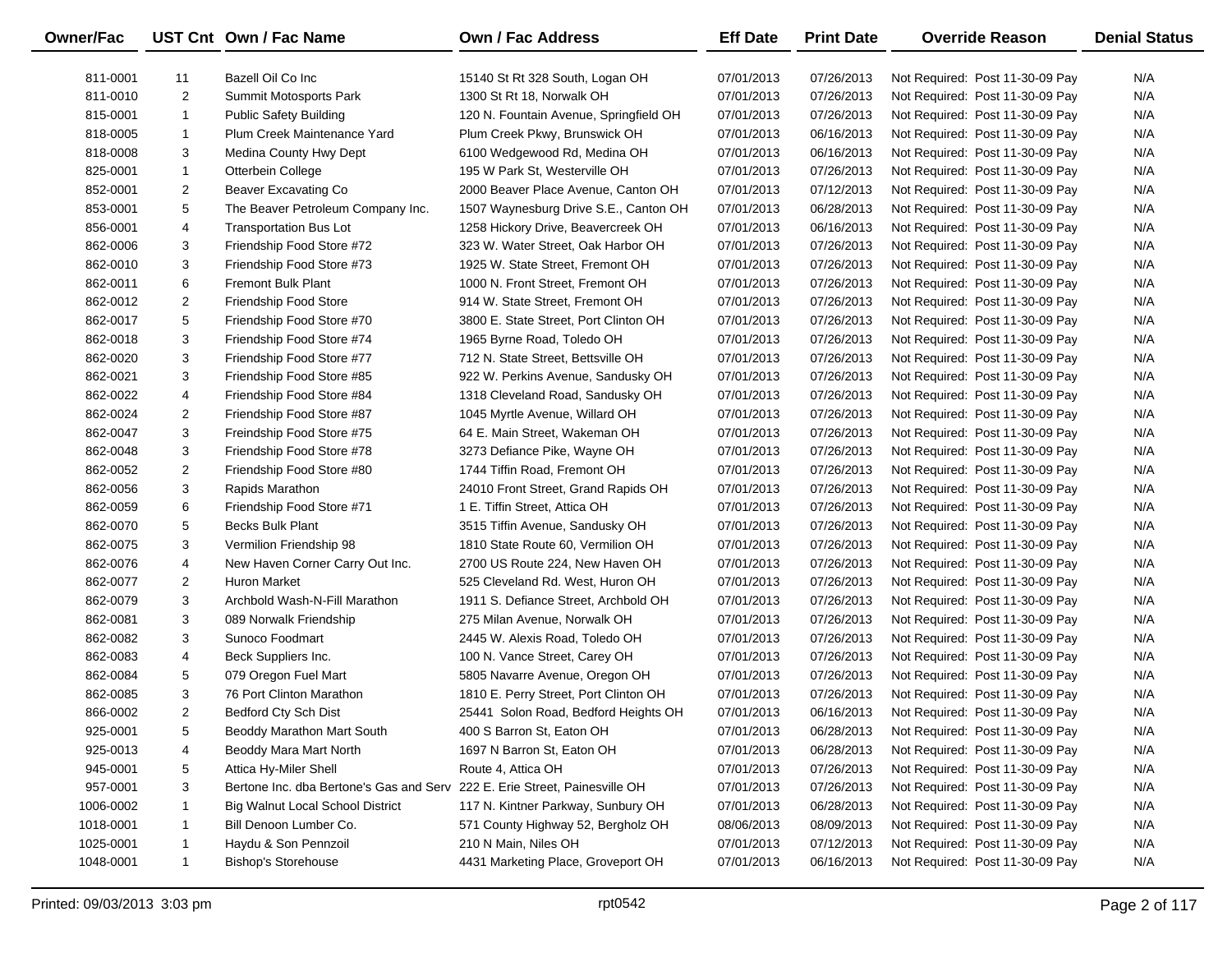| Owner/Fac | UST Cnt | Own / Fac Name | Own / Fac Address | Eff Date | Print Date | Override Reason | Denial Status |
|---|---|---|---|---|---|---|---|
| 811-0001 | 11 | Bazell Oil Co Inc | 15140 St Rt 328 South, Logan OH | 07/01/2013 | 07/26/2013 | Not Required: Post 11-30-09 Pay | N/A |
| 811-0010 | 2 | Summit Motosports Park | 1300 St Rt 18, Norwalk OH | 07/01/2013 | 07/26/2013 | Not Required: Post 11-30-09 Pay | N/A |
| 815-0001 | 1 | Public Safety Building | 120 N. Fountain Avenue, Springfield OH | 07/01/2013 | 07/26/2013 | Not Required: Post 11-30-09 Pay | N/A |
| 818-0005 | 1 | Plum Creek Maintenance Yard | Plum Creek Pkwy, Brunswick OH | 07/01/2013 | 06/16/2013 | Not Required: Post 11-30-09 Pay | N/A |
| 818-0008 | 3 | Medina County Hwy Dept | 6100 Wedgewood Rd, Medina OH | 07/01/2013 | 06/16/2013 | Not Required: Post 11-30-09 Pay | N/A |
| 825-0001 | 1 | Otterbein College | 195 W Park St, Westerville OH | 07/01/2013 | 07/26/2013 | Not Required: Post 11-30-09 Pay | N/A |
| 852-0001 | 2 | Beaver Excavating Co | 2000 Beaver Place Avenue, Canton OH | 07/01/2013 | 07/12/2013 | Not Required: Post 11-30-09 Pay | N/A |
| 853-0001 | 5 | The Beaver Petroleum Company Inc. | 1507 Waynesburg Drive S.E., Canton OH | 07/01/2013 | 06/28/2013 | Not Required: Post 11-30-09 Pay | N/A |
| 856-0001 | 4 | Transportation Bus Lot | 1258 Hickory Drive, Beavercreek OH | 07/01/2013 | 06/16/2013 | Not Required: Post 11-30-09 Pay | N/A |
| 862-0006 | 3 | Friendship Food Store #72 | 323 W. Water Street, Oak Harbor OH | 07/01/2013 | 07/26/2013 | Not Required: Post 11-30-09 Pay | N/A |
| 862-0010 | 3 | Friendship Food Store #73 | 1925 W. State Street, Fremont OH | 07/01/2013 | 07/26/2013 | Not Required: Post 11-30-09 Pay | N/A |
| 862-0011 | 6 | Fremont Bulk Plant | 1000 N. Front Street, Fremont OH | 07/01/2013 | 07/26/2013 | Not Required: Post 11-30-09 Pay | N/A |
| 862-0012 | 2 | Friendship Food Store | 914 W. State Street, Fremont OH | 07/01/2013 | 07/26/2013 | Not Required: Post 11-30-09 Pay | N/A |
| 862-0017 | 5 | Friendship Food Store #70 | 3800 E. State Street, Port Clinton OH | 07/01/2013 | 07/26/2013 | Not Required: Post 11-30-09 Pay | N/A |
| 862-0018 | 3 | Friendship Food Store #74 | 1965 Byrne Road, Toledo OH | 07/01/2013 | 07/26/2013 | Not Required: Post 11-30-09 Pay | N/A |
| 862-0020 | 3 | Friendship Food Store #77 | 712 N. State Street, Bettsville OH | 07/01/2013 | 07/26/2013 | Not Required: Post 11-30-09 Pay | N/A |
| 862-0021 | 3 | Friendship Food Store #85 | 922 W. Perkins Avenue, Sandusky OH | 07/01/2013 | 07/26/2013 | Not Required: Post 11-30-09 Pay | N/A |
| 862-0022 | 4 | Friendship Food Store #84 | 1318 Cleveland Road, Sandusky OH | 07/01/2013 | 07/26/2013 | Not Required: Post 11-30-09 Pay | N/A |
| 862-0024 | 2 | Friendship Food Store #87 | 1045 Myrtle Avenue, Willard OH | 07/01/2013 | 07/26/2013 | Not Required: Post 11-30-09 Pay | N/A |
| 862-0047 | 3 | Freindship Food Store #75 | 64 E. Main Street, Wakeman OH | 07/01/2013 | 07/26/2013 | Not Required: Post 11-30-09 Pay | N/A |
| 862-0048 | 3 | Friendship Food Store #78 | 3273 Defiance Pike, Wayne OH | 07/01/2013 | 07/26/2013 | Not Required: Post 11-30-09 Pay | N/A |
| 862-0052 | 2 | Friendship Food Store #80 | 1744 Tiffin Road, Fremont OH | 07/01/2013 | 07/26/2013 | Not Required: Post 11-30-09 Pay | N/A |
| 862-0056 | 3 | Rapids Marathon | 24010 Front Street, Grand Rapids OH | 07/01/2013 | 07/26/2013 | Not Required: Post 11-30-09 Pay | N/A |
| 862-0059 | 6 | Friendship Food Store #71 | 1 E. Tiffin Street, Attica OH | 07/01/2013 | 07/26/2013 | Not Required: Post 11-30-09 Pay | N/A |
| 862-0070 | 5 | Becks Bulk Plant | 3515 Tiffin Avenue, Sandusky OH | 07/01/2013 | 07/26/2013 | Not Required: Post 11-30-09 Pay | N/A |
| 862-0075 | 3 | Vermilion Friendship 98 | 1810 State Route 60, Vermilion OH | 07/01/2013 | 07/26/2013 | Not Required: Post 11-30-09 Pay | N/A |
| 862-0076 | 4 | New Haven Corner Carry Out Inc. | 2700 US Route 224, New Haven OH | 07/01/2013 | 07/26/2013 | Not Required: Post 11-30-09 Pay | N/A |
| 862-0077 | 2 | Huron Market | 525 Cleveland Rd. West, Huron OH | 07/01/2013 | 07/26/2013 | Not Required: Post 11-30-09 Pay | N/A |
| 862-0079 | 3 | Archbold Wash-N-Fill Marathon | 1911 S. Defiance Street, Archbold OH | 07/01/2013 | 07/26/2013 | Not Required: Post 11-30-09 Pay | N/A |
| 862-0081 | 3 | 089 Norwalk Friendship | 275 Milan Avenue, Norwalk OH | 07/01/2013 | 07/26/2013 | Not Required: Post 11-30-09 Pay | N/A |
| 862-0082 | 3 | Sunoco Foodmart | 2445 W. Alexis Road, Toledo OH | 07/01/2013 | 07/26/2013 | Not Required: Post 11-30-09 Pay | N/A |
| 862-0083 | 4 | Beck Suppliers Inc. | 100 N. Vance Street, Carey OH | 07/01/2013 | 07/26/2013 | Not Required: Post 11-30-09 Pay | N/A |
| 862-0084 | 5 | 079 Oregon Fuel Mart | 5805 Navarre Avenue, Oregon OH | 07/01/2013 | 07/26/2013 | Not Required: Post 11-30-09 Pay | N/A |
| 862-0085 | 3 | 76 Port Clinton Marathon | 1810 E. Perry Street, Port Clinton OH | 07/01/2013 | 07/26/2013 | Not Required: Post 11-30-09 Pay | N/A |
| 866-0002 | 2 | Bedford Cty Sch Dist | 25441 Solon Road, Bedford Heights OH | 07/01/2013 | 06/16/2013 | Not Required: Post 11-30-09 Pay | N/A |
| 925-0001 | 5 | Beoddy Marathon Mart South | 400 S Barron St, Eaton OH | 07/01/2013 | 06/28/2013 | Not Required: Post 11-30-09 Pay | N/A |
| 925-0013 | 4 | Beoddy Mara Mart North | 1697 N Barron St, Eaton OH | 07/01/2013 | 06/28/2013 | Not Required: Post 11-30-09 Pay | N/A |
| 945-0001 | 5 | Attica Hy-Miler Shell | Route 4, Attica OH | 07/01/2013 | 07/26/2013 | Not Required: Post 11-30-09 Pay | N/A |
| 957-0001 | 3 | Bertone Inc. dba Bertone's Gas and Serv | 222 E. Erie Street, Painesville OH | 07/01/2013 | 07/26/2013 | Not Required: Post 11-30-09 Pay | N/A |
| 1006-0002 | 1 | Big Walnut Local School District | 117 N. Kintner Parkway, Sunbury OH | 07/01/2013 | 06/28/2013 | Not Required: Post 11-30-09 Pay | N/A |
| 1018-0001 | 1 | Bill Denoon Lumber Co. | 571 County Highway 52, Bergholz OH | 08/06/2013 | 08/09/2013 | Not Required: Post 11-30-09 Pay | N/A |
| 1025-0001 | 1 | Haydu & Son Pennzoil | 210 N Main, Niles OH | 07/01/2013 | 07/12/2013 | Not Required: Post 11-30-09 Pay | N/A |
| 1048-0001 | 1 | Bishop's Storehouse | 4431 Marketing Place, Groveport OH | 07/01/2013 | 06/16/2013 | Not Required: Post 11-30-09 Pay | N/A |

Printed: 09/03/2013 3:03 pm | rpt0542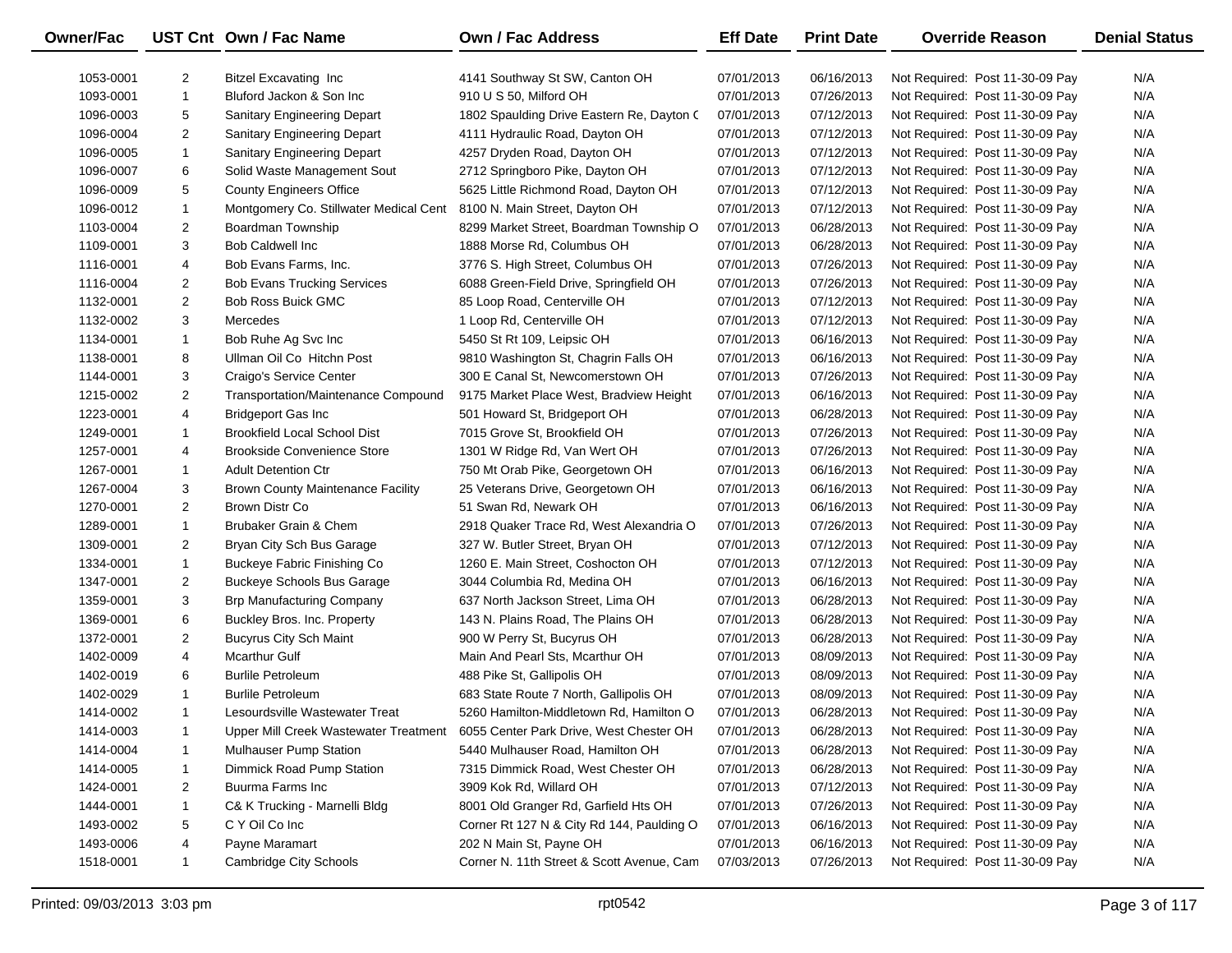| Owner/Fac | UST Cnt | Own / Fac Name | Own / Fac Address | Eff Date | Print Date | Override Reason | Denial Status |
|---|---|---|---|---|---|---|---|
| 1053-0001 | 2 | Bitzel Excavating Inc | 4141 Southway St SW, Canton OH | 07/01/2013 | 06/16/2013 | Not Required: Post 11-30-09 Pay | N/A |
| 1093-0001 | 1 | Bluford Jackon & Son Inc | 910 U S 50, Milford OH | 07/01/2013 | 07/26/2013 | Not Required: Post 11-30-09 Pay | N/A |
| 1096-0003 | 5 | Sanitary Engineering Depart | 1802 Spaulding Drive Eastern Re, Dayton C | 07/01/2013 | 07/12/2013 | Not Required: Post 11-30-09 Pay | N/A |
| 1096-0004 | 2 | Sanitary Engineering Depart | 4111 Hydraulic Road, Dayton OH | 07/01/2013 | 07/12/2013 | Not Required: Post 11-30-09 Pay | N/A |
| 1096-0005 | 1 | Sanitary Engineering Depart | 4257 Dryden Road, Dayton OH | 07/01/2013 | 07/12/2013 | Not Required: Post 11-30-09 Pay | N/A |
| 1096-0007 | 6 | Solid Waste Management Sout | 2712 Springboro Pike, Dayton OH | 07/01/2013 | 07/12/2013 | Not Required: Post 11-30-09 Pay | N/A |
| 1096-0009 | 5 | County Engineers Office | 5625 Little Richmond Road, Dayton OH | 07/01/2013 | 07/12/2013 | Not Required: Post 11-30-09 Pay | N/A |
| 1096-0012 | 1 | Montgomery Co. Stillwater Medical Cent | 8100 N. Main Street, Dayton OH | 07/01/2013 | 07/12/2013 | Not Required: Post 11-30-09 Pay | N/A |
| 1103-0004 | 2 | Boardman Township | 8299 Market Street, Boardman Township O | 07/01/2013 | 06/28/2013 | Not Required: Post 11-30-09 Pay | N/A |
| 1109-0001 | 3 | Bob Caldwell Inc | 1888 Morse Rd, Columbus OH | 07/01/2013 | 06/28/2013 | Not Required: Post 11-30-09 Pay | N/A |
| 1116-0001 | 4 | Bob Evans Farms, Inc. | 3776 S. High Street, Columbus OH | 07/01/2013 | 07/26/2013 | Not Required: Post 11-30-09 Pay | N/A |
| 1116-0004 | 2 | Bob Evans Trucking Services | 6088 Green-Field Drive, Springfield OH | 07/01/2013 | 07/26/2013 | Not Required: Post 11-30-09 Pay | N/A |
| 1132-0001 | 2 | Bob Ross Buick GMC | 85 Loop Road, Centerville OH | 07/01/2013 | 07/12/2013 | Not Required: Post 11-30-09 Pay | N/A |
| 1132-0002 | 3 | Mercedes | 1 Loop Rd, Centerville OH | 07/01/2013 | 07/12/2013 | Not Required: Post 11-30-09 Pay | N/A |
| 1134-0001 | 1 | Bob Ruhe Ag Svc Inc | 5450 St Rt 109, Leipsic OH | 07/01/2013 | 06/16/2013 | Not Required: Post 11-30-09 Pay | N/A |
| 1138-0001 | 8 | Ullman Oil Co Hitchn Post | 9810 Washington St, Chagrin Falls OH | 07/01/2013 | 06/16/2013 | Not Required: Post 11-30-09 Pay | N/A |
| 1144-0001 | 3 | Craigo's Service Center | 300 E Canal St, Newcomerstown OH | 07/01/2013 | 07/26/2013 | Not Required: Post 11-30-09 Pay | N/A |
| 1215-0002 | 2 | Transportation/Maintenance Compound | 9175 Market Place West, Bradview Height | 07/01/2013 | 06/16/2013 | Not Required: Post 11-30-09 Pay | N/A |
| 1223-0001 | 4 | Bridgeport Gas Inc | 501 Howard St, Bridgeport OH | 07/01/2013 | 06/28/2013 | Not Required: Post 11-30-09 Pay | N/A |
| 1249-0001 | 1 | Brookfield Local School Dist | 7015 Grove St, Brookfield OH | 07/01/2013 | 07/26/2013 | Not Required: Post 11-30-09 Pay | N/A |
| 1257-0001 | 4 | Brookside Convenience Store | 1301 W Ridge Rd, Van Wert OH | 07/01/2013 | 07/26/2013 | Not Required: Post 11-30-09 Pay | N/A |
| 1267-0001 | 1 | Adult Detention Ctr | 750 Mt Orab Pike, Georgetown OH | 07/01/2013 | 06/16/2013 | Not Required: Post 11-30-09 Pay | N/A |
| 1267-0004 | 3 | Brown County Maintenance Facility | 25 Veterans Drive, Georgetown OH | 07/01/2013 | 06/16/2013 | Not Required: Post 11-30-09 Pay | N/A |
| 1270-0001 | 2 | Brown Distr Co | 51 Swan Rd, Newark OH | 07/01/2013 | 06/16/2013 | Not Required: Post 11-30-09 Pay | N/A |
| 1289-0001 | 1 | Brubaker Grain & Chem | 2918 Quaker Trace Rd, West Alexandria O | 07/01/2013 | 07/26/2013 | Not Required: Post 11-30-09 Pay | N/A |
| 1309-0001 | 2 | Bryan City Sch Bus Garage | 327 W. Butler Street, Bryan OH | 07/01/2013 | 07/12/2013 | Not Required: Post 11-30-09 Pay | N/A |
| 1334-0001 | 1 | Buckeye Fabric Finishing Co | 1260 E. Main Street, Coshocton OH | 07/01/2013 | 07/12/2013 | Not Required: Post 11-30-09 Pay | N/A |
| 1347-0001 | 2 | Buckeye Schools Bus Garage | 3044 Columbia Rd, Medina OH | 07/01/2013 | 06/16/2013 | Not Required: Post 11-30-09 Pay | N/A |
| 1359-0001 | 3 | Brp Manufacturing Company | 637 North Jackson Street, Lima OH | 07/01/2013 | 06/28/2013 | Not Required: Post 11-30-09 Pay | N/A |
| 1369-0001 | 6 | Buckley Bros. Inc. Property | 143 N. Plains Road, The Plains OH | 07/01/2013 | 06/28/2013 | Not Required: Post 11-30-09 Pay | N/A |
| 1372-0001 | 2 | Bucyrus City Sch Maint | 900 W Perry St, Bucyrus OH | 07/01/2013 | 06/28/2013 | Not Required: Post 11-30-09 Pay | N/A |
| 1402-0009 | 4 | Mcarthur Gulf | Main And Pearl Sts, Mcarthur OH | 07/01/2013 | 08/09/2013 | Not Required: Post 11-30-09 Pay | N/A |
| 1402-0019 | 6 | Burlile Petroleum | 488 Pike St, Gallipolis OH | 07/01/2013 | 08/09/2013 | Not Required: Post 11-30-09 Pay | N/A |
| 1402-0029 | 1 | Burlile Petroleum | 683 State Route 7 North, Gallipolis OH | 07/01/2013 | 08/09/2013 | Not Required: Post 11-30-09 Pay | N/A |
| 1414-0002 | 1 | Lesourdsville Wastewater Treat | 5260 Hamilton-Middletown Rd, Hamilton O | 07/01/2013 | 06/28/2013 | Not Required: Post 11-30-09 Pay | N/A |
| 1414-0003 | 1 | Upper Mill Creek Wastewater Treatment | 6055 Center Park Drive, West Chester OH | 07/01/2013 | 06/28/2013 | Not Required: Post 11-30-09 Pay | N/A |
| 1414-0004 | 1 | Mulhauser Pump Station | 5440 Mulhauser Road, Hamilton OH | 07/01/2013 | 06/28/2013 | Not Required: Post 11-30-09 Pay | N/A |
| 1414-0005 | 1 | Dimmick Road Pump Station | 7315 Dimmick Road, West Chester OH | 07/01/2013 | 06/28/2013 | Not Required: Post 11-30-09 Pay | N/A |
| 1424-0001 | 2 | Buurma Farms Inc | 3909 Kok Rd, Willard OH | 07/01/2013 | 07/12/2013 | Not Required: Post 11-30-09 Pay | N/A |
| 1444-0001 | 1 | C& K Trucking - Marnelli Bldg | 8001 Old Granger Rd, Garfield Hts OH | 07/01/2013 | 07/26/2013 | Not Required: Post 11-30-09 Pay | N/A |
| 1493-0002 | 5 | C Y Oil Co Inc | Corner Rt 127 N & City Rd 144, Paulding O | 07/01/2013 | 06/16/2013 | Not Required: Post 11-30-09 Pay | N/A |
| 1493-0006 | 4 | Payne Maramart | 202 N Main St, Payne OH | 07/01/2013 | 06/16/2013 | Not Required: Post 11-30-09 Pay | N/A |
| 1518-0001 | 1 | Cambridge City Schools | Corner N. 11th Street & Scott Avenue, Cam | 07/03/2013 | 07/26/2013 | Not Required: Post 11-30-09 Pay | N/A |

Printed: 09/03/2013 3:03 pm rpt0542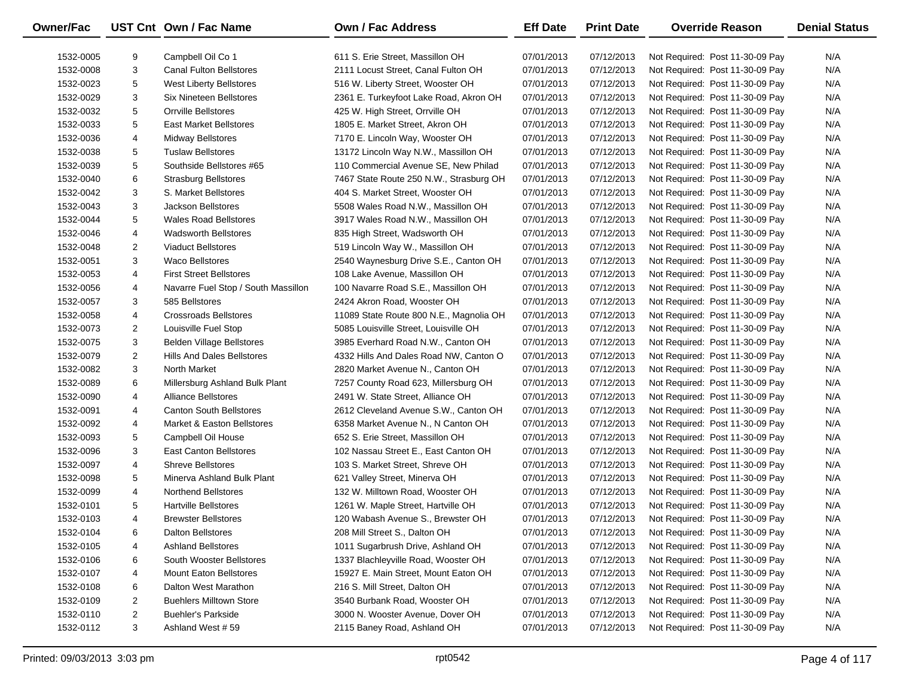| Owner/Fac | UST Cnt | Own / Fac Name | Own / Fac Address | Eff Date | Print Date | Override Reason | Denial Status |
|---|---|---|---|---|---|---|---|
| 1532-0005 | 9 | Campbell Oil Co 1 | 611 S. Erie Street, Massillon OH | 07/01/2013 | 07/12/2013 | Not Required: Post 11-30-09 Pay | N/A |
| 1532-0008 | 3 | Canal Fulton Bellstores | 2111 Locust Street, Canal Fulton OH | 07/01/2013 | 07/12/2013 | Not Required: Post 11-30-09 Pay | N/A |
| 1532-0023 | 5 | West Liberty Bellstores | 516 W. Liberty Street, Wooster OH | 07/01/2013 | 07/12/2013 | Not Required: Post 11-30-09 Pay | N/A |
| 1532-0029 | 3 | Six Nineteen Bellstores | 2361 E. Turkeyfoot Lake Road, Akron OH | 07/01/2013 | 07/12/2013 | Not Required: Post 11-30-09 Pay | N/A |
| 1532-0032 | 5 | Orrville Bellstores | 425 W. High Street, Orrville OH | 07/01/2013 | 07/12/2013 | Not Required: Post 11-30-09 Pay | N/A |
| 1532-0033 | 5 | East Market Bellstores | 1805 E. Market Street, Akron OH | 07/01/2013 | 07/12/2013 | Not Required: Post 11-30-09 Pay | N/A |
| 1532-0036 | 4 | Midway Bellstores | 7170 E. Lincoln Way, Wooster OH | 07/01/2013 | 07/12/2013 | Not Required: Post 11-30-09 Pay | N/A |
| 1532-0038 | 5 | Tuslaw Bellstores | 13172 Lincoln Way N.W., Massillon OH | 07/01/2013 | 07/12/2013 | Not Required: Post 11-30-09 Pay | N/A |
| 1532-0039 | 5 | Southside Bellstores #65 | 110 Commercial Avenue SE, New Philad | 07/01/2013 | 07/12/2013 | Not Required: Post 11-30-09 Pay | N/A |
| 1532-0040 | 6 | Strasburg Bellstores | 7467 State Route 250 N.W., Strasburg OH | 07/01/2013 | 07/12/2013 | Not Required: Post 11-30-09 Pay | N/A |
| 1532-0042 | 3 | S. Market Bellstores | 404 S. Market Street, Wooster OH | 07/01/2013 | 07/12/2013 | Not Required: Post 11-30-09 Pay | N/A |
| 1532-0043 | 3 | Jackson Bellstores | 5508 Wales Road N.W., Massillon OH | 07/01/2013 | 07/12/2013 | Not Required: Post 11-30-09 Pay | N/A |
| 1532-0044 | 5 | Wales Road Bellstores | 3917 Wales Road N.W., Massillon OH | 07/01/2013 | 07/12/2013 | Not Required: Post 11-30-09 Pay | N/A |
| 1532-0046 | 4 | Wadsworth Bellstores | 835 High Street, Wadsworth OH | 07/01/2013 | 07/12/2013 | Not Required: Post 11-30-09 Pay | N/A |
| 1532-0048 | 2 | Viaduct Bellstores | 519 Lincoln Way W., Massillon OH | 07/01/2013 | 07/12/2013 | Not Required: Post 11-30-09 Pay | N/A |
| 1532-0051 | 3 | Waco Bellstores | 2540 Waynesburg Drive S.E., Canton OH | 07/01/2013 | 07/12/2013 | Not Required: Post 11-30-09 Pay | N/A |
| 1532-0053 | 4 | First Street Bellstores | 108 Lake Avenue, Massillon OH | 07/01/2013 | 07/12/2013 | Not Required: Post 11-30-09 Pay | N/A |
| 1532-0056 | 4 | Navarre Fuel Stop / South Massillon | 100 Navarre Road S.E., Massillon OH | 07/01/2013 | 07/12/2013 | Not Required: Post 11-30-09 Pay | N/A |
| 1532-0057 | 3 | 585 Bellstores | 2424 Akron Road, Wooster OH | 07/01/2013 | 07/12/2013 | Not Required: Post 11-30-09 Pay | N/A |
| 1532-0058 | 4 | Crossroads Bellstores | 11089 State Route 800 N.E., Magnolia OH | 07/01/2013 | 07/12/2013 | Not Required: Post 11-30-09 Pay | N/A |
| 1532-0073 | 2 | Louisville Fuel Stop | 5085 Louisville Street, Louisville OH | 07/01/2013 | 07/12/2013 | Not Required: Post 11-30-09 Pay | N/A |
| 1532-0075 | 3 | Belden Village Bellstores | 3985 Everhard Road N.W., Canton OH | 07/01/2013 | 07/12/2013 | Not Required: Post 11-30-09 Pay | N/A |
| 1532-0079 | 2 | Hills And Dales Bellstores | 4332 Hills And Dales Road NW, Canton O | 07/01/2013 | 07/12/2013 | Not Required: Post 11-30-09 Pay | N/A |
| 1532-0082 | 3 | North Market | 2820 Market Avenue N., Canton OH | 07/01/2013 | 07/12/2013 | Not Required: Post 11-30-09 Pay | N/A |
| 1532-0089 | 6 | Millersburg Ashland Bulk Plant | 7257 County Road 623, Millersburg OH | 07/01/2013 | 07/12/2013 | Not Required: Post 11-30-09 Pay | N/A |
| 1532-0090 | 4 | Alliance Bellstores | 2491 W. State Street, Alliance OH | 07/01/2013 | 07/12/2013 | Not Required: Post 11-30-09 Pay | N/A |
| 1532-0091 | 4 | Canton South Bellstores | 2612 Cleveland Avenue S.W., Canton OH | 07/01/2013 | 07/12/2013 | Not Required: Post 11-30-09 Pay | N/A |
| 1532-0092 | 4 | Market & Easton Bellstores | 6358 Market Avenue N., N Canton OH | 07/01/2013 | 07/12/2013 | Not Required: Post 11-30-09 Pay | N/A |
| 1532-0093 | 5 | Campbell Oil House | 652 S. Erie Street, Massillon OH | 07/01/2013 | 07/12/2013 | Not Required: Post 11-30-09 Pay | N/A |
| 1532-0096 | 3 | East Canton Bellstores | 102 Nassau Street E., East Canton OH | 07/01/2013 | 07/12/2013 | Not Required: Post 11-30-09 Pay | N/A |
| 1532-0097 | 4 | Shreve Bellstores | 103 S. Market Street, Shreve OH | 07/01/2013 | 07/12/2013 | Not Required: Post 11-30-09 Pay | N/A |
| 1532-0098 | 5 | Minerva Ashland Bulk Plant | 621 Valley Street, Minerva OH | 07/01/2013 | 07/12/2013 | Not Required: Post 11-30-09 Pay | N/A |
| 1532-0099 | 4 | Northend Bellstores | 132 W. Milltown Road, Wooster OH | 07/01/2013 | 07/12/2013 | Not Required: Post 11-30-09 Pay | N/A |
| 1532-0101 | 5 | Hartville Bellstores | 1261 W. Maple Street, Hartville OH | 07/01/2013 | 07/12/2013 | Not Required: Post 11-30-09 Pay | N/A |
| 1532-0103 | 4 | Brewster Bellstores | 120 Wabash Avenue S., Brewster OH | 07/01/2013 | 07/12/2013 | Not Required: Post 11-30-09 Pay | N/A |
| 1532-0104 | 6 | Dalton Bellstores | 208 Mill Street S., Dalton OH | 07/01/2013 | 07/12/2013 | Not Required: Post 11-30-09 Pay | N/A |
| 1532-0105 | 4 | Ashland Bellstores | 1011 Sugarbrush Drive, Ashland OH | 07/01/2013 | 07/12/2013 | Not Required: Post 11-30-09 Pay | N/A |
| 1532-0106 | 6 | South Wooster Bellstores | 1337 Blachleyville Road, Wooster OH | 07/01/2013 | 07/12/2013 | Not Required: Post 11-30-09 Pay | N/A |
| 1532-0107 | 4 | Mount Eaton Bellstores | 15927 E. Main Street, Mount Eaton OH | 07/01/2013 | 07/12/2013 | Not Required: Post 11-30-09 Pay | N/A |
| 1532-0108 | 6 | Dalton West Marathon | 216 S. Mill Street, Dalton OH | 07/01/2013 | 07/12/2013 | Not Required: Post 11-30-09 Pay | N/A |
| 1532-0109 | 2 | Buehlers Milltown Store | 3540 Burbank Road, Wooster OH | 07/01/2013 | 07/12/2013 | Not Required: Post 11-30-09 Pay | N/A |
| 1532-0110 | 2 | Buehler's Parkside | 3000 N. Wooster Avenue, Dover OH | 07/01/2013 | 07/12/2013 | Not Required: Post 11-30-09 Pay | N/A |
| 1532-0112 | 3 | Ashland West # 59 | 2115 Baney Road, Ashland OH | 07/01/2013 | 07/12/2013 | Not Required: Post 11-30-09 Pay | N/A |

Printed: 09/03/2013 3:03 pm rpt0542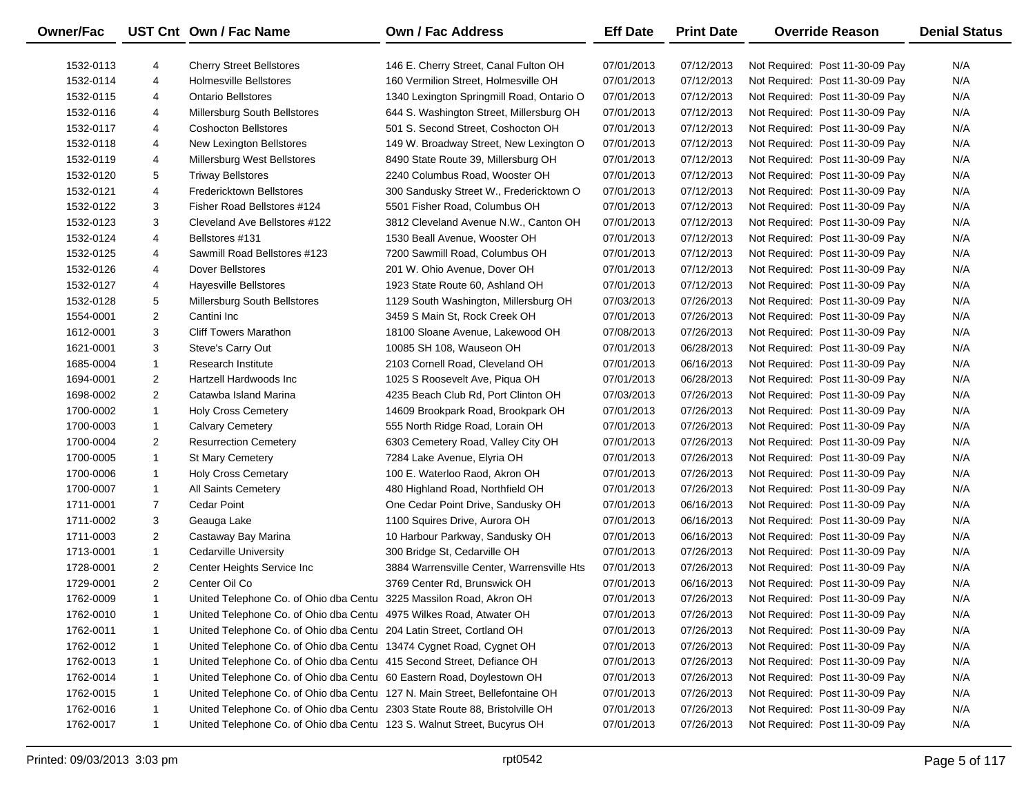| Owner/Fac | UST Cnt | Own / Fac Name | Own / Fac Address | Eff Date | Print Date | Override Reason | Denial Status |
|---|---|---|---|---|---|---|---|
| 1532-0113 | 4 | Cherry Street Bellstores | 146 E. Cherry Street, Canal Fulton OH | 07/01/2013 | 07/12/2013 | Not Required: Post 11-30-09 Pay | N/A |
| 1532-0114 | 4 | Holmesville Bellstores | 160 Vermilion Street, Holmesville OH | 07/01/2013 | 07/12/2013 | Not Required: Post 11-30-09 Pay | N/A |
| 1532-0115 | 4 | Ontario Bellstores | 1340 Lexington Springmill Road, Ontario O | 07/01/2013 | 07/12/2013 | Not Required: Post 11-30-09 Pay | N/A |
| 1532-0116 | 4 | Millersburg South Bellstores | 644 S. Washington Street, Millersburg OH | 07/01/2013 | 07/12/2013 | Not Required: Post 11-30-09 Pay | N/A |
| 1532-0117 | 4 | Coshocton Bellstores | 501 S. Second Street, Coshocton OH | 07/01/2013 | 07/12/2013 | Not Required: Post 11-30-09 Pay | N/A |
| 1532-0118 | 4 | New Lexington Bellstores | 149 W. Broadway Street, New Lexington O | 07/01/2013 | 07/12/2013 | Not Required: Post 11-30-09 Pay | N/A |
| 1532-0119 | 4 | Millersburg West Bellstores | 8490 State Route 39, Millersburg OH | 07/01/2013 | 07/12/2013 | Not Required: Post 11-30-09 Pay | N/A |
| 1532-0120 | 5 | Triway Bellstores | 2240 Columbus Road, Wooster OH | 07/01/2013 | 07/12/2013 | Not Required: Post 11-30-09 Pay | N/A |
| 1532-0121 | 4 | Fredericktown Bellstores | 300 Sandusky Street W., Fredericktown O | 07/01/2013 | 07/12/2013 | Not Required: Post 11-30-09 Pay | N/A |
| 1532-0122 | 3 | Fisher Road Bellstores #124 | 5501 Fisher Road, Columbus OH | 07/01/2013 | 07/12/2013 | Not Required: Post 11-30-09 Pay | N/A |
| 1532-0123 | 3 | Cleveland Ave Bellstores #122 | 3812 Cleveland Avenue N.W., Canton OH | 07/01/2013 | 07/12/2013 | Not Required: Post 11-30-09 Pay | N/A |
| 1532-0124 | 4 | Bellstores #131 | 1530 Beall Avenue, Wooster OH | 07/01/2013 | 07/12/2013 | Not Required: Post 11-30-09 Pay | N/A |
| 1532-0125 | 4 | Sawmill Road Bellstores #123 | 7200 Sawmill Road, Columbus OH | 07/01/2013 | 07/12/2013 | Not Required: Post 11-30-09 Pay | N/A |
| 1532-0126 | 4 | Dover Bellstores | 201 W. Ohio Avenue, Dover OH | 07/01/2013 | 07/12/2013 | Not Required: Post 11-30-09 Pay | N/A |
| 1532-0127 | 4 | Hayesville Bellstores | 1923 State Route 60, Ashland OH | 07/01/2013 | 07/12/2013 | Not Required: Post 11-30-09 Pay | N/A |
| 1532-0128 | 5 | Millersburg South Bellstores | 1129 South Washington, Millersburg OH | 07/03/2013 | 07/26/2013 | Not Required: Post 11-30-09 Pay | N/A |
| 1554-0001 | 2 | Cantini Inc | 3459 S Main St, Rock Creek OH | 07/01/2013 | 07/26/2013 | Not Required: Post 11-30-09 Pay | N/A |
| 1612-0001 | 3 | Cliff Towers Marathon | 18100 Sloane Avenue, Lakewood OH | 07/08/2013 | 07/26/2013 | Not Required: Post 11-30-09 Pay | N/A |
| 1621-0001 | 3 | Steve's Carry Out | 10085 SH 108, Wauseon OH | 07/01/2013 | 06/28/2013 | Not Required: Post 11-30-09 Pay | N/A |
| 1685-0004 | 1 | Research Institute | 2103 Cornell Road, Cleveland OH | 07/01/2013 | 06/16/2013 | Not Required: Post 11-30-09 Pay | N/A |
| 1694-0001 | 2 | Hartzell Hardwoods Inc | 1025 S Roosevelt Ave, Piqua OH | 07/01/2013 | 06/28/2013 | Not Required: Post 11-30-09 Pay | N/A |
| 1698-0002 | 2 | Catawba Island Marina | 4235 Beach Club Rd, Port Clinton OH | 07/03/2013 | 07/26/2013 | Not Required: Post 11-30-09 Pay | N/A |
| 1700-0002 | 1 | Holy Cross Cemetery | 14609 Brookpark Road, Brookpark OH | 07/01/2013 | 07/26/2013 | Not Required: Post 11-30-09 Pay | N/A |
| 1700-0003 | 1 | Calvary Cemetery | 555 North Ridge Road, Lorain OH | 07/01/2013 | 07/26/2013 | Not Required: Post 11-30-09 Pay | N/A |
| 1700-0004 | 2 | Resurrection Cemetery | 6303 Cemetery Road, Valley City OH | 07/01/2013 | 07/26/2013 | Not Required: Post 11-30-09 Pay | N/A |
| 1700-0005 | 1 | St Mary Cemetery | 7284 Lake Avenue, Elyria OH | 07/01/2013 | 07/26/2013 | Not Required: Post 11-30-09 Pay | N/A |
| 1700-0006 | 1 | Holy Cross Cemetary | 100 E. Waterloo Raod, Akron OH | 07/01/2013 | 07/26/2013 | Not Required: Post 11-30-09 Pay | N/A |
| 1700-0007 | 1 | All Saints Cemetery | 480 Highland Road, Northfield OH | 07/01/2013 | 07/26/2013 | Not Required: Post 11-30-09 Pay | N/A |
| 1711-0001 | 7 | Cedar Point | One Cedar Point Drive, Sandusky OH | 07/01/2013 | 06/16/2013 | Not Required: Post 11-30-09 Pay | N/A |
| 1711-0002 | 3 | Geauga Lake | 1100 Squires Drive, Aurora OH | 07/01/2013 | 06/16/2013 | Not Required: Post 11-30-09 Pay | N/A |
| 1711-0003 | 2 | Castaway Bay Marina | 10 Harbour Parkway, Sandusky OH | 07/01/2013 | 06/16/2013 | Not Required: Post 11-30-09 Pay | N/A |
| 1713-0001 | 1 | Cedarville University | 300 Bridge St, Cedarville OH | 07/01/2013 | 07/26/2013 | Not Required: Post 11-30-09 Pay | N/A |
| 1728-0001 | 2 | Center Heights Service Inc | 3884 Warrensville Center, Warrensville Hts | 07/01/2013 | 07/26/2013 | Not Required: Post 11-30-09 Pay | N/A |
| 1729-0001 | 2 | Center Oil Co | 3769 Center Rd, Brunswick OH | 07/01/2013 | 06/16/2013 | Not Required: Post 11-30-09 Pay | N/A |
| 1762-0009 | 1 | United Telephone Co. of Ohio dba Centu | 3225 Massilon Road, Akron OH | 07/01/2013 | 07/26/2013 | Not Required: Post 11-30-09 Pay | N/A |
| 1762-0010 | 1 | United Telephone Co. of Ohio dba Centu | 4975 Wilkes Road, Atwater OH | 07/01/2013 | 07/26/2013 | Not Required: Post 11-30-09 Pay | N/A |
| 1762-0011 | 1 | United Telephone Co. of Ohio dba Centu | 204 Latin Street, Cortland OH | 07/01/2013 | 07/26/2013 | Not Required: Post 11-30-09 Pay | N/A |
| 1762-0012 | 1 | United Telephone Co. of Ohio dba Centu | 13474 Cygnet Road, Cygnet OH | 07/01/2013 | 07/26/2013 | Not Required: Post 11-30-09 Pay | N/A |
| 1762-0013 | 1 | United Telephone Co. of Ohio dba Centu | 415 Second Street, Defiance OH | 07/01/2013 | 07/26/2013 | Not Required: Post 11-30-09 Pay | N/A |
| 1762-0014 | 1 | United Telephone Co. of Ohio dba Centu | 60 Eastern Road, Doylestown OH | 07/01/2013 | 07/26/2013 | Not Required: Post 11-30-09 Pay | N/A |
| 1762-0015 | 1 | United Telephone Co. of Ohio dba Centu | 127 N. Main Street, Bellefontaine OH | 07/01/2013 | 07/26/2013 | Not Required: Post 11-30-09 Pay | N/A |
| 1762-0016 | 1 | United Telephone Co. of Ohio dba Centu | 2303 State Route 88, Bristolville OH | 07/01/2013 | 07/26/2013 | Not Required: Post 11-30-09 Pay | N/A |
| 1762-0017 | 1 | United Telephone Co. of Ohio dba Centu | 123 S. Walnut Street, Bucyrus OH | 07/01/2013 | 07/26/2013 | Not Required: Post 11-30-09 Pay | N/A |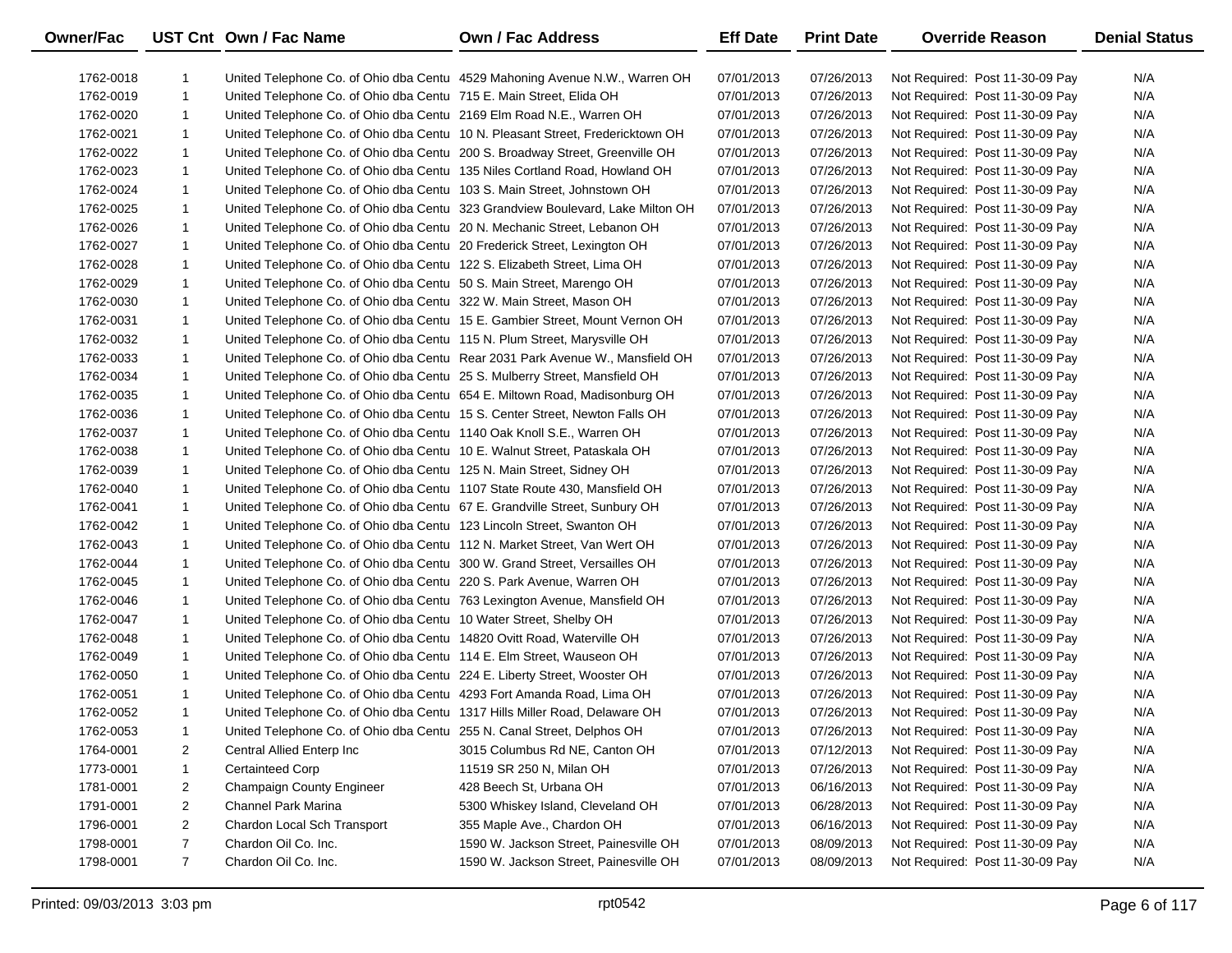| Owner/Fac | UST Cnt | Own / Fac Name | Own / Fac Address | Eff Date | Print Date | Override Reason | Denial Status |
|---|---|---|---|---|---|---|---|
| 1762-0018 | 1 | United Telephone Co. of Ohio dba Centu | 4529 Mahoning Avenue N.W., Warren OH | 07/01/2013 | 07/26/2013 | Not Required: Post 11-30-09 Pay | N/A |
| 1762-0019 | 1 | United Telephone Co. of Ohio dba Centu | 715 E. Main Street, Elida OH | 07/01/2013 | 07/26/2013 | Not Required: Post 11-30-09 Pay | N/A |
| 1762-0020 | 1 | United Telephone Co. of Ohio dba Centu | 2169 Elm Road N.E., Warren OH | 07/01/2013 | 07/26/2013 | Not Required: Post 11-30-09 Pay | N/A |
| 1762-0021 | 1 | United Telephone Co. of Ohio dba Centu | 10 N. Pleasant Street, Fredericktown OH | 07/01/2013 | 07/26/2013 | Not Required: Post 11-30-09 Pay | N/A |
| 1762-0022 | 1 | United Telephone Co. of Ohio dba Centu | 200 S. Broadway Street, Greenville OH | 07/01/2013 | 07/26/2013 | Not Required: Post 11-30-09 Pay | N/A |
| 1762-0023 | 1 | United Telephone Co. of Ohio dba Centu | 135 Niles Cortland Road, Howland OH | 07/01/2013 | 07/26/2013 | Not Required: Post 11-30-09 Pay | N/A |
| 1762-0024 | 1 | United Telephone Co. of Ohio dba Centu | 103 S. Main Street, Johnstown OH | 07/01/2013 | 07/26/2013 | Not Required: Post 11-30-09 Pay | N/A |
| 1762-0025 | 1 | United Telephone Co. of Ohio dba Centu | 323 Grandview Boulevard, Lake Milton OH | 07/01/2013 | 07/26/2013 | Not Required: Post 11-30-09 Pay | N/A |
| 1762-0026 | 1 | United Telephone Co. of Ohio dba Centu | 20 N. Mechanic Street, Lebanon OH | 07/01/2013 | 07/26/2013 | Not Required: Post 11-30-09 Pay | N/A |
| 1762-0027 | 1 | United Telephone Co. of Ohio dba Centu | 20 Frederick Street, Lexington OH | 07/01/2013 | 07/26/2013 | Not Required: Post 11-30-09 Pay | N/A |
| 1762-0028 | 1 | United Telephone Co. of Ohio dba Centu | 122 S. Elizabeth Street, Lima OH | 07/01/2013 | 07/26/2013 | Not Required: Post 11-30-09 Pay | N/A |
| 1762-0029 | 1 | United Telephone Co. of Ohio dba Centu | 50 S. Main Street, Marengo OH | 07/01/2013 | 07/26/2013 | Not Required: Post 11-30-09 Pay | N/A |
| 1762-0030 | 1 | United Telephone Co. of Ohio dba Centu | 322 W. Main Street, Mason OH | 07/01/2013 | 07/26/2013 | Not Required: Post 11-30-09 Pay | N/A |
| 1762-0031 | 1 | United Telephone Co. of Ohio dba Centu | 15 E. Gambier Street, Mount Vernon OH | 07/01/2013 | 07/26/2013 | Not Required: Post 11-30-09 Pay | N/A |
| 1762-0032 | 1 | United Telephone Co. of Ohio dba Centu | 115 N. Plum Street, Marysville OH | 07/01/2013 | 07/26/2013 | Not Required: Post 11-30-09 Pay | N/A |
| 1762-0033 | 1 | United Telephone Co. of Ohio dba Centu | Rear 2031 Park Avenue W., Mansfield OH | 07/01/2013 | 07/26/2013 | Not Required: Post 11-30-09 Pay | N/A |
| 1762-0034 | 1 | United Telephone Co. of Ohio dba Centu | 25 S. Mulberry Street, Mansfield OH | 07/01/2013 | 07/26/2013 | Not Required: Post 11-30-09 Pay | N/A |
| 1762-0035 | 1 | United Telephone Co. of Ohio dba Centu | 654 E. Miltown Road, Madisonburg OH | 07/01/2013 | 07/26/2013 | Not Required: Post 11-30-09 Pay | N/A |
| 1762-0036 | 1 | United Telephone Co. of Ohio dba Centu | 15 S. Center Street, Newton Falls OH | 07/01/2013 | 07/26/2013 | Not Required: Post 11-30-09 Pay | N/A |
| 1762-0037 | 1 | United Telephone Co. of Ohio dba Centu | 1140 Oak Knoll S.E., Warren OH | 07/01/2013 | 07/26/2013 | Not Required: Post 11-30-09 Pay | N/A |
| 1762-0038 | 1 | United Telephone Co. of Ohio dba Centu | 10 E. Walnut Street, Pataskala OH | 07/01/2013 | 07/26/2013 | Not Required: Post 11-30-09 Pay | N/A |
| 1762-0039 | 1 | United Telephone Co. of Ohio dba Centu | 125 N. Main Street, Sidney OH | 07/01/2013 | 07/26/2013 | Not Required: Post 11-30-09 Pay | N/A |
| 1762-0040 | 1 | United Telephone Co. of Ohio dba Centu | 1107 State Route 430, Mansfield OH | 07/01/2013 | 07/26/2013 | Not Required: Post 11-30-09 Pay | N/A |
| 1762-0041 | 1 | United Telephone Co. of Ohio dba Centu | 67 E. Grandville Street, Sunbury OH | 07/01/2013 | 07/26/2013 | Not Required: Post 11-30-09 Pay | N/A |
| 1762-0042 | 1 | United Telephone Co. of Ohio dba Centu | 123 Lincoln Street, Swanton OH | 07/01/2013 | 07/26/2013 | Not Required: Post 11-30-09 Pay | N/A |
| 1762-0043 | 1 | United Telephone Co. of Ohio dba Centu | 112 N. Market Street, Van Wert OH | 07/01/2013 | 07/26/2013 | Not Required: Post 11-30-09 Pay | N/A |
| 1762-0044 | 1 | United Telephone Co. of Ohio dba Centu | 300 W. Grand Street, Versailles OH | 07/01/2013 | 07/26/2013 | Not Required: Post 11-30-09 Pay | N/A |
| 1762-0045 | 1 | United Telephone Co. of Ohio dba Centu | 220 S. Park Avenue, Warren OH | 07/01/2013 | 07/26/2013 | Not Required: Post 11-30-09 Pay | N/A |
| 1762-0046 | 1 | United Telephone Co. of Ohio dba Centu | 763 Lexington Avenue, Mansfield OH | 07/01/2013 | 07/26/2013 | Not Required: Post 11-30-09 Pay | N/A |
| 1762-0047 | 1 | United Telephone Co. of Ohio dba Centu | 10 Water Street, Shelby OH | 07/01/2013 | 07/26/2013 | Not Required: Post 11-30-09 Pay | N/A |
| 1762-0048 | 1 | United Telephone Co. of Ohio dba Centu | 14820 Ovitt Road, Waterville OH | 07/01/2013 | 07/26/2013 | Not Required: Post 11-30-09 Pay | N/A |
| 1762-0049 | 1 | United Telephone Co. of Ohio dba Centu | 114 E. Elm Street, Wauseon OH | 07/01/2013 | 07/26/2013 | Not Required: Post 11-30-09 Pay | N/A |
| 1762-0050 | 1 | United Telephone Co. of Ohio dba Centu | 224 E. Liberty Street, Wooster OH | 07/01/2013 | 07/26/2013 | Not Required: Post 11-30-09 Pay | N/A |
| 1762-0051 | 1 | United Telephone Co. of Ohio dba Centu | 4293 Fort Amanda Road, Lima OH | 07/01/2013 | 07/26/2013 | Not Required: Post 11-30-09 Pay | N/A |
| 1762-0052 | 1 | United Telephone Co. of Ohio dba Centu | 1317 Hills Miller Road, Delaware OH | 07/01/2013 | 07/26/2013 | Not Required: Post 11-30-09 Pay | N/A |
| 1762-0053 | 1 | United Telephone Co. of Ohio dba Centu | 255 N. Canal Street, Delphos OH | 07/01/2013 | 07/26/2013 | Not Required: Post 11-30-09 Pay | N/A |
| 1764-0001 | 2 | Central Allied Enterp Inc | 3015 Columbus Rd NE, Canton OH | 07/01/2013 | 07/12/2013 | Not Required: Post 11-30-09 Pay | N/A |
| 1773-0001 | 1 | Certainteed Corp | 11519 SR 250 N, Milan OH | 07/01/2013 | 07/26/2013 | Not Required: Post 11-30-09 Pay | N/A |
| 1781-0001 | 2 | Champaign County Engineer | 428 Beech St, Urbana OH | 07/01/2013 | 06/16/2013 | Not Required: Post 11-30-09 Pay | N/A |
| 1791-0001 | 2 | Channel Park Marina | 5300 Whiskey Island, Cleveland OH | 07/01/2013 | 06/28/2013 | Not Required: Post 11-30-09 Pay | N/A |
| 1796-0001 | 2 | Chardon Local Sch Transport | 355 Maple Ave., Chardon OH | 07/01/2013 | 06/16/2013 | Not Required: Post 11-30-09 Pay | N/A |
| 1798-0001 | 7 | Chardon Oil Co. Inc. | 1590 W. Jackson Street, Painesville OH | 07/01/2013 | 08/09/2013 | Not Required: Post 11-30-09 Pay | N/A |
| 1798-0001 | 7 | Chardon Oil Co. Inc. | 1590 W. Jackson Street, Painesville OH | 07/01/2013 | 08/09/2013 | Not Required: Post 11-30-09 Pay | N/A |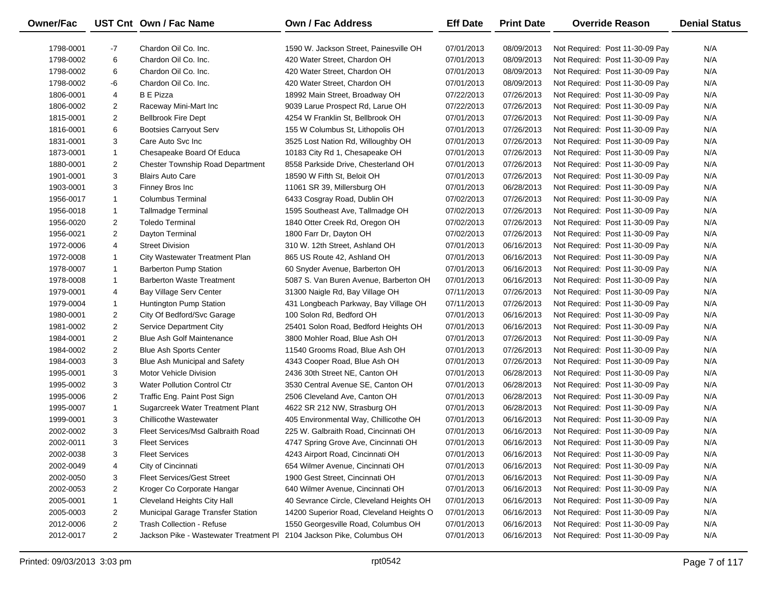| Owner/Fac | UST Cnt | Own / Fac Name | Own / Fac Address | Eff Date | Print Date | Override Reason | Denial Status |
|---|---|---|---|---|---|---|---|
| 1798-0001 | -7 | Chardon Oil Co. Inc. | 1590 W. Jackson Street, Painesville OH | 07/01/2013 | 08/09/2013 | Not Required: Post 11-30-09 Pay | N/A |
| 1798-0002 | 6 | Chardon Oil Co. Inc. | 420 Water Street, Chardon OH | 07/01/2013 | 08/09/2013 | Not Required: Post 11-30-09 Pay | N/A |
| 1798-0002 | 6 | Chardon Oil Co. Inc. | 420 Water Street, Chardon OH | 07/01/2013 | 08/09/2013 | Not Required: Post 11-30-09 Pay | N/A |
| 1798-0002 | -6 | Chardon Oil Co. Inc. | 420 Water Street, Chardon OH | 07/01/2013 | 08/09/2013 | Not Required: Post 11-30-09 Pay | N/A |
| 1806-0001 | 4 | B E Pizza | 18992 Main Street, Broadway OH | 07/22/2013 | 07/26/2013 | Not Required: Post 11-30-09 Pay | N/A |
| 1806-0002 | 2 | Raceway Mini-Mart Inc | 9039 Larue Prospect Rd, Larue OH | 07/22/2013 | 07/26/2013 | Not Required: Post 11-30-09 Pay | N/A |
| 1815-0001 | 2 | Bellbrook Fire Dept | 4254 W Franklin St, Bellbrook OH | 07/01/2013 | 07/26/2013 | Not Required: Post 11-30-09 Pay | N/A |
| 1816-0001 | 6 | Bootsies Carryout Serv | 155 W Columbus St, Lithopolis OH | 07/01/2013 | 07/26/2013 | Not Required: Post 11-30-09 Pay | N/A |
| 1831-0001 | 3 | Care Auto Svc Inc | 3525 Lost Nation Rd, Willoughby OH | 07/01/2013 | 07/26/2013 | Not Required: Post 11-30-09 Pay | N/A |
| 1873-0001 | 1 | Chesapeake Board Of Educa | 10183 City Rd 1, Chesapeake OH | 07/01/2013 | 07/26/2013 | Not Required: Post 11-30-09 Pay | N/A |
| 1880-0001 | 2 | Chester Township Road Department | 8558 Parkside Drive, Chesterland OH | 07/01/2013 | 07/26/2013 | Not Required: Post 11-30-09 Pay | N/A |
| 1901-0001 | 3 | Blairs Auto Care | 18590 W Fifth St, Beloit OH | 07/01/2013 | 07/26/2013 | Not Required: Post 11-30-09 Pay | N/A |
| 1903-0001 | 3 | Finney Bros Inc | 11061 SR 39, Millersburg OH | 07/01/2013 | 06/28/2013 | Not Required: Post 11-30-09 Pay | N/A |
| 1956-0017 | 1 | Columbus Terminal | 6433 Cosgray Road, Dublin OH | 07/02/2013 | 07/26/2013 | Not Required: Post 11-30-09 Pay | N/A |
| 1956-0018 | 1 | Tallmadge Terminal | 1595 Southeast Ave, Tallmadge OH | 07/02/2013 | 07/26/2013 | Not Required: Post 11-30-09 Pay | N/A |
| 1956-0020 | 2 | Toledo Terminal | 1840 Otter Creek Rd, Oregon OH | 07/02/2013 | 07/26/2013 | Not Required: Post 11-30-09 Pay | N/A |
| 1956-0021 | 2 | Dayton Terminal | 1800 Farr Dr, Dayton OH | 07/02/2013 | 07/26/2013 | Not Required: Post 11-30-09 Pay | N/A |
| 1972-0006 | 4 | Street Division | 310 W. 12th Street, Ashland OH | 07/01/2013 | 06/16/2013 | Not Required: Post 11-30-09 Pay | N/A |
| 1972-0008 | 1 | City Wastewater Treatment Plan | 865 US Route 42, Ashland OH | 07/01/2013 | 06/16/2013 | Not Required: Post 11-30-09 Pay | N/A |
| 1978-0007 | 1 | Barberton Pump Station | 60 Snyder Avenue, Barberton OH | 07/01/2013 | 06/16/2013 | Not Required: Post 11-30-09 Pay | N/A |
| 1978-0008 | 1 | Barberton Waste Treatment | 5087 S. Van Buren Avenue, Barberton OH | 07/01/2013 | 06/16/2013 | Not Required: Post 11-30-09 Pay | N/A |
| 1979-0001 | 4 | Bay Village Serv Center | 31300 Naigle Rd, Bay Village OH | 07/11/2013 | 07/26/2013 | Not Required: Post 11-30-09 Pay | N/A |
| 1979-0004 | 1 | Huntington Pump Station | 431 Longbeach Parkway, Bay Village OH | 07/11/2013 | 07/26/2013 | Not Required: Post 11-30-09 Pay | N/A |
| 1980-0001 | 2 | City Of Bedford/Svc Garage | 100 Solon Rd, Bedford OH | 07/01/2013 | 06/16/2013 | Not Required: Post 11-30-09 Pay | N/A |
| 1981-0002 | 2 | Service Department City | 25401 Solon Road, Bedford Heights OH | 07/01/2013 | 06/16/2013 | Not Required: Post 11-30-09 Pay | N/A |
| 1984-0001 | 2 | Blue Ash Golf Maintenance | 3800 Mohler Road, Blue Ash OH | 07/01/2013 | 07/26/2013 | Not Required: Post 11-30-09 Pay | N/A |
| 1984-0002 | 2 | Blue Ash Sports Center | 11540 Grooms Road, Blue Ash OH | 07/01/2013 | 07/26/2013 | Not Required: Post 11-30-09 Pay | N/A |
| 1984-0003 | 3 | Blue Ash Municipal and Safety | 4343 Cooper Road, Blue Ash OH | 07/01/2013 | 07/26/2013 | Not Required: Post 11-30-09 Pay | N/A |
| 1995-0001 | 3 | Motor Vehicle Division | 2436 30th Street NE, Canton OH | 07/01/2013 | 06/28/2013 | Not Required: Post 11-30-09 Pay | N/A |
| 1995-0002 | 3 | Water Pollution Control Ctr | 3530 Central Avenue SE, Canton OH | 07/01/2013 | 06/28/2013 | Not Required: Post 11-30-09 Pay | N/A |
| 1995-0006 | 2 | Traffic Eng. Paint Post Sign | 2506 Cleveland Ave, Canton OH | 07/01/2013 | 06/28/2013 | Not Required: Post 11-30-09 Pay | N/A |
| 1995-0007 | 1 | Sugarcreek Water Treatment Plant | 4622 SR 212 NW, Strasburg OH | 07/01/2013 | 06/28/2013 | Not Required: Post 11-30-09 Pay | N/A |
| 1999-0001 | 3 | Chillicothe Wastewater | 405 Environmental Way, Chillicothe OH | 07/01/2013 | 06/16/2013 | Not Required: Post 11-30-09 Pay | N/A |
| 2002-0002 | 3 | Fleet Services/Msd Galbraith Road | 225 W. Galbraith Road, Cincinnati OH | 07/01/2013 | 06/16/2013 | Not Required: Post 11-30-09 Pay | N/A |
| 2002-0011 | 3 | Fleet Services | 4747 Spring Grove Ave, Cincinnati OH | 07/01/2013 | 06/16/2013 | Not Required: Post 11-30-09 Pay | N/A |
| 2002-0038 | 3 | Fleet Services | 4243 Airport Road, Cincinnati OH | 07/01/2013 | 06/16/2013 | Not Required: Post 11-30-09 Pay | N/A |
| 2002-0049 | 4 | City of Cincinnati | 654 Wilmer Avenue, Cincinnati OH | 07/01/2013 | 06/16/2013 | Not Required: Post 11-30-09 Pay | N/A |
| 2002-0050 | 3 | Fleet Services/Gest Street | 1900 Gest Street, Cincinnati OH | 07/01/2013 | 06/16/2013 | Not Required: Post 11-30-09 Pay | N/A |
| 2002-0053 | 2 | Kroger Co Corporate Hangar | 640 Wilmer Avenue, Cincinnati OH | 07/01/2013 | 06/16/2013 | Not Required: Post 11-30-09 Pay | N/A |
| 2005-0001 | 1 | Cleveland Heights City Hall | 40 Severance Circle, Cleveland Heights OH | 07/01/2013 | 06/16/2013 | Not Required: Post 11-30-09 Pay | N/A |
| 2005-0003 | 2 | Municipal Garage Transfer Station | 14200 Superior Road, Cleveland Heights O | 07/01/2013 | 06/16/2013 | Not Required: Post 11-30-09 Pay | N/A |
| 2012-0006 | 2 | Trash Collection - Refuse | 1550 Georgesville Road, Columbus OH | 07/01/2013 | 06/16/2013 | Not Required: Post 11-30-09 Pay | N/A |
| 2012-0017 | 2 | Jackson Pike - Wastewater Treatment Pl | 2104 Jackson Pike, Columbus OH | 07/01/2013 | 06/16/2013 | Not Required: Post 11-30-09 Pay | N/A |

Printed: 09/03/2013 3:03 pm rpt0542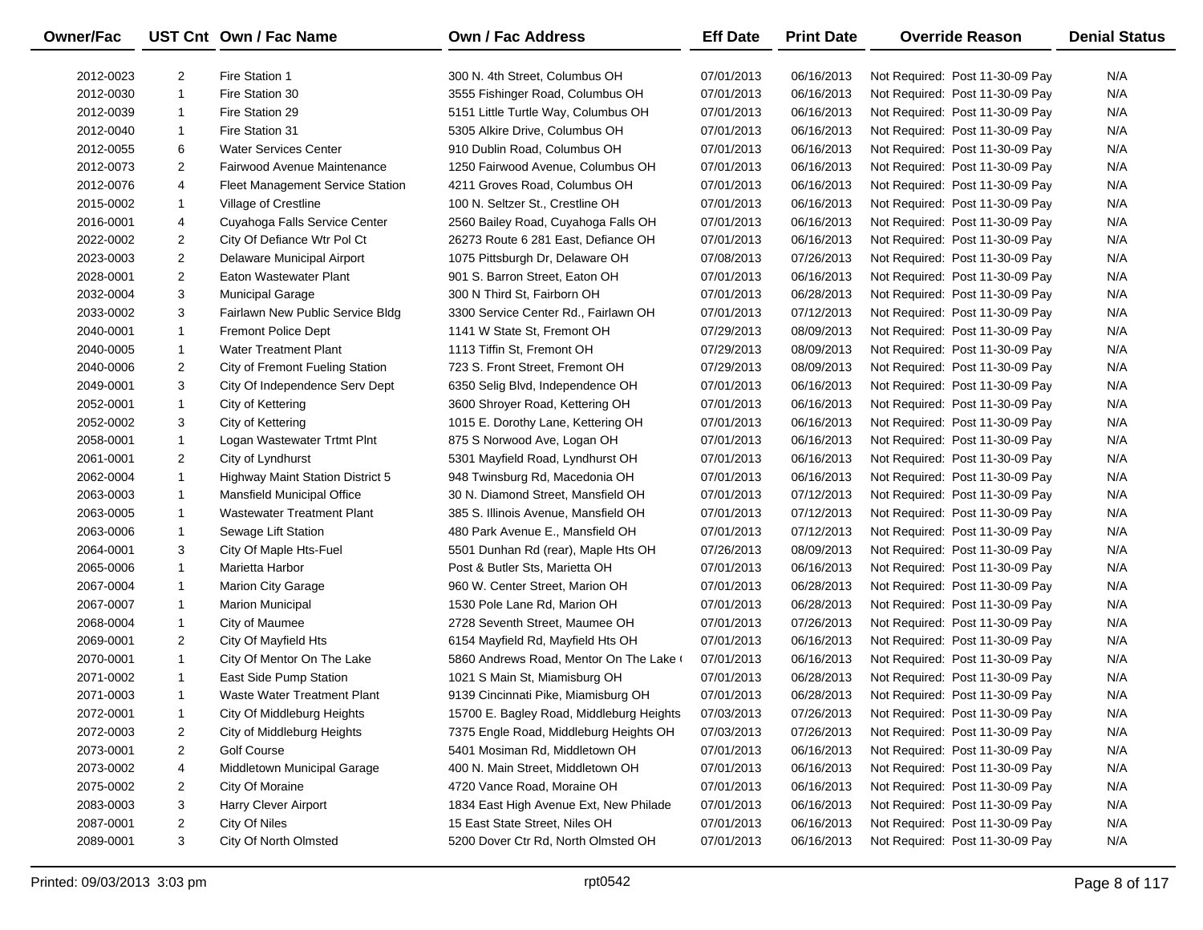| Owner/Fac | UST Cnt | Own / Fac Name | Own / Fac Address | Eff Date | Print Date | Override Reason | Denial Status |
|---|---|---|---|---|---|---|---|
| 2012-0023 | 2 | Fire Station 1 | 300 N. 4th Street, Columbus OH | 07/01/2013 | 06/16/2013 | Not Required: Post 11-30-09 Pay | N/A |
| 2012-0030 | 1 | Fire Station 30 | 3555 Fishinger Road, Columbus OH | 07/01/2013 | 06/16/2013 | Not Required: Post 11-30-09 Pay | N/A |
| 2012-0039 | 1 | Fire Station 29 | 5151 Little Turtle Way, Columbus OH | 07/01/2013 | 06/16/2013 | Not Required: Post 11-30-09 Pay | N/A |
| 2012-0040 | 1 | Fire Station 31 | 5305 Alkire Drive, Columbus OH | 07/01/2013 | 06/16/2013 | Not Required: Post 11-30-09 Pay | N/A |
| 2012-0055 | 6 | Water Services Center | 910 Dublin Road, Columbus OH | 07/01/2013 | 06/16/2013 | Not Required: Post 11-30-09 Pay | N/A |
| 2012-0073 | 2 | Fairwood Avenue Maintenance | 1250 Fairwood Avenue, Columbus OH | 07/01/2013 | 06/16/2013 | Not Required: Post 11-30-09 Pay | N/A |
| 2012-0076 | 4 | Fleet Management Service Station | 4211 Groves Road, Columbus OH | 07/01/2013 | 06/16/2013 | Not Required: Post 11-30-09 Pay | N/A |
| 2015-0002 | 1 | Village of Crestline | 100 N. Seltzer St., Crestline OH | 07/01/2013 | 06/16/2013 | Not Required: Post 11-30-09 Pay | N/A |
| 2016-0001 | 4 | Cuyahoga Falls Service Center | 2560 Bailey Road, Cuyahoga Falls OH | 07/01/2013 | 06/16/2013 | Not Required: Post 11-30-09 Pay | N/A |
| 2022-0002 | 2 | City Of Defiance Wtr Pol Ct | 26273 Route 6 281 East, Defiance OH | 07/01/2013 | 06/16/2013 | Not Required: Post 11-30-09 Pay | N/A |
| 2023-0003 | 2 | Delaware Municipal Airport | 1075 Pittsburgh Dr, Delaware OH | 07/08/2013 | 07/26/2013 | Not Required: Post 11-30-09 Pay | N/A |
| 2028-0001 | 2 | Eaton Wastewater Plant | 901 S. Barron Street, Eaton OH | 07/01/2013 | 06/16/2013 | Not Required: Post 11-30-09 Pay | N/A |
| 2032-0004 | 3 | Municipal Garage | 300 N Third St, Fairborn OH | 07/01/2013 | 06/28/2013 | Not Required: Post 11-30-09 Pay | N/A |
| 2033-0002 | 3 | Fairlawn New Public Service Bldg | 3300 Service Center Rd., Fairlawn OH | 07/01/2013 | 07/12/2013 | Not Required: Post 11-30-09 Pay | N/A |
| 2040-0001 | 1 | Fremont Police Dept | 1141 W State St, Fremont OH | 07/29/2013 | 08/09/2013 | Not Required: Post 11-30-09 Pay | N/A |
| 2040-0005 | 1 | Water Treatment Plant | 1113 Tiffin St, Fremont OH | 07/29/2013 | 08/09/2013 | Not Required: Post 11-30-09 Pay | N/A |
| 2040-0006 | 2 | City of Fremont Fueling Station | 723 S. Front Street, Fremont OH | 07/29/2013 | 08/09/2013 | Not Required: Post 11-30-09 Pay | N/A |
| 2049-0001 | 3 | City Of Independence Serv Dept | 6350 Selig Blvd, Independence OH | 07/01/2013 | 06/16/2013 | Not Required: Post 11-30-09 Pay | N/A |
| 2052-0001 | 1 | City of Kettering | 3600 Shroyer Road, Kettering OH | 07/01/2013 | 06/16/2013 | Not Required: Post 11-30-09 Pay | N/A |
| 2052-0002 | 3 | City of Kettering | 1015 E. Dorothy Lane, Kettering OH | 07/01/2013 | 06/16/2013 | Not Required: Post 11-30-09 Pay | N/A |
| 2058-0001 | 1 | Logan Wastewater Trtmt Plnt | 875 S Norwood Ave, Logan OH | 07/01/2013 | 06/16/2013 | Not Required: Post 11-30-09 Pay | N/A |
| 2061-0001 | 2 | City of Lyndhurst | 5301 Mayfield Road, Lyndhurst OH | 07/01/2013 | 06/16/2013 | Not Required: Post 11-30-09 Pay | N/A |
| 2062-0004 | 1 | Highway Maint Station District 5 | 948 Twinsburg Rd, Macedonia OH | 07/01/2013 | 06/16/2013 | Not Required: Post 11-30-09 Pay | N/A |
| 2063-0003 | 1 | Mansfield Municipal Office | 30 N. Diamond Street, Mansfield OH | 07/01/2013 | 07/12/2013 | Not Required: Post 11-30-09 Pay | N/A |
| 2063-0005 | 1 | Wastewater Treatment Plant | 385 S. Illinois Avenue, Mansfield OH | 07/01/2013 | 07/12/2013 | Not Required: Post 11-30-09 Pay | N/A |
| 2063-0006 | 1 | Sewage Lift Station | 480 Park Avenue E., Mansfield OH | 07/01/2013 | 07/12/2013 | Not Required: Post 11-30-09 Pay | N/A |
| 2064-0001 | 3 | City Of Maple Hts-Fuel | 5501 Dunhan Rd (rear), Maple Hts OH | 07/26/2013 | 08/09/2013 | Not Required: Post 11-30-09 Pay | N/A |
| 2065-0006 | 1 | Marietta Harbor | Post & Butler Sts, Marietta OH | 07/01/2013 | 06/16/2013 | Not Required: Post 11-30-09 Pay | N/A |
| 2067-0004 | 1 | Marion City Garage | 960 W. Center Street, Marion OH | 07/01/2013 | 06/28/2013 | Not Required: Post 11-30-09 Pay | N/A |
| 2067-0007 | 1 | Marion Municipal | 1530 Pole Lane Rd, Marion OH | 07/01/2013 | 06/28/2013 | Not Required: Post 11-30-09 Pay | N/A |
| 2068-0004 | 1 | City of Maumee | 2728 Seventh Street, Maumee OH | 07/01/2013 | 07/26/2013 | Not Required: Post 11-30-09 Pay | N/A |
| 2069-0001 | 2 | City Of Mayfield Hts | 6154 Mayfield Rd, Mayfield Hts OH | 07/01/2013 | 06/16/2013 | Not Required: Post 11-30-09 Pay | N/A |
| 2070-0001 | 1 | City Of Mentor On The Lake | 5860 Andrews Road, Mentor On The Lake ( | 07/01/2013 | 06/16/2013 | Not Required: Post 11-30-09 Pay | N/A |
| 2071-0002 | 1 | East Side Pump Station | 1021 S Main St, Miamisburg OH | 07/01/2013 | 06/28/2013 | Not Required: Post 11-30-09 Pay | N/A |
| 2071-0003 | 1 | Waste Water Treatment Plant | 9139 Cincinnati Pike, Miamisburg OH | 07/01/2013 | 06/28/2013 | Not Required: Post 11-30-09 Pay | N/A |
| 2072-0001 | 1 | City Of Middleburg Heights | 15700 E. Bagley Road, Middleburg Heights | 07/03/2013 | 07/26/2013 | Not Required: Post 11-30-09 Pay | N/A |
| 2072-0003 | 2 | City of Middleburg Heights | 7375 Engle Road, Middleburg Heights OH | 07/03/2013 | 07/26/2013 | Not Required: Post 11-30-09 Pay | N/A |
| 2073-0001 | 2 | Golf Course | 5401 Mosiman Rd, Middletown OH | 07/01/2013 | 06/16/2013 | Not Required: Post 11-30-09 Pay | N/A |
| 2073-0002 | 4 | Middletown Municipal Garage | 400 N. Main Street, Middletown OH | 07/01/2013 | 06/16/2013 | Not Required: Post 11-30-09 Pay | N/A |
| 2075-0002 | 2 | City Of Moraine | 4720 Vance Road, Moraine OH | 07/01/2013 | 06/16/2013 | Not Required: Post 11-30-09 Pay | N/A |
| 2083-0003 | 3 | Harry Clever Airport | 1834 East High Avenue Ext, New Philade | 07/01/2013 | 06/16/2013 | Not Required: Post 11-30-09 Pay | N/A |
| 2087-0001 | 2 | City Of Niles | 15 East State Street, Niles OH | 07/01/2013 | 06/16/2013 | Not Required: Post 11-30-09 Pay | N/A |
| 2089-0001 | 3 | City Of North Olmsted | 5200 Dover Ctr Rd, North Olmsted OH | 07/01/2013 | 06/16/2013 | Not Required: Post 11-30-09 Pay | N/A |

Printed: 09/03/2013 3:03 pm rpt0542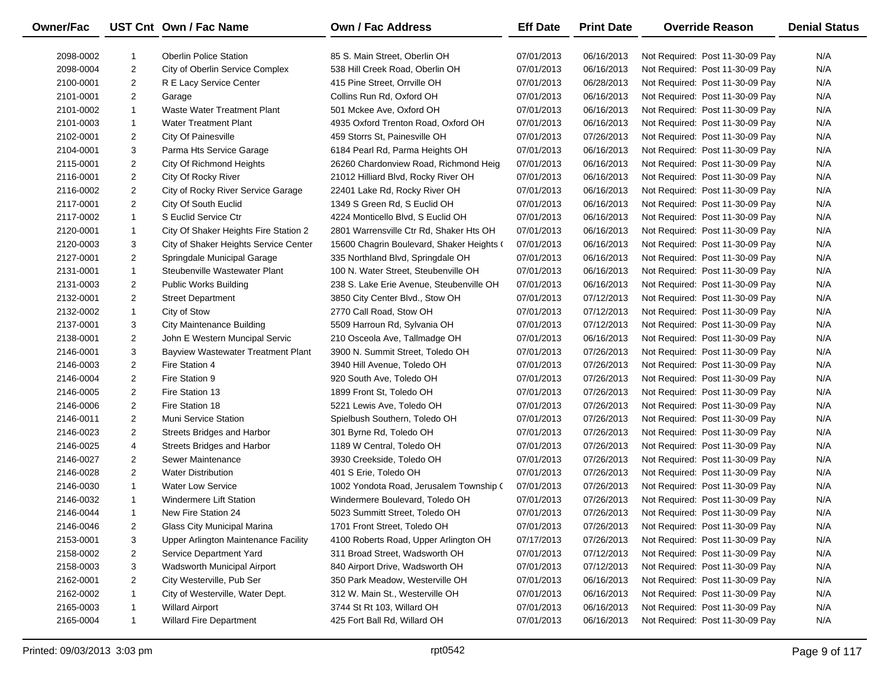| Owner/Fac | UST Cnt | Own / Fac Name | Own / Fac Address | Eff Date | Print Date | Override Reason | Denial Status |
|---|---|---|---|---|---|---|---|
| 2098-0002 | 1 | Oberlin Police Station | 85 S. Main Street, Oberlin OH | 07/01/2013 | 06/16/2013 | Not Required: Post 11-30-09 Pay | N/A |
| 2098-0004 | 2 | City of Oberlin Service Complex | 538 Hill Creek Road, Oberlin OH | 07/01/2013 | 06/16/2013 | Not Required: Post 11-30-09 Pay | N/A |
| 2100-0001 | 2 | R E Lacy Service Center | 415 Pine Street, Orrville OH | 07/01/2013 | 06/28/2013 | Not Required: Post 11-30-09 Pay | N/A |
| 2101-0001 | 2 | Garage | Collins Run Rd, Oxford OH | 07/01/2013 | 06/16/2013 | Not Required: Post 11-30-09 Pay | N/A |
| 2101-0002 | 1 | Waste Water Treatment Plant | 501 Mckee Ave, Oxford OH | 07/01/2013 | 06/16/2013 | Not Required: Post 11-30-09 Pay | N/A |
| 2101-0003 | 1 | Water Treatment Plant | 4935 Oxford Trenton Road, Oxford OH | 07/01/2013 | 06/16/2013 | Not Required: Post 11-30-09 Pay | N/A |
| 2102-0001 | 2 | City Of Painesville | 459 Storrs St, Painesville OH | 07/01/2013 | 07/26/2013 | Not Required: Post 11-30-09 Pay | N/A |
| 2104-0001 | 3 | Parma Hts Service Garage | 6184 Pearl Rd, Parma Heights OH | 07/01/2013 | 06/16/2013 | Not Required: Post 11-30-09 Pay | N/A |
| 2115-0001 | 2 | City Of Richmond Heights | 26260 Chardonview Road, Richmond Heig | 07/01/2013 | 06/16/2013 | Not Required: Post 11-30-09 Pay | N/A |
| 2116-0001 | 2 | City Of Rocky River | 21012 Hilliard Blvd, Rocky River OH | 07/01/2013 | 06/16/2013 | Not Required: Post 11-30-09 Pay | N/A |
| 2116-0002 | 2 | City of Rocky River Service Garage | 22401 Lake Rd, Rocky River OH | 07/01/2013 | 06/16/2013 | Not Required: Post 11-30-09 Pay | N/A |
| 2117-0001 | 2 | City Of South Euclid | 1349 S Green Rd, S Euclid OH | 07/01/2013 | 06/16/2013 | Not Required: Post 11-30-09 Pay | N/A |
| 2117-0002 | 1 | S Euclid Service Ctr | 4224 Monticello Blvd, S Euclid OH | 07/01/2013 | 06/16/2013 | Not Required: Post 11-30-09 Pay | N/A |
| 2120-0001 | 1 | City Of Shaker Heights Fire Station 2 | 2801 Warrensville Ctr Rd, Shaker Hts OH | 07/01/2013 | 06/16/2013 | Not Required: Post 11-30-09 Pay | N/A |
| 2120-0003 | 3 | City of Shaker Heights Service Center | 15600 Chagrin Boulevard, Shaker Heights ( | 07/01/2013 | 06/16/2013 | Not Required: Post 11-30-09 Pay | N/A |
| 2127-0001 | 2 | Springdale Municipal Garage | 335 Northland Blvd, Springdale OH | 07/01/2013 | 06/16/2013 | Not Required: Post 11-30-09 Pay | N/A |
| 2131-0001 | 1 | Steubenville Wastewater Plant | 100 N. Water Street, Steubenville OH | 07/01/2013 | 06/16/2013 | Not Required: Post 11-30-09 Pay | N/A |
| 2131-0003 | 2 | Public Works Building | 238 S. Lake Erie Avenue, Steubenville OH | 07/01/2013 | 06/16/2013 | Not Required: Post 11-30-09 Pay | N/A |
| 2132-0001 | 2 | Street Department | 3850 City Center Blvd., Stow OH | 07/01/2013 | 07/12/2013 | Not Required: Post 11-30-09 Pay | N/A |
| 2132-0002 | 1 | City of Stow | 2770 Call Road, Stow OH | 07/01/2013 | 07/12/2013 | Not Required: Post 11-30-09 Pay | N/A |
| 2137-0001 | 3 | City Maintenance Building | 5509 Harroun Rd, Sylvania OH | 07/01/2013 | 07/12/2013 | Not Required: Post 11-30-09 Pay | N/A |
| 2138-0001 | 2 | John E Western Muncipal Servic | 210 Osceola Ave, Tallmadge OH | 07/01/2013 | 06/16/2013 | Not Required: Post 11-30-09 Pay | N/A |
| 2146-0001 | 3 | Bayview Wastewater Treatment Plant | 3900 N. Summit Street, Toledo OH | 07/01/2013 | 07/26/2013 | Not Required: Post 11-30-09 Pay | N/A |
| 2146-0003 | 2 | Fire Station 4 | 3940 Hill Avenue, Toledo OH | 07/01/2013 | 07/26/2013 | Not Required: Post 11-30-09 Pay | N/A |
| 2146-0004 | 2 | Fire Station 9 | 920 South Ave, Toledo OH | 07/01/2013 | 07/26/2013 | Not Required: Post 11-30-09 Pay | N/A |
| 2146-0005 | 2 | Fire Station 13 | 1899 Front St, Toledo OH | 07/01/2013 | 07/26/2013 | Not Required: Post 11-30-09 Pay | N/A |
| 2146-0006 | 2 | Fire Station 18 | 5221 Lewis Ave, Toledo OH | 07/01/2013 | 07/26/2013 | Not Required: Post 11-30-09 Pay | N/A |
| 2146-0011 | 2 | Muni Service Station | Spielbush Southern, Toledo OH | 07/01/2013 | 07/26/2013 | Not Required: Post 11-30-09 Pay | N/A |
| 2146-0023 | 2 | Streets Bridges and Harbor | 301 Byrne Rd, Toledo OH | 07/01/2013 | 07/26/2013 | Not Required: Post 11-30-09 Pay | N/A |
| 2146-0025 | 4 | Streets Bridges and Harbor | 1189 W Central, Toledo OH | 07/01/2013 | 07/26/2013 | Not Required: Post 11-30-09 Pay | N/A |
| 2146-0027 | 2 | Sewer Maintenance | 3930 Creekside, Toledo OH | 07/01/2013 | 07/26/2013 | Not Required: Post 11-30-09 Pay | N/A |
| 2146-0028 | 2 | Water Distribution | 401 S Erie, Toledo OH | 07/01/2013 | 07/26/2013 | Not Required: Post 11-30-09 Pay | N/A |
| 2146-0030 | 1 | Water Low Service | 1002 Yondota Road, Jerusalem Township ( | 07/01/2013 | 07/26/2013 | Not Required: Post 11-30-09 Pay | N/A |
| 2146-0032 | 1 | Windermere Lift Station | Windermere Boulevard, Toledo OH | 07/01/2013 | 07/26/2013 | Not Required: Post 11-30-09 Pay | N/A |
| 2146-0044 | 1 | New Fire Station 24 | 5023 Summitt Street, Toledo OH | 07/01/2013 | 07/26/2013 | Not Required: Post 11-30-09 Pay | N/A |
| 2146-0046 | 2 | Glass City Municipal Marina | 1701 Front Street, Toledo OH | 07/01/2013 | 07/26/2013 | Not Required: Post 11-30-09 Pay | N/A |
| 2153-0001 | 3 | Upper Arlington Maintenance Facility | 4100 Roberts Road, Upper Arlington OH | 07/17/2013 | 07/26/2013 | Not Required: Post 11-30-09 Pay | N/A |
| 2158-0002 | 2 | Service Department Yard | 311 Broad Street, Wadsworth OH | 07/01/2013 | 07/12/2013 | Not Required: Post 11-30-09 Pay | N/A |
| 2158-0003 | 3 | Wadsworth Municipal Airport | 840 Airport Drive, Wadsworth OH | 07/01/2013 | 07/12/2013 | Not Required: Post 11-30-09 Pay | N/A |
| 2162-0001 | 2 | City Westerville, Pub Ser | 350 Park Meadow, Westerville OH | 07/01/2013 | 06/16/2013 | Not Required: Post 11-30-09 Pay | N/A |
| 2162-0002 | 1 | City of Westerville, Water Dept. | 312 W. Main St., Westerville OH | 07/01/2013 | 06/16/2013 | Not Required: Post 11-30-09 Pay | N/A |
| 2165-0003 | 1 | Willard Airport | 3744 St Rt 103, Willard OH | 07/01/2013 | 06/16/2013 | Not Required: Post 11-30-09 Pay | N/A |
| 2165-0004 | 1 | Willard Fire Department | 425 Fort Ball Rd, Willard OH | 07/01/2013 | 06/16/2013 | Not Required: Post 11-30-09 Pay | N/A |

Printed: 09/03/2013 3:03 pm rpt0542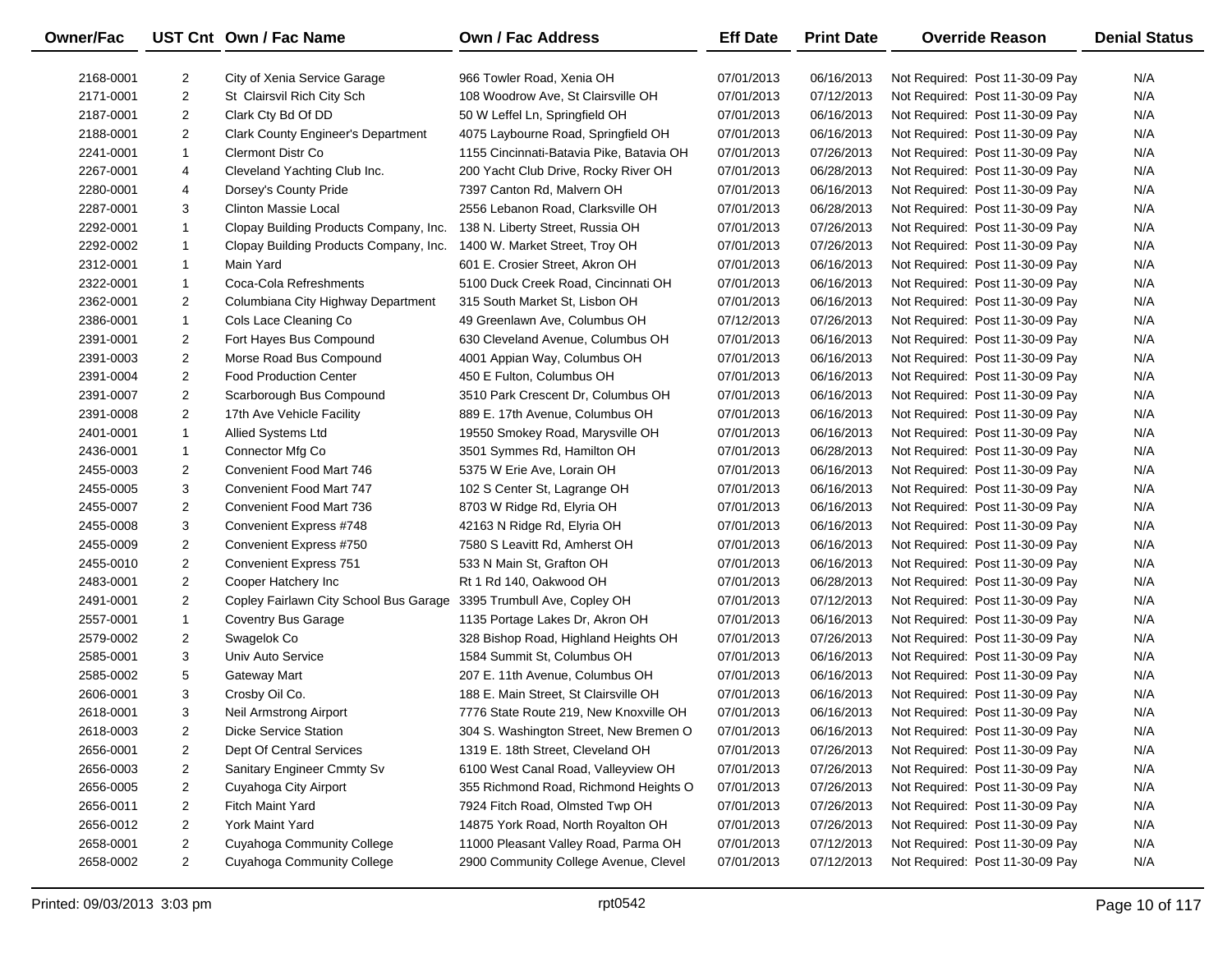| Owner/Fac | UST Cnt | Own / Fac Name | Own / Fac Address | Eff Date | Print Date | Override Reason | Denial Status |
|---|---|---|---|---|---|---|---|
| 2168-0001 | 2 | City of Xenia Service Garage | 966 Towler Road, Xenia OH | 07/01/2013 | 06/16/2013 | Not Required: Post 11-30-09 Pay | N/A |
| 2171-0001 | 2 | St Clairsvil Rich City Sch | 108 Woodrow Ave, St Clairsville OH | 07/01/2013 | 07/12/2013 | Not Required: Post 11-30-09 Pay | N/A |
| 2187-0001 | 2 | Clark Cty Bd Of DD | 50 W Leffel Ln, Springfield OH | 07/01/2013 | 06/16/2013 | Not Required: Post 11-30-09 Pay | N/A |
| 2188-0001 | 2 | Clark County Engineer's Department | 4075 Laybourne Road, Springfield OH | 07/01/2013 | 06/16/2013 | Not Required: Post 11-30-09 Pay | N/A |
| 2241-0001 | 1 | Clermont Distr Co | 1155 Cincinnati-Batavia Pike, Batavia OH | 07/01/2013 | 07/26/2013 | Not Required: Post 11-30-09 Pay | N/A |
| 2267-0001 | 4 | Cleveland Yachting Club Inc. | 200 Yacht Club Drive, Rocky River OH | 07/01/2013 | 06/28/2013 | Not Required: Post 11-30-09 Pay | N/A |
| 2280-0001 | 4 | Dorsey's County Pride | 7397 Canton Rd, Malvern OH | 07/01/2013 | 06/16/2013 | Not Required: Post 11-30-09 Pay | N/A |
| 2287-0001 | 3 | Clinton Massie Local | 2556 Lebanon Road, Clarksville OH | 07/01/2013 | 06/28/2013 | Not Required: Post 11-30-09 Pay | N/A |
| 2292-0001 | 1 | Clopay Building Products Company, Inc. | 138 N. Liberty Street, Russia OH | 07/01/2013 | 07/26/2013 | Not Required: Post 11-30-09 Pay | N/A |
| 2292-0002 | 1 | Clopay Building Products Company, Inc. | 1400 W. Market Street, Troy OH | 07/01/2013 | 07/26/2013 | Not Required: Post 11-30-09 Pay | N/A |
| 2312-0001 | 1 | Main Yard | 601 E. Crosier Street, Akron OH | 07/01/2013 | 06/16/2013 | Not Required: Post 11-30-09 Pay | N/A |
| 2322-0001 | 1 | Coca-Cola Refreshments | 5100 Duck Creek Road, Cincinnati OH | 07/01/2013 | 06/16/2013 | Not Required: Post 11-30-09 Pay | N/A |
| 2362-0001 | 2 | Columbiana City Highway Department | 315 South Market St, Lisbon OH | 07/01/2013 | 06/16/2013 | Not Required: Post 11-30-09 Pay | N/A |
| 2386-0001 | 1 | Cols Lace Cleaning Co | 49 Greenlawn Ave, Columbus OH | 07/12/2013 | 07/26/2013 | Not Required: Post 11-30-09 Pay | N/A |
| 2391-0001 | 2 | Fort Hayes Bus Compound | 630 Cleveland Avenue, Columbus OH | 07/01/2013 | 06/16/2013 | Not Required: Post 11-30-09 Pay | N/A |
| 2391-0003 | 2 | Morse Road Bus Compound | 4001 Appian Way, Columbus OH | 07/01/2013 | 06/16/2013 | Not Required: Post 11-30-09 Pay | N/A |
| 2391-0004 | 2 | Food Production Center | 450 E Fulton, Columbus OH | 07/01/2013 | 06/16/2013 | Not Required: Post 11-30-09 Pay | N/A |
| 2391-0007 | 2 | Scarborough Bus Compound | 3510 Park Crescent Dr, Columbus OH | 07/01/2013 | 06/16/2013 | Not Required: Post 11-30-09 Pay | N/A |
| 2391-0008 | 2 | 17th Ave Vehicle Facility | 889 E. 17th Avenue, Columbus OH | 07/01/2013 | 06/16/2013 | Not Required: Post 11-30-09 Pay | N/A |
| 2401-0001 | 1 | Allied Systems Ltd | 19550 Smokey Road, Marysville OH | 07/01/2013 | 06/16/2013 | Not Required: Post 11-30-09 Pay | N/A |
| 2436-0001 | 1 | Connector Mfg Co | 3501 Symmes Rd, Hamilton OH | 07/01/2013 | 06/28/2013 | Not Required: Post 11-30-09 Pay | N/A |
| 2455-0003 | 2 | Convenient Food Mart 746 | 5375 W Erie Ave, Lorain OH | 07/01/2013 | 06/16/2013 | Not Required: Post 11-30-09 Pay | N/A |
| 2455-0005 | 3 | Convenient Food Mart 747 | 102 S Center St, Lagrange OH | 07/01/2013 | 06/16/2013 | Not Required: Post 11-30-09 Pay | N/A |
| 2455-0007 | 2 | Convenient Food Mart 736 | 8703 W Ridge Rd, Elyria OH | 07/01/2013 | 06/16/2013 | Not Required: Post 11-30-09 Pay | N/A |
| 2455-0008 | 3 | Convenient Express #748 | 42163 N Ridge Rd, Elyria OH | 07/01/2013 | 06/16/2013 | Not Required: Post 11-30-09 Pay | N/A |
| 2455-0009 | 2 | Convenient Express #750 | 7580 S Leavitt Rd, Amherst OH | 07/01/2013 | 06/16/2013 | Not Required: Post 11-30-09 Pay | N/A |
| 2455-0010 | 2 | Convenient Express 751 | 533 N Main St, Grafton OH | 07/01/2013 | 06/16/2013 | Not Required: Post 11-30-09 Pay | N/A |
| 2483-0001 | 2 | Cooper Hatchery Inc | Rt 1 Rd 140, Oakwood OH | 07/01/2013 | 06/28/2013 | Not Required: Post 11-30-09 Pay | N/A |
| 2491-0001 | 2 | Copley Fairlawn City School Bus Garage | 3395 Trumbull Ave, Copley OH | 07/01/2013 | 07/12/2013 | Not Required: Post 11-30-09 Pay | N/A |
| 2557-0001 | 1 | Coventry Bus Garage | 1135 Portage Lakes Dr, Akron OH | 07/01/2013 | 06/16/2013 | Not Required: Post 11-30-09 Pay | N/A |
| 2579-0002 | 2 | Swagelok Co | 328 Bishop Road, Highland Heights OH | 07/01/2013 | 07/26/2013 | Not Required: Post 11-30-09 Pay | N/A |
| 2585-0001 | 3 | Univ Auto Service | 1584 Summit St, Columbus OH | 07/01/2013 | 06/16/2013 | Not Required: Post 11-30-09 Pay | N/A |
| 2585-0002 | 5 | Gateway Mart | 207 E. 11th Avenue, Columbus OH | 07/01/2013 | 06/16/2013 | Not Required: Post 11-30-09 Pay | N/A |
| 2606-0001 | 3 | Crosby Oil Co. | 188 E. Main Street, St Clairsville OH | 07/01/2013 | 06/16/2013 | Not Required: Post 11-30-09 Pay | N/A |
| 2618-0001 | 3 | Neil Armstrong Airport | 7776 State Route 219, New Knoxville OH | 07/01/2013 | 06/16/2013 | Not Required: Post 11-30-09 Pay | N/A |
| 2618-0003 | 2 | Dicke Service Station | 304 S. Washington Street, New Bremen O | 07/01/2013 | 06/16/2013 | Not Required: Post 11-30-09 Pay | N/A |
| 2656-0001 | 2 | Dept Of Central Services | 1319 E. 18th Street, Cleveland OH | 07/01/2013 | 07/26/2013 | Not Required: Post 11-30-09 Pay | N/A |
| 2656-0003 | 2 | Sanitary Engineer Cmmty Sv | 6100 West Canal Road, Valleyview OH | 07/01/2013 | 07/26/2013 | Not Required: Post 11-30-09 Pay | N/A |
| 2656-0005 | 2 | Cuyahoga City Airport | 355 Richmond Road, Richmond Heights O | 07/01/2013 | 07/26/2013 | Not Required: Post 11-30-09 Pay | N/A |
| 2656-0011 | 2 | Fitch Maint Yard | 7924 Fitch Road, Olmsted Twp OH | 07/01/2013 | 07/26/2013 | Not Required: Post 11-30-09 Pay | N/A |
| 2656-0012 | 2 | York Maint Yard | 14875 York Road, North Royalton OH | 07/01/2013 | 07/26/2013 | Not Required: Post 11-30-09 Pay | N/A |
| 2658-0001 | 2 | Cuyahoga Community College | 11000 Pleasant Valley Road, Parma OH | 07/01/2013 | 07/12/2013 | Not Required: Post 11-30-09 Pay | N/A |
| 2658-0002 | 2 | Cuyahoga Community College | 2900 Community College Avenue, Clevel | 07/01/2013 | 07/12/2013 | Not Required: Post 11-30-09 Pay | N/A |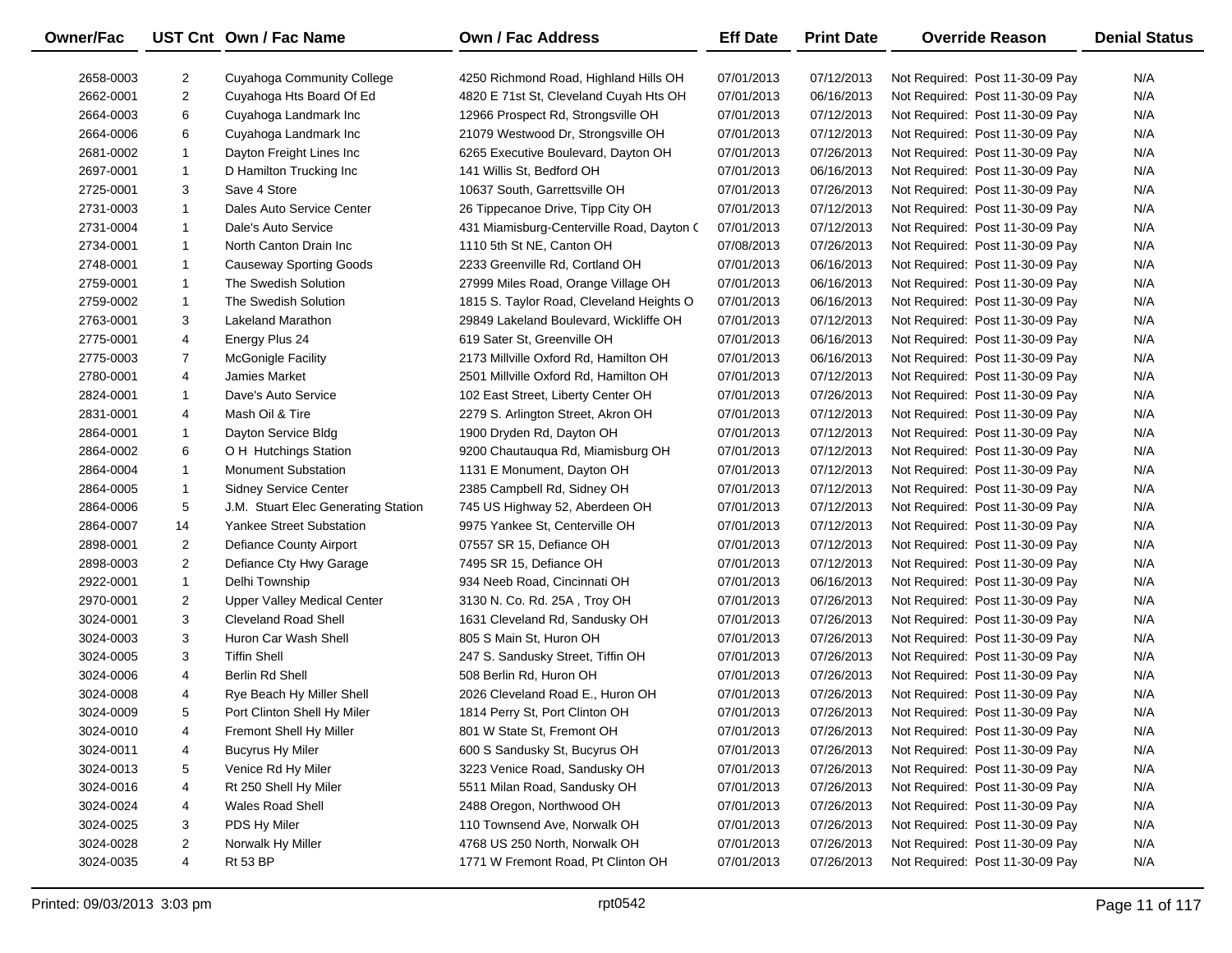| Owner/Fac | UST Cnt | Own / Fac Name | Own / Fac Address | Eff Date | Print Date | Override Reason | Denial Status |
|---|---|---|---|---|---|---|---|
| 2658-0003 | 2 | Cuyahoga Community College | 4250 Richmond Road, Highland Hills OH | 07/01/2013 | 07/12/2013 | Not Required: Post 11-30-09 Pay | N/A |
| 2662-0001 | 2 | Cuyahoga Hts Board Of Ed | 4820 E 71st St, Cleveland Cuyah Hts OH | 07/01/2013 | 06/16/2013 | Not Required: Post 11-30-09 Pay | N/A |
| 2664-0003 | 6 | Cuyahoga Landmark Inc | 12966 Prospect Rd, Strongsville OH | 07/01/2013 | 07/12/2013 | Not Required: Post 11-30-09 Pay | N/A |
| 2664-0006 | 6 | Cuyahoga Landmark Inc | 21079 Westwood Dr, Strongsville OH | 07/01/2013 | 07/12/2013 | Not Required: Post 11-30-09 Pay | N/A |
| 2681-0002 | 1 | Dayton Freight Lines Inc | 6265 Executive Boulevard, Dayton OH | 07/01/2013 | 07/26/2013 | Not Required: Post 11-30-09 Pay | N/A |
| 2697-0001 | 1 | D Hamilton Trucking Inc | 141 Willis St, Bedford OH | 07/01/2013 | 06/16/2013 | Not Required: Post 11-30-09 Pay | N/A |
| 2725-0001 | 3 | Save 4 Store | 10637 South, Garrettsville OH | 07/01/2013 | 07/26/2013 | Not Required: Post 11-30-09 Pay | N/A |
| 2731-0003 | 1 | Dales Auto Service Center | 26 Tippecanoe Drive, Tipp City OH | 07/01/2013 | 07/12/2013 | Not Required: Post 11-30-09 Pay | N/A |
| 2731-0004 | 1 | Dale's Auto Service | 431 Miamisburg-Centerville Road, Dayton C | 07/01/2013 | 07/12/2013 | Not Required: Post 11-30-09 Pay | N/A |
| 2734-0001 | 1 | North Canton Drain Inc | 1110 5th St NE, Canton OH | 07/08/2013 | 07/26/2013 | Not Required: Post 11-30-09 Pay | N/A |
| 2748-0001 | 1 | Causeway Sporting Goods | 2233 Greenville Rd, Cortland OH | 07/01/2013 | 06/16/2013 | Not Required: Post 11-30-09 Pay | N/A |
| 2759-0001 | 1 | The Swedish Solution | 27999 Miles Road, Orange Village OH | 07/01/2013 | 06/16/2013 | Not Required: Post 11-30-09 Pay | N/A |
| 2759-0002 | 1 | The Swedish Solution | 1815 S. Taylor Road, Cleveland Heights O | 07/01/2013 | 06/16/2013 | Not Required: Post 11-30-09 Pay | N/A |
| 2763-0001 | 3 | Lakeland Marathon | 29849 Lakeland Boulevard, Wickliffe OH | 07/01/2013 | 07/12/2013 | Not Required: Post 11-30-09 Pay | N/A |
| 2775-0001 | 4 | Energy Plus 24 | 619 Sater St, Greenville OH | 07/01/2013 | 06/16/2013 | Not Required: Post 11-30-09 Pay | N/A |
| 2775-0003 | 7 | McGonigle Facility | 2173 Millville Oxford Rd, Hamilton OH | 07/01/2013 | 06/16/2013 | Not Required: Post 11-30-09 Pay | N/A |
| 2780-0001 | 4 | Jamies Market | 2501 Millville Oxford Rd, Hamilton OH | 07/01/2013 | 07/12/2013 | Not Required: Post 11-30-09 Pay | N/A |
| 2824-0001 | 1 | Dave's Auto Service | 102 East Street, Liberty Center OH | 07/01/2013 | 07/26/2013 | Not Required: Post 11-30-09 Pay | N/A |
| 2831-0001 | 4 | Mash Oil & Tire | 2279 S. Arlington Street, Akron OH | 07/01/2013 | 07/12/2013 | Not Required: Post 11-30-09 Pay | N/A |
| 2864-0001 | 1 | Dayton Service Bldg | 1900 Dryden Rd, Dayton OH | 07/01/2013 | 07/12/2013 | Not Required: Post 11-30-09 Pay | N/A |
| 2864-0002 | 6 | O H Hutchings Station | 9200 Chautauqua Rd, Miamisburg OH | 07/01/2013 | 07/12/2013 | Not Required: Post 11-30-09 Pay | N/A |
| 2864-0004 | 1 | Monument Substation | 1131 E Monument, Dayton OH | 07/01/2013 | 07/12/2013 | Not Required: Post 11-30-09 Pay | N/A |
| 2864-0005 | 1 | Sidney Service Center | 2385 Campbell Rd, Sidney OH | 07/01/2013 | 07/12/2013 | Not Required: Post 11-30-09 Pay | N/A |
| 2864-0006 | 5 | J.M. Stuart Elec Generating Station | 745 US Highway 52, Aberdeen OH | 07/01/2013 | 07/12/2013 | Not Required: Post 11-30-09 Pay | N/A |
| 2864-0007 | 14 | Yankee Street Substation | 9975 Yankee St, Centerville OH | 07/01/2013 | 07/12/2013 | Not Required: Post 11-30-09 Pay | N/A |
| 2898-0001 | 2 | Defiance County Airport | 07557 SR 15, Defiance OH | 07/01/2013 | 07/12/2013 | Not Required: Post 11-30-09 Pay | N/A |
| 2898-0003 | 2 | Defiance Cty Hwy Garage | 7495 SR 15, Defiance OH | 07/01/2013 | 07/12/2013 | Not Required: Post 11-30-09 Pay | N/A |
| 2922-0001 | 1 | Delhi Township | 934 Neeb Road, Cincinnati OH | 07/01/2013 | 06/16/2013 | Not Required: Post 11-30-09 Pay | N/A |
| 2970-0001 | 2 | Upper Valley Medical Center | 3130 N. Co. Rd. 25A , Troy OH | 07/01/2013 | 07/26/2013 | Not Required: Post 11-30-09 Pay | N/A |
| 3024-0001 | 3 | Cleveland Road Shell | 1631 Cleveland Rd, Sandusky OH | 07/01/2013 | 07/26/2013 | Not Required: Post 11-30-09 Pay | N/A |
| 3024-0003 | 3 | Huron Car Wash Shell | 805 S Main St, Huron OH | 07/01/2013 | 07/26/2013 | Not Required: Post 11-30-09 Pay | N/A |
| 3024-0005 | 3 | Tiffin Shell | 247 S. Sandusky Street, Tiffin OH | 07/01/2013 | 07/26/2013 | Not Required: Post 11-30-09 Pay | N/A |
| 3024-0006 | 4 | Berlin Rd Shell | 508 Berlin Rd, Huron OH | 07/01/2013 | 07/26/2013 | Not Required: Post 11-30-09 Pay | N/A |
| 3024-0008 | 4 | Rye Beach Hy Miller Shell | 2026 Cleveland Road E., Huron OH | 07/01/2013 | 07/26/2013 | Not Required: Post 11-30-09 Pay | N/A |
| 3024-0009 | 5 | Port Clinton Shell Hy Miler | 1814 Perry St, Port Clinton OH | 07/01/2013 | 07/26/2013 | Not Required: Post 11-30-09 Pay | N/A |
| 3024-0010 | 4 | Fremont Shell Hy Miller | 801 W State St, Fremont OH | 07/01/2013 | 07/26/2013 | Not Required: Post 11-30-09 Pay | N/A |
| 3024-0011 | 4 | Bucyrus Hy Miler | 600 S Sandusky St, Bucyrus OH | 07/01/2013 | 07/26/2013 | Not Required: Post 11-30-09 Pay | N/A |
| 3024-0013 | 5 | Venice Rd Hy Miler | 3223 Venice Road, Sandusky OH | 07/01/2013 | 07/26/2013 | Not Required: Post 11-30-09 Pay | N/A |
| 3024-0016 | 4 | Rt 250 Shell Hy Miler | 5511 Milan Road, Sandusky OH | 07/01/2013 | 07/26/2013 | Not Required: Post 11-30-09 Pay | N/A |
| 3024-0024 | 4 | Wales Road Shell | 2488 Oregon, Northwood OH | 07/01/2013 | 07/26/2013 | Not Required: Post 11-30-09 Pay | N/A |
| 3024-0025 | 3 | PDS Hy Miler | 110 Townsend Ave, Norwalk OH | 07/01/2013 | 07/26/2013 | Not Required: Post 11-30-09 Pay | N/A |
| 3024-0028 | 2 | Norwalk Hy Miller | 4768 US 250 North, Norwalk OH | 07/01/2013 | 07/26/2013 | Not Required: Post 11-30-09 Pay | N/A |
| 3024-0035 | 4 | Rt 53 BP | 1771 W Fremont Road, Pt Clinton OH | 07/01/2013 | 07/26/2013 | Not Required: Post 11-30-09 Pay | N/A |

Printed: 09/03/2013 3:03 pm rpt0542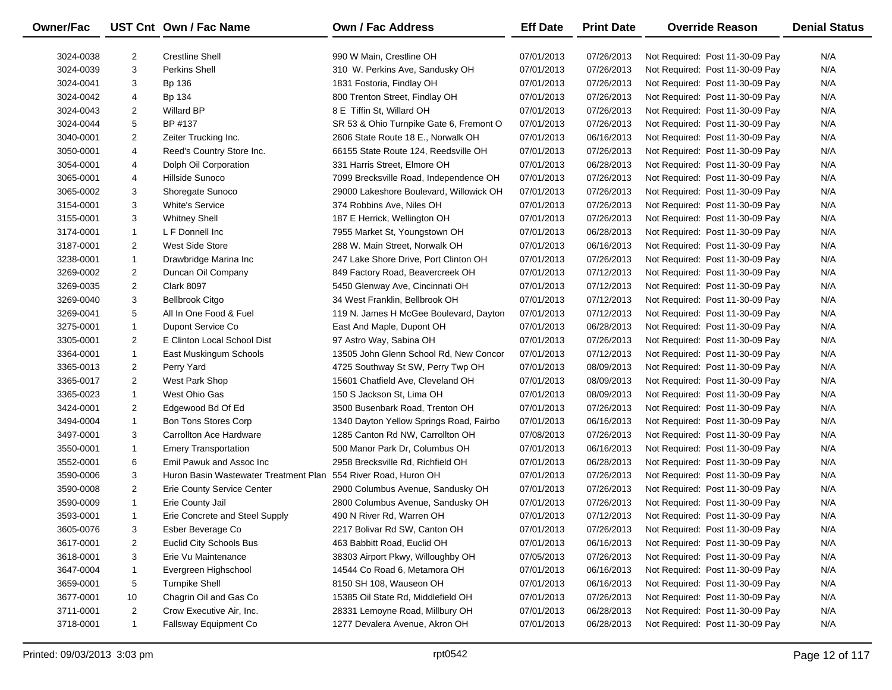| Owner/Fac | UST Cnt | Own / Fac Name | Own / Fac Address | Eff Date | Print Date | Override Reason | Denial Status |
|---|---|---|---|---|---|---|---|
| 3024-0038 | 2 | Crestline Shell | 990 W Main, Crestline OH | 07/01/2013 | 07/26/2013 | Not Required: Post 11-30-09 Pay | N/A |
| 3024-0039 | 3 | Perkins Shell | 310 W. Perkins Ave, Sandusky OH | 07/01/2013 | 07/26/2013 | Not Required: Post 11-30-09 Pay | N/A |
| 3024-0041 | 3 | Bp 136 | 1831 Fostoria, Findlay OH | 07/01/2013 | 07/26/2013 | Not Required: Post 11-30-09 Pay | N/A |
| 3024-0042 | 4 | Bp 134 | 800 Trenton Street, Findlay OH | 07/01/2013 | 07/26/2013 | Not Required: Post 11-30-09 Pay | N/A |
| 3024-0043 | 2 | Willard BP | 8 E Tiffin St, Willard OH | 07/01/2013 | 07/26/2013 | Not Required: Post 11-30-09 Pay | N/A |
| 3024-0044 | 5 | BP #137 | SR 53 & Ohio Turnpike Gate 6, Fremont O | 07/01/2013 | 07/26/2013 | Not Required: Post 11-30-09 Pay | N/A |
| 3040-0001 | 2 | Zeiter Trucking Inc. | 2606 State Route 18 E., Norwalk OH | 07/01/2013 | 06/16/2013 | Not Required: Post 11-30-09 Pay | N/A |
| 3050-0001 | 4 | Reed's Country Store Inc. | 66155 State Route 124, Reedsville OH | 07/01/2013 | 07/26/2013 | Not Required: Post 11-30-09 Pay | N/A |
| 3054-0001 | 4 | Dolph Oil Corporation | 331 Harris Street, Elmore OH | 07/01/2013 | 06/28/2013 | Not Required: Post 11-30-09 Pay | N/A |
| 3065-0001 | 4 | Hillside Sunoco | 7099 Brecksville Road, Independence OH | 07/01/2013 | 07/26/2013 | Not Required: Post 11-30-09 Pay | N/A |
| 3065-0002 | 3 | Shoregate Sunoco | 29000 Lakeshore Boulevard, Willowick OH | 07/01/2013 | 07/26/2013 | Not Required: Post 11-30-09 Pay | N/A |
| 3154-0001 | 3 | White's Service | 374 Robbins Ave, Niles OH | 07/01/2013 | 07/26/2013 | Not Required: Post 11-30-09 Pay | N/A |
| 3155-0001 | 3 | Whitney Shell | 187 E Herrick, Wellington OH | 07/01/2013 | 07/26/2013 | Not Required: Post 11-30-09 Pay | N/A |
| 3174-0001 | 1 | L F Donnell Inc | 7955 Market St, Youngstown OH | 07/01/2013 | 06/28/2013 | Not Required: Post 11-30-09 Pay | N/A |
| 3187-0001 | 2 | West Side Store | 288 W. Main Street, Norwalk OH | 07/01/2013 | 06/16/2013 | Not Required: Post 11-30-09 Pay | N/A |
| 3238-0001 | 1 | Drawbridge Marina Inc | 247 Lake Shore Drive, Port Clinton OH | 07/01/2013 | 07/26/2013 | Not Required: Post 11-30-09 Pay | N/A |
| 3269-0002 | 2 | Duncan Oil Company | 849 Factory Road, Beavercreek OH | 07/01/2013 | 07/12/2013 | Not Required: Post 11-30-09 Pay | N/A |
| 3269-0035 | 2 | Clark 8097 | 5450 Glenway Ave, Cincinnati OH | 07/01/2013 | 07/12/2013 | Not Required: Post 11-30-09 Pay | N/A |
| 3269-0040 | 3 | Bellbrook Citgo | 34 West Franklin, Bellbrook OH | 07/01/2013 | 07/12/2013 | Not Required: Post 11-30-09 Pay | N/A |
| 3269-0041 | 5 | All In One Food & Fuel | 119 N. James H McGee Boulevard, Dayton | 07/01/2013 | 07/12/2013 | Not Required: Post 11-30-09 Pay | N/A |
| 3275-0001 | 1 | Dupont Service Co | East And Maple, Dupont OH | 07/01/2013 | 06/28/2013 | Not Required: Post 11-30-09 Pay | N/A |
| 3305-0001 | 2 | E Clinton Local School Dist | 97 Astro Way, Sabina OH | 07/01/2013 | 07/26/2013 | Not Required: Post 11-30-09 Pay | N/A |
| 3364-0001 | 1 | East Muskingum Schools | 13505 John Glenn School Rd, New Concor | 07/01/2013 | 07/12/2013 | Not Required: Post 11-30-09 Pay | N/A |
| 3365-0013 | 2 | Perry Yard | 4725 Southway St SW, Perry Twp OH | 07/01/2013 | 08/09/2013 | Not Required: Post 11-30-09 Pay | N/A |
| 3365-0017 | 2 | West Park Shop | 15601 Chatfield Ave, Cleveland OH | 07/01/2013 | 08/09/2013 | Not Required: Post 11-30-09 Pay | N/A |
| 3365-0023 | 1 | West Ohio Gas | 150 S Jackson St, Lima OH | 07/01/2013 | 08/09/2013 | Not Required: Post 11-30-09 Pay | N/A |
| 3424-0001 | 2 | Edgewood Bd Of Ed | 3500 Busenbark Road, Trenton OH | 07/01/2013 | 07/26/2013 | Not Required: Post 11-30-09 Pay | N/A |
| 3494-0004 | 1 | Bon Tons Stores Corp | 1340 Dayton Yellow Springs Road, Fairbo | 07/01/2013 | 06/16/2013 | Not Required: Post 11-30-09 Pay | N/A |
| 3497-0001 | 3 | Carrollton Ace Hardware | 1285 Canton Rd NW, Carrollton OH | 07/08/2013 | 07/26/2013 | Not Required: Post 11-30-09 Pay | N/A |
| 3550-0001 | 1 | Emery Transportation | 500 Manor Park Dr, Columbus OH | 07/01/2013 | 06/16/2013 | Not Required: Post 11-30-09 Pay | N/A |
| 3552-0001 | 6 | Emil Pawuk and Assoc Inc | 2958 Brecksville Rd, Richfield OH | 07/01/2013 | 06/28/2013 | Not Required: Post 11-30-09 Pay | N/A |
| 3590-0006 | 3 | Huron Basin Wastewater Treatment Plan | 554 River Road, Huron OH | 07/01/2013 | 07/26/2013 | Not Required: Post 11-30-09 Pay | N/A |
| 3590-0008 | 2 | Erie County Service Center | 2900 Columbus Avenue, Sandusky OH | 07/01/2013 | 07/26/2013 | Not Required: Post 11-30-09 Pay | N/A |
| 3590-0009 | 1 | Erie County Jail | 2800 Columbus Avenue, Sandusky OH | 07/01/2013 | 07/26/2013 | Not Required: Post 11-30-09 Pay | N/A |
| 3593-0001 | 1 | Erie Concrete and Steel Supply | 490 N River Rd, Warren OH | 07/01/2013 | 07/12/2013 | Not Required: Post 11-30-09 Pay | N/A |
| 3605-0076 | 3 | Esber Beverage Co | 2217 Bolivar Rd SW, Canton OH | 07/01/2013 | 07/26/2013 | Not Required: Post 11-30-09 Pay | N/A |
| 3617-0001 | 2 | Euclid City Schools Bus | 463 Babbitt Road, Euclid OH | 07/01/2013 | 06/16/2013 | Not Required: Post 11-30-09 Pay | N/A |
| 3618-0001 | 3 | Erie Vu Maintenance | 38303 Airport Pkwy, Willoughby OH | 07/05/2013 | 07/26/2013 | Not Required: Post 11-30-09 Pay | N/A |
| 3647-0004 | 1 | Evergreen Highschool | 14544 Co Road 6, Metamora OH | 07/01/2013 | 06/16/2013 | Not Required: Post 11-30-09 Pay | N/A |
| 3659-0001 | 5 | Turnpike Shell | 8150 SH 108, Wauseon OH | 07/01/2013 | 06/16/2013 | Not Required: Post 11-30-09 Pay | N/A |
| 3677-0001 | 10 | Chagrin Oil and Gas Co | 15385 Oil State Rd, Middlefield OH | 07/01/2013 | 07/26/2013 | Not Required: Post 11-30-09 Pay | N/A |
| 3711-0001 | 2 | Crow Executive Air, Inc. | 28331 Lemoyne Road, Millbury OH | 07/01/2013 | 06/28/2013 | Not Required: Post 11-30-09 Pay | N/A |
| 3718-0001 | 1 | Fallsway Equipment Co | 1277 Devalera Avenue, Akron OH | 07/01/2013 | 06/28/2013 | Not Required: Post 11-30-09 Pay | N/A |

Printed: 09/03/2013 3:03 pm    rpt0542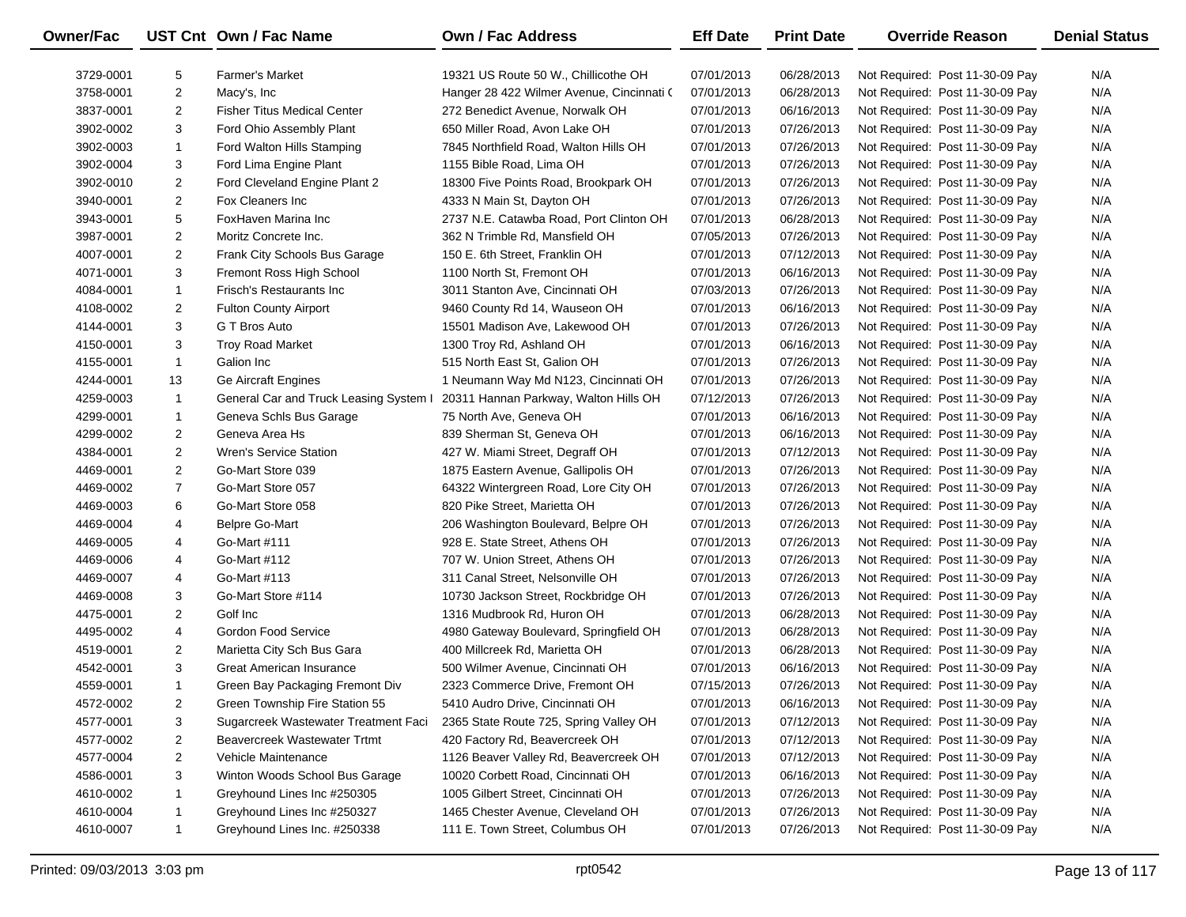| Owner/Fac | UST Cnt | Own / Fac Name | Own / Fac Address | Eff Date | Print Date | Override Reason | Denial Status |
|---|---|---|---|---|---|---|---|
| 3729-0001 | 5 | Farmer's Market | 19321 US Route 50 W., Chillicothe OH | 07/01/2013 | 06/28/2013 | Not Required: Post 11-30-09 Pay | N/A |
| 3758-0001 | 2 | Macy's, Inc | Hanger 28 422 Wilmer Avenue, Cincinnati ( | 07/01/2013 | 06/28/2013 | Not Required: Post 11-30-09 Pay | N/A |
| 3837-0001 | 2 | Fisher Titus Medical Center | 272 Benedict Avenue, Norwalk OH | 07/01/2013 | 06/16/2013 | Not Required: Post 11-30-09 Pay | N/A |
| 3902-0002 | 3 | Ford Ohio Assembly Plant | 650 Miller Road, Avon Lake OH | 07/01/2013 | 07/26/2013 | Not Required: Post 11-30-09 Pay | N/A |
| 3902-0003 | 1 | Ford Walton Hills Stamping | 7845 Northfield Road, Walton Hills OH | 07/01/2013 | 07/26/2013 | Not Required: Post 11-30-09 Pay | N/A |
| 3902-0004 | 3 | Ford Lima Engine Plant | 1155 Bible Road, Lima OH | 07/01/2013 | 07/26/2013 | Not Required: Post 11-30-09 Pay | N/A |
| 3902-0010 | 2 | Ford Cleveland Engine Plant 2 | 18300 Five Points Road, Brookpark OH | 07/01/2013 | 07/26/2013 | Not Required: Post 11-30-09 Pay | N/A |
| 3940-0001 | 2 | Fox Cleaners Inc | 4333 N Main St, Dayton OH | 07/01/2013 | 07/26/2013 | Not Required: Post 11-30-09 Pay | N/A |
| 3943-0001 | 5 | FoxHaven Marina Inc | 2737 N.E. Catawba Road, Port Clinton OH | 07/01/2013 | 06/28/2013 | Not Required: Post 11-30-09 Pay | N/A |
| 3987-0001 | 2 | Moritz Concrete Inc. | 362 N Trimble Rd, Mansfield OH | 07/05/2013 | 07/26/2013 | Not Required: Post 11-30-09 Pay | N/A |
| 4007-0001 | 2 | Frank City Schools Bus Garage | 150 E. 6th Street, Franklin OH | 07/01/2013 | 07/12/2013 | Not Required: Post 11-30-09 Pay | N/A |
| 4071-0001 | 3 | Fremont Ross High School | 1100 North St, Fremont OH | 07/01/2013 | 06/16/2013 | Not Required: Post 11-30-09 Pay | N/A |
| 4084-0001 | 1 | Frisch's Restaurants Inc | 3011 Stanton Ave, Cincinnati OH | 07/03/2013 | 07/26/2013 | Not Required: Post 11-30-09 Pay | N/A |
| 4108-0002 | 2 | Fulton County Airport | 9460 County Rd 14, Wauseon OH | 07/01/2013 | 06/16/2013 | Not Required: Post 11-30-09 Pay | N/A |
| 4144-0001 | 3 | G T Bros Auto | 15501 Madison Ave, Lakewood OH | 07/01/2013 | 07/26/2013 | Not Required: Post 11-30-09 Pay | N/A |
| 4150-0001 | 3 | Troy Road Market | 1300 Troy Rd, Ashland OH | 07/01/2013 | 06/16/2013 | Not Required: Post 11-30-09 Pay | N/A |
| 4155-0001 | 1 | Galion Inc | 515 North East St, Galion OH | 07/01/2013 | 07/26/2013 | Not Required: Post 11-30-09 Pay | N/A |
| 4244-0001 | 13 | Ge Aircraft Engines | 1 Neumann Way Md N123, Cincinnati OH | 07/01/2013 | 07/26/2013 | Not Required: Post 11-30-09 Pay | N/A |
| 4259-0003 | 1 | General Car and Truck Leasing System I | 20311 Hannan Parkway, Walton Hills OH | 07/12/2013 | 07/26/2013 | Not Required: Post 11-30-09 Pay | N/A |
| 4299-0001 | 1 | Geneva Schls Bus Garage | 75 North Ave, Geneva OH | 07/01/2013 | 06/16/2013 | Not Required: Post 11-30-09 Pay | N/A |
| 4299-0002 | 2 | Geneva Area Hs | 839 Sherman St, Geneva OH | 07/01/2013 | 06/16/2013 | Not Required: Post 11-30-09 Pay | N/A |
| 4384-0001 | 2 | Wren's Service Station | 427 W. Miami Street, Degraff OH | 07/01/2013 | 07/12/2013 | Not Required: Post 11-30-09 Pay | N/A |
| 4469-0001 | 2 | Go-Mart Store 039 | 1875 Eastern Avenue, Gallipolis OH | 07/01/2013 | 07/26/2013 | Not Required: Post 11-30-09 Pay | N/A |
| 4469-0002 | 7 | Go-Mart Store 057 | 64322 Wintergreen Road, Lore City OH | 07/01/2013 | 07/26/2013 | Not Required: Post 11-30-09 Pay | N/A |
| 4469-0003 | 6 | Go-Mart Store 058 | 820 Pike Street, Marietta OH | 07/01/2013 | 07/26/2013 | Not Required: Post 11-30-09 Pay | N/A |
| 4469-0004 | 4 | Belpre Go-Mart | 206 Washington Boulevard, Belpre OH | 07/01/2013 | 07/26/2013 | Not Required: Post 11-30-09 Pay | N/A |
| 4469-0005 | 4 | Go-Mart #111 | 928 E. State Street, Athens OH | 07/01/2013 | 07/26/2013 | Not Required: Post 11-30-09 Pay | N/A |
| 4469-0006 | 4 | Go-Mart #112 | 707 W. Union Street, Athens OH | 07/01/2013 | 07/26/2013 | Not Required: Post 11-30-09 Pay | N/A |
| 4469-0007 | 4 | Go-Mart #113 | 311 Canal Street, Nelsonville OH | 07/01/2013 | 07/26/2013 | Not Required: Post 11-30-09 Pay | N/A |
| 4469-0008 | 3 | Go-Mart Store #114 | 10730 Jackson Street, Rockbridge OH | 07/01/2013 | 07/26/2013 | Not Required: Post 11-30-09 Pay | N/A |
| 4475-0001 | 2 | Golf Inc | 1316 Mudbrook Rd, Huron OH | 07/01/2013 | 06/28/2013 | Not Required: Post 11-30-09 Pay | N/A |
| 4495-0002 | 4 | Gordon Food Service | 4980 Gateway Boulevard, Springfield OH | 07/01/2013 | 06/28/2013 | Not Required: Post 11-30-09 Pay | N/A |
| 4519-0001 | 2 | Marietta City Sch Bus Gara | 400 Millcreek Rd, Marietta OH | 07/01/2013 | 06/28/2013 | Not Required: Post 11-30-09 Pay | N/A |
| 4542-0001 | 3 | Great American Insurance | 500 Wilmer Avenue, Cincinnati OH | 07/01/2013 | 06/16/2013 | Not Required: Post 11-30-09 Pay | N/A |
| 4559-0001 | 1 | Green Bay Packaging Fremont Div | 2323 Commerce Drive, Fremont OH | 07/15/2013 | 07/26/2013 | Not Required: Post 11-30-09 Pay | N/A |
| 4572-0002 | 2 | Green Township Fire Station 55 | 5410 Audro Drive, Cincinnati OH | 07/01/2013 | 06/16/2013 | Not Required: Post 11-30-09 Pay | N/A |
| 4577-0001 | 3 | Sugarcreek Wastewater Treatment Faci | 2365 State Route 725, Spring Valley OH | 07/01/2013 | 07/12/2013 | Not Required: Post 11-30-09 Pay | N/A |
| 4577-0002 | 2 | Beavercreek Wastewater Trtmt | 420 Factory Rd, Beavercreek OH | 07/01/2013 | 07/12/2013 | Not Required: Post 11-30-09 Pay | N/A |
| 4577-0004 | 2 | Vehicle Maintenance | 1126 Beaver Valley Rd, Beavercreek OH | 07/01/2013 | 07/12/2013 | Not Required: Post 11-30-09 Pay | N/A |
| 4586-0001 | 3 | Winton Woods School Bus Garage | 10020 Corbett Road, Cincinnati OH | 07/01/2013 | 06/16/2013 | Not Required: Post 11-30-09 Pay | N/A |
| 4610-0002 | 1 | Greyhound Lines Inc #250305 | 1005 Gilbert Street, Cincinnati OH | 07/01/2013 | 07/26/2013 | Not Required: Post 11-30-09 Pay | N/A |
| 4610-0004 | 1 | Greyhound Lines Inc #250327 | 1465 Chester Avenue, Cleveland OH | 07/01/2013 | 07/26/2013 | Not Required: Post 11-30-09 Pay | N/A |
| 4610-0007 | 1 | Greyhound Lines Inc. #250338 | 111 E. Town Street, Columbus OH | 07/01/2013 | 07/26/2013 | Not Required: Post 11-30-09 Pay | N/A |

Printed: 09/03/2013 3:03 pm rpt0542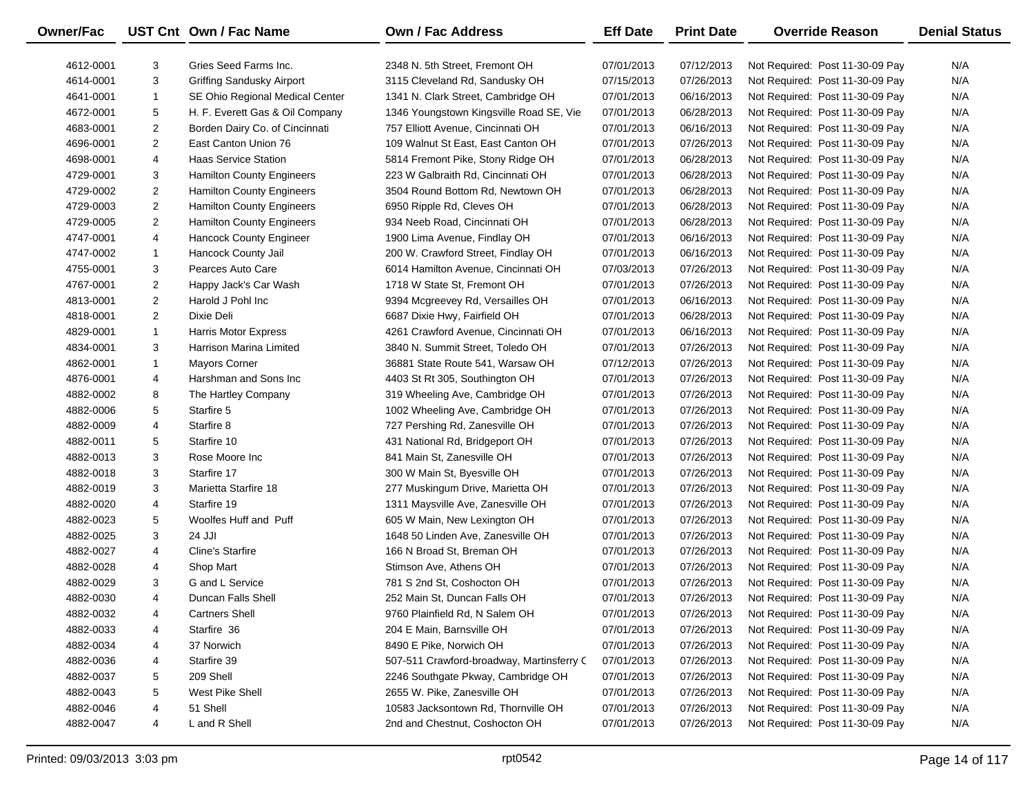| Owner/Fac | UST Cnt | Own / Fac Name | Own / Fac Address | Eff Date | Print Date | Override Reason | Denial Status |
|---|---|---|---|---|---|---|---|
| 4612-0001 | 3 | Gries Seed Farms Inc. | 2348 N. 5th Street, Fremont OH | 07/01/2013 | 07/12/2013 | Not Required: Post 11-30-09 Pay | N/A |
| 4614-0001 | 3 | Griffing Sandusky Airport | 3115 Cleveland Rd, Sandusky OH | 07/15/2013 | 07/26/2013 | Not Required: Post 11-30-09 Pay | N/A |
| 4641-0001 | 1 | SE Ohio Regional Medical Center | 1341 N. Clark Street, Cambridge OH | 07/01/2013 | 06/16/2013 | Not Required: Post 11-30-09 Pay | N/A |
| 4672-0001 | 5 | H. F. Everett Gas & Oil Company | 1346 Youngstown Kingsville Road SE, Vie | 07/01/2013 | 06/28/2013 | Not Required: Post 11-30-09 Pay | N/A |
| 4683-0001 | 2 | Borden Dairy Co. of Cincinnati | 757 Elliott Avenue, Cincinnati OH | 07/01/2013 | 06/16/2013 | Not Required: Post 11-30-09 Pay | N/A |
| 4696-0001 | 2 | East Canton Union 76 | 109 Walnut St East, East Canton OH | 07/01/2013 | 07/26/2013 | Not Required: Post 11-30-09 Pay | N/A |
| 4698-0001 | 4 | Haas Service Station | 5814 Fremont Pike, Stony Ridge OH | 07/01/2013 | 06/28/2013 | Not Required: Post 11-30-09 Pay | N/A |
| 4729-0001 | 3 | Hamilton County Engineers | 223 W Galbraith Rd, Cincinnati OH | 07/01/2013 | 06/28/2013 | Not Required: Post 11-30-09 Pay | N/A |
| 4729-0002 | 2 | Hamilton County Engineers | 3504 Round Bottom Rd, Newtown OH | 07/01/2013 | 06/28/2013 | Not Required: Post 11-30-09 Pay | N/A |
| 4729-0003 | 2 | Hamilton County Engineers | 6950 Ripple Rd, Cleves OH | 07/01/2013 | 06/28/2013 | Not Required: Post 11-30-09 Pay | N/A |
| 4729-0005 | 2 | Hamilton County Engineers | 934 Neeb Road, Cincinnati OH | 07/01/2013 | 06/28/2013 | Not Required: Post 11-30-09 Pay | N/A |
| 4747-0001 | 4 | Hancock County Engineer | 1900 Lima Avenue, Findlay OH | 07/01/2013 | 06/16/2013 | Not Required: Post 11-30-09 Pay | N/A |
| 4747-0002 | 1 | Hancock County Jail | 200 W. Crawford Street, Findlay OH | 07/01/2013 | 06/16/2013 | Not Required: Post 11-30-09 Pay | N/A |
| 4755-0001 | 3 | Pearces Auto Care | 6014 Hamilton Avenue, Cincinnati OH | 07/03/2013 | 07/26/2013 | Not Required: Post 11-30-09 Pay | N/A |
| 4767-0001 | 2 | Happy Jack's Car Wash | 1718 W State St, Fremont OH | 07/01/2013 | 07/26/2013 | Not Required: Post 11-30-09 Pay | N/A |
| 4813-0001 | 2 | Harold J Pohl Inc | 9394 Mcgreevey Rd, Versailles OH | 07/01/2013 | 06/16/2013 | Not Required: Post 11-30-09 Pay | N/A |
| 4818-0001 | 2 | Dixie Deli | 6687 Dixie Hwy, Fairfield OH | 07/01/2013 | 06/28/2013 | Not Required: Post 11-30-09 Pay | N/A |
| 4829-0001 | 1 | Harris Motor Express | 4261 Crawford Avenue, Cincinnati OH | 07/01/2013 | 06/16/2013 | Not Required: Post 11-30-09 Pay | N/A |
| 4834-0001 | 3 | Harrison Marina Limited | 3840 N. Summit Street, Toledo OH | 07/01/2013 | 07/26/2013 | Not Required: Post 11-30-09 Pay | N/A |
| 4862-0001 | 1 | Mayors Corner | 36881 State Route 541, Warsaw OH | 07/12/2013 | 07/26/2013 | Not Required: Post 11-30-09 Pay | N/A |
| 4876-0001 | 4 | Harshman and Sons Inc | 4403 St Rt 305, Southington OH | 07/01/2013 | 07/26/2013 | Not Required: Post 11-30-09 Pay | N/A |
| 4882-0002 | 8 | The Hartley Company | 319 Wheeling Ave, Cambridge OH | 07/01/2013 | 07/26/2013 | Not Required: Post 11-30-09 Pay | N/A |
| 4882-0006 | 5 | Starfire 5 | 1002 Wheeling Ave, Cambridge OH | 07/01/2013 | 07/26/2013 | Not Required: Post 11-30-09 Pay | N/A |
| 4882-0009 | 4 | Starfire 8 | 727 Pershing Rd, Zanesville OH | 07/01/2013 | 07/26/2013 | Not Required: Post 11-30-09 Pay | N/A |
| 4882-0011 | 5 | Starfire 10 | 431 National Rd, Bridgeport OH | 07/01/2013 | 07/26/2013 | Not Required: Post 11-30-09 Pay | N/A |
| 4882-0013 | 3 | Rose Moore Inc | 841 Main St, Zanesville OH | 07/01/2013 | 07/26/2013 | Not Required: Post 11-30-09 Pay | N/A |
| 4882-0018 | 3 | Starfire 17 | 300 W Main St, Byesville OH | 07/01/2013 | 07/26/2013 | Not Required: Post 11-30-09 Pay | N/A |
| 4882-0019 | 3 | Marietta Starfire 18 | 277 Muskingum Drive, Marietta OH | 07/01/2013 | 07/26/2013 | Not Required: Post 11-30-09 Pay | N/A |
| 4882-0020 | 4 | Starfire 19 | 1311 Maysville Ave, Zanesville OH | 07/01/2013 | 07/26/2013 | Not Required: Post 11-30-09 Pay | N/A |
| 4882-0023 | 5 | Woolfes Huff and Puff | 605 W Main, New Lexington OH | 07/01/2013 | 07/26/2013 | Not Required: Post 11-30-09 Pay | N/A |
| 4882-0025 | 3 | 24 JJI | 1648 50 Linden Ave, Zanesville OH | 07/01/2013 | 07/26/2013 | Not Required: Post 11-30-09 Pay | N/A |
| 4882-0027 | 4 | Cline's Starfire | 166 N Broad St, Breman OH | 07/01/2013 | 07/26/2013 | Not Required: Post 11-30-09 Pay | N/A |
| 4882-0028 | 4 | Shop Mart | Stimson Ave, Athens OH | 07/01/2013 | 07/26/2013 | Not Required: Post 11-30-09 Pay | N/A |
| 4882-0029 | 3 | G and L Service | 781 S 2nd St, Coshocton OH | 07/01/2013 | 07/26/2013 | Not Required: Post 11-30-09 Pay | N/A |
| 4882-0030 | 4 | Duncan Falls Shell | 252 Main St, Duncan Falls OH | 07/01/2013 | 07/26/2013 | Not Required: Post 11-30-09 Pay | N/A |
| 4882-0032 | 4 | Cartners Shell | 9760 Plainfield Rd, N Salem OH | 07/01/2013 | 07/26/2013 | Not Required: Post 11-30-09 Pay | N/A |
| 4882-0033 | 4 | Starfire 36 | 204 E Main, Barnsville OH | 07/01/2013 | 07/26/2013 | Not Required: Post 11-30-09 Pay | N/A |
| 4882-0034 | 4 | 37 Norwich | 8490 E Pike, Norwich OH | 07/01/2013 | 07/26/2013 | Not Required: Post 11-30-09 Pay | N/A |
| 4882-0036 | 4 | Starfire 39 | 507-511 Crawford-broadway, Martinsferry C | 07/01/2013 | 07/26/2013 | Not Required: Post 11-30-09 Pay | N/A |
| 4882-0037 | 5 | 209 Shell | 2246 Southgate Pkway, Cambridge OH | 07/01/2013 | 07/26/2013 | Not Required: Post 11-30-09 Pay | N/A |
| 4882-0043 | 5 | West Pike Shell | 2655 W. Pike, Zanesville OH | 07/01/2013 | 07/26/2013 | Not Required: Post 11-30-09 Pay | N/A |
| 4882-0046 | 4 | 51 Shell | 10583 Jacksontown Rd, Thornville OH | 07/01/2013 | 07/26/2013 | Not Required: Post 11-30-09 Pay | N/A |
| 4882-0047 | 4 | L and R Shell | 2nd and Chestnut, Coshocton OH | 07/01/2013 | 07/26/2013 | Not Required: Post 11-30-09 Pay | N/A |

Printed: 09/03/2013 3:03 pm　　rpt0542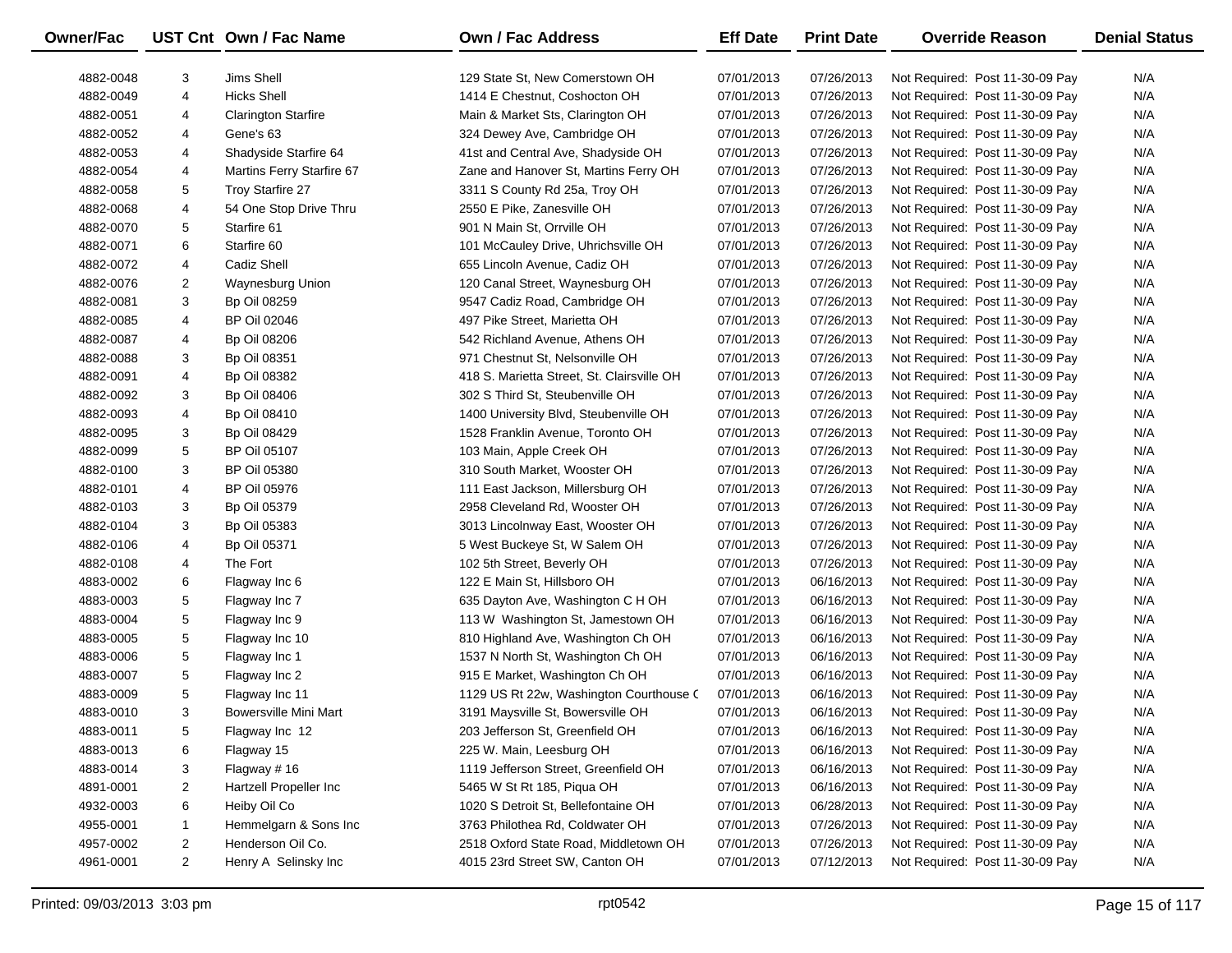| Owner/Fac | UST Cnt | Own / Fac Name | Own / Fac Address | Eff Date | Print Date | Override Reason | Denial Status |
|---|---|---|---|---|---|---|---|
| 4882-0048 | 3 | Jims Shell | 129 State St, New Comerstown OH | 07/01/2013 | 07/26/2013 | Not Required: Post 11-30-09 Pay | N/A |
| 4882-0049 | 4 | Hicks Shell | 1414 E Chestnut, Coshocton OH | 07/01/2013 | 07/26/2013 | Not Required: Post 11-30-09 Pay | N/A |
| 4882-0051 | 4 | Clarington Starfire | Main & Market Sts, Clarington OH | 07/01/2013 | 07/26/2013 | Not Required: Post 11-30-09 Pay | N/A |
| 4882-0052 | 4 | Gene's 63 | 324 Dewey Ave, Cambridge OH | 07/01/2013 | 07/26/2013 | Not Required: Post 11-30-09 Pay | N/A |
| 4882-0053 | 4 | Shadyside Starfire 64 | 41st and Central Ave, Shadyside OH | 07/01/2013 | 07/26/2013 | Not Required: Post 11-30-09 Pay | N/A |
| 4882-0054 | 4 | Martins Ferry Starfire 67 | Zane and Hanover St, Martins Ferry OH | 07/01/2013 | 07/26/2013 | Not Required: Post 11-30-09 Pay | N/A |
| 4882-0058 | 5 | Troy Starfire 27 | 3311 S County Rd 25a, Troy OH | 07/01/2013 | 07/26/2013 | Not Required: Post 11-30-09 Pay | N/A |
| 4882-0068 | 4 | 54 One Stop Drive Thru | 2550 E Pike, Zanesville OH | 07/01/2013 | 07/26/2013 | Not Required: Post 11-30-09 Pay | N/A |
| 4882-0070 | 5 | Starfire 61 | 901 N Main St, Orrville OH | 07/01/2013 | 07/26/2013 | Not Required: Post 11-30-09 Pay | N/A |
| 4882-0071 | 6 | Starfire 60 | 101 McCauley Drive, Uhrichsville OH | 07/01/2013 | 07/26/2013 | Not Required: Post 11-30-09 Pay | N/A |
| 4882-0072 | 4 | Cadiz Shell | 655 Lincoln Avenue, Cadiz OH | 07/01/2013 | 07/26/2013 | Not Required: Post 11-30-09 Pay | N/A |
| 4882-0076 | 2 | Waynesburg Union | 120 Canal Street, Waynesburg OH | 07/01/2013 | 07/26/2013 | Not Required: Post 11-30-09 Pay | N/A |
| 4882-0081 | 3 | Bp Oil 08259 | 9547 Cadiz Road, Cambridge OH | 07/01/2013 | 07/26/2013 | Not Required: Post 11-30-09 Pay | N/A |
| 4882-0085 | 4 | BP Oil 02046 | 497 Pike Street, Marietta OH | 07/01/2013 | 07/26/2013 | Not Required: Post 11-30-09 Pay | N/A |
| 4882-0087 | 4 | Bp Oil 08206 | 542 Richland Avenue, Athens OH | 07/01/2013 | 07/26/2013 | Not Required: Post 11-30-09 Pay | N/A |
| 4882-0088 | 3 | Bp Oil 08351 | 971 Chestnut St, Nelsonville OH | 07/01/2013 | 07/26/2013 | Not Required: Post 11-30-09 Pay | N/A |
| 4882-0091 | 4 | Bp Oil 08382 | 418 S. Marietta Street, St. Clairsville OH | 07/01/2013 | 07/26/2013 | Not Required: Post 11-30-09 Pay | N/A |
| 4882-0092 | 3 | Bp Oil 08406 | 302 S Third St, Steubenville OH | 07/01/2013 | 07/26/2013 | Not Required: Post 11-30-09 Pay | N/A |
| 4882-0093 | 4 | Bp Oil 08410 | 1400 University Blvd, Steubenville OH | 07/01/2013 | 07/26/2013 | Not Required: Post 11-30-09 Pay | N/A |
| 4882-0095 | 3 | Bp Oil 08429 | 1528 Franklin Avenue, Toronto OH | 07/01/2013 | 07/26/2013 | Not Required: Post 11-30-09 Pay | N/A |
| 4882-0099 | 5 | BP Oil 05107 | 103 Main, Apple Creek OH | 07/01/2013 | 07/26/2013 | Not Required: Post 11-30-09 Pay | N/A |
| 4882-0100 | 3 | BP Oil 05380 | 310 South Market, Wooster OH | 07/01/2013 | 07/26/2013 | Not Required: Post 11-30-09 Pay | N/A |
| 4882-0101 | 4 | BP Oil 05976 | 111 East Jackson, Millersburg OH | 07/01/2013 | 07/26/2013 | Not Required: Post 11-30-09 Pay | N/A |
| 4882-0103 | 3 | Bp Oil 05379 | 2958 Cleveland Rd, Wooster OH | 07/01/2013 | 07/26/2013 | Not Required: Post 11-30-09 Pay | N/A |
| 4882-0104 | 3 | Bp Oil 05383 | 3013 Lincolnway East, Wooster OH | 07/01/2013 | 07/26/2013 | Not Required: Post 11-30-09 Pay | N/A |
| 4882-0106 | 4 | Bp Oil 05371 | 5 West Buckeye St, W Salem OH | 07/01/2013 | 07/26/2013 | Not Required: Post 11-30-09 Pay | N/A |
| 4882-0108 | 4 | The Fort | 102 5th Street, Beverly OH | 07/01/2013 | 07/26/2013 | Not Required: Post 11-30-09 Pay | N/A |
| 4883-0002 | 6 | Flagway Inc 6 | 122 E Main St, Hillsboro OH | 07/01/2013 | 06/16/2013 | Not Required: Post 11-30-09 Pay | N/A |
| 4883-0003 | 5 | Flagway Inc 7 | 635 Dayton Ave, Washington C H OH | 07/01/2013 | 06/16/2013 | Not Required: Post 11-30-09 Pay | N/A |
| 4883-0004 | 5 | Flagway Inc 9 | 113 W Washington St, Jamestown OH | 07/01/2013 | 06/16/2013 | Not Required: Post 11-30-09 Pay | N/A |
| 4883-0005 | 5 | Flagway Inc 10 | 810 Highland Ave, Washington Ch OH | 07/01/2013 | 06/16/2013 | Not Required: Post 11-30-09 Pay | N/A |
| 4883-0006 | 5 | Flagway Inc 1 | 1537 N North St, Washington Ch OH | 07/01/2013 | 06/16/2013 | Not Required: Post 11-30-09 Pay | N/A |
| 4883-0007 | 5 | Flagway Inc 2 | 915 E Market, Washington Ch OH | 07/01/2013 | 06/16/2013 | Not Required: Post 11-30-09 Pay | N/A |
| 4883-0009 | 5 | Flagway Inc 11 | 1129 US Rt 22w, Washington Courthouse ( | 07/01/2013 | 06/16/2013 | Not Required: Post 11-30-09 Pay | N/A |
| 4883-0010 | 3 | Bowersville Mini Mart | 3191 Maysville St, Bowersville OH | 07/01/2013 | 06/16/2013 | Not Required: Post 11-30-09 Pay | N/A |
| 4883-0011 | 5 | Flagway Inc 12 | 203 Jefferson St, Greenfield OH | 07/01/2013 | 06/16/2013 | Not Required: Post 11-30-09 Pay | N/A |
| 4883-0013 | 6 | Flagway 15 | 225 W. Main, Leesburg OH | 07/01/2013 | 06/16/2013 | Not Required: Post 11-30-09 Pay | N/A |
| 4883-0014 | 3 | Flagway # 16 | 1119 Jefferson Street, Greenfield OH | 07/01/2013 | 06/16/2013 | Not Required: Post 11-30-09 Pay | N/A |
| 4891-0001 | 2 | Hartzell Propeller Inc | 5465 W St Rt 185, Piqua OH | 07/01/2013 | 06/16/2013 | Not Required: Post 11-30-09 Pay | N/A |
| 4932-0003 | 6 | Heiby Oil Co | 1020 S Detroit St, Bellefontaine OH | 07/01/2013 | 06/28/2013 | Not Required: Post 11-30-09 Pay | N/A |
| 4955-0001 | 1 | Hemmelgarn & Sons Inc | 3763 Philothea Rd, Coldwater OH | 07/01/2013 | 07/26/2013 | Not Required: Post 11-30-09 Pay | N/A |
| 4957-0002 | 2 | Henderson Oil Co. | 2518 Oxford State Road, Middletown OH | 07/01/2013 | 07/26/2013 | Not Required: Post 11-30-09 Pay | N/A |
| 4961-0001 | 2 | Henry A Selinsky Inc | 4015 23rd Street SW, Canton OH | 07/01/2013 | 07/12/2013 | Not Required: Post 11-30-09 Pay | N/A |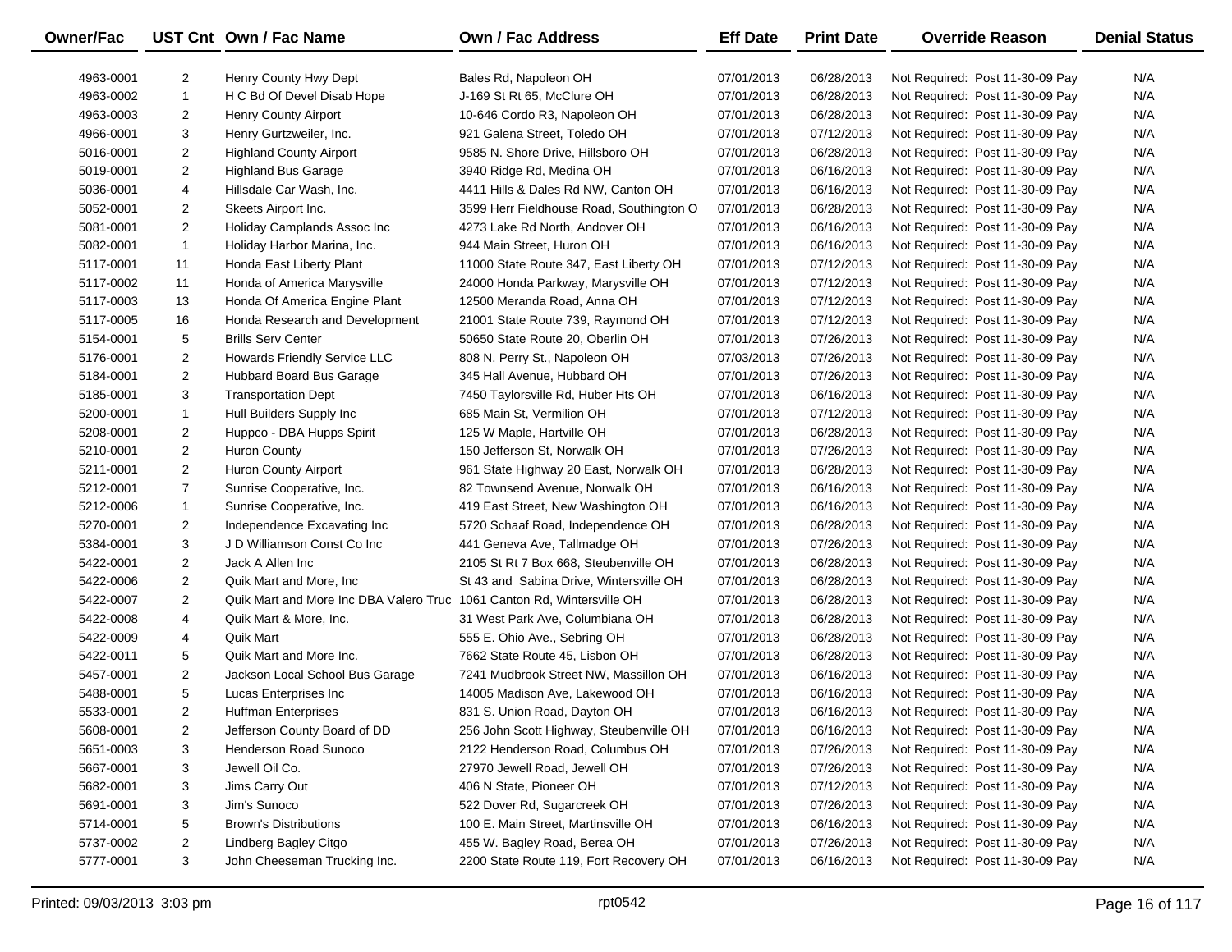| Owner/Fac | UST Cnt | Own / Fac Name | Own / Fac Address | Eff Date | Print Date | Override Reason | Denial Status |
|---|---|---|---|---|---|---|---|
| 4963-0001 | 2 | Henry County Hwy Dept | Bales Rd, Napoleon OH | 07/01/2013 | 06/28/2013 | Not Required: Post 11-30-09 Pay | N/A |
| 4963-0002 | 1 | H C Bd Of Devel Disab Hope | J-169 St Rt 65, McClure OH | 07/01/2013 | 06/28/2013 | Not Required: Post 11-30-09 Pay | N/A |
| 4963-0003 | 2 | Henry County Airport | 10-646 Cordo R3, Napoleon OH | 07/01/2013 | 06/28/2013 | Not Required: Post 11-30-09 Pay | N/A |
| 4966-0001 | 3 | Henry Gurtzweiler, Inc. | 921 Galena Street, Toledo OH | 07/01/2013 | 07/12/2013 | Not Required: Post 11-30-09 Pay | N/A |
| 5016-0001 | 2 | Highland County Airport | 9585 N. Shore Drive, Hillsboro OH | 07/01/2013 | 06/28/2013 | Not Required: Post 11-30-09 Pay | N/A |
| 5019-0001 | 2 | Highland Bus Garage | 3940 Ridge Rd, Medina OH | 07/01/2013 | 06/16/2013 | Not Required: Post 11-30-09 Pay | N/A |
| 5036-0001 | 4 | Hillsdale Car Wash, Inc. | 4411 Hills & Dales Rd NW, Canton OH | 07/01/2013 | 06/16/2013 | Not Required: Post 11-30-09 Pay | N/A |
| 5052-0001 | 2 | Skeets Airport Inc. | 3599 Herr Fieldhouse Road, Southington O | 07/01/2013 | 06/28/2013 | Not Required: Post 11-30-09 Pay | N/A |
| 5081-0001 | 2 | Holiday Camplands Assoc Inc | 4273 Lake Rd North, Andover OH | 07/01/2013 | 06/16/2013 | Not Required: Post 11-30-09 Pay | N/A |
| 5082-0001 | 1 | Holiday Harbor Marina, Inc. | 944 Main Street, Huron OH | 07/01/2013 | 06/16/2013 | Not Required: Post 11-30-09 Pay | N/A |
| 5117-0001 | 11 | Honda East Liberty Plant | 11000 State Route 347, East Liberty OH | 07/01/2013 | 07/12/2013 | Not Required: Post 11-30-09 Pay | N/A |
| 5117-0002 | 11 | Honda of America Marysville | 24000 Honda Parkway, Marysville OH | 07/01/2013 | 07/12/2013 | Not Required: Post 11-30-09 Pay | N/A |
| 5117-0003 | 13 | Honda Of America Engine Plant | 12500 Meranda Road, Anna OH | 07/01/2013 | 07/12/2013 | Not Required: Post 11-30-09 Pay | N/A |
| 5117-0005 | 16 | Honda Research and Development | 21001 State Route 739, Raymond OH | 07/01/2013 | 07/12/2013 | Not Required: Post 11-30-09 Pay | N/A |
| 5154-0001 | 5 | Brills Serv Center | 50650 State Route 20, Oberlin OH | 07/01/2013 | 07/26/2013 | Not Required: Post 11-30-09 Pay | N/A |
| 5176-0001 | 2 | Howards Friendly Service LLC | 808 N. Perry St., Napoleon OH | 07/03/2013 | 07/26/2013 | Not Required: Post 11-30-09 Pay | N/A |
| 5184-0001 | 2 | Hubbard Board Bus Garage | 345 Hall Avenue, Hubbard OH | 07/01/2013 | 07/26/2013 | Not Required: Post 11-30-09 Pay | N/A |
| 5185-0001 | 3 | Transportation Dept | 7450 Taylorsville Rd, Huber Hts OH | 07/01/2013 | 06/16/2013 | Not Required: Post 11-30-09 Pay | N/A |
| 5200-0001 | 1 | Hull Builders Supply Inc | 685 Main St, Vermilion OH | 07/01/2013 | 07/12/2013 | Not Required: Post 11-30-09 Pay | N/A |
| 5208-0001 | 2 | Huppco - DBA Hupps Spirit | 125 W Maple, Hartville OH | 07/01/2013 | 06/28/2013 | Not Required: Post 11-30-09 Pay | N/A |
| 5210-0001 | 2 | Huron County | 150 Jefferson St, Norwalk OH | 07/01/2013 | 07/26/2013 | Not Required: Post 11-30-09 Pay | N/A |
| 5211-0001 | 2 | Huron County Airport | 961 State Highway 20 East, Norwalk OH | 07/01/2013 | 06/28/2013 | Not Required: Post 11-30-09 Pay | N/A |
| 5212-0001 | 7 | Sunrise Cooperative, Inc. | 82 Townsend Avenue, Norwalk OH | 07/01/2013 | 06/16/2013 | Not Required: Post 11-30-09 Pay | N/A |
| 5212-0006 | 1 | Sunrise Cooperative, Inc. | 419 East Street, New Washington OH | 07/01/2013 | 06/16/2013 | Not Required: Post 11-30-09 Pay | N/A |
| 5270-0001 | 2 | Independence Excavating Inc | 5720 Schaaf Road, Independence OH | 07/01/2013 | 06/28/2013 | Not Required: Post 11-30-09 Pay | N/A |
| 5384-0001 | 3 | J D Williamson Const Co Inc | 441 Geneva Ave, Tallmadge OH | 07/01/2013 | 07/26/2013 | Not Required: Post 11-30-09 Pay | N/A |
| 5422-0001 | 2 | Jack A Allen Inc | 2105 St Rt 7 Box 668, Steubenville OH | 07/01/2013 | 06/28/2013 | Not Required: Post 11-30-09 Pay | N/A |
| 5422-0006 | 2 | Quik Mart and More, Inc | St 43 and Sabina Drive, Wintersville OH | 07/01/2013 | 06/28/2013 | Not Required: Post 11-30-09 Pay | N/A |
| 5422-0007 | 2 | Quik Mart and More Inc DBA Valero Truc | 1061 Canton Rd, Wintersville OH | 07/01/2013 | 06/28/2013 | Not Required: Post 11-30-09 Pay | N/A |
| 5422-0008 | 4 | Quik Mart & More, Inc. | 31 West Park Ave, Columbiana OH | 07/01/2013 | 06/28/2013 | Not Required: Post 11-30-09 Pay | N/A |
| 5422-0009 | 4 | Quik Mart | 555 E. Ohio Ave., Sebring OH | 07/01/2013 | 06/28/2013 | Not Required: Post 11-30-09 Pay | N/A |
| 5422-0011 | 5 | Quik Mart and More Inc. | 7662 State Route 45, Lisbon OH | 07/01/2013 | 06/28/2013 | Not Required: Post 11-30-09 Pay | N/A |
| 5457-0001 | 2 | Jackson Local School Bus Garage | 7241 Mudbrook Street NW, Massillon OH | 07/01/2013 | 06/16/2013 | Not Required: Post 11-30-09 Pay | N/A |
| 5488-0001 | 5 | Lucas Enterprises Inc | 14005 Madison Ave, Lakewood OH | 07/01/2013 | 06/16/2013 | Not Required: Post 11-30-09 Pay | N/A |
| 5533-0001 | 2 | Huffman Enterprises | 831 S. Union Road, Dayton OH | 07/01/2013 | 06/16/2013 | Not Required: Post 11-30-09 Pay | N/A |
| 5608-0001 | 2 | Jefferson County Board of DD | 256 John Scott Highway, Steubenville OH | 07/01/2013 | 06/16/2013 | Not Required: Post 11-30-09 Pay | N/A |
| 5651-0003 | 3 | Henderson Road Sunoco | 2122 Henderson Road, Columbus OH | 07/01/2013 | 07/26/2013 | Not Required: Post 11-30-09 Pay | N/A |
| 5667-0001 | 3 | Jewell Oil Co. | 27970 Jewell Road, Jewell OH | 07/01/2013 | 07/26/2013 | Not Required: Post 11-30-09 Pay | N/A |
| 5682-0001 | 3 | Jims Carry Out | 406 N State, Pioneer OH | 07/01/2013 | 07/12/2013 | Not Required: Post 11-30-09 Pay | N/A |
| 5691-0001 | 3 | Jim's Sunoco | 522 Dover Rd, Sugarcreek OH | 07/01/2013 | 07/26/2013 | Not Required: Post 11-30-09 Pay | N/A |
| 5714-0001 | 5 | Brown's Distributions | 100 E. Main Street, Martinsville OH | 07/01/2013 | 06/16/2013 | Not Required: Post 11-30-09 Pay | N/A |
| 5737-0002 | 2 | Lindberg Bagley Citgo | 455 W. Bagley Road, Berea OH | 07/01/2013 | 07/26/2013 | Not Required: Post 11-30-09 Pay | N/A |
| 5777-0001 | 3 | John Cheeseman Trucking Inc. | 2200 State Route 119, Fort Recovery OH | 07/01/2013 | 06/16/2013 | Not Required: Post 11-30-09 Pay | N/A |

Printed: 09/03/2013 3:03 pm rpt0542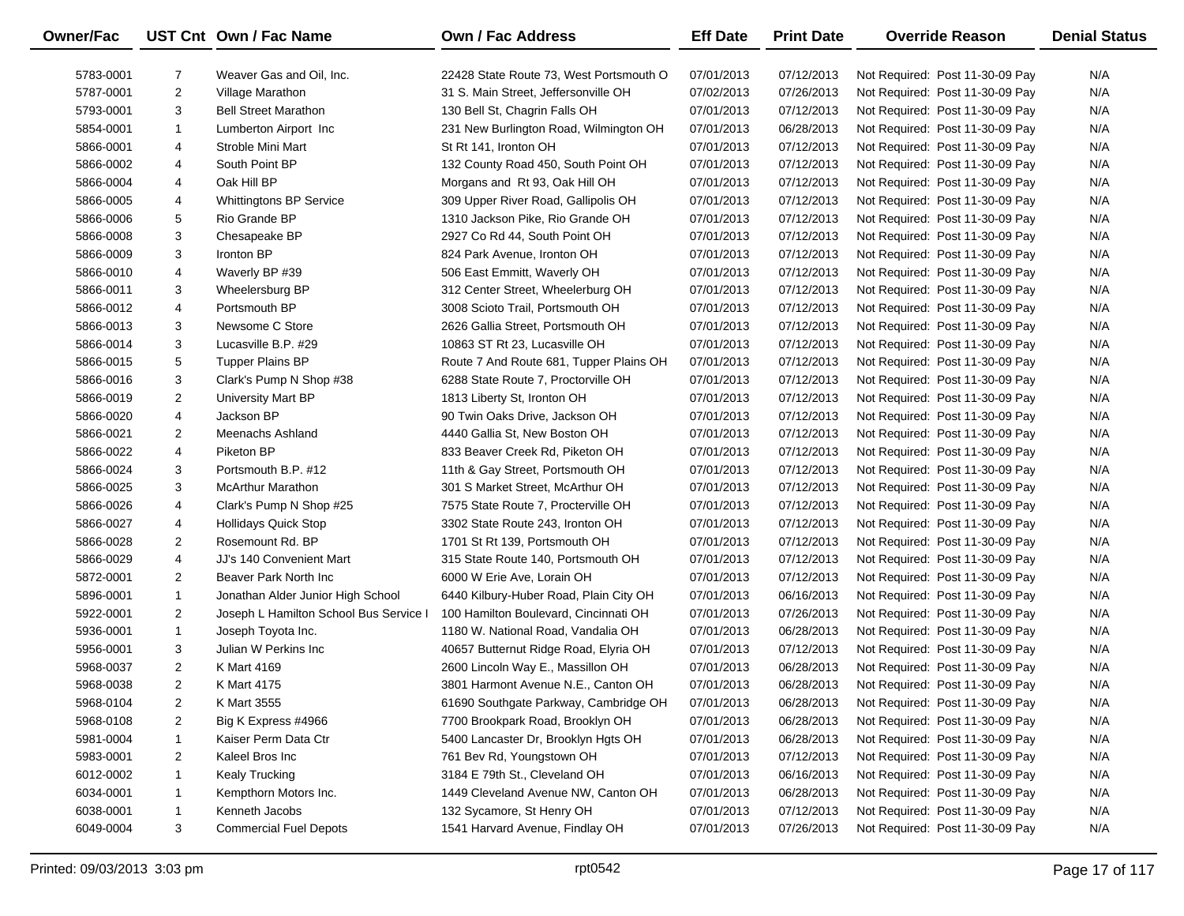| Owner/Fac | UST Cnt | Own / Fac Name | Own / Fac Address | Eff Date | Print Date | Override Reason | Denial Status |
|---|---|---|---|---|---|---|---|
| 5783-0001 | 7 | Weaver Gas and Oil, Inc. | 22428 State Route 73, West Portsmouth O | 07/01/2013 | 07/12/2013 | Not Required: Post 11-30-09 Pay | N/A |
| 5787-0001 | 2 | Village Marathon | 31 S. Main Street, Jeffersonville OH | 07/02/2013 | 07/26/2013 | Not Required: Post 11-30-09 Pay | N/A |
| 5793-0001 | 3 | Bell Street Marathon | 130 Bell St, Chagrin Falls OH | 07/01/2013 | 07/12/2013 | Not Required: Post 11-30-09 Pay | N/A |
| 5854-0001 | 1 | Lumberton Airport Inc | 231 New Burlington Road, Wilmington OH | 07/01/2013 | 06/28/2013 | Not Required: Post 11-30-09 Pay | N/A |
| 5866-0001 | 4 | Stroble Mini Mart | St Rt 141, Ironton OH | 07/01/2013 | 07/12/2013 | Not Required: Post 11-30-09 Pay | N/A |
| 5866-0002 | 4 | South Point BP | 132 County Road 450, South Point OH | 07/01/2013 | 07/12/2013 | Not Required: Post 11-30-09 Pay | N/A |
| 5866-0004 | 4 | Oak Hill BP | Morgans and Rt 93, Oak Hill OH | 07/01/2013 | 07/12/2013 | Not Required: Post 11-30-09 Pay | N/A |
| 5866-0005 | 4 | Whittingtons BP Service | 309 Upper River Road, Gallipolis OH | 07/01/2013 | 07/12/2013 | Not Required: Post 11-30-09 Pay | N/A |
| 5866-0006 | 5 | Rio Grande BP | 1310 Jackson Pike, Rio Grande OH | 07/01/2013 | 07/12/2013 | Not Required: Post 11-30-09 Pay | N/A |
| 5866-0008 | 3 | Chesapeake BP | 2927 Co Rd 44, South Point OH | 07/01/2013 | 07/12/2013 | Not Required: Post 11-30-09 Pay | N/A |
| 5866-0009 | 3 | Ironton BP | 824 Park Avenue, Ironton OH | 07/01/2013 | 07/12/2013 | Not Required: Post 11-30-09 Pay | N/A |
| 5866-0010 | 4 | Waverly BP #39 | 506 East Emmitt, Waverly OH | 07/01/2013 | 07/12/2013 | Not Required: Post 11-30-09 Pay | N/A |
| 5866-0011 | 3 | Wheelersburg BP | 312 Center Street, Wheelerburg OH | 07/01/2013 | 07/12/2013 | Not Required: Post 11-30-09 Pay | N/A |
| 5866-0012 | 4 | Portsmouth BP | 3008 Scioto Trail, Portsmouth OH | 07/01/2013 | 07/12/2013 | Not Required: Post 11-30-09 Pay | N/A |
| 5866-0013 | 3 | Newsome C Store | 2626 Gallia Street, Portsmouth OH | 07/01/2013 | 07/12/2013 | Not Required: Post 11-30-09 Pay | N/A |
| 5866-0014 | 3 | Lucasville B.P. #29 | 10863 ST Rt 23, Lucasville OH | 07/01/2013 | 07/12/2013 | Not Required: Post 11-30-09 Pay | N/A |
| 5866-0015 | 5 | Tupper Plains BP | Route 7 And Route 681, Tupper Plains OH | 07/01/2013 | 07/12/2013 | Not Required: Post 11-30-09 Pay | N/A |
| 5866-0016 | 3 | Clark's Pump N Shop #38 | 6288 State Route 7, Proctorville OH | 07/01/2013 | 07/12/2013 | Not Required: Post 11-30-09 Pay | N/A |
| 5866-0019 | 2 | University Mart BP | 1813 Liberty St, Ironton OH | 07/01/2013 | 07/12/2013 | Not Required: Post 11-30-09 Pay | N/A |
| 5866-0020 | 4 | Jackson BP | 90 Twin Oaks Drive, Jackson OH | 07/01/2013 | 07/12/2013 | Not Required: Post 11-30-09 Pay | N/A |
| 5866-0021 | 2 | Meenachs Ashland | 4440 Gallia St, New Boston OH | 07/01/2013 | 07/12/2013 | Not Required: Post 11-30-09 Pay | N/A |
| 5866-0022 | 4 | Piketon BP | 833 Beaver Creek Rd, Piketon OH | 07/01/2013 | 07/12/2013 | Not Required: Post 11-30-09 Pay | N/A |
| 5866-0024 | 3 | Portsmouth B.P. #12 | 11th & Gay Street, Portsmouth OH | 07/01/2013 | 07/12/2013 | Not Required: Post 11-30-09 Pay | N/A |
| 5866-0025 | 3 | McArthur Marathon | 301 S Market Street, McArthur OH | 07/01/2013 | 07/12/2013 | Not Required: Post 11-30-09 Pay | N/A |
| 5866-0026 | 4 | Clark's Pump N Shop #25 | 7575 State Route 7, Procterville OH | 07/01/2013 | 07/12/2013 | Not Required: Post 11-30-09 Pay | N/A |
| 5866-0027 | 4 | Hollidays Quick Stop | 3302 State Route 243, Ironton OH | 07/01/2013 | 07/12/2013 | Not Required: Post 11-30-09 Pay | N/A |
| 5866-0028 | 2 | Rosemount Rd. BP | 1701 St Rt 139, Portsmouth OH | 07/01/2013 | 07/12/2013 | Not Required: Post 11-30-09 Pay | N/A |
| 5866-0029 | 4 | JJ's 140 Convenient Mart | 315 State Route 140, Portsmouth OH | 07/01/2013 | 07/12/2013 | Not Required: Post 11-30-09 Pay | N/A |
| 5872-0001 | 2 | Beaver Park North Inc | 6000 W Erie Ave, Lorain OH | 07/01/2013 | 07/12/2013 | Not Required: Post 11-30-09 Pay | N/A |
| 5896-0001 | 1 | Jonathan Alder Junior High School | 6440 Kilbury-Huber Road, Plain City OH | 07/01/2013 | 06/16/2013 | Not Required: Post 11-30-09 Pay | N/A |
| 5922-0001 | 2 | Joseph L Hamilton School Bus Service I | 100 Hamilton Boulevard, Cincinnati OH | 07/01/2013 | 07/26/2013 | Not Required: Post 11-30-09 Pay | N/A |
| 5936-0001 | 1 | Joseph Toyota Inc. | 1180 W. National Road, Vandalia OH | 07/01/2013 | 06/28/2013 | Not Required: Post 11-30-09 Pay | N/A |
| 5956-0001 | 3 | Julian W Perkins Inc | 40657 Butternut Ridge Road, Elyria OH | 07/01/2013 | 07/12/2013 | Not Required: Post 11-30-09 Pay | N/A |
| 5968-0037 | 2 | K Mart 4169 | 2600 Lincoln Way E., Massillon OH | 07/01/2013 | 06/28/2013 | Not Required: Post 11-30-09 Pay | N/A |
| 5968-0038 | 2 | K Mart 4175 | 3801 Harmont Avenue N.E., Canton OH | 07/01/2013 | 06/28/2013 | Not Required: Post 11-30-09 Pay | N/A |
| 5968-0104 | 2 | K Mart 3555 | 61690 Southgate Parkway, Cambridge OH | 07/01/2013 | 06/28/2013 | Not Required: Post 11-30-09 Pay | N/A |
| 5968-0108 | 2 | Big K Express #4966 | 7700 Brookpark Road, Brooklyn OH | 07/01/2013 | 06/28/2013 | Not Required: Post 11-30-09 Pay | N/A |
| 5981-0004 | 1 | Kaiser Perm Data Ctr | 5400 Lancaster Dr, Brooklyn Hgts OH | 07/01/2013 | 06/28/2013 | Not Required: Post 11-30-09 Pay | N/A |
| 5983-0001 | 2 | Kaleel Bros Inc | 761 Bev Rd, Youngstown OH | 07/01/2013 | 07/12/2013 | Not Required: Post 11-30-09 Pay | N/A |
| 6012-0002 | 1 | Kealy Trucking | 3184 E 79th St., Cleveland OH | 07/01/2013 | 06/16/2013 | Not Required: Post 11-30-09 Pay | N/A |
| 6034-0001 | 1 | Kempthorn Motors Inc. | 1449 Cleveland Avenue NW, Canton OH | 07/01/2013 | 06/28/2013 | Not Required: Post 11-30-09 Pay | N/A |
| 6038-0001 | 1 | Kenneth Jacobs | 132 Sycamore, St Henry OH | 07/01/2013 | 07/12/2013 | Not Required: Post 11-30-09 Pay | N/A |
| 6049-0004 | 3 | Commercial Fuel Depots | 1541 Harvard Avenue, Findlay OH | 07/01/2013 | 07/26/2013 | Not Required: Post 11-30-09 Pay | N/A |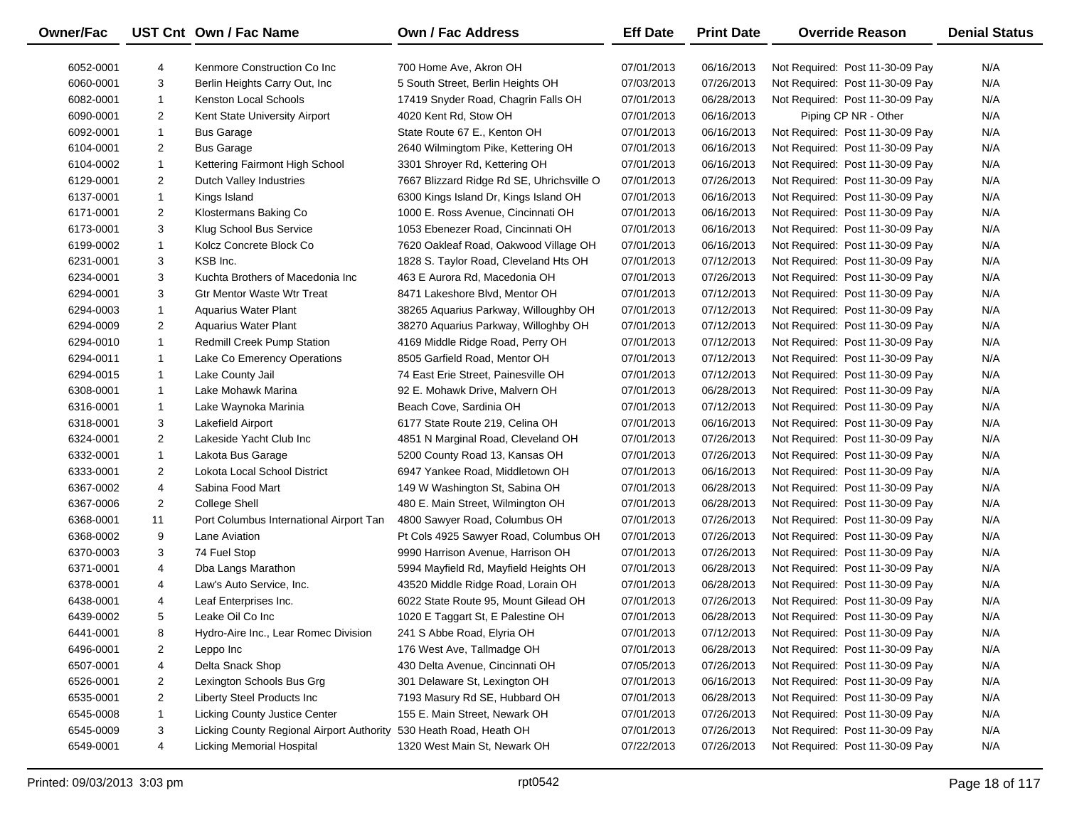| Owner/Fac | UST Cnt | Own / Fac Name | Own / Fac Address | Eff Date | Print Date | Override Reason | Denial Status |
|---|---|---|---|---|---|---|---|
| 6052-0001 | 4 | Kenmore Construction Co Inc | 700 Home Ave, Akron OH | 07/01/2013 | 06/16/2013 | Not Required: Post 11-30-09 Pay | N/A |
| 6060-0001 | 3 | Berlin Heights Carry Out, Inc | 5 South Street, Berlin Heights OH | 07/03/2013 | 07/26/2013 | Not Required: Post 11-30-09 Pay | N/A |
| 6082-0001 | 1 | Kenston Local Schools | 17419 Snyder Road, Chagrin Falls OH | 07/01/2013 | 06/28/2013 | Not Required: Post 11-30-09 Pay | N/A |
| 6090-0001 | 2 | Kent State University Airport | 4020 Kent Rd, Stow OH | 07/01/2013 | 06/16/2013 | Piping CP NR - Other | N/A |
| 6092-0001 | 1 | Bus Garage | State Route 67 E., Kenton OH | 07/01/2013 | 06/16/2013 | Not Required: Post 11-30-09 Pay | N/A |
| 6104-0001 | 2 | Bus Garage | 2640 Wilmingtom Pike, Kettering OH | 07/01/2013 | 06/16/2013 | Not Required: Post 11-30-09 Pay | N/A |
| 6104-0002 | 1 | Kettering Fairmont High School | 3301 Shroyer Rd, Kettering OH | 07/01/2013 | 06/16/2013 | Not Required: Post 11-30-09 Pay | N/A |
| 6129-0001 | 2 | Dutch Valley Industries | 7667 Blizzard Ridge Rd SE, Uhrichsville O | 07/01/2013 | 07/26/2013 | Not Required: Post 11-30-09 Pay | N/A |
| 6137-0001 | 1 | Kings Island | 6300 Kings Island Dr, Kings Island OH | 07/01/2013 | 06/16/2013 | Not Required: Post 11-30-09 Pay | N/A |
| 6171-0001 | 2 | Klostermans Baking Co | 1000 E. Ross Avenue, Cincinnati OH | 07/01/2013 | 06/16/2013 | Not Required: Post 11-30-09 Pay | N/A |
| 6173-0001 | 3 | Klug School Bus Service | 1053 Ebenezer Road, Cincinnati OH | 07/01/2013 | 06/16/2013 | Not Required: Post 11-30-09 Pay | N/A |
| 6199-0002 | 1 | Kolcz Concrete Block Co | 7620 Oakleaf Road, Oakwood Village OH | 07/01/2013 | 06/16/2013 | Not Required: Post 11-30-09 Pay | N/A |
| 6231-0001 | 3 | KSB Inc. | 1828 S. Taylor Road, Cleveland Hts OH | 07/01/2013 | 07/12/2013 | Not Required: Post 11-30-09 Pay | N/A |
| 6234-0001 | 3 | Kuchta Brothers of Macedonia Inc | 463 E Aurora Rd, Macedonia OH | 07/01/2013 | 07/26/2013 | Not Required: Post 11-30-09 Pay | N/A |
| 6294-0001 | 3 | Gtr Mentor Waste Wtr Treat | 8471 Lakeshore Blvd, Mentor OH | 07/01/2013 | 07/12/2013 | Not Required: Post 11-30-09 Pay | N/A |
| 6294-0003 | 1 | Aquarius Water Plant | 38265 Aquarius Parkway, Willoughby OH | 07/01/2013 | 07/12/2013 | Not Required: Post 11-30-09 Pay | N/A |
| 6294-0009 | 2 | Aquarius Water Plant | 38270 Aquarius Parkway, Willoghby OH | 07/01/2013 | 07/12/2013 | Not Required: Post 11-30-09 Pay | N/A |
| 6294-0010 | 1 | Redmill Creek Pump Station | 4169 Middle Ridge Road, Perry OH | 07/01/2013 | 07/12/2013 | Not Required: Post 11-30-09 Pay | N/A |
| 6294-0011 | 1 | Lake Co Emerency Operations | 8505 Garfield Road, Mentor OH | 07/01/2013 | 07/12/2013 | Not Required: Post 11-30-09 Pay | N/A |
| 6294-0015 | 1 | Lake County Jail | 74 East Erie Street, Painesville OH | 07/01/2013 | 07/12/2013 | Not Required: Post 11-30-09 Pay | N/A |
| 6308-0001 | 1 | Lake Mohawk Marina | 92 E. Mohawk Drive, Malvern OH | 07/01/2013 | 06/28/2013 | Not Required: Post 11-30-09 Pay | N/A |
| 6316-0001 | 1 | Lake Waynoka Marinia | Beach Cove, Sardinia OH | 07/01/2013 | 07/12/2013 | Not Required: Post 11-30-09 Pay | N/A |
| 6318-0001 | 3 | Lakefield Airport | 6177 State Route 219, Celina OH | 07/01/2013 | 06/16/2013 | Not Required: Post 11-30-09 Pay | N/A |
| 6324-0001 | 2 | Lakeside Yacht Club Inc | 4851 N Marginal Road, Cleveland OH | 07/01/2013 | 07/26/2013 | Not Required: Post 11-30-09 Pay | N/A |
| 6332-0001 | 1 | Lakota Bus Garage | 5200 County Road 13, Kansas OH | 07/01/2013 | 07/26/2013 | Not Required: Post 11-30-09 Pay | N/A |
| 6333-0001 | 2 | Lokota Local School District | 6947 Yankee Road, Middletown OH | 07/01/2013 | 06/16/2013 | Not Required: Post 11-30-09 Pay | N/A |
| 6367-0002 | 4 | Sabina Food Mart | 149 W Washington St, Sabina OH | 07/01/2013 | 06/28/2013 | Not Required: Post 11-30-09 Pay | N/A |
| 6367-0006 | 2 | College Shell | 480 E. Main Street, Wilmington OH | 07/01/2013 | 06/28/2013 | Not Required: Post 11-30-09 Pay | N/A |
| 6368-0001 | 11 | Port Columbus International Airport Tan | 4800 Sawyer Road, Columbus OH | 07/01/2013 | 07/26/2013 | Not Required: Post 11-30-09 Pay | N/A |
| 6368-0002 | 9 | Lane Aviation | Pt Cols 4925 Sawyer Road, Columbus OH | 07/01/2013 | 07/26/2013 | Not Required: Post 11-30-09 Pay | N/A |
| 6370-0003 | 3 | 74 Fuel Stop | 9990 Harrison Avenue, Harrison OH | 07/01/2013 | 07/26/2013 | Not Required: Post 11-30-09 Pay | N/A |
| 6371-0001 | 4 | Dba Langs Marathon | 5994 Mayfield Rd, Mayfield Heights OH | 07/01/2013 | 06/28/2013 | Not Required: Post 11-30-09 Pay | N/A |
| 6378-0001 | 4 | Law's Auto Service, Inc. | 43520 Middle Ridge Road, Lorain OH | 07/01/2013 | 06/28/2013 | Not Required: Post 11-30-09 Pay | N/A |
| 6438-0001 | 4 | Leaf Enterprises Inc. | 6022 State Route 95, Mount Gilead OH | 07/01/2013 | 07/26/2013 | Not Required: Post 11-30-09 Pay | N/A |
| 6439-0002 | 5 | Leake Oil Co Inc | 1020 E Taggart St, E Palestine OH | 07/01/2013 | 06/28/2013 | Not Required: Post 11-30-09 Pay | N/A |
| 6441-0001 | 8 | Hydro-Aire Inc., Lear Romec Division | 241 S Abbe Road, Elyria OH | 07/01/2013 | 07/12/2013 | Not Required: Post 11-30-09 Pay | N/A |
| 6496-0001 | 2 | Leppo Inc | 176 West Ave, Tallmadge OH | 07/01/2013 | 06/28/2013 | Not Required: Post 11-30-09 Pay | N/A |
| 6507-0001 | 4 | Delta Snack Shop | 430 Delta Avenue, Cincinnati OH | 07/05/2013 | 07/26/2013 | Not Required: Post 11-30-09 Pay | N/A |
| 6526-0001 | 2 | Lexington Schools Bus Grg | 301 Delaware St, Lexington OH | 07/01/2013 | 06/16/2013 | Not Required: Post 11-30-09 Pay | N/A |
| 6535-0001 | 2 | Liberty Steel Products Inc | 7193 Masury Rd SE, Hubbard OH | 07/01/2013 | 06/28/2013 | Not Required: Post 11-30-09 Pay | N/A |
| 6545-0008 | 1 | Licking County Justice Center | 155 E. Main Street, Newark OH | 07/01/2013 | 07/26/2013 | Not Required: Post 11-30-09 Pay | N/A |
| 6545-0009 | 3 | Licking County Regional Airport Authority | 530 Heath Road, Heath OH | 07/01/2013 | 07/26/2013 | Not Required: Post 11-30-09 Pay | N/A |
| 6549-0001 | 4 | Licking Memorial Hospital | 1320 West Main St, Newark OH | 07/22/2013 | 07/26/2013 | Not Required: Post 11-30-09 Pay | N/A |

Printed: 09/03/2013 3:03 pm rpt0542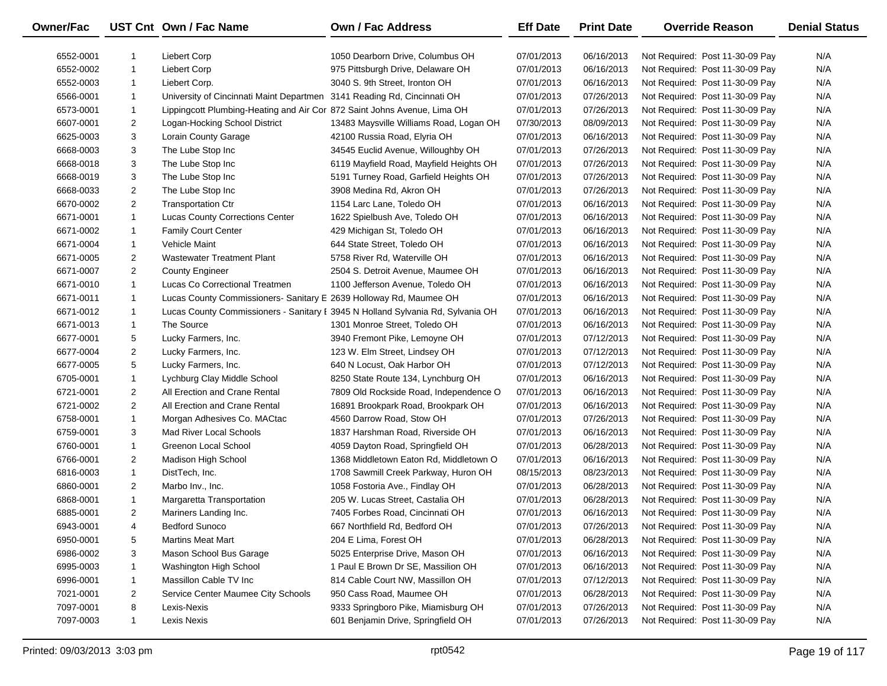| Owner/Fac | UST Cnt | Own / Fac Name | Own / Fac Address | Eff Date | Print Date | Override Reason | Denial Status |
|---|---|---|---|---|---|---|---|
| 6552-0001 | 1 | Liebert Corp | 1050 Dearborn Drive, Columbus OH | 07/01/2013 | 06/16/2013 | Not Required: Post 11-30-09 Pay | N/A |
| 6552-0002 | 1 | Liebert Corp | 975 Pittsburgh Drive, Delaware OH | 07/01/2013 | 06/16/2013 | Not Required: Post 11-30-09 Pay | N/A |
| 6552-0003 | 1 | Liebert Corp. | 3040 S. 9th Street, Ironton OH | 07/01/2013 | 06/16/2013 | Not Required: Post 11-30-09 Pay | N/A |
| 6566-0001 | 1 | University of Cincinnati Maint Departmen | 3141 Reading Rd, Cincinnati OH | 07/01/2013 | 07/26/2013 | Not Required: Post 11-30-09 Pay | N/A |
| 6573-0001 | 1 | Lippingcott Plumbing-Heating and Air Cor | 872 Saint Johns Avenue, Lima OH | 07/01/2013 | 07/26/2013 | Not Required: Post 11-30-09 Pay | N/A |
| 6607-0001 | 2 | Logan-Hocking School District | 13483 Maysville Williams Road, Logan OH | 07/30/2013 | 08/09/2013 | Not Required: Post 11-30-09 Pay | N/A |
| 6625-0003 | 3 | Lorain County Garage | 42100 Russia Road, Elyria OH | 07/01/2013 | 06/16/2013 | Not Required: Post 11-30-09 Pay | N/A |
| 6668-0003 | 3 | The Lube Stop Inc | 34545 Euclid Avenue, Willoughby OH | 07/01/2013 | 07/26/2013 | Not Required: Post 11-30-09 Pay | N/A |
| 6668-0018 | 3 | The Lube Stop Inc | 6119 Mayfield Road, Mayfield Heights OH | 07/01/2013 | 07/26/2013 | Not Required: Post 11-30-09 Pay | N/A |
| 6668-0019 | 3 | The Lube Stop Inc | 5191 Turney Road, Garfield Heights OH | 07/01/2013 | 07/26/2013 | Not Required: Post 11-30-09 Pay | N/A |
| 6668-0033 | 2 | The Lube Stop Inc | 3908 Medina Rd, Akron OH | 07/01/2013 | 07/26/2013 | Not Required: Post 11-30-09 Pay | N/A |
| 6670-0002 | 2 | Transportation Ctr | 1154 Larc Lane, Toledo OH | 07/01/2013 | 06/16/2013 | Not Required: Post 11-30-09 Pay | N/A |
| 6671-0001 | 1 | Lucas County Corrections Center | 1622 Spielbush Ave, Toledo OH | 07/01/2013 | 06/16/2013 | Not Required: Post 11-30-09 Pay | N/A |
| 6671-0002 | 1 | Family Court Center | 429 Michigan St, Toledo OH | 07/01/2013 | 06/16/2013 | Not Required: Post 11-30-09 Pay | N/A |
| 6671-0004 | 1 | Vehicle Maint | 644 State Street, Toledo OH | 07/01/2013 | 06/16/2013 | Not Required: Post 11-30-09 Pay | N/A |
| 6671-0005 | 2 | Wastewater Treatment Plant | 5758 River Rd, Waterville OH | 07/01/2013 | 06/16/2013 | Not Required: Post 11-30-09 Pay | N/A |
| 6671-0007 | 2 | County Engineer | 2504 S. Detroit Avenue, Maumee OH | 07/01/2013 | 06/16/2013 | Not Required: Post 11-30-09 Pay | N/A |
| 6671-0010 | 1 | Lucas Co Correctional Treatmen | 1100 Jefferson Avenue, Toledo OH | 07/01/2013 | 06/16/2013 | Not Required: Post 11-30-09 Pay | N/A |
| 6671-0011 | 1 | Lucas County Commissioners- Sanitary E | 2639 Holloway Rd, Maumee OH | 07/01/2013 | 06/16/2013 | Not Required: Post 11-30-09 Pay | N/A |
| 6671-0012 | 1 | Lucas County Commissioners - Sanitary E | 3945 N Holland Sylvania Rd, Sylvania OH | 07/01/2013 | 06/16/2013 | Not Required: Post 11-30-09 Pay | N/A |
| 6671-0013 | 1 | The Source | 1301 Monroe Street, Toledo OH | 07/01/2013 | 06/16/2013 | Not Required: Post 11-30-09 Pay | N/A |
| 6677-0001 | 5 | Lucky Farmers, Inc. | 3940 Fremont Pike, Lemoyne OH | 07/01/2013 | 07/12/2013 | Not Required: Post 11-30-09 Pay | N/A |
| 6677-0004 | 2 | Lucky Farmers, Inc. | 123 W. Elm Street, Lindsey OH | 07/01/2013 | 07/12/2013 | Not Required: Post 11-30-09 Pay | N/A |
| 6677-0005 | 5 | Lucky Farmers, Inc. | 640 N Locust, Oak Harbor OH | 07/01/2013 | 07/12/2013 | Not Required: Post 11-30-09 Pay | N/A |
| 6705-0001 | 1 | Lychburg Clay Middle School | 8250 State Route 134, Lynchburg OH | 07/01/2013 | 06/16/2013 | Not Required: Post 11-30-09 Pay | N/A |
| 6721-0001 | 2 | All Erection and Crane Rental | 7809 Old Rockside Road, Independence O | 07/01/2013 | 06/16/2013 | Not Required: Post 11-30-09 Pay | N/A |
| 6721-0002 | 2 | All Erection and Crane Rental | 16891 Brookpark Road, Brookpark OH | 07/01/2013 | 06/16/2013 | Not Required: Post 11-30-09 Pay | N/A |
| 6758-0001 | 1 | Morgan Adhesives Co. MACtac | 4560 Darrow Road, Stow OH | 07/01/2013 | 07/26/2013 | Not Required: Post 11-30-09 Pay | N/A |
| 6759-0001 | 3 | Mad River Local Schools | 1837 Harshman Road, Riverside OH | 07/01/2013 | 06/16/2013 | Not Required: Post 11-30-09 Pay | N/A |
| 6760-0001 | 1 | Greenon Local School | 4059 Dayton Road, Springfield OH | 07/01/2013 | 06/28/2013 | Not Required: Post 11-30-09 Pay | N/A |
| 6766-0001 | 2 | Madison High School | 1368 Middletown Eaton Rd, Middletown O | 07/01/2013 | 06/16/2013 | Not Required: Post 11-30-09 Pay | N/A |
| 6816-0003 | 1 | DistTech, Inc. | 1708 Sawmill Creek Parkway, Huron OH | 08/15/2013 | 08/23/2013 | Not Required: Post 11-30-09 Pay | N/A |
| 6860-0001 | 2 | Marbo Inv., Inc. | 1058 Fostoria Ave., Findlay OH | 07/01/2013 | 06/28/2013 | Not Required: Post 11-30-09 Pay | N/A |
| 6868-0001 | 1 | Margaretta Transportation | 205 W. Lucas Street, Castalia OH | 07/01/2013 | 06/28/2013 | Not Required: Post 11-30-09 Pay | N/A |
| 6885-0001 | 2 | Mariners Landing Inc. | 7405 Forbes Road, Cincinnati OH | 07/01/2013 | 06/16/2013 | Not Required: Post 11-30-09 Pay | N/A |
| 6943-0001 | 4 | Bedford Sunoco | 667 Northfield Rd, Bedford OH | 07/01/2013 | 07/26/2013 | Not Required: Post 11-30-09 Pay | N/A |
| 6950-0001 | 5 | Martins Meat Mart | 204 E Lima, Forest OH | 07/01/2013 | 06/28/2013 | Not Required: Post 11-30-09 Pay | N/A |
| 6986-0002 | 3 | Mason School Bus Garage | 5025 Enterprise Drive, Mason OH | 07/01/2013 | 06/16/2013 | Not Required: Post 11-30-09 Pay | N/A |
| 6995-0003 | 1 | Washington High School | 1 Paul E Brown Dr SE, Massilion OH | 07/01/2013 | 06/16/2013 | Not Required: Post 11-30-09 Pay | N/A |
| 6996-0001 | 1 | Massillon Cable TV Inc | 814 Cable Court NW, Massillon OH | 07/01/2013 | 07/12/2013 | Not Required: Post 11-30-09 Pay | N/A |
| 7021-0001 | 2 | Service Center Maumee City Schools | 950 Cass Road, Maumee OH | 07/01/2013 | 06/28/2013 | Not Required: Post 11-30-09 Pay | N/A |
| 7097-0001 | 8 | Lexis-Nexis | 9333 Springboro Pike, Miamisburg OH | 07/01/2013 | 07/26/2013 | Not Required: Post 11-30-09 Pay | N/A |
| 7097-0003 | 1 | Lexis Nexis | 601 Benjamin Drive, Springfield OH | 07/01/2013 | 07/26/2013 | Not Required: Post 11-30-09 Pay | N/A |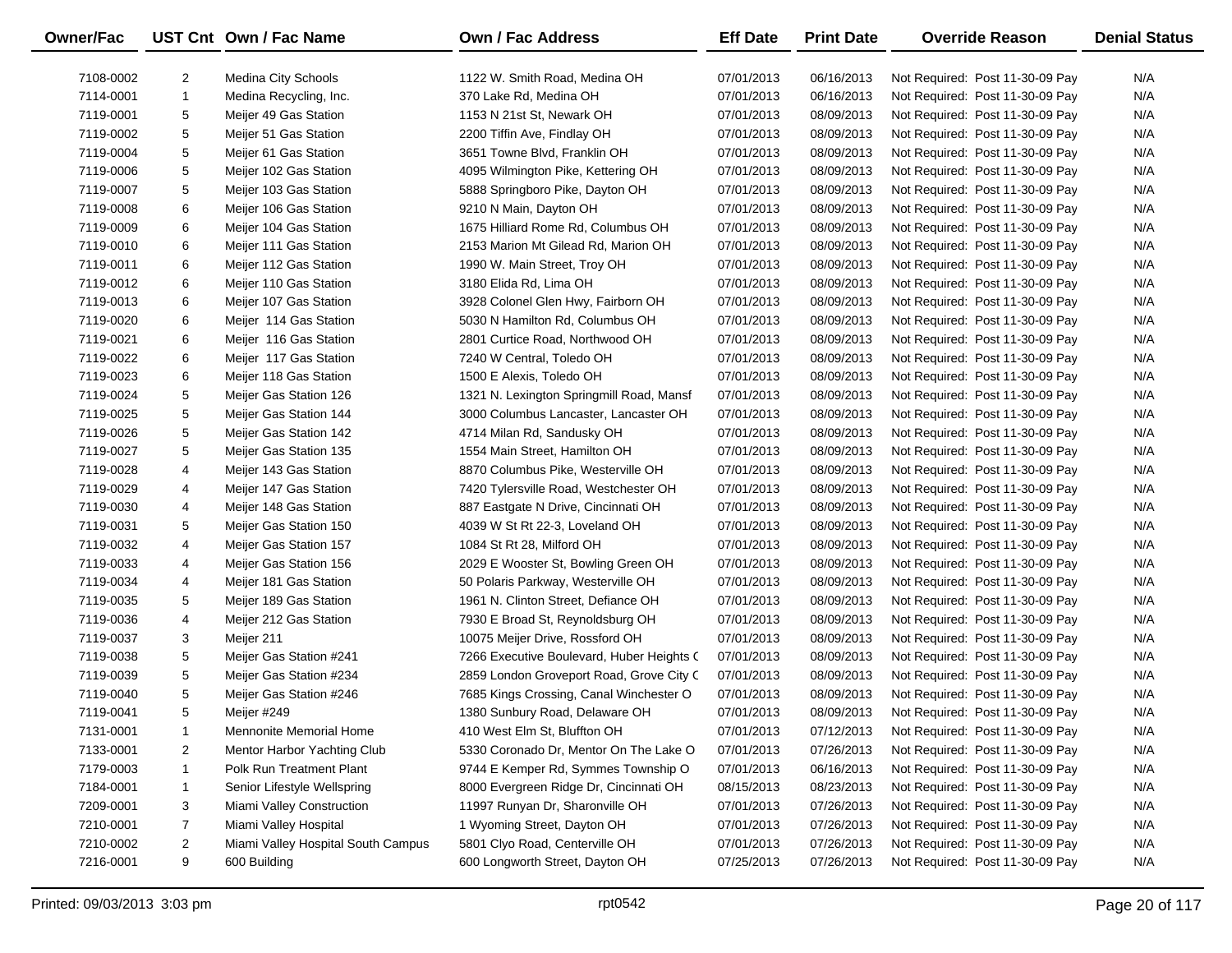| Owner/Fac | UST Cnt | Own / Fac Name | Own / Fac Address | Eff Date | Print Date | Override Reason | Denial Status |
|---|---|---|---|---|---|---|---|
| 7108-0002 | 2 | Medina City Schools | 1122 W. Smith Road, Medina OH | 07/01/2013 | 06/16/2013 | Not Required: Post 11-30-09 Pay | N/A |
| 7114-0001 | 1 | Medina Recycling, Inc. | 370 Lake Rd, Medina OH | 07/01/2013 | 06/16/2013 | Not Required: Post 11-30-09 Pay | N/A |
| 7119-0001 | 5 | Meijer 49 Gas Station | 1153 N 21st St, Newark OH | 07/01/2013 | 08/09/2013 | Not Required: Post 11-30-09 Pay | N/A |
| 7119-0002 | 5 | Meijer 51 Gas Station | 2200 Tiffin Ave, Findlay OH | 07/01/2013 | 08/09/2013 | Not Required: Post 11-30-09 Pay | N/A |
| 7119-0004 | 5 | Meijer 61 Gas Station | 3651 Towne Blvd, Franklin OH | 07/01/2013 | 08/09/2013 | Not Required: Post 11-30-09 Pay | N/A |
| 7119-0006 | 5 | Meijer 102 Gas Station | 4095 Wilmington Pike, Kettering OH | 07/01/2013 | 08/09/2013 | Not Required: Post 11-30-09 Pay | N/A |
| 7119-0007 | 5 | Meijer 103 Gas Station | 5888 Springboro Pike, Dayton OH | 07/01/2013 | 08/09/2013 | Not Required: Post 11-30-09 Pay | N/A |
| 7119-0008 | 6 | Meijer 106 Gas Station | 9210 N Main, Dayton OH | 07/01/2013 | 08/09/2013 | Not Required: Post 11-30-09 Pay | N/A |
| 7119-0009 | 6 | Meijer 104 Gas Station | 1675 Hilliard Rome Rd, Columbus OH | 07/01/2013 | 08/09/2013 | Not Required: Post 11-30-09 Pay | N/A |
| 7119-0010 | 6 | Meijer 111 Gas Station | 2153 Marion Mt Gilead Rd, Marion OH | 07/01/2013 | 08/09/2013 | Not Required: Post 11-30-09 Pay | N/A |
| 7119-0011 | 6 | Meijer 112 Gas Station | 1990 W. Main Street, Troy OH | 07/01/2013 | 08/09/2013 | Not Required: Post 11-30-09 Pay | N/A |
| 7119-0012 | 6 | Meijer 110 Gas Station | 3180 Elida Rd, Lima OH | 07/01/2013 | 08/09/2013 | Not Required: Post 11-30-09 Pay | N/A |
| 7119-0013 | 6 | Meijer 107 Gas Station | 3928 Colonel Glen Hwy, Fairborn OH | 07/01/2013 | 08/09/2013 | Not Required: Post 11-30-09 Pay | N/A |
| 7119-0020 | 6 | Meijer 114 Gas Station | 5030 N Hamilton Rd, Columbus OH | 07/01/2013 | 08/09/2013 | Not Required: Post 11-30-09 Pay | N/A |
| 7119-0021 | 6 | Meijer 116 Gas Station | 2801 Curtice Road, Northwood OH | 07/01/2013 | 08/09/2013 | Not Required: Post 11-30-09 Pay | N/A |
| 7119-0022 | 6 | Meijer 117 Gas Station | 7240 W Central, Toledo OH | 07/01/2013 | 08/09/2013 | Not Required: Post 11-30-09 Pay | N/A |
| 7119-0023 | 6 | Meijer 118 Gas Station | 1500 E Alexis, Toledo OH | 07/01/2013 | 08/09/2013 | Not Required: Post 11-30-09 Pay | N/A |
| 7119-0024 | 5 | Meijer Gas Station 126 | 1321 N. Lexington Springmill Road, Mansf | 07/01/2013 | 08/09/2013 | Not Required: Post 11-30-09 Pay | N/A |
| 7119-0025 | 5 | Meijer Gas Station 144 | 3000 Columbus Lancaster, Lancaster OH | 07/01/2013 | 08/09/2013 | Not Required: Post 11-30-09 Pay | N/A |
| 7119-0026 | 5 | Meijer Gas Station 142 | 4714 Milan Rd, Sandusky OH | 07/01/2013 | 08/09/2013 | Not Required: Post 11-30-09 Pay | N/A |
| 7119-0027 | 5 | Meijer Gas Station 135 | 1554 Main Street, Hamilton OH | 07/01/2013 | 08/09/2013 | Not Required: Post 11-30-09 Pay | N/A |
| 7119-0028 | 4 | Meijer 143 Gas Station | 8870 Columbus Pike, Westerville OH | 07/01/2013 | 08/09/2013 | Not Required: Post 11-30-09 Pay | N/A |
| 7119-0029 | 4 | Meijer 147 Gas Station | 7420 Tylersville Road, Westchester OH | 07/01/2013 | 08/09/2013 | Not Required: Post 11-30-09 Pay | N/A |
| 7119-0030 | 4 | Meijer 148 Gas Station | 887 Eastgate N Drive, Cincinnati OH | 07/01/2013 | 08/09/2013 | Not Required: Post 11-30-09 Pay | N/A |
| 7119-0031 | 5 | Meijer Gas Station 150 | 4039 W St Rt 22-3, Loveland OH | 07/01/2013 | 08/09/2013 | Not Required: Post 11-30-09 Pay | N/A |
| 7119-0032 | 4 | Meijer Gas Station 157 | 1084 St Rt 28, Milford OH | 07/01/2013 | 08/09/2013 | Not Required: Post 11-30-09 Pay | N/A |
| 7119-0033 | 4 | Meijer Gas Station 156 | 2029 E Wooster St, Bowling Green OH | 07/01/2013 | 08/09/2013 | Not Required: Post 11-30-09 Pay | N/A |
| 7119-0034 | 4 | Meijer 181 Gas Station | 50 Polaris Parkway, Westerville OH | 07/01/2013 | 08/09/2013 | Not Required: Post 11-30-09 Pay | N/A |
| 7119-0035 | 5 | Meijer 189 Gas Station | 1961 N. Clinton Street, Defiance OH | 07/01/2013 | 08/09/2013 | Not Required: Post 11-30-09 Pay | N/A |
| 7119-0036 | 4 | Meijer 212 Gas Station | 7930 E Broad St, Reynoldsburg OH | 07/01/2013 | 08/09/2013 | Not Required: Post 11-30-09 Pay | N/A |
| 7119-0037 | 3 | Meijer 211 | 10075 Meijer Drive, Rossford OH | 07/01/2013 | 08/09/2013 | Not Required: Post 11-30-09 Pay | N/A |
| 7119-0038 | 5 | Meijer Gas Station #241 | 7266 Executive Boulevard, Huber Heights C | 07/01/2013 | 08/09/2013 | Not Required: Post 11-30-09 Pay | N/A |
| 7119-0039 | 5 | Meijer Gas Station #234 | 2859 London Groveport Road, Grove City C | 07/01/2013 | 08/09/2013 | Not Required: Post 11-30-09 Pay | N/A |
| 7119-0040 | 5 | Meijer Gas Station #246 | 7685 Kings Crossing, Canal Winchester O | 07/01/2013 | 08/09/2013 | Not Required: Post 11-30-09 Pay | N/A |
| 7119-0041 | 5 | Meijer #249 | 1380 Sunbury Road, Delaware OH | 07/01/2013 | 08/09/2013 | Not Required: Post 11-30-09 Pay | N/A |
| 7131-0001 | 1 | Mennonite Memorial Home | 410 West Elm St, Bluffton OH | 07/01/2013 | 07/12/2013 | Not Required: Post 11-30-09 Pay | N/A |
| 7133-0001 | 2 | Mentor Harbor Yachting Club | 5330 Coronado Dr, Mentor On The Lake O | 07/01/2013 | 07/26/2013 | Not Required: Post 11-30-09 Pay | N/A |
| 7179-0003 | 1 | Polk Run Treatment Plant | 9744 E Kemper Rd, Symmes Township O | 07/01/2013 | 06/16/2013 | Not Required: Post 11-30-09 Pay | N/A |
| 7184-0001 | 1 | Senior Lifestyle Wellspring | 8000 Evergreen Ridge Dr, Cincinnati OH | 08/15/2013 | 08/23/2013 | Not Required: Post 11-30-09 Pay | N/A |
| 7209-0001 | 3 | Miami Valley Construction | 11997 Runyan Dr, Sharonville OH | 07/01/2013 | 07/26/2013 | Not Required: Post 11-30-09 Pay | N/A |
| 7210-0001 | 7 | Miami Valley Hospital | 1 Wyoming Street, Dayton OH | 07/01/2013 | 07/26/2013 | Not Required: Post 11-30-09 Pay | N/A |
| 7210-0002 | 2 | Miami Valley Hospital South Campus | 5801 Clyo Road, Centerville OH | 07/01/2013 | 07/26/2013 | Not Required: Post 11-30-09 Pay | N/A |
| 7216-0001 | 9 | 600 Building | 600 Longworth Street, Dayton OH | 07/25/2013 | 07/26/2013 | Not Required: Post 11-30-09 Pay | N/A |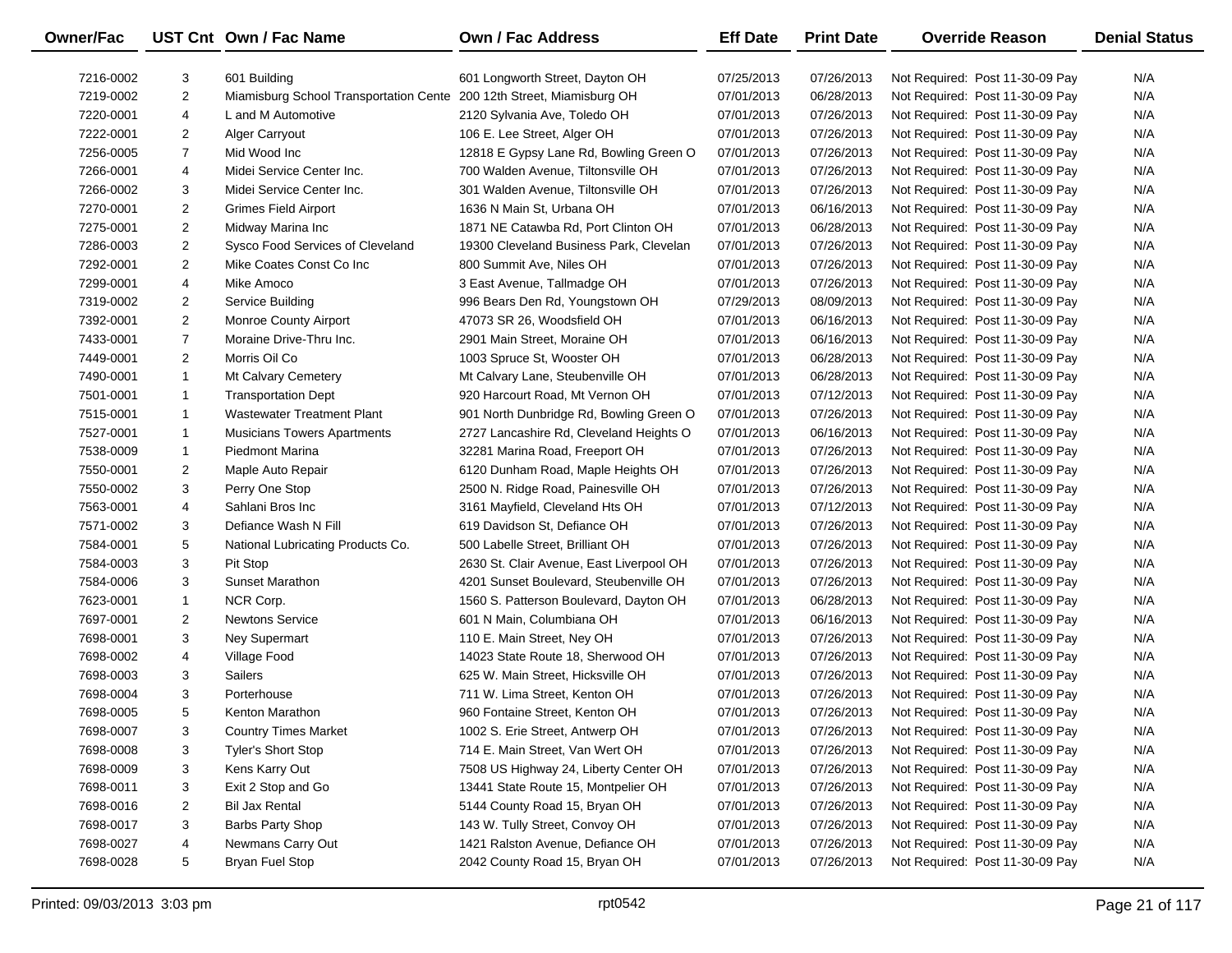| Owner/Fac | UST Cnt | Own / Fac Name | Own / Fac Address | Eff Date | Print Date | Override Reason | Denial Status |
|---|---|---|---|---|---|---|---|
| 7216-0002 | 3 | 601 Building | 601 Longworth Street, Dayton OH | 07/25/2013 | 07/26/2013 | Not Required: Post 11-30-09 Pay | N/A |
| 7219-0002 | 2 | Miamisburg School Transportation Cente | 200 12th Street, Miamisburg OH | 07/01/2013 | 06/28/2013 | Not Required: Post 11-30-09 Pay | N/A |
| 7220-0001 | 4 | L and M Automotive | 2120 Sylvania Ave, Toledo OH | 07/01/2013 | 07/26/2013 | Not Required: Post 11-30-09 Pay | N/A |
| 7222-0001 | 2 | Alger Carryout | 106 E. Lee Street, Alger OH | 07/01/2013 | 07/26/2013 | Not Required: Post 11-30-09 Pay | N/A |
| 7256-0005 | 7 | Mid Wood Inc | 12818 E Gypsy Lane Rd, Bowling Green O | 07/01/2013 | 07/26/2013 | Not Required: Post 11-30-09 Pay | N/A |
| 7266-0001 | 4 | Midei Service Center Inc. | 700 Walden Avenue, Tiltonsville OH | 07/01/2013 | 07/26/2013 | Not Required: Post 11-30-09 Pay | N/A |
| 7266-0002 | 3 | Midei Service Center Inc. | 301 Walden Avenue, Tiltonsville OH | 07/01/2013 | 07/26/2013 | Not Required: Post 11-30-09 Pay | N/A |
| 7270-0001 | 2 | Grimes Field Airport | 1636 N Main St, Urbana OH | 07/01/2013 | 06/16/2013 | Not Required: Post 11-30-09 Pay | N/A |
| 7275-0001 | 2 | Midway Marina Inc | 1871 NE Catawba Rd, Port Clinton OH | 07/01/2013 | 06/28/2013 | Not Required: Post 11-30-09 Pay | N/A |
| 7286-0003 | 2 | Sysco Food Services of Cleveland | 19300 Cleveland Business Park, Clevelan | 07/01/2013 | 07/26/2013 | Not Required: Post 11-30-09 Pay | N/A |
| 7292-0001 | 2 | Mike Coates Const Co Inc | 800 Summit Ave, Niles OH | 07/01/2013 | 07/26/2013 | Not Required: Post 11-30-09 Pay | N/A |
| 7299-0001 | 4 | Mike Amoco | 3 East Avenue, Tallmadge OH | 07/01/2013 | 07/26/2013 | Not Required: Post 11-30-09 Pay | N/A |
| 7319-0002 | 2 | Service Building | 996 Bears Den Rd, Youngstown OH | 07/29/2013 | 08/09/2013 | Not Required: Post 11-30-09 Pay | N/A |
| 7392-0001 | 2 | Monroe County Airport | 47073 SR 26, Woodsfield OH | 07/01/2013 | 06/16/2013 | Not Required: Post 11-30-09 Pay | N/A |
| 7433-0001 | 7 | Moraine Drive-Thru Inc. | 2901 Main Street, Moraine OH | 07/01/2013 | 06/16/2013 | Not Required: Post 11-30-09 Pay | N/A |
| 7449-0001 | 2 | Morris Oil Co | 1003 Spruce St, Wooster OH | 07/01/2013 | 06/28/2013 | Not Required: Post 11-30-09 Pay | N/A |
| 7490-0001 | 1 | Mt Calvary Cemetery | Mt Calvary Lane, Steubenville OH | 07/01/2013 | 06/28/2013 | Not Required: Post 11-30-09 Pay | N/A |
| 7501-0001 | 1 | Transportation Dept | 920 Harcourt Road, Mt Vernon OH | 07/01/2013 | 07/12/2013 | Not Required: Post 11-30-09 Pay | N/A |
| 7515-0001 | 1 | Wastewater Treatment Plant | 901 North Dunbridge Rd, Bowling Green O | 07/01/2013 | 07/26/2013 | Not Required: Post 11-30-09 Pay | N/A |
| 7527-0001 | 1 | Musicians Towers Apartments | 2727 Lancashire Rd, Cleveland Heights O | 07/01/2013 | 06/16/2013 | Not Required: Post 11-30-09 Pay | N/A |
| 7538-0009 | 1 | Piedmont Marina | 32281 Marina Road, Freeport OH | 07/01/2013 | 07/26/2013 | Not Required: Post 11-30-09 Pay | N/A |
| 7550-0001 | 2 | Maple Auto Repair | 6120 Dunham Road, Maple Heights OH | 07/01/2013 | 07/26/2013 | Not Required: Post 11-30-09 Pay | N/A |
| 7550-0002 | 3 | Perry One Stop | 2500 N. Ridge Road, Painesville OH | 07/01/2013 | 07/26/2013 | Not Required: Post 11-30-09 Pay | N/A |
| 7563-0001 | 4 | Sahlani Bros Inc | 3161 Mayfield, Cleveland Hts OH | 07/01/2013 | 07/12/2013 | Not Required: Post 11-30-09 Pay | N/A |
| 7571-0002 | 3 | Defiance Wash N Fill | 619 Davidson St, Defiance OH | 07/01/2013 | 07/26/2013 | Not Required: Post 11-30-09 Pay | N/A |
| 7584-0001 | 5 | National Lubricating Products Co. | 500 Labelle Street, Brilliant OH | 07/01/2013 | 07/26/2013 | Not Required: Post 11-30-09 Pay | N/A |
| 7584-0003 | 3 | Pit Stop | 2630 St. Clair Avenue, East Liverpool OH | 07/01/2013 | 07/26/2013 | Not Required: Post 11-30-09 Pay | N/A |
| 7584-0006 | 3 | Sunset Marathon | 4201 Sunset Boulevard, Steubenville OH | 07/01/2013 | 07/26/2013 | Not Required: Post 11-30-09 Pay | N/A |
| 7623-0001 | 1 | NCR Corp. | 1560 S. Patterson Boulevard, Dayton OH | 07/01/2013 | 06/28/2013 | Not Required: Post 11-30-09 Pay | N/A |
| 7697-0001 | 2 | Newtons Service | 601 N Main, Columbiana OH | 07/01/2013 | 06/16/2013 | Not Required: Post 11-30-09 Pay | N/A |
| 7698-0001 | 3 | Ney Supermart | 110 E. Main Street, Ney OH | 07/01/2013 | 07/26/2013 | Not Required: Post 11-30-09 Pay | N/A |
| 7698-0002 | 4 | Village Food | 14023 State Route 18, Sherwood OH | 07/01/2013 | 07/26/2013 | Not Required: Post 11-30-09 Pay | N/A |
| 7698-0003 | 3 | Sailers | 625 W. Main Street, Hicksville OH | 07/01/2013 | 07/26/2013 | Not Required: Post 11-30-09 Pay | N/A |
| 7698-0004 | 3 | Porterhouse | 711 W. Lima Street, Kenton OH | 07/01/2013 | 07/26/2013 | Not Required: Post 11-30-09 Pay | N/A |
| 7698-0005 | 5 | Kenton Marathon | 960 Fontaine Street, Kenton OH | 07/01/2013 | 07/26/2013 | Not Required: Post 11-30-09 Pay | N/A |
| 7698-0007 | 3 | Country Times Market | 1002 S. Erie Street, Antwerp OH | 07/01/2013 | 07/26/2013 | Not Required: Post 11-30-09 Pay | N/A |
| 7698-0008 | 3 | Tyler's Short Stop | 714 E. Main Street, Van Wert OH | 07/01/2013 | 07/26/2013 | Not Required: Post 11-30-09 Pay | N/A |
| 7698-0009 | 3 | Kens Karry Out | 7508 US Highway 24, Liberty Center OH | 07/01/2013 | 07/26/2013 | Not Required: Post 11-30-09 Pay | N/A |
| 7698-0011 | 3 | Exit 2 Stop and Go | 13441 State Route 15, Montpelier OH | 07/01/2013 | 07/26/2013 | Not Required: Post 11-30-09 Pay | N/A |
| 7698-0016 | 2 | Bil Jax Rental | 5144 County Road 15, Bryan OH | 07/01/2013 | 07/26/2013 | Not Required: Post 11-30-09 Pay | N/A |
| 7698-0017 | 3 | Barbs Party Shop | 143 W. Tully Street, Convoy OH | 07/01/2013 | 07/26/2013 | Not Required: Post 11-30-09 Pay | N/A |
| 7698-0027 | 4 | Newmans Carry Out | 1421 Ralston Avenue, Defiance OH | 07/01/2013 | 07/26/2013 | Not Required: Post 11-30-09 Pay | N/A |
| 7698-0028 | 5 | Bryan Fuel Stop | 2042 County Road 15, Bryan OH | 07/01/2013 | 07/26/2013 | Not Required: Post 11-30-09 Pay | N/A |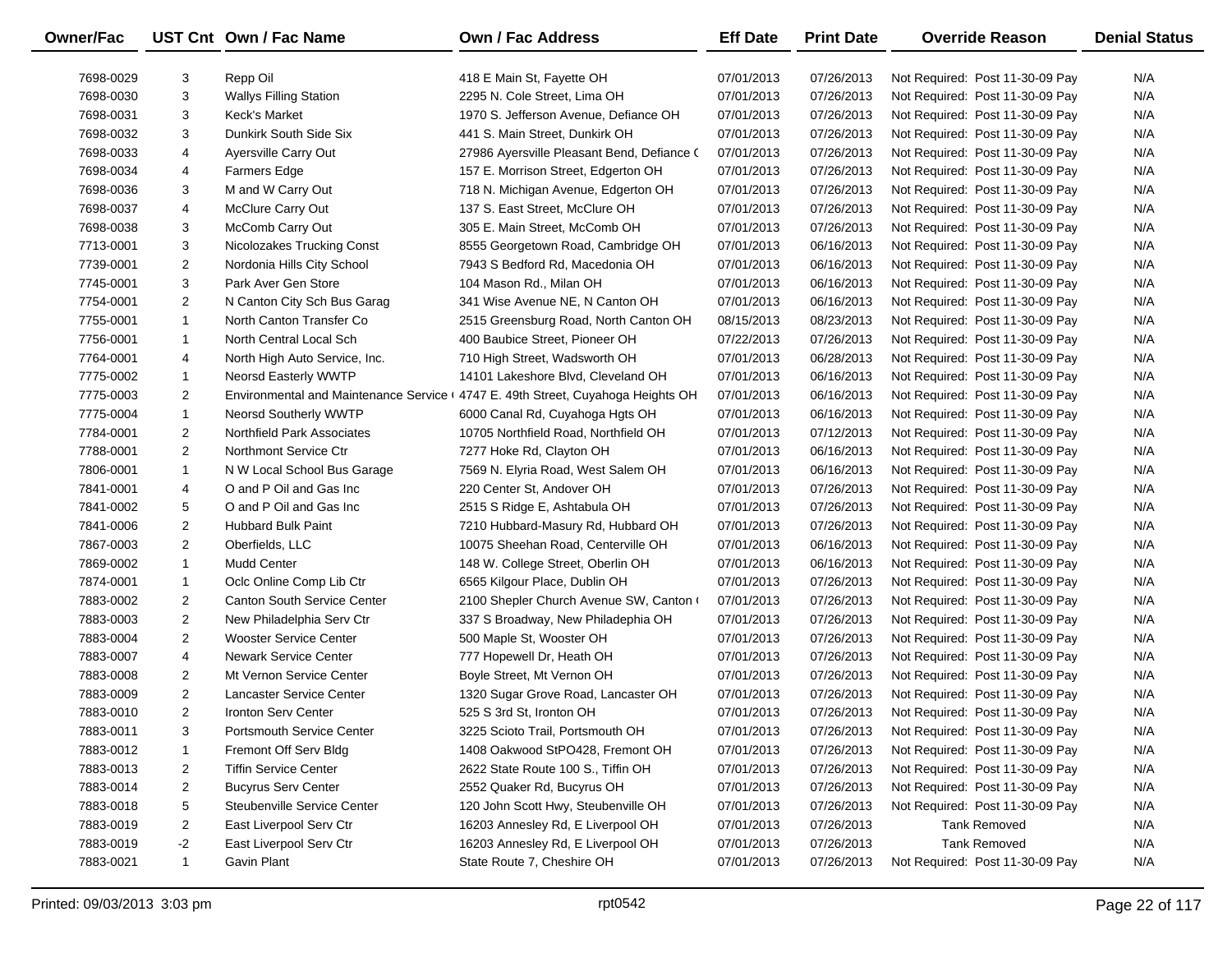| Owner/Fac | UST Cnt | Own / Fac Name | Own / Fac Address | Eff Date | Print Date | Override Reason | Denial Status |
|---|---|---|---|---|---|---|---|
| 7698-0029 | 3 | Repp Oil | 418 E Main St, Fayette OH | 07/01/2013 | 07/26/2013 | Not Required: Post 11-30-09 Pay | N/A |
| 7698-0030 | 3 | Wallys Filling Station | 2295 N. Cole Street, Lima OH | 07/01/2013 | 07/26/2013 | Not Required: Post 11-30-09 Pay | N/A |
| 7698-0031 | 3 | Keck's Market | 1970 S. Jefferson Avenue, Defiance OH | 07/01/2013 | 07/26/2013 | Not Required: Post 11-30-09 Pay | N/A |
| 7698-0032 | 3 | Dunkirk South Side Six | 441 S. Main Street, Dunkirk OH | 07/01/2013 | 07/26/2013 | Not Required: Post 11-30-09 Pay | N/A |
| 7698-0033 | 4 | Ayersville Carry Out | 27986 Ayersville Pleasant Bend, Defiance ( | 07/01/2013 | 07/26/2013 | Not Required: Post 11-30-09 Pay | N/A |
| 7698-0034 | 4 | Farmers Edge | 157 E. Morrison Street, Edgerton OH | 07/01/2013 | 07/26/2013 | Not Required: Post 11-30-09 Pay | N/A |
| 7698-0036 | 3 | M and W Carry Out | 718 N. Michigan Avenue, Edgerton OH | 07/01/2013 | 07/26/2013 | Not Required: Post 11-30-09 Pay | N/A |
| 7698-0037 | 4 | McClure Carry Out | 137 S. East Street, McClure OH | 07/01/2013 | 07/26/2013 | Not Required: Post 11-30-09 Pay | N/A |
| 7698-0038 | 3 | McComb Carry Out | 305 E. Main Street, McComb OH | 07/01/2013 | 07/26/2013 | Not Required: Post 11-30-09 Pay | N/A |
| 7713-0001 | 3 | Nicolozakes Trucking Const | 8555 Georgetown Road, Cambridge OH | 07/01/2013 | 06/16/2013 | Not Required: Post 11-30-09 Pay | N/A |
| 7739-0001 | 2 | Nordonia Hills City School | 7943 S Bedford Rd, Macedonia OH | 07/01/2013 | 06/16/2013 | Not Required: Post 11-30-09 Pay | N/A |
| 7745-0001 | 3 | Park Aver Gen Store | 104 Mason Rd., Milan OH | 07/01/2013 | 06/16/2013 | Not Required: Post 11-30-09 Pay | N/A |
| 7754-0001 | 2 | N Canton City Sch Bus Garag | 341 Wise Avenue NE, N Canton OH | 07/01/2013 | 06/16/2013 | Not Required: Post 11-30-09 Pay | N/A |
| 7755-0001 | 1 | North Canton Transfer Co | 2515 Greensburg Road, North Canton OH | 08/15/2013 | 08/23/2013 | Not Required: Post 11-30-09 Pay | N/A |
| 7756-0001 | 1 | North Central Local Sch | 400 Baubice Street, Pioneer OH | 07/22/2013 | 07/26/2013 | Not Required: Post 11-30-09 Pay | N/A |
| 7764-0001 | 4 | North High Auto Service, Inc. | 710 High Street, Wadsworth OH | 07/01/2013 | 06/28/2013 | Not Required: Post 11-30-09 Pay | N/A |
| 7775-0002 | 1 | Neorsd Easterly WWTP | 14101 Lakeshore Blvd, Cleveland OH | 07/01/2013 | 06/16/2013 | Not Required: Post 11-30-09 Pay | N/A |
| 7775-0003 | 2 | Environmental and Maintenance Service ( | 4747 E. 49th Street, Cuyahoga Heights OH | 07/01/2013 | 06/16/2013 | Not Required: Post 11-30-09 Pay | N/A |
| 7775-0004 | 1 | Neorsd Southerly WWTP | 6000 Canal Rd, Cuyahoga Hgts OH | 07/01/2013 | 06/16/2013 | Not Required: Post 11-30-09 Pay | N/A |
| 7784-0001 | 2 | Northfield Park Associates | 10705 Northfield Road, Northfield OH | 07/01/2013 | 07/12/2013 | Not Required: Post 11-30-09 Pay | N/A |
| 7788-0001 | 2 | Northmont Service Ctr | 7277 Hoke Rd, Clayton OH | 07/01/2013 | 06/16/2013 | Not Required: Post 11-30-09 Pay | N/A |
| 7806-0001 | 1 | N W Local School Bus Garage | 7569 N. Elyria Road, West Salem OH | 07/01/2013 | 06/16/2013 | Not Required: Post 11-30-09 Pay | N/A |
| 7841-0001 | 4 | O and P Oil and Gas Inc | 220 Center St, Andover OH | 07/01/2013 | 07/26/2013 | Not Required: Post 11-30-09 Pay | N/A |
| 7841-0002 | 5 | O and P Oil and Gas Inc | 2515 S Ridge E, Ashtabula OH | 07/01/2013 | 07/26/2013 | Not Required: Post 11-30-09 Pay | N/A |
| 7841-0006 | 2 | Hubbard Bulk Paint | 7210 Hubbard-Masury Rd, Hubbard OH | 07/01/2013 | 07/26/2013 | Not Required: Post 11-30-09 Pay | N/A |
| 7867-0003 | 2 | Oberfields, LLC | 10075 Sheehan Road, Centerville OH | 07/01/2013 | 06/16/2013 | Not Required: Post 11-30-09 Pay | N/A |
| 7869-0002 | 1 | Mudd Center | 148 W. College Street, Oberlin OH | 07/01/2013 | 06/16/2013 | Not Required: Post 11-30-09 Pay | N/A |
| 7874-0001 | 1 | Oclc Online Comp Lib Ctr | 6565 Kilgour Place, Dublin OH | 07/01/2013 | 07/26/2013 | Not Required: Post 11-30-09 Pay | N/A |
| 7883-0002 | 2 | Canton South Service Center | 2100 Shepler Church Avenue SW, Canton ( | 07/01/2013 | 07/26/2013 | Not Required: Post 11-30-09 Pay | N/A |
| 7883-0003 | 2 | New Philadelphia Serv Ctr | 337 S Broadway, New Philadephia OH | 07/01/2013 | 07/26/2013 | Not Required: Post 11-30-09 Pay | N/A |
| 7883-0004 | 2 | Wooster Service Center | 500 Maple St, Wooster OH | 07/01/2013 | 07/26/2013 | Not Required: Post 11-30-09 Pay | N/A |
| 7883-0007 | 4 | Newark Service Center | 777 Hopewell Dr, Heath OH | 07/01/2013 | 07/26/2013 | Not Required: Post 11-30-09 Pay | N/A |
| 7883-0008 | 2 | Mt Vernon Service Center | Boyle Street, Mt Vernon OH | 07/01/2013 | 07/26/2013 | Not Required: Post 11-30-09 Pay | N/A |
| 7883-0009 | 2 | Lancaster Service Center | 1320 Sugar Grove Road, Lancaster OH | 07/01/2013 | 07/26/2013 | Not Required: Post 11-30-09 Pay | N/A |
| 7883-0010 | 2 | Ironton Serv Center | 525 S 3rd St, Ironton OH | 07/01/2013 | 07/26/2013 | Not Required: Post 11-30-09 Pay | N/A |
| 7883-0011 | 3 | Portsmouth Service Center | 3225 Scioto Trail, Portsmouth OH | 07/01/2013 | 07/26/2013 | Not Required: Post 11-30-09 Pay | N/A |
| 7883-0012 | 1 | Fremont Off Serv Bldg | 1408 Oakwood StPO428, Fremont OH | 07/01/2013 | 07/26/2013 | Not Required: Post 11-30-09 Pay | N/A |
| 7883-0013 | 2 | Tiffin Service Center | 2622 State Route 100 S., Tiffin OH | 07/01/2013 | 07/26/2013 | Not Required: Post 11-30-09 Pay | N/A |
| 7883-0014 | 2 | Bucyrus Serv Center | 2552 Quaker Rd, Bucyrus OH | 07/01/2013 | 07/26/2013 | Not Required: Post 11-30-09 Pay | N/A |
| 7883-0018 | 5 | Steubenville Service Center | 120 John Scott Hwy, Steubenville OH | 07/01/2013 | 07/26/2013 | Not Required: Post 11-30-09 Pay | N/A |
| 7883-0019 | 2 | East Liverpool Serv Ctr | 16203 Annesley Rd, E Liverpool OH | 07/01/2013 | 07/26/2013 | Tank Removed | N/A |
| 7883-0019 | -2 | East Liverpool Serv Ctr | 16203 Annesley Rd, E Liverpool OH | 07/01/2013 | 07/26/2013 | Tank Removed | N/A |
| 7883-0021 | 1 | Gavin Plant | State Route 7, Cheshire OH | 07/01/2013 | 07/26/2013 | Not Required: Post 11-30-09 Pay | N/A |

Printed: 09/03/2013 3:03 pm  rpt0542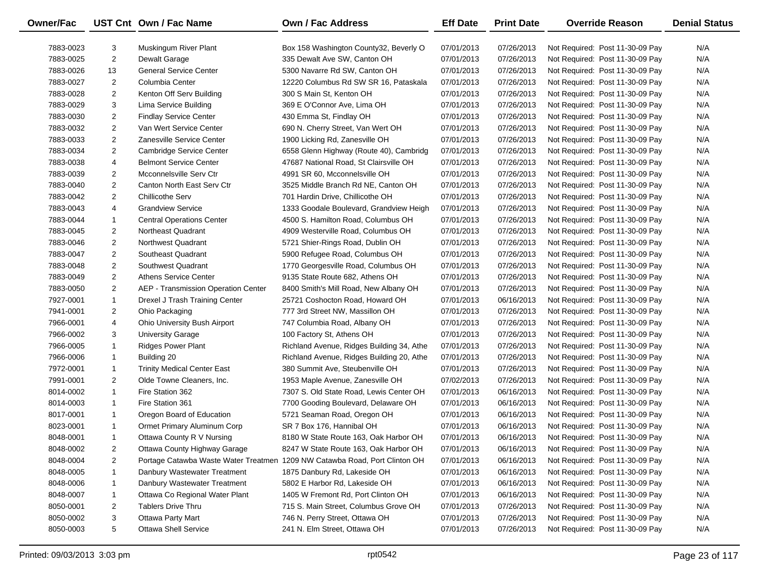| Owner/Fac | UST Cnt | Own / Fac Name | Own / Fac Address | Eff Date | Print Date | Override Reason | Denial Status |
|---|---|---|---|---|---|---|---|
| 7883-0023 | 3 | Muskingum River Plant | Box 158 Washington County32, Beverly O | 07/01/2013 | 07/26/2013 | Not Required: Post 11-30-09 Pay | N/A |
| 7883-0025 | 2 | Dewalt Garage | 335 Dewalt Ave SW, Canton OH | 07/01/2013 | 07/26/2013 | Not Required: Post 11-30-09 Pay | N/A |
| 7883-0026 | 13 | General Service Center | 5300 Navarre Rd SW, Canton OH | 07/01/2013 | 07/26/2013 | Not Required: Post 11-30-09 Pay | N/A |
| 7883-0027 | 2 | Columbia Center | 12220 Columbus Rd SW SR 16, Pataskala | 07/01/2013 | 07/26/2013 | Not Required: Post 11-30-09 Pay | N/A |
| 7883-0028 | 2 | Kenton Off Serv Building | 300 S Main St, Kenton OH | 07/01/2013 | 07/26/2013 | Not Required: Post 11-30-09 Pay | N/A |
| 7883-0029 | 3 | Lima Service Building | 369 E O'Connor Ave, Lima OH | 07/01/2013 | 07/26/2013 | Not Required: Post 11-30-09 Pay | N/A |
| 7883-0030 | 2 | Findlay Service Center | 430 Emma St, Findlay OH | 07/01/2013 | 07/26/2013 | Not Required: Post 11-30-09 Pay | N/A |
| 7883-0032 | 2 | Van Wert Service Center | 690 N. Cherry Street, Van Wert OH | 07/01/2013 | 07/26/2013 | Not Required: Post 11-30-09 Pay | N/A |
| 7883-0033 | 2 | Zanesville Service Center | 1900 Licking Rd, Zanesville OH | 07/01/2013 | 07/26/2013 | Not Required: Post 11-30-09 Pay | N/A |
| 7883-0034 | 2 | Cambridge Service Center | 6558 Glenn Highway (Route 40), Cambridg | 07/01/2013 | 07/26/2013 | Not Required: Post 11-30-09 Pay | N/A |
| 7883-0038 | 4 | Belmont Service Center | 47687 National Road, St Clairsville OH | 07/01/2013 | 07/26/2013 | Not Required: Post 11-30-09 Pay | N/A |
| 7883-0039 | 2 | Mcconnelsville Serv Ctr | 4991 SR 60, Mcconnelsville OH | 07/01/2013 | 07/26/2013 | Not Required: Post 11-30-09 Pay | N/A |
| 7883-0040 | 2 | Canton North East Serv Ctr | 3525 Middle Branch Rd NE, Canton OH | 07/01/2013 | 07/26/2013 | Not Required: Post 11-30-09 Pay | N/A |
| 7883-0042 | 2 | Chillicothe Serv | 701 Hardin Drive, Chillicothe OH | 07/01/2013 | 07/26/2013 | Not Required: Post 11-30-09 Pay | N/A |
| 7883-0043 | 4 | Grandview Service | 1333 Goodale Boulevard, Grandview Heigh | 07/01/2013 | 07/26/2013 | Not Required: Post 11-30-09 Pay | N/A |
| 7883-0044 | 1 | Central Operations Center | 4500 S. Hamilton Road, Columbus OH | 07/01/2013 | 07/26/2013 | Not Required: Post 11-30-09 Pay | N/A |
| 7883-0045 | 2 | Northeast Quadrant | 4909 Westerville Road, Columbus OH | 07/01/2013 | 07/26/2013 | Not Required: Post 11-30-09 Pay | N/A |
| 7883-0046 | 2 | Northwest Quadrant | 5721 Shier-Rings Road, Dublin OH | 07/01/2013 | 07/26/2013 | Not Required: Post 11-30-09 Pay | N/A |
| 7883-0047 | 2 | Southeast Quadrant | 5900 Refugee Road, Columbus OH | 07/01/2013 | 07/26/2013 | Not Required: Post 11-30-09 Pay | N/A |
| 7883-0048 | 2 | Southwest Quadrant | 1770 Georgesville Road, Columbus OH | 07/01/2013 | 07/26/2013 | Not Required: Post 11-30-09 Pay | N/A |
| 7883-0049 | 2 | Athens Service Center | 9135 State Route 682, Athens OH | 07/01/2013 | 07/26/2013 | Not Required: Post 11-30-09 Pay | N/A |
| 7883-0050 | 2 | AEP - Transmission Operation Center | 8400 Smith's Mill Road, New Albany OH | 07/01/2013 | 07/26/2013 | Not Required: Post 11-30-09 Pay | N/A |
| 7927-0001 | 1 | Drexel J Trash Training Center | 25721 Coshocton Road, Howard OH | 07/01/2013 | 06/16/2013 | Not Required: Post 11-30-09 Pay | N/A |
| 7941-0001 | 2 | Ohio Packaging | 777 3rd Street NW, Massillon OH | 07/01/2013 | 07/26/2013 | Not Required: Post 11-30-09 Pay | N/A |
| 7966-0001 | 4 | Ohio University Bush Airport | 747 Columbia Road, Albany OH | 07/01/2013 | 07/26/2013 | Not Required: Post 11-30-09 Pay | N/A |
| 7966-0002 | 3 | University Garage | 100 Factory St, Athens OH | 07/01/2013 | 07/26/2013 | Not Required: Post 11-30-09 Pay | N/A |
| 7966-0005 | 1 | Ridges Power Plant | Richland Avenue, Ridges Building 34, Athe | 07/01/2013 | 07/26/2013 | Not Required: Post 11-30-09 Pay | N/A |
| 7966-0006 | 1 | Building 20 | Richland Avenue, Ridges Building 20, Athe | 07/01/2013 | 07/26/2013 | Not Required: Post 11-30-09 Pay | N/A |
| 7972-0001 | 1 | Trinity Medical Center East | 380 Summit Ave, Steubenville OH | 07/01/2013 | 07/26/2013 | Not Required: Post 11-30-09 Pay | N/A |
| 7991-0001 | 2 | Olde Towne Cleaners, Inc. | 1953 Maple Avenue, Zanesville OH | 07/02/2013 | 07/26/2013 | Not Required: Post 11-30-09 Pay | N/A |
| 8014-0002 | 1 | Fire Station 362 | 7307 S. Old State Road, Lewis Center OH | 07/01/2013 | 06/16/2013 | Not Required: Post 11-30-09 Pay | N/A |
| 8014-0003 | 1 | Fire Station 361 | 7700 Gooding Boulevard, Delaware OH | 07/01/2013 | 06/16/2013 | Not Required: Post 11-30-09 Pay | N/A |
| 8017-0001 | 1 | Oregon Board of Education | 5721 Seaman Road, Oregon OH | 07/01/2013 | 06/16/2013 | Not Required: Post 11-30-09 Pay | N/A |
| 8023-0001 | 1 | Ormet Primary Aluminum Corp | SR 7 Box 176, Hannibal OH | 07/01/2013 | 06/16/2013 | Not Required: Post 11-30-09 Pay | N/A |
| 8048-0001 | 1 | Ottawa County R V Nursing | 8180 W State Route 163, Oak Harbor OH | 07/01/2013 | 06/16/2013 | Not Required: Post 11-30-09 Pay | N/A |
| 8048-0002 | 2 | Ottawa County Highway Garage | 8247 W State Route 163, Oak Harbor OH | 07/01/2013 | 06/16/2013 | Not Required: Post 11-30-09 Pay | N/A |
| 8048-0004 | 2 | Portage Catawba Waste Water Treatmen | 1209 NW Catawba Road, Port Clinton OH | 07/01/2013 | 06/16/2013 | Not Required: Post 11-30-09 Pay | N/A |
| 8048-0005 | 1 | Danbury Wastewater Treatment | 1875 Danbury Rd, Lakeside OH | 07/01/2013 | 06/16/2013 | Not Required: Post 11-30-09 Pay | N/A |
| 8048-0006 | 1 | Danbury Wastewater Treatment | 5802 E Harbor Rd, Lakeside OH | 07/01/2013 | 06/16/2013 | Not Required: Post 11-30-09 Pay | N/A |
| 8048-0007 | 1 | Ottawa Co Regional Water Plant | 1405 W Fremont Rd, Port Clinton OH | 07/01/2013 | 06/16/2013 | Not Required: Post 11-30-09 Pay | N/A |
| 8050-0001 | 2 | Tablers Drive Thru | 715 S. Main Street, Columbus Grove OH | 07/01/2013 | 07/26/2013 | Not Required: Post 11-30-09 Pay | N/A |
| 8050-0002 | 3 | Ottawa Party Mart | 746 N. Perry Street, Ottawa OH | 07/01/2013 | 07/26/2013 | Not Required: Post 11-30-09 Pay | N/A |
| 8050-0003 | 5 | Ottawa Shell Service | 241 N. Elm Street, Ottawa OH | 07/01/2013 | 07/26/2013 | Not Required: Post 11-30-09 Pay | N/A |

Printed: 09/03/2013 3:03 pm rpt0542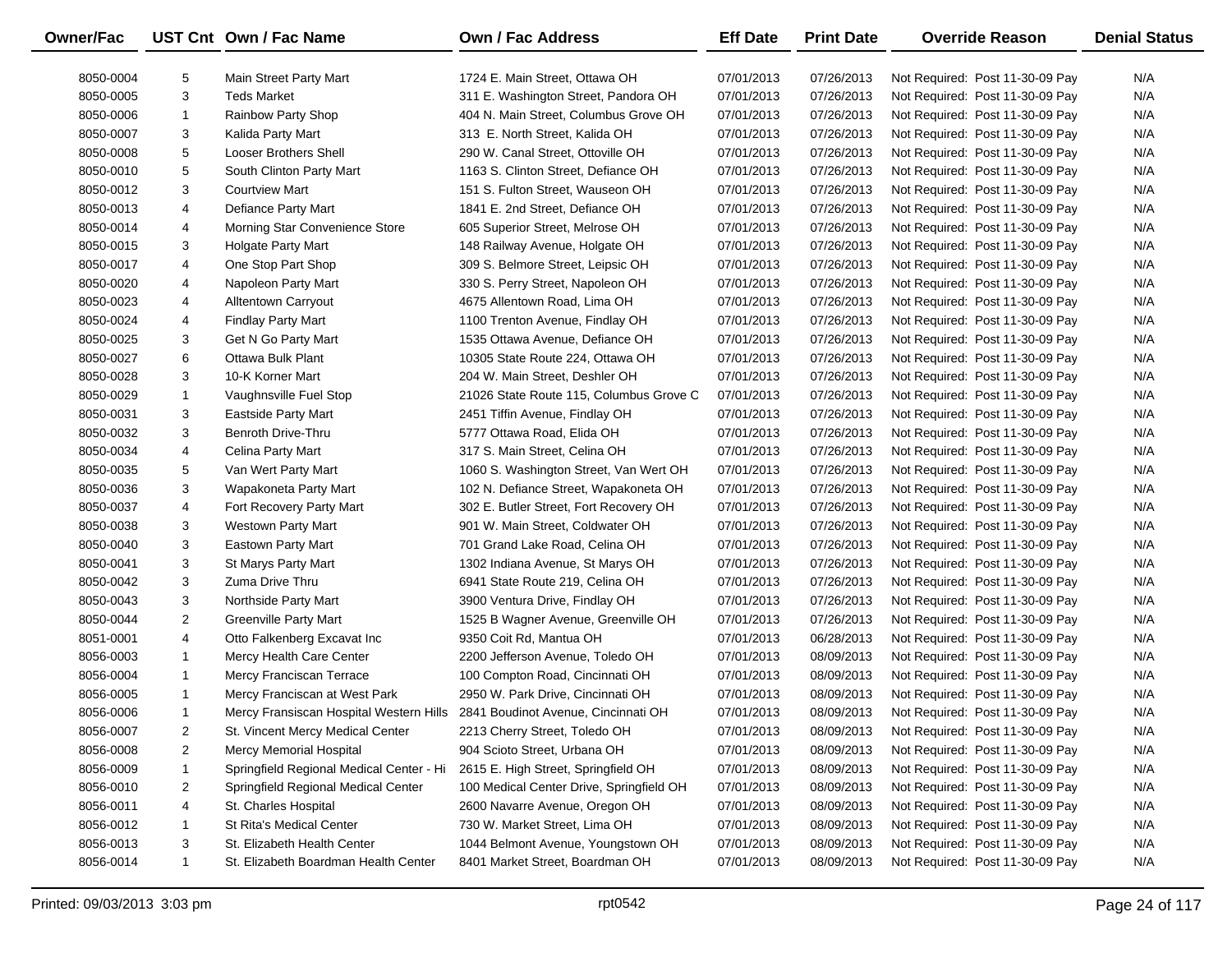| Owner/Fac | UST Cnt | Own / Fac Name | Own / Fac Address | Eff Date | Print Date | Override Reason | Denial Status |
|---|---|---|---|---|---|---|---|
| 8050-0004 | 5 | Main Street Party Mart | 1724 E. Main Street, Ottawa OH | 07/01/2013 | 07/26/2013 | Not Required: Post 11-30-09 Pay | N/A |
| 8050-0005 | 3 | Teds Market | 311 E. Washington Street, Pandora OH | 07/01/2013 | 07/26/2013 | Not Required: Post 11-30-09 Pay | N/A |
| 8050-0006 | 1 | Rainbow Party Shop | 404 N. Main Street, Columbus Grove OH | 07/01/2013 | 07/26/2013 | Not Required: Post 11-30-09 Pay | N/A |
| 8050-0007 | 3 | Kalida Party Mart | 313 E. North Street, Kalida OH | 07/01/2013 | 07/26/2013 | Not Required: Post 11-30-09 Pay | N/A |
| 8050-0008 | 5 | Looser Brothers Shell | 290 W. Canal Street, Ottoville OH | 07/01/2013 | 07/26/2013 | Not Required: Post 11-30-09 Pay | N/A |
| 8050-0010 | 5 | South Clinton Party Mart | 1163 S. Clinton Street, Defiance OH | 07/01/2013 | 07/26/2013 | Not Required: Post 11-30-09 Pay | N/A |
| 8050-0012 | 3 | Courtview Mart | 151 S. Fulton Street, Wauseon OH | 07/01/2013 | 07/26/2013 | Not Required: Post 11-30-09 Pay | N/A |
| 8050-0013 | 4 | Defiance Party Mart | 1841 E. 2nd Street, Defiance OH | 07/01/2013 | 07/26/2013 | Not Required: Post 11-30-09 Pay | N/A |
| 8050-0014 | 4 | Morning Star Convenience Store | 605 Superior Street, Melrose OH | 07/01/2013 | 07/26/2013 | Not Required: Post 11-30-09 Pay | N/A |
| 8050-0015 | 3 | Holgate Party Mart | 148 Railway Avenue, Holgate OH | 07/01/2013 | 07/26/2013 | Not Required: Post 11-30-09 Pay | N/A |
| 8050-0017 | 4 | One Stop Part Shop | 309 S. Belmore Street, Leipsic OH | 07/01/2013 | 07/26/2013 | Not Required: Post 11-30-09 Pay | N/A |
| 8050-0020 | 4 | Napoleon Party Mart | 330 S. Perry Street, Napoleon OH | 07/01/2013 | 07/26/2013 | Not Required: Post 11-30-09 Pay | N/A |
| 8050-0023 | 4 | Alltentown Carryout | 4675 Allentown Road, Lima OH | 07/01/2013 | 07/26/2013 | Not Required: Post 11-30-09 Pay | N/A |
| 8050-0024 | 4 | Findlay Party Mart | 1100 Trenton Avenue, Findlay OH | 07/01/2013 | 07/26/2013 | Not Required: Post 11-30-09 Pay | N/A |
| 8050-0025 | 3 | Get N Go Party Mart | 1535 Ottawa Avenue, Defiance OH | 07/01/2013 | 07/26/2013 | Not Required: Post 11-30-09 Pay | N/A |
| 8050-0027 | 6 | Ottawa Bulk Plant | 10305 State Route 224, Ottawa OH | 07/01/2013 | 07/26/2013 | Not Required: Post 11-30-09 Pay | N/A |
| 8050-0028 | 3 | 10-K Korner Mart | 204 W. Main Street, Deshler OH | 07/01/2013 | 07/26/2013 | Not Required: Post 11-30-09 Pay | N/A |
| 8050-0029 | 1 | Vaughnsville Fuel Stop | 21026 State Route 115, Columbus Grove C | 07/01/2013 | 07/26/2013 | Not Required: Post 11-30-09 Pay | N/A |
| 8050-0031 | 3 | Eastside Party Mart | 2451 Tiffin Avenue, Findlay OH | 07/01/2013 | 07/26/2013 | Not Required: Post 11-30-09 Pay | N/A |
| 8050-0032 | 3 | Benroth Drive-Thru | 5777 Ottawa Road, Elida OH | 07/01/2013 | 07/26/2013 | Not Required: Post 11-30-09 Pay | N/A |
| 8050-0034 | 4 | Celina Party Mart | 317 S. Main Street, Celina OH | 07/01/2013 | 07/26/2013 | Not Required: Post 11-30-09 Pay | N/A |
| 8050-0035 | 5 | Van Wert Party Mart | 1060 S. Washington Street, Van Wert OH | 07/01/2013 | 07/26/2013 | Not Required: Post 11-30-09 Pay | N/A |
| 8050-0036 | 3 | Wapakoneta Party Mart | 102 N. Defiance Street, Wapakoneta OH | 07/01/2013 | 07/26/2013 | Not Required: Post 11-30-09 Pay | N/A |
| 8050-0037 | 4 | Fort Recovery Party Mart | 302 E. Butler Street, Fort Recovery OH | 07/01/2013 | 07/26/2013 | Not Required: Post 11-30-09 Pay | N/A |
| 8050-0038 | 3 | Westown Party Mart | 901 W. Main Street, Coldwater OH | 07/01/2013 | 07/26/2013 | Not Required: Post 11-30-09 Pay | N/A |
| 8050-0040 | 3 | Eastown Party Mart | 701 Grand Lake Road, Celina OH | 07/01/2013 | 07/26/2013 | Not Required: Post 11-30-09 Pay | N/A |
| 8050-0041 | 3 | St Marys Party Mart | 1302 Indiana Avenue, St Marys OH | 07/01/2013 | 07/26/2013 | Not Required: Post 11-30-09 Pay | N/A |
| 8050-0042 | 3 | Zuma Drive Thru | 6941 State Route 219, Celina OH | 07/01/2013 | 07/26/2013 | Not Required: Post 11-30-09 Pay | N/A |
| 8050-0043 | 3 | Northside Party Mart | 3900 Ventura Drive, Findlay OH | 07/01/2013 | 07/26/2013 | Not Required: Post 11-30-09 Pay | N/A |
| 8050-0044 | 2 | Greenville Party Mart | 1525 B Wagner Avenue, Greenville OH | 07/01/2013 | 07/26/2013 | Not Required: Post 11-30-09 Pay | N/A |
| 8051-0001 | 4 | Otto Falkenberg Excavat Inc | 9350 Coit Rd, Mantua OH | 07/01/2013 | 06/28/2013 | Not Required: Post 11-30-09 Pay | N/A |
| 8056-0003 | 1 | Mercy Health Care Center | 2200 Jefferson Avenue, Toledo OH | 07/01/2013 | 08/09/2013 | Not Required: Post 11-30-09 Pay | N/A |
| 8056-0004 | 1 | Mercy Franciscan Terrace | 100 Compton Road, Cincinnati OH | 07/01/2013 | 08/09/2013 | Not Required: Post 11-30-09 Pay | N/A |
| 8056-0005 | 1 | Mercy Franciscan at West Park | 2950 W. Park Drive, Cincinnati OH | 07/01/2013 | 08/09/2013 | Not Required: Post 11-30-09 Pay | N/A |
| 8056-0006 | 1 | Mercy Fransiscan Hospital Western Hills | 2841 Boudinot Avenue, Cincinnati OH | 07/01/2013 | 08/09/2013 | Not Required: Post 11-30-09 Pay | N/A |
| 8056-0007 | 2 | St. Vincent Mercy Medical Center | 2213 Cherry Street, Toledo OH | 07/01/2013 | 08/09/2013 | Not Required: Post 11-30-09 Pay | N/A |
| 8056-0008 | 2 | Mercy Memorial Hospital | 904 Scioto Street, Urbana OH | 07/01/2013 | 08/09/2013 | Not Required: Post 11-30-09 Pay | N/A |
| 8056-0009 | 1 | Springfield Regional Medical Center - Hi | 2615 E. High Street, Springfield OH | 07/01/2013 | 08/09/2013 | Not Required: Post 11-30-09 Pay | N/A |
| 8056-0010 | 2 | Springfield Regional Medical Center | 100 Medical Center Drive, Springfield OH | 07/01/2013 | 08/09/2013 | Not Required: Post 11-30-09 Pay | N/A |
| 8056-0011 | 4 | St. Charles Hospital | 2600 Navarre Avenue, Oregon OH | 07/01/2013 | 08/09/2013 | Not Required: Post 11-30-09 Pay | N/A |
| 8056-0012 | 1 | St Rita's Medical Center | 730 W. Market Street, Lima OH | 07/01/2013 | 08/09/2013 | Not Required: Post 11-30-09 Pay | N/A |
| 8056-0013 | 3 | St. Elizabeth Health Center | 1044 Belmont Avenue, Youngstown OH | 07/01/2013 | 08/09/2013 | Not Required: Post 11-30-09 Pay | N/A |
| 8056-0014 | 1 | St. Elizabeth Boardman Health Center | 8401 Market Street, Boardman OH | 07/01/2013 | 08/09/2013 | Not Required: Post 11-30-09 Pay | N/A |

Printed: 09/03/2013 3:03 pm rpt0542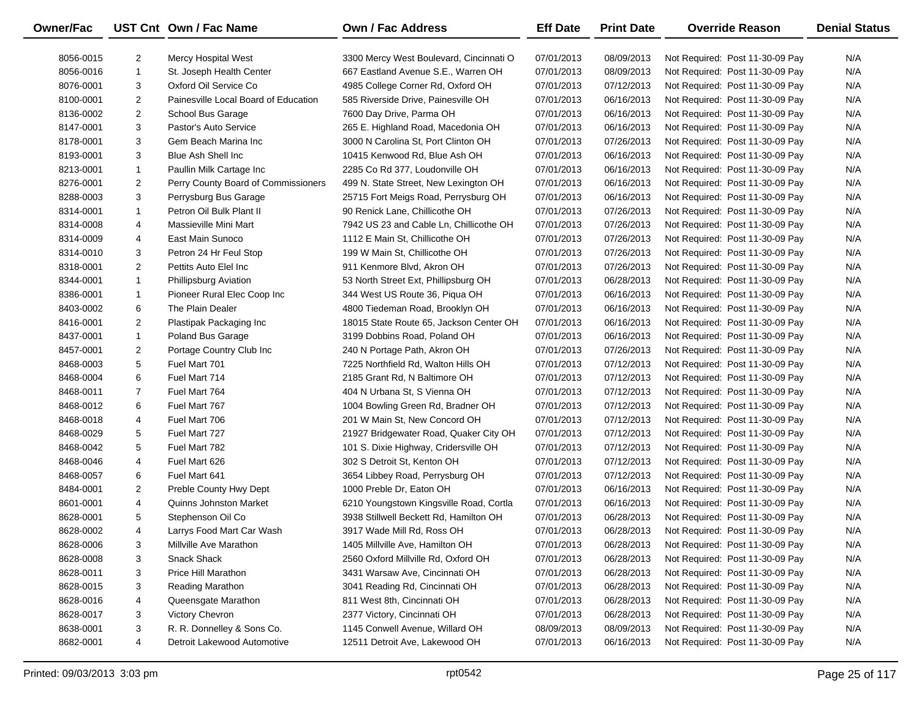| Owner/Fac | UST Cnt | Own / Fac Name | Own / Fac Address | Eff Date | Print Date | Override Reason | Denial Status |
|---|---|---|---|---|---|---|---|
| 8056-0015 | 2 | Mercy Hospital West | 3300 Mercy West Boulevard, Cincinnati O | 07/01/2013 | 08/09/2013 | Not Required: Post 11-30-09 Pay | N/A |
| 8056-0016 | 1 | St. Joseph Health Center | 667 Eastland Avenue S.E., Warren OH | 07/01/2013 | 08/09/2013 | Not Required: Post 11-30-09 Pay | N/A |
| 8076-0001 | 3 | Oxford Oil Service Co | 4985 College Corner Rd, Oxford OH | 07/01/2013 | 07/12/2013 | Not Required: Post 11-30-09 Pay | N/A |
| 8100-0001 | 2 | Painesville Local Board of Education | 585 Riverside Drive, Painesville OH | 07/01/2013 | 06/16/2013 | Not Required: Post 11-30-09 Pay | N/A |
| 8136-0002 | 2 | School Bus Garage | 7600 Day Drive, Parma OH | 07/01/2013 | 06/16/2013 | Not Required: Post 11-30-09 Pay | N/A |
| 8147-0001 | 3 | Pastor's Auto Service | 265 E. Highland Road, Macedonia OH | 07/01/2013 | 06/16/2013 | Not Required: Post 11-30-09 Pay | N/A |
| 8178-0001 | 3 | Gem Beach Marina Inc | 3000 N Carolina St, Port Clinton OH | 07/01/2013 | 07/26/2013 | Not Required: Post 11-30-09 Pay | N/A |
| 8193-0001 | 3 | Blue Ash Shell Inc | 10415 Kenwood Rd, Blue Ash OH | 07/01/2013 | 06/16/2013 | Not Required: Post 11-30-09 Pay | N/A |
| 8213-0001 | 1 | Paullin Milk Cartage Inc | 2285 Co Rd 377, Loudonville OH | 07/01/2013 | 06/16/2013 | Not Required: Post 11-30-09 Pay | N/A |
| 8276-0001 | 2 | Perry County Board of Commissioners | 499 N. State Street, New Lexington OH | 07/01/2013 | 06/16/2013 | Not Required: Post 11-30-09 Pay | N/A |
| 8288-0003 | 3 | Perrysburg Bus Garage | 25715 Fort Meigs Road, Perrysburg OH | 07/01/2013 | 06/16/2013 | Not Required: Post 11-30-09 Pay | N/A |
| 8314-0001 | 1 | Petron Oil Bulk Plant II | 90 Renick Lane, Chillicothe OH | 07/01/2013 | 07/26/2013 | Not Required: Post 11-30-09 Pay | N/A |
| 8314-0008 | 4 | Massieville Mini Mart | 7942 US 23 and Cable Ln, Chillicothe OH | 07/01/2013 | 07/26/2013 | Not Required: Post 11-30-09 Pay | N/A |
| 8314-0009 | 4 | East Main Sunoco | 1112 E Main St, Chillicothe OH | 07/01/2013 | 07/26/2013 | Not Required: Post 11-30-09 Pay | N/A |
| 8314-0010 | 3 | Petron 24 Hr Feul Stop | 199 W Main St, Chillicothe OH | 07/01/2013 | 07/26/2013 | Not Required: Post 11-30-09 Pay | N/A |
| 8318-0001 | 2 | Pettits Auto Elel Inc | 911 Kenmore Blvd, Akron OH | 07/01/2013 | 07/26/2013 | Not Required: Post 11-30-09 Pay | N/A |
| 8344-0001 | 1 | Phillipsburg Aviation | 53 North Street Ext, Phillipsburg OH | 07/01/2013 | 06/28/2013 | Not Required: Post 11-30-09 Pay | N/A |
| 8386-0001 | 1 | Pioneer Rural Elec Coop Inc | 344 West US Route 36, Piqua OH | 07/01/2013 | 06/16/2013 | Not Required: Post 11-30-09 Pay | N/A |
| 8403-0002 | 6 | The Plain Dealer | 4800 Tiedeman Road, Brooklyn OH | 07/01/2013 | 06/16/2013 | Not Required: Post 11-30-09 Pay | N/A |
| 8416-0001 | 2 | Plastipak Packaging Inc | 18015 State Route 65, Jackson Center OH | 07/01/2013 | 06/16/2013 | Not Required: Post 11-30-09 Pay | N/A |
| 8437-0001 | 1 | Poland Bus Garage | 3199 Dobbins Road, Poland OH | 07/01/2013 | 06/16/2013 | Not Required: Post 11-30-09 Pay | N/A |
| 8457-0001 | 2 | Portage Country Club Inc | 240 N Portage Path, Akron OH | 07/01/2013 | 07/26/2013 | Not Required: Post 11-30-09 Pay | N/A |
| 8468-0003 | 5 | Fuel Mart 701 | 7225 Northfield Rd, Walton Hills OH | 07/01/2013 | 07/12/2013 | Not Required: Post 11-30-09 Pay | N/A |
| 8468-0004 | 6 | Fuel Mart 714 | 2185 Grant Rd, N Baltimore OH | 07/01/2013 | 07/12/2013 | Not Required: Post 11-30-09 Pay | N/A |
| 8468-0011 | 7 | Fuel Mart 764 | 404 N Urbana St, S Vienna OH | 07/01/2013 | 07/12/2013 | Not Required: Post 11-30-09 Pay | N/A |
| 8468-0012 | 6 | Fuel Mart 767 | 1004 Bowling Green Rd, Bradner OH | 07/01/2013 | 07/12/2013 | Not Required: Post 11-30-09 Pay | N/A |
| 8468-0018 | 4 | Fuel Mart 706 | 201 W Main St, New Concord OH | 07/01/2013 | 07/12/2013 | Not Required: Post 11-30-09 Pay | N/A |
| 8468-0029 | 5 | Fuel Mart 727 | 21927 Bridgewater Road, Quaker City OH | 07/01/2013 | 07/12/2013 | Not Required: Post 11-30-09 Pay | N/A |
| 8468-0042 | 5 | Fuel Mart 782 | 101 S. Dixie Highway, Cridersville OH | 07/01/2013 | 07/12/2013 | Not Required: Post 11-30-09 Pay | N/A |
| 8468-0046 | 4 | Fuel Mart 626 | 302 S Detroit St, Kenton OH | 07/01/2013 | 07/12/2013 | Not Required: Post 11-30-09 Pay | N/A |
| 8468-0057 | 6 | Fuel Mart 641 | 3654 Libbey Road, Perrysburg OH | 07/01/2013 | 07/12/2013 | Not Required: Post 11-30-09 Pay | N/A |
| 8484-0001 | 2 | Preble County Hwy Dept | 1000 Preble Dr, Eaton OH | 07/01/2013 | 06/16/2013 | Not Required: Post 11-30-09 Pay | N/A |
| 8601-0001 | 4 | Quinns Johnston Market | 6210 Youngstown Kingsville Road, Cortla | 07/01/2013 | 06/16/2013 | Not Required: Post 11-30-09 Pay | N/A |
| 8628-0001 | 5 | Stephenson Oil Co | 3938 Stillwell Beckett Rd, Hamilton OH | 07/01/2013 | 06/28/2013 | Not Required: Post 11-30-09 Pay | N/A |
| 8628-0002 | 4 | Larrys Food Mart Car Wash | 3917 Wade Mill Rd, Ross OH | 07/01/2013 | 06/28/2013 | Not Required: Post 11-30-09 Pay | N/A |
| 8628-0006 | 3 | Millville Ave Marathon | 1405 Millville Ave, Hamilton OH | 07/01/2013 | 06/28/2013 | Not Required: Post 11-30-09 Pay | N/A |
| 8628-0008 | 3 | Snack Shack | 2560 Oxford Millville Rd, Oxford OH | 07/01/2013 | 06/28/2013 | Not Required: Post 11-30-09 Pay | N/A |
| 8628-0011 | 3 | Price Hill Marathon | 3431 Warsaw Ave, Cincinnati OH | 07/01/2013 | 06/28/2013 | Not Required: Post 11-30-09 Pay | N/A |
| 8628-0015 | 3 | Reading Marathon | 3041 Reading Rd, Cincinnati OH | 07/01/2013 | 06/28/2013 | Not Required: Post 11-30-09 Pay | N/A |
| 8628-0016 | 4 | Queensgate Marathon | 811 West 8th, Cincinnati OH | 07/01/2013 | 06/28/2013 | Not Required: Post 11-30-09 Pay | N/A |
| 8628-0017 | 3 | Victory Chevron | 2377 Victory, Cincinnati OH | 07/01/2013 | 06/28/2013 | Not Required: Post 11-30-09 Pay | N/A |
| 8638-0001 | 3 | R. R. Donnelley & Sons Co. | 1145 Conwell Avenue, Willard OH | 08/09/2013 | 08/09/2013 | Not Required: Post 11-30-09 Pay | N/A |
| 8682-0001 | 4 | Detroit Lakewood Automotive | 12511 Detroit Ave, Lakewood OH | 07/01/2013 | 06/16/2013 | Not Required: Post 11-30-09 Pay | N/A |

Printed: 09/03/2013 3:03 pm rpt0542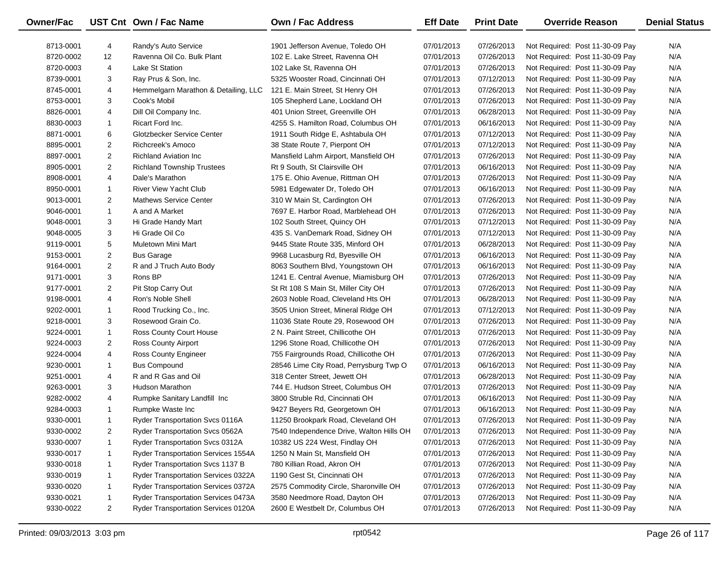| Owner/Fac | UST Cnt | Own / Fac Name | Own / Fac Address | Eff Date | Print Date | Override Reason | Denial Status |
|---|---|---|---|---|---|---|---|
| 8713-0001 | 4 | Randy's Auto Service | 1901 Jefferson Avenue, Toledo OH | 07/01/2013 | 07/26/2013 | Not Required: Post 11-30-09 Pay | N/A |
| 8720-0002 | 12 | Ravenna Oil Co. Bulk Plant | 102 E. Lake Street, Ravenna OH | 07/01/2013 | 07/26/2013 | Not Required: Post 11-30-09 Pay | N/A |
| 8720-0003 | 4 | Lake St Station | 102 Lake St, Ravenna OH | 07/01/2013 | 07/26/2013 | Not Required: Post 11-30-09 Pay | N/A |
| 8739-0001 | 3 | Ray Prus & Son, Inc. | 5325 Wooster Road, Cincinnati OH | 07/01/2013 | 07/12/2013 | Not Required: Post 11-30-09 Pay | N/A |
| 8745-0001 | 4 | Hemmelgarn Marathon & Detailing, LLC | 121 E. Main Street, St Henry OH | 07/01/2013 | 07/26/2013 | Not Required: Post 11-30-09 Pay | N/A |
| 8753-0001 | 3 | Cook's Mobil | 105 Shepherd Lane, Lockland OH | 07/01/2013 | 07/26/2013 | Not Required: Post 11-30-09 Pay | N/A |
| 8826-0001 | 4 | Dill Oil Company Inc. | 401 Union Street, Greenville OH | 07/01/2013 | 06/28/2013 | Not Required: Post 11-30-09 Pay | N/A |
| 8830-0003 | 1 | Ricart Ford Inc. | 4255 S. Hamilton Road, Columbus OH | 07/01/2013 | 06/16/2013 | Not Required: Post 11-30-09 Pay | N/A |
| 8871-0001 | 6 | Glotzbecker Service Center | 1911 South Ridge E, Ashtabula OH | 07/01/2013 | 07/12/2013 | Not Required: Post 11-30-09 Pay | N/A |
| 8895-0001 | 2 | Richcreek's Amoco | 38 State Route 7, Pierpont OH | 07/01/2013 | 07/12/2013 | Not Required: Post 11-30-09 Pay | N/A |
| 8897-0001 | 2 | Richland Aviation Inc | Mansfield Lahm Airport, Mansfield OH | 07/01/2013 | 07/26/2013 | Not Required: Post 11-30-09 Pay | N/A |
| 8905-0001 | 2 | Richland Township Trustees | Rt 9 South, St Clairsville OH | 07/01/2013 | 06/16/2013 | Not Required: Post 11-30-09 Pay | N/A |
| 8908-0001 | 4 | Dale's Marathon | 175 E. Ohio Avenue, Rittman OH | 07/01/2013 | 07/26/2013 | Not Required: Post 11-30-09 Pay | N/A |
| 8950-0001 | 1 | River View Yacht Club | 5981 Edgewater Dr, Toledo OH | 07/01/2013 | 06/16/2013 | Not Required: Post 11-30-09 Pay | N/A |
| 9013-0001 | 2 | Mathews Service Center | 310 W Main St, Cardington OH | 07/01/2013 | 07/26/2013 | Not Required: Post 11-30-09 Pay | N/A |
| 9046-0001 | 1 | A and A Market | 7697 E. Harbor Road, Marblehead OH | 07/01/2013 | 07/26/2013 | Not Required: Post 11-30-09 Pay | N/A |
| 9048-0001 | 3 | Hi Grade Handy Mart | 102 South Street, Quincy OH | 07/01/2013 | 07/12/2013 | Not Required: Post 11-30-09 Pay | N/A |
| 9048-0005 | 3 | Hi Grade Oil Co | 435 S. VanDemark Road, Sidney OH | 07/01/2013 | 07/12/2013 | Not Required: Post 11-30-09 Pay | N/A |
| 9119-0001 | 5 | Muletown Mini Mart | 9445 State Route 335, Minford OH | 07/01/2013 | 06/28/2013 | Not Required: Post 11-30-09 Pay | N/A |
| 9153-0001 | 2 | Bus Garage | 9968 Lucasburg Rd, Byesville OH | 07/01/2013 | 06/16/2013 | Not Required: Post 11-30-09 Pay | N/A |
| 9164-0001 | 2 | R and J Truch Auto Body | 8063 Southern Blvd, Youngstown OH | 07/01/2013 | 06/16/2013 | Not Required: Post 11-30-09 Pay | N/A |
| 9171-0001 | 3 | Rons BP | 1241 E. Central Avenue, Miamisburg OH | 07/01/2013 | 07/26/2013 | Not Required: Post 11-30-09 Pay | N/A |
| 9177-0001 | 2 | Pit Stop Carry Out | St Rt 108 S Main St, Miller City OH | 07/01/2013 | 07/26/2013 | Not Required: Post 11-30-09 Pay | N/A |
| 9198-0001 | 4 | Ron's Noble Shell | 2603 Noble Road, Cleveland Hts OH | 07/01/2013 | 06/28/2013 | Not Required: Post 11-30-09 Pay | N/A |
| 9202-0001 | 1 | Rood Trucking Co., Inc. | 3505 Union Street, Mineral Ridge OH | 07/01/2013 | 07/12/2013 | Not Required: Post 11-30-09 Pay | N/A |
| 9218-0001 | 3 | Rosewood Grain Co. | 11036 State Route 29, Rosewood OH | 07/01/2013 | 07/26/2013 | Not Required: Post 11-30-09 Pay | N/A |
| 9224-0001 | 1 | Ross County Court House | 2 N. Paint Street, Chillicothe OH | 07/01/2013 | 07/26/2013 | Not Required: Post 11-30-09 Pay | N/A |
| 9224-0003 | 2 | Ross County Airport | 1296 Stone Road, Chillicothe OH | 07/01/2013 | 07/26/2013 | Not Required: Post 11-30-09 Pay | N/A |
| 9224-0004 | 4 | Ross County Engineer | 755 Fairgrounds Road, Chillicothe OH | 07/01/2013 | 07/26/2013 | Not Required: Post 11-30-09 Pay | N/A |
| 9230-0001 | 1 | Bus Compound | 28546 Lime City Road, Perrysburg Twp O | 07/01/2013 | 06/16/2013 | Not Required: Post 11-30-09 Pay | N/A |
| 9251-0001 | 4 | R and R Gas and Oil | 318 Center Street, Jewett OH | 07/01/2013 | 06/28/2013 | Not Required: Post 11-30-09 Pay | N/A |
| 9263-0001 | 3 | Hudson Marathon | 744 E. Hudson Street, Columbus OH | 07/01/2013 | 07/26/2013 | Not Required: Post 11-30-09 Pay | N/A |
| 9282-0002 | 4 | Rumpke Sanitary Landfill Inc | 3800 Struble Rd, Cincinnati OH | 07/01/2013 | 06/16/2013 | Not Required: Post 11-30-09 Pay | N/A |
| 9284-0003 | 1 | Rumpke Waste Inc | 9427 Beyers Rd, Georgetown OH | 07/01/2013 | 06/16/2013 | Not Required: Post 11-30-09 Pay | N/A |
| 9330-0001 | 1 | Ryder Transportation Svcs 0116A | 11250 Brookpark Road, Cleveland OH | 07/01/2013 | 07/26/2013 | Not Required: Post 11-30-09 Pay | N/A |
| 9330-0002 | 2 | Ryder Transportation Svcs 0562A | 7540 Independence Drive, Walton Hills OH | 07/01/2013 | 07/26/2013 | Not Required: Post 11-30-09 Pay | N/A |
| 9330-0007 | 1 | Ryder Transportation Svcs 0312A | 10382 US 224 West, Findlay OH | 07/01/2013 | 07/26/2013 | Not Required: Post 11-30-09 Pay | N/A |
| 9330-0017 | 1 | Ryder Transportation Services 1554A | 1250 N Main St, Mansfield OH | 07/01/2013 | 07/26/2013 | Not Required: Post 11-30-09 Pay | N/A |
| 9330-0018 | 1 | Ryder Transportation Svcs 1137 B | 780 Killian Road, Akron OH | 07/01/2013 | 07/26/2013 | Not Required: Post 11-30-09 Pay | N/A |
| 9330-0019 | 1 | Ryder Transportation Services 0322A | 1190 Gest St, Cincinnati OH | 07/01/2013 | 07/26/2013 | Not Required: Post 11-30-09 Pay | N/A |
| 9330-0020 | 1 | Ryder Transportation Services 0372A | 2575 Commodity Circle, Sharonville OH | 07/01/2013 | 07/26/2013 | Not Required: Post 11-30-09 Pay | N/A |
| 9330-0021 | 1 | Ryder Transportation Services 0473A | 3580 Needmore Road, Dayton OH | 07/01/2013 | 07/26/2013 | Not Required: Post 11-30-09 Pay | N/A |
| 9330-0022 | 2 | Ryder Transportation Services 0120A | 2600 E Westbelt Dr, Columbus OH | 07/01/2013 | 07/26/2013 | Not Required: Post 11-30-09 Pay | N/A |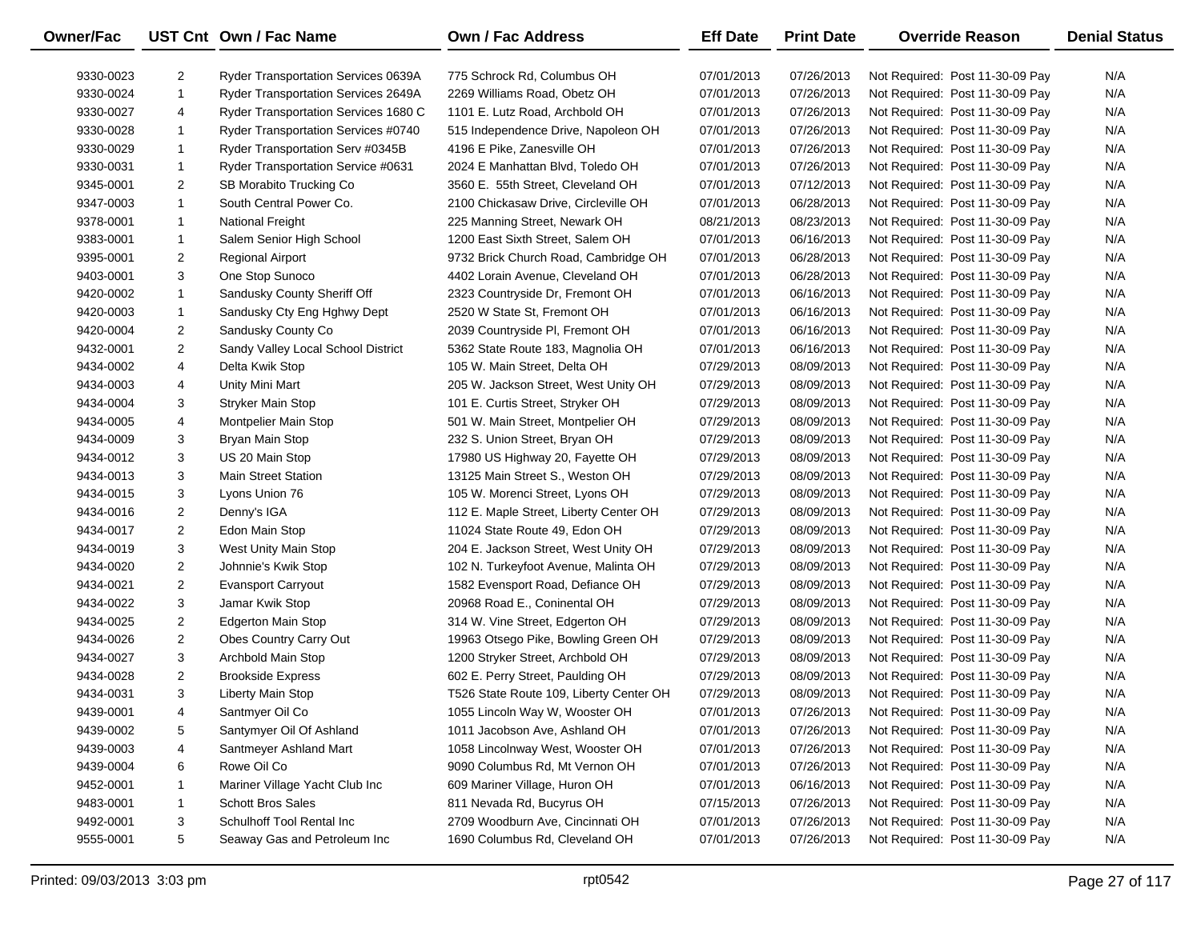| Owner/Fac | UST Cnt | Own / Fac Name | Own / Fac Address | Eff Date | Print Date | Override Reason | Denial Status |
|---|---|---|---|---|---|---|---|
| 9330-0023 | 2 | Ryder Transportation Services 0639A | 775 Schrock Rd, Columbus OH | 07/01/2013 | 07/26/2013 | Not Required: Post 11-30-09 Pay | N/A |
| 9330-0024 | 1 | Ryder Transportation Services 2649A | 2269 Williams Road, Obetz OH | 07/01/2013 | 07/26/2013 | Not Required: Post 11-30-09 Pay | N/A |
| 9330-0027 | 4 | Ryder Transportation Services 1680 C | 1101 E. Lutz Road, Archbold OH | 07/01/2013 | 07/26/2013 | Not Required: Post 11-30-09 Pay | N/A |
| 9330-0028 | 1 | Ryder Transportation Services #0740 | 515 Independence Drive, Napoleon OH | 07/01/2013 | 07/26/2013 | Not Required: Post 11-30-09 Pay | N/A |
| 9330-0029 | 1 | Ryder Transportation Serv #0345B | 4196 E Pike, Zanesville OH | 07/01/2013 | 07/26/2013 | Not Required: Post 11-30-09 Pay | N/A |
| 9330-0031 | 1 | Ryder Transportation Service #0631 | 2024 E Manhattan Blvd, Toledo OH | 07/01/2013 | 07/26/2013 | Not Required: Post 11-30-09 Pay | N/A |
| 9345-0001 | 2 | SB Morabito Trucking Co | 3560 E. 55th Street, Cleveland OH | 07/01/2013 | 07/12/2013 | Not Required: Post 11-30-09 Pay | N/A |
| 9347-0003 | 1 | South Central Power Co. | 2100 Chickasaw Drive, Circleville OH | 07/01/2013 | 06/28/2013 | Not Required: Post 11-30-09 Pay | N/A |
| 9378-0001 | 1 | National Freight | 225 Manning Street, Newark OH | 08/21/2013 | 08/23/2013 | Not Required: Post 11-30-09 Pay | N/A |
| 9383-0001 | 1 | Salem Senior High School | 1200 East Sixth Street, Salem OH | 07/01/2013 | 06/16/2013 | Not Required: Post 11-30-09 Pay | N/A |
| 9395-0001 | 2 | Regional Airport | 9732 Brick Church Road, Cambridge OH | 07/01/2013 | 06/28/2013 | Not Required: Post 11-30-09 Pay | N/A |
| 9403-0001 | 3 | One Stop Sunoco | 4402 Lorain Avenue, Cleveland OH | 07/01/2013 | 06/28/2013 | Not Required: Post 11-30-09 Pay | N/A |
| 9420-0002 | 1 | Sandusky County Sheriff Off | 2323 Countryside Dr, Fremont OH | 07/01/2013 | 06/16/2013 | Not Required: Post 11-30-09 Pay | N/A |
| 9420-0003 | 1 | Sandusky Cty Eng Hghwy Dept | 2520 W State St, Fremont OH | 07/01/2013 | 06/16/2013 | Not Required: Post 11-30-09 Pay | N/A |
| 9420-0004 | 2 | Sandusky County Co | 2039 Countryside Pl, Fremont OH | 07/01/2013 | 06/16/2013 | Not Required: Post 11-30-09 Pay | N/A |
| 9432-0001 | 2 | Sandy Valley Local School District | 5362 State Route 183, Magnolia OH | 07/01/2013 | 06/16/2013 | Not Required: Post 11-30-09 Pay | N/A |
| 9434-0002 | 4 | Delta Kwik Stop | 105 W. Main Street, Delta OH | 07/29/2013 | 08/09/2013 | Not Required: Post 11-30-09 Pay | N/A |
| 9434-0003 | 4 | Unity Mini Mart | 205 W. Jackson Street, West Unity OH | 07/29/2013 | 08/09/2013 | Not Required: Post 11-30-09 Pay | N/A |
| 9434-0004 | 3 | Stryker Main Stop | 101 E. Curtis Street, Stryker OH | 07/29/2013 | 08/09/2013 | Not Required: Post 11-30-09 Pay | N/A |
| 9434-0005 | 4 | Montpelier Main Stop | 501 W. Main Street, Montpelier OH | 07/29/2013 | 08/09/2013 | Not Required: Post 11-30-09 Pay | N/A |
| 9434-0009 | 3 | Bryan Main Stop | 232 S. Union Street, Bryan OH | 07/29/2013 | 08/09/2013 | Not Required: Post 11-30-09 Pay | N/A |
| 9434-0012 | 3 | US 20 Main Stop | 17980 US Highway 20, Fayette OH | 07/29/2013 | 08/09/2013 | Not Required: Post 11-30-09 Pay | N/A |
| 9434-0013 | 3 | Main Street Station | 13125 Main Street S., Weston OH | 07/29/2013 | 08/09/2013 | Not Required: Post 11-30-09 Pay | N/A |
| 9434-0015 | 3 | Lyons Union 76 | 105 W. Morenci Street, Lyons OH | 07/29/2013 | 08/09/2013 | Not Required: Post 11-30-09 Pay | N/A |
| 9434-0016 | 2 | Denny's IGA | 112 E. Maple Street, Liberty Center OH | 07/29/2013 | 08/09/2013 | Not Required: Post 11-30-09 Pay | N/A |
| 9434-0017 | 2 | Edon Main Stop | 11024 State Route 49, Edon OH | 07/29/2013 | 08/09/2013 | Not Required: Post 11-30-09 Pay | N/A |
| 9434-0019 | 3 | West Unity Main Stop | 204 E. Jackson Street, West Unity OH | 07/29/2013 | 08/09/2013 | Not Required: Post 11-30-09 Pay | N/A |
| 9434-0020 | 2 | Johnnie's Kwik Stop | 102 N. Turkeyfoot Avenue, Malinta OH | 07/29/2013 | 08/09/2013 | Not Required: Post 11-30-09 Pay | N/A |
| 9434-0021 | 2 | Evansport Carryout | 1582 Evensport Road, Defiance OH | 07/29/2013 | 08/09/2013 | Not Required: Post 11-30-09 Pay | N/A |
| 9434-0022 | 3 | Jamar Kwik Stop | 20968 Road E., Coninental OH | 07/29/2013 | 08/09/2013 | Not Required: Post 11-30-09 Pay | N/A |
| 9434-0025 | 2 | Edgerton Main Stop | 314 W. Vine Street, Edgerton OH | 07/29/2013 | 08/09/2013 | Not Required: Post 11-30-09 Pay | N/A |
| 9434-0026 | 2 | Obes Country Carry Out | 19963 Otsego Pike, Bowling Green OH | 07/29/2013 | 08/09/2013 | Not Required: Post 11-30-09 Pay | N/A |
| 9434-0027 | 3 | Archbold Main Stop | 1200 Stryker Street, Archbold OH | 07/29/2013 | 08/09/2013 | Not Required: Post 11-30-09 Pay | N/A |
| 9434-0028 | 2 | Brookside Express | 602 E. Perry Street, Paulding OH | 07/29/2013 | 08/09/2013 | Not Required: Post 11-30-09 Pay | N/A |
| 9434-0031 | 3 | Liberty Main Stop | T526 State Route 109, Liberty Center OH | 07/29/2013 | 08/09/2013 | Not Required: Post 11-30-09 Pay | N/A |
| 9439-0001 | 4 | Santmyer Oil Co | 1055 Lincoln Way W, Wooster OH | 07/01/2013 | 07/26/2013 | Not Required: Post 11-30-09 Pay | N/A |
| 9439-0002 | 5 | Santymyer Oil Of Ashland | 1011 Jacobson Ave, Ashland OH | 07/01/2013 | 07/26/2013 | Not Required: Post 11-30-09 Pay | N/A |
| 9439-0003 | 4 | Santmeyer Ashland Mart | 1058 Lincolnway West, Wooster OH | 07/01/2013 | 07/26/2013 | Not Required: Post 11-30-09 Pay | N/A |
| 9439-0004 | 6 | Rowe Oil Co | 9090 Columbus Rd, Mt Vernon OH | 07/01/2013 | 07/26/2013 | Not Required: Post 11-30-09 Pay | N/A |
| 9452-0001 | 1 | Mariner Village Yacht Club Inc | 609 Mariner Village, Huron OH | 07/01/2013 | 06/16/2013 | Not Required: Post 11-30-09 Pay | N/A |
| 9483-0001 | 1 | Schott Bros Sales | 811 Nevada Rd, Bucyrus OH | 07/15/2013 | 07/26/2013 | Not Required: Post 11-30-09 Pay | N/A |
| 9492-0001 | 3 | Schulhoff Tool Rental Inc | 2709 Woodburn Ave, Cincinnati OH | 07/01/2013 | 07/26/2013 | Not Required: Post 11-30-09 Pay | N/A |
| 9555-0001 | 5 | Seaway Gas and Petroleum Inc | 1690 Columbus Rd, Cleveland OH | 07/01/2013 | 07/26/2013 | Not Required: Post 11-30-09 Pay | N/A |

Printed: 09/03/2013 3:03 pm rpt0542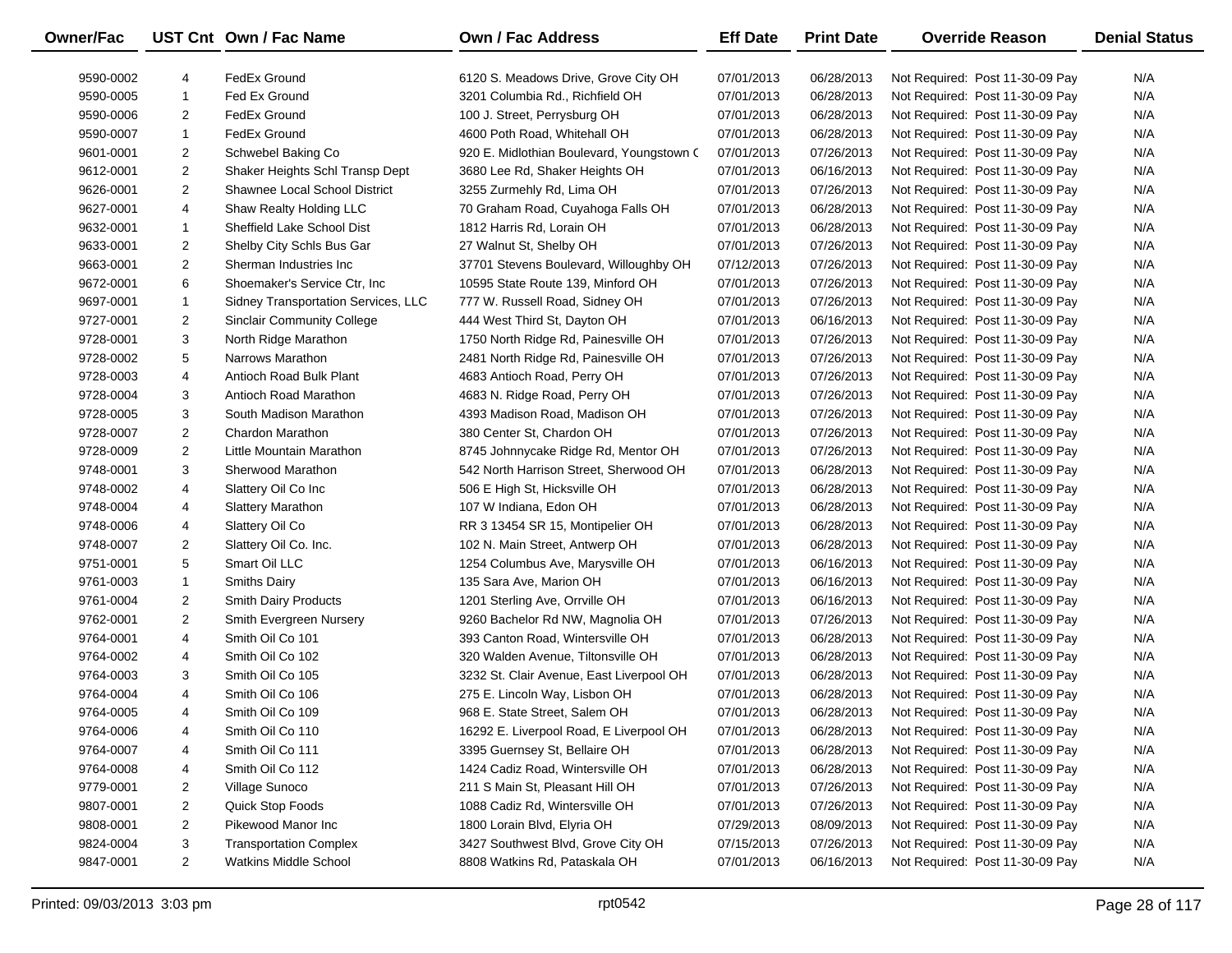| Owner/Fac | UST Cnt | Own / Fac Name | Own / Fac Address | Eff Date | Print Date | Override Reason | Denial Status |
|---|---|---|---|---|---|---|---|
| 9590-0002 | 4 | FedEx Ground | 6120 S. Meadows Drive, Grove City OH | 07/01/2013 | 06/28/2013 | Not Required: Post 11-30-09 Pay | N/A |
| 9590-0005 | 1 | Fed Ex Ground | 3201 Columbia Rd., Richfield OH | 07/01/2013 | 06/28/2013 | Not Required: Post 11-30-09 Pay | N/A |
| 9590-0006 | 2 | FedEx Ground | 100 J. Street, Perrysburg OH | 07/01/2013 | 06/28/2013 | Not Required: Post 11-30-09 Pay | N/A |
| 9590-0007 | 1 | FedEx Ground | 4600 Poth Road, Whitehall OH | 07/01/2013 | 06/28/2013 | Not Required: Post 11-30-09 Pay | N/A |
| 9601-0001 | 2 | Schwebel Baking Co | 920 E. Midlothian Boulevard, Youngstown ( | 07/01/2013 | 07/26/2013 | Not Required: Post 11-30-09 Pay | N/A |
| 9612-0001 | 2 | Shaker Heights Schl Transp Dept | 3680 Lee Rd, Shaker Heights OH | 07/01/2013 | 06/16/2013 | Not Required: Post 11-30-09 Pay | N/A |
| 9626-0001 | 2 | Shawnee Local School District | 3255 Zurmehly Rd, Lima OH | 07/01/2013 | 07/26/2013 | Not Required: Post 11-30-09 Pay | N/A |
| 9627-0001 | 4 | Shaw Realty Holding LLC | 70 Graham Road, Cuyahoga Falls OH | 07/01/2013 | 06/28/2013 | Not Required: Post 11-30-09 Pay | N/A |
| 9632-0001 | 1 | Sheffield Lake School Dist | 1812 Harris Rd, Lorain OH | 07/01/2013 | 06/28/2013 | Not Required: Post 11-30-09 Pay | N/A |
| 9633-0001 | 2 | Shelby City Schls Bus Gar | 27 Walnut St, Shelby OH | 07/01/2013 | 07/26/2013 | Not Required: Post 11-30-09 Pay | N/A |
| 9663-0001 | 2 | Sherman Industries Inc | 37701 Stevens Boulevard, Willoughby OH | 07/12/2013 | 07/26/2013 | Not Required: Post 11-30-09 Pay | N/A |
| 9672-0001 | 6 | Shoemaker's Service Ctr, Inc | 10595 State Route 139, Minford OH | 07/01/2013 | 07/26/2013 | Not Required: Post 11-30-09 Pay | N/A |
| 9697-0001 | 1 | Sidney Transportation Services, LLC | 777 W. Russell Road, Sidney OH | 07/01/2013 | 07/26/2013 | Not Required: Post 11-30-09 Pay | N/A |
| 9727-0001 | 2 | Sinclair Community College | 444 West Third St, Dayton OH | 07/01/2013 | 06/16/2013 | Not Required: Post 11-30-09 Pay | N/A |
| 9728-0001 | 3 | North Ridge Marathon | 1750 North Ridge Rd, Painesville OH | 07/01/2013 | 07/26/2013 | Not Required: Post 11-30-09 Pay | N/A |
| 9728-0002 | 5 | Narrows Marathon | 2481 North Ridge Rd, Painesville OH | 07/01/2013 | 07/26/2013 | Not Required: Post 11-30-09 Pay | N/A |
| 9728-0003 | 4 | Antioch Road Bulk Plant | 4683 Antioch Road, Perry OH | 07/01/2013 | 07/26/2013 | Not Required: Post 11-30-09 Pay | N/A |
| 9728-0004 | 3 | Antioch Road Marathon | 4683 N. Ridge Road, Perry OH | 07/01/2013 | 07/26/2013 | Not Required: Post 11-30-09 Pay | N/A |
| 9728-0005 | 3 | South Madison Marathon | 4393 Madison Road, Madison OH | 07/01/2013 | 07/26/2013 | Not Required: Post 11-30-09 Pay | N/A |
| 9728-0007 | 2 | Chardon Marathon | 380 Center St, Chardon OH | 07/01/2013 | 07/26/2013 | Not Required: Post 11-30-09 Pay | N/A |
| 9728-0009 | 2 | Little Mountain Marathon | 8745 Johnnycake Ridge Rd, Mentor OH | 07/01/2013 | 07/26/2013 | Not Required: Post 11-30-09 Pay | N/A |
| 9748-0001 | 3 | Sherwood Marathon | 542 North Harrison Street, Sherwood OH | 07/01/2013 | 06/28/2013 | Not Required: Post 11-30-09 Pay | N/A |
| 9748-0002 | 4 | Slattery Oil Co Inc | 506 E High St, Hicksville OH | 07/01/2013 | 06/28/2013 | Not Required: Post 11-30-09 Pay | N/A |
| 9748-0004 | 4 | Slattery Marathon | 107 W Indiana, Edon OH | 07/01/2013 | 06/28/2013 | Not Required: Post 11-30-09 Pay | N/A |
| 9748-0006 | 4 | Slattery Oil Co | RR 3 13454 SR 15, Montipelier OH | 07/01/2013 | 06/28/2013 | Not Required: Post 11-30-09 Pay | N/A |
| 9748-0007 | 2 | Slattery Oil Co. Inc. | 102 N. Main Street, Antwerp OH | 07/01/2013 | 06/28/2013 | Not Required: Post 11-30-09 Pay | N/A |
| 9751-0001 | 5 | Smart Oil LLC | 1254 Columbus Ave, Marysville OH | 07/01/2013 | 06/16/2013 | Not Required: Post 11-30-09 Pay | N/A |
| 9761-0003 | 1 | Smiths Dairy | 135 Sara Ave, Marion OH | 07/01/2013 | 06/16/2013 | Not Required: Post 11-30-09 Pay | N/A |
| 9761-0004 | 2 | Smith Dairy Products | 1201 Sterling Ave, Orrville OH | 07/01/2013 | 06/16/2013 | Not Required: Post 11-30-09 Pay | N/A |
| 9762-0001 | 2 | Smith Evergreen Nursery | 9260 Bachelor Rd NW, Magnolia OH | 07/01/2013 | 07/26/2013 | Not Required: Post 11-30-09 Pay | N/A |
| 9764-0001 | 4 | Smith Oil Co 101 | 393 Canton Road, Wintersville OH | 07/01/2013 | 06/28/2013 | Not Required: Post 11-30-09 Pay | N/A |
| 9764-0002 | 4 | Smith Oil Co 102 | 320 Walden Avenue, Tiltonsville OH | 07/01/2013 | 06/28/2013 | Not Required: Post 11-30-09 Pay | N/A |
| 9764-0003 | 3 | Smith Oil Co 105 | 3232 St. Clair Avenue, East Liverpool OH | 07/01/2013 | 06/28/2013 | Not Required: Post 11-30-09 Pay | N/A |
| 9764-0004 | 4 | Smith Oil Co 106 | 275 E. Lincoln Way, Lisbon OH | 07/01/2013 | 06/28/2013 | Not Required: Post 11-30-09 Pay | N/A |
| 9764-0005 | 4 | Smith Oil Co 109 | 968 E. State Street, Salem OH | 07/01/2013 | 06/28/2013 | Not Required: Post 11-30-09 Pay | N/A |
| 9764-0006 | 4 | Smith Oil Co 110 | 16292 E. Liverpool Road, E Liverpool OH | 07/01/2013 | 06/28/2013 | Not Required: Post 11-30-09 Pay | N/A |
| 9764-0007 | 4 | Smith Oil Co 111 | 3395 Guernsey St, Bellaire OH | 07/01/2013 | 06/28/2013 | Not Required: Post 11-30-09 Pay | N/A |
| 9764-0008 | 4 | Smith Oil Co 112 | 1424 Cadiz Road, Wintersville OH | 07/01/2013 | 06/28/2013 | Not Required: Post 11-30-09 Pay | N/A |
| 9779-0001 | 2 | Village Sunoco | 211 S Main St, Pleasant Hill OH | 07/01/2013 | 07/26/2013 | Not Required: Post 11-30-09 Pay | N/A |
| 9807-0001 | 2 | Quick Stop Foods | 1088 Cadiz Rd, Wintersville OH | 07/01/2013 | 07/26/2013 | Not Required: Post 11-30-09 Pay | N/A |
| 9808-0001 | 2 | Pikewood Manor Inc | 1800 Lorain Blvd, Elyria OH | 07/29/2013 | 08/09/2013 | Not Required: Post 11-30-09 Pay | N/A |
| 9824-0004 | 3 | Transportation Complex | 3427 Southwest Blvd, Grove City OH | 07/15/2013 | 07/26/2013 | Not Required: Post 11-30-09 Pay | N/A |
| 9847-0001 | 2 | Watkins Middle School | 8808 Watkins Rd, Pataskala OH | 07/01/2013 | 06/16/2013 | Not Required: Post 11-30-09 Pay | N/A |

Printed: 09/03/2013 3:03 pm rpt0542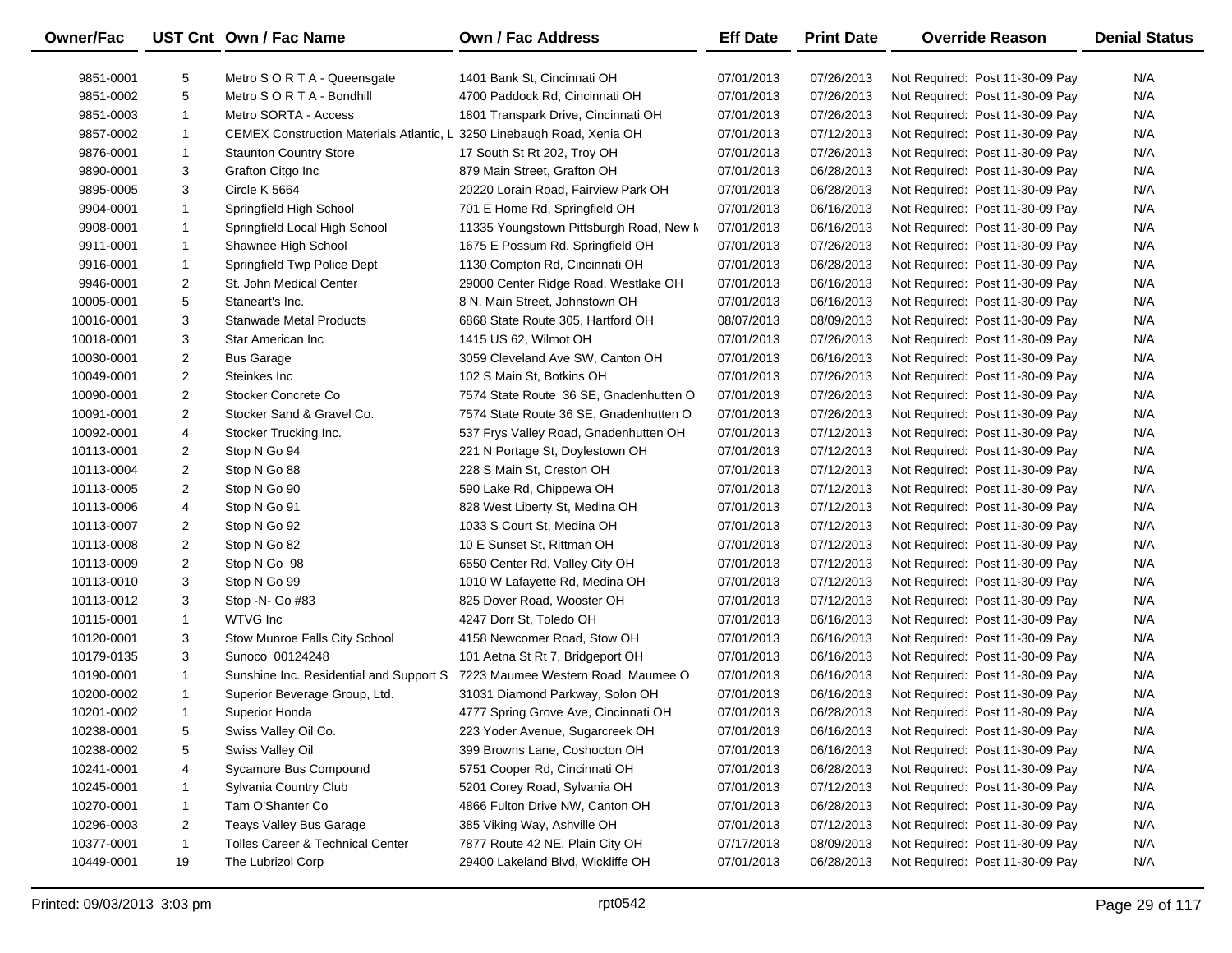| Owner/Fac | UST Cnt | Own / Fac Name | Own / Fac Address | Eff Date | Print Date | Override Reason | Denial Status |
|---|---|---|---|---|---|---|---|
| 9851-0001 | 5 | Metro S O R T A - Queensgate | 1401 Bank St, Cincinnati OH | 07/01/2013 | 07/26/2013 | Not Required: Post 11-30-09 Pay | N/A |
| 9851-0002 | 5 | Metro S O R T A - Bondhill | 4700 Paddock Rd, Cincinnati OH | 07/01/2013 | 07/26/2013 | Not Required: Post 11-30-09 Pay | N/A |
| 9851-0003 | 1 | Metro SORTA - Access | 1801 Transpark Drive, Cincinnati OH | 07/01/2013 | 07/26/2013 | Not Required: Post 11-30-09 Pay | N/A |
| 9857-0002 | 1 | CEMEX Construction Materials Atlantic, L | 3250 Linebaugh Road, Xenia OH | 07/01/2013 | 07/12/2013 | Not Required: Post 11-30-09 Pay | N/A |
| 9876-0001 | 1 | Staunton Country Store | 17 South St Rt 202, Troy OH | 07/01/2013 | 07/26/2013 | Not Required: Post 11-30-09 Pay | N/A |
| 9890-0001 | 3 | Grafton Citgo Inc | 879 Main Street, Grafton OH | 07/01/2013 | 06/28/2013 | Not Required: Post 11-30-09 Pay | N/A |
| 9895-0005 | 3 | Circle K 5664 | 20220 Lorain Road, Fairview Park OH | 07/01/2013 | 06/28/2013 | Not Required: Post 11-30-09 Pay | N/A |
| 9904-0001 | 1 | Springfield High School | 701 E Home Rd, Springfield OH | 07/01/2013 | 06/16/2013 | Not Required: Post 11-30-09 Pay | N/A |
| 9908-0001 | 1 | Springfield Local High School | 11335 Youngstown Pittsburgh Road, New M | 07/01/2013 | 06/16/2013 | Not Required: Post 11-30-09 Pay | N/A |
| 9911-0001 | 1 | Shawnee High School | 1675 E Possum Rd, Springfield OH | 07/01/2013 | 07/26/2013 | Not Required: Post 11-30-09 Pay | N/A |
| 9916-0001 | 1 | Springfield Twp Police Dept | 1130 Compton Rd, Cincinnati OH | 07/01/2013 | 06/28/2013 | Not Required: Post 11-30-09 Pay | N/A |
| 9946-0001 | 2 | St. John Medical Center | 29000 Center Ridge Road, Westlake OH | 07/01/2013 | 06/16/2013 | Not Required: Post 11-30-09 Pay | N/A |
| 10005-0001 | 5 | Staneart's Inc. | 8 N. Main Street, Johnstown OH | 07/01/2013 | 06/16/2013 | Not Required: Post 11-30-09 Pay | N/A |
| 10016-0001 | 3 | Stanwade Metal Products | 6868 State Route 305, Hartford OH | 08/07/2013 | 08/09/2013 | Not Required: Post 11-30-09 Pay | N/A |
| 10018-0001 | 3 | Star American Inc | 1415 US 62, Wilmot OH | 07/01/2013 | 07/26/2013 | Not Required: Post 11-30-09 Pay | N/A |
| 10030-0001 | 2 | Bus Garage | 3059 Cleveland Ave SW, Canton OH | 07/01/2013 | 06/16/2013 | Not Required: Post 11-30-09 Pay | N/A |
| 10049-0001 | 2 | Steinkes Inc | 102 S Main St, Botkins OH | 07/01/2013 | 07/26/2013 | Not Required: Post 11-30-09 Pay | N/A |
| 10090-0001 | 2 | Stocker Concrete Co | 7574 State Route 36 SE, Gnadenhutten O | 07/01/2013 | 07/26/2013 | Not Required: Post 11-30-09 Pay | N/A |
| 10091-0001 | 2 | Stocker Sand & Gravel Co. | 7574 State Route 36 SE, Gnadenhutten O | 07/01/2013 | 07/26/2013 | Not Required: Post 11-30-09 Pay | N/A |
| 10092-0001 | 4 | Stocker Trucking Inc. | 537 Frys Valley Road, Gnadenhutten OH | 07/01/2013 | 07/12/2013 | Not Required: Post 11-30-09 Pay | N/A |
| 10113-0001 | 2 | Stop N Go 94 | 221 N Portage St, Doylestown OH | 07/01/2013 | 07/12/2013 | Not Required: Post 11-30-09 Pay | N/A |
| 10113-0004 | 2 | Stop N Go 88 | 228 S Main St, Creston OH | 07/01/2013 | 07/12/2013 | Not Required: Post 11-30-09 Pay | N/A |
| 10113-0005 | 2 | Stop N Go 90 | 590 Lake Rd, Chippewa OH | 07/01/2013 | 07/12/2013 | Not Required: Post 11-30-09 Pay | N/A |
| 10113-0006 | 4 | Stop N Go 91 | 828 West Liberty St, Medina OH | 07/01/2013 | 07/12/2013 | Not Required: Post 11-30-09 Pay | N/A |
| 10113-0007 | 2 | Stop N Go 92 | 1033 S Court St, Medina OH | 07/01/2013 | 07/12/2013 | Not Required: Post 11-30-09 Pay | N/A |
| 10113-0008 | 2 | Stop N Go 82 | 10 E Sunset St, Rittman OH | 07/01/2013 | 07/12/2013 | Not Required: Post 11-30-09 Pay | N/A |
| 10113-0009 | 2 | Stop N Go 98 | 6550 Center Rd, Valley City OH | 07/01/2013 | 07/12/2013 | Not Required: Post 11-30-09 Pay | N/A |
| 10113-0010 | 3 | Stop N Go 99 | 1010 W Lafayette Rd, Medina OH | 07/01/2013 | 07/12/2013 | Not Required: Post 11-30-09 Pay | N/A |
| 10113-0012 | 3 | Stop -N- Go #83 | 825 Dover Road, Wooster OH | 07/01/2013 | 07/12/2013 | Not Required: Post 11-30-09 Pay | N/A |
| 10115-0001 | 1 | WTVG Inc | 4247 Dorr St, Toledo OH | 07/01/2013 | 06/16/2013 | Not Required: Post 11-30-09 Pay | N/A |
| 10120-0001 | 3 | Stow Munroe Falls City School | 4158 Newcomer Road, Stow OH | 07/01/2013 | 06/16/2013 | Not Required: Post 11-30-09 Pay | N/A |
| 10179-0135 | 3 | Sunoco 00124248 | 101 Aetna St Rt 7, Bridgeport OH | 07/01/2013 | 06/16/2013 | Not Required: Post 11-30-09 Pay | N/A |
| 10190-0001 | 1 | Sunshine Inc. Residential and Support S | 7223 Maumee Western Road, Maumee O | 07/01/2013 | 06/16/2013 | Not Required: Post 11-30-09 Pay | N/A |
| 10200-0002 | 1 | Superior Beverage Group, Ltd. | 31031 Diamond Parkway, Solon OH | 07/01/2013 | 06/16/2013 | Not Required: Post 11-30-09 Pay | N/A |
| 10201-0002 | 1 | Superior Honda | 4777 Spring Grove Ave, Cincinnati OH | 07/01/2013 | 06/28/2013 | Not Required: Post 11-30-09 Pay | N/A |
| 10238-0001 | 5 | Swiss Valley Oil Co. | 223 Yoder Avenue, Sugarcreek OH | 07/01/2013 | 06/16/2013 | Not Required: Post 11-30-09 Pay | N/A |
| 10238-0002 | 5 | Swiss Valley Oil | 399 Browns Lane, Coshocton OH | 07/01/2013 | 06/16/2013 | Not Required: Post 11-30-09 Pay | N/A |
| 10241-0001 | 4 | Sycamore Bus Compound | 5751 Cooper Rd, Cincinnati OH | 07/01/2013 | 06/28/2013 | Not Required: Post 11-30-09 Pay | N/A |
| 10245-0001 | 1 | Sylvania Country Club | 5201 Corey Road, Sylvania OH | 07/01/2013 | 07/12/2013 | Not Required: Post 11-30-09 Pay | N/A |
| 10270-0001 | 1 | Tam O'Shanter Co | 4866 Fulton Drive NW, Canton OH | 07/01/2013 | 06/28/2013 | Not Required: Post 11-30-09 Pay | N/A |
| 10296-0003 | 2 | Teays Valley Bus Garage | 385 Viking Way, Ashville OH | 07/01/2013 | 07/12/2013 | Not Required: Post 11-30-09 Pay | N/A |
| 10377-0001 | 1 | Tolles Career & Technical Center | 7877 Route 42 NE, Plain City OH | 07/17/2013 | 08/09/2013 | Not Required: Post 11-30-09 Pay | N/A |
| 10449-0001 | 19 | The Lubrizol Corp | 29400 Lakeland Blvd, Wickliffe OH | 07/01/2013 | 06/28/2013 | Not Required: Post 11-30-09 Pay | N/A |

Printed: 09/03/2013 3:03 pm rpt0542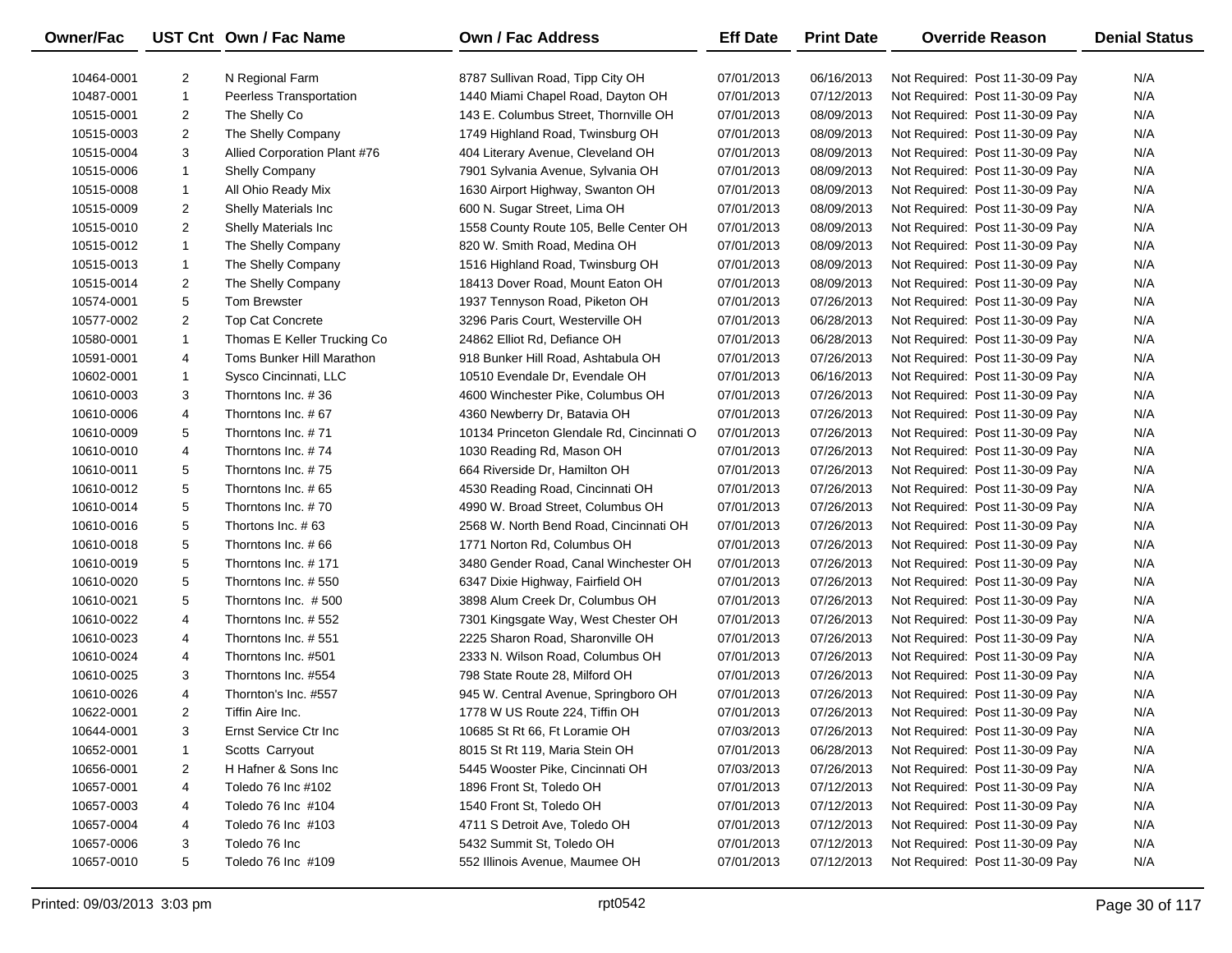| Owner/Fac | UST Cnt | Own / Fac Name | Own / Fac Address | Eff Date | Print Date | Override Reason | Denial Status |
|---|---|---|---|---|---|---|---|
| 10464-0001 | 2 | N Regional Farm | 8787 Sullivan Road, Tipp City OH | 07/01/2013 | 06/16/2013 | Not Required: Post 11-30-09 Pay | N/A |
| 10487-0001 | 1 | Peerless Transportation | 1440 Miami Chapel Road, Dayton OH | 07/01/2013 | 07/12/2013 | Not Required: Post 11-30-09 Pay | N/A |
| 10515-0001 | 2 | The Shelly Co | 143 E. Columbus Street, Thornville OH | 07/01/2013 | 08/09/2013 | Not Required: Post 11-30-09 Pay | N/A |
| 10515-0003 | 2 | The Shelly Company | 1749 Highland Road, Twinsburg OH | 07/01/2013 | 08/09/2013 | Not Required: Post 11-30-09 Pay | N/A |
| 10515-0004 | 3 | Allied Corporation Plant #76 | 404 Literary Avenue, Cleveland OH | 07/01/2013 | 08/09/2013 | Not Required: Post 11-30-09 Pay | N/A |
| 10515-0006 | 1 | Shelly Company | 7901 Sylvania Avenue, Sylvania OH | 07/01/2013 | 08/09/2013 | Not Required: Post 11-30-09 Pay | N/A |
| 10515-0008 | 1 | All Ohio Ready Mix | 1630 Airport Highway, Swanton OH | 07/01/2013 | 08/09/2013 | Not Required: Post 11-30-09 Pay | N/A |
| 10515-0009 | 2 | Shelly Materials Inc | 600 N. Sugar Street, Lima OH | 07/01/2013 | 08/09/2013 | Not Required: Post 11-30-09 Pay | N/A |
| 10515-0010 | 2 | Shelly Materials Inc | 1558 County Route 105, Belle Center OH | 07/01/2013 | 08/09/2013 | Not Required: Post 11-30-09 Pay | N/A |
| 10515-0012 | 1 | The Shelly Company | 820 W. Smith Road, Medina OH | 07/01/2013 | 08/09/2013 | Not Required: Post 11-30-09 Pay | N/A |
| 10515-0013 | 1 | The Shelly Company | 1516 Highland Road, Twinsburg OH | 07/01/2013 | 08/09/2013 | Not Required: Post 11-30-09 Pay | N/A |
| 10515-0014 | 2 | The Shelly Company | 18413 Dover Road, Mount Eaton OH | 07/01/2013 | 08/09/2013 | Not Required: Post 11-30-09 Pay | N/A |
| 10574-0001 | 5 | Tom Brewster | 1937 Tennyson Road, Piketon OH | 07/01/2013 | 07/26/2013 | Not Required: Post 11-30-09 Pay | N/A |
| 10577-0002 | 2 | Top Cat Concrete | 3296 Paris Court, Westerville OH | 07/01/2013 | 06/28/2013 | Not Required: Post 11-30-09 Pay | N/A |
| 10580-0001 | 1 | Thomas E Keller Trucking Co | 24862 Elliot Rd, Defiance OH | 07/01/2013 | 06/28/2013 | Not Required: Post 11-30-09 Pay | N/A |
| 10591-0001 | 4 | Toms Bunker Hill Marathon | 918 Bunker Hill Road, Ashtabula OH | 07/01/2013 | 07/26/2013 | Not Required: Post 11-30-09 Pay | N/A |
| 10602-0001 | 1 | Sysco Cincinnati, LLC | 10510 Evendale Dr, Evendale OH | 07/01/2013 | 06/16/2013 | Not Required: Post 11-30-09 Pay | N/A |
| 10610-0003 | 3 | Thorntons Inc. # 36 | 4600 Winchester Pike, Columbus OH | 07/01/2013 | 07/26/2013 | Not Required: Post 11-30-09 Pay | N/A |
| 10610-0006 | 4 | Thorntons Inc. # 67 | 4360 Newberry Dr, Batavia OH | 07/01/2013 | 07/26/2013 | Not Required: Post 11-30-09 Pay | N/A |
| 10610-0009 | 5 | Thorntons Inc. # 71 | 10134 Princeton Glendale Rd, Cincinnati O | 07/01/2013 | 07/26/2013 | Not Required: Post 11-30-09 Pay | N/A |
| 10610-0010 | 4 | Thorntons Inc. # 74 | 1030 Reading Rd, Mason OH | 07/01/2013 | 07/26/2013 | Not Required: Post 11-30-09 Pay | N/A |
| 10610-0011 | 5 | Thorntons Inc. # 75 | 664 Riverside Dr, Hamilton OH | 07/01/2013 | 07/26/2013 | Not Required: Post 11-30-09 Pay | N/A |
| 10610-0012 | 5 | Thorntons Inc. # 65 | 4530 Reading Road, Cincinnati OH | 07/01/2013 | 07/26/2013 | Not Required: Post 11-30-09 Pay | N/A |
| 10610-0014 | 5 | Thorntons Inc. # 70 | 4990 W. Broad Street, Columbus OH | 07/01/2013 | 07/26/2013 | Not Required: Post 11-30-09 Pay | N/A |
| 10610-0016 | 5 | Thortons Inc. # 63 | 2568 W. North Bend Road, Cincinnati OH | 07/01/2013 | 07/26/2013 | Not Required: Post 11-30-09 Pay | N/A |
| 10610-0018 | 5 | Thorntons Inc. # 66 | 1771 Norton Rd, Columbus OH | 07/01/2013 | 07/26/2013 | Not Required: Post 11-30-09 Pay | N/A |
| 10610-0019 | 5 | Thorntons Inc. # 171 | 3480 Gender Road, Canal Winchester OH | 07/01/2013 | 07/26/2013 | Not Required: Post 11-30-09 Pay | N/A |
| 10610-0020 | 5 | Thorntons Inc. # 550 | 6347 Dixie Highway, Fairfield OH | 07/01/2013 | 07/26/2013 | Not Required: Post 11-30-09 Pay | N/A |
| 10610-0021 | 5 | Thorntons Inc. # 500 | 3898 Alum Creek Dr, Columbus OH | 07/01/2013 | 07/26/2013 | Not Required: Post 11-30-09 Pay | N/A |
| 10610-0022 | 4 | Thorntons Inc. # 552 | 7301 Kingsgate Way, West Chester OH | 07/01/2013 | 07/26/2013 | Not Required: Post 11-30-09 Pay | N/A |
| 10610-0023 | 4 | Thorntons Inc. # 551 | 2225 Sharon Road, Sharonville OH | 07/01/2013 | 07/26/2013 | Not Required: Post 11-30-09 Pay | N/A |
| 10610-0024 | 4 | Thorntons Inc. #501 | 2333 N. Wilson Road, Columbus OH | 07/01/2013 | 07/26/2013 | Not Required: Post 11-30-09 Pay | N/A |
| 10610-0025 | 3 | Thorntons Inc. #554 | 798 State Route 28, Milford OH | 07/01/2013 | 07/26/2013 | Not Required: Post 11-30-09 Pay | N/A |
| 10610-0026 | 4 | Thornton's Inc. #557 | 945 W. Central Avenue, Springboro OH | 07/01/2013 | 07/26/2013 | Not Required: Post 11-30-09 Pay | N/A |
| 10622-0001 | 2 | Tiffin Aire Inc. | 1778 W US Route 224, Tiffin OH | 07/01/2013 | 07/26/2013 | Not Required: Post 11-30-09 Pay | N/A |
| 10644-0001 | 3 | Ernst Service Ctr Inc | 10685 St Rt 66, Ft Loramie OH | 07/03/2013 | 07/26/2013 | Not Required: Post 11-30-09 Pay | N/A |
| 10652-0001 | 1 | Scotts Carryout | 8015 St Rt 119, Maria Stein OH | 07/01/2013 | 06/28/2013 | Not Required: Post 11-30-09 Pay | N/A |
| 10656-0001 | 2 | H Hafner & Sons Inc | 5445 Wooster Pike, Cincinnati OH | 07/03/2013 | 07/26/2013 | Not Required: Post 11-30-09 Pay | N/A |
| 10657-0001 | 4 | Toledo 76 Inc #102 | 1896 Front St, Toledo OH | 07/01/2013 | 07/12/2013 | Not Required: Post 11-30-09 Pay | N/A |
| 10657-0003 | 4 | Toledo 76 Inc #104 | 1540 Front St, Toledo OH | 07/01/2013 | 07/12/2013 | Not Required: Post 11-30-09 Pay | N/A |
| 10657-0004 | 4 | Toledo 76 Inc #103 | 4711 S Detroit Ave, Toledo OH | 07/01/2013 | 07/12/2013 | Not Required: Post 11-30-09 Pay | N/A |
| 10657-0006 | 3 | Toledo 76 Inc | 5432 Summit St, Toledo OH | 07/01/2013 | 07/12/2013 | Not Required: Post 11-30-09 Pay | N/A |
| 10657-0010 | 5 | Toledo 76 Inc #109 | 552 Illinois Avenue, Maumee OH | 07/01/2013 | 07/12/2013 | Not Required: Post 11-30-09 Pay | N/A |

Printed: 09/03/2013 3:03 pm rpt0542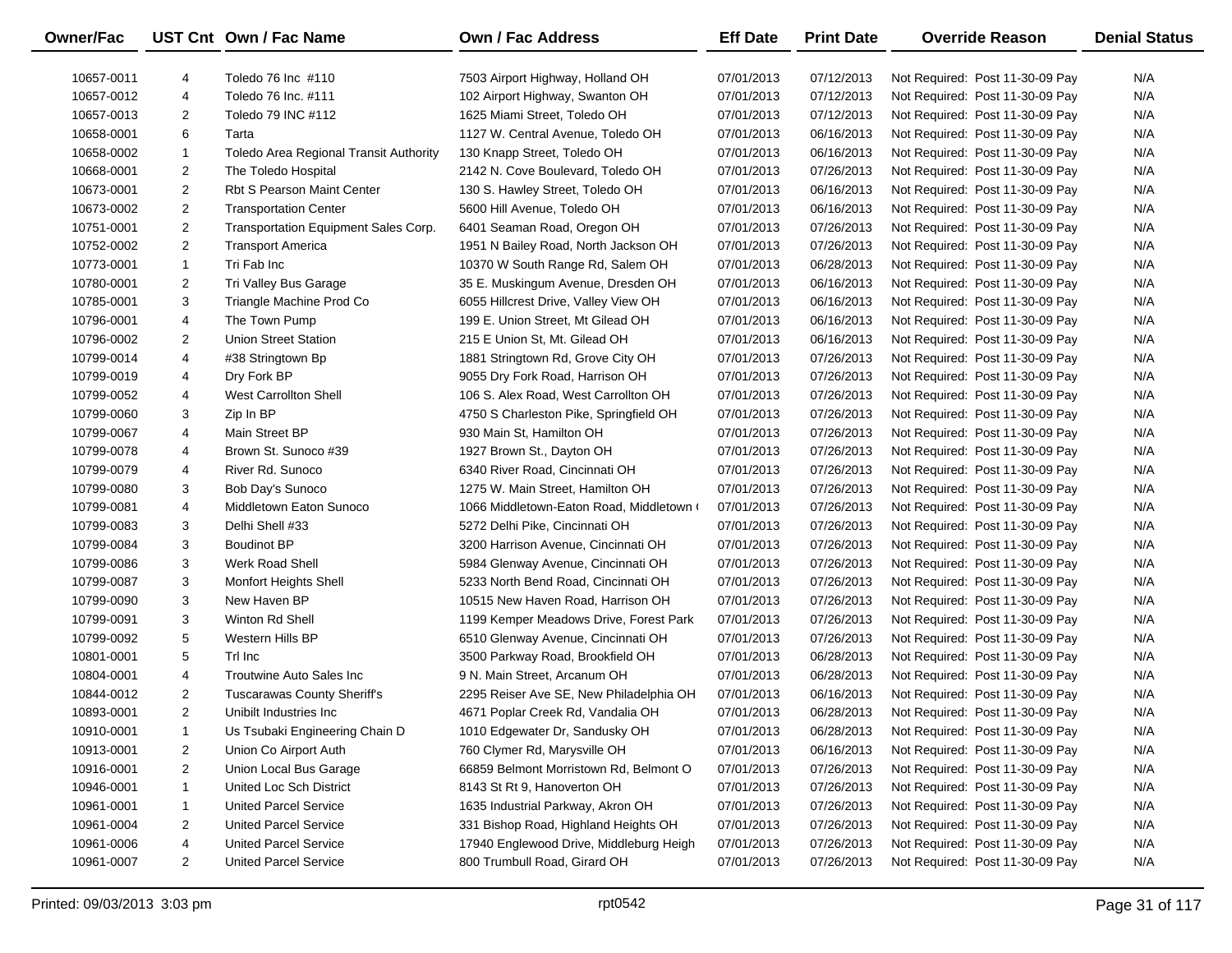| Owner/Fac | UST Cnt | Own / Fac Name | Own / Fac Address | Eff Date | Print Date | Override Reason | Denial Status |
|---|---|---|---|---|---|---|---|
| 10657-0011 | 4 | Toledo 76 Inc #110 | 7503 Airport Highway, Holland OH | 07/01/2013 | 07/12/2013 | Not Required: Post 11-30-09 Pay | N/A |
| 10657-0012 | 4 | Toledo 76 Inc. #111 | 102 Airport Highway, Swanton OH | 07/01/2013 | 07/12/2013 | Not Required: Post 11-30-09 Pay | N/A |
| 10657-0013 | 2 | Toledo 79 INC #112 | 1625 Miami Street, Toledo OH | 07/01/2013 | 07/12/2013 | Not Required: Post 11-30-09 Pay | N/A |
| 10658-0001 | 6 | Tarta | 1127 W. Central Avenue, Toledo OH | 07/01/2013 | 06/16/2013 | Not Required: Post 11-30-09 Pay | N/A |
| 10658-0002 | 1 | Toledo Area Regional Transit Authority | 130 Knapp Street, Toledo OH | 07/01/2013 | 06/16/2013 | Not Required: Post 11-30-09 Pay | N/A |
| 10668-0001 | 2 | The Toledo Hospital | 2142 N. Cove Boulevard, Toledo OH | 07/01/2013 | 07/26/2013 | Not Required: Post 11-30-09 Pay | N/A |
| 10673-0001 | 2 | Rbt S Pearson Maint Center | 130 S. Hawley Street, Toledo OH | 07/01/2013 | 06/16/2013 | Not Required: Post 11-30-09 Pay | N/A |
| 10673-0002 | 2 | Transportation Center | 5600 Hill Avenue, Toledo OH | 07/01/2013 | 06/16/2013 | Not Required: Post 11-30-09 Pay | N/A |
| 10751-0001 | 2 | Transportation Equipment Sales Corp. | 6401 Seaman Road, Oregon OH | 07/01/2013 | 07/26/2013 | Not Required: Post 11-30-09 Pay | N/A |
| 10752-0002 | 2 | Transport America | 1951 N Bailey Road, North Jackson OH | 07/01/2013 | 07/26/2013 | Not Required: Post 11-30-09 Pay | N/A |
| 10773-0001 | 1 | Tri Fab Inc | 10370 W South Range Rd, Salem OH | 07/01/2013 | 06/28/2013 | Not Required: Post 11-30-09 Pay | N/A |
| 10780-0001 | 2 | Tri Valley Bus Garage | 35 E. Muskingum Avenue, Dresden OH | 07/01/2013 | 06/16/2013 | Not Required: Post 11-30-09 Pay | N/A |
| 10785-0001 | 3 | Triangle Machine Prod Co | 6055 Hillcrest Drive, Valley View OH | 07/01/2013 | 06/16/2013 | Not Required: Post 11-30-09 Pay | N/A |
| 10796-0001 | 4 | The Town Pump | 199 E. Union Street, Mt Gilead OH | 07/01/2013 | 06/16/2013 | Not Required: Post 11-30-09 Pay | N/A |
| 10796-0002 | 2 | Union Street Station | 215 E Union St, Mt. Gilead OH | 07/01/2013 | 06/16/2013 | Not Required: Post 11-30-09 Pay | N/A |
| 10799-0014 | 4 | #38 Stringtown Bp | 1881 Stringtown Rd, Grove City OH | 07/01/2013 | 07/26/2013 | Not Required: Post 11-30-09 Pay | N/A |
| 10799-0019 | 4 | Dry Fork BP | 9055 Dry Fork Road, Harrison OH | 07/01/2013 | 07/26/2013 | Not Required: Post 11-30-09 Pay | N/A |
| 10799-0052 | 4 | West Carrollton Shell | 106 S. Alex Road, West Carrollton OH | 07/01/2013 | 07/26/2013 | Not Required: Post 11-30-09 Pay | N/A |
| 10799-0060 | 3 | Zip In BP | 4750 S Charleston Pike, Springfield OH | 07/01/2013 | 07/26/2013 | Not Required: Post 11-30-09 Pay | N/A |
| 10799-0067 | 4 | Main Street BP | 930 Main St, Hamilton OH | 07/01/2013 | 07/26/2013 | Not Required: Post 11-30-09 Pay | N/A |
| 10799-0078 | 4 | Brown St. Sunoco #39 | 1927 Brown St., Dayton OH | 07/01/2013 | 07/26/2013 | Not Required: Post 11-30-09 Pay | N/A |
| 10799-0079 | 4 | River Rd. Sunoco | 6340 River Road, Cincinnati OH | 07/01/2013 | 07/26/2013 | Not Required: Post 11-30-09 Pay | N/A |
| 10799-0080 | 3 | Bob Day's Sunoco | 1275 W. Main Street, Hamilton OH | 07/01/2013 | 07/26/2013 | Not Required: Post 11-30-09 Pay | N/A |
| 10799-0081 | 4 | Middletown Eaton Sunoco | 1066 Middletown-Eaton Road, Middletown ( | 07/01/2013 | 07/26/2013 | Not Required: Post 11-30-09 Pay | N/A |
| 10799-0083 | 3 | Delhi Shell #33 | 5272 Delhi Pike, Cincinnati OH | 07/01/2013 | 07/26/2013 | Not Required: Post 11-30-09 Pay | N/A |
| 10799-0084 | 3 | Boudinot BP | 3200 Harrison Avenue, Cincinnati OH | 07/01/2013 | 07/26/2013 | Not Required: Post 11-30-09 Pay | N/A |
| 10799-0086 | 3 | Werk Road Shell | 5984 Glenway Avenue, Cincinnati OH | 07/01/2013 | 07/26/2013 | Not Required: Post 11-30-09 Pay | N/A |
| 10799-0087 | 3 | Monfort Heights Shell | 5233 North Bend Road, Cincinnati OH | 07/01/2013 | 07/26/2013 | Not Required: Post 11-30-09 Pay | N/A |
| 10799-0090 | 3 | New Haven BP | 10515 New Haven Road, Harrison OH | 07/01/2013 | 07/26/2013 | Not Required: Post 11-30-09 Pay | N/A |
| 10799-0091 | 3 | Winton Rd Shell | 1199 Kemper Meadows Drive, Forest Park | 07/01/2013 | 07/26/2013 | Not Required: Post 11-30-09 Pay | N/A |
| 10799-0092 | 5 | Western Hills BP | 6510 Glenway Avenue, Cincinnati OH | 07/01/2013 | 07/26/2013 | Not Required: Post 11-30-09 Pay | N/A |
| 10801-0001 | 5 | Trl Inc | 3500 Parkway Road, Brookfield OH | 07/01/2013 | 06/28/2013 | Not Required: Post 11-30-09 Pay | N/A |
| 10804-0001 | 4 | Troutwine Auto Sales Inc | 9 N. Main Street, Arcanum OH | 07/01/2013 | 06/28/2013 | Not Required: Post 11-30-09 Pay | N/A |
| 10844-0012 | 2 | Tuscarawas County Sheriff's | 2295 Reiser Ave SE, New Philadelphia OH | 07/01/2013 | 06/16/2013 | Not Required: Post 11-30-09 Pay | N/A |
| 10893-0001 | 2 | Unibilt Industries Inc | 4671 Poplar Creek Rd, Vandalia OH | 07/01/2013 | 06/28/2013 | Not Required: Post 11-30-09 Pay | N/A |
| 10910-0001 | 1 | Us Tsubaki Engineering Chain D | 1010 Edgewater Dr, Sandusky OH | 07/01/2013 | 06/28/2013 | Not Required: Post 11-30-09 Pay | N/A |
| 10913-0001 | 2 | Union Co Airport Auth | 760 Clymer Rd, Marysville OH | 07/01/2013 | 06/16/2013 | Not Required: Post 11-30-09 Pay | N/A |
| 10916-0001 | 2 | Union Local Bus Garage | 66859 Belmont Morristown Rd, Belmont O | 07/01/2013 | 07/26/2013 | Not Required: Post 11-30-09 Pay | N/A |
| 10946-0001 | 1 | United Loc Sch District | 8143 St Rt 9, Hanoverton OH | 07/01/2013 | 07/26/2013 | Not Required: Post 11-30-09 Pay | N/A |
| 10961-0001 | 1 | United Parcel Service | 1635 Industrial Parkway, Akron OH | 07/01/2013 | 07/26/2013 | Not Required: Post 11-30-09 Pay | N/A |
| 10961-0004 | 2 | United Parcel Service | 331 Bishop Road, Highland Heights OH | 07/01/2013 | 07/26/2013 | Not Required: Post 11-30-09 Pay | N/A |
| 10961-0006 | 4 | United Parcel Service | 17940 Englewood Drive, Middleburg Heigh | 07/01/2013 | 07/26/2013 | Not Required: Post 11-30-09 Pay | N/A |
| 10961-0007 | 2 | United Parcel Service | 800 Trumbull Road, Girard OH | 07/01/2013 | 07/26/2013 | Not Required: Post 11-30-09 Pay | N/A |

Printed: 09/03/2013 3:03 pm rpt0542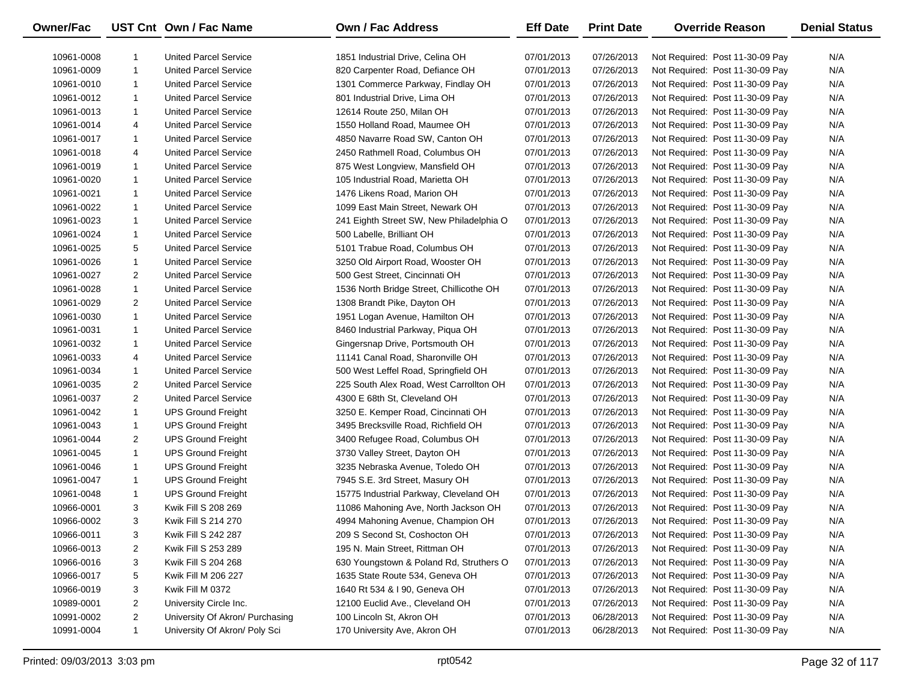| Owner/Fac | UST Cnt | Own / Fac Name | Own / Fac Address | Eff Date | Print Date | Override Reason | Denial Status |
|---|---|---|---|---|---|---|---|
| 10961-0008 | 1 | United Parcel Service | 1851 Industrial Drive, Celina OH | 07/01/2013 | 07/26/2013 | Not Required: Post 11-30-09 Pay | N/A |
| 10961-0009 | 1 | United Parcel Service | 820 Carpenter Road, Defiance OH | 07/01/2013 | 07/26/2013 | Not Required: Post 11-30-09 Pay | N/A |
| 10961-0010 | 1 | United Parcel Service | 1301 Commerce Parkway, Findlay OH | 07/01/2013 | 07/26/2013 | Not Required: Post 11-30-09 Pay | N/A |
| 10961-0012 | 1 | United Parcel Service | 801 Industrial Drive, Lima OH | 07/01/2013 | 07/26/2013 | Not Required: Post 11-30-09 Pay | N/A |
| 10961-0013 | 1 | United Parcel Service | 12614 Route 250, Milan OH | 07/01/2013 | 07/26/2013 | Not Required: Post 11-30-09 Pay | N/A |
| 10961-0014 | 4 | United Parcel Service | 1550 Holland Road, Maumee OH | 07/01/2013 | 07/26/2013 | Not Required: Post 11-30-09 Pay | N/A |
| 10961-0017 | 1 | United Parcel Service | 4850 Navarre Road SW, Canton OH | 07/01/2013 | 07/26/2013 | Not Required: Post 11-30-09 Pay | N/A |
| 10961-0018 | 4 | United Parcel Service | 2450 Rathmell Road, Columbus OH | 07/01/2013 | 07/26/2013 | Not Required: Post 11-30-09 Pay | N/A |
| 10961-0019 | 1 | United Parcel Service | 875 West Longview, Mansfield OH | 07/01/2013 | 07/26/2013 | Not Required: Post 11-30-09 Pay | N/A |
| 10961-0020 | 1 | United Parcel Service | 105 Industrial Road, Marietta OH | 07/01/2013 | 07/26/2013 | Not Required: Post 11-30-09 Pay | N/A |
| 10961-0021 | 1 | United Parcel Service | 1476 Likens Road, Marion OH | 07/01/2013 | 07/26/2013 | Not Required: Post 11-30-09 Pay | N/A |
| 10961-0022 | 1 | United Parcel Service | 1099 East Main Street, Newark OH | 07/01/2013 | 07/26/2013 | Not Required: Post 11-30-09 Pay | N/A |
| 10961-0023 | 1 | United Parcel Service | 241 Eighth Street SW, New Philadelphia O | 07/01/2013 | 07/26/2013 | Not Required: Post 11-30-09 Pay | N/A |
| 10961-0024 | 1 | United Parcel Service | 500 Labelle, Brilliant OH | 07/01/2013 | 07/26/2013 | Not Required: Post 11-30-09 Pay | N/A |
| 10961-0025 | 5 | United Parcel Service | 5101 Trabue Road, Columbus OH | 07/01/2013 | 07/26/2013 | Not Required: Post 11-30-09 Pay | N/A |
| 10961-0026 | 1 | United Parcel Service | 3250 Old Airport Road, Wooster OH | 07/01/2013 | 07/26/2013 | Not Required: Post 11-30-09 Pay | N/A |
| 10961-0027 | 2 | United Parcel Service | 500 Gest Street, Cincinnati OH | 07/01/2013 | 07/26/2013 | Not Required: Post 11-30-09 Pay | N/A |
| 10961-0028 | 1 | United Parcel Service | 1536 North Bridge Street, Chillicothe OH | 07/01/2013 | 07/26/2013 | Not Required: Post 11-30-09 Pay | N/A |
| 10961-0029 | 2 | United Parcel Service | 1308 Brandt Pike, Dayton OH | 07/01/2013 | 07/26/2013 | Not Required: Post 11-30-09 Pay | N/A |
| 10961-0030 | 1 | United Parcel Service | 1951 Logan Avenue, Hamilton OH | 07/01/2013 | 07/26/2013 | Not Required: Post 11-30-09 Pay | N/A |
| 10961-0031 | 1 | United Parcel Service | 8460 Industrial Parkway, Piqua OH | 07/01/2013 | 07/26/2013 | Not Required: Post 11-30-09 Pay | N/A |
| 10961-0032 | 1 | United Parcel Service | Gingersnap Drive, Portsmouth OH | 07/01/2013 | 07/26/2013 | Not Required: Post 11-30-09 Pay | N/A |
| 10961-0033 | 4 | United Parcel Service | 11141 Canal Road, Sharonville OH | 07/01/2013 | 07/26/2013 | Not Required: Post 11-30-09 Pay | N/A |
| 10961-0034 | 1 | United Parcel Service | 500 West Leffel Road, Springfield OH | 07/01/2013 | 07/26/2013 | Not Required: Post 11-30-09 Pay | N/A |
| 10961-0035 | 2 | United Parcel Service | 225 South Alex Road, West Carrollton OH | 07/01/2013 | 07/26/2013 | Not Required: Post 11-30-09 Pay | N/A |
| 10961-0037 | 2 | United Parcel Service | 4300 E 68th St, Cleveland OH | 07/01/2013 | 07/26/2013 | Not Required: Post 11-30-09 Pay | N/A |
| 10961-0042 | 1 | UPS Ground Freight | 3250 E. Kemper Road, Cincinnati OH | 07/01/2013 | 07/26/2013 | Not Required: Post 11-30-09 Pay | N/A |
| 10961-0043 | 1 | UPS Ground Freight | 3495 Brecksville Road, Richfield OH | 07/01/2013 | 07/26/2013 | Not Required: Post 11-30-09 Pay | N/A |
| 10961-0044 | 2 | UPS Ground Freight | 3400 Refugee Road, Columbus OH | 07/01/2013 | 07/26/2013 | Not Required: Post 11-30-09 Pay | N/A |
| 10961-0045 | 1 | UPS Ground Freight | 3730 Valley Street, Dayton OH | 07/01/2013 | 07/26/2013 | Not Required: Post 11-30-09 Pay | N/A |
| 10961-0046 | 1 | UPS Ground Freight | 3235 Nebraska Avenue, Toledo OH | 07/01/2013 | 07/26/2013 | Not Required: Post 11-30-09 Pay | N/A |
| 10961-0047 | 1 | UPS Ground Freight | 7945 S.E. 3rd Street, Masury OH | 07/01/2013 | 07/26/2013 | Not Required: Post 11-30-09 Pay | N/A |
| 10961-0048 | 1 | UPS Ground Freight | 15775 Industrial Parkway, Cleveland OH | 07/01/2013 | 07/26/2013 | Not Required: Post 11-30-09 Pay | N/A |
| 10966-0001 | 3 | Kwik Fill S 208 269 | 11086 Mahoning Ave, North Jackson OH | 07/01/2013 | 07/26/2013 | Not Required: Post 11-30-09 Pay | N/A |
| 10966-0002 | 3 | Kwik Fill S 214 270 | 4994 Mahoning Avenue, Champion OH | 07/01/2013 | 07/26/2013 | Not Required: Post 11-30-09 Pay | N/A |
| 10966-0011 | 3 | Kwik Fill S 242 287 | 209 S Second St, Coshocton OH | 07/01/2013 | 07/26/2013 | Not Required: Post 11-30-09 Pay | N/A |
| 10966-0013 | 2 | Kwik Fill S 253 289 | 195 N. Main Street, Rittman OH | 07/01/2013 | 07/26/2013 | Not Required: Post 11-30-09 Pay | N/A |
| 10966-0016 | 3 | Kwik Fill S 204 268 | 630 Youngstown & Poland Rd, Struthers O | 07/01/2013 | 07/26/2013 | Not Required: Post 11-30-09 Pay | N/A |
| 10966-0017 | 5 | Kwik Fill M 206 227 | 1635 State Route 534, Geneva OH | 07/01/2013 | 07/26/2013 | Not Required: Post 11-30-09 Pay | N/A |
| 10966-0019 | 3 | Kwik Fill M 0372 | 1640 Rt 534 & I 90, Geneva OH | 07/01/2013 | 07/26/2013 | Not Required: Post 11-30-09 Pay | N/A |
| 10989-0001 | 2 | University Circle Inc. | 12100 Euclid Ave., Cleveland OH | 07/01/2013 | 07/26/2013 | Not Required: Post 11-30-09 Pay | N/A |
| 10991-0002 | 2 | University Of Akron/ Purchasing | 100 Lincoln St, Akron OH | 07/01/2013 | 06/28/2013 | Not Required: Post 11-30-09 Pay | N/A |
| 10991-0004 | 1 | University Of Akron/ Poly Sci | 170 University Ave, Akron OH | 07/01/2013 | 06/28/2013 | Not Required: Post 11-30-09 Pay | N/A |

Printed: 09/03/2013 3:03 pm rpt0542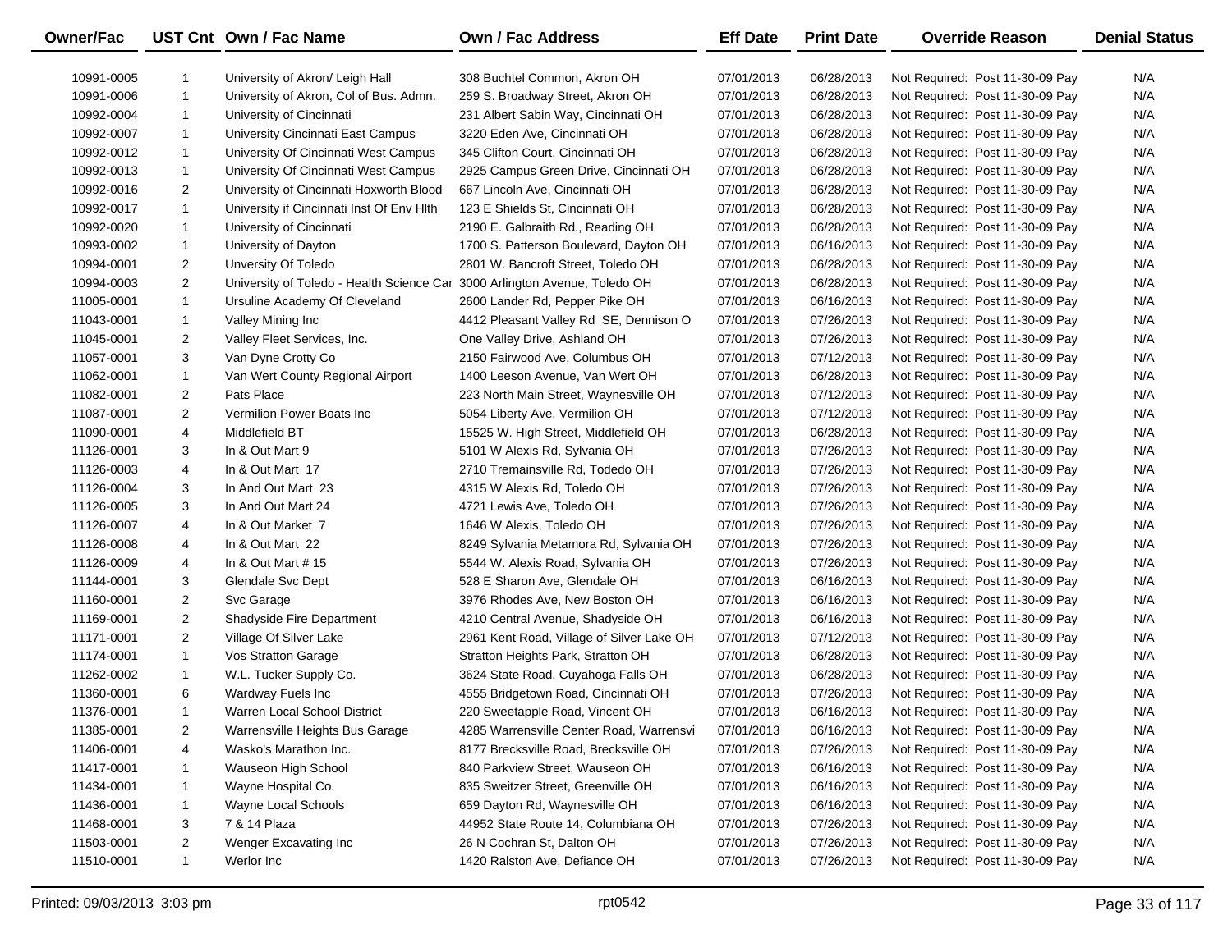| Owner/Fac | UST Cnt | Own / Fac Name | Own / Fac Address | Eff Date | Print Date | Override Reason | Denial Status |
|---|---|---|---|---|---|---|---|
| 10991-0005 | 1 | University of Akron/ Leigh Hall | 308 Buchtel Common, Akron OH | 07/01/2013 | 06/28/2013 | Not Required: Post 11-30-09 Pay | N/A |
| 10991-0006 | 1 | University of Akron, Col of Bus. Admn. | 259 S. Broadway Street, Akron OH | 07/01/2013 | 06/28/2013 | Not Required: Post 11-30-09 Pay | N/A |
| 10992-0004 | 1 | University of Cincinnati | 231 Albert Sabin Way, Cincinnati OH | 07/01/2013 | 06/28/2013 | Not Required: Post 11-30-09 Pay | N/A |
| 10992-0007 | 1 | University Cincinnati East Campus | 3220 Eden Ave, Cincinnati OH | 07/01/2013 | 06/28/2013 | Not Required: Post 11-30-09 Pay | N/A |
| 10992-0012 | 1 | University Of Cincinnati West Campus | 345 Clifton Court, Cincinnati OH | 07/01/2013 | 06/28/2013 | Not Required: Post 11-30-09 Pay | N/A |
| 10992-0013 | 1 | University Of Cincinnati West Campus | 2925 Campus Green Drive, Cincinnati OH | 07/01/2013 | 06/28/2013 | Not Required: Post 11-30-09 Pay | N/A |
| 10992-0016 | 2 | University of Cincinnati Hoxworth Blood | 667 Lincoln Ave, Cincinnati OH | 07/01/2013 | 06/28/2013 | Not Required: Post 11-30-09 Pay | N/A |
| 10992-0017 | 1 | University if Cincinnati Inst Of Env Hlth | 123 E Shields St, Cincinnati OH | 07/01/2013 | 06/28/2013 | Not Required: Post 11-30-09 Pay | N/A |
| 10992-0020 | 1 | University of Cincinnati | 2190 E. Galbraith Rd., Reading OH | 07/01/2013 | 06/28/2013 | Not Required: Post 11-30-09 Pay | N/A |
| 10993-0002 | 1 | University of Dayton | 1700 S. Patterson Boulevard, Dayton OH | 07/01/2013 | 06/16/2013 | Not Required: Post 11-30-09 Pay | N/A |
| 10994-0001 | 2 | Unversity Of Toledo | 2801 W. Bancroft Street, Toledo OH | 07/01/2013 | 06/28/2013 | Not Required: Post 11-30-09 Pay | N/A |
| 10994-0003 | 2 | University of Toledo - Health Science Car | 3000 Arlington Avenue, Toledo OH | 07/01/2013 | 06/28/2013 | Not Required: Post 11-30-09 Pay | N/A |
| 11005-0001 | 1 | Ursuline Academy Of Cleveland | 2600 Lander Rd, Pepper Pike OH | 07/01/2013 | 06/16/2013 | Not Required: Post 11-30-09 Pay | N/A |
| 11043-0001 | 1 | Valley Mining Inc | 4412 Pleasant Valley Rd SE, Dennison O | 07/01/2013 | 07/26/2013 | Not Required: Post 11-30-09 Pay | N/A |
| 11045-0001 | 2 | Valley Fleet Services, Inc. | One Valley Drive, Ashland OH | 07/01/2013 | 07/26/2013 | Not Required: Post 11-30-09 Pay | N/A |
| 11057-0001 | 3 | Van Dyne Crotty Co | 2150 Fairwood Ave, Columbus OH | 07/01/2013 | 07/12/2013 | Not Required: Post 11-30-09 Pay | N/A |
| 11062-0001 | 1 | Van Wert County Regional Airport | 1400 Leeson Avenue, Van Wert OH | 07/01/2013 | 06/28/2013 | Not Required: Post 11-30-09 Pay | N/A |
| 11082-0001 | 2 | Pats Place | 223 North Main Street, Waynesville OH | 07/01/2013 | 07/12/2013 | Not Required: Post 11-30-09 Pay | N/A |
| 11087-0001 | 2 | Vermilion Power Boats Inc | 5054 Liberty Ave, Vermilion OH | 07/01/2013 | 07/12/2013 | Not Required: Post 11-30-09 Pay | N/A |
| 11090-0001 | 4 | Middlefield BT | 15525 W. High Street, Middlefield OH | 07/01/2013 | 06/28/2013 | Not Required: Post 11-30-09 Pay | N/A |
| 11126-0001 | 3 | In & Out Mart 9 | 5101 W Alexis Rd, Sylvania OH | 07/01/2013 | 07/26/2013 | Not Required: Post 11-30-09 Pay | N/A |
| 11126-0003 | 4 | In & Out Mart 17 | 2710 Tremainsville Rd, Todedo OH | 07/01/2013 | 07/26/2013 | Not Required: Post 11-30-09 Pay | N/A |
| 11126-0004 | 3 | In And Out Mart 23 | 4315 W Alexis Rd, Toledo OH | 07/01/2013 | 07/26/2013 | Not Required: Post 11-30-09 Pay | N/A |
| 11126-0005 | 3 | In And Out Mart 24 | 4721 Lewis Ave, Toledo OH | 07/01/2013 | 07/26/2013 | Not Required: Post 11-30-09 Pay | N/A |
| 11126-0007 | 4 | In & Out Market 7 | 1646 W Alexis, Toledo OH | 07/01/2013 | 07/26/2013 | Not Required: Post 11-30-09 Pay | N/A |
| 11126-0008 | 4 | In & Out Mart 22 | 8249 Sylvania Metamora Rd, Sylvania OH | 07/01/2013 | 07/26/2013 | Not Required: Post 11-30-09 Pay | N/A |
| 11126-0009 | 4 | In & Out Mart # 15 | 5544 W. Alexis Road, Sylvania OH | 07/01/2013 | 07/26/2013 | Not Required: Post 11-30-09 Pay | N/A |
| 11144-0001 | 3 | Glendale Svc Dept | 528 E Sharon Ave, Glendale OH | 07/01/2013 | 06/16/2013 | Not Required: Post 11-30-09 Pay | N/A |
| 11160-0001 | 2 | Svc Garage | 3976 Rhodes Ave, New Boston OH | 07/01/2013 | 06/16/2013 | Not Required: Post 11-30-09 Pay | N/A |
| 11169-0001 | 2 | Shadyside Fire Department | 4210 Central Avenue, Shadyside OH | 07/01/2013 | 06/16/2013 | Not Required: Post 11-30-09 Pay | N/A |
| 11171-0001 | 2 | Village Of Silver Lake | 2961 Kent Road, Village of Silver Lake OH | 07/01/2013 | 07/12/2013 | Not Required: Post 11-30-09 Pay | N/A |
| 11174-0001 | 1 | Vos Stratton Garage | Stratton Heights Park, Stratton OH | 07/01/2013 | 06/28/2013 | Not Required: Post 11-30-09 Pay | N/A |
| 11262-0002 | 1 | W.L. Tucker Supply Co. | 3624 State Road, Cuyahoga Falls OH | 07/01/2013 | 06/28/2013 | Not Required: Post 11-30-09 Pay | N/A |
| 11360-0001 | 6 | Wardway Fuels Inc | 4555 Bridgetown Road, Cincinnati OH | 07/01/2013 | 07/26/2013 | Not Required: Post 11-30-09 Pay | N/A |
| 11376-0001 | 1 | Warren Local School District | 220 Sweetapple Road, Vincent OH | 07/01/2013 | 06/16/2013 | Not Required: Post 11-30-09 Pay | N/A |
| 11385-0001 | 2 | Warrensville Heights Bus Garage | 4285 Warrensville Center Road, Warrensvi | 07/01/2013 | 06/16/2013 | Not Required: Post 11-30-09 Pay | N/A |
| 11406-0001 | 4 | Wasko's Marathon Inc. | 8177 Brecksville Road, Brecksville OH | 07/01/2013 | 07/26/2013 | Not Required: Post 11-30-09 Pay | N/A |
| 11417-0001 | 1 | Wauseon High School | 840 Parkview Street, Wauseon OH | 07/01/2013 | 06/16/2013 | Not Required: Post 11-30-09 Pay | N/A |
| 11434-0001 | 1 | Wayne Hospital Co. | 835 Sweitzer Street, Greenville OH | 07/01/2013 | 06/16/2013 | Not Required: Post 11-30-09 Pay | N/A |
| 11436-0001 | 1 | Wayne Local Schools | 659 Dayton Rd, Waynesville OH | 07/01/2013 | 06/16/2013 | Not Required: Post 11-30-09 Pay | N/A |
| 11468-0001 | 3 | 7 & 14 Plaza | 44952 State Route 14, Columbiana OH | 07/01/2013 | 07/26/2013 | Not Required: Post 11-30-09 Pay | N/A |
| 11503-0001 | 2 | Wenger Excavating Inc | 26 N Cochran St, Dalton OH | 07/01/2013 | 07/26/2013 | Not Required: Post 11-30-09 Pay | N/A |
| 11510-0001 | 1 | Werlor Inc | 1420 Ralston Ave, Defiance OH | 07/01/2013 | 07/26/2013 | Not Required: Post 11-30-09 Pay | N/A |

Printed: 09/03/2013 3:03 pm rpt0542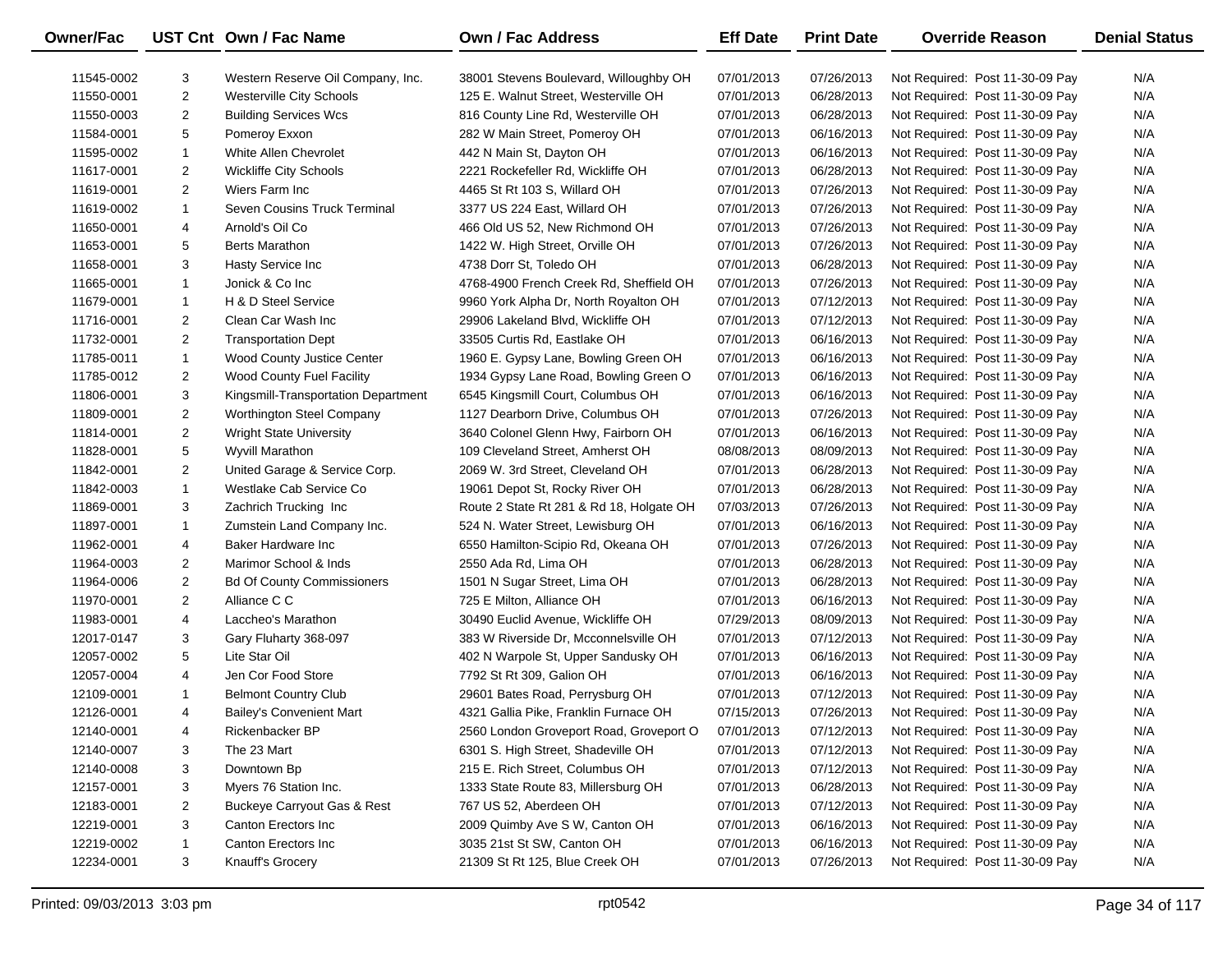| Owner/Fac | UST Cnt | Own / Fac Name | Own / Fac Address | Eff Date | Print Date | Override Reason | Denial Status |
|---|---|---|---|---|---|---|---|
| 11545-0002 | 3 | Western Reserve Oil Company, Inc. | 38001 Stevens Boulevard, Willoughby OH | 07/01/2013 | 07/26/2013 | Not Required: Post 11-30-09 Pay | N/A |
| 11550-0001 | 2 | Westerville City Schools | 125 E. Walnut Street, Westerville OH | 07/01/2013 | 06/28/2013 | Not Required: Post 11-30-09 Pay | N/A |
| 11550-0003 | 2 | Building Services Wcs | 816 County Line Rd, Westerville OH | 07/01/2013 | 06/28/2013 | Not Required: Post 11-30-09 Pay | N/A |
| 11584-0001 | 5 | Pomeroy Exxon | 282 W Main Street, Pomeroy OH | 07/01/2013 | 06/16/2013 | Not Required: Post 11-30-09 Pay | N/A |
| 11595-0002 | 1 | White Allen Chevrolet | 442 N Main St, Dayton OH | 07/01/2013 | 06/16/2013 | Not Required: Post 11-30-09 Pay | N/A |
| 11617-0001 | 2 | Wickliffe City Schools | 2221 Rockefeller Rd, Wickliffe OH | 07/01/2013 | 06/28/2013 | Not Required: Post 11-30-09 Pay | N/A |
| 11619-0001 | 2 | Wiers Farm Inc | 4465 St Rt 103 S, Willard OH | 07/01/2013 | 07/26/2013 | Not Required: Post 11-30-09 Pay | N/A |
| 11619-0002 | 1 | Seven Cousins Truck Terminal | 3377 US 224 East, Willard OH | 07/01/2013 | 07/26/2013 | Not Required: Post 11-30-09 Pay | N/A |
| 11650-0001 | 4 | Arnold's Oil Co | 466 Old US 52, New Richmond OH | 07/01/2013 | 07/26/2013 | Not Required: Post 11-30-09 Pay | N/A |
| 11653-0001 | 5 | Berts Marathon | 1422 W. High Street, Orville OH | 07/01/2013 | 07/26/2013 | Not Required: Post 11-30-09 Pay | N/A |
| 11658-0001 | 3 | Hasty Service Inc | 4738 Dorr St, Toledo OH | 07/01/2013 | 06/28/2013 | Not Required: Post 11-30-09 Pay | N/A |
| 11665-0001 | 1 | Jonick & Co Inc | 4768-4900 French Creek Rd, Sheffield OH | 07/01/2013 | 07/26/2013 | Not Required: Post 11-30-09 Pay | N/A |
| 11679-0001 | 1 | H & D Steel Service | 9960 York Alpha Dr, North Royalton OH | 07/01/2013 | 07/12/2013 | Not Required: Post 11-30-09 Pay | N/A |
| 11716-0001 | 2 | Clean Car Wash Inc | 29906 Lakeland Blvd, Wickliffe OH | 07/01/2013 | 07/12/2013 | Not Required: Post 11-30-09 Pay | N/A |
| 11732-0001 | 2 | Transportation Dept | 33505 Curtis Rd, Eastlake OH | 07/01/2013 | 06/16/2013 | Not Required: Post 11-30-09 Pay | N/A |
| 11785-0011 | 1 | Wood County Justice Center | 1960 E. Gypsy Lane, Bowling Green OH | 07/01/2013 | 06/16/2013 | Not Required: Post 11-30-09 Pay | N/A |
| 11785-0012 | 2 | Wood County Fuel Facility | 1934 Gypsy Lane Road, Bowling Green O | 07/01/2013 | 06/16/2013 | Not Required: Post 11-30-09 Pay | N/A |
| 11806-0001 | 3 | Kingsmill-Transportation Department | 6545 Kingsmill Court, Columbus OH | 07/01/2013 | 06/16/2013 | Not Required: Post 11-30-09 Pay | N/A |
| 11809-0001 | 2 | Worthington Steel Company | 1127 Dearborn Drive, Columbus OH | 07/01/2013 | 07/26/2013 | Not Required: Post 11-30-09 Pay | N/A |
| 11814-0001 | 2 | Wright State University | 3640 Colonel Glenn Hwy, Fairborn OH | 07/01/2013 | 06/16/2013 | Not Required: Post 11-30-09 Pay | N/A |
| 11828-0001 | 5 | Wyvill Marathon | 109 Cleveland Street, Amherst OH | 08/08/2013 | 08/09/2013 | Not Required: Post 11-30-09 Pay | N/A |
| 11842-0001 | 2 | United Garage & Service Corp. | 2069 W. 3rd Street, Cleveland OH | 07/01/2013 | 06/28/2013 | Not Required: Post 11-30-09 Pay | N/A |
| 11842-0003 | 1 | Westlake Cab Service Co | 19061 Depot St, Rocky River OH | 07/01/2013 | 06/28/2013 | Not Required: Post 11-30-09 Pay | N/A |
| 11869-0001 | 3 | Zachrich Trucking Inc | Route 2 State Rt 281 & Rd 18, Holgate OH | 07/03/2013 | 07/26/2013 | Not Required: Post 11-30-09 Pay | N/A |
| 11897-0001 | 1 | Zumstein Land Company Inc. | 524 N. Water Street, Lewisburg OH | 07/01/2013 | 06/16/2013 | Not Required: Post 11-30-09 Pay | N/A |
| 11962-0001 | 4 | Baker Hardware Inc | 6550 Hamilton-Scipio Rd, Okeana OH | 07/01/2013 | 07/26/2013 | Not Required: Post 11-30-09 Pay | N/A |
| 11964-0003 | 2 | Marimor School & Inds | 2550 Ada Rd, Lima OH | 07/01/2013 | 06/28/2013 | Not Required: Post 11-30-09 Pay | N/A |
| 11964-0006 | 2 | Bd Of County Commissioners | 1501 N Sugar Street, Lima OH | 07/01/2013 | 06/28/2013 | Not Required: Post 11-30-09 Pay | N/A |
| 11970-0001 | 2 | Alliance C C | 725 E Milton, Alliance OH | 07/01/2013 | 06/16/2013 | Not Required: Post 11-30-09 Pay | N/A |
| 11983-0001 | 4 | Laccheo's Marathon | 30490 Euclid Avenue, Wickliffe OH | 07/29/2013 | 08/09/2013 | Not Required: Post 11-30-09 Pay | N/A |
| 12017-0147 | 3 | Gary Fluharty 368-097 | 383 W Riverside Dr, Mcconnelsville OH | 07/01/2013 | 07/12/2013 | Not Required: Post 11-30-09 Pay | N/A |
| 12057-0002 | 5 | Lite Star Oil | 402 N Warpole St, Upper Sandusky OH | 07/01/2013 | 06/16/2013 | Not Required: Post 11-30-09 Pay | N/A |
| 12057-0004 | 4 | Jen Cor Food Store | 7792 St Rt 309, Galion OH | 07/01/2013 | 06/16/2013 | Not Required: Post 11-30-09 Pay | N/A |
| 12109-0001 | 1 | Belmont Country Club | 29601 Bates Road, Perrysburg OH | 07/01/2013 | 07/12/2013 | Not Required: Post 11-30-09 Pay | N/A |
| 12126-0001 | 4 | Bailey's Convenient Mart | 4321 Gallia Pike, Franklin Furnace OH | 07/15/2013 | 07/26/2013 | Not Required: Post 11-30-09 Pay | N/A |
| 12140-0001 | 4 | Rickenbacker BP | 2560 London Groveport Road, Groveport O | 07/01/2013 | 07/12/2013 | Not Required: Post 11-30-09 Pay | N/A |
| 12140-0007 | 3 | The 23 Mart | 6301 S. High Street, Shadeville OH | 07/01/2013 | 07/12/2013 | Not Required: Post 11-30-09 Pay | N/A |
| 12140-0008 | 3 | Downtown Bp | 215 E. Rich Street, Columbus OH | 07/01/2013 | 07/12/2013 | Not Required: Post 11-30-09 Pay | N/A |
| 12157-0001 | 3 | Myers 76 Station Inc. | 1333 State Route 83, Millersburg OH | 07/01/2013 | 06/28/2013 | Not Required: Post 11-30-09 Pay | N/A |
| 12183-0001 | 2 | Buckeye Carryout Gas & Rest | 767 US 52, Aberdeen OH | 07/01/2013 | 07/12/2013 | Not Required: Post 11-30-09 Pay | N/A |
| 12219-0001 | 3 | Canton Erectors Inc | 2009 Quimby Ave S W, Canton OH | 07/01/2013 | 06/16/2013 | Not Required: Post 11-30-09 Pay | N/A |
| 12219-0002 | 1 | Canton Erectors Inc | 3035 21st St SW, Canton OH | 07/01/2013 | 06/16/2013 | Not Required: Post 11-30-09 Pay | N/A |
| 12234-0001 | 3 | Knauff's Grocery | 21309 St Rt 125, Blue Creek OH | 07/01/2013 | 07/26/2013 | Not Required: Post 11-30-09 Pay | N/A |

Printed: 09/03/2013 3:03 pm    rpt0542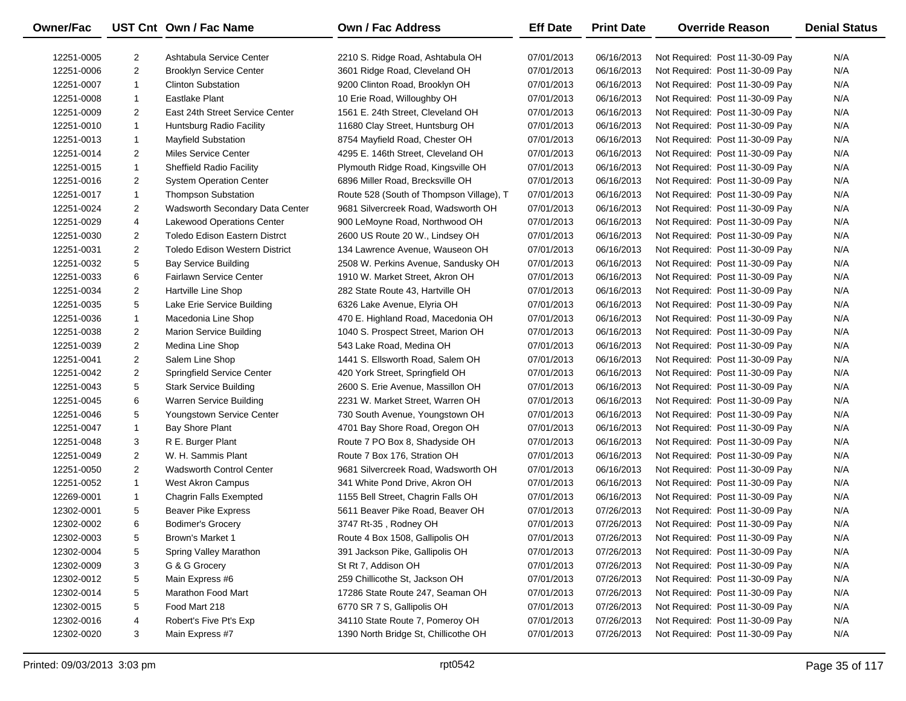| Owner/Fac | UST Cnt | Own / Fac Name | Own / Fac Address | Eff Date | Print Date | Override Reason | Denial Status |
|---|---|---|---|---|---|---|---|
| 12251-0005 | 2 | Ashtabula Service Center | 2210 S. Ridge Road, Ashtabula OH | 07/01/2013 | 06/16/2013 | Not Required: Post 11-30-09 Pay | N/A |
| 12251-0006 | 2 | Brooklyn Service Center | 3601 Ridge Road, Cleveland OH | 07/01/2013 | 06/16/2013 | Not Required: Post 11-30-09 Pay | N/A |
| 12251-0007 | 1 | Clinton Substation | 9200 Clinton Road, Brooklyn OH | 07/01/2013 | 06/16/2013 | Not Required: Post 11-30-09 Pay | N/A |
| 12251-0008 | 1 | Eastlake Plant | 10 Erie Road, Willoughby OH | 07/01/2013 | 06/16/2013 | Not Required: Post 11-30-09 Pay | N/A |
| 12251-0009 | 2 | East 24th Street Service Center | 1561 E. 24th Street, Cleveland OH | 07/01/2013 | 06/16/2013 | Not Required: Post 11-30-09 Pay | N/A |
| 12251-0010 | 1 | Huntsburg Radio Facility | 11680 Clay Street, Huntsburg OH | 07/01/2013 | 06/16/2013 | Not Required: Post 11-30-09 Pay | N/A |
| 12251-0013 | 1 | Mayfield Substation | 8754 Mayfield Road, Chester OH | 07/01/2013 | 06/16/2013 | Not Required: Post 11-30-09 Pay | N/A |
| 12251-0014 | 2 | Miles Service Center | 4295 E. 146th Street, Cleveland OH | 07/01/2013 | 06/16/2013 | Not Required: Post 11-30-09 Pay | N/A |
| 12251-0015 | 1 | Sheffield Radio Facility | Plymouth Ridge Road, Kingsville OH | 07/01/2013 | 06/16/2013 | Not Required: Post 11-30-09 Pay | N/A |
| 12251-0016 | 2 | System Operation Center | 6896 Miller Road, Brecksville OH | 07/01/2013 | 06/16/2013 | Not Required: Post 11-30-09 Pay | N/A |
| 12251-0017 | 1 | Thompson Substation | Route 528 (South of Thompson Village), T | 07/01/2013 | 06/16/2013 | Not Required: Post 11-30-09 Pay | N/A |
| 12251-0024 | 2 | Wadsworth Secondary Data Center | 9681 Silvercreek Road, Wadsworth OH | 07/01/2013 | 06/16/2013 | Not Required: Post 11-30-09 Pay | N/A |
| 12251-0029 | 4 | Lakewood Operations Center | 900 LeMoyne Road, Northwood OH | 07/01/2013 | 06/16/2013 | Not Required: Post 11-30-09 Pay | N/A |
| 12251-0030 | 2 | Toledo Edison Eastern Distrct | 2600 US Route 20 W., Lindsey OH | 07/01/2013 | 06/16/2013 | Not Required: Post 11-30-09 Pay | N/A |
| 12251-0031 | 2 | Toledo Edison Western District | 134 Lawrence Avenue, Wauseon OH | 07/01/2013 | 06/16/2013 | Not Required: Post 11-30-09 Pay | N/A |
| 12251-0032 | 5 | Bay Service Building | 2508 W. Perkins Avenue, Sandusky OH | 07/01/2013 | 06/16/2013 | Not Required: Post 11-30-09 Pay | N/A |
| 12251-0033 | 6 | Fairlawn Service Center | 1910 W. Market Street, Akron OH | 07/01/2013 | 06/16/2013 | Not Required: Post 11-30-09 Pay | N/A |
| 12251-0034 | 2 | Hartville Line Shop | 282 State Route 43, Hartville OH | 07/01/2013 | 06/16/2013 | Not Required: Post 11-30-09 Pay | N/A |
| 12251-0035 | 5 | Lake Erie Service Building | 6326 Lake Avenue, Elyria OH | 07/01/2013 | 06/16/2013 | Not Required: Post 11-30-09 Pay | N/A |
| 12251-0036 | 1 | Macedonia Line Shop | 470 E. Highland Road, Macedonia OH | 07/01/2013 | 06/16/2013 | Not Required: Post 11-30-09 Pay | N/A |
| 12251-0038 | 2 | Marion Service Building | 1040 S. Prospect Street, Marion OH | 07/01/2013 | 06/16/2013 | Not Required: Post 11-30-09 Pay | N/A |
| 12251-0039 | 2 | Medina Line Shop | 543 Lake Road, Medina OH | 07/01/2013 | 06/16/2013 | Not Required: Post 11-30-09 Pay | N/A |
| 12251-0041 | 2 | Salem Line Shop | 1441 S. Ellsworth Road, Salem OH | 07/01/2013 | 06/16/2013 | Not Required: Post 11-30-09 Pay | N/A |
| 12251-0042 | 2 | Springfield Service Center | 420 York Street, Springfield OH | 07/01/2013 | 06/16/2013 | Not Required: Post 11-30-09 Pay | N/A |
| 12251-0043 | 5 | Stark Service Building | 2600 S. Erie Avenue, Massillon OH | 07/01/2013 | 06/16/2013 | Not Required: Post 11-30-09 Pay | N/A |
| 12251-0045 | 6 | Warren Service Building | 2231 W. Market Street, Warren OH | 07/01/2013 | 06/16/2013 | Not Required: Post 11-30-09 Pay | N/A |
| 12251-0046 | 5 | Youngstown Service Center | 730 South Avenue, Youngstown OH | 07/01/2013 | 06/16/2013 | Not Required: Post 11-30-09 Pay | N/A |
| 12251-0047 | 1 | Bay Shore Plant | 4701 Bay Shore Road, Oregon OH | 07/01/2013 | 06/16/2013 | Not Required: Post 11-30-09 Pay | N/A |
| 12251-0048 | 3 | R E. Burger Plant | Route 7 PO Box 8, Shadyside OH | 07/01/2013 | 06/16/2013 | Not Required: Post 11-30-09 Pay | N/A |
| 12251-0049 | 2 | W. H. Sammis Plant | Route 7 Box 176, Stration OH | 07/01/2013 | 06/16/2013 | Not Required: Post 11-30-09 Pay | N/A |
| 12251-0050 | 2 | Wadsworth Control Center | 9681 Silvercreek Road, Wadsworth OH | 07/01/2013 | 06/16/2013 | Not Required: Post 11-30-09 Pay | N/A |
| 12251-0052 | 1 | West Akron Campus | 341 White Pond Drive, Akron OH | 07/01/2013 | 06/16/2013 | Not Required: Post 11-30-09 Pay | N/A |
| 12269-0001 | 1 | Chagrin Falls Exempted | 1155 Bell Street, Chagrin Falls OH | 07/01/2013 | 06/16/2013 | Not Required: Post 11-30-09 Pay | N/A |
| 12302-0001 | 5 | Beaver Pike Express | 5611 Beaver Pike Road, Beaver OH | 07/01/2013 | 07/26/2013 | Not Required: Post 11-30-09 Pay | N/A |
| 12302-0002 | 6 | Bodimer's Grocery | 3747 Rt-35 , Rodney OH | 07/01/2013 | 07/26/2013 | Not Required: Post 11-30-09 Pay | N/A |
| 12302-0003 | 5 | Brown's Market 1 | Route 4 Box 1508, Gallipolis OH | 07/01/2013 | 07/26/2013 | Not Required: Post 11-30-09 Pay | N/A |
| 12302-0004 | 5 | Spring Valley Marathon | 391 Jackson Pike, Gallipolis OH | 07/01/2013 | 07/26/2013 | Not Required: Post 11-30-09 Pay | N/A |
| 12302-0009 | 3 | G & G Grocery | St Rt 7, Addison OH | 07/01/2013 | 07/26/2013 | Not Required: Post 11-30-09 Pay | N/A |
| 12302-0012 | 5 | Main Express #6 | 259 Chillicothe St, Jackson OH | 07/01/2013 | 07/26/2013 | Not Required: Post 11-30-09 Pay | N/A |
| 12302-0014 | 5 | Marathon Food Mart | 17286 State Route 247, Seaman OH | 07/01/2013 | 07/26/2013 | Not Required: Post 11-30-09 Pay | N/A |
| 12302-0015 | 5 | Food Mart 218 | 6770 SR 7 S, Gallipolis OH | 07/01/2013 | 07/26/2013 | Not Required: Post 11-30-09 Pay | N/A |
| 12302-0016 | 4 | Robert's Five Pt's Exp | 34110 State Route 7, Pomeroy OH | 07/01/2013 | 07/26/2013 | Not Required: Post 11-30-09 Pay | N/A |
| 12302-0020 | 3 | Main Express #7 | 1390 North Bridge St, Chillicothe OH | 07/01/2013 | 07/26/2013 | Not Required: Post 11-30-09 Pay | N/A |

Printed: 09/03/2013 3:03 pm rpt0542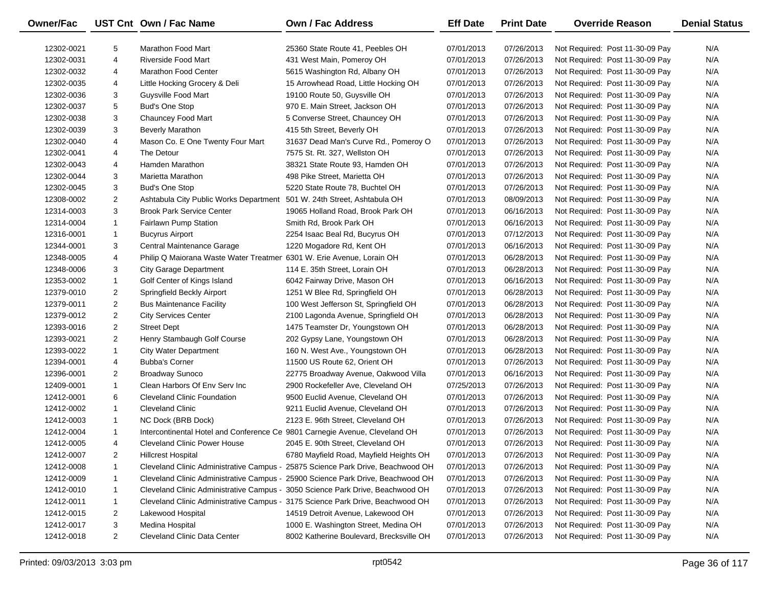| Owner/Fac | UST Cnt | Own / Fac Name | Own / Fac Address | Eff Date | Print Date | Override Reason | Denial Status |
|---|---|---|---|---|---|---|---|
| 12302-0021 | 5 | Marathon Food Mart | 25360 State Route 41, Peebles OH | 07/01/2013 | 07/26/2013 | Not Required: Post 11-30-09 Pay | N/A |
| 12302-0031 | 4 | Riverside Food Mart | 431 West Main, Pomeroy OH | 07/01/2013 | 07/26/2013 | Not Required: Post 11-30-09 Pay | N/A |
| 12302-0032 | 4 | Marathon Food Center | 5615 Washington Rd, Albany OH | 07/01/2013 | 07/26/2013 | Not Required: Post 11-30-09 Pay | N/A |
| 12302-0035 | 4 | Little Hocking Grocery & Deli | 15 Arrowhead Road, Little Hocking OH | 07/01/2013 | 07/26/2013 | Not Required: Post 11-30-09 Pay | N/A |
| 12302-0036 | 3 | Guysville Food Mart | 19100 Route 50, Guysville OH | 07/01/2013 | 07/26/2013 | Not Required: Post 11-30-09 Pay | N/A |
| 12302-0037 | 5 | Bud's One Stop | 970 E. Main Street, Jackson OH | 07/01/2013 | 07/26/2013 | Not Required: Post 11-30-09 Pay | N/A |
| 12302-0038 | 3 | Chauncey Food Mart | 5 Converse Street, Chauncey OH | 07/01/2013 | 07/26/2013 | Not Required: Post 11-30-09 Pay | N/A |
| 12302-0039 | 3 | Beverly Marathon | 415 5th Street, Beverly OH | 07/01/2013 | 07/26/2013 | Not Required: Post 11-30-09 Pay | N/A |
| 12302-0040 | 4 | Mason Co. E One Twenty Four Mart | 31637 Dead Man's Curve Rd., Pomeroy O | 07/01/2013 | 07/26/2013 | Not Required: Post 11-30-09 Pay | N/A |
| 12302-0041 | 4 | The Detour | 7575 St. Rt. 327, Wellston OH | 07/01/2013 | 07/26/2013 | Not Required: Post 11-30-09 Pay | N/A |
| 12302-0043 | 4 | Hamden Marathon | 38321 State Route 93, Hamden OH | 07/01/2013 | 07/26/2013 | Not Required: Post 11-30-09 Pay | N/A |
| 12302-0044 | 3 | Marietta Marathon | 498 Pike Street, Marietta OH | 07/01/2013 | 07/26/2013 | Not Required: Post 11-30-09 Pay | N/A |
| 12302-0045 | 3 | Bud's One Stop | 5220 State Route 78, Buchtel OH | 07/01/2013 | 07/26/2013 | Not Required: Post 11-30-09 Pay | N/A |
| 12308-0002 | 2 | Ashtabula City Public Works Department | 501 W. 24th Street, Ashtabula OH | 07/01/2013 | 08/09/2013 | Not Required: Post 11-30-09 Pay | N/A |
| 12314-0003 | 3 | Brook Park Service Center | 19065 Holland Road, Brook Park OH | 07/01/2013 | 06/16/2013 | Not Required: Post 11-30-09 Pay | N/A |
| 12314-0004 | 1 | Fairlawn Pump Station | Smith Rd, Brook Park OH | 07/01/2013 | 06/16/2013 | Not Required: Post 11-30-09 Pay | N/A |
| 12316-0001 | 1 | Bucyrus Airport | 2254 Isaac Beal Rd, Bucyrus OH | 07/01/2013 | 07/12/2013 | Not Required: Post 11-30-09 Pay | N/A |
| 12344-0001 | 3 | Central Maintenance Garage | 1220 Mogadore Rd, Kent OH | 07/01/2013 | 06/16/2013 | Not Required: Post 11-30-09 Pay | N/A |
| 12348-0005 | 4 | Philip Q Maiorana Waste Water Treatmer | 6301 W. Erie Avenue, Lorain OH | 07/01/2013 | 06/28/2013 | Not Required: Post 11-30-09 Pay | N/A |
| 12348-0006 | 3 | City Garage Department | 114 E. 35th Street, Lorain OH | 07/01/2013 | 06/28/2013 | Not Required: Post 11-30-09 Pay | N/A |
| 12353-0002 | 1 | Golf Center of Kings Island | 6042 Fairway Drive, Mason OH | 07/01/2013 | 06/16/2013 | Not Required: Post 11-30-09 Pay | N/A |
| 12379-0010 | 2 | Springfield Beckly Airport | 1251 W Blee Rd, Springfield OH | 07/01/2013 | 06/28/2013 | Not Required: Post 11-30-09 Pay | N/A |
| 12379-0011 | 2 | Bus Maintenance Facility | 100 West Jefferson St, Springfield OH | 07/01/2013 | 06/28/2013 | Not Required: Post 11-30-09 Pay | N/A |
| 12379-0012 | 2 | City Services Center | 2100 Lagonda Avenue, Springfield OH | 07/01/2013 | 06/28/2013 | Not Required: Post 11-30-09 Pay | N/A |
| 12393-0016 | 2 | Street Dept | 1475 Teamster Dr, Youngstown OH | 07/01/2013 | 06/28/2013 | Not Required: Post 11-30-09 Pay | N/A |
| 12393-0021 | 2 | Henry Stambaugh Golf Course | 202 Gypsy Lane, Youngstown OH | 07/01/2013 | 06/28/2013 | Not Required: Post 11-30-09 Pay | N/A |
| 12393-0022 | 1 | City Water Department | 160 N. West Ave., Youngstown OH | 07/01/2013 | 06/28/2013 | Not Required: Post 11-30-09 Pay | N/A |
| 12394-0001 | 4 | Bubba's Corner | 11500 US Route 62, Orient OH | 07/01/2013 | 07/26/2013 | Not Required: Post 11-30-09 Pay | N/A |
| 12396-0001 | 2 | Broadway Sunoco | 22775 Broadway Avenue, Oakwood Villa | 07/01/2013 | 06/16/2013 | Not Required: Post 11-30-09 Pay | N/A |
| 12409-0001 | 1 | Clean Harbors Of Env Serv Inc | 2900 Rockefeller Ave, Cleveland OH | 07/25/2013 | 07/26/2013 | Not Required: Post 11-30-09 Pay | N/A |
| 12412-0001 | 6 | Cleveland Clinic Foundation | 9500 Euclid Avenue, Cleveland OH | 07/01/2013 | 07/26/2013 | Not Required: Post 11-30-09 Pay | N/A |
| 12412-0002 | 1 | Cleveland Clinic | 9211 Euclid Avenue, Cleveland OH | 07/01/2013 | 07/26/2013 | Not Required: Post 11-30-09 Pay | N/A |
| 12412-0003 | 1 | NC Dock (BRB Dock) | 2123 E. 96th Street, Cleveland OH | 07/01/2013 | 07/26/2013 | Not Required: Post 11-30-09 Pay | N/A |
| 12412-0004 | 1 | Intercontinental Hotel and Conference Ce | 9801 Carnegie Avenue, Cleveland OH | 07/01/2013 | 07/26/2013 | Not Required: Post 11-30-09 Pay | N/A |
| 12412-0005 | 4 | Cleveland Clinic Power House | 2045 E. 90th Street, Cleveland OH | 07/01/2013 | 07/26/2013 | Not Required: Post 11-30-09 Pay | N/A |
| 12412-0007 | 2 | Hillcrest Hospital | 6780 Mayfield Road, Mayfield Heights OH | 07/01/2013 | 07/26/2013 | Not Required: Post 11-30-09 Pay | N/A |
| 12412-0008 | 1 | Cleveland Clinic Administrative Campus - | 25875 Science Park Drive, Beachwood OH | 07/01/2013 | 07/26/2013 | Not Required: Post 11-30-09 Pay | N/A |
| 12412-0009 | 1 | Cleveland Clinic Administrative Campus - | 25900 Science Park Drive, Beachwood OH | 07/01/2013 | 07/26/2013 | Not Required: Post 11-30-09 Pay | N/A |
| 12412-0010 | 1 | Cleveland Clinic Administrative Campus - | 3050 Science Park Drive, Beachwood OH | 07/01/2013 | 07/26/2013 | Not Required: Post 11-30-09 Pay | N/A |
| 12412-0011 | 1 | Cleveland Clinic Administrative Campus - | 3175 Science Park Drive, Beachwood OH | 07/01/2013 | 07/26/2013 | Not Required: Post 11-30-09 Pay | N/A |
| 12412-0015 | 2 | Lakewood Hospital | 14519 Detroit Avenue, Lakewood OH | 07/01/2013 | 07/26/2013 | Not Required: Post 11-30-09 Pay | N/A |
| 12412-0017 | 3 | Medina Hospital | 1000 E. Washington Street, Medina OH | 07/01/2013 | 07/26/2013 | Not Required: Post 11-30-09 Pay | N/A |
| 12412-0018 | 2 | Cleveland Clinic Data Center | 8002 Katherine Boulevard, Brecksville OH | 07/01/2013 | 07/26/2013 | Not Required: Post 11-30-09 Pay | N/A |

Printed: 09/03/2013 3:03 pm rpt0542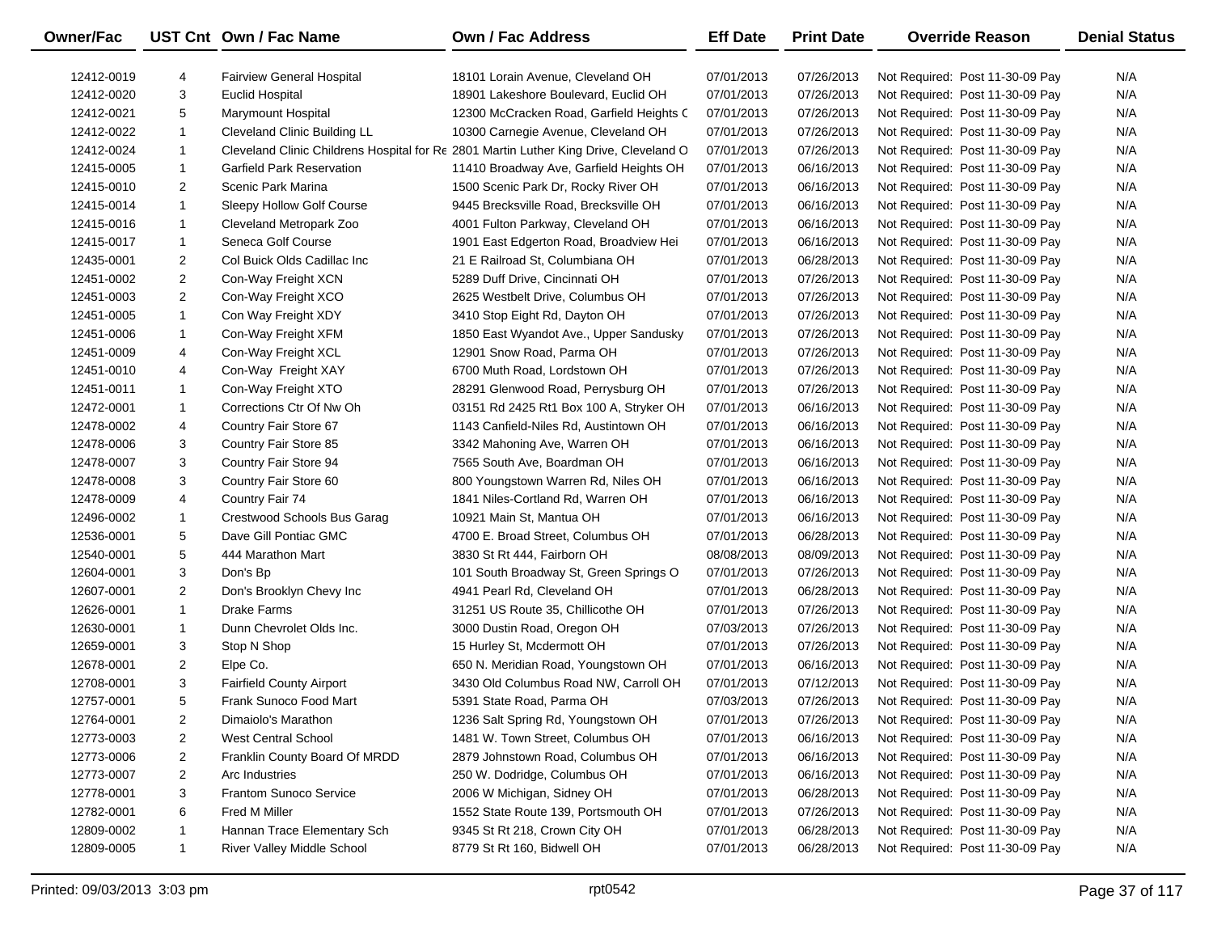| Owner/Fac | UST Cnt | Own / Fac Name | Own / Fac Address | Eff Date | Print Date | Override Reason | Denial Status |
|---|---|---|---|---|---|---|---|
| 12412-0019 | 4 | Fairview General Hospital | 18101 Lorain Avenue, Cleveland OH | 07/01/2013 | 07/26/2013 | Not Required: Post 11-30-09 Pay | N/A |
| 12412-0020 | 3 | Euclid Hospital | 18901 Lakeshore Boulevard, Euclid OH | 07/01/2013 | 07/26/2013 | Not Required: Post 11-30-09 Pay | N/A |
| 12412-0021 | 5 | Marymount Hospital | 12300 McCracken Road, Garfield Heights C | 07/01/2013 | 07/26/2013 | Not Required: Post 11-30-09 Pay | N/A |
| 12412-0022 | 1 | Cleveland Clinic Building LL | 10300 Carnegie Avenue, Cleveland OH | 07/01/2013 | 07/26/2013 | Not Required: Post 11-30-09 Pay | N/A |
| 12412-0024 | 1 | Cleveland Clinic Childrens Hospital for Re | 2801 Martin Luther King Drive, Cleveland O | 07/01/2013 | 07/26/2013 | Not Required: Post 11-30-09 Pay | N/A |
| 12415-0005 | 1 | Garfield Park Reservation | 11410 Broadway Ave, Garfield Heights OH | 07/01/2013 | 06/16/2013 | Not Required: Post 11-30-09 Pay | N/A |
| 12415-0010 | 2 | Scenic Park Marina | 1500 Scenic Park Dr, Rocky River OH | 07/01/2013 | 06/16/2013 | Not Required: Post 11-30-09 Pay | N/A |
| 12415-0014 | 1 | Sleepy Hollow Golf Course | 9445 Brecksville Road, Brecksville OH | 07/01/2013 | 06/16/2013 | Not Required: Post 11-30-09 Pay | N/A |
| 12415-0016 | 1 | Cleveland Metropark Zoo | 4001 Fulton Parkway, Cleveland OH | 07/01/2013 | 06/16/2013 | Not Required: Post 11-30-09 Pay | N/A |
| 12415-0017 | 1 | Seneca Golf Course | 1901 East Edgerton Road, Broadview Hei | 07/01/2013 | 06/16/2013 | Not Required: Post 11-30-09 Pay | N/A |
| 12435-0001 | 2 | Col Buick Olds Cadillac Inc | 21 E Railroad St, Columbiana OH | 07/01/2013 | 06/28/2013 | Not Required: Post 11-30-09 Pay | N/A |
| 12451-0002 | 2 | Con-Way Freight XCN | 5289 Duff Drive, Cincinnati OH | 07/01/2013 | 07/26/2013 | Not Required: Post 11-30-09 Pay | N/A |
| 12451-0003 | 2 | Con-Way Freight XCO | 2625 Westbelt Drive, Columbus OH | 07/01/2013 | 07/26/2013 | Not Required: Post 11-30-09 Pay | N/A |
| 12451-0005 | 1 | Con Way Freight XDY | 3410 Stop Eight Rd, Dayton OH | 07/01/2013 | 07/26/2013 | Not Required: Post 11-30-09 Pay | N/A |
| 12451-0006 | 1 | Con-Way Freight XFM | 1850 East Wyandot Ave., Upper Sandusky | 07/01/2013 | 07/26/2013 | Not Required: Post 11-30-09 Pay | N/A |
| 12451-0009 | 4 | Con-Way Freight XCL | 12901 Snow Road, Parma OH | 07/01/2013 | 07/26/2013 | Not Required: Post 11-30-09 Pay | N/A |
| 12451-0010 | 4 | Con-Way Freight XAY | 6700 Muth Road, Lordstown OH | 07/01/2013 | 07/26/2013 | Not Required: Post 11-30-09 Pay | N/A |
| 12451-0011 | 1 | Con-Way Freight XTO | 28291 Glenwood Road, Perrysburg OH | 07/01/2013 | 07/26/2013 | Not Required: Post 11-30-09 Pay | N/A |
| 12472-0001 | 1 | Corrections Ctr Of Nw Oh | 03151 Rd 2425 Rt1 Box 100 A, Stryker OH | 07/01/2013 | 06/16/2013 | Not Required: Post 11-30-09 Pay | N/A |
| 12478-0002 | 4 | Country Fair Store 67 | 1143 Canfield-Niles Rd, Austintown OH | 07/01/2013 | 06/16/2013 | Not Required: Post 11-30-09 Pay | N/A |
| 12478-0006 | 3 | Country Fair Store 85 | 3342 Mahoning Ave, Warren OH | 07/01/2013 | 06/16/2013 | Not Required: Post 11-30-09 Pay | N/A |
| 12478-0007 | 3 | Country Fair Store 94 | 7565 South Ave, Boardman OH | 07/01/2013 | 06/16/2013 | Not Required: Post 11-30-09 Pay | N/A |
| 12478-0008 | 3 | Country Fair Store 60 | 800 Youngstown Warren Rd, Niles OH | 07/01/2013 | 06/16/2013 | Not Required: Post 11-30-09 Pay | N/A |
| 12478-0009 | 4 | Country Fair 74 | 1841 Niles-Cortland Rd, Warren OH | 07/01/2013 | 06/16/2013 | Not Required: Post 11-30-09 Pay | N/A |
| 12496-0002 | 1 | Crestwood Schools Bus Garag | 10921 Main St, Mantua OH | 07/01/2013 | 06/16/2013 | Not Required: Post 11-30-09 Pay | N/A |
| 12536-0001 | 5 | Dave Gill Pontiac GMC | 4700 E. Broad Street, Columbus OH | 07/01/2013 | 06/28/2013 | Not Required: Post 11-30-09 Pay | N/A |
| 12540-0001 | 5 | 444 Marathon Mart | 3830 St Rt 444, Fairborn OH | 08/08/2013 | 08/09/2013 | Not Required: Post 11-30-09 Pay | N/A |
| 12604-0001 | 3 | Don's Bp | 101 South Broadway St, Green Springs O | 07/01/2013 | 07/26/2013 | Not Required: Post 11-30-09 Pay | N/A |
| 12607-0001 | 2 | Don's Brooklyn Chevy Inc | 4941 Pearl Rd, Cleveland OH | 07/01/2013 | 06/28/2013 | Not Required: Post 11-30-09 Pay | N/A |
| 12626-0001 | 1 | Drake Farms | 31251 US Route 35, Chillicothe OH | 07/01/2013 | 07/26/2013 | Not Required: Post 11-30-09 Pay | N/A |
| 12630-0001 | 1 | Dunn Chevrolet Olds Inc. | 3000 Dustin Road, Oregon OH | 07/03/2013 | 07/26/2013 | Not Required: Post 11-30-09 Pay | N/A |
| 12659-0001 | 3 | Stop N Shop | 15 Hurley St, Mcdermott OH | 07/01/2013 | 07/26/2013 | Not Required: Post 11-30-09 Pay | N/A |
| 12678-0001 | 2 | Elpe Co. | 650 N. Meridian Road, Youngstown OH | 07/01/2013 | 06/16/2013 | Not Required: Post 11-30-09 Pay | N/A |
| 12708-0001 | 3 | Fairfield County Airport | 3430 Old Columbus Road NW, Carroll OH | 07/01/2013 | 07/12/2013 | Not Required: Post 11-30-09 Pay | N/A |
| 12757-0001 | 5 | Frank Sunoco Food Mart | 5391 State Road, Parma OH | 07/03/2013 | 07/26/2013 | Not Required: Post 11-30-09 Pay | N/A |
| 12764-0001 | 2 | Dimaiolo's Marathon | 1236 Salt Spring Rd, Youngstown OH | 07/01/2013 | 07/26/2013 | Not Required: Post 11-30-09 Pay | N/A |
| 12773-0003 | 2 | West Central School | 1481 W. Town Street, Columbus OH | 07/01/2013 | 06/16/2013 | Not Required: Post 11-30-09 Pay | N/A |
| 12773-0006 | 2 | Franklin County Board Of MRDD | 2879 Johnstown Road, Columbus OH | 07/01/2013 | 06/16/2013 | Not Required: Post 11-30-09 Pay | N/A |
| 12773-0007 | 2 | Arc Industries | 250 W. Dodridge, Columbus OH | 07/01/2013 | 06/16/2013 | Not Required: Post 11-30-09 Pay | N/A |
| 12778-0001 | 3 | Frantom Sunoco Service | 2006 W Michigan, Sidney OH | 07/01/2013 | 06/28/2013 | Not Required: Post 11-30-09 Pay | N/A |
| 12782-0001 | 6 | Fred M Miller | 1552 State Route 139, Portsmouth OH | 07/01/2013 | 07/26/2013 | Not Required: Post 11-30-09 Pay | N/A |
| 12809-0002 | 1 | Hannan Trace Elementary Sch | 9345 St Rt 218, Crown City OH | 07/01/2013 | 06/28/2013 | Not Required: Post 11-30-09 Pay | N/A |
| 12809-0005 | 1 | River Valley Middle School | 8779 St Rt 160, Bidwell OH | 07/01/2013 | 06/28/2013 | Not Required: Post 11-30-09 Pay | N/A |

Printed: 09/03/2013 3:03 pm rpt0542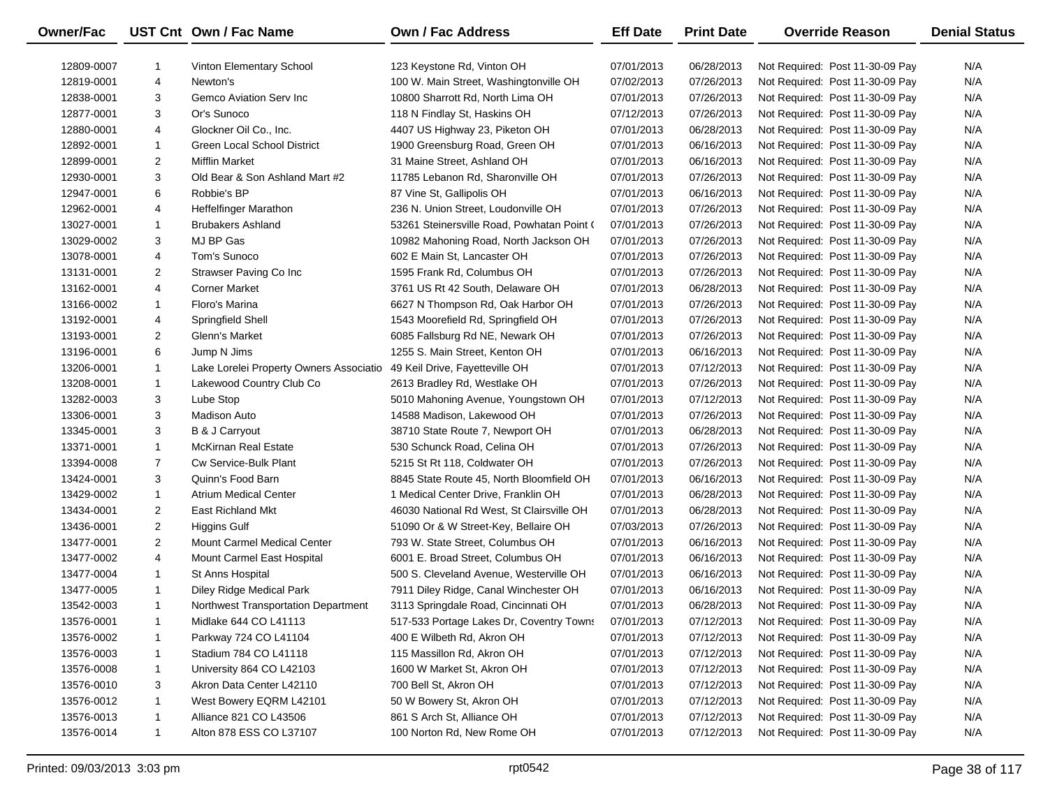| Owner/Fac | UST Cnt | Own / Fac Name | Own / Fac Address | Eff Date | Print Date | Override Reason | Denial Status |
|---|---|---|---|---|---|---|---|
| 12809-0007 | 1 | Vinton Elementary School | 123 Keystone Rd, Vinton OH | 07/01/2013 | 06/28/2013 | Not Required: Post 11-30-09 Pay | N/A |
| 12819-0001 | 4 | Newton's | 100 W. Main Street, Washingtonville OH | 07/02/2013 | 07/26/2013 | Not Required: Post 11-30-09 Pay | N/A |
| 12838-0001 | 3 | Gemco Aviation Serv Inc | 10800 Sharrott Rd, North Lima OH | 07/01/2013 | 07/26/2013 | Not Required: Post 11-30-09 Pay | N/A |
| 12877-0001 | 3 | Or's Sunoco | 118 N Findlay St, Haskins OH | 07/12/2013 | 07/26/2013 | Not Required: Post 11-30-09 Pay | N/A |
| 12880-0001 | 4 | Glockner Oil Co., Inc. | 4407 US Highway 23, Piketon OH | 07/01/2013 | 06/28/2013 | Not Required: Post 11-30-09 Pay | N/A |
| 12892-0001 | 1 | Green Local School District | 1900 Greensburg Road, Green OH | 07/01/2013 | 06/16/2013 | Not Required: Post 11-30-09 Pay | N/A |
| 12899-0001 | 2 | Mifflin Market | 31 Maine Street, Ashland OH | 07/01/2013 | 06/16/2013 | Not Required: Post 11-30-09 Pay | N/A |
| 12930-0001 | 3 | Old Bear & Son Ashland Mart #2 | 11785 Lebanon Rd, Sharonville OH | 07/01/2013 | 07/26/2013 | Not Required: Post 11-30-09 Pay | N/A |
| 12947-0001 | 6 | Robbie's BP | 87 Vine St, Gallipolis OH | 07/01/2013 | 06/16/2013 | Not Required: Post 11-30-09 Pay | N/A |
| 12962-0001 | 4 | Heffelfinger Marathon | 236 N. Union Street, Loudonville OH | 07/01/2013 | 07/26/2013 | Not Required: Post 11-30-09 Pay | N/A |
| 13027-0001 | 1 | Brubakers Ashland | 53261 Steinersville Road, Powhatan Point ( | 07/01/2013 | 07/26/2013 | Not Required: Post 11-30-09 Pay | N/A |
| 13029-0002 | 3 | MJ BP Gas | 10982 Mahoning Road, North Jackson OH | 07/01/2013 | 07/26/2013 | Not Required: Post 11-30-09 Pay | N/A |
| 13078-0001 | 4 | Tom's Sunoco | 602 E Main St, Lancaster OH | 07/01/2013 | 07/26/2013 | Not Required: Post 11-30-09 Pay | N/A |
| 13131-0001 | 2 | Strawser Paving Co Inc | 1595 Frank Rd, Columbus OH | 07/01/2013 | 07/26/2013 | Not Required: Post 11-30-09 Pay | N/A |
| 13162-0001 | 4 | Corner Market | 3761 US Rt 42 South, Delaware OH | 07/01/2013 | 06/28/2013 | Not Required: Post 11-30-09 Pay | N/A |
| 13166-0002 | 1 | Floro's Marina | 6627 N Thompson Rd, Oak Harbor OH | 07/01/2013 | 07/26/2013 | Not Required: Post 11-30-09 Pay | N/A |
| 13192-0001 | 4 | Springfield Shell | 1543 Moorefield Rd, Springfield OH | 07/01/2013 | 07/26/2013 | Not Required: Post 11-30-09 Pay | N/A |
| 13193-0001 | 2 | Glenn's Market | 6085 Fallsburg Rd NE, Newark OH | 07/01/2013 | 07/26/2013 | Not Required: Post 11-30-09 Pay | N/A |
| 13196-0001 | 6 | Jump N Jims | 1255 S. Main Street, Kenton OH | 07/01/2013 | 06/16/2013 | Not Required: Post 11-30-09 Pay | N/A |
| 13206-0001 | 1 | Lake Lorelei Property Owners Associatio | 49 Keil Drive, Fayetteville OH | 07/01/2013 | 07/12/2013 | Not Required: Post 11-30-09 Pay | N/A |
| 13208-0001 | 1 | Lakewood Country Club Co | 2613 Bradley Rd, Westlake OH | 07/01/2013 | 07/26/2013 | Not Required: Post 11-30-09 Pay | N/A |
| 13282-0003 | 3 | Lube Stop | 5010 Mahoning Avenue, Youngstown OH | 07/01/2013 | 07/12/2013 | Not Required: Post 11-30-09 Pay | N/A |
| 13306-0001 | 3 | Madison Auto | 14588 Madison, Lakewood OH | 07/01/2013 | 07/26/2013 | Not Required: Post 11-30-09 Pay | N/A |
| 13345-0001 | 3 | B & J Carryout | 38710 State Route 7, Newport OH | 07/01/2013 | 06/28/2013 | Not Required: Post 11-30-09 Pay | N/A |
| 13371-0001 | 1 | McKirnan Real Estate | 530 Schunck Road, Celina OH | 07/01/2013 | 07/26/2013 | Not Required: Post 11-30-09 Pay | N/A |
| 13394-0008 | 7 | Cw Service-Bulk Plant | 5215 St Rt 118, Coldwater OH | 07/01/2013 | 07/26/2013 | Not Required: Post 11-30-09 Pay | N/A |
| 13424-0001 | 3 | Quinn's Food Barn | 8845 State Route 45, North Bloomfield OH | 07/01/2013 | 06/16/2013 | Not Required: Post 11-30-09 Pay | N/A |
| 13429-0002 | 1 | Atrium Medical Center | 1 Medical Center Drive, Franklin OH | 07/01/2013 | 06/28/2013 | Not Required: Post 11-30-09 Pay | N/A |
| 13434-0001 | 2 | East Richland Mkt | 46030 National Rd West, St Clairsville OH | 07/01/2013 | 06/28/2013 | Not Required: Post 11-30-09 Pay | N/A |
| 13436-0001 | 2 | Higgins Gulf | 51090 Or & W Street-Key, Bellaire OH | 07/03/2013 | 07/26/2013 | Not Required: Post 11-30-09 Pay | N/A |
| 13477-0001 | 2 | Mount Carmel Medical Center | 793 W. State Street, Columbus OH | 07/01/2013 | 06/16/2013 | Not Required: Post 11-30-09 Pay | N/A |
| 13477-0002 | 4 | Mount Carmel East Hospital | 6001 E. Broad Street, Columbus OH | 07/01/2013 | 06/16/2013 | Not Required: Post 11-30-09 Pay | N/A |
| 13477-0004 | 1 | St Anns Hospital | 500 S. Cleveland Avenue, Westerville OH | 07/01/2013 | 06/16/2013 | Not Required: Post 11-30-09 Pay | N/A |
| 13477-0005 | 1 | Diley Ridge Medical Park | 7911 Diley Ridge, Canal Winchester OH | 07/01/2013 | 06/16/2013 | Not Required: Post 11-30-09 Pay | N/A |
| 13542-0003 | 1 | Northwest Transportation Department | 3113 Springdale Road, Cincinnati OH | 07/01/2013 | 06/28/2013 | Not Required: Post 11-30-09 Pay | N/A |
| 13576-0001 | 1 | Midlake 644 CO L41113 | 517-533 Portage Lakes Dr, Coventry Towns | 07/01/2013 | 07/12/2013 | Not Required: Post 11-30-09 Pay | N/A |
| 13576-0002 | 1 | Parkway 724 CO L41104 | 400 E Wilbeth Rd, Akron OH | 07/01/2013 | 07/12/2013 | Not Required: Post 11-30-09 Pay | N/A |
| 13576-0003 | 1 | Stadium 784 CO L41118 | 115 Massillon Rd, Akron OH | 07/01/2013 | 07/12/2013 | Not Required: Post 11-30-09 Pay | N/A |
| 13576-0008 | 1 | University 864 CO L42103 | 1600 W Market St, Akron OH | 07/01/2013 | 07/12/2013 | Not Required: Post 11-30-09 Pay | N/A |
| 13576-0010 | 3 | Akron Data Center L42110 | 700 Bell St, Akron OH | 07/01/2013 | 07/12/2013 | Not Required: Post 11-30-09 Pay | N/A |
| 13576-0012 | 1 | West Bowery EQRM L42101 | 50 W Bowery St, Akron OH | 07/01/2013 | 07/12/2013 | Not Required: Post 11-30-09 Pay | N/A |
| 13576-0013 | 1 | Alliance 821 CO L43506 | 861 S Arch St, Alliance OH | 07/01/2013 | 07/12/2013 | Not Required: Post 11-30-09 Pay | N/A |
| 13576-0014 | 1 | Alton 878 ESS CO L37107 | 100 Norton Rd, New Rome OH | 07/01/2013 | 07/12/2013 | Not Required: Post 11-30-09 Pay | N/A |

Printed: 09/03/2013 3:03 pm rpt0542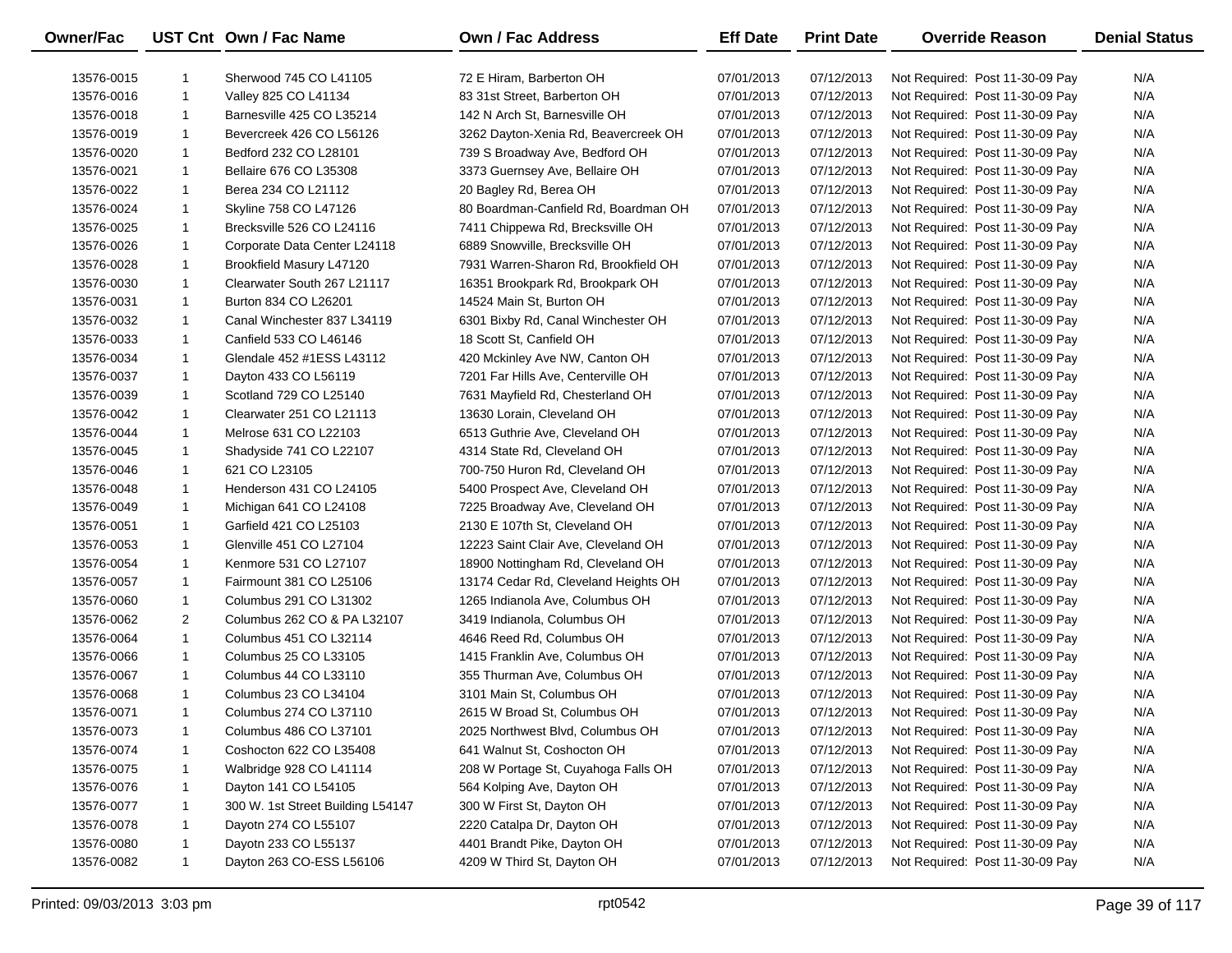| Owner/Fac | UST Cnt | Own / Fac Name | Own / Fac Address | Eff Date | Print Date | Override Reason | Denial Status |
|---|---|---|---|---|---|---|---|
| 13576-0015 | 1 | Sherwood 745 CO L41105 | 72 E Hiram, Barberton OH | 07/01/2013 | 07/12/2013 | Not Required: Post 11-30-09 Pay | N/A |
| 13576-0016 | 1 | Valley 825 CO L41134 | 83 31st Street, Barberton OH | 07/01/2013 | 07/12/2013 | Not Required: Post 11-30-09 Pay | N/A |
| 13576-0018 | 1 | Barnesville 425 CO L35214 | 142 N Arch St, Barnesville OH | 07/01/2013 | 07/12/2013 | Not Required: Post 11-30-09 Pay | N/A |
| 13576-0019 | 1 | Bevercreek 426 CO L56126 | 3262 Dayton-Xenia Rd, Beavercreek OH | 07/01/2013 | 07/12/2013 | Not Required: Post 11-30-09 Pay | N/A |
| 13576-0020 | 1 | Bedford 232 CO L28101 | 739 S Broadway Ave, Bedford OH | 07/01/2013 | 07/12/2013 | Not Required: Post 11-30-09 Pay | N/A |
| 13576-0021 | 1 | Bellaire 676 CO L35308 | 3373 Guernsey Ave, Bellaire OH | 07/01/2013 | 07/12/2013 | Not Required: Post 11-30-09 Pay | N/A |
| 13576-0022 | 1 | Berea 234 CO L21112 | 20 Bagley Rd, Berea OH | 07/01/2013 | 07/12/2013 | Not Required: Post 11-30-09 Pay | N/A |
| 13576-0024 | 1 | Skyline 758 CO L47126 | 80 Boardman-Canfield Rd, Boardman OH | 07/01/2013 | 07/12/2013 | Not Required: Post 11-30-09 Pay | N/A |
| 13576-0025 | 1 | Brecksville 526 CO L24116 | 7411 Chippewa Rd, Brecksville OH | 07/01/2013 | 07/12/2013 | Not Required: Post 11-30-09 Pay | N/A |
| 13576-0026 | 1 | Corporate Data Center L24118 | 6889 Snowville, Brecksville OH | 07/01/2013 | 07/12/2013 | Not Required: Post 11-30-09 Pay | N/A |
| 13576-0028 | 1 | Brookfield Masury L47120 | 7931 Warren-Sharon Rd, Brookfield OH | 07/01/2013 | 07/12/2013 | Not Required: Post 11-30-09 Pay | N/A |
| 13576-0030 | 1 | Clearwater South 267 L21117 | 16351 Brookpark Rd, Brookpark OH | 07/01/2013 | 07/12/2013 | Not Required: Post 11-30-09 Pay | N/A |
| 13576-0031 | 1 | Burton 834 CO L26201 | 14524 Main St, Burton OH | 07/01/2013 | 07/12/2013 | Not Required: Post 11-30-09 Pay | N/A |
| 13576-0032 | 1 | Canal Winchester 837 L34119 | 6301 Bixby Rd, Canal Winchester OH | 07/01/2013 | 07/12/2013 | Not Required: Post 11-30-09 Pay | N/A |
| 13576-0033 | 1 | Canfield 533 CO L46146 | 18 Scott St, Canfield OH | 07/01/2013 | 07/12/2013 | Not Required: Post 11-30-09 Pay | N/A |
| 13576-0034 | 1 | Glendale 452 #1ESS L43112 | 420 Mckinley Ave NW, Canton OH | 07/01/2013 | 07/12/2013 | Not Required: Post 11-30-09 Pay | N/A |
| 13576-0037 | 1 | Dayton 433 CO L56119 | 7201 Far Hills Ave, Centerville OH | 07/01/2013 | 07/12/2013 | Not Required: Post 11-30-09 Pay | N/A |
| 13576-0039 | 1 | Scotland 729 CO L25140 | 7631 Mayfield Rd, Chesterland OH | 07/01/2013 | 07/12/2013 | Not Required: Post 11-30-09 Pay | N/A |
| 13576-0042 | 1 | Clearwater 251 CO L21113 | 13630 Lorain, Cleveland OH | 07/01/2013 | 07/12/2013 | Not Required: Post 11-30-09 Pay | N/A |
| 13576-0044 | 1 | Melrose 631 CO L22103 | 6513 Guthrie Ave, Cleveland OH | 07/01/2013 | 07/12/2013 | Not Required: Post 11-30-09 Pay | N/A |
| 13576-0045 | 1 | Shadyside 741 CO L22107 | 4314 State Rd, Cleveland OH | 07/01/2013 | 07/12/2013 | Not Required: Post 11-30-09 Pay | N/A |
| 13576-0046 | 1 | 621 CO L23105 | 700-750 Huron Rd, Cleveland OH | 07/01/2013 | 07/12/2013 | Not Required: Post 11-30-09 Pay | N/A |
| 13576-0048 | 1 | Henderson 431 CO L24105 | 5400 Prospect Ave, Cleveland OH | 07/01/2013 | 07/12/2013 | Not Required: Post 11-30-09 Pay | N/A |
| 13576-0049 | 1 | Michigan 641 CO L24108 | 7225 Broadway Ave, Cleveland OH | 07/01/2013 | 07/12/2013 | Not Required: Post 11-30-09 Pay | N/A |
| 13576-0051 | 1 | Garfield 421 CO L25103 | 2130 E 107th St, Cleveland OH | 07/01/2013 | 07/12/2013 | Not Required: Post 11-30-09 Pay | N/A |
| 13576-0053 | 1 | Glenville 451 CO L27104 | 12223 Saint Clair Ave, Cleveland OH | 07/01/2013 | 07/12/2013 | Not Required: Post 11-30-09 Pay | N/A |
| 13576-0054 | 1 | Kenmore 531 CO L27107 | 18900 Nottingham Rd, Cleveland OH | 07/01/2013 | 07/12/2013 | Not Required: Post 11-30-09 Pay | N/A |
| 13576-0057 | 1 | Fairmount 381 CO L25106 | 13174 Cedar Rd, Cleveland Heights OH | 07/01/2013 | 07/12/2013 | Not Required: Post 11-30-09 Pay | N/A |
| 13576-0060 | 1 | Columbus 291 CO L31302 | 1265 Indianola Ave, Columbus OH | 07/01/2013 | 07/12/2013 | Not Required: Post 11-30-09 Pay | N/A |
| 13576-0062 | 2 | Columbus 262 CO & PA L32107 | 3419 Indianola, Columbus OH | 07/01/2013 | 07/12/2013 | Not Required: Post 11-30-09 Pay | N/A |
| 13576-0064 | 1 | Columbus 451 CO L32114 | 4646 Reed Rd, Columbus OH | 07/01/2013 | 07/12/2013 | Not Required: Post 11-30-09 Pay | N/A |
| 13576-0066 | 1 | Columbus 25 CO L33105 | 1415 Franklin Ave, Columbus OH | 07/01/2013 | 07/12/2013 | Not Required: Post 11-30-09 Pay | N/A |
| 13576-0067 | 1 | Columbus 44 CO L33110 | 355 Thurman Ave, Columbus OH | 07/01/2013 | 07/12/2013 | Not Required: Post 11-30-09 Pay | N/A |
| 13576-0068 | 1 | Columbus 23 CO L34104 | 3101 Main St, Columbus OH | 07/01/2013 | 07/12/2013 | Not Required: Post 11-30-09 Pay | N/A |
| 13576-0071 | 1 | Columbus 274 CO L37110 | 2615 W Broad St, Columbus OH | 07/01/2013 | 07/12/2013 | Not Required: Post 11-30-09 Pay | N/A |
| 13576-0073 | 1 | Columbus 486 CO L37101 | 2025 Northwest Blvd, Columbus OH | 07/01/2013 | 07/12/2013 | Not Required: Post 11-30-09 Pay | N/A |
| 13576-0074 | 1 | Coshocton 622 CO L35408 | 641 Walnut St, Coshocton OH | 07/01/2013 | 07/12/2013 | Not Required: Post 11-30-09 Pay | N/A |
| 13576-0075 | 1 | Walbridge 928 CO L41114 | 208 W Portage St, Cuyahoga Falls OH | 07/01/2013 | 07/12/2013 | Not Required: Post 11-30-09 Pay | N/A |
| 13576-0076 | 1 | Dayton 141 CO L54105 | 564 Kolping Ave, Dayton OH | 07/01/2013 | 07/12/2013 | Not Required: Post 11-30-09 Pay | N/A |
| 13576-0077 | 1 | 300 W. 1st Street Building L54147 | 300 W First St, Dayton OH | 07/01/2013 | 07/12/2013 | Not Required: Post 11-30-09 Pay | N/A |
| 13576-0078 | 1 | Dayotn 274 CO L55107 | 2220 Catalpa Dr, Dayton OH | 07/01/2013 | 07/12/2013 | Not Required: Post 11-30-09 Pay | N/A |
| 13576-0080 | 1 | Dayotn 233 CO L55137 | 4401 Brandt Pike, Dayton OH | 07/01/2013 | 07/12/2013 | Not Required: Post 11-30-09 Pay | N/A |
| 13576-0082 | 1 | Dayton 263 CO-ESS L56106 | 4209 W Third St, Dayton OH | 07/01/2013 | 07/12/2013 | Not Required: Post 11-30-09 Pay | N/A |

Printed: 09/03/2013 3:03 pm    rpt0542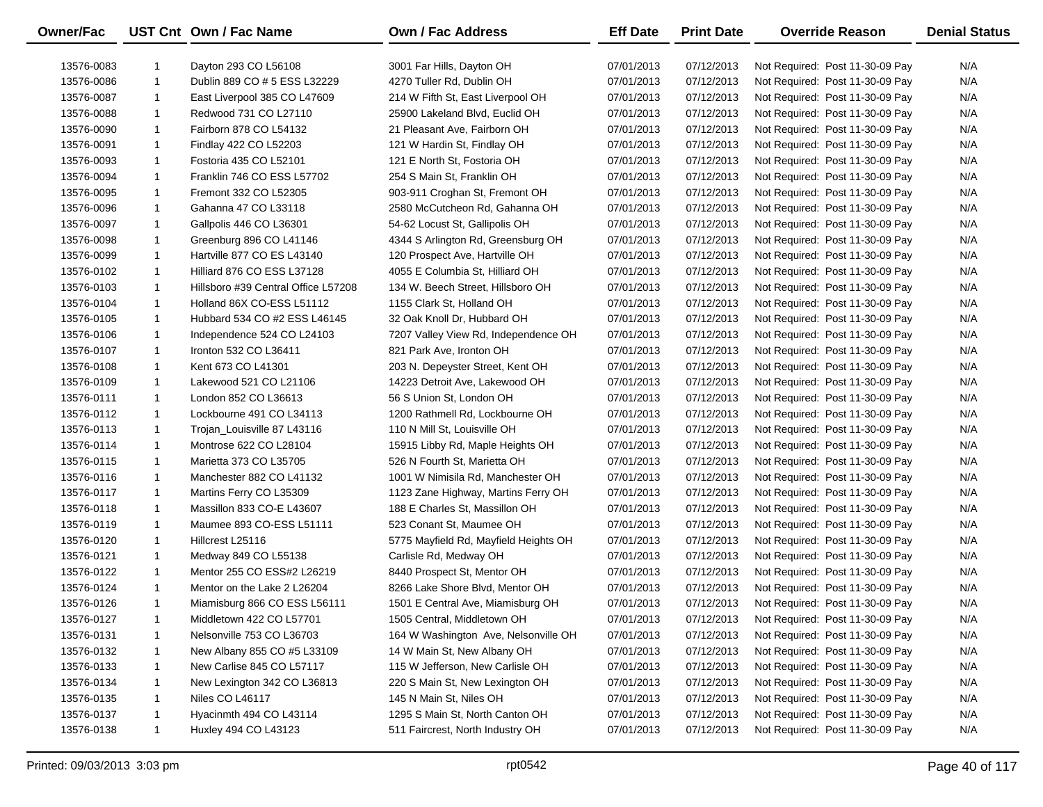| Owner/Fac | UST Cnt | Own / Fac Name | Own / Fac Address | Eff Date | Print Date | Override Reason | Denial Status |
|---|---|---|---|---|---|---|---|
| 13576-0083 | 1 | Dayton 293 CO L56108 | 3001 Far Hills, Dayton OH | 07/01/2013 | 07/12/2013 | Not Required: Post 11-30-09 Pay | N/A |
| 13576-0086 | 1 | Dublin 889 CO # 5 ESS L32229 | 4270 Tuller Rd, Dublin OH | 07/01/2013 | 07/12/2013 | Not Required: Post 11-30-09 Pay | N/A |
| 13576-0087 | 1 | East Liverpool 385 CO L47609 | 214 W Fifth St, East Liverpool OH | 07/01/2013 | 07/12/2013 | Not Required: Post 11-30-09 Pay | N/A |
| 13576-0088 | 1 | Redwood 731 CO L27110 | 25900 Lakeland Blvd, Euclid OH | 07/01/2013 | 07/12/2013 | Not Required: Post 11-30-09 Pay | N/A |
| 13576-0090 | 1 | Fairborn 878 CO L54132 | 21 Pleasant Ave, Fairborn OH | 07/01/2013 | 07/12/2013 | Not Required: Post 11-30-09 Pay | N/A |
| 13576-0091 | 1 | Findlay 422 CO L52203 | 121 W Hardin St, Findlay OH | 07/01/2013 | 07/12/2013 | Not Required: Post 11-30-09 Pay | N/A |
| 13576-0093 | 1 | Fostoria 435 CO L52101 | 121 E North St, Fostoria OH | 07/01/2013 | 07/12/2013 | Not Required: Post 11-30-09 Pay | N/A |
| 13576-0094 | 1 | Franklin 746 CO ESS L57702 | 254 S Main St, Franklin OH | 07/01/2013 | 07/12/2013 | Not Required: Post 11-30-09 Pay | N/A |
| 13576-0095 | 1 | Fremont 332 CO L52305 | 903-911 Croghan St, Fremont OH | 07/01/2013 | 07/12/2013 | Not Required: Post 11-30-09 Pay | N/A |
| 13576-0096 | 1 | Gahanna 47 CO L33118 | 2580 McCutcheon Rd, Gahanna OH | 07/01/2013 | 07/12/2013 | Not Required: Post 11-30-09 Pay | N/A |
| 13576-0097 | 1 | Gallpolis 446 CO L36301 | 54-62 Locust St, Gallipolis OH | 07/01/2013 | 07/12/2013 | Not Required: Post 11-30-09 Pay | N/A |
| 13576-0098 | 1 | Greenburg 896 CO L41146 | 4344 S Arlington Rd, Greensburg OH | 07/01/2013 | 07/12/2013 | Not Required: Post 11-30-09 Pay | N/A |
| 13576-0099 | 1 | Hartville 877 CO ES L43140 | 120 Prospect Ave, Hartville OH | 07/01/2013 | 07/12/2013 | Not Required: Post 11-30-09 Pay | N/A |
| 13576-0102 | 1 | Hilliard 876 CO ESS L37128 | 4055 E Columbia St, Hilliard OH | 07/01/2013 | 07/12/2013 | Not Required: Post 11-30-09 Pay | N/A |
| 13576-0103 | 1 | Hillsboro #39 Central Office L57208 | 134 W. Beech Street, Hillsboro OH | 07/01/2013 | 07/12/2013 | Not Required: Post 11-30-09 Pay | N/A |
| 13576-0104 | 1 | Holland 86X CO-ESS L51112 | 1155 Clark St, Holland OH | 07/01/2013 | 07/12/2013 | Not Required: Post 11-30-09 Pay | N/A |
| 13576-0105 | 1 | Hubbard 534 CO #2 ESS L46145 | 32 Oak Knoll Dr, Hubbard OH | 07/01/2013 | 07/12/2013 | Not Required: Post 11-30-09 Pay | N/A |
| 13576-0106 | 1 | Independence 524 CO L24103 | 7207 Valley View Rd, Independence OH | 07/01/2013 | 07/12/2013 | Not Required: Post 11-30-09 Pay | N/A |
| 13576-0107 | 1 | Ironton 532 CO L36411 | 821 Park Ave, Ironton OH | 07/01/2013 | 07/12/2013 | Not Required: Post 11-30-09 Pay | N/A |
| 13576-0108 | 1 | Kent 673 CO L41301 | 203 N. Depeyster Street, Kent OH | 07/01/2013 | 07/12/2013 | Not Required: Post 11-30-09 Pay | N/A |
| 13576-0109 | 1 | Lakewood 521 CO L21106 | 14223 Detroit Ave, Lakewood OH | 07/01/2013 | 07/12/2013 | Not Required: Post 11-30-09 Pay | N/A |
| 13576-0111 | 1 | London 852 CO L36613 | 56 S Union St, London OH | 07/01/2013 | 07/12/2013 | Not Required: Post 11-30-09 Pay | N/A |
| 13576-0112 | 1 | Lockbourne 491 CO L34113 | 1200 Rathmell Rd, Lockbourne OH | 07/01/2013 | 07/12/2013 | Not Required: Post 11-30-09 Pay | N/A |
| 13576-0113 | 1 | Trojan_Louisville 87 L43116 | 110 N Mill St, Louisville OH | 07/01/2013 | 07/12/2013 | Not Required: Post 11-30-09 Pay | N/A |
| 13576-0114 | 1 | Montrose 622 CO L28104 | 15915 Libby Rd, Maple Heights OH | 07/01/2013 | 07/12/2013 | Not Required: Post 11-30-09 Pay | N/A |
| 13576-0115 | 1 | Marietta 373 CO L35705 | 526 N Fourth St, Marietta OH | 07/01/2013 | 07/12/2013 | Not Required: Post 11-30-09 Pay | N/A |
| 13576-0116 | 1 | Manchester 882 CO L41132 | 1001 W Nimisila Rd, Manchester OH | 07/01/2013 | 07/12/2013 | Not Required: Post 11-30-09 Pay | N/A |
| 13576-0117 | 1 | Martins Ferry CO L35309 | 1123 Zane Highway, Martins Ferry OH | 07/01/2013 | 07/12/2013 | Not Required: Post 11-30-09 Pay | N/A |
| 13576-0118 | 1 | Massillon 833 CO-E L43607 | 188 E Charles St, Massillon OH | 07/01/2013 | 07/12/2013 | Not Required: Post 11-30-09 Pay | N/A |
| 13576-0119 | 1 | Maumee 893 CO-ESS L51111 | 523 Conant St, Maumee OH | 07/01/2013 | 07/12/2013 | Not Required: Post 11-30-09 Pay | N/A |
| 13576-0120 | 1 | Hillcrest L25116 | 5775 Mayfield Rd, Mayfield Heights OH | 07/01/2013 | 07/12/2013 | Not Required: Post 11-30-09 Pay | N/A |
| 13576-0121 | 1 | Medway 849 CO L55138 | Carlisle Rd, Medway OH | 07/01/2013 | 07/12/2013 | Not Required: Post 11-30-09 Pay | N/A |
| 13576-0122 | 1 | Mentor 255 CO ESS#2 L26219 | 8440 Prospect St, Mentor OH | 07/01/2013 | 07/12/2013 | Not Required: Post 11-30-09 Pay | N/A |
| 13576-0124 | 1 | Mentor on the Lake 2 L26204 | 8266 Lake Shore Blvd, Mentor OH | 07/01/2013 | 07/12/2013 | Not Required: Post 11-30-09 Pay | N/A |
| 13576-0126 | 1 | Miamisburg 866 CO ESS L56111 | 1501 E Central Ave, Miamisburg OH | 07/01/2013 | 07/12/2013 | Not Required: Post 11-30-09 Pay | N/A |
| 13576-0127 | 1 | Middletown 422 CO L57701 | 1505 Central, Middletown OH | 07/01/2013 | 07/12/2013 | Not Required: Post 11-30-09 Pay | N/A |
| 13576-0131 | 1 | Nelsonville 753 CO L36703 | 164 W Washington Ave, Nelsonville OH | 07/01/2013 | 07/12/2013 | Not Required: Post 11-30-09 Pay | N/A |
| 13576-0132 | 1 | New Albany 855 CO #5 L33109 | 14 W Main St, New Albany OH | 07/01/2013 | 07/12/2013 | Not Required: Post 11-30-09 Pay | N/A |
| 13576-0133 | 1 | New Carlise 845 CO L57117 | 115 W Jefferson, New Carlisle OH | 07/01/2013 | 07/12/2013 | Not Required: Post 11-30-09 Pay | N/A |
| 13576-0134 | 1 | New Lexington 342 CO L36813 | 220 S Main St, New Lexington OH | 07/01/2013 | 07/12/2013 | Not Required: Post 11-30-09 Pay | N/A |
| 13576-0135 | 1 | Niles CO L46117 | 145 N Main St, Niles OH | 07/01/2013 | 07/12/2013 | Not Required: Post 11-30-09 Pay | N/A |
| 13576-0137 | 1 | Hyacinmth 494 CO L43114 | 1295 S Main St, North Canton OH | 07/01/2013 | 07/12/2013 | Not Required: Post 11-30-09 Pay | N/A |
| 13576-0138 | 1 | Huxley 494 CO L43123 | 511 Faircrest, North Industry OH | 07/01/2013 | 07/12/2013 | Not Required: Post 11-30-09 Pay | N/A |

Printed: 09/03/2013 3:03 pm rpt0542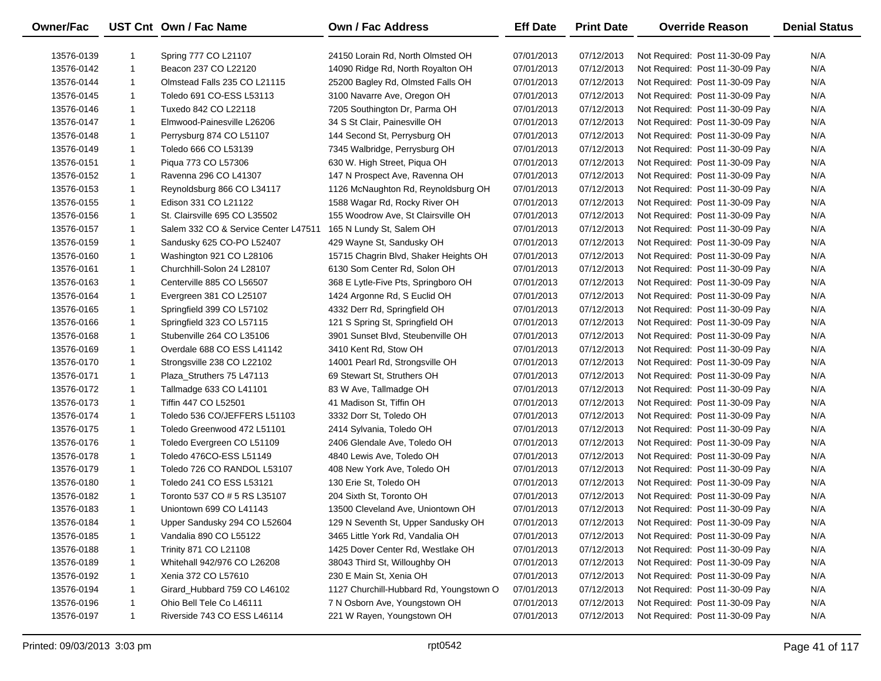| Owner/Fac | UST Cnt | Own / Fac Name | Own / Fac Address | Eff Date | Print Date | Override Reason | Denial Status |
|---|---|---|---|---|---|---|---|
| 13576-0139 | 1 | Spring 777 CO L21107 | 24150 Lorain Rd, North Olmsted OH | 07/01/2013 | 07/12/2013 | Not Required: Post 11-30-09 Pay | N/A |
| 13576-0142 | 1 | Beacon 237 CO L22120 | 14090 Ridge Rd, North Royalton OH | 07/01/2013 | 07/12/2013 | Not Required: Post 11-30-09 Pay | N/A |
| 13576-0144 | 1 | Olmstead Falls 235 CO L21115 | 25200 Bagley Rd, Olmsted Falls OH | 07/01/2013 | 07/12/2013 | Not Required: Post 11-30-09 Pay | N/A |
| 13576-0145 | 1 | Toledo 691 CO-ESS L53113 | 3100 Navarre Ave, Oregon OH | 07/01/2013 | 07/12/2013 | Not Required: Post 11-30-09 Pay | N/A |
| 13576-0146 | 1 | Tuxedo 842 CO L22118 | 7205 Southington Dr, Parma OH | 07/01/2013 | 07/12/2013 | Not Required: Post 11-30-09 Pay | N/A |
| 13576-0147 | 1 | Elmwood-Painesville L26206 | 34 S St Clair, Painesville OH | 07/01/2013 | 07/12/2013 | Not Required: Post 11-30-09 Pay | N/A |
| 13576-0148 | 1 | Perrysburg 874 CO L51107 | 144 Second St, Perrysburg OH | 07/01/2013 | 07/12/2013 | Not Required: Post 11-30-09 Pay | N/A |
| 13576-0149 | 1 | Toledo 666 CO L53139 | 7345 Walbridge, Perrysburg OH | 07/01/2013 | 07/12/2013 | Not Required: Post 11-30-09 Pay | N/A |
| 13576-0151 | 1 | Piqua 773 CO L57306 | 630 W. High Street, Piqua OH | 07/01/2013 | 07/12/2013 | Not Required: Post 11-30-09 Pay | N/A |
| 13576-0152 | 1 | Ravenna 296 CO L41307 | 147 N Prospect Ave, Ravenna OH | 07/01/2013 | 07/12/2013 | Not Required: Post 11-30-09 Pay | N/A |
| 13576-0153 | 1 | Reynoldsburg 866 CO L34117 | 1126 McNaughton Rd, Reynoldsburg OH | 07/01/2013 | 07/12/2013 | Not Required: Post 11-30-09 Pay | N/A |
| 13576-0155 | 1 | Edison 331 CO L21122 | 1588 Wagar Rd, Rocky River OH | 07/01/2013 | 07/12/2013 | Not Required: Post 11-30-09 Pay | N/A |
| 13576-0156 | 1 | St. Clairsville 695 CO L35502 | 155 Woodrow Ave, St Clairsville OH | 07/01/2013 | 07/12/2013 | Not Required: Post 11-30-09 Pay | N/A |
| 13576-0157 | 1 | Salem 332 CO & Service Center L47511 | 165 N Lundy St, Salem OH | 07/01/2013 | 07/12/2013 | Not Required: Post 11-30-09 Pay | N/A |
| 13576-0159 | 1 | Sandusky 625 CO-PO L52407 | 429 Wayne St, Sandusky OH | 07/01/2013 | 07/12/2013 | Not Required: Post 11-30-09 Pay | N/A |
| 13576-0160 | 1 | Washington 921 CO L28106 | 15715 Chagrin Blvd, Shaker Heights OH | 07/01/2013 | 07/12/2013 | Not Required: Post 11-30-09 Pay | N/A |
| 13576-0161 | 1 | Churchhill-Solon 24 L28107 | 6130 Som Center Rd, Solon OH | 07/01/2013 | 07/12/2013 | Not Required: Post 11-30-09 Pay | N/A |
| 13576-0163 | 1 | Centerville 885 CO L56507 | 368 E Lytle-Five Pts, Springboro OH | 07/01/2013 | 07/12/2013 | Not Required: Post 11-30-09 Pay | N/A |
| 13576-0164 | 1 | Evergreen 381 CO L25107 | 1424 Argonne Rd, S Euclid OH | 07/01/2013 | 07/12/2013 | Not Required: Post 11-30-09 Pay | N/A |
| 13576-0165 | 1 | Springfield 399 CO L57102 | 4332 Derr Rd, Springfield OH | 07/01/2013 | 07/12/2013 | Not Required: Post 11-30-09 Pay | N/A |
| 13576-0166 | 1 | Springfield 323 CO L57115 | 121 S Spring St, Springfield OH | 07/01/2013 | 07/12/2013 | Not Required: Post 11-30-09 Pay | N/A |
| 13576-0168 | 1 | Stubenville 264 CO L35106 | 3901 Sunset Blvd, Steubenville OH | 07/01/2013 | 07/12/2013 | Not Required: Post 11-30-09 Pay | N/A |
| 13576-0169 | 1 | Overdale 688 CO ESS L41142 | 3410 Kent Rd, Stow OH | 07/01/2013 | 07/12/2013 | Not Required: Post 11-30-09 Pay | N/A |
| 13576-0170 | 1 | Strongsville 238 CO L22102 | 14001 Pearl Rd, Strongsville OH | 07/01/2013 | 07/12/2013 | Not Required: Post 11-30-09 Pay | N/A |
| 13576-0171 | 1 | Plaza_Struthers 75 L47113 | 69 Stewart St, Struthers OH | 07/01/2013 | 07/12/2013 | Not Required: Post 11-30-09 Pay | N/A |
| 13576-0172 | 1 | Tallmadge 633 CO L41101 | 83 W Ave, Tallmadge OH | 07/01/2013 | 07/12/2013 | Not Required: Post 11-30-09 Pay | N/A |
| 13576-0173 | 1 | Tiffin 447 CO L52501 | 41 Madison St, Tiffin OH | 07/01/2013 | 07/12/2013 | Not Required: Post 11-30-09 Pay | N/A |
| 13576-0174 | 1 | Toledo 536 CO/JEFFERS L51103 | 3332 Dorr St, Toledo OH | 07/01/2013 | 07/12/2013 | Not Required: Post 11-30-09 Pay | N/A |
| 13576-0175 | 1 | Toledo Greenwood 472 L51101 | 2414 Sylvania, Toledo OH | 07/01/2013 | 07/12/2013 | Not Required: Post 11-30-09 Pay | N/A |
| 13576-0176 | 1 | Toledo Evergreen CO L51109 | 2406 Glendale Ave, Toledo OH | 07/01/2013 | 07/12/2013 | Not Required: Post 11-30-09 Pay | N/A |
| 13576-0178 | 1 | Toledo 476CO-ESS L51149 | 4840 Lewis Ave, Toledo OH | 07/01/2013 | 07/12/2013 | Not Required: Post 11-30-09 Pay | N/A |
| 13576-0179 | 1 | Toledo 726 CO RANDOL L53107 | 408 New York Ave, Toledo OH | 07/01/2013 | 07/12/2013 | Not Required: Post 11-30-09 Pay | N/A |
| 13576-0180 | 1 | Toledo 241 CO ESS L53121 | 130 Erie St, Toledo OH | 07/01/2013 | 07/12/2013 | Not Required: Post 11-30-09 Pay | N/A |
| 13576-0182 | 1 | Toronto 537 CO # 5 RS L35107 | 204 Sixth St, Toronto OH | 07/01/2013 | 07/12/2013 | Not Required: Post 11-30-09 Pay | N/A |
| 13576-0183 | 1 | Uniontown 699 CO L41143 | 13500 Cleveland Ave, Uniontown OH | 07/01/2013 | 07/12/2013 | Not Required: Post 11-30-09 Pay | N/A |
| 13576-0184 | 1 | Upper Sandusky 294 CO L52604 | 129 N Seventh St, Upper Sandusky OH | 07/01/2013 | 07/12/2013 | Not Required: Post 11-30-09 Pay | N/A |
| 13576-0185 | 1 | Vandalia 890 CO L55122 | 3465 Little York Rd, Vandalia OH | 07/01/2013 | 07/12/2013 | Not Required: Post 11-30-09 Pay | N/A |
| 13576-0188 | 1 | Trinity 871 CO L21108 | 1425 Dover Center Rd, Westlake OH | 07/01/2013 | 07/12/2013 | Not Required: Post 11-30-09 Pay | N/A |
| 13576-0189 | 1 | Whitehall 942/976 CO L26208 | 38043 Third St, Willoughby OH | 07/01/2013 | 07/12/2013 | Not Required: Post 11-30-09 Pay | N/A |
| 13576-0192 | 1 | Xenia 372 CO L57610 | 230 E Main St, Xenia OH | 07/01/2013 | 07/12/2013 | Not Required: Post 11-30-09 Pay | N/A |
| 13576-0194 | 1 | Girard_Hubbard 759 CO L46102 | 1127 Churchill-Hubbard Rd, Youngstown O | 07/01/2013 | 07/12/2013 | Not Required: Post 11-30-09 Pay | N/A |
| 13576-0196 | 1 | Ohio Bell Tele Co L46111 | 7 N Osborn Ave, Youngstown OH | 07/01/2013 | 07/12/2013 | Not Required: Post 11-30-09 Pay | N/A |
| 13576-0197 | 1 | Riverside 743 CO ESS L46114 | 221 W Rayen, Youngstown OH | 07/01/2013 | 07/12/2013 | Not Required: Post 11-30-09 Pay | N/A |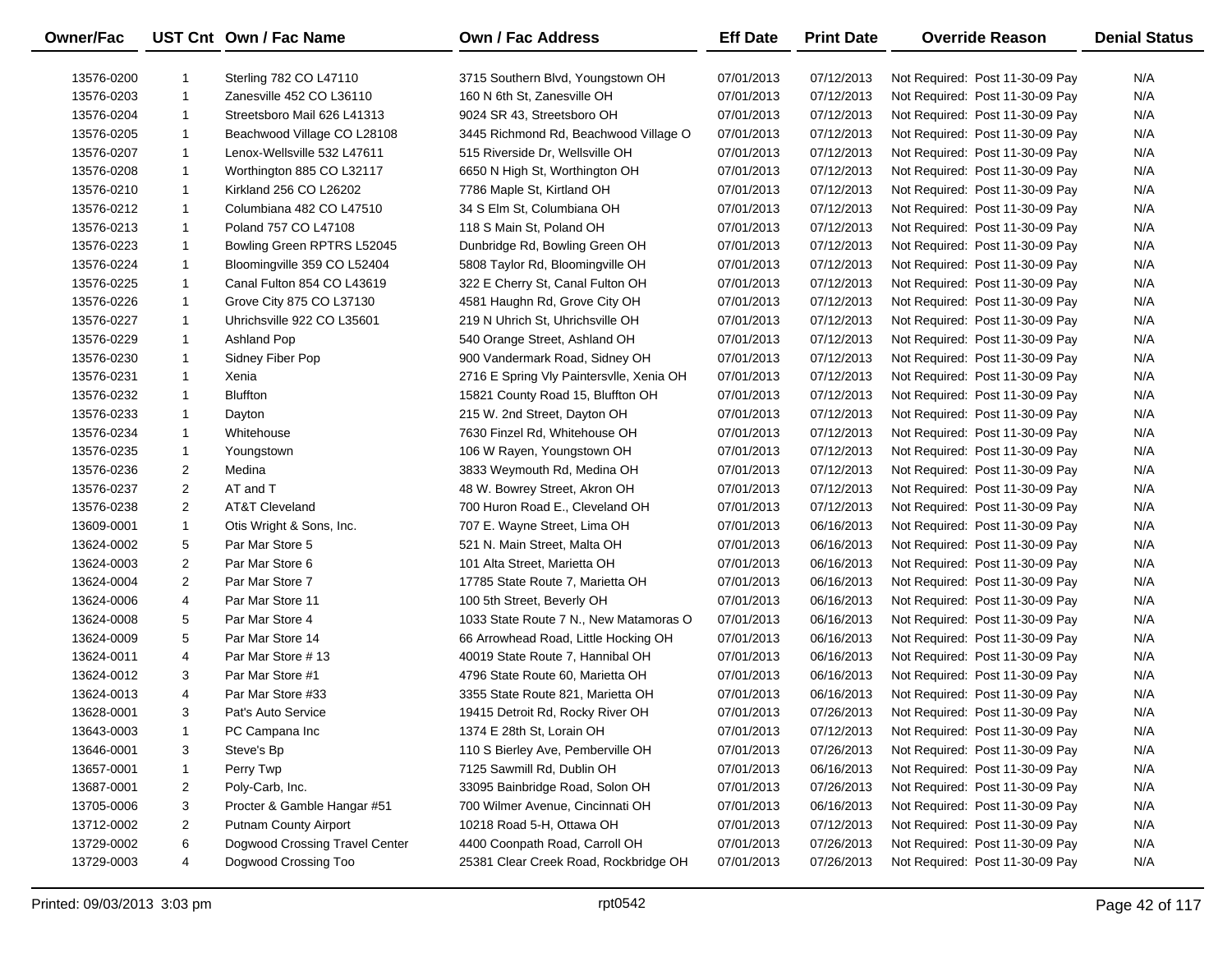| Owner/Fac | UST Cnt | Own / Fac Name | Own / Fac Address | Eff Date | Print Date | Override Reason | Denial Status |
|---|---|---|---|---|---|---|---|
| 13576-0200 | 1 | Sterling 782 CO L47110 | 3715 Southern Blvd, Youngstown OH | 07/01/2013 | 07/12/2013 | Not Required: Post 11-30-09 Pay | N/A |
| 13576-0203 | 1 | Zanesville 452 CO L36110 | 160 N 6th St, Zanesville OH | 07/01/2013 | 07/12/2013 | Not Required: Post 11-30-09 Pay | N/A |
| 13576-0204 | 1 | Streetsboro Mail 626 L41313 | 9024 SR 43, Streetsboro OH | 07/01/2013 | 07/12/2013 | Not Required: Post 11-30-09 Pay | N/A |
| 13576-0205 | 1 | Beachwood Village CO L28108 | 3445 Richmond Rd, Beachwood Village O | 07/01/2013 | 07/12/2013 | Not Required: Post 11-30-09 Pay | N/A |
| 13576-0207 | 1 | Lenox-Wellsville 532 L47611 | 515 Riverside Dr, Wellsville OH | 07/01/2013 | 07/12/2013 | Not Required: Post 11-30-09 Pay | N/A |
| 13576-0208 | 1 | Worthington 885 CO L32117 | 6650 N High St, Worthington OH | 07/01/2013 | 07/12/2013 | Not Required: Post 11-30-09 Pay | N/A |
| 13576-0210 | 1 | Kirkland 256 CO L26202 | 7786 Maple St, Kirtland OH | 07/01/2013 | 07/12/2013 | Not Required: Post 11-30-09 Pay | N/A |
| 13576-0212 | 1 | Columbiana 482 CO L47510 | 34 S Elm St, Columbiana OH | 07/01/2013 | 07/12/2013 | Not Required: Post 11-30-09 Pay | N/A |
| 13576-0213 | 1 | Poland 757 CO L47108 | 118 S Main St, Poland OH | 07/01/2013 | 07/12/2013 | Not Required: Post 11-30-09 Pay | N/A |
| 13576-0223 | 1 | Bowling Green RPTRS L52045 | Dunbridge Rd, Bowling Green OH | 07/01/2013 | 07/12/2013 | Not Required: Post 11-30-09 Pay | N/A |
| 13576-0224 | 1 | Bloomingville 359 CO L52404 | 5808 Taylor Rd, Bloomingville OH | 07/01/2013 | 07/12/2013 | Not Required: Post 11-30-09 Pay | N/A |
| 13576-0225 | 1 | Canal Fulton 854 CO L43619 | 322 E Cherry St, Canal Fulton OH | 07/01/2013 | 07/12/2013 | Not Required: Post 11-30-09 Pay | N/A |
| 13576-0226 | 1 | Grove City 875 CO L37130 | 4581 Haughn Rd, Grove City OH | 07/01/2013 | 07/12/2013 | Not Required: Post 11-30-09 Pay | N/A |
| 13576-0227 | 1 | Uhrichsville 922 CO L35601 | 219 N Uhrich St, Uhrichsville OH | 07/01/2013 | 07/12/2013 | Not Required: Post 11-30-09 Pay | N/A |
| 13576-0229 | 1 | Ashland Pop | 540 Orange Street, Ashland OH | 07/01/2013 | 07/12/2013 | Not Required: Post 11-30-09 Pay | N/A |
| 13576-0230 | 1 | Sidney Fiber Pop | 900 Vandermark Road, Sidney OH | 07/01/2013 | 07/12/2013 | Not Required: Post 11-30-09 Pay | N/A |
| 13576-0231 | 1 | Xenia | 2716 E Spring Vly Paintersvlle, Xenia OH | 07/01/2013 | 07/12/2013 | Not Required: Post 11-30-09 Pay | N/A |
| 13576-0232 | 1 | Bluffton | 15821 County Road 15, Bluffton OH | 07/01/2013 | 07/12/2013 | Not Required: Post 11-30-09 Pay | N/A |
| 13576-0233 | 1 | Dayton | 215 W. 2nd Street, Dayton OH | 07/01/2013 | 07/12/2013 | Not Required: Post 11-30-09 Pay | N/A |
| 13576-0234 | 1 | Whitehouse | 7630 Finzel Rd, Whitehouse OH | 07/01/2013 | 07/12/2013 | Not Required: Post 11-30-09 Pay | N/A |
| 13576-0235 | 1 | Youngstown | 106 W Rayen, Youngstown OH | 07/01/2013 | 07/12/2013 | Not Required: Post 11-30-09 Pay | N/A |
| 13576-0236 | 2 | Medina | 3833 Weymouth Rd, Medina OH | 07/01/2013 | 07/12/2013 | Not Required: Post 11-30-09 Pay | N/A |
| 13576-0237 | 2 | AT and T | 48 W. Bowrey Street, Akron OH | 07/01/2013 | 07/12/2013 | Not Required: Post 11-30-09 Pay | N/A |
| 13576-0238 | 2 | AT&T Cleveland | 700 Huron Road E., Cleveland OH | 07/01/2013 | 07/12/2013 | Not Required: Post 11-30-09 Pay | N/A |
| 13609-0001 | 1 | Otis Wright & Sons, Inc. | 707 E. Wayne Street, Lima OH | 07/01/2013 | 06/16/2013 | Not Required: Post 11-30-09 Pay | N/A |
| 13624-0002 | 5 | Par Mar Store 5 | 521 N. Main Street, Malta OH | 07/01/2013 | 06/16/2013 | Not Required: Post 11-30-09 Pay | N/A |
| 13624-0003 | 2 | Par Mar Store 6 | 101 Alta Street, Marietta OH | 07/01/2013 | 06/16/2013 | Not Required: Post 11-30-09 Pay | N/A |
| 13624-0004 | 2 | Par Mar Store 7 | 17785 State Route 7, Marietta OH | 07/01/2013 | 06/16/2013 | Not Required: Post 11-30-09 Pay | N/A |
| 13624-0006 | 4 | Par Mar Store 11 | 100 5th Street, Beverly OH | 07/01/2013 | 06/16/2013 | Not Required: Post 11-30-09 Pay | N/A |
| 13624-0008 | 5 | Par Mar Store 4 | 1033 State Route 7 N., New Matamoras O | 07/01/2013 | 06/16/2013 | Not Required: Post 11-30-09 Pay | N/A |
| 13624-0009 | 5 | Par Mar Store 14 | 66 Arrowhead Road, Little Hocking OH | 07/01/2013 | 06/16/2013 | Not Required: Post 11-30-09 Pay | N/A |
| 13624-0011 | 4 | Par Mar Store # 13 | 40019 State Route 7, Hannibal OH | 07/01/2013 | 06/16/2013 | Not Required: Post 11-30-09 Pay | N/A |
| 13624-0012 | 3 | Par Mar Store #1 | 4796 State Route 60, Marietta OH | 07/01/2013 | 06/16/2013 | Not Required: Post 11-30-09 Pay | N/A |
| 13624-0013 | 4 | Par Mar Store #33 | 3355 State Route 821, Marietta OH | 07/01/2013 | 06/16/2013 | Not Required: Post 11-30-09 Pay | N/A |
| 13628-0001 | 3 | Pat's Auto Service | 19415 Detroit Rd, Rocky River OH | 07/01/2013 | 07/26/2013 | Not Required: Post 11-30-09 Pay | N/A |
| 13643-0003 | 1 | PC Campana Inc | 1374 E 28th St, Lorain OH | 07/01/2013 | 07/12/2013 | Not Required: Post 11-30-09 Pay | N/A |
| 13646-0001 | 3 | Steve's Bp | 110 S Bierley Ave, Pemberville OH | 07/01/2013 | 07/26/2013 | Not Required: Post 11-30-09 Pay | N/A |
| 13657-0001 | 1 | Perry Twp | 7125 Sawmill Rd, Dublin OH | 07/01/2013 | 06/16/2013 | Not Required: Post 11-30-09 Pay | N/A |
| 13687-0001 | 2 | Poly-Carb, Inc. | 33095 Bainbridge Road, Solon OH | 07/01/2013 | 07/26/2013 | Not Required: Post 11-30-09 Pay | N/A |
| 13705-0006 | 3 | Procter & Gamble Hangar #51 | 700 Wilmer Avenue, Cincinnati OH | 07/01/2013 | 06/16/2013 | Not Required: Post 11-30-09 Pay | N/A |
| 13712-0002 | 2 | Putnam County Airport | 10218 Road 5-H, Ottawa OH | 07/01/2013 | 07/12/2013 | Not Required: Post 11-30-09 Pay | N/A |
| 13729-0002 | 6 | Dogwood Crossing Travel Center | 4400 Coonpath Road, Carroll OH | 07/01/2013 | 07/26/2013 | Not Required: Post 11-30-09 Pay | N/A |
| 13729-0003 | 4 | Dogwood Crossing Too | 25381 Clear Creek Road, Rockbridge OH | 07/01/2013 | 07/26/2013 | Not Required: Post 11-30-09 Pay | N/A |

Printed: 09/03/2013 3:03 pm — rpt0542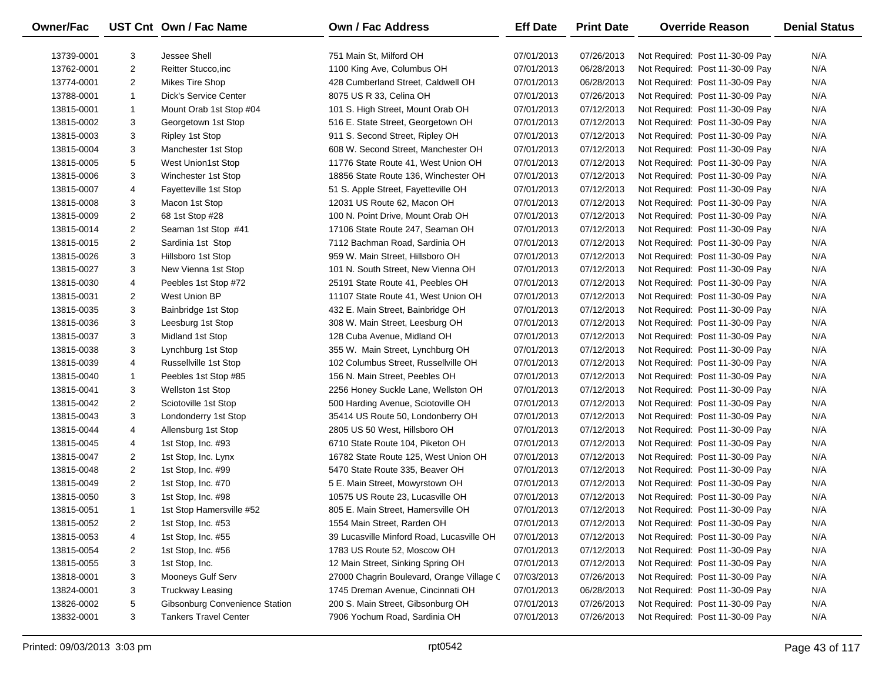| Owner/Fac | UST Cnt | Own / Fac Name | Own / Fac Address | Eff Date | Print Date | Override Reason | Denial Status |
|---|---|---|---|---|---|---|---|
| 13739-0001 | 3 | Jessee Shell | 751 Main St, Milford OH | 07/01/2013 | 07/26/2013 | Not Required: Post 11-30-09 Pay | N/A |
| 13762-0001 | 2 | Reitter Stucco,inc | 1100 King Ave, Columbus OH | 07/01/2013 | 06/28/2013 | Not Required: Post 11-30-09 Pay | N/A |
| 13774-0001 | 2 | Mikes Tire Shop | 428 Cumberland Street, Caldwell OH | 07/01/2013 | 06/28/2013 | Not Required: Post 11-30-09 Pay | N/A |
| 13788-0001 | 1 | Dick's Service Center | 8075 US R 33, Celina OH | 07/01/2013 | 07/26/2013 | Not Required: Post 11-30-09 Pay | N/A |
| 13815-0001 | 1 | Mount Orab 1st Stop #04 | 101 S. High Street, Mount Orab OH | 07/01/2013 | 07/12/2013 | Not Required: Post 11-30-09 Pay | N/A |
| 13815-0002 | 3 | Georgetown 1st Stop | 516 E. State Street, Georgetown OH | 07/01/2013 | 07/12/2013 | Not Required: Post 11-30-09 Pay | N/A |
| 13815-0003 | 3 | Ripley 1st Stop | 911 S. Second Street, Ripley OH | 07/01/2013 | 07/12/2013 | Not Required: Post 11-30-09 Pay | N/A |
| 13815-0004 | 3 | Manchester 1st Stop | 608 W. Second Street, Manchester OH | 07/01/2013 | 07/12/2013 | Not Required: Post 11-30-09 Pay | N/A |
| 13815-0005 | 5 | West Union1st Stop | 11776 State Route 41, West Union OH | 07/01/2013 | 07/12/2013 | Not Required: Post 11-30-09 Pay | N/A |
| 13815-0006 | 3 | Winchester 1st Stop | 18856 State Route 136, Winchester OH | 07/01/2013 | 07/12/2013 | Not Required: Post 11-30-09 Pay | N/A |
| 13815-0007 | 4 | Fayetteville 1st Stop | 51 S. Apple Street, Fayetteville OH | 07/01/2013 | 07/12/2013 | Not Required: Post 11-30-09 Pay | N/A |
| 13815-0008 | 3 | Macon 1st Stop | 12031 US Route 62, Macon OH | 07/01/2013 | 07/12/2013 | Not Required: Post 11-30-09 Pay | N/A |
| 13815-0009 | 2 | 68 1st Stop #28 | 100 N. Point Drive, Mount Orab OH | 07/01/2013 | 07/12/2013 | Not Required: Post 11-30-09 Pay | N/A |
| 13815-0014 | 2 | Seaman 1st Stop #41 | 17106 State Route 247, Seaman OH | 07/01/2013 | 07/12/2013 | Not Required: Post 11-30-09 Pay | N/A |
| 13815-0015 | 2 | Sardinia 1st Stop | 7112 Bachman Road, Sardinia OH | 07/01/2013 | 07/12/2013 | Not Required: Post 11-30-09 Pay | N/A |
| 13815-0026 | 3 | Hillsboro 1st Stop | 959 W. Main Street, Hillsboro OH | 07/01/2013 | 07/12/2013 | Not Required: Post 11-30-09 Pay | N/A |
| 13815-0027 | 3 | New Vienna 1st Stop | 101 N. South Street, New Vienna OH | 07/01/2013 | 07/12/2013 | Not Required: Post 11-30-09 Pay | N/A |
| 13815-0030 | 4 | Peebles 1st Stop #72 | 25191 State Route 41, Peebles OH | 07/01/2013 | 07/12/2013 | Not Required: Post 11-30-09 Pay | N/A |
| 13815-0031 | 2 | West Union BP | 11107 State Route 41, West Union OH | 07/01/2013 | 07/12/2013 | Not Required: Post 11-30-09 Pay | N/A |
| 13815-0035 | 3 | Bainbridge 1st Stop | 432 E. Main Street, Bainbridge OH | 07/01/2013 | 07/12/2013 | Not Required: Post 11-30-09 Pay | N/A |
| 13815-0036 | 3 | Leesburg 1st Stop | 308 W. Main Street, Leesburg OH | 07/01/2013 | 07/12/2013 | Not Required: Post 11-30-09 Pay | N/A |
| 13815-0037 | 3 | Midland 1st Stop | 128 Cuba Avenue, Midland OH | 07/01/2013 | 07/12/2013 | Not Required: Post 11-30-09 Pay | N/A |
| 13815-0038 | 3 | Lynchburg 1st Stop | 355 W. Main Street, Lynchburg OH | 07/01/2013 | 07/12/2013 | Not Required: Post 11-30-09 Pay | N/A |
| 13815-0039 | 4 | Russellville 1st Stop | 102 Columbus Street, Russellville OH | 07/01/2013 | 07/12/2013 | Not Required: Post 11-30-09 Pay | N/A |
| 13815-0040 | 1 | Peebles 1st Stop #85 | 156 N. Main Street, Peebles OH | 07/01/2013 | 07/12/2013 | Not Required: Post 11-30-09 Pay | N/A |
| 13815-0041 | 3 | Wellston 1st Stop | 2256 Honey Suckle Lane, Wellston OH | 07/01/2013 | 07/12/2013 | Not Required: Post 11-30-09 Pay | N/A |
| 13815-0042 | 2 | Sciotoville 1st Stop | 500 Harding Avenue, Sciotoville OH | 07/01/2013 | 07/12/2013 | Not Required: Post 11-30-09 Pay | N/A |
| 13815-0043 | 3 | Londonderry 1st Stop | 35414 US Route 50, Londonberry OH | 07/01/2013 | 07/12/2013 | Not Required: Post 11-30-09 Pay | N/A |
| 13815-0044 | 4 | Allensburg 1st Stop | 2805 US 50 West, Hillsboro OH | 07/01/2013 | 07/12/2013 | Not Required: Post 11-30-09 Pay | N/A |
| 13815-0045 | 4 | 1st Stop, Inc. #93 | 6710 State Route 104, Piketon OH | 07/01/2013 | 07/12/2013 | Not Required: Post 11-30-09 Pay | N/A |
| 13815-0047 | 2 | 1st Stop, Inc. Lynx | 16782 State Route 125, West Union OH | 07/01/2013 | 07/12/2013 | Not Required: Post 11-30-09 Pay | N/A |
| 13815-0048 | 2 | 1st Stop, Inc. #99 | 5470 State Route 335, Beaver OH | 07/01/2013 | 07/12/2013 | Not Required: Post 11-30-09 Pay | N/A |
| 13815-0049 | 2 | 1st Stop, Inc. #70 | 5 E. Main Street, Mowyrstown OH | 07/01/2013 | 07/12/2013 | Not Required: Post 11-30-09 Pay | N/A |
| 13815-0050 | 3 | 1st Stop, Inc. #98 | 10575 US Route 23, Lucasville OH | 07/01/2013 | 07/12/2013 | Not Required: Post 11-30-09 Pay | N/A |
| 13815-0051 | 1 | 1st Stop Hamersville #52 | 805 E. Main Street, Hamersville OH | 07/01/2013 | 07/12/2013 | Not Required: Post 11-30-09 Pay | N/A |
| 13815-0052 | 2 | 1st Stop, Inc. #53 | 1554 Main Street, Rarden OH | 07/01/2013 | 07/12/2013 | Not Required: Post 11-30-09 Pay | N/A |
| 13815-0053 | 4 | 1st Stop, Inc. #55 | 39 Lucasville Minford Road, Lucasville OH | 07/01/2013 | 07/12/2013 | Not Required: Post 11-30-09 Pay | N/A |
| 13815-0054 | 2 | 1st Stop, Inc. #56 | 1783 US Route 52, Moscow OH | 07/01/2013 | 07/12/2013 | Not Required: Post 11-30-09 Pay | N/A |
| 13815-0055 | 3 | 1st Stop, Inc. | 12 Main Street, Sinking Spring OH | 07/01/2013 | 07/12/2013 | Not Required: Post 11-30-09 Pay | N/A |
| 13818-0001 | 3 | Mooneys Gulf Serv | 27000 Chagrin Boulevard, Orange Village C | 07/03/2013 | 07/26/2013 | Not Required: Post 11-30-09 Pay | N/A |
| 13824-0001 | 3 | Truckway Leasing | 1745 Dreman Avenue, Cincinnati OH | 07/01/2013 | 06/28/2013 | Not Required: Post 11-30-09 Pay | N/A |
| 13826-0002 | 5 | Gibsonburg Convenience Station | 200 S. Main Street, Gibsonburg OH | 07/01/2013 | 07/26/2013 | Not Required: Post 11-30-09 Pay | N/A |
| 13832-0001 | 3 | Tankers Travel Center | 7906 Yochum Road, Sardinia OH | 07/01/2013 | 07/26/2013 | Not Required: Post 11-30-09 Pay | N/A |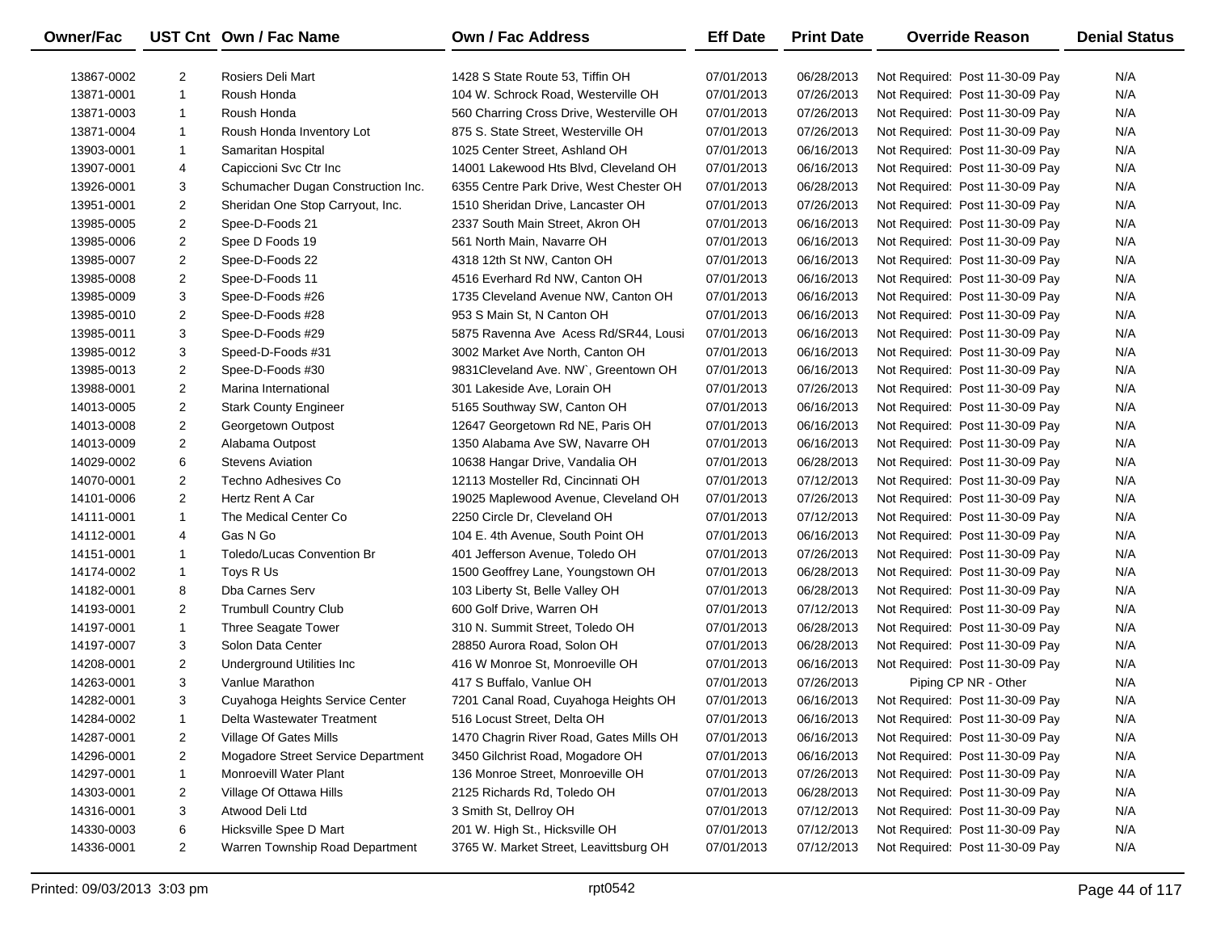| Owner/Fac | UST Cnt | Own / Fac Name | Own / Fac Address | Eff Date | Print Date | Override Reason | Denial Status |
|---|---|---|---|---|---|---|---|
| 13867-0002 | 2 | Rosiers Deli Mart | 1428 S State Route 53, Tiffin OH | 07/01/2013 | 06/28/2013 | Not Required: Post 11-30-09 Pay | N/A |
| 13871-0001 | 1 | Roush Honda | 104 W. Schrock Road, Westerville OH | 07/01/2013 | 07/26/2013 | Not Required: Post 11-30-09 Pay | N/A |
| 13871-0003 | 1 | Roush Honda | 560 Charring Cross Drive, Westerville OH | 07/01/2013 | 07/26/2013 | Not Required: Post 11-30-09 Pay | N/A |
| 13871-0004 | 1 | Roush Honda Inventory Lot | 875 S. State Street, Westerville OH | 07/01/2013 | 07/26/2013 | Not Required: Post 11-30-09 Pay | N/A |
| 13903-0001 | 1 | Samaritan Hospital | 1025 Center Street, Ashland OH | 07/01/2013 | 06/16/2013 | Not Required: Post 11-30-09 Pay | N/A |
| 13907-0001 | 4 | Capiccioni Svc Ctr Inc | 14001 Lakewood Hts Blvd, Cleveland OH | 07/01/2013 | 06/16/2013 | Not Required: Post 11-30-09 Pay | N/A |
| 13926-0001 | 3 | Schumacher Dugan Construction Inc. | 6355 Centre Park Drive, West Chester OH | 07/01/2013 | 06/28/2013 | Not Required: Post 11-30-09 Pay | N/A |
| 13951-0001 | 2 | Sheridan One Stop Carryout, Inc. | 1510 Sheridan Drive, Lancaster OH | 07/01/2013 | 07/26/2013 | Not Required: Post 11-30-09 Pay | N/A |
| 13985-0005 | 2 | Spee-D-Foods 21 | 2337 South Main Street, Akron OH | 07/01/2013 | 06/16/2013 | Not Required: Post 11-30-09 Pay | N/A |
| 13985-0006 | 2 | Spee D Foods 19 | 561 North Main, Navarre OH | 07/01/2013 | 06/16/2013 | Not Required: Post 11-30-09 Pay | N/A |
| 13985-0007 | 2 | Spee-D-Foods 22 | 4318 12th St NW, Canton OH | 07/01/2013 | 06/16/2013 | Not Required: Post 11-30-09 Pay | N/A |
| 13985-0008 | 2 | Spee-D-Foods 11 | 4516 Everhard Rd NW, Canton OH | 07/01/2013 | 06/16/2013 | Not Required: Post 11-30-09 Pay | N/A |
| 13985-0009 | 3 | Spee-D-Foods #26 | 1735 Cleveland Avenue NW, Canton OH | 07/01/2013 | 06/16/2013 | Not Required: Post 11-30-09 Pay | N/A |
| 13985-0010 | 2 | Spee-D-Foods #28 | 953 S Main St, N Canton OH | 07/01/2013 | 06/16/2013 | Not Required: Post 11-30-09 Pay | N/A |
| 13985-0011 | 3 | Spee-D-Foods #29 | 5875 Ravenna Ave Acess Rd/SR44, Lousi | 07/01/2013 | 06/16/2013 | Not Required: Post 11-30-09 Pay | N/A |
| 13985-0012 | 3 | Speed-D-Foods #31 | 3002 Market Ave North, Canton OH | 07/01/2013 | 06/16/2013 | Not Required: Post 11-30-09 Pay | N/A |
| 13985-0013 | 2 | Spee-D-Foods #30 | 9831Cleveland Ave. NW`, Greentown OH | 07/01/2013 | 06/16/2013 | Not Required: Post 11-30-09 Pay | N/A |
| 13988-0001 | 2 | Marina International | 301 Lakeside Ave, Lorain OH | 07/01/2013 | 07/26/2013 | Not Required: Post 11-30-09 Pay | N/A |
| 14013-0005 | 2 | Stark County Engineer | 5165 Southway SW, Canton OH | 07/01/2013 | 06/16/2013 | Not Required: Post 11-30-09 Pay | N/A |
| 14013-0008 | 2 | Georgetown Outpost | 12647 Georgetown Rd NE, Paris OH | 07/01/2013 | 06/16/2013 | Not Required: Post 11-30-09 Pay | N/A |
| 14013-0009 | 2 | Alabama Outpost | 1350 Alabama Ave SW, Navarre OH | 07/01/2013 | 06/16/2013 | Not Required: Post 11-30-09 Pay | N/A |
| 14029-0002 | 6 | Stevens Aviation | 10638 Hangar Drive, Vandalia OH | 07/01/2013 | 06/28/2013 | Not Required: Post 11-30-09 Pay | N/A |
| 14070-0001 | 2 | Techno Adhesives Co | 12113 Mosteller Rd, Cincinnati OH | 07/01/2013 | 07/12/2013 | Not Required: Post 11-30-09 Pay | N/A |
| 14101-0006 | 2 | Hertz Rent A Car | 19025 Maplewood Avenue, Cleveland OH | 07/01/2013 | 07/26/2013 | Not Required: Post 11-30-09 Pay | N/A |
| 14111-0001 | 1 | The Medical Center Co | 2250 Circle Dr, Cleveland OH | 07/01/2013 | 07/12/2013 | Not Required: Post 11-30-09 Pay | N/A |
| 14112-0001 | 4 | Gas N Go | 104 E. 4th Avenue, South Point OH | 07/01/2013 | 06/16/2013 | Not Required: Post 11-30-09 Pay | N/A |
| 14151-0001 | 1 | Toledo/Lucas Convention Br | 401 Jefferson Avenue, Toledo OH | 07/01/2013 | 07/26/2013 | Not Required: Post 11-30-09 Pay | N/A |
| 14174-0002 | 1 | Toys R Us | 1500 Geoffrey Lane, Youngstown OH | 07/01/2013 | 06/28/2013 | Not Required: Post 11-30-09 Pay | N/A |
| 14182-0001 | 8 | Dba Carnes Serv | 103 Liberty St, Belle Valley OH | 07/01/2013 | 06/28/2013 | Not Required: Post 11-30-09 Pay | N/A |
| 14193-0001 | 2 | Trumbull Country Club | 600 Golf Drive, Warren OH | 07/01/2013 | 07/12/2013 | Not Required: Post 11-30-09 Pay | N/A |
| 14197-0001 | 1 | Three Seagate Tower | 310 N. Summit Street, Toledo OH | 07/01/2013 | 06/28/2013 | Not Required: Post 11-30-09 Pay | N/A |
| 14197-0007 | 3 | Solon Data Center | 28850 Aurora Road, Solon OH | 07/01/2013 | 06/28/2013 | Not Required: Post 11-30-09 Pay | N/A |
| 14208-0001 | 2 | Underground Utilities Inc | 416 W Monroe St, Monroeville OH | 07/01/2013 | 06/16/2013 | Not Required: Post 11-30-09 Pay | N/A |
| 14263-0001 | 3 | Vanlue Marathon | 417 S Buffalo, Vanlue OH | 07/01/2013 | 07/26/2013 | Piping CP NR - Other | N/A |
| 14282-0001 | 3 | Cuyahoga Heights Service Center | 7201 Canal Road, Cuyahoga Heights OH | 07/01/2013 | 06/16/2013 | Not Required: Post 11-30-09 Pay | N/A |
| 14284-0002 | 1 | Delta Wastewater Treatment | 516 Locust Street, Delta OH | 07/01/2013 | 06/16/2013 | Not Required: Post 11-30-09 Pay | N/A |
| 14287-0001 | 2 | Village Of Gates Mills | 1470 Chagrin River Road, Gates Mills OH | 07/01/2013 | 06/16/2013 | Not Required: Post 11-30-09 Pay | N/A |
| 14296-0001 | 2 | Mogadore Street Service Department | 3450 Gilchrist Road, Mogadore OH | 07/01/2013 | 06/16/2013 | Not Required: Post 11-30-09 Pay | N/A |
| 14297-0001 | 1 | Monroevill Water Plant | 136 Monroe Street, Monroeville OH | 07/01/2013 | 07/26/2013 | Not Required: Post 11-30-09 Pay | N/A |
| 14303-0001 | 2 | Village Of Ottawa Hills | 2125 Richards Rd, Toledo OH | 07/01/2013 | 06/28/2013 | Not Required: Post 11-30-09 Pay | N/A |
| 14316-0001 | 3 | Atwood Deli Ltd | 3 Smith St, Dellroy OH | 07/01/2013 | 07/12/2013 | Not Required: Post 11-30-09 Pay | N/A |
| 14330-0003 | 6 | Hicksville Spee D Mart | 201 W. High St., Hicksville OH | 07/01/2013 | 07/12/2013 | Not Required: Post 11-30-09 Pay | N/A |
| 14336-0001 | 2 | Warren Township Road Department | 3765 W. Market Street, Leavittsburg OH | 07/01/2013 | 07/12/2013 | Not Required: Post 11-30-09 Pay | N/A |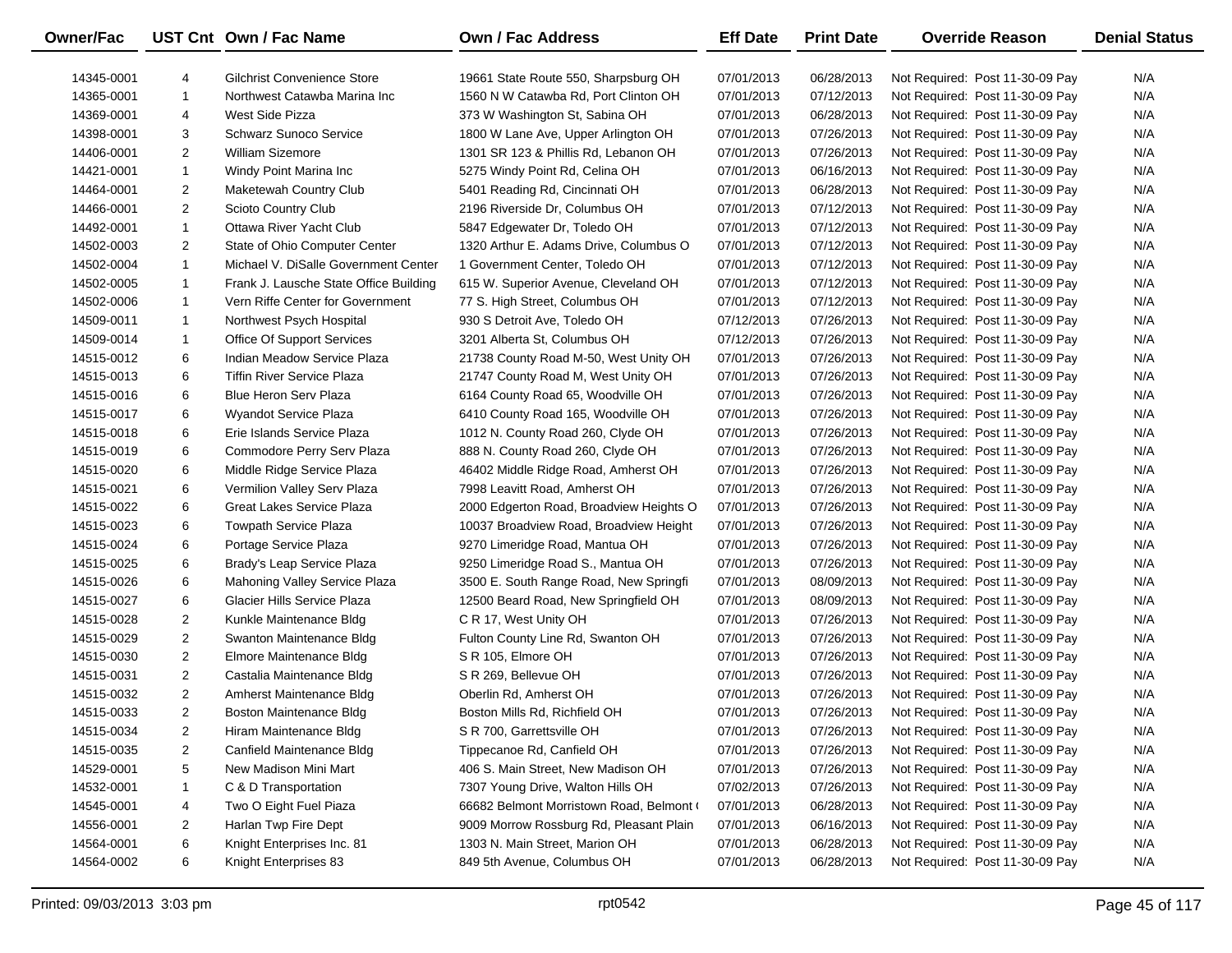| Owner/Fac | UST Cnt | Own / Fac Name | Own / Fac Address | Eff Date | Print Date | Override Reason | Denial Status |
|---|---|---|---|---|---|---|---|
| 14345-0001 | 4 | Gilchrist Convenience Store | 19661 State Route 550, Sharpsburg OH | 07/01/2013 | 06/28/2013 | Not Required: Post 11-30-09 Pay | N/A |
| 14365-0001 | 1 | Northwest Catawba Marina Inc | 1560 N W Catawba Rd, Port Clinton OH | 07/01/2013 | 07/12/2013 | Not Required: Post 11-30-09 Pay | N/A |
| 14369-0001 | 4 | West Side Pizza | 373 W Washington St, Sabina OH | 07/01/2013 | 06/28/2013 | Not Required: Post 11-30-09 Pay | N/A |
| 14398-0001 | 3 | Schwarz Sunoco Service | 1800 W Lane Ave, Upper Arlington OH | 07/01/2013 | 07/26/2013 | Not Required: Post 11-30-09 Pay | N/A |
| 14406-0001 | 2 | William Sizemore | 1301 SR 123 & Phillis Rd, Lebanon OH | 07/01/2013 | 07/26/2013 | Not Required: Post 11-30-09 Pay | N/A |
| 14421-0001 | 1 | Windy Point Marina Inc | 5275 Windy Point Rd, Celina OH | 07/01/2013 | 06/16/2013 | Not Required: Post 11-30-09 Pay | N/A |
| 14464-0001 | 2 | Maketewah Country Club | 5401 Reading Rd, Cincinnati OH | 07/01/2013 | 06/28/2013 | Not Required: Post 11-30-09 Pay | N/A |
| 14466-0001 | 2 | Scioto Country Club | 2196 Riverside Dr, Columbus OH | 07/01/2013 | 07/12/2013 | Not Required: Post 11-30-09 Pay | N/A |
| 14492-0001 | 1 | Ottawa River Yacht Club | 5847 Edgewater Dr, Toledo OH | 07/01/2013 | 07/12/2013 | Not Required: Post 11-30-09 Pay | N/A |
| 14502-0003 | 2 | State of Ohio Computer Center | 1320 Arthur E. Adams Drive, Columbus O | 07/01/2013 | 07/12/2013 | Not Required: Post 11-30-09 Pay | N/A |
| 14502-0004 | 1 | Michael V. DiSalle Government Center | 1 Government Center, Toledo OH | 07/01/2013 | 07/12/2013 | Not Required: Post 11-30-09 Pay | N/A |
| 14502-0005 | 1 | Frank J. Lausche State Office Building | 615 W. Superior Avenue, Cleveland OH | 07/01/2013 | 07/12/2013 | Not Required: Post 11-30-09 Pay | N/A |
| 14502-0006 | 1 | Vern Riffe Center for Government | 77 S. High Street, Columbus OH | 07/01/2013 | 07/12/2013 | Not Required: Post 11-30-09 Pay | N/A |
| 14509-0011 | 1 | Northwest Psych Hospital | 930 S Detroit Ave, Toledo OH | 07/12/2013 | 07/26/2013 | Not Required: Post 11-30-09 Pay | N/A |
| 14509-0014 | 1 | Office Of Support Services | 3201 Alberta St, Columbus OH | 07/12/2013 | 07/26/2013 | Not Required: Post 11-30-09 Pay | N/A |
| 14515-0012 | 6 | Indian Meadow Service Plaza | 21738 County Road M-50, West Unity OH | 07/01/2013 | 07/26/2013 | Not Required: Post 11-30-09 Pay | N/A |
| 14515-0013 | 6 | Tiffin River Service Plaza | 21747 County Road M, West Unity OH | 07/01/2013 | 07/26/2013 | Not Required: Post 11-30-09 Pay | N/A |
| 14515-0016 | 6 | Blue Heron Serv Plaza | 6164 County Road 65, Woodville OH | 07/01/2013 | 07/26/2013 | Not Required: Post 11-30-09 Pay | N/A |
| 14515-0017 | 6 | Wyandot Service Plaza | 6410 County Road 165, Woodville OH | 07/01/2013 | 07/26/2013 | Not Required: Post 11-30-09 Pay | N/A |
| 14515-0018 | 6 | Erie Islands Service Plaza | 1012 N. County Road 260, Clyde OH | 07/01/2013 | 07/26/2013 | Not Required: Post 11-30-09 Pay | N/A |
| 14515-0019 | 6 | Commodore Perry Serv Plaza | 888 N. County Road 260, Clyde OH | 07/01/2013 | 07/26/2013 | Not Required: Post 11-30-09 Pay | N/A |
| 14515-0020 | 6 | Middle Ridge Service Plaza | 46402 Middle Ridge Road, Amherst OH | 07/01/2013 | 07/26/2013 | Not Required: Post 11-30-09 Pay | N/A |
| 14515-0021 | 6 | Vermilion Valley Serv Plaza | 7998 Leavitt Road, Amherst OH | 07/01/2013 | 07/26/2013 | Not Required: Post 11-30-09 Pay | N/A |
| 14515-0022 | 6 | Great Lakes Service Plaza | 2000 Edgerton Road, Broadview Heights O | 07/01/2013 | 07/26/2013 | Not Required: Post 11-30-09 Pay | N/A |
| 14515-0023 | 6 | Towpath Service Plaza | 10037 Broadview Road, Broadview Height | 07/01/2013 | 07/26/2013 | Not Required: Post 11-30-09 Pay | N/A |
| 14515-0024 | 6 | Portage Service Plaza | 9270 Limeridge Road, Mantua OH | 07/01/2013 | 07/26/2013 | Not Required: Post 11-30-09 Pay | N/A |
| 14515-0025 | 6 | Brady's Leap Service Plaza | 9250 Limeridge Road S., Mantua OH | 07/01/2013 | 07/26/2013 | Not Required: Post 11-30-09 Pay | N/A |
| 14515-0026 | 6 | Mahoning Valley Service Plaza | 3500 E. South Range Road, New Springfi | 07/01/2013 | 08/09/2013 | Not Required: Post 11-30-09 Pay | N/A |
| 14515-0027 | 6 | Glacier Hills Service Plaza | 12500 Beard Road, New Springfield OH | 07/01/2013 | 08/09/2013 | Not Required: Post 11-30-09 Pay | N/A |
| 14515-0028 | 2 | Kunkle Maintenance Bldg | C R 17, West Unity OH | 07/01/2013 | 07/26/2013 | Not Required: Post 11-30-09 Pay | N/A |
| 14515-0029 | 2 | Swanton Maintenance Bldg | Fulton County Line Rd, Swanton OH | 07/01/2013 | 07/26/2013 | Not Required: Post 11-30-09 Pay | N/A |
| 14515-0030 | 2 | Elmore Maintenance Bldg | S R 105, Elmore OH | 07/01/2013 | 07/26/2013 | Not Required: Post 11-30-09 Pay | N/A |
| 14515-0031 | 2 | Castalia Maintenance Bldg | S R 269, Bellevue OH | 07/01/2013 | 07/26/2013 | Not Required: Post 11-30-09 Pay | N/A |
| 14515-0032 | 2 | Amherst Maintenance Bldg | Oberlin Rd, Amherst OH | 07/01/2013 | 07/26/2013 | Not Required: Post 11-30-09 Pay | N/A |
| 14515-0033 | 2 | Boston Maintenance Bldg | Boston Mills Rd, Richfield OH | 07/01/2013 | 07/26/2013 | Not Required: Post 11-30-09 Pay | N/A |
| 14515-0034 | 2 | Hiram Maintenance Bldg | S R 700, Garrettsville OH | 07/01/2013 | 07/26/2013 | Not Required: Post 11-30-09 Pay | N/A |
| 14515-0035 | 2 | Canfield Maintenance Bldg | Tippecanoe Rd, Canfield OH | 07/01/2013 | 07/26/2013 | Not Required: Post 11-30-09 Pay | N/A |
| 14529-0001 | 5 | New Madison Mini Mart | 406 S. Main Street, New Madison OH | 07/01/2013 | 07/26/2013 | Not Required: Post 11-30-09 Pay | N/A |
| 14532-0001 | 1 | C & D Transportation | 7307 Young Drive, Walton Hills OH | 07/02/2013 | 07/26/2013 | Not Required: Post 11-30-09 Pay | N/A |
| 14545-0001 | 4 | Two O Eight Fuel Piaza | 66682 Belmont Morristown Road, Belmont ( | 07/01/2013 | 06/28/2013 | Not Required: Post 11-30-09 Pay | N/A |
| 14556-0001 | 2 | Harlan Twp Fire Dept | 9009 Morrow Rossburg Rd, Pleasant Plain | 07/01/2013 | 06/16/2013 | Not Required: Post 11-30-09 Pay | N/A |
| 14564-0001 | 6 | Knight Enterprises Inc. 81 | 1303 N. Main Street, Marion OH | 07/01/2013 | 06/28/2013 | Not Required: Post 11-30-09 Pay | N/A |
| 14564-0002 | 6 | Knight Enterprises 83 | 849 5th Avenue, Columbus OH | 07/01/2013 | 06/28/2013 | Not Required: Post 11-30-09 Pay | N/A |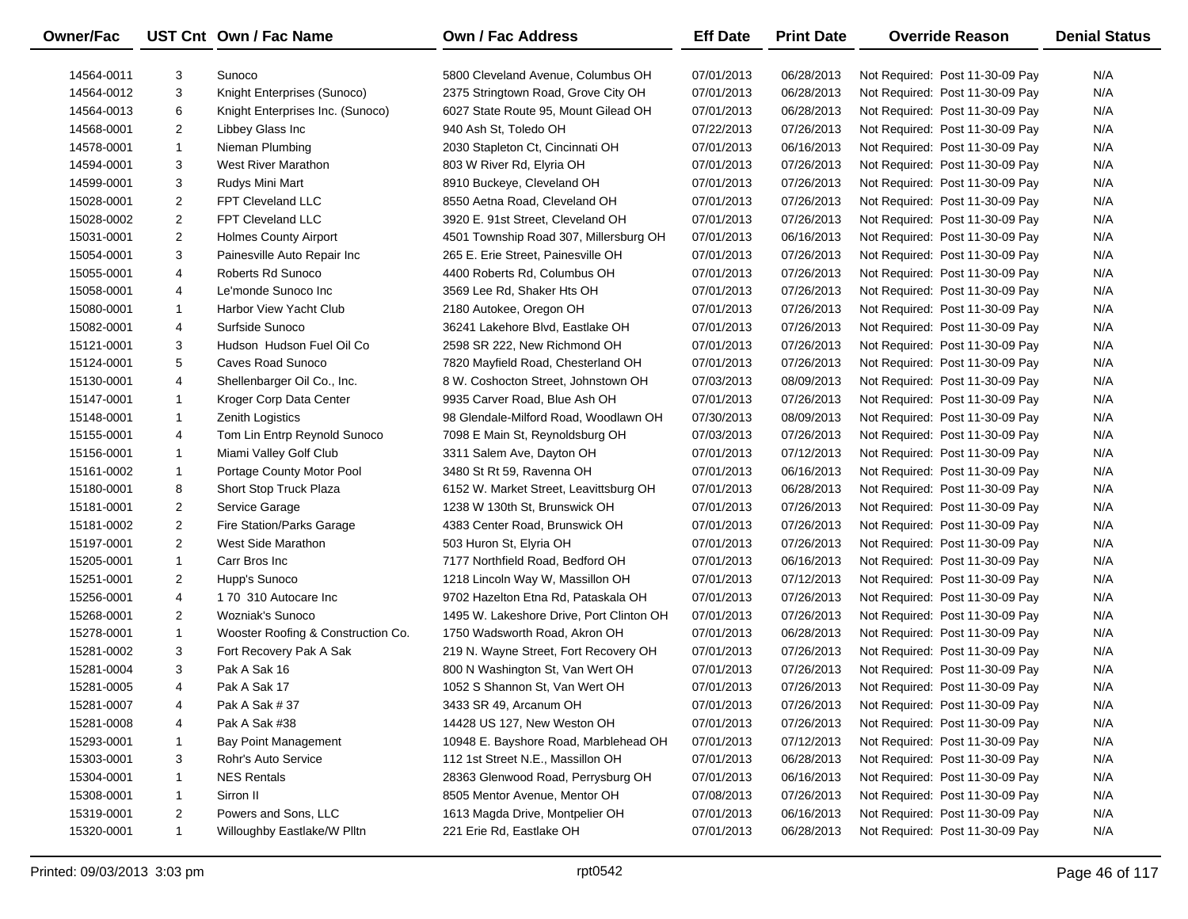| Owner/Fac | UST Cnt | Own / Fac Name | Own / Fac Address | Eff Date | Print Date | Override Reason | Denial Status |
|---|---|---|---|---|---|---|---|
| 14564-0011 | 3 | Sunoco | 5800 Cleveland Avenue, Columbus OH | 07/01/2013 | 06/28/2013 | Not Required: Post 11-30-09 Pay | N/A |
| 14564-0012 | 3 | Knight Enterprises (Sunoco) | 2375 Stringtown Road, Grove City OH | 07/01/2013 | 06/28/2013 | Not Required: Post 11-30-09 Pay | N/A |
| 14564-0013 | 6 | Knight Enterprises Inc. (Sunoco) | 6027 State Route 95, Mount Gilead OH | 07/01/2013 | 06/28/2013 | Not Required: Post 11-30-09 Pay | N/A |
| 14568-0001 | 2 | Libbey Glass Inc | 940 Ash St, Toledo OH | 07/22/2013 | 07/26/2013 | Not Required: Post 11-30-09 Pay | N/A |
| 14578-0001 | 1 | Nieman Plumbing | 2030 Stapleton Ct, Cincinnati OH | 07/01/2013 | 06/16/2013 | Not Required: Post 11-30-09 Pay | N/A |
| 14594-0001 | 3 | West River Marathon | 803 W River Rd, Elyria OH | 07/01/2013 | 07/26/2013 | Not Required: Post 11-30-09 Pay | N/A |
| 14599-0001 | 3 | Rudys Mini Mart | 8910 Buckeye, Cleveland OH | 07/01/2013 | 07/26/2013 | Not Required: Post 11-30-09 Pay | N/A |
| 15028-0001 | 2 | FPT Cleveland LLC | 8550 Aetna Road, Cleveland OH | 07/01/2013 | 07/26/2013 | Not Required: Post 11-30-09 Pay | N/A |
| 15028-0002 | 2 | FPT Cleveland LLC | 3920 E. 91st Street, Cleveland OH | 07/01/2013 | 07/26/2013 | Not Required: Post 11-30-09 Pay | N/A |
| 15031-0001 | 2 | Holmes County Airport | 4501 Township Road 307, Millersburg OH | 07/01/2013 | 06/16/2013 | Not Required: Post 11-30-09 Pay | N/A |
| 15054-0001 | 3 | Painesville Auto Repair Inc | 265 E. Erie Street, Painesville OH | 07/01/2013 | 07/26/2013 | Not Required: Post 11-30-09 Pay | N/A |
| 15055-0001 | 4 | Roberts Rd Sunoco | 4400 Roberts Rd, Columbus OH | 07/01/2013 | 07/26/2013 | Not Required: Post 11-30-09 Pay | N/A |
| 15058-0001 | 4 | Le'monde Sunoco Inc | 3569 Lee Rd, Shaker Hts OH | 07/01/2013 | 07/26/2013 | Not Required: Post 11-30-09 Pay | N/A |
| 15080-0001 | 1 | Harbor View Yacht Club | 2180 Autokee, Oregon OH | 07/01/2013 | 07/26/2013 | Not Required: Post 11-30-09 Pay | N/A |
| 15082-0001 | 4 | Surfside Sunoco | 36241 Lakehore Blvd, Eastlake OH | 07/01/2013 | 07/26/2013 | Not Required: Post 11-30-09 Pay | N/A |
| 15121-0001 | 3 | Hudson Hudson Fuel Oil Co | 2598 SR 222, New Richmond OH | 07/01/2013 | 07/26/2013 | Not Required: Post 11-30-09 Pay | N/A |
| 15124-0001 | 5 | Caves Road Sunoco | 7820 Mayfield Road, Chesterland OH | 07/01/2013 | 07/26/2013 | Not Required: Post 11-30-09 Pay | N/A |
| 15130-0001 | 4 | Shellenbarger Oil Co., Inc. | 8 W. Coshocton Street, Johnstown OH | 07/03/2013 | 08/09/2013 | Not Required: Post 11-30-09 Pay | N/A |
| 15147-0001 | 1 | Kroger Corp Data Center | 9935 Carver Road, Blue Ash OH | 07/01/2013 | 07/26/2013 | Not Required: Post 11-30-09 Pay | N/A |
| 15148-0001 | 1 | Zenith Logistics | 98 Glendale-Milford Road, Woodlawn OH | 07/30/2013 | 08/09/2013 | Not Required: Post 11-30-09 Pay | N/A |
| 15155-0001 | 4 | Tom Lin Entrp Reynold Sunoco | 7098 E Main St, Reynoldsburg OH | 07/03/2013 | 07/26/2013 | Not Required: Post 11-30-09 Pay | N/A |
| 15156-0001 | 1 | Miami Valley Golf Club | 3311 Salem Ave, Dayton OH | 07/01/2013 | 07/12/2013 | Not Required: Post 11-30-09 Pay | N/A |
| 15161-0002 | 1 | Portage County Motor Pool | 3480 St Rt 59, Ravenna OH | 07/01/2013 | 06/16/2013 | Not Required: Post 11-30-09 Pay | N/A |
| 15180-0001 | 8 | Short Stop Truck Plaza | 6152 W. Market Street, Leavittsburg OH | 07/01/2013 | 06/28/2013 | Not Required: Post 11-30-09 Pay | N/A |
| 15181-0001 | 2 | Service Garage | 1238 W 130th St, Brunswick OH | 07/01/2013 | 07/26/2013 | Not Required: Post 11-30-09 Pay | N/A |
| 15181-0002 | 2 | Fire Station/Parks Garage | 4383 Center Road, Brunswick OH | 07/01/2013 | 07/26/2013 | Not Required: Post 11-30-09 Pay | N/A |
| 15197-0001 | 2 | West Side Marathon | 503 Huron St, Elyria OH | 07/01/2013 | 07/26/2013 | Not Required: Post 11-30-09 Pay | N/A |
| 15205-0001 | 1 | Carr Bros Inc | 7177 Northfield Road, Bedford OH | 07/01/2013 | 06/16/2013 | Not Required: Post 11-30-09 Pay | N/A |
| 15251-0001 | 2 | Hupp's Sunoco | 1218 Lincoln Way W, Massillon OH | 07/01/2013 | 07/12/2013 | Not Required: Post 11-30-09 Pay | N/A |
| 15256-0001 | 4 | 1 70 310 Autocare Inc | 9702 Hazelton Etna Rd, Pataskala OH | 07/01/2013 | 07/26/2013 | Not Required: Post 11-30-09 Pay | N/A |
| 15268-0001 | 2 | Wozniak's Sunoco | 1495 W. Lakeshore Drive, Port Clinton OH | 07/01/2013 | 07/26/2013 | Not Required: Post 11-30-09 Pay | N/A |
| 15278-0001 | 1 | Wooster Roofing & Construction Co. | 1750 Wadsworth Road, Akron OH | 07/01/2013 | 06/28/2013 | Not Required: Post 11-30-09 Pay | N/A |
| 15281-0002 | 3 | Fort Recovery Pak A Sak | 219 N. Wayne Street, Fort Recovery OH | 07/01/2013 | 07/26/2013 | Not Required: Post 11-30-09 Pay | N/A |
| 15281-0004 | 3 | Pak A Sak 16 | 800 N Washington St, Van Wert OH | 07/01/2013 | 07/26/2013 | Not Required: Post 11-30-09 Pay | N/A |
| 15281-0005 | 4 | Pak A Sak 17 | 1052 S Shannon St, Van Wert OH | 07/01/2013 | 07/26/2013 | Not Required: Post 11-30-09 Pay | N/A |
| 15281-0007 | 4 | Pak A Sak # 37 | 3433 SR 49, Arcanum OH | 07/01/2013 | 07/26/2013 | Not Required: Post 11-30-09 Pay | N/A |
| 15281-0008 | 4 | Pak A Sak #38 | 14428 US 127, New Weston OH | 07/01/2013 | 07/26/2013 | Not Required: Post 11-30-09 Pay | N/A |
| 15293-0001 | 1 | Bay Point Management | 10948 E. Bayshore Road, Marblehead OH | 07/01/2013 | 07/12/2013 | Not Required: Post 11-30-09 Pay | N/A |
| 15303-0001 | 3 | Rohr's Auto Service | 112 1st Street N.E., Massillon OH | 07/01/2013 | 06/28/2013 | Not Required: Post 11-30-09 Pay | N/A |
| 15304-0001 | 1 | NES Rentals | 28363 Glenwood Road, Perrysburg OH | 07/01/2013 | 06/16/2013 | Not Required: Post 11-30-09 Pay | N/A |
| 15308-0001 | 1 | Sirron II | 8505 Mentor Avenue, Mentor OH | 07/08/2013 | 07/26/2013 | Not Required: Post 11-30-09 Pay | N/A |
| 15319-0001 | 2 | Powers and Sons, LLC | 1613 Magda Drive, Montpelier OH | 07/01/2013 | 06/16/2013 | Not Required: Post 11-30-09 Pay | N/A |
| 15320-0001 | 1 | Willoughby Eastlake/W Plltn | 221 Erie Rd, Eastlake OH | 07/01/2013 | 06/28/2013 | Not Required: Post 11-30-09 Pay | N/A |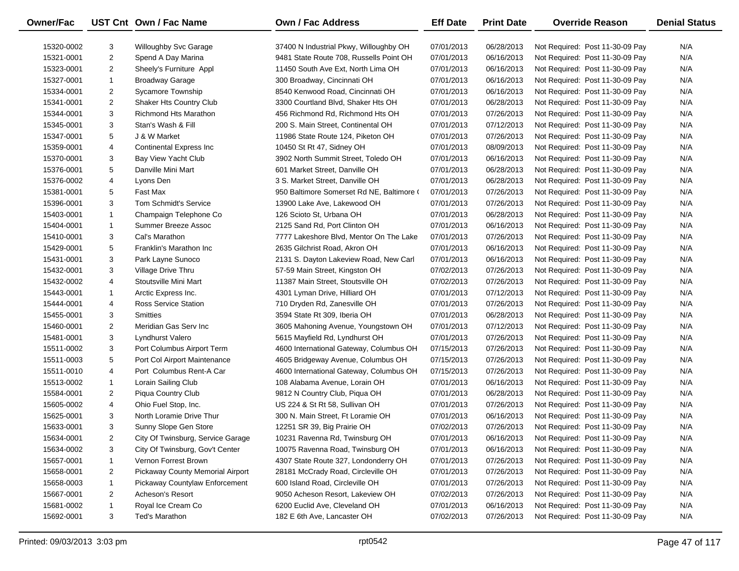| Owner/Fac | UST Cnt | Own / Fac Name | Own / Fac Address | Eff Date | Print Date | Override Reason | Denial Status |
|---|---|---|---|---|---|---|---|
| 15320-0002 | 3 | Willoughby Svc Garage | 37400 N Industrial Pkwy, Willoughby OH | 07/01/2013 | 06/28/2013 | Not Required: Post 11-30-09 Pay | N/A |
| 15321-0001 | 2 | Spend A Day Marina | 9481 State Route 708, Russells Point OH | 07/01/2013 | 06/16/2013 | Not Required: Post 11-30-09 Pay | N/A |
| 15323-0001 | 2 | Sheely's Furniture Appl | 11450 South Ave Ext, North Lima OH | 07/01/2013 | 06/16/2013 | Not Required: Post 11-30-09 Pay | N/A |
| 15327-0001 | 1 | Broadway Garage | 300 Broadway, Cincinnati OH | 07/01/2013 | 06/16/2013 | Not Required: Post 11-30-09 Pay | N/A |
| 15334-0001 | 2 | Sycamore Township | 8540 Kenwood Road, Cincinnati OH | 07/01/2013 | 06/16/2013 | Not Required: Post 11-30-09 Pay | N/A |
| 15341-0001 | 2 | Shaker Hts Country Club | 3300 Courtland Blvd, Shaker Hts OH | 07/01/2013 | 06/28/2013 | Not Required: Post 11-30-09 Pay | N/A |
| 15344-0001 | 3 | Richmond Hts Marathon | 456 Richmond Rd, Richmond Hts OH | 07/01/2013 | 07/26/2013 | Not Required: Post 11-30-09 Pay | N/A |
| 15345-0001 | 3 | Stan's Wash & Fill | 200 S. Main Street, Continental OH | 07/01/2013 | 07/12/2013 | Not Required: Post 11-30-09 Pay | N/A |
| 15347-0001 | 5 | J & W Market | 11986 State Route 124, Piketon OH | 07/01/2013 | 07/26/2013 | Not Required: Post 11-30-09 Pay | N/A |
| 15359-0001 | 4 | Continental Express Inc | 10450 St Rt 47, Sidney OH | 07/01/2013 | 08/09/2013 | Not Required: Post 11-30-09 Pay | N/A |
| 15370-0001 | 3 | Bay View Yacht Club | 3902 North Summit Street, Toledo OH | 07/01/2013 | 06/16/2013 | Not Required: Post 11-30-09 Pay | N/A |
| 15376-0001 | 5 | Danville Mini Mart | 601 Market Street, Danville OH | 07/01/2013 | 06/28/2013 | Not Required: Post 11-30-09 Pay | N/A |
| 15376-0002 | 4 | Lyons Den | 3 S. Market Street, Danville OH | 07/01/2013 | 06/28/2013 | Not Required: Post 11-30-09 Pay | N/A |
| 15381-0001 | 5 | Fast Max | 950 Baltimore Somerset Rd NE, Baltimore ( | 07/01/2013 | 07/26/2013 | Not Required: Post 11-30-09 Pay | N/A |
| 15396-0001 | 3 | Tom Schmidt's Service | 13900 Lake Ave, Lakewood OH | 07/01/2013 | 07/26/2013 | Not Required: Post 11-30-09 Pay | N/A |
| 15403-0001 | 1 | Champaign Telephone Co | 126 Scioto St, Urbana OH | 07/01/2013 | 06/28/2013 | Not Required: Post 11-30-09 Pay | N/A |
| 15404-0001 | 1 | Summer Breeze Assoc | 2125 Sand Rd, Port Clinton OH | 07/01/2013 | 06/16/2013 | Not Required: Post 11-30-09 Pay | N/A |
| 15410-0001 | 3 | Cal's Marathon | 7777 Lakeshore Blvd, Mentor On The Lake | 07/01/2013 | 07/26/2013 | Not Required: Post 11-30-09 Pay | N/A |
| 15429-0001 | 5 | Franklin's Marathon Inc | 2635 Gilchrist Road, Akron OH | 07/01/2013 | 06/16/2013 | Not Required: Post 11-30-09 Pay | N/A |
| 15431-0001 | 3 | Park Layne Sunoco | 2131 S. Dayton Lakeview Road, New Carl | 07/01/2013 | 06/16/2013 | Not Required: Post 11-30-09 Pay | N/A |
| 15432-0001 | 3 | Village Drive Thru | 57-59 Main Street, Kingston OH | 07/02/2013 | 07/26/2013 | Not Required: Post 11-30-09 Pay | N/A |
| 15432-0002 | 4 | Stoutsville Mini Mart | 11387 Main Street, Stoutsville OH | 07/02/2013 | 07/26/2013 | Not Required: Post 11-30-09 Pay | N/A |
| 15443-0001 | 1 | Arctic Express Inc. | 4301 Lyman Drive, Hilliard OH | 07/01/2013 | 07/12/2013 | Not Required: Post 11-30-09 Pay | N/A |
| 15444-0001 | 4 | Ross Service Station | 710 Dryden Rd, Zanesville OH | 07/01/2013 | 07/26/2013 | Not Required: Post 11-30-09 Pay | N/A |
| 15455-0001 | 3 | Smitties | 3594 State Rt 309, Iberia OH | 07/01/2013 | 06/28/2013 | Not Required: Post 11-30-09 Pay | N/A |
| 15460-0001 | 2 | Meridian Gas Serv Inc | 3605 Mahoning Avenue, Youngstown OH | 07/01/2013 | 07/12/2013 | Not Required: Post 11-30-09 Pay | N/A |
| 15481-0001 | 3 | Lyndhurst Valero | 5615 Mayfield Rd, Lyndhurst OH | 07/01/2013 | 07/26/2013 | Not Required: Post 11-30-09 Pay | N/A |
| 15511-0002 | 3 | Port Columbus Airport Term | 4600 International Gateway, Columbus OH | 07/15/2013 | 07/26/2013 | Not Required: Post 11-30-09 Pay | N/A |
| 15511-0003 | 5 | Port Col Airport Maintenance | 4605 Bridgeway Avenue, Columbus OH | 07/15/2013 | 07/26/2013 | Not Required: Post 11-30-09 Pay | N/A |
| 15511-0010 | 4 | Port Columbus Rent-A Car | 4600 International Gateway, Columbus OH | 07/15/2013 | 07/26/2013 | Not Required: Post 11-30-09 Pay | N/A |
| 15513-0002 | 1 | Lorain Sailing Club | 108 Alabama Avenue, Lorain OH | 07/01/2013 | 06/16/2013 | Not Required: Post 11-30-09 Pay | N/A |
| 15584-0001 | 2 | Piqua Country Club | 9812 N Country Club, Piqua OH | 07/01/2013 | 06/28/2013 | Not Required: Post 11-30-09 Pay | N/A |
| 15605-0002 | 4 | Ohio Fuel Stop, Inc. | US 224 & St Rt 58, Sullivan OH | 07/01/2013 | 07/26/2013 | Not Required: Post 11-30-09 Pay | N/A |
| 15625-0001 | 3 | North Loramie Drive Thur | 300 N. Main Street, Ft Loramie OH | 07/01/2013 | 06/16/2013 | Not Required: Post 11-30-09 Pay | N/A |
| 15633-0001 | 3 | Sunny Slope Gen Store | 12251 SR 39, Big Prairie OH | 07/02/2013 | 07/26/2013 | Not Required: Post 11-30-09 Pay | N/A |
| 15634-0001 | 2 | City Of Twinsburg, Service Garage | 10231 Ravenna Rd, Twinsburg OH | 07/01/2013 | 06/16/2013 | Not Required: Post 11-30-09 Pay | N/A |
| 15634-0002 | 3 | City Of Twinsburg, Gov't Center | 10075 Ravenna Road, Twinsburg OH | 07/01/2013 | 06/16/2013 | Not Required: Post 11-30-09 Pay | N/A |
| 15657-0001 | 1 | Vernon Forrest Brown | 4307 State Route 327, Londonderry OH | 07/01/2013 | 07/26/2013 | Not Required: Post 11-30-09 Pay | N/A |
| 15658-0001 | 2 | Pickaway County Memorial Airport | 28181 McCrady Road, Circleville OH | 07/01/2013 | 07/26/2013 | Not Required: Post 11-30-09 Pay | N/A |
| 15658-0003 | 1 | Pickaway Countylaw Enforcement | 600 Island Road, Circleville OH | 07/01/2013 | 07/26/2013 | Not Required: Post 11-30-09 Pay | N/A |
| 15667-0001 | 2 | Acheson's Resort | 9050 Acheson Resort, Lakeview OH | 07/02/2013 | 07/26/2013 | Not Required: Post 11-30-09 Pay | N/A |
| 15681-0002 | 1 | Royal Ice Cream Co | 6200 Euclid Ave, Cleveland OH | 07/01/2013 | 06/16/2013 | Not Required: Post 11-30-09 Pay | N/A |
| 15692-0001 | 3 | Ted's Marathon | 182 E 6th Ave, Lancaster OH | 07/02/2013 | 07/26/2013 | Not Required: Post 11-30-09 Pay | N/A |

Printed: 09/03/2013 3:03 pm rpt0542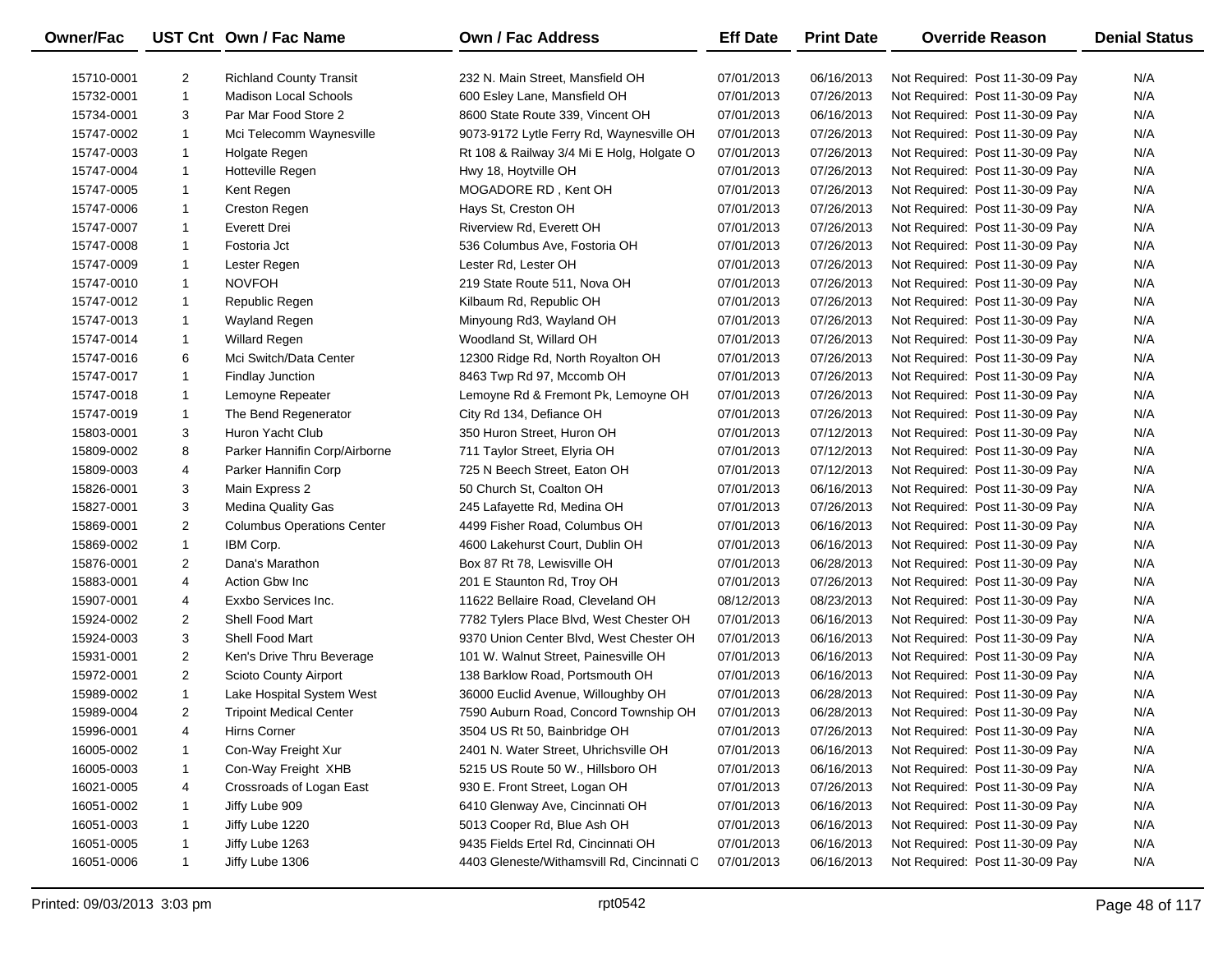| Owner/Fac | UST Cnt | Own / Fac Name | Own / Fac Address | Eff Date | Print Date | Override Reason | Denial Status |
|---|---|---|---|---|---|---|---|
| 15710-0001 | 2 | Richland County Transit | 232 N. Main Street, Mansfield OH | 07/01/2013 | 06/16/2013 | Not Required: Post 11-30-09 Pay | N/A |
| 15732-0001 | 1 | Madison Local Schools | 600 Esley Lane, Mansfield OH | 07/01/2013 | 07/26/2013 | Not Required: Post 11-30-09 Pay | N/A |
| 15734-0001 | 3 | Par Mar Food Store 2 | 8600 State Route 339, Vincent OH | 07/01/2013 | 06/16/2013 | Not Required: Post 11-30-09 Pay | N/A |
| 15747-0002 | 1 | Mci Telecomm Waynesville | 9073-9172 Lytle Ferry Rd, Waynesville OH | 07/01/2013 | 07/26/2013 | Not Required: Post 11-30-09 Pay | N/A |
| 15747-0003 | 1 | Holgate Regen | Rt 108 & Railway 3/4 Mi E Holg, Holgate O | 07/01/2013 | 07/26/2013 | Not Required: Post 11-30-09 Pay | N/A |
| 15747-0004 | 1 | Hotteville Regen | Hwy 18, Hoytville OH | 07/01/2013 | 07/26/2013 | Not Required: Post 11-30-09 Pay | N/A |
| 15747-0005 | 1 | Kent Regen | MOGADORE RD , Kent OH | 07/01/2013 | 07/26/2013 | Not Required: Post 11-30-09 Pay | N/A |
| 15747-0006 | 1 | Creston Regen | Hays St, Creston OH | 07/01/2013 | 07/26/2013 | Not Required: Post 11-30-09 Pay | N/A |
| 15747-0007 | 1 | Everett Drei | Riverview Rd, Everett OH | 07/01/2013 | 07/26/2013 | Not Required: Post 11-30-09 Pay | N/A |
| 15747-0008 | 1 | Fostoria Jct | 536 Columbus Ave, Fostoria OH | 07/01/2013 | 07/26/2013 | Not Required: Post 11-30-09 Pay | N/A |
| 15747-0009 | 1 | Lester Regen | Lester Rd, Lester OH | 07/01/2013 | 07/26/2013 | Not Required: Post 11-30-09 Pay | N/A |
| 15747-0010 | 1 | NOVFOH | 219 State Route 511, Nova OH | 07/01/2013 | 07/26/2013 | Not Required: Post 11-30-09 Pay | N/A |
| 15747-0012 | 1 | Republic Regen | Kilbaum Rd, Republic OH | 07/01/2013 | 07/26/2013 | Not Required: Post 11-30-09 Pay | N/A |
| 15747-0013 | 1 | Wayland Regen | Minyoung Rd3, Wayland OH | 07/01/2013 | 07/26/2013 | Not Required: Post 11-30-09 Pay | N/A |
| 15747-0014 | 1 | Willard Regen | Woodland St, Willard OH | 07/01/2013 | 07/26/2013 | Not Required: Post 11-30-09 Pay | N/A |
| 15747-0016 | 6 | Mci Switch/Data Center | 12300 Ridge Rd, North Royalton OH | 07/01/2013 | 07/26/2013 | Not Required: Post 11-30-09 Pay | N/A |
| 15747-0017 | 1 | Findlay Junction | 8463 Twp Rd 97, Mccomb OH | 07/01/2013 | 07/26/2013 | Not Required: Post 11-30-09 Pay | N/A |
| 15747-0018 | 1 | Lemoyne Repeater | Lemoyne Rd & Fremont Pk, Lemoyne OH | 07/01/2013 | 07/26/2013 | Not Required: Post 11-30-09 Pay | N/A |
| 15747-0019 | 1 | The Bend Regenerator | City Rd 134, Defiance OH | 07/01/2013 | 07/26/2013 | Not Required: Post 11-30-09 Pay | N/A |
| 15803-0001 | 3 | Huron Yacht Club | 350 Huron Street, Huron OH | 07/01/2013 | 07/12/2013 | Not Required: Post 11-30-09 Pay | N/A |
| 15809-0002 | 8 | Parker Hannifin Corp/Airborne | 711 Taylor Street, Elyria OH | 07/01/2013 | 07/12/2013 | Not Required: Post 11-30-09 Pay | N/A |
| 15809-0003 | 4 | Parker Hannifin Corp | 725 N Beech Street, Eaton OH | 07/01/2013 | 07/12/2013 | Not Required: Post 11-30-09 Pay | N/A |
| 15826-0001 | 3 | Main Express 2 | 50 Church St, Coalton OH | 07/01/2013 | 06/16/2013 | Not Required: Post 11-30-09 Pay | N/A |
| 15827-0001 | 3 | Medina Quality Gas | 245 Lafayette Rd, Medina OH | 07/01/2013 | 07/26/2013 | Not Required: Post 11-30-09 Pay | N/A |
| 15869-0001 | 2 | Columbus Operations Center | 4499 Fisher Road, Columbus OH | 07/01/2013 | 06/16/2013 | Not Required: Post 11-30-09 Pay | N/A |
| 15869-0002 | 1 | IBM Corp. | 4600 Lakehurst Court, Dublin OH | 07/01/2013 | 06/16/2013 | Not Required: Post 11-30-09 Pay | N/A |
| 15876-0001 | 2 | Dana's Marathon | Box 87 Rt 78, Lewisville OH | 07/01/2013 | 06/28/2013 | Not Required: Post 11-30-09 Pay | N/A |
| 15883-0001 | 4 | Action Gbw Inc | 201 E Staunton Rd, Troy OH | 07/01/2013 | 07/26/2013 | Not Required: Post 11-30-09 Pay | N/A |
| 15907-0001 | 4 | Exxbo Services Inc. | 11622 Bellaire Road, Cleveland OH | 08/12/2013 | 08/23/2013 | Not Required: Post 11-30-09 Pay | N/A |
| 15924-0002 | 2 | Shell Food Mart | 7782 Tylers Place Blvd, West Chester OH | 07/01/2013 | 06/16/2013 | Not Required: Post 11-30-09 Pay | N/A |
| 15924-0003 | 3 | Shell Food Mart | 9370 Union Center Blvd, West Chester OH | 07/01/2013 | 06/16/2013 | Not Required: Post 11-30-09 Pay | N/A |
| 15931-0001 | 2 | Ken's Drive Thru Beverage | 101 W. Walnut Street, Painesville OH | 07/01/2013 | 06/16/2013 | Not Required: Post 11-30-09 Pay | N/A |
| 15972-0001 | 2 | Scioto County Airport | 138 Barklow Road, Portsmouth OH | 07/01/2013 | 06/16/2013 | Not Required: Post 11-30-09 Pay | N/A |
| 15989-0002 | 1 | Lake Hospital System West | 36000 Euclid Avenue, Willoughby OH | 07/01/2013 | 06/28/2013 | Not Required: Post 11-30-09 Pay | N/A |
| 15989-0004 | 2 | Tripoint Medical Center | 7590 Auburn Road, Concord Township OH | 07/01/2013 | 06/28/2013 | Not Required: Post 11-30-09 Pay | N/A |
| 15996-0001 | 4 | Hirns Corner | 3504 US Rt 50, Bainbridge OH | 07/01/2013 | 07/26/2013 | Not Required: Post 11-30-09 Pay | N/A |
| 16005-0002 | 1 | Con-Way Freight Xur | 2401 N. Water Street, Uhrichsville OH | 07/01/2013 | 06/16/2013 | Not Required: Post 11-30-09 Pay | N/A |
| 16005-0003 | 1 | Con-Way Freight XHB | 5215 US Route 50 W., Hillsboro OH | 07/01/2013 | 06/16/2013 | Not Required: Post 11-30-09 Pay | N/A |
| 16021-0005 | 4 | Crossroads of Logan East | 930 E. Front Street, Logan OH | 07/01/2013 | 07/26/2013 | Not Required: Post 11-30-09 Pay | N/A |
| 16051-0002 | 1 | Jiffy Lube 909 | 6410 Glenway Ave, Cincinnati OH | 07/01/2013 | 06/16/2013 | Not Required: Post 11-30-09 Pay | N/A |
| 16051-0003 | 1 | Jiffy Lube 1220 | 5013 Cooper Rd, Blue Ash OH | 07/01/2013 | 06/16/2013 | Not Required: Post 11-30-09 Pay | N/A |
| 16051-0005 | 1 | Jiffy Lube 1263 | 9435 Fields Ertel Rd, Cincinnati OH | 07/01/2013 | 06/16/2013 | Not Required: Post 11-30-09 Pay | N/A |
| 16051-0006 | 1 | Jiffy Lube 1306 | 4403 Gleneste/Withamsvill Rd, Cincinnati C | 07/01/2013 | 06/16/2013 | Not Required: Post 11-30-09 Pay | N/A |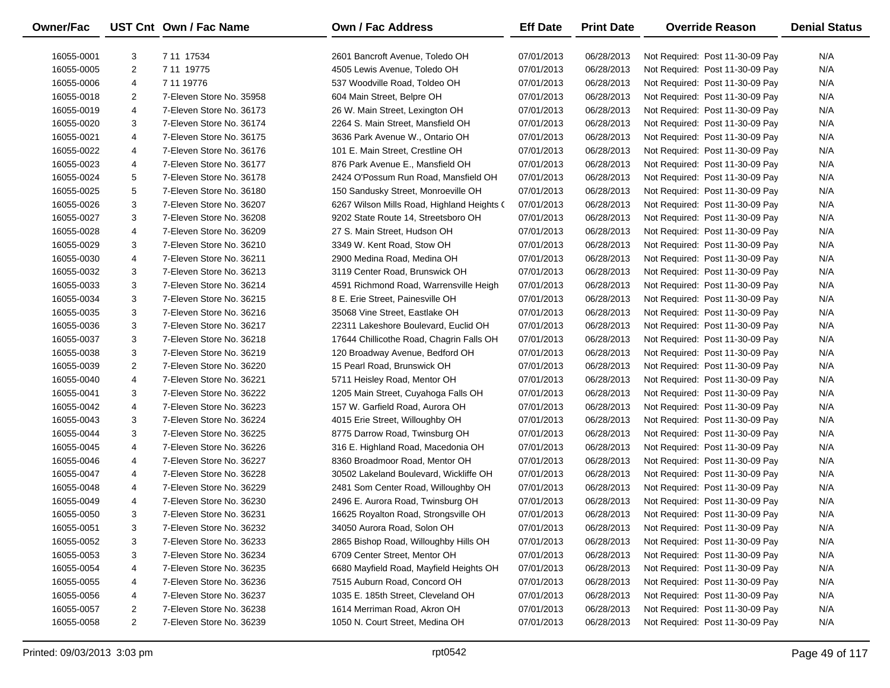| Owner/Fac | UST Cnt | Own / Fac Name | Own / Fac Address | Eff Date | Print Date | Override Reason | Denial Status |
|---|---|---|---|---|---|---|---|
| 16055-0001 | 3 | 7 11 17534 | 2601 Bancroft Avenue, Toledo OH | 07/01/2013 | 06/28/2013 | Not Required: Post 11-30-09 Pay | N/A |
| 16055-0005 | 2 | 7 11 19775 | 4505 Lewis Avenue, Toledo OH | 07/01/2013 | 06/28/2013 | Not Required: Post 11-30-09 Pay | N/A |
| 16055-0006 | 4 | 7 11 19776 | 537 Woodville Road, Toldeo OH | 07/01/2013 | 06/28/2013 | Not Required: Post 11-30-09 Pay | N/A |
| 16055-0018 | 2 | 7-Eleven Store No. 35958 | 604 Main Street, Belpre OH | 07/01/2013 | 06/28/2013 | Not Required: Post 11-30-09 Pay | N/A |
| 16055-0019 | 4 | 7-Eleven Store No. 36173 | 26 W. Main Street, Lexington OH | 07/01/2013 | 06/28/2013 | Not Required: Post 11-30-09 Pay | N/A |
| 16055-0020 | 3 | 7-Eleven Store No. 36174 | 2264 S. Main Street, Mansfield OH | 07/01/2013 | 06/28/2013 | Not Required: Post 11-30-09 Pay | N/A |
| 16055-0021 | 4 | 7-Eleven Store No. 36175 | 3636 Park Avenue W., Ontario OH | 07/01/2013 | 06/28/2013 | Not Required: Post 11-30-09 Pay | N/A |
| 16055-0022 | 4 | 7-Eleven Store No. 36176 | 101 E. Main Street, Crestline OH | 07/01/2013 | 06/28/2013 | Not Required: Post 11-30-09 Pay | N/A |
| 16055-0023 | 4 | 7-Eleven Store No. 36177 | 876 Park Avenue E., Mansfield OH | 07/01/2013 | 06/28/2013 | Not Required: Post 11-30-09 Pay | N/A |
| 16055-0024 | 5 | 7-Eleven Store No. 36178 | 2424 O'Possum Run Road, Mansfield OH | 07/01/2013 | 06/28/2013 | Not Required: Post 11-30-09 Pay | N/A |
| 16055-0025 | 5 | 7-Eleven Store No. 36180 | 150 Sandusky Street, Monroeville OH | 07/01/2013 | 06/28/2013 | Not Required: Post 11-30-09 Pay | N/A |
| 16055-0026 | 3 | 7-Eleven Store No. 36207 | 6267 Wilson Mills Road, Highland Heights ( | 07/01/2013 | 06/28/2013 | Not Required: Post 11-30-09 Pay | N/A |
| 16055-0027 | 3 | 7-Eleven Store No. 36208 | 9202 State Route 14, Streetsboro OH | 07/01/2013 | 06/28/2013 | Not Required: Post 11-30-09 Pay | N/A |
| 16055-0028 | 4 | 7-Eleven Store No. 36209 | 27 S. Main Street, Hudson OH | 07/01/2013 | 06/28/2013 | Not Required: Post 11-30-09 Pay | N/A |
| 16055-0029 | 3 | 7-Eleven Store No. 36210 | 3349 W. Kent Road, Stow OH | 07/01/2013 | 06/28/2013 | Not Required: Post 11-30-09 Pay | N/A |
| 16055-0030 | 4 | 7-Eleven Store No. 36211 | 2900 Medina Road, Medina OH | 07/01/2013 | 06/28/2013 | Not Required: Post 11-30-09 Pay | N/A |
| 16055-0032 | 3 | 7-Eleven Store No. 36213 | 3119 Center Road, Brunswick OH | 07/01/2013 | 06/28/2013 | Not Required: Post 11-30-09 Pay | N/A |
| 16055-0033 | 3 | 7-Eleven Store No. 36214 | 4591 Richmond Road, Warrensville Heigh | 07/01/2013 | 06/28/2013 | Not Required: Post 11-30-09 Pay | N/A |
| 16055-0034 | 3 | 7-Eleven Store No. 36215 | 8 E. Erie Street, Painesville OH | 07/01/2013 | 06/28/2013 | Not Required: Post 11-30-09 Pay | N/A |
| 16055-0035 | 3 | 7-Eleven Store No. 36216 | 35068 Vine Street, Eastlake OH | 07/01/2013 | 06/28/2013 | Not Required: Post 11-30-09 Pay | N/A |
| 16055-0036 | 3 | 7-Eleven Store No. 36217 | 22311 Lakeshore Boulevard, Euclid OH | 07/01/2013 | 06/28/2013 | Not Required: Post 11-30-09 Pay | N/A |
| 16055-0037 | 3 | 7-Eleven Store No. 36218 | 17644 Chillicothe Road, Chagrin Falls OH | 07/01/2013 | 06/28/2013 | Not Required: Post 11-30-09 Pay | N/A |
| 16055-0038 | 3 | 7-Eleven Store No. 36219 | 120 Broadway Avenue, Bedford OH | 07/01/2013 | 06/28/2013 | Not Required: Post 11-30-09 Pay | N/A |
| 16055-0039 | 2 | 7-Eleven Store No. 36220 | 15 Pearl Road, Brunswick OH | 07/01/2013 | 06/28/2013 | Not Required: Post 11-30-09 Pay | N/A |
| 16055-0040 | 4 | 7-Eleven Store No. 36221 | 5711 Heisley Road, Mentor OH | 07/01/2013 | 06/28/2013 | Not Required: Post 11-30-09 Pay | N/A |
| 16055-0041 | 3 | 7-Eleven Store No. 36222 | 1205 Main Street, Cuyahoga Falls OH | 07/01/2013 | 06/28/2013 | Not Required: Post 11-30-09 Pay | N/A |
| 16055-0042 | 4 | 7-Eleven Store No. 36223 | 157 W. Garfield Road, Aurora OH | 07/01/2013 | 06/28/2013 | Not Required: Post 11-30-09 Pay | N/A |
| 16055-0043 | 3 | 7-Eleven Store No. 36224 | 4015 Erie Street, Willoughby OH | 07/01/2013 | 06/28/2013 | Not Required: Post 11-30-09 Pay | N/A |
| 16055-0044 | 3 | 7-Eleven Store No. 36225 | 8775 Darrow Road, Twinsburg OH | 07/01/2013 | 06/28/2013 | Not Required: Post 11-30-09 Pay | N/A |
| 16055-0045 | 4 | 7-Eleven Store No. 36226 | 316 E. Highland Road, Macedonia OH | 07/01/2013 | 06/28/2013 | Not Required: Post 11-30-09 Pay | N/A |
| 16055-0046 | 4 | 7-Eleven Store No. 36227 | 8360 Broadmoor Road, Mentor OH | 07/01/2013 | 06/28/2013 | Not Required: Post 11-30-09 Pay | N/A |
| 16055-0047 | 4 | 7-Eleven Store No. 36228 | 30502 Lakeland Boulevard, Wickliffe OH | 07/01/2013 | 06/28/2013 | Not Required: Post 11-30-09 Pay | N/A |
| 16055-0048 | 4 | 7-Eleven Store No. 36229 | 2481 Som Center Road, Willoughby OH | 07/01/2013 | 06/28/2013 | Not Required: Post 11-30-09 Pay | N/A |
| 16055-0049 | 4 | 7-Eleven Store No. 36230 | 2496 E. Aurora Road, Twinsburg OH | 07/01/2013 | 06/28/2013 | Not Required: Post 11-30-09 Pay | N/A |
| 16055-0050 | 3 | 7-Eleven Store No. 36231 | 16625 Royalton Road, Strongsville OH | 07/01/2013 | 06/28/2013 | Not Required: Post 11-30-09 Pay | N/A |
| 16055-0051 | 3 | 7-Eleven Store No. 36232 | 34050 Aurora Road, Solon OH | 07/01/2013 | 06/28/2013 | Not Required: Post 11-30-09 Pay | N/A |
| 16055-0052 | 3 | 7-Eleven Store No. 36233 | 2865 Bishop Road, Willoughby Hills OH | 07/01/2013 | 06/28/2013 | Not Required: Post 11-30-09 Pay | N/A |
| 16055-0053 | 3 | 7-Eleven Store No. 36234 | 6709 Center Street, Mentor OH | 07/01/2013 | 06/28/2013 | Not Required: Post 11-30-09 Pay | N/A |
| 16055-0054 | 4 | 7-Eleven Store No. 36235 | 6680 Mayfield Road, Mayfield Heights OH | 07/01/2013 | 06/28/2013 | Not Required: Post 11-30-09 Pay | N/A |
| 16055-0055 | 4 | 7-Eleven Store No. 36236 | 7515 Auburn Road, Concord OH | 07/01/2013 | 06/28/2013 | Not Required: Post 11-30-09 Pay | N/A |
| 16055-0056 | 4 | 7-Eleven Store No. 36237 | 1035 E. 185th Street, Cleveland OH | 07/01/2013 | 06/28/2013 | Not Required: Post 11-30-09 Pay | N/A |
| 16055-0057 | 2 | 7-Eleven Store No. 36238 | 1614 Merriman Road, Akron OH | 07/01/2013 | 06/28/2013 | Not Required: Post 11-30-09 Pay | N/A |
| 16055-0058 | 2 | 7-Eleven Store No. 36239 | 1050 N. Court Street, Medina OH | 07/01/2013 | 06/28/2013 | Not Required: Post 11-30-09 Pay | N/A |

Printed: 09/03/2013 3:03 pm rpt0542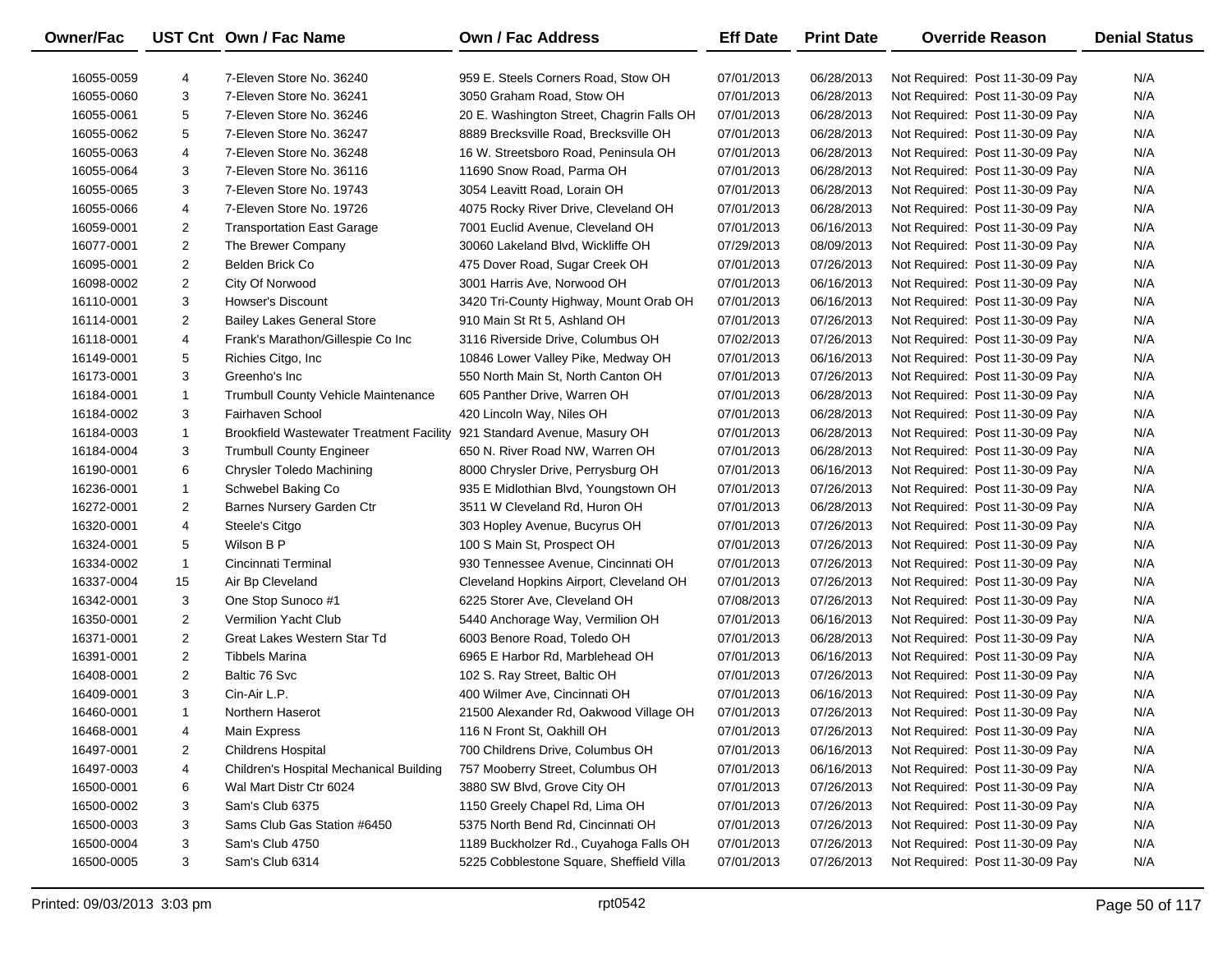| Owner/Fac | UST Cnt | Own / Fac Name | Own / Fac Address | Eff Date | Print Date | Override Reason | Denial Status |
|---|---|---|---|---|---|---|---|
| 16055-0059 | 4 | 7-Eleven Store No. 36240 | 959 E. Steels Corners Road, Stow OH | 07/01/2013 | 06/28/2013 | Not Required: Post 11-30-09 Pay | N/A |
| 16055-0060 | 3 | 7-Eleven Store No. 36241 | 3050 Graham Road, Stow OH | 07/01/2013 | 06/28/2013 | Not Required: Post 11-30-09 Pay | N/A |
| 16055-0061 | 5 | 7-Eleven Store No. 36246 | 20 E. Washington Street, Chagrin Falls OH | 07/01/2013 | 06/28/2013 | Not Required: Post 11-30-09 Pay | N/A |
| 16055-0062 | 5 | 7-Eleven Store No. 36247 | 8889 Brecksville Road, Brecksville OH | 07/01/2013 | 06/28/2013 | Not Required: Post 11-30-09 Pay | N/A |
| 16055-0063 | 4 | 7-Eleven Store No. 36248 | 16 W. Streetsboro Road, Peninsula OH | 07/01/2013 | 06/28/2013 | Not Required: Post 11-30-09 Pay | N/A |
| 16055-0064 | 3 | 7-Eleven Store No. 36116 | 11690 Snow Road, Parma OH | 07/01/2013 | 06/28/2013 | Not Required: Post 11-30-09 Pay | N/A |
| 16055-0065 | 3 | 7-Eleven Store No. 19743 | 3054 Leavitt Road, Lorain OH | 07/01/2013 | 06/28/2013 | Not Required: Post 11-30-09 Pay | N/A |
| 16055-0066 | 4 | 7-Eleven Store No. 19726 | 4075 Rocky River Drive, Cleveland OH | 07/01/2013 | 06/28/2013 | Not Required: Post 11-30-09 Pay | N/A |
| 16059-0001 | 2 | Transportation East Garage | 7001 Euclid Avenue, Cleveland OH | 07/01/2013 | 06/16/2013 | Not Required: Post 11-30-09 Pay | N/A |
| 16077-0001 | 2 | The Brewer Company | 30060 Lakeland Blvd, Wickliffe OH | 07/29/2013 | 08/09/2013 | Not Required: Post 11-30-09 Pay | N/A |
| 16095-0001 | 2 | Belden Brick Co | 475 Dover Road, Sugar Creek OH | 07/01/2013 | 07/26/2013 | Not Required: Post 11-30-09 Pay | N/A |
| 16098-0002 | 2 | City Of Norwood | 3001 Harris Ave, Norwood OH | 07/01/2013 | 06/16/2013 | Not Required: Post 11-30-09 Pay | N/A |
| 16110-0001 | 3 | Howser's Discount | 3420 Tri-County Highway, Mount Orab OH | 07/01/2013 | 06/16/2013 | Not Required: Post 11-30-09 Pay | N/A |
| 16114-0001 | 2 | Bailey Lakes General Store | 910 Main St Rt 5, Ashland OH | 07/01/2013 | 07/26/2013 | Not Required: Post 11-30-09 Pay | N/A |
| 16118-0001 | 4 | Frank's Marathon/Gillespie Co Inc | 3116 Riverside Drive, Columbus OH | 07/02/2013 | 07/26/2013 | Not Required: Post 11-30-09 Pay | N/A |
| 16149-0001 | 5 | Richies Citgo, Inc | 10846 Lower Valley Pike, Medway OH | 07/01/2013 | 06/16/2013 | Not Required: Post 11-30-09 Pay | N/A |
| 16173-0001 | 3 | Greenho's Inc | 550 North Main St, North Canton OH | 07/01/2013 | 07/26/2013 | Not Required: Post 11-30-09 Pay | N/A |
| 16184-0001 | 1 | Trumbull County Vehicle Maintenance | 605 Panther Drive, Warren OH | 07/01/2013 | 06/28/2013 | Not Required: Post 11-30-09 Pay | N/A |
| 16184-0002 | 3 | Fairhaven School | 420 Lincoln Way, Niles OH | 07/01/2013 | 06/28/2013 | Not Required: Post 11-30-09 Pay | N/A |
| 16184-0003 | 1 | Brookfield Wastewater Treatment Facility | 921 Standard Avenue, Masury OH | 07/01/2013 | 06/28/2013 | Not Required: Post 11-30-09 Pay | N/A |
| 16184-0004 | 3 | Trumbull County Engineer | 650 N. River Road NW, Warren OH | 07/01/2013 | 06/28/2013 | Not Required: Post 11-30-09 Pay | N/A |
| 16190-0001 | 6 | Chrysler Toledo Machining | 8000 Chrysler Drive, Perrysburg OH | 07/01/2013 | 06/16/2013 | Not Required: Post 11-30-09 Pay | N/A |
| 16236-0001 | 1 | Schwebel Baking Co | 935 E Midlothian Blvd, Youngstown OH | 07/01/2013 | 07/26/2013 | Not Required: Post 11-30-09 Pay | N/A |
| 16272-0001 | 2 | Barnes Nursery Garden Ctr | 3511 W Cleveland Rd, Huron OH | 07/01/2013 | 06/28/2013 | Not Required: Post 11-30-09 Pay | N/A |
| 16320-0001 | 4 | Steele's Citgo | 303 Hopley Avenue, Bucyrus OH | 07/01/2013 | 07/26/2013 | Not Required: Post 11-30-09 Pay | N/A |
| 16324-0001 | 5 | Wilson B P | 100 S Main St, Prospect OH | 07/01/2013 | 07/26/2013 | Not Required: Post 11-30-09 Pay | N/A |
| 16334-0002 | 1 | Cincinnati Terminal | 930 Tennessee Avenue, Cincinnati OH | 07/01/2013 | 07/26/2013 | Not Required: Post 11-30-09 Pay | N/A |
| 16337-0004 | 15 | Air Bp Cleveland | Cleveland Hopkins Airport, Cleveland OH | 07/01/2013 | 07/26/2013 | Not Required: Post 11-30-09 Pay | N/A |
| 16342-0001 | 3 | One Stop Sunoco #1 | 6225 Storer Ave, Cleveland OH | 07/08/2013 | 07/26/2013 | Not Required: Post 11-30-09 Pay | N/A |
| 16350-0001 | 2 | Vermilion Yacht Club | 5440 Anchorage Way, Vermilion OH | 07/01/2013 | 06/16/2013 | Not Required: Post 11-30-09 Pay | N/A |
| 16371-0001 | 2 | Great Lakes Western Star Td | 6003 Benore Road, Toledo OH | 07/01/2013 | 06/28/2013 | Not Required: Post 11-30-09 Pay | N/A |
| 16391-0001 | 2 | Tibbels Marina | 6965 E Harbor Rd, Marblehead OH | 07/01/2013 | 06/16/2013 | Not Required: Post 11-30-09 Pay | N/A |
| 16408-0001 | 2 | Baltic 76 Svc | 102 S. Ray Street, Baltic OH | 07/01/2013 | 07/26/2013 | Not Required: Post 11-30-09 Pay | N/A |
| 16409-0001 | 3 | Cin-Air L.P. | 400 Wilmer Ave, Cincinnati OH | 07/01/2013 | 06/16/2013 | Not Required: Post 11-30-09 Pay | N/A |
| 16460-0001 | 1 | Northern Haserot | 21500 Alexander Rd, Oakwood Village OH | 07/01/2013 | 07/26/2013 | Not Required: Post 11-30-09 Pay | N/A |
| 16468-0001 | 4 | Main Express | 116 N Front St, Oakhill OH | 07/01/2013 | 07/26/2013 | Not Required: Post 11-30-09 Pay | N/A |
| 16497-0001 | 2 | Childrens Hospital | 700 Childrens Drive, Columbus OH | 07/01/2013 | 06/16/2013 | Not Required: Post 11-30-09 Pay | N/A |
| 16497-0003 | 4 | Children's Hospital Mechanical Building | 757 Mooberry Street, Columbus OH | 07/01/2013 | 06/16/2013 | Not Required: Post 11-30-09 Pay | N/A |
| 16500-0001 | 6 | Wal Mart Distr Ctr 6024 | 3880 SW Blvd, Grove City OH | 07/01/2013 | 07/26/2013 | Not Required: Post 11-30-09 Pay | N/A |
| 16500-0002 | 3 | Sam's Club 6375 | 1150 Greely Chapel Rd, Lima OH | 07/01/2013 | 07/26/2013 | Not Required: Post 11-30-09 Pay | N/A |
| 16500-0003 | 3 | Sams Club Gas Station #6450 | 5375 North Bend Rd, Cincinnati OH | 07/01/2013 | 07/26/2013 | Not Required: Post 11-30-09 Pay | N/A |
| 16500-0004 | 3 | Sam's Club 4750 | 1189 Buckholzer Rd., Cuyahoga Falls OH | 07/01/2013 | 07/26/2013 | Not Required: Post 11-30-09 Pay | N/A |
| 16500-0005 | 3 | Sam's Club 6314 | 5225 Cobblestone Square, Sheffield Villa | 07/01/2013 | 07/26/2013 | Not Required: Post 11-30-09 Pay | N/A |

Printed: 09/03/2013 3:03 pm rpt0542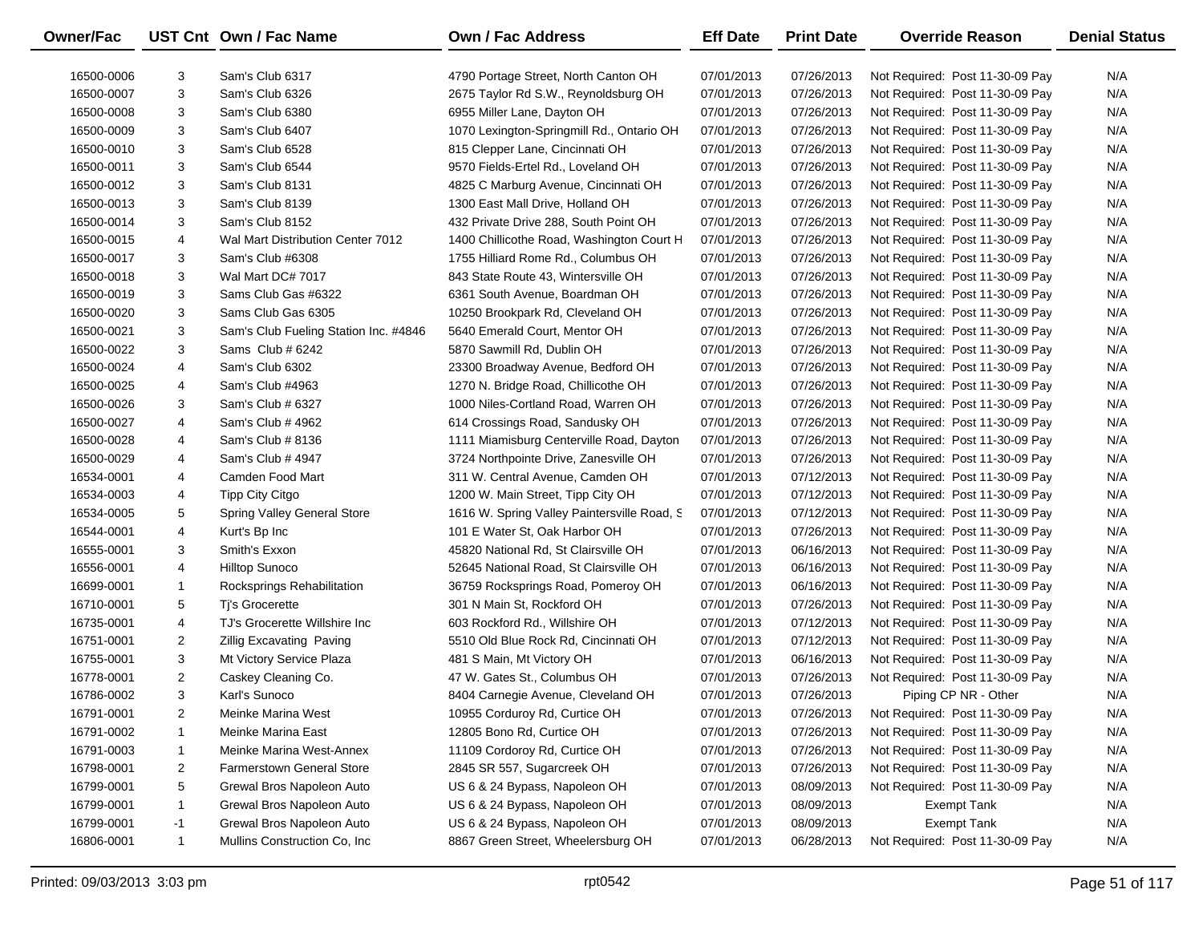| Owner/Fac | UST Cnt | Own / Fac Name | Own / Fac Address | Eff Date | Print Date | Override Reason | Denial Status |
|---|---|---|---|---|---|---|---|
| 16500-0006 | 3 | Sam's Club 6317 | 4790 Portage Street, North Canton OH | 07/01/2013 | 07/26/2013 | Not Required: Post 11-30-09 Pay | N/A |
| 16500-0007 | 3 | Sam's Club 6326 | 2675 Taylor Rd S.W., Reynoldsburg OH | 07/01/2013 | 07/26/2013 | Not Required: Post 11-30-09 Pay | N/A |
| 16500-0008 | 3 | Sam's Club 6380 | 6955 Miller Lane, Dayton OH | 07/01/2013 | 07/26/2013 | Not Required: Post 11-30-09 Pay | N/A |
| 16500-0009 | 3 | Sam's Club 6407 | 1070 Lexington-Springmill Rd., Ontario OH | 07/01/2013 | 07/26/2013 | Not Required: Post 11-30-09 Pay | N/A |
| 16500-0010 | 3 | Sam's Club 6528 | 815 Clepper Lane, Cincinnati OH | 07/01/2013 | 07/26/2013 | Not Required: Post 11-30-09 Pay | N/A |
| 16500-0011 | 3 | Sam's Club 6544 | 9570 Fields-Ertel Rd., Loveland OH | 07/01/2013 | 07/26/2013 | Not Required: Post 11-30-09 Pay | N/A |
| 16500-0012 | 3 | Sam's Club 8131 | 4825 C Marburg Avenue, Cincinnati OH | 07/01/2013 | 07/26/2013 | Not Required: Post 11-30-09 Pay | N/A |
| 16500-0013 | 3 | Sam's Club 8139 | 1300 East Mall Drive, Holland OH | 07/01/2013 | 07/26/2013 | Not Required: Post 11-30-09 Pay | N/A |
| 16500-0014 | 3 | Sam's Club 8152 | 432 Private Drive 288, South Point OH | 07/01/2013 | 07/26/2013 | Not Required: Post 11-30-09 Pay | N/A |
| 16500-0015 | 4 | Wal Mart Distribution Center 7012 | 1400 Chillicothe Road, Washington Court H | 07/01/2013 | 07/26/2013 | Not Required: Post 11-30-09 Pay | N/A |
| 16500-0017 | 3 | Sam's Club #6308 | 1755 Hilliard Rome Rd., Columbus OH | 07/01/2013 | 07/26/2013 | Not Required: Post 11-30-09 Pay | N/A |
| 16500-0018 | 3 | Wal Mart DC# 7017 | 843 State Route 43, Wintersville OH | 07/01/2013 | 07/26/2013 | Not Required: Post 11-30-09 Pay | N/A |
| 16500-0019 | 3 | Sams Club Gas #6322 | 6361 South Avenue, Boardman OH | 07/01/2013 | 07/26/2013 | Not Required: Post 11-30-09 Pay | N/A |
| 16500-0020 | 3 | Sams Club Gas 6305 | 10250 Brookpark Rd, Cleveland OH | 07/01/2013 | 07/26/2013 | Not Required: Post 11-30-09 Pay | N/A |
| 16500-0021 | 3 | Sam's Club Fueling Station Inc. #4846 | 5640 Emerald Court, Mentor OH | 07/01/2013 | 07/26/2013 | Not Required: Post 11-30-09 Pay | N/A |
| 16500-0022 | 3 | Sams Club # 6242 | 5870 Sawmill Rd, Dublin OH | 07/01/2013 | 07/26/2013 | Not Required: Post 11-30-09 Pay | N/A |
| 16500-0024 | 4 | Sam's Club 6302 | 23300 Broadway Avenue, Bedford OH | 07/01/2013 | 07/26/2013 | Not Required: Post 11-30-09 Pay | N/A |
| 16500-0025 | 4 | Sam's Club #4963 | 1270 N. Bridge Road, Chillicothe OH | 07/01/2013 | 07/26/2013 | Not Required: Post 11-30-09 Pay | N/A |
| 16500-0026 | 3 | Sam's Club # 6327 | 1000 Niles-Cortland Road, Warren OH | 07/01/2013 | 07/26/2013 | Not Required: Post 11-30-09 Pay | N/A |
| 16500-0027 | 4 | Sam's Club # 4962 | 614 Crossings Road, Sandusky OH | 07/01/2013 | 07/26/2013 | Not Required: Post 11-30-09 Pay | N/A |
| 16500-0028 | 4 | Sam's Club # 8136 | 1111 Miamisburg Centerville Road, Dayton | 07/01/2013 | 07/26/2013 | Not Required: Post 11-30-09 Pay | N/A |
| 16500-0029 | 4 | Sam's Club # 4947 | 3724 Northpointe Drive, Zanesville OH | 07/01/2013 | 07/26/2013 | Not Required: Post 11-30-09 Pay | N/A |
| 16534-0001 | 4 | Camden Food Mart | 311 W. Central Avenue, Camden OH | 07/01/2013 | 07/12/2013 | Not Required: Post 11-30-09 Pay | N/A |
| 16534-0003 | 4 | Tipp City Citgo | 1200 W. Main Street, Tipp City OH | 07/01/2013 | 07/12/2013 | Not Required: Post 11-30-09 Pay | N/A |
| 16534-0005 | 5 | Spring Valley General Store | 1616 W. Spring Valley Paintersville Road, S | 07/01/2013 | 07/12/2013 | Not Required: Post 11-30-09 Pay | N/A |
| 16544-0001 | 4 | Kurt's Bp Inc | 101 E Water St, Oak Harbor OH | 07/01/2013 | 07/26/2013 | Not Required: Post 11-30-09 Pay | N/A |
| 16555-0001 | 3 | Smith's Exxon | 45820 National Rd, St Clairsville OH | 07/01/2013 | 06/16/2013 | Not Required: Post 11-30-09 Pay | N/A |
| 16556-0001 | 4 | Hilltop Sunoco | 52645 National Road, St Clairsville OH | 07/01/2013 | 06/16/2013 | Not Required: Post 11-30-09 Pay | N/A |
| 16699-0001 | 1 | Rocksprings Rehabilitation | 36759 Rocksprings Road, Pomeroy OH | 07/01/2013 | 06/16/2013 | Not Required: Post 11-30-09 Pay | N/A |
| 16710-0001 | 5 | Tj's Grocerette | 301 N Main St, Rockford OH | 07/01/2013 | 07/26/2013 | Not Required: Post 11-30-09 Pay | N/A |
| 16735-0001 | 4 | TJ's Grocerette Willshire Inc | 603 Rockford Rd., Willshire OH | 07/01/2013 | 07/12/2013 | Not Required: Post 11-30-09 Pay | N/A |
| 16751-0001 | 2 | Zillig Excavating Paving | 5510 Old Blue Rock Rd, Cincinnati OH | 07/01/2013 | 07/12/2013 | Not Required: Post 11-30-09 Pay | N/A |
| 16755-0001 | 3 | Mt Victory Service Plaza | 481 S Main, Mt Victory OH | 07/01/2013 | 06/16/2013 | Not Required: Post 11-30-09 Pay | N/A |
| 16778-0001 | 2 | Caskey Cleaning Co. | 47 W. Gates St., Columbus OH | 07/01/2013 | 07/26/2013 | Not Required: Post 11-30-09 Pay | N/A |
| 16786-0002 | 3 | Karl's Sunoco | 8404 Carnegie Avenue, Cleveland OH | 07/01/2013 | 07/26/2013 | Piping CP NR - Other | N/A |
| 16791-0001 | 2 | Meinke Marina West | 10955 Corduroy Rd, Curtice OH | 07/01/2013 | 07/26/2013 | Not Required: Post 11-30-09 Pay | N/A |
| 16791-0002 | 1 | Meinke Marina East | 12805 Bono Rd, Curtice OH | 07/01/2013 | 07/26/2013 | Not Required: Post 11-30-09 Pay | N/A |
| 16791-0003 | 1 | Meinke Marina West-Annex | 11109 Cordoroy Rd, Curtice OH | 07/01/2013 | 07/26/2013 | Not Required: Post 11-30-09 Pay | N/A |
| 16798-0001 | 2 | Farmerstown General Store | 2845 SR 557, Sugarcreek OH | 07/01/2013 | 07/26/2013 | Not Required: Post 11-30-09 Pay | N/A |
| 16799-0001 | 5 | Grewal Bros Napoleon Auto | US 6 & 24 Bypass, Napoleon OH | 07/01/2013 | 08/09/2013 | Not Required: Post 11-30-09 Pay | N/A |
| 16799-0001 | 1 | Grewal Bros Napoleon Auto | US 6 & 24 Bypass, Napoleon OH | 07/01/2013 | 08/09/2013 | Exempt Tank | N/A |
| 16799-0001 | -1 | Grewal Bros Napoleon Auto | US 6 & 24 Bypass, Napoleon OH | 07/01/2013 | 08/09/2013 | Exempt Tank | N/A |
| 16806-0001 | 1 | Mullins Construction Co, Inc | 8867 Green Street, Wheelersburg OH | 07/01/2013 | 06/28/2013 | Not Required: Post 11-30-09 Pay | N/A |

Printed: 09/03/2013 3:03 pm rpt0542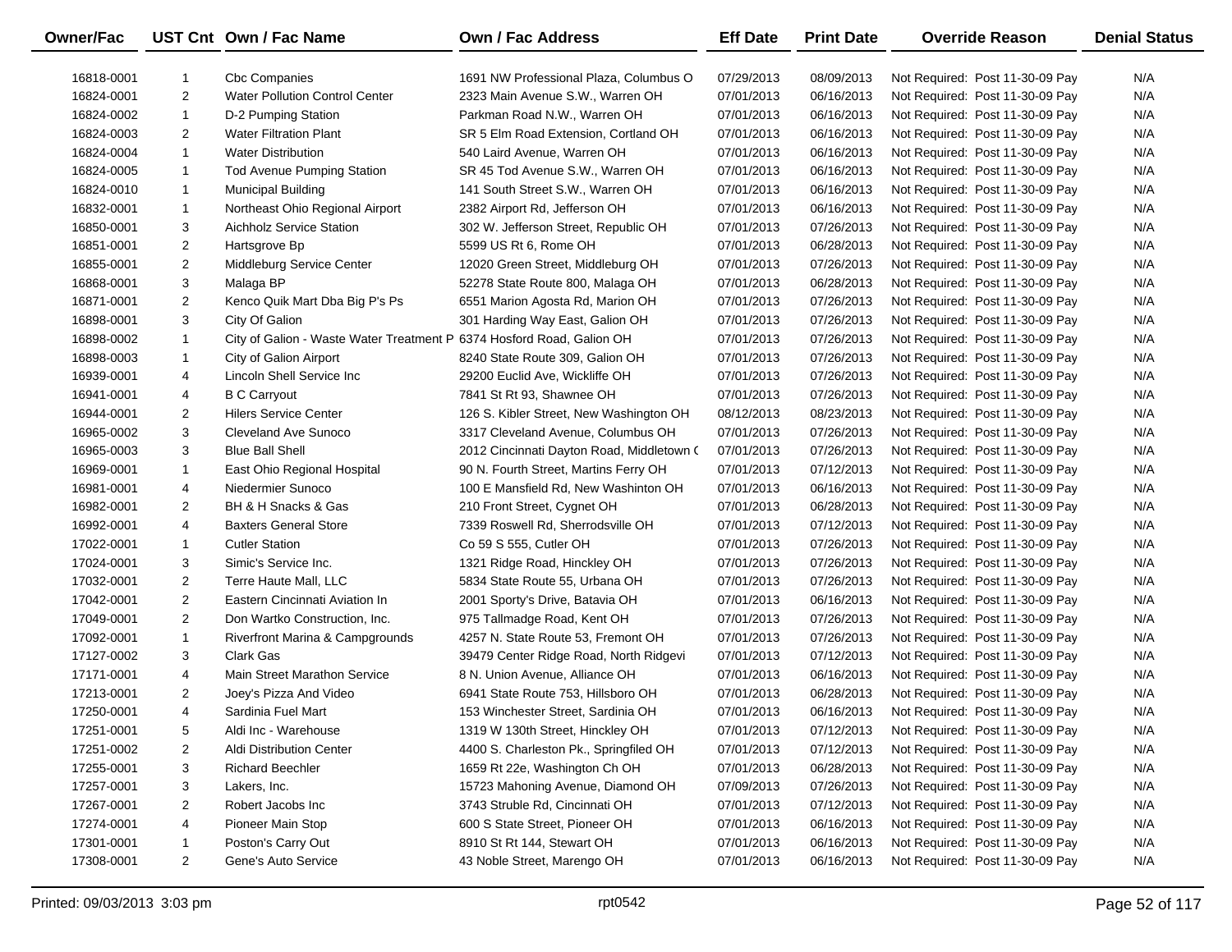| Owner/Fac | UST Cnt | Own / Fac Name | Own / Fac Address | Eff Date | Print Date | Override Reason | Denial Status |
|---|---|---|---|---|---|---|---|
| 16818-0001 | 1 | Cbc Companies | 1691 NW Professional Plaza, Columbus O | 07/29/2013 | 08/09/2013 | Not Required: Post 11-30-09 Pay | N/A |
| 16824-0001 | 2 | Water Pollution Control Center | 2323 Main Avenue S.W., Warren OH | 07/01/2013 | 06/16/2013 | Not Required: Post 11-30-09 Pay | N/A |
| 16824-0002 | 1 | D-2 Pumping Station | Parkman Road N.W., Warren OH | 07/01/2013 | 06/16/2013 | Not Required: Post 11-30-09 Pay | N/A |
| 16824-0003 | 2 | Water Filtration Plant | SR 5 Elm Road Extension, Cortland OH | 07/01/2013 | 06/16/2013 | Not Required: Post 11-30-09 Pay | N/A |
| 16824-0004 | 1 | Water Distribution | 540 Laird Avenue, Warren OH | 07/01/2013 | 06/16/2013 | Not Required: Post 11-30-09 Pay | N/A |
| 16824-0005 | 1 | Tod Avenue Pumping Station | SR 45 Tod Avenue S.W., Warren OH | 07/01/2013 | 06/16/2013 | Not Required: Post 11-30-09 Pay | N/A |
| 16824-0010 | 1 | Municipal Building | 141 South Street S.W., Warren OH | 07/01/2013 | 06/16/2013 | Not Required: Post 11-30-09 Pay | N/A |
| 16832-0001 | 1 | Northeast Ohio Regional Airport | 2382 Airport Rd, Jefferson OH | 07/01/2013 | 06/16/2013 | Not Required: Post 11-30-09 Pay | N/A |
| 16850-0001 | 3 | Aichholz Service Station | 302 W. Jefferson Street, Republic OH | 07/01/2013 | 07/26/2013 | Not Required: Post 11-30-09 Pay | N/A |
| 16851-0001 | 2 | Hartsgrove Bp | 5599 US Rt 6, Rome OH | 07/01/2013 | 06/28/2013 | Not Required: Post 11-30-09 Pay | N/A |
| 16855-0001 | 2 | Middleburg Service Center | 12020 Green Street, Middleburg OH | 07/01/2013 | 07/26/2013 | Not Required: Post 11-30-09 Pay | N/A |
| 16868-0001 | 3 | Malaga BP | 52278 State Route 800, Malaga OH | 07/01/2013 | 06/28/2013 | Not Required: Post 11-30-09 Pay | N/A |
| 16871-0001 | 2 | Kenco Quik Mart Dba Big P's Ps | 6551 Marion Agosta Rd, Marion OH | 07/01/2013 | 07/26/2013 | Not Required: Post 11-30-09 Pay | N/A |
| 16898-0001 | 3 | City Of Galion | 301 Harding Way East, Galion OH | 07/01/2013 | 07/26/2013 | Not Required: Post 11-30-09 Pay | N/A |
| 16898-0002 | 1 | City of Galion - Waste Water Treatment P | 6374 Hosford Road, Galion OH | 07/01/2013 | 07/26/2013 | Not Required: Post 11-30-09 Pay | N/A |
| 16898-0003 | 1 | City of Galion Airport | 8240 State Route 309, Galion OH | 07/01/2013 | 07/26/2013 | Not Required: Post 11-30-09 Pay | N/A |
| 16939-0001 | 4 | Lincoln Shell Service Inc | 29200 Euclid Ave, Wickliffe OH | 07/01/2013 | 07/26/2013 | Not Required: Post 11-30-09 Pay | N/A |
| 16941-0001 | 4 | B C Carryout | 7841 St Rt 93, Shawnee OH | 07/01/2013 | 07/26/2013 | Not Required: Post 11-30-09 Pay | N/A |
| 16944-0001 | 2 | Hilers Service Center | 126 S. Kibler Street, New Washington OH | 08/12/2013 | 08/23/2013 | Not Required: Post 11-30-09 Pay | N/A |
| 16965-0002 | 3 | Cleveland Ave Sunoco | 3317 Cleveland Avenue, Columbus OH | 07/01/2013 | 07/26/2013 | Not Required: Post 11-30-09 Pay | N/A |
| 16965-0003 | 3 | Blue Ball Shell | 2012 Cincinnati Dayton Road, Middletown ( | 07/01/2013 | 07/26/2013 | Not Required: Post 11-30-09 Pay | N/A |
| 16969-0001 | 1 | East Ohio Regional Hospital | 90 N. Fourth Street, Martins Ferry OH | 07/01/2013 | 07/12/2013 | Not Required: Post 11-30-09 Pay | N/A |
| 16981-0001 | 4 | Niedermier Sunoco | 100 E Mansfield Rd, New Washinton OH | 07/01/2013 | 06/16/2013 | Not Required: Post 11-30-09 Pay | N/A |
| 16982-0001 | 2 | BH & H Snacks & Gas | 210 Front Street, Cygnet OH | 07/01/2013 | 06/28/2013 | Not Required: Post 11-30-09 Pay | N/A |
| 16992-0001 | 4 | Baxters General Store | 7339 Roswell Rd, Sherrodsville OH | 07/01/2013 | 07/12/2013 | Not Required: Post 11-30-09 Pay | N/A |
| 17022-0001 | 1 | Cutler Station | Co 59 S 555, Cutler OH | 07/01/2013 | 07/26/2013 | Not Required: Post 11-30-09 Pay | N/A |
| 17024-0001 | 3 | Simic's Service Inc. | 1321 Ridge Road, Hinckley OH | 07/01/2013 | 07/26/2013 | Not Required: Post 11-30-09 Pay | N/A |
| 17032-0001 | 2 | Terre Haute Mall, LLC | 5834 State Route 55, Urbana OH | 07/01/2013 | 07/26/2013 | Not Required: Post 11-30-09 Pay | N/A |
| 17042-0001 | 2 | Eastern Cincinnati Aviation In | 2001 Sporty's Drive, Batavia OH | 07/01/2013 | 06/16/2013 | Not Required: Post 11-30-09 Pay | N/A |
| 17049-0001 | 2 | Don Wartko Construction, Inc. | 975 Tallmadge Road, Kent OH | 07/01/2013 | 07/26/2013 | Not Required: Post 11-30-09 Pay | N/A |
| 17092-0001 | 1 | Riverfront Marina & Campgrounds | 4257 N. State Route 53, Fremont OH | 07/01/2013 | 07/26/2013 | Not Required: Post 11-30-09 Pay | N/A |
| 17127-0002 | 3 | Clark Gas | 39479 Center Ridge Road, North Ridgevi | 07/01/2013 | 07/12/2013 | Not Required: Post 11-30-09 Pay | N/A |
| 17171-0001 | 4 | Main Street Marathon Service | 8 N. Union Avenue, Alliance OH | 07/01/2013 | 06/16/2013 | Not Required: Post 11-30-09 Pay | N/A |
| 17213-0001 | 2 | Joey's Pizza And Video | 6941 State Route 753, Hillsboro OH | 07/01/2013 | 06/28/2013 | Not Required: Post 11-30-09 Pay | N/A |
| 17250-0001 | 4 | Sardinia Fuel Mart | 153 Winchester Street, Sardinia OH | 07/01/2013 | 06/16/2013 | Not Required: Post 11-30-09 Pay | N/A |
| 17251-0001 | 5 | Aldi Inc - Warehouse | 1319 W 130th Street, Hinckley OH | 07/01/2013 | 07/12/2013 | Not Required: Post 11-30-09 Pay | N/A |
| 17251-0002 | 2 | Aldi Distribution Center | 4400 S. Charleston Pk., Springfiled OH | 07/01/2013 | 07/12/2013 | Not Required: Post 11-30-09 Pay | N/A |
| 17255-0001 | 3 | Richard Beechler | 1659 Rt 22e, Washington Ch OH | 07/01/2013 | 06/28/2013 | Not Required: Post 11-30-09 Pay | N/A |
| 17257-0001 | 3 | Lakers, Inc. | 15723 Mahoning Avenue, Diamond OH | 07/09/2013 | 07/26/2013 | Not Required: Post 11-30-09 Pay | N/A |
| 17267-0001 | 2 | Robert Jacobs Inc | 3743 Struble Rd, Cincinnati OH | 07/01/2013 | 07/12/2013 | Not Required: Post 11-30-09 Pay | N/A |
| 17274-0001 | 4 | Pioneer Main Stop | 600 S State Street, Pioneer OH | 07/01/2013 | 06/16/2013 | Not Required: Post 11-30-09 Pay | N/A |
| 17301-0001 | 1 | Poston's Carry Out | 8910 St Rt 144, Stewart OH | 07/01/2013 | 06/16/2013 | Not Required: Post 11-30-09 Pay | N/A |
| 17308-0001 | 2 | Gene's Auto Service | 43 Noble Street, Marengo OH | 07/01/2013 | 06/16/2013 | Not Required: Post 11-30-09 Pay | N/A |

Printed: 09/03/2013 3:03 pm rpt0542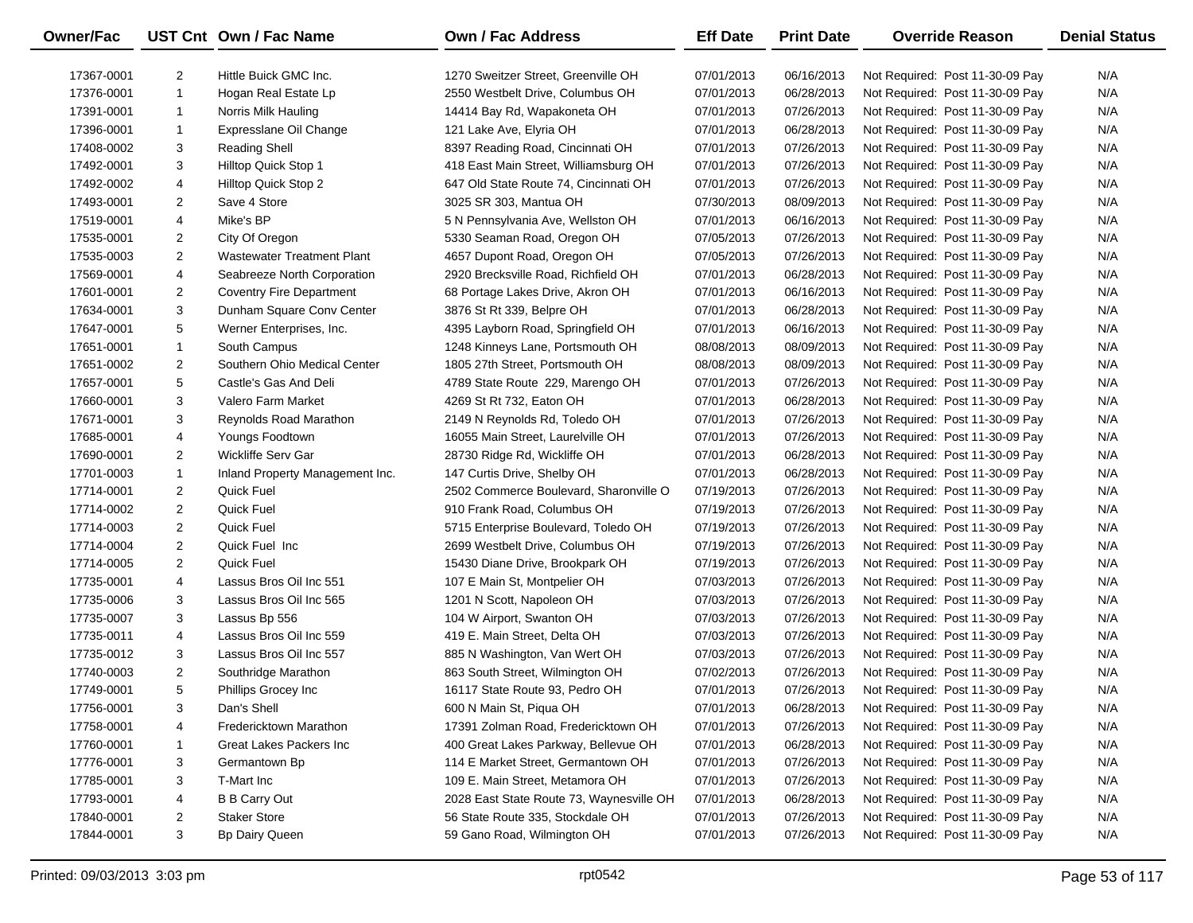| Owner/Fac | UST Cnt | Own / Fac Name | Own / Fac Address | Eff Date | Print Date | Override Reason | Denial Status |
|---|---|---|---|---|---|---|---|
| 17367-0001 | 2 | Hittle Buick GMC Inc. | 1270 Sweitzer Street, Greenville OH | 07/01/2013 | 06/16/2013 | Not Required: Post 11-30-09 Pay | N/A |
| 17376-0001 | 1 | Hogan Real Estate Lp | 2550 Westbelt Drive, Columbus OH | 07/01/2013 | 06/28/2013 | Not Required: Post 11-30-09 Pay | N/A |
| 17391-0001 | 1 | Norris Milk Hauling | 14414 Bay Rd, Wapakoneta OH | 07/01/2013 | 07/26/2013 | Not Required: Post 11-30-09 Pay | N/A |
| 17396-0001 | 1 | Expresslane Oil Change | 121 Lake Ave, Elyria OH | 07/01/2013 | 06/28/2013 | Not Required: Post 11-30-09 Pay | N/A |
| 17408-0002 | 3 | Reading Shell | 8397 Reading Road, Cincinnati OH | 07/01/2013 | 07/26/2013 | Not Required: Post 11-30-09 Pay | N/A |
| 17492-0001 | 3 | Hilltop Quick Stop 1 | 418 East Main Street, Williamsburg OH | 07/01/2013 | 07/26/2013 | Not Required: Post 11-30-09 Pay | N/A |
| 17492-0002 | 4 | Hilltop Quick Stop 2 | 647 Old State Route 74, Cincinnati OH | 07/01/2013 | 07/26/2013 | Not Required: Post 11-30-09 Pay | N/A |
| 17493-0001 | 2 | Save 4 Store | 3025 SR 303, Mantua OH | 07/30/2013 | 08/09/2013 | Not Required: Post 11-30-09 Pay | N/A |
| 17519-0001 | 4 | Mike's BP | 5 N Pennsylvania Ave, Wellston OH | 07/01/2013 | 06/16/2013 | Not Required: Post 11-30-09 Pay | N/A |
| 17535-0001 | 2 | City Of Oregon | 5330 Seaman Road, Oregon OH | 07/05/2013 | 07/26/2013 | Not Required: Post 11-30-09 Pay | N/A |
| 17535-0003 | 2 | Wastewater Treatment Plant | 4657 Dupont Road, Oregon OH | 07/05/2013 | 07/26/2013 | Not Required: Post 11-30-09 Pay | N/A |
| 17569-0001 | 4 | Seabreeze North Corporation | 2920 Brecksville Road, Richfield OH | 07/01/2013 | 06/28/2013 | Not Required: Post 11-30-09 Pay | N/A |
| 17601-0001 | 2 | Coventry Fire Department | 68 Portage Lakes Drive, Akron OH | 07/01/2013 | 06/16/2013 | Not Required: Post 11-30-09 Pay | N/A |
| 17634-0001 | 3 | Dunham Square Conv Center | 3876 St Rt 339, Belpre OH | 07/01/2013 | 06/28/2013 | Not Required: Post 11-30-09 Pay | N/A |
| 17647-0001 | 5 | Werner Enterprises, Inc. | 4395 Layborn Road, Springfield OH | 07/01/2013 | 06/16/2013 | Not Required: Post 11-30-09 Pay | N/A |
| 17651-0001 | 1 | South Campus | 1248 Kinneys Lane, Portsmouth OH | 08/08/2013 | 08/09/2013 | Not Required: Post 11-30-09 Pay | N/A |
| 17651-0002 | 2 | Southern Ohio Medical Center | 1805 27th Street, Portsmouth OH | 08/08/2013 | 08/09/2013 | Not Required: Post 11-30-09 Pay | N/A |
| 17657-0001 | 5 | Castle's Gas And Deli | 4789 State Route 229, Marengo OH | 07/01/2013 | 07/26/2013 | Not Required: Post 11-30-09 Pay | N/A |
| 17660-0001 | 3 | Valero Farm Market | 4269 St Rt 732, Eaton OH | 07/01/2013 | 06/28/2013 | Not Required: Post 11-30-09 Pay | N/A |
| 17671-0001 | 3 | Reynolds Road Marathon | 2149 N Reynolds Rd, Toledo OH | 07/01/2013 | 07/26/2013 | Not Required: Post 11-30-09 Pay | N/A |
| 17685-0001 | 4 | Youngs Foodtown | 16055 Main Street, Laurelville OH | 07/01/2013 | 07/26/2013 | Not Required: Post 11-30-09 Pay | N/A |
| 17690-0001 | 2 | Wickliffe Serv Gar | 28730 Ridge Rd, Wickliffe OH | 07/01/2013 | 06/28/2013 | Not Required: Post 11-30-09 Pay | N/A |
| 17701-0003 | 1 | Inland Property Management Inc. | 147 Curtis Drive, Shelby OH | 07/01/2013 | 06/28/2013 | Not Required: Post 11-30-09 Pay | N/A |
| 17714-0001 | 2 | Quick Fuel | 2502 Commerce Boulevard, Sharonville O | 07/19/2013 | 07/26/2013 | Not Required: Post 11-30-09 Pay | N/A |
| 17714-0002 | 2 | Quick Fuel | 910 Frank Road, Columbus OH | 07/19/2013 | 07/26/2013 | Not Required: Post 11-30-09 Pay | N/A |
| 17714-0003 | 2 | Quick Fuel | 5715 Enterprise Boulevard, Toledo OH | 07/19/2013 | 07/26/2013 | Not Required: Post 11-30-09 Pay | N/A |
| 17714-0004 | 2 | Quick Fuel Inc | 2699 Westbelt Drive, Columbus OH | 07/19/2013 | 07/26/2013 | Not Required: Post 11-30-09 Pay | N/A |
| 17714-0005 | 2 | Quick Fuel | 15430 Diane Drive, Brookpark OH | 07/19/2013 | 07/26/2013 | Not Required: Post 11-30-09 Pay | N/A |
| 17735-0001 | 4 | Lassus Bros Oil Inc 551 | 107 E Main St, Montpelier OH | 07/03/2013 | 07/26/2013 | Not Required: Post 11-30-09 Pay | N/A |
| 17735-0006 | 3 | Lassus Bros Oil Inc 565 | 1201 N Scott, Napoleon OH | 07/03/2013 | 07/26/2013 | Not Required: Post 11-30-09 Pay | N/A |
| 17735-0007 | 3 | Lassus Bp 556 | 104 W Airport, Swanton OH | 07/03/2013 | 07/26/2013 | Not Required: Post 11-30-09 Pay | N/A |
| 17735-0011 | 4 | Lassus Bros Oil Inc 559 | 419 E. Main Street, Delta OH | 07/03/2013 | 07/26/2013 | Not Required: Post 11-30-09 Pay | N/A |
| 17735-0012 | 3 | Lassus Bros Oil Inc 557 | 885 N Washington, Van Wert OH | 07/03/2013 | 07/26/2013 | Not Required: Post 11-30-09 Pay | N/A |
| 17740-0003 | 2 | Southridge Marathon | 863 South Street, Wilmington OH | 07/02/2013 | 07/26/2013 | Not Required: Post 11-30-09 Pay | N/A |
| 17749-0001 | 5 | Phillips Grocey Inc | 16117 State Route 93, Pedro OH | 07/01/2013 | 07/26/2013 | Not Required: Post 11-30-09 Pay | N/A |
| 17756-0001 | 3 | Dan's Shell | 600 N Main St, Piqua OH | 07/01/2013 | 06/28/2013 | Not Required: Post 11-30-09 Pay | N/A |
| 17758-0001 | 4 | Fredericktown Marathon | 17391 Zolman Road, Fredericktown OH | 07/01/2013 | 07/26/2013 | Not Required: Post 11-30-09 Pay | N/A |
| 17760-0001 | 1 | Great Lakes Packers Inc | 400 Great Lakes Parkway, Bellevue OH | 07/01/2013 | 06/28/2013 | Not Required: Post 11-30-09 Pay | N/A |
| 17776-0001 | 3 | Germantown Bp | 114 E Market Street, Germantown OH | 07/01/2013 | 07/26/2013 | Not Required: Post 11-30-09 Pay | N/A |
| 17785-0001 | 3 | T-Mart Inc | 109 E. Main Street, Metamora OH | 07/01/2013 | 07/26/2013 | Not Required: Post 11-30-09 Pay | N/A |
| 17793-0001 | 4 | B B Carry Out | 2028 East State Route 73, Waynesville OH | 07/01/2013 | 06/28/2013 | Not Required: Post 11-30-09 Pay | N/A |
| 17840-0001 | 2 | Staker Store | 56 State Route 335, Stockdale OH | 07/01/2013 | 07/26/2013 | Not Required: Post 11-30-09 Pay | N/A |
| 17844-0001 | 3 | Bp Dairy Queen | 59 Gano Road, Wilmington OH | 07/01/2013 | 07/26/2013 | Not Required: Post 11-30-09 Pay | N/A |

Printed: 09/03/2013 3:03 pm rpt0542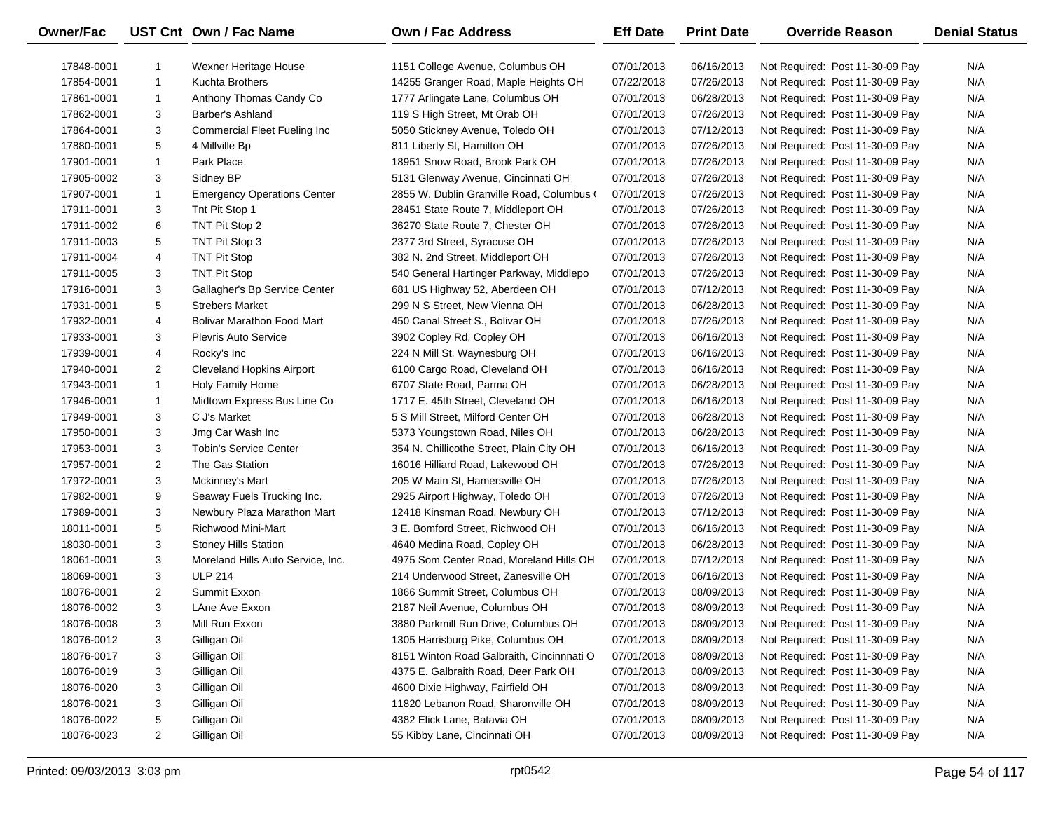| Owner/Fac | UST Cnt | Own / Fac Name | Own / Fac Address | Eff Date | Print Date | Override Reason | Denial Status |
|---|---|---|---|---|---|---|---|
| 17848-0001 | 1 | Wexner Heritage House | 1151 College Avenue, Columbus OH | 07/01/2013 | 06/16/2013 | Not Required: Post 11-30-09 Pay | N/A |
| 17854-0001 | 1 | Kuchta Brothers | 14255 Granger Road, Maple Heights OH | 07/22/2013 | 07/26/2013 | Not Required: Post 11-30-09 Pay | N/A |
| 17861-0001 | 1 | Anthony Thomas Candy Co | 1777 Arlingate Lane, Columbus OH | 07/01/2013 | 06/28/2013 | Not Required: Post 11-30-09 Pay | N/A |
| 17862-0001 | 3 | Barber's Ashland | 119 S High Street, Mt Orab OH | 07/01/2013 | 07/26/2013 | Not Required: Post 11-30-09 Pay | N/A |
| 17864-0001 | 3 | Commercial Fleet Fueling Inc | 5050 Stickney Avenue, Toledo OH | 07/01/2013 | 07/12/2013 | Not Required: Post 11-30-09 Pay | N/A |
| 17880-0001 | 5 | 4 Millville Bp | 811 Liberty St, Hamilton OH | 07/01/2013 | 07/26/2013 | Not Required: Post 11-30-09 Pay | N/A |
| 17901-0001 | 1 | Park Place | 18951 Snow Road, Brook Park OH | 07/01/2013 | 07/26/2013 | Not Required: Post 11-30-09 Pay | N/A |
| 17905-0002 | 3 | Sidney BP | 5131 Glenway Avenue, Cincinnati OH | 07/01/2013 | 07/26/2013 | Not Required: Post 11-30-09 Pay | N/A |
| 17907-0001 | 1 | Emergency Operations Center | 2855 W. Dublin Granville Road, Columbus ( | 07/01/2013 | 07/26/2013 | Not Required: Post 11-30-09 Pay | N/A |
| 17911-0001 | 3 | Tnt Pit Stop 1 | 28451 State Route 7, Middleport OH | 07/01/2013 | 07/26/2013 | Not Required: Post 11-30-09 Pay | N/A |
| 17911-0002 | 6 | TNT Pit Stop 2 | 36270 State Route 7, Chester OH | 07/01/2013 | 07/26/2013 | Not Required: Post 11-30-09 Pay | N/A |
| 17911-0003 | 5 | TNT Pit Stop 3 | 2377 3rd Street, Syracuse OH | 07/01/2013 | 07/26/2013 | Not Required: Post 11-30-09 Pay | N/A |
| 17911-0004 | 4 | TNT Pit Stop | 382 N. 2nd Street, Middleport OH | 07/01/2013 | 07/26/2013 | Not Required: Post 11-30-09 Pay | N/A |
| 17911-0005 | 3 | TNT Pit Stop | 540 General Hartinger Parkway, Middlepo | 07/01/2013 | 07/26/2013 | Not Required: Post 11-30-09 Pay | N/A |
| 17916-0001 | 3 | Gallagher's Bp Service Center | 681 US Highway 52, Aberdeen OH | 07/01/2013 | 07/12/2013 | Not Required: Post 11-30-09 Pay | N/A |
| 17931-0001 | 5 | Strebers Market | 299 N S Street, New Vienna OH | 07/01/2013 | 06/28/2013 | Not Required: Post 11-30-09 Pay | N/A |
| 17932-0001 | 4 | Bolivar Marathon Food Mart | 450 Canal Street S., Bolivar OH | 07/01/2013 | 07/26/2013 | Not Required: Post 11-30-09 Pay | N/A |
| 17933-0001 | 3 | Plevris Auto Service | 3902 Copley Rd, Copley OH | 07/01/2013 | 06/16/2013 | Not Required: Post 11-30-09 Pay | N/A |
| 17939-0001 | 4 | Rocky's Inc | 224 N Mill St, Waynesburg OH | 07/01/2013 | 06/16/2013 | Not Required: Post 11-30-09 Pay | N/A |
| 17940-0001 | 2 | Cleveland Hopkins Airport | 6100 Cargo Road, Cleveland OH | 07/01/2013 | 06/16/2013 | Not Required: Post 11-30-09 Pay | N/A |
| 17943-0001 | 1 | Holy Family Home | 6707 State Road, Parma OH | 07/01/2013 | 06/28/2013 | Not Required: Post 11-30-09 Pay | N/A |
| 17946-0001 | 1 | Midtown Express Bus Line Co | 1717 E. 45th Street, Cleveland OH | 07/01/2013 | 06/16/2013 | Not Required: Post 11-30-09 Pay | N/A |
| 17949-0001 | 3 | C J's Market | 5 S Mill Street, Milford Center OH | 07/01/2013 | 06/28/2013 | Not Required: Post 11-30-09 Pay | N/A |
| 17950-0001 | 3 | Jmg Car Wash Inc | 5373 Youngstown Road, Niles OH | 07/01/2013 | 06/28/2013 | Not Required: Post 11-30-09 Pay | N/A |
| 17953-0001 | 3 | Tobin's Service Center | 354 N. Chillicothe Street, Plain City OH | 07/01/2013 | 06/16/2013 | Not Required: Post 11-30-09 Pay | N/A |
| 17957-0001 | 2 | The Gas Station | 16016 Hilliard Road, Lakewood OH | 07/01/2013 | 07/26/2013 | Not Required: Post 11-30-09 Pay | N/A |
| 17972-0001 | 3 | Mckinney's Mart | 205 W Main St, Hamersville OH | 07/01/2013 | 07/26/2013 | Not Required: Post 11-30-09 Pay | N/A |
| 17982-0001 | 9 | Seaway Fuels Trucking Inc. | 2925 Airport Highway, Toledo OH | 07/01/2013 | 07/26/2013 | Not Required: Post 11-30-09 Pay | N/A |
| 17989-0001 | 3 | Newbury Plaza Marathon Mart | 12418 Kinsman Road, Newbury OH | 07/01/2013 | 07/12/2013 | Not Required: Post 11-30-09 Pay | N/A |
| 18011-0001 | 5 | Richwood Mini-Mart | 3 E. Bomford Street, Richwood OH | 07/01/2013 | 06/16/2013 | Not Required: Post 11-30-09 Pay | N/A |
| 18030-0001 | 3 | Stoney Hills Station | 4640 Medina Road, Copley OH | 07/01/2013 | 06/28/2013 | Not Required: Post 11-30-09 Pay | N/A |
| 18061-0001 | 3 | Moreland Hills Auto Service, Inc. | 4975 Som Center Road, Moreland Hills OH | 07/01/2013 | 07/12/2013 | Not Required: Post 11-30-09 Pay | N/A |
| 18069-0001 | 3 | ULP 214 | 214 Underwood Street, Zanesville OH | 07/01/2013 | 06/16/2013 | Not Required: Post 11-30-09 Pay | N/A |
| 18076-0001 | 2 | Summit Exxon | 1866 Summit Street, Columbus OH | 07/01/2013 | 08/09/2013 | Not Required: Post 11-30-09 Pay | N/A |
| 18076-0002 | 3 | LAne Ave Exxon | 2187 Neil Avenue, Columbus OH | 07/01/2013 | 08/09/2013 | Not Required: Post 11-30-09 Pay | N/A |
| 18076-0008 | 3 | Mill Run Exxon | 3880 Parkmill Run Drive, Columbus OH | 07/01/2013 | 08/09/2013 | Not Required: Post 11-30-09 Pay | N/A |
| 18076-0012 | 3 | Gilligan Oil | 1305 Harrisburg Pike, Columbus OH | 07/01/2013 | 08/09/2013 | Not Required: Post 11-30-09 Pay | N/A |
| 18076-0017 | 3 | Gilligan Oil | 8151 Winton Road Galbraith, Cincinnnati O | 07/01/2013 | 08/09/2013 | Not Required: Post 11-30-09 Pay | N/A |
| 18076-0019 | 3 | Gilligan Oil | 4375 E. Galbraith Road, Deer Park OH | 07/01/2013 | 08/09/2013 | Not Required: Post 11-30-09 Pay | N/A |
| 18076-0020 | 3 | Gilligan Oil | 4600 Dixie Highway, Fairfield OH | 07/01/2013 | 08/09/2013 | Not Required: Post 11-30-09 Pay | N/A |
| 18076-0021 | 3 | Gilligan Oil | 11820 Lebanon Road, Sharonville OH | 07/01/2013 | 08/09/2013 | Not Required: Post 11-30-09 Pay | N/A |
| 18076-0022 | 5 | Gilligan Oil | 4382 Elick Lane, Batavia OH | 07/01/2013 | 08/09/2013 | Not Required: Post 11-30-09 Pay | N/A |
| 18076-0023 | 2 | Gilligan Oil | 55 Kibby Lane, Cincinnati OH | 07/01/2013 | 08/09/2013 | Not Required: Post 11-30-09 Pay | N/A |

Printed: 09/03/2013 3:03 pm rpt0542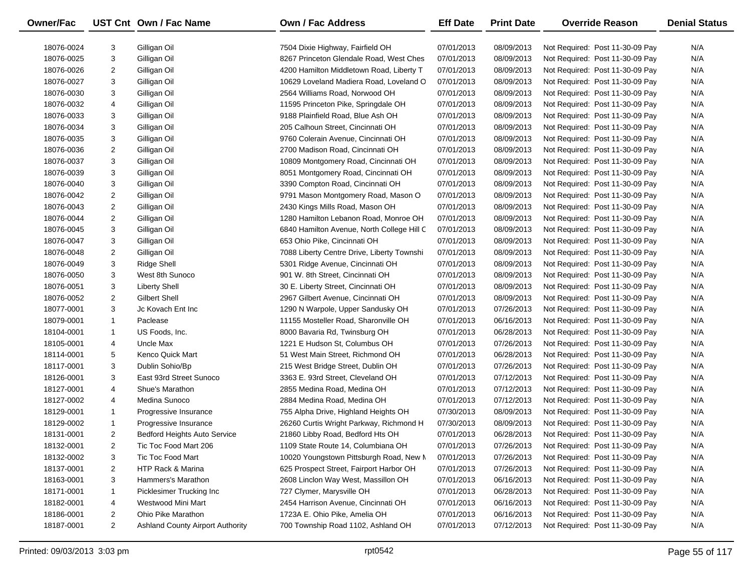| Owner/Fac | UST Cnt | Own / Fac Name | Own / Fac Address | Eff Date | Print Date | Override Reason | Denial Status |
|---|---|---|---|---|---|---|---|
| 18076-0024 | 3 | Gilligan Oil | 7504 Dixie Highway, Fairfield OH | 07/01/2013 | 08/09/2013 | Not Required: Post 11-30-09 Pay | N/A |
| 18076-0025 | 3 | Gilligan Oil | 8267 Princeton Glendale Road, West Ches | 07/01/2013 | 08/09/2013 | Not Required: Post 11-30-09 Pay | N/A |
| 18076-0026 | 2 | Gilligan Oil | 4200 Hamilton Middletown Road, Liberty T | 07/01/2013 | 08/09/2013 | Not Required: Post 11-30-09 Pay | N/A |
| 18076-0027 | 3 | Gilligan Oil | 10629 Loveland Madiera Road, Loveland O | 07/01/2013 | 08/09/2013 | Not Required: Post 11-30-09 Pay | N/A |
| 18076-0030 | 3 | Gilligan Oil | 2564 Williams Road, Norwood OH | 07/01/2013 | 08/09/2013 | Not Required: Post 11-30-09 Pay | N/A |
| 18076-0032 | 4 | Gilligan Oil | 11595 Princeton Pike, Springdale OH | 07/01/2013 | 08/09/2013 | Not Required: Post 11-30-09 Pay | N/A |
| 18076-0033 | 3 | Gilligan Oil | 9188 Plainfield Road, Blue Ash OH | 07/01/2013 | 08/09/2013 | Not Required: Post 11-30-09 Pay | N/A |
| 18076-0034 | 3 | Gilligan Oil | 205 Calhoun Street, Cincinnati OH | 07/01/2013 | 08/09/2013 | Not Required: Post 11-30-09 Pay | N/A |
| 18076-0035 | 3 | Gilligan Oil | 9760 Colerain Avenue, Cincinnati OH | 07/01/2013 | 08/09/2013 | Not Required: Post 11-30-09 Pay | N/A |
| 18076-0036 | 2 | Gilligan Oil | 2700 Madison Road, Cincinnati OH | 07/01/2013 | 08/09/2013 | Not Required: Post 11-30-09 Pay | N/A |
| 18076-0037 | 3 | Gilligan Oil | 10809 Montgomery Road, Cincinnati OH | 07/01/2013 | 08/09/2013 | Not Required: Post 11-30-09 Pay | N/A |
| 18076-0039 | 3 | Gilligan Oil | 8051 Montgomery Road, Cincinnati OH | 07/01/2013 | 08/09/2013 | Not Required: Post 11-30-09 Pay | N/A |
| 18076-0040 | 3 | Gilligan Oil | 3390 Compton Road, Cincinnati OH | 07/01/2013 | 08/09/2013 | Not Required: Post 11-30-09 Pay | N/A |
| 18076-0042 | 2 | Gilligan Oil | 9791 Mason Montgomery Road, Mason O | 07/01/2013 | 08/09/2013 | Not Required: Post 11-30-09 Pay | N/A |
| 18076-0043 | 2 | Gilligan Oil | 2430 Kings Mills Road, Mason OH | 07/01/2013 | 08/09/2013 | Not Required: Post 11-30-09 Pay | N/A |
| 18076-0044 | 2 | Gilligan Oil | 1280 Hamilton Lebanon Road, Monroe OH | 07/01/2013 | 08/09/2013 | Not Required: Post 11-30-09 Pay | N/A |
| 18076-0045 | 3 | Gilligan Oil | 6840 Hamilton Avenue, North College Hill C | 07/01/2013 | 08/09/2013 | Not Required: Post 11-30-09 Pay | N/A |
| 18076-0047 | 3 | Gilligan Oil | 653 Ohio Pike, Cincinnati OH | 07/01/2013 | 08/09/2013 | Not Required: Post 11-30-09 Pay | N/A |
| 18076-0048 | 2 | Gilligan Oil | 7088 Liberty Centre Drive, Liberty Townshi | 07/01/2013 | 08/09/2013 | Not Required: Post 11-30-09 Pay | N/A |
| 18076-0049 | 3 | Ridge Shell | 5301 Ridge Avenue, Cincinnati OH | 07/01/2013 | 08/09/2013 | Not Required: Post 11-30-09 Pay | N/A |
| 18076-0050 | 3 | West 8th Sunoco | 901 W. 8th Street, Cincinnati OH | 07/01/2013 | 08/09/2013 | Not Required: Post 11-30-09 Pay | N/A |
| 18076-0051 | 3 | Liberty Shell | 30 E. Liberty Street, Cincinnati OH | 07/01/2013 | 08/09/2013 | Not Required: Post 11-30-09 Pay | N/A |
| 18076-0052 | 2 | Gilbert Shell | 2967 Gilbert Avenue, Cincinnati OH | 07/01/2013 | 08/09/2013 | Not Required: Post 11-30-09 Pay | N/A |
| 18077-0001 | 3 | Jc Kovach Ent Inc | 1290 N Warpole, Upper Sandusky OH | 07/01/2013 | 07/26/2013 | Not Required: Post 11-30-09 Pay | N/A |
| 18079-0001 | 1 | Paclease | 11155 Mosteller Road, Sharonville OH | 07/01/2013 | 06/16/2013 | Not Required: Post 11-30-09 Pay | N/A |
| 18104-0001 | 1 | US Foods, Inc. | 8000 Bavaria Rd, Twinsburg OH | 07/01/2013 | 06/28/2013 | Not Required: Post 11-30-09 Pay | N/A |
| 18105-0001 | 4 | Uncle Max | 1221 E Hudson St, Columbus OH | 07/01/2013 | 07/26/2013 | Not Required: Post 11-30-09 Pay | N/A |
| 18114-0001 | 5 | Kenco Quick Mart | 51 West Main Street, Richmond OH | 07/01/2013 | 06/28/2013 | Not Required: Post 11-30-09 Pay | N/A |
| 18117-0001 | 3 | Dublin Sohio/Bp | 215 West Bridge Street, Dublin OH | 07/01/2013 | 07/26/2013 | Not Required: Post 11-30-09 Pay | N/A |
| 18126-0001 | 3 | East 93rd Street Sunoco | 3363 E. 93rd Street, Cleveland OH | 07/01/2013 | 07/12/2013 | Not Required: Post 11-30-09 Pay | N/A |
| 18127-0001 | 4 | Shue's Marathon | 2855 Medina Road, Medina OH | 07/01/2013 | 07/12/2013 | Not Required: Post 11-30-09 Pay | N/A |
| 18127-0002 | 4 | Medina Sunoco | 2884 Medina Road, Medina OH | 07/01/2013 | 07/12/2013 | Not Required: Post 11-30-09 Pay | N/A |
| 18129-0001 | 1 | Progressive Insurance | 755 Alpha Drive, Highland Heights OH | 07/30/2013 | 08/09/2013 | Not Required: Post 11-30-09 Pay | N/A |
| 18129-0002 | 1 | Progressive Insurance | 26260 Curtis Wright Parkway, Richmond H | 07/30/2013 | 08/09/2013 | Not Required: Post 11-30-09 Pay | N/A |
| 18131-0001 | 2 | Bedford Heights Auto Service | 21860 Libby Road, Bedford Hts OH | 07/01/2013 | 06/28/2013 | Not Required: Post 11-30-09 Pay | N/A |
| 18132-0001 | 2 | Tic Toc Food Mart 206 | 1109 State Route 14, Columbiana OH | 07/01/2013 | 07/26/2013 | Not Required: Post 11-30-09 Pay | N/A |
| 18132-0002 | 3 | Tic Toc Food Mart | 10020 Youngstown Pittsburgh Road, New M | 07/01/2013 | 07/26/2013 | Not Required: Post 11-30-09 Pay | N/A |
| 18137-0001 | 2 | HTP Rack & Marina | 625 Prospect Street, Fairport Harbor OH | 07/01/2013 | 07/26/2013 | Not Required: Post 11-30-09 Pay | N/A |
| 18163-0001 | 3 | Hammers's Marathon | 2608 Linclon Way West, Massillon OH | 07/01/2013 | 06/16/2013 | Not Required: Post 11-30-09 Pay | N/A |
| 18171-0001 | 1 | Picklesimer Trucking Inc | 727 Clymer, Marysville OH | 07/01/2013 | 06/28/2013 | Not Required: Post 11-30-09 Pay | N/A |
| 18182-0001 | 4 | Westwood Mini Mart | 2454 Harrison Avenue, Cincinnati OH | 07/01/2013 | 06/16/2013 | Not Required: Post 11-30-09 Pay | N/A |
| 18186-0001 | 2 | Ohio Pike Marathon | 1723A E. Ohio Pike, Amelia OH | 07/01/2013 | 06/16/2013 | Not Required: Post 11-30-09 Pay | N/A |
| 18187-0001 | 2 | Ashland County Airport Authority | 700 Township Road 1102, Ashland OH | 07/01/2013 | 07/12/2013 | Not Required: Post 11-30-09 Pay | N/A |

Printed: 09/03/2013 3:03 pm rpt0542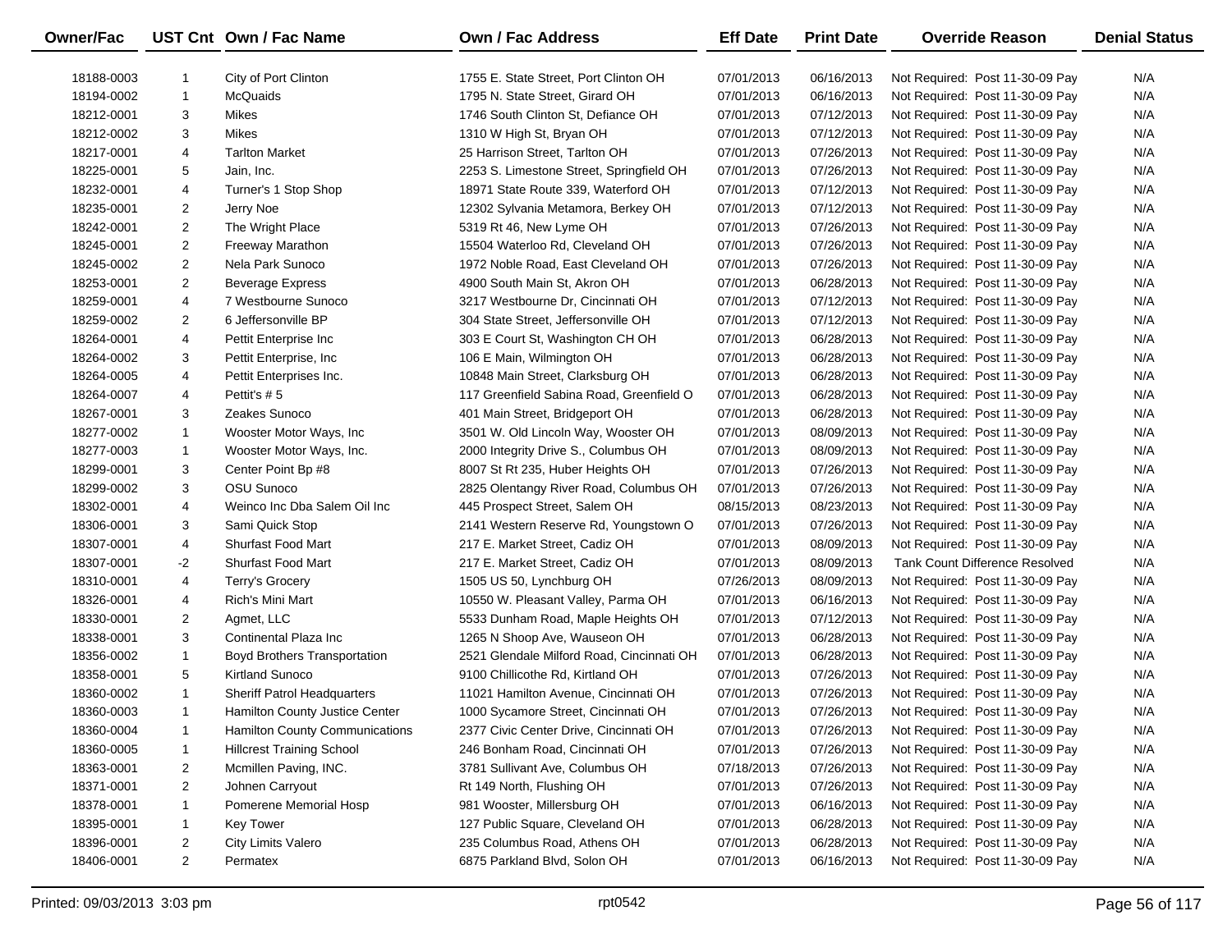| Owner/Fac | UST Cnt | Own / Fac Name | Own / Fac Address | Eff Date | Print Date | Override Reason | Denial Status |
|---|---|---|---|---|---|---|---|
| 18188-0003 | 1 | City of Port Clinton | 1755 E. State Street, Port Clinton OH | 07/01/2013 | 06/16/2013 | Not Required: Post 11-30-09 Pay | N/A |
| 18194-0002 | 1 | McQuaids | 1795 N. State Street, Girard OH | 07/01/2013 | 06/16/2013 | Not Required: Post 11-30-09 Pay | N/A |
| 18212-0001 | 3 | Mikes | 1746 South Clinton St, Defiance OH | 07/01/2013 | 07/12/2013 | Not Required: Post 11-30-09 Pay | N/A |
| 18212-0002 | 3 | Mikes | 1310 W High St, Bryan OH | 07/01/2013 | 07/12/2013 | Not Required: Post 11-30-09 Pay | N/A |
| 18217-0001 | 4 | Tarlton Market | 25 Harrison Street, Tarlton OH | 07/01/2013 | 07/26/2013 | Not Required: Post 11-30-09 Pay | N/A |
| 18225-0001 | 5 | Jain, Inc. | 2253 S. Limestone Street, Springfield OH | 07/01/2013 | 07/26/2013 | Not Required: Post 11-30-09 Pay | N/A |
| 18232-0001 | 4 | Turner's 1 Stop Shop | 18971 State Route 339, Waterford OH | 07/01/2013 | 07/12/2013 | Not Required: Post 11-30-09 Pay | N/A |
| 18235-0001 | 2 | Jerry Noe | 12302 Sylvania Metamora, Berkey OH | 07/01/2013 | 07/12/2013 | Not Required: Post 11-30-09 Pay | N/A |
| 18242-0001 | 2 | The Wright Place | 5319 Rt 46, New Lyme OH | 07/01/2013 | 07/26/2013 | Not Required: Post 11-30-09 Pay | N/A |
| 18245-0001 | 2 | Freeway Marathon | 15504 Waterloo Rd, Cleveland OH | 07/01/2013 | 07/26/2013 | Not Required: Post 11-30-09 Pay | N/A |
| 18245-0002 | 2 | Nela Park Sunoco | 1972 Noble Road, East Cleveland OH | 07/01/2013 | 07/26/2013 | Not Required: Post 11-30-09 Pay | N/A |
| 18253-0001 | 2 | Beverage Express | 4900 South Main St, Akron OH | 07/01/2013 | 06/28/2013 | Not Required: Post 11-30-09 Pay | N/A |
| 18259-0001 | 4 | 7 Westbourne Sunoco | 3217 Westbourne Dr, Cincinnati OH | 07/01/2013 | 07/12/2013 | Not Required: Post 11-30-09 Pay | N/A |
| 18259-0002 | 2 | 6 Jeffersonville BP | 304 State Street, Jeffersonville OH | 07/01/2013 | 07/12/2013 | Not Required: Post 11-30-09 Pay | N/A |
| 18264-0001 | 4 | Pettit Enterprise Inc | 303 E Court St, Washington CH OH | 07/01/2013 | 06/28/2013 | Not Required: Post 11-30-09 Pay | N/A |
| 18264-0002 | 3 | Pettit Enterprise, Inc | 106 E Main, Wilmington OH | 07/01/2013 | 06/28/2013 | Not Required: Post 11-30-09 Pay | N/A |
| 18264-0005 | 4 | Pettit Enterprises Inc. | 10848 Main Street, Clarksburg OH | 07/01/2013 | 06/28/2013 | Not Required: Post 11-30-09 Pay | N/A |
| 18264-0007 | 4 | Pettit's # 5 | 117 Greenfield Sabina Road, Greenfield O | 07/01/2013 | 06/28/2013 | Not Required: Post 11-30-09 Pay | N/A |
| 18267-0001 | 3 | Zeakes Sunoco | 401 Main Street, Bridgeport OH | 07/01/2013 | 06/28/2013 | Not Required: Post 11-30-09 Pay | N/A |
| 18277-0002 | 1 | Wooster Motor Ways, Inc | 3501 W. Old Lincoln Way, Wooster OH | 07/01/2013 | 08/09/2013 | Not Required: Post 11-30-09 Pay | N/A |
| 18277-0003 | 1 | Wooster Motor Ways, Inc. | 2000 Integrity Drive S., Columbus OH | 07/01/2013 | 08/09/2013 | Not Required: Post 11-30-09 Pay | N/A |
| 18299-0001 | 3 | Center Point Bp #8 | 8007 St Rt 235, Huber Heights OH | 07/01/2013 | 07/26/2013 | Not Required: Post 11-30-09 Pay | N/A |
| 18299-0002 | 3 | OSU Sunoco | 2825 Olentangy River Road, Columbus OH | 07/01/2013 | 07/26/2013 | Not Required: Post 11-30-09 Pay | N/A |
| 18302-0001 | 4 | Weinco Inc Dba Salem Oil Inc | 445 Prospect Street, Salem OH | 08/15/2013 | 08/23/2013 | Not Required: Post 11-30-09 Pay | N/A |
| 18306-0001 | 3 | Sami Quick Stop | 2141 Western Reserve Rd, Youngstown O | 07/01/2013 | 07/26/2013 | Not Required: Post 11-30-09 Pay | N/A |
| 18307-0001 | 4 | Shurfast Food Mart | 217 E. Market Street, Cadiz OH | 07/01/2013 | 08/09/2013 | Not Required: Post 11-30-09 Pay | N/A |
| 18307-0001 | -2 | Shurfast Food Mart | 217 E. Market Street, Cadiz OH | 07/01/2013 | 08/09/2013 | Tank Count Difference Resolved | N/A |
| 18310-0001 | 4 | Terry's Grocery | 1505 US 50, Lynchburg OH | 07/26/2013 | 08/09/2013 | Not Required: Post 11-30-09 Pay | N/A |
| 18326-0001 | 4 | Rich's Mini Mart | 10550 W. Pleasant Valley, Parma OH | 07/01/2013 | 06/16/2013 | Not Required: Post 11-30-09 Pay | N/A |
| 18330-0001 | 2 | Agmet, LLC | 5533 Dunham Road, Maple Heights OH | 07/01/2013 | 07/12/2013 | Not Required: Post 11-30-09 Pay | N/A |
| 18338-0001 | 3 | Continental Plaza Inc | 1265 N Shoop Ave, Wauseon OH | 07/01/2013 | 06/28/2013 | Not Required: Post 11-30-09 Pay | N/A |
| 18356-0002 | 1 | Boyd Brothers Transportation | 2521 Glendale Milford Road, Cincinnati OH | 07/01/2013 | 06/28/2013 | Not Required: Post 11-30-09 Pay | N/A |
| 18358-0001 | 5 | Kirtland Sunoco | 9100 Chillicothe Rd, Kirtland OH | 07/01/2013 | 07/26/2013 | Not Required: Post 11-30-09 Pay | N/A |
| 18360-0002 | 1 | Sheriff Patrol Headquarters | 11021 Hamilton Avenue, Cincinnati OH | 07/01/2013 | 07/26/2013 | Not Required: Post 11-30-09 Pay | N/A |
| 18360-0003 | 1 | Hamilton County Justice Center | 1000 Sycamore Street, Cincinnati OH | 07/01/2013 | 07/26/2013 | Not Required: Post 11-30-09 Pay | N/A |
| 18360-0004 | 1 | Hamilton County Communications | 2377 Civic Center Drive, Cincinnati OH | 07/01/2013 | 07/26/2013 | Not Required: Post 11-30-09 Pay | N/A |
| 18360-0005 | 1 | Hillcrest Training School | 246 Bonham Road, Cincinnati OH | 07/01/2013 | 07/26/2013 | Not Required: Post 11-30-09 Pay | N/A |
| 18363-0001 | 2 | Mcmillen Paving, INC. | 3781 Sullivant Ave, Columbus OH | 07/18/2013 | 07/26/2013 | Not Required: Post 11-30-09 Pay | N/A |
| 18371-0001 | 2 | Johnen Carryout | Rt 149 North, Flushing OH | 07/01/2013 | 07/26/2013 | Not Required: Post 11-30-09 Pay | N/A |
| 18378-0001 | 1 | Pomerene Memorial Hosp | 981 Wooster, Millersburg OH | 07/01/2013 | 06/16/2013 | Not Required: Post 11-30-09 Pay | N/A |
| 18395-0001 | 1 | Key Tower | 127 Public Square, Cleveland OH | 07/01/2013 | 06/28/2013 | Not Required: Post 11-30-09 Pay | N/A |
| 18396-0001 | 2 | City Limits Valero | 235 Columbus Road, Athens OH | 07/01/2013 | 06/28/2013 | Not Required: Post 11-30-09 Pay | N/A |
| 18406-0001 | 2 | Permatex | 6875 Parkland Blvd, Solon OH | 07/01/2013 | 06/16/2013 | Not Required: Post 11-30-09 Pay | N/A |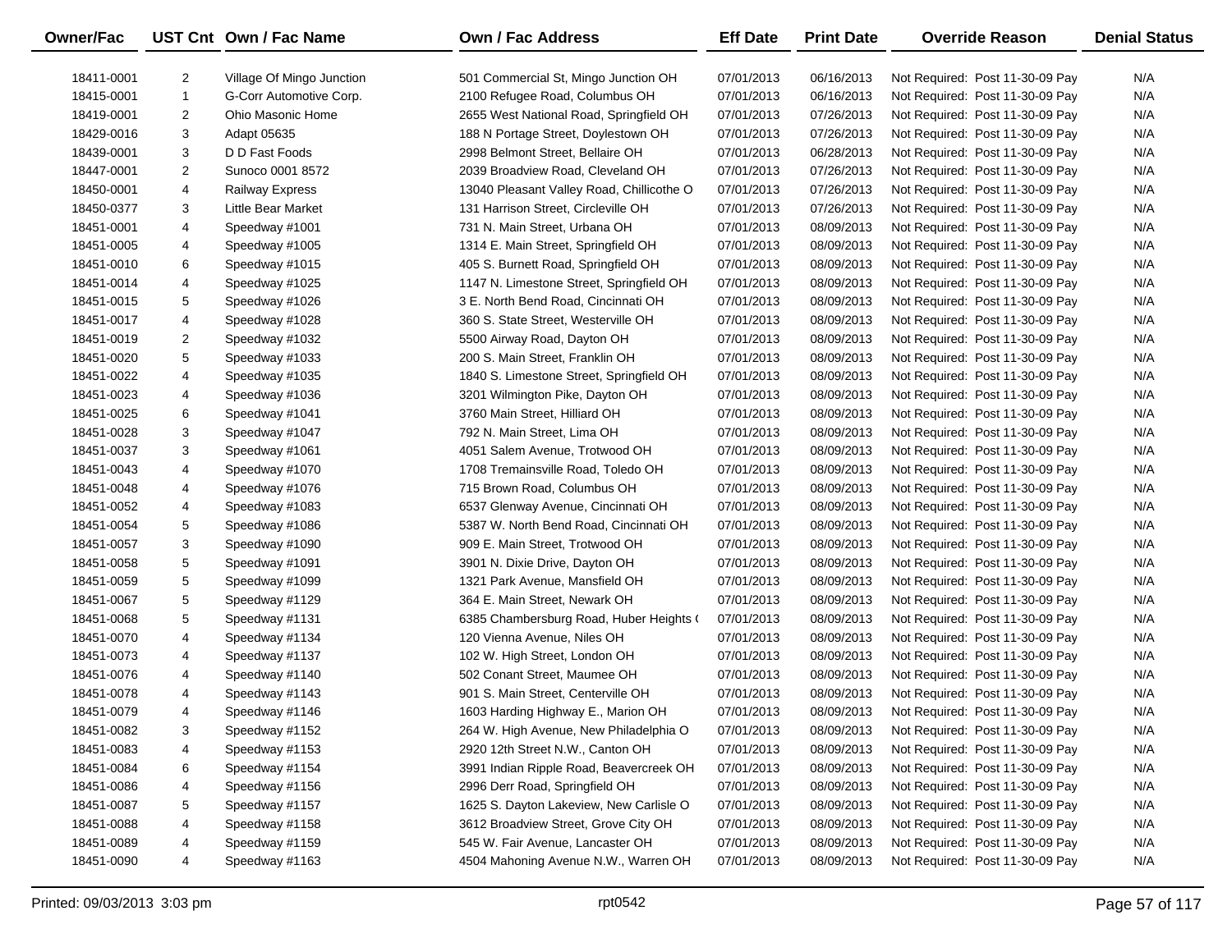| Owner/Fac | UST Cnt | Own / Fac Name | Own / Fac Address | Eff Date | Print Date | Override Reason | Denial Status |
|---|---|---|---|---|---|---|---|
| 18411-0001 | 2 | Village Of Mingo Junction | 501 Commercial St, Mingo Junction OH | 07/01/2013 | 06/16/2013 | Not Required: Post 11-30-09 Pay | N/A |
| 18415-0001 | 1 | G-Corr Automotive Corp. | 2100 Refugee Road, Columbus OH | 07/01/2013 | 06/16/2013 | Not Required: Post 11-30-09 Pay | N/A |
| 18419-0001 | 2 | Ohio Masonic Home | 2655 West National Road, Springfield OH | 07/01/2013 | 07/26/2013 | Not Required: Post 11-30-09 Pay | N/A |
| 18429-0016 | 3 | Adapt 05635 | 188 N Portage Street, Doylestown OH | 07/01/2013 | 07/26/2013 | Not Required: Post 11-30-09 Pay | N/A |
| 18439-0001 | 3 | D D Fast Foods | 2998 Belmont Street, Bellaire OH | 07/01/2013 | 06/28/2013 | Not Required: Post 11-30-09 Pay | N/A |
| 18447-0001 | 2 | Sunoco 0001 8572 | 2039 Broadview Road, Cleveland OH | 07/01/2013 | 07/26/2013 | Not Required: Post 11-30-09 Pay | N/A |
| 18450-0001 | 4 | Railway Express | 13040 Pleasant Valley Road, Chillicothe O | 07/01/2013 | 07/26/2013 | Not Required: Post 11-30-09 Pay | N/A |
| 18450-0377 | 3 | Little Bear Market | 131 Harrison Street, Circleville OH | 07/01/2013 | 07/26/2013 | Not Required: Post 11-30-09 Pay | N/A |
| 18451-0001 | 4 | Speedway #1001 | 731 N. Main Street, Urbana OH | 07/01/2013 | 08/09/2013 | Not Required: Post 11-30-09 Pay | N/A |
| 18451-0005 | 4 | Speedway #1005 | 1314 E. Main Street, Springfield OH | 07/01/2013 | 08/09/2013 | Not Required: Post 11-30-09 Pay | N/A |
| 18451-0010 | 6 | Speedway #1015 | 405 S. Burnett Road, Springfield OH | 07/01/2013 | 08/09/2013 | Not Required: Post 11-30-09 Pay | N/A |
| 18451-0014 | 4 | Speedway #1025 | 1147 N. Limestone Street, Springfield OH | 07/01/2013 | 08/09/2013 | Not Required: Post 11-30-09 Pay | N/A |
| 18451-0015 | 5 | Speedway #1026 | 3 E. North Bend Road, Cincinnati OH | 07/01/2013 | 08/09/2013 | Not Required: Post 11-30-09 Pay | N/A |
| 18451-0017 | 4 | Speedway #1028 | 360 S. State Street, Westerville OH | 07/01/2013 | 08/09/2013 | Not Required: Post 11-30-09 Pay | N/A |
| 18451-0019 | 2 | Speedway #1032 | 5500 Airway Road, Dayton OH | 07/01/2013 | 08/09/2013 | Not Required: Post 11-30-09 Pay | N/A |
| 18451-0020 | 5 | Speedway #1033 | 200 S. Main Street, Franklin OH | 07/01/2013 | 08/09/2013 | Not Required: Post 11-30-09 Pay | N/A |
| 18451-0022 | 4 | Speedway #1035 | 1840 S. Limestone Street, Springfield OH | 07/01/2013 | 08/09/2013 | Not Required: Post 11-30-09 Pay | N/A |
| 18451-0023 | 4 | Speedway #1036 | 3201 Wilmington Pike, Dayton OH | 07/01/2013 | 08/09/2013 | Not Required: Post 11-30-09 Pay | N/A |
| 18451-0025 | 6 | Speedway #1041 | 3760 Main Street, Hilliard OH | 07/01/2013 | 08/09/2013 | Not Required: Post 11-30-09 Pay | N/A |
| 18451-0028 | 3 | Speedway #1047 | 792 N. Main Street, Lima OH | 07/01/2013 | 08/09/2013 | Not Required: Post 11-30-09 Pay | N/A |
| 18451-0037 | 3 | Speedway #1061 | 4051 Salem Avenue, Trotwood OH | 07/01/2013 | 08/09/2013 | Not Required: Post 11-30-09 Pay | N/A |
| 18451-0043 | 4 | Speedway #1070 | 1708 Tremainsville Road, Toledo OH | 07/01/2013 | 08/09/2013 | Not Required: Post 11-30-09 Pay | N/A |
| 18451-0048 | 4 | Speedway #1076 | 715 Brown Road, Columbus OH | 07/01/2013 | 08/09/2013 | Not Required: Post 11-30-09 Pay | N/A |
| 18451-0052 | 4 | Speedway #1083 | 6537 Glenway Avenue, Cincinnati OH | 07/01/2013 | 08/09/2013 | Not Required: Post 11-30-09 Pay | N/A |
| 18451-0054 | 5 | Speedway #1086 | 5387 W. North Bend Road, Cincinnati OH | 07/01/2013 | 08/09/2013 | Not Required: Post 11-30-09 Pay | N/A |
| 18451-0057 | 3 | Speedway #1090 | 909 E. Main Street, Trotwood OH | 07/01/2013 | 08/09/2013 | Not Required: Post 11-30-09 Pay | N/A |
| 18451-0058 | 5 | Speedway #1091 | 3901 N. Dixie Drive, Dayton OH | 07/01/2013 | 08/09/2013 | Not Required: Post 11-30-09 Pay | N/A |
| 18451-0059 | 5 | Speedway #1099 | 1321 Park Avenue, Mansfield OH | 07/01/2013 | 08/09/2013 | Not Required: Post 11-30-09 Pay | N/A |
| 18451-0067 | 5 | Speedway #1129 | 364 E. Main Street, Newark OH | 07/01/2013 | 08/09/2013 | Not Required: Post 11-30-09 Pay | N/A |
| 18451-0068 | 5 | Speedway #1131 | 6385 Chambersburg Road, Huber Heights ( | 07/01/2013 | 08/09/2013 | Not Required: Post 11-30-09 Pay | N/A |
| 18451-0070 | 4 | Speedway #1134 | 120 Vienna Avenue, Niles OH | 07/01/2013 | 08/09/2013 | Not Required: Post 11-30-09 Pay | N/A |
| 18451-0073 | 4 | Speedway #1137 | 102 W. High Street, London OH | 07/01/2013 | 08/09/2013 | Not Required: Post 11-30-09 Pay | N/A |
| 18451-0076 | 4 | Speedway #1140 | 502 Conant Street, Maumee OH | 07/01/2013 | 08/09/2013 | Not Required: Post 11-30-09 Pay | N/A |
| 18451-0078 | 4 | Speedway #1143 | 901 S. Main Street, Centerville OH | 07/01/2013 | 08/09/2013 | Not Required: Post 11-30-09 Pay | N/A |
| 18451-0079 | 4 | Speedway #1146 | 1603 Harding Highway E., Marion OH | 07/01/2013 | 08/09/2013 | Not Required: Post 11-30-09 Pay | N/A |
| 18451-0082 | 3 | Speedway #1152 | 264 W. High Avenue, New Philadelphia O | 07/01/2013 | 08/09/2013 | Not Required: Post 11-30-09 Pay | N/A |
| 18451-0083 | 4 | Speedway #1153 | 2920 12th Street N.W., Canton OH | 07/01/2013 | 08/09/2013 | Not Required: Post 11-30-09 Pay | N/A |
| 18451-0084 | 6 | Speedway #1154 | 3991 Indian Ripple Road, Beavercreek OH | 07/01/2013 | 08/09/2013 | Not Required: Post 11-30-09 Pay | N/A |
| 18451-0086 | 4 | Speedway #1156 | 2996 Derr Road, Springfield OH | 07/01/2013 | 08/09/2013 | Not Required: Post 11-30-09 Pay | N/A |
| 18451-0087 | 5 | Speedway #1157 | 1625 S. Dayton Lakeview, New Carlisle O | 07/01/2013 | 08/09/2013 | Not Required: Post 11-30-09 Pay | N/A |
| 18451-0088 | 4 | Speedway #1158 | 3612 Broadview Street, Grove City OH | 07/01/2013 | 08/09/2013 | Not Required: Post 11-30-09 Pay | N/A |
| 18451-0089 | 4 | Speedway #1159 | 545 W. Fair Avenue, Lancaster OH | 07/01/2013 | 08/09/2013 | Not Required: Post 11-30-09 Pay | N/A |
| 18451-0090 | 4 | Speedway #1163 | 4504 Mahoning Avenue N.W., Warren OH | 07/01/2013 | 08/09/2013 | Not Required: Post 11-30-09 Pay | N/A |

Printed: 09/03/2013 3:03 pm rpt0542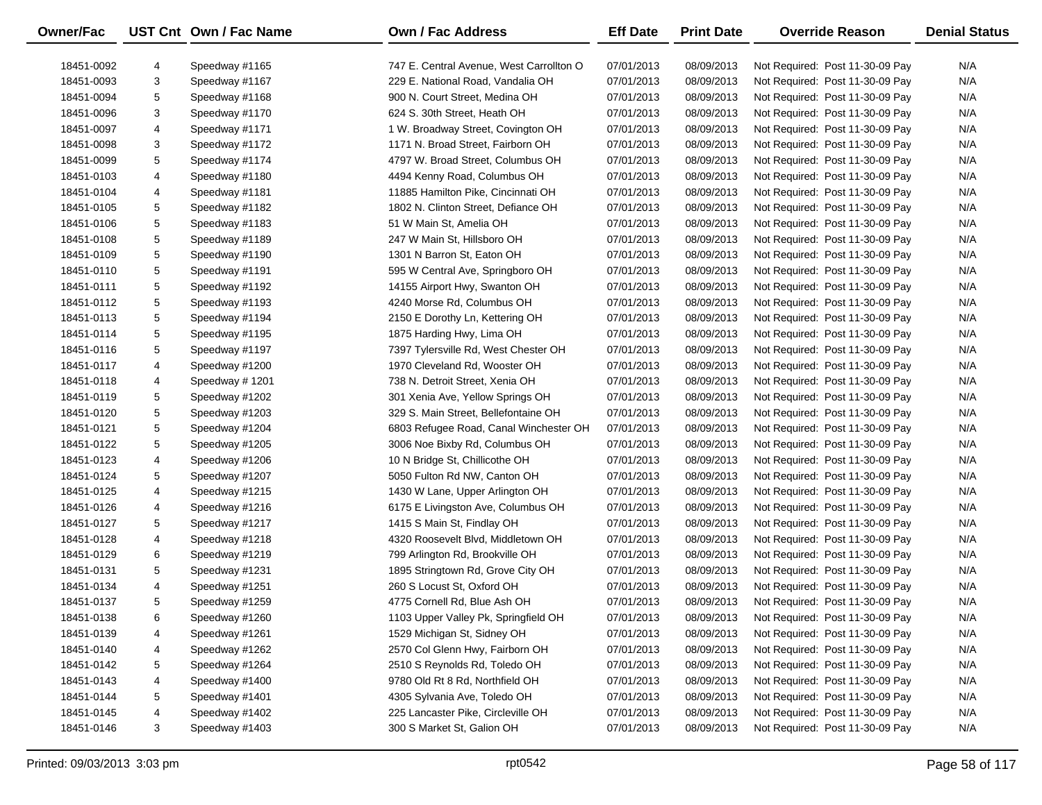| Owner/Fac | UST Cnt | Own / Fac Name | Own / Fac Address | Eff Date | Print Date | Override Reason | Denial Status |
|---|---|---|---|---|---|---|---|
| 18451-0092 | 4 | Speedway #1165 | 747 E. Central Avenue, West Carrollton O | 07/01/2013 | 08/09/2013 | Not Required: Post 11-30-09 Pay | N/A |
| 18451-0093 | 3 | Speedway #1167 | 229 E. National Road, Vandalia OH | 07/01/2013 | 08/09/2013 | Not Required: Post 11-30-09 Pay | N/A |
| 18451-0094 | 5 | Speedway #1168 | 900 N. Court Street, Medina OH | 07/01/2013 | 08/09/2013 | Not Required: Post 11-30-09 Pay | N/A |
| 18451-0096 | 3 | Speedway #1170 | 624 S. 30th Street, Heath OH | 07/01/2013 | 08/09/2013 | Not Required: Post 11-30-09 Pay | N/A |
| 18451-0097 | 4 | Speedway #1171 | 1 W. Broadway Street, Covington OH | 07/01/2013 | 08/09/2013 | Not Required: Post 11-30-09 Pay | N/A |
| 18451-0098 | 3 | Speedway #1172 | 1171 N. Broad Street, Fairborn OH | 07/01/2013 | 08/09/2013 | Not Required: Post 11-30-09 Pay | N/A |
| 18451-0099 | 5 | Speedway #1174 | 4797 W. Broad Street, Columbus OH | 07/01/2013 | 08/09/2013 | Not Required: Post 11-30-09 Pay | N/A |
| 18451-0103 | 4 | Speedway #1180 | 4494 Kenny Road, Columbus OH | 07/01/2013 | 08/09/2013 | Not Required: Post 11-30-09 Pay | N/A |
| 18451-0104 | 4 | Speedway #1181 | 11885 Hamilton Pike, Cincinnati OH | 07/01/2013 | 08/09/2013 | Not Required: Post 11-30-09 Pay | N/A |
| 18451-0105 | 5 | Speedway #1182 | 1802 N. Clinton Street, Defiance OH | 07/01/2013 | 08/09/2013 | Not Required: Post 11-30-09 Pay | N/A |
| 18451-0106 | 5 | Speedway #1183 | 51 W Main St, Amelia OH | 07/01/2013 | 08/09/2013 | Not Required: Post 11-30-09 Pay | N/A |
| 18451-0108 | 5 | Speedway #1189 | 247 W Main St, Hillsboro OH | 07/01/2013 | 08/09/2013 | Not Required: Post 11-30-09 Pay | N/A |
| 18451-0109 | 5 | Speedway #1190 | 1301 N Barron St, Eaton OH | 07/01/2013 | 08/09/2013 | Not Required: Post 11-30-09 Pay | N/A |
| 18451-0110 | 5 | Speedway #1191 | 595 W Central Ave, Springboro OH | 07/01/2013 | 08/09/2013 | Not Required: Post 11-30-09 Pay | N/A |
| 18451-0111 | 5 | Speedway #1192 | 14155 Airport Hwy, Swanton OH | 07/01/2013 | 08/09/2013 | Not Required: Post 11-30-09 Pay | N/A |
| 18451-0112 | 5 | Speedway #1193 | 4240 Morse Rd, Columbus OH | 07/01/2013 | 08/09/2013 | Not Required: Post 11-30-09 Pay | N/A |
| 18451-0113 | 5 | Speedway #1194 | 2150 E Dorothy Ln, Kettering OH | 07/01/2013 | 08/09/2013 | Not Required: Post 11-30-09 Pay | N/A |
| 18451-0114 | 5 | Speedway #1195 | 1875 Harding Hwy, Lima OH | 07/01/2013 | 08/09/2013 | Not Required: Post 11-30-09 Pay | N/A |
| 18451-0116 | 5 | Speedway #1197 | 7397 Tylersville Rd, West Chester OH | 07/01/2013 | 08/09/2013 | Not Required: Post 11-30-09 Pay | N/A |
| 18451-0117 | 4 | Speedway #1200 | 1970 Cleveland Rd, Wooster OH | 07/01/2013 | 08/09/2013 | Not Required: Post 11-30-09 Pay | N/A |
| 18451-0118 | 4 | Speedway # 1201 | 738 N. Detroit Street, Xenia OH | 07/01/2013 | 08/09/2013 | Not Required: Post 11-30-09 Pay | N/A |
| 18451-0119 | 5 | Speedway #1202 | 301 Xenia Ave, Yellow Springs OH | 07/01/2013 | 08/09/2013 | Not Required: Post 11-30-09 Pay | N/A |
| 18451-0120 | 5 | Speedway #1203 | 329 S. Main Street, Bellefontaine OH | 07/01/2013 | 08/09/2013 | Not Required: Post 11-30-09 Pay | N/A |
| 18451-0121 | 5 | Speedway #1204 | 6803 Refugee Road, Canal Winchester OH | 07/01/2013 | 08/09/2013 | Not Required: Post 11-30-09 Pay | N/A |
| 18451-0122 | 5 | Speedway #1205 | 3006 Noe Bixby Rd, Columbus OH | 07/01/2013 | 08/09/2013 | Not Required: Post 11-30-09 Pay | N/A |
| 18451-0123 | 4 | Speedway #1206 | 10 N Bridge St, Chillicothe OH | 07/01/2013 | 08/09/2013 | Not Required: Post 11-30-09 Pay | N/A |
| 18451-0124 | 5 | Speedway #1207 | 5050 Fulton Rd NW, Canton OH | 07/01/2013 | 08/09/2013 | Not Required: Post 11-30-09 Pay | N/A |
| 18451-0125 | 4 | Speedway #1215 | 1430 W Lane, Upper Arlington OH | 07/01/2013 | 08/09/2013 | Not Required: Post 11-30-09 Pay | N/A |
| 18451-0126 | 4 | Speedway #1216 | 6175 E Livingston Ave, Columbus OH | 07/01/2013 | 08/09/2013 | Not Required: Post 11-30-09 Pay | N/A |
| 18451-0127 | 5 | Speedway #1217 | 1415 S Main St, Findlay OH | 07/01/2013 | 08/09/2013 | Not Required: Post 11-30-09 Pay | N/A |
| 18451-0128 | 4 | Speedway #1218 | 4320 Roosevelt Blvd, Middletown OH | 07/01/2013 | 08/09/2013 | Not Required: Post 11-30-09 Pay | N/A |
| 18451-0129 | 6 | Speedway #1219 | 799 Arlington Rd, Brookville OH | 07/01/2013 | 08/09/2013 | Not Required: Post 11-30-09 Pay | N/A |
| 18451-0131 | 5 | Speedway #1231 | 1895 Stringtown Rd, Grove City OH | 07/01/2013 | 08/09/2013 | Not Required: Post 11-30-09 Pay | N/A |
| 18451-0134 | 4 | Speedway #1251 | 260 S Locust St, Oxford OH | 07/01/2013 | 08/09/2013 | Not Required: Post 11-30-09 Pay | N/A |
| 18451-0137 | 5 | Speedway #1259 | 4775 Cornell Rd, Blue Ash OH | 07/01/2013 | 08/09/2013 | Not Required: Post 11-30-09 Pay | N/A |
| 18451-0138 | 6 | Speedway #1260 | 1103 Upper Valley Pk, Springfield OH | 07/01/2013 | 08/09/2013 | Not Required: Post 11-30-09 Pay | N/A |
| 18451-0139 | 4 | Speedway #1261 | 1529 Michigan St, Sidney OH | 07/01/2013 | 08/09/2013 | Not Required: Post 11-30-09 Pay | N/A |
| 18451-0140 | 4 | Speedway #1262 | 2570 Col Glenn Hwy, Fairborn OH | 07/01/2013 | 08/09/2013 | Not Required: Post 11-30-09 Pay | N/A |
| 18451-0142 | 5 | Speedway #1264 | 2510 S Reynolds Rd, Toledo OH | 07/01/2013 | 08/09/2013 | Not Required: Post 11-30-09 Pay | N/A |
| 18451-0143 | 4 | Speedway #1400 | 9780 Old Rt 8 Rd, Northfield OH | 07/01/2013 | 08/09/2013 | Not Required: Post 11-30-09 Pay | N/A |
| 18451-0144 | 5 | Speedway #1401 | 4305 Sylvania Ave, Toledo OH | 07/01/2013 | 08/09/2013 | Not Required: Post 11-30-09 Pay | N/A |
| 18451-0145 | 4 | Speedway #1402 | 225 Lancaster Pike, Circleville OH | 07/01/2013 | 08/09/2013 | Not Required: Post 11-30-09 Pay | N/A |
| 18451-0146 | 3 | Speedway #1403 | 300 S Market St, Galion OH | 07/01/2013 | 08/09/2013 | Not Required: Post 11-30-09 Pay | N/A |

Printed: 09/03/2013 3:03 pm rpt0542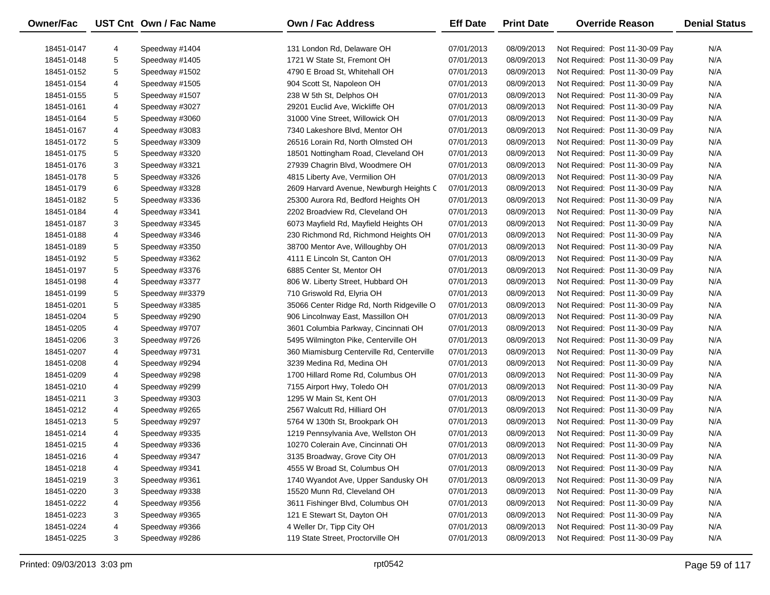| Owner/Fac | UST Cnt | Own / Fac Name | Own / Fac Address | Eff Date | Print Date | Override Reason | Denial Status |
|---|---|---|---|---|---|---|---|
| 18451-0147 | 4 | Speedway #1404 | 131 London Rd, Delaware OH | 07/01/2013 | 08/09/2013 | Not Required: Post 11-30-09 Pay | N/A |
| 18451-0148 | 5 | Speedway #1405 | 1721 W State St, Fremont OH | 07/01/2013 | 08/09/2013 | Not Required: Post 11-30-09 Pay | N/A |
| 18451-0152 | 5 | Speedway #1502 | 4790 E Broad St, Whitehall OH | 07/01/2013 | 08/09/2013 | Not Required: Post 11-30-09 Pay | N/A |
| 18451-0154 | 4 | Speedway #1505 | 904 Scott St, Napoleon OH | 07/01/2013 | 08/09/2013 | Not Required: Post 11-30-09 Pay | N/A |
| 18451-0155 | 5 | Speedway #1507 | 238 W 5th St, Delphos OH | 07/01/2013 | 08/09/2013 | Not Required: Post 11-30-09 Pay | N/A |
| 18451-0161 | 4 | Speedway #3027 | 29201 Euclid Ave, Wickliffe OH | 07/01/2013 | 08/09/2013 | Not Required: Post 11-30-09 Pay | N/A |
| 18451-0164 | 5 | Speedway #3060 | 31000 Vine Street, Willowick OH | 07/01/2013 | 08/09/2013 | Not Required: Post 11-30-09 Pay | N/A |
| 18451-0167 | 4 | Speedway #3083 | 7340 Lakeshore Blvd, Mentor OH | 07/01/2013 | 08/09/2013 | Not Required: Post 11-30-09 Pay | N/A |
| 18451-0172 | 5 | Speedway #3309 | 26516 Lorain Rd, North Olmsted OH | 07/01/2013 | 08/09/2013 | Not Required: Post 11-30-09 Pay | N/A |
| 18451-0175 | 5 | Speedway #3320 | 18501 Nottingham Road, Cleveland OH | 07/01/2013 | 08/09/2013 | Not Required: Post 11-30-09 Pay | N/A |
| 18451-0176 | 3 | Speedway #3321 | 27939 Chagrin Blvd, Woodmere OH | 07/01/2013 | 08/09/2013 | Not Required: Post 11-30-09 Pay | N/A |
| 18451-0178 | 5 | Speedway #3326 | 4815 Liberty Ave, Vermilion OH | 07/01/2013 | 08/09/2013 | Not Required: Post 11-30-09 Pay | N/A |
| 18451-0179 | 6 | Speedway #3328 | 2609 Harvard Avenue, Newburgh Heights C | 07/01/2013 | 08/09/2013 | Not Required: Post 11-30-09 Pay | N/A |
| 18451-0182 | 5 | Speedway #3336 | 25300 Aurora Rd, Bedford Heights OH | 07/01/2013 | 08/09/2013 | Not Required: Post 11-30-09 Pay | N/A |
| 18451-0184 | 4 | Speedway #3341 | 2202 Broadview Rd, Cleveland OH | 07/01/2013 | 08/09/2013 | Not Required: Post 11-30-09 Pay | N/A |
| 18451-0187 | 3 | Speedway #3345 | 6073 Mayfield Rd, Mayfield Heights OH | 07/01/2013 | 08/09/2013 | Not Required: Post 11-30-09 Pay | N/A |
| 18451-0188 | 4 | Speedway #3346 | 230 Richmond Rd, Richmond Heights OH | 07/01/2013 | 08/09/2013 | Not Required: Post 11-30-09 Pay | N/A |
| 18451-0189 | 5 | Speedway #3350 | 38700 Mentor Ave, Willoughby OH | 07/01/2013 | 08/09/2013 | Not Required: Post 11-30-09 Pay | N/A |
| 18451-0192 | 5 | Speedway #3362 | 4111 E Lincoln St, Canton OH | 07/01/2013 | 08/09/2013 | Not Required: Post 11-30-09 Pay | N/A |
| 18451-0197 | 5 | Speedway #3376 | 6885 Center St, Mentor OH | 07/01/2013 | 08/09/2013 | Not Required: Post 11-30-09 Pay | N/A |
| 18451-0198 | 4 | Speedway #3377 | 806 W. Liberty Street, Hubbard OH | 07/01/2013 | 08/09/2013 | Not Required: Post 11-30-09 Pay | N/A |
| 18451-0199 | 5 | Speedway ##3379 | 710 Griswold Rd, Elyria OH | 07/01/2013 | 08/09/2013 | Not Required: Post 11-30-09 Pay | N/A |
| 18451-0201 | 5 | Speedway #3385 | 35066 Center Ridge Rd, North Ridgeville O | 07/01/2013 | 08/09/2013 | Not Required: Post 11-30-09 Pay | N/A |
| 18451-0204 | 5 | Speedway #9290 | 906 Lincolnway East, Massillon OH | 07/01/2013 | 08/09/2013 | Not Required: Post 11-30-09 Pay | N/A |
| 18451-0205 | 4 | Speedway #9707 | 3601 Columbia Parkway, Cincinnati OH | 07/01/2013 | 08/09/2013 | Not Required: Post 11-30-09 Pay | N/A |
| 18451-0206 | 3 | Speedway #9726 | 5495 Wilmington Pike, Centerville OH | 07/01/2013 | 08/09/2013 | Not Required: Post 11-30-09 Pay | N/A |
| 18451-0207 | 4 | Speedway #9731 | 360 Miamisburg Centerville Rd, Centerville | 07/01/2013 | 08/09/2013 | Not Required: Post 11-30-09 Pay | N/A |
| 18451-0208 | 4 | Speedway #9294 | 3239 Medina Rd, Medina OH | 07/01/2013 | 08/09/2013 | Not Required: Post 11-30-09 Pay | N/A |
| 18451-0209 | 4 | Speedway #9298 | 1700 Hillard Rome Rd, Columbus OH | 07/01/2013 | 08/09/2013 | Not Required: Post 11-30-09 Pay | N/A |
| 18451-0210 | 4 | Speedway #9299 | 7155 Airport Hwy, Toledo OH | 07/01/2013 | 08/09/2013 | Not Required: Post 11-30-09 Pay | N/A |
| 18451-0211 | 3 | Speedway #9303 | 1295 W Main St, Kent OH | 07/01/2013 | 08/09/2013 | Not Required: Post 11-30-09 Pay | N/A |
| 18451-0212 | 4 | Speedway #9265 | 2567 Walcutt Rd, Hilliard OH | 07/01/2013 | 08/09/2013 | Not Required: Post 11-30-09 Pay | N/A |
| 18451-0213 | 5 | Speedway #9297 | 5764 W 130th St, Brookpark OH | 07/01/2013 | 08/09/2013 | Not Required: Post 11-30-09 Pay | N/A |
| 18451-0214 | 4 | Speedway #9335 | 1219 Pennsylvania Ave, Wellston OH | 07/01/2013 | 08/09/2013 | Not Required: Post 11-30-09 Pay | N/A |
| 18451-0215 | 4 | Speedway #9336 | 10270 Colerain Ave, Cincinnati OH | 07/01/2013 | 08/09/2013 | Not Required: Post 11-30-09 Pay | N/A |
| 18451-0216 | 4 | Speedway #9347 | 3135 Broadway, Grove City OH | 07/01/2013 | 08/09/2013 | Not Required: Post 11-30-09 Pay | N/A |
| 18451-0218 | 4 | Speedway #9341 | 4555 W Broad St, Columbus OH | 07/01/2013 | 08/09/2013 | Not Required: Post 11-30-09 Pay | N/A |
| 18451-0219 | 3 | Speedway #9361 | 1740 Wyandot Ave, Upper Sandusky OH | 07/01/2013 | 08/09/2013 | Not Required: Post 11-30-09 Pay | N/A |
| 18451-0220 | 3 | Speedway #9338 | 15520 Munn Rd, Cleveland OH | 07/01/2013 | 08/09/2013 | Not Required: Post 11-30-09 Pay | N/A |
| 18451-0222 | 4 | Speedway #9356 | 3611 Fishinger Blvd, Columbus OH | 07/01/2013 | 08/09/2013 | Not Required: Post 11-30-09 Pay | N/A |
| 18451-0223 | 3 | Speedway #9365 | 121 E Stewart St, Dayton OH | 07/01/2013 | 08/09/2013 | Not Required: Post 11-30-09 Pay | N/A |
| 18451-0224 | 4 | Speedway #9366 | 4 Weller Dr, Tipp City OH | 07/01/2013 | 08/09/2013 | Not Required: Post 11-30-09 Pay | N/A |
| 18451-0225 | 3 | Speedway #9286 | 119 State Street, Proctorville OH | 07/01/2013 | 08/09/2013 | Not Required: Post 11-30-09 Pay | N/A |

Printed: 09/03/2013 3:03 pm    rpt0542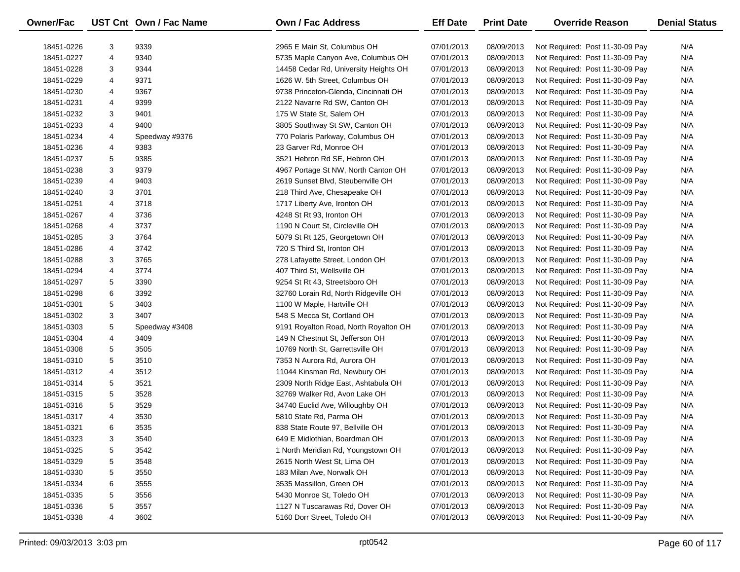| Owner/Fac | UST Cnt | Own / Fac Name | Own / Fac Address | Eff Date | Print Date | Override Reason | Denial Status |
|---|---|---|---|---|---|---|---|
| 18451-0226 | 3 | 9339 | 2965 E Main St, Columbus OH | 07/01/2013 | 08/09/2013 | Not Required: Post 11-30-09 Pay | N/A |
| 18451-0227 | 4 | 9340 | 5735 Maple Canyon Ave, Columbus OH | 07/01/2013 | 08/09/2013 | Not Required: Post 11-30-09 Pay | N/A |
| 18451-0228 | 3 | 9344 | 14458 Cedar Rd, University Heights OH | 07/01/2013 | 08/09/2013 | Not Required: Post 11-30-09 Pay | N/A |
| 18451-0229 | 4 | 9371 | 1626 W. 5th Street, Columbus OH | 07/01/2013 | 08/09/2013 | Not Required: Post 11-30-09 Pay | N/A |
| 18451-0230 | 4 | 9367 | 9738 Princeton-Glenda, Cincinnati OH | 07/01/2013 | 08/09/2013 | Not Required: Post 11-30-09 Pay | N/A |
| 18451-0231 | 4 | 9399 | 2122 Navarre Rd SW, Canton OH | 07/01/2013 | 08/09/2013 | Not Required: Post 11-30-09 Pay | N/A |
| 18451-0232 | 3 | 9401 | 175 W State St, Salem OH | 07/01/2013 | 08/09/2013 | Not Required: Post 11-30-09 Pay | N/A |
| 18451-0233 | 4 | 9400 | 3805 Southway St SW, Canton OH | 07/01/2013 | 08/09/2013 | Not Required: Post 11-30-09 Pay | N/A |
| 18451-0234 | 4 | Speedway #9376 | 770 Polaris Parkway, Columbus OH | 07/01/2013 | 08/09/2013 | Not Required: Post 11-30-09 Pay | N/A |
| 18451-0236 | 4 | 9383 | 23 Garver Rd, Monroe OH | 07/01/2013 | 08/09/2013 | Not Required: Post 11-30-09 Pay | N/A |
| 18451-0237 | 5 | 9385 | 3521 Hebron Rd SE, Hebron OH | 07/01/2013 | 08/09/2013 | Not Required: Post 11-30-09 Pay | N/A |
| 18451-0238 | 3 | 9379 | 4967 Portage St NW, North Canton OH | 07/01/2013 | 08/09/2013 | Not Required: Post 11-30-09 Pay | N/A |
| 18451-0239 | 4 | 9403 | 2619 Sunset Blvd, Steubenville OH | 07/01/2013 | 08/09/2013 | Not Required: Post 11-30-09 Pay | N/A |
| 18451-0240 | 3 | 3701 | 218 Third Ave, Chesapeake OH | 07/01/2013 | 08/09/2013 | Not Required: Post 11-30-09 Pay | N/A |
| 18451-0251 | 4 | 3718 | 1717 Liberty Ave, Ironton OH | 07/01/2013 | 08/09/2013 | Not Required: Post 11-30-09 Pay | N/A |
| 18451-0267 | 4 | 3736 | 4248 St Rt 93, Ironton OH | 07/01/2013 | 08/09/2013 | Not Required: Post 11-30-09 Pay | N/A |
| 18451-0268 | 4 | 3737 | 1190 N Court St, Circleville OH | 07/01/2013 | 08/09/2013 | Not Required: Post 11-30-09 Pay | N/A |
| 18451-0285 | 3 | 3764 | 5079 St Rt 125, Georgetown OH | 07/01/2013 | 08/09/2013 | Not Required: Post 11-30-09 Pay | N/A |
| 18451-0286 | 4 | 3742 | 720 S Third St, Ironton OH | 07/01/2013 | 08/09/2013 | Not Required: Post 11-30-09 Pay | N/A |
| 18451-0288 | 3 | 3765 | 278 Lafayette Street, London OH | 07/01/2013 | 08/09/2013 | Not Required: Post 11-30-09 Pay | N/A |
| 18451-0294 | 4 | 3774 | 407 Third St, Wellsville OH | 07/01/2013 | 08/09/2013 | Not Required: Post 11-30-09 Pay | N/A |
| 18451-0297 | 5 | 3390 | 9254 St Rt 43, Streetsboro OH | 07/01/2013 | 08/09/2013 | Not Required: Post 11-30-09 Pay | N/A |
| 18451-0298 | 6 | 3392 | 32760 Lorain Rd, North Ridgeville OH | 07/01/2013 | 08/09/2013 | Not Required: Post 11-30-09 Pay | N/A |
| 18451-0301 | 5 | 3403 | 1100 W Maple, Hartville OH | 07/01/2013 | 08/09/2013 | Not Required: Post 11-30-09 Pay | N/A |
| 18451-0302 | 3 | 3407 | 548 S Mecca St, Cortland OH | 07/01/2013 | 08/09/2013 | Not Required: Post 11-30-09 Pay | N/A |
| 18451-0303 | 5 | Speedway #3408 | 9191 Royalton Road, North Royalton OH | 07/01/2013 | 08/09/2013 | Not Required: Post 11-30-09 Pay | N/A |
| 18451-0304 | 4 | 3409 | 149 N Chestnut St, Jefferson OH | 07/01/2013 | 08/09/2013 | Not Required: Post 11-30-09 Pay | N/A |
| 18451-0308 | 5 | 3505 | 10769 North St, Garrettsville OH | 07/01/2013 | 08/09/2013 | Not Required: Post 11-30-09 Pay | N/A |
| 18451-0310 | 5 | 3510 | 7353 N Aurora Rd, Aurora OH | 07/01/2013 | 08/09/2013 | Not Required: Post 11-30-09 Pay | N/A |
| 18451-0312 | 4 | 3512 | 11044 Kinsman Rd, Newbury OH | 07/01/2013 | 08/09/2013 | Not Required: Post 11-30-09 Pay | N/A |
| 18451-0314 | 5 | 3521 | 2309 North Ridge East, Ashtabula OH | 07/01/2013 | 08/09/2013 | Not Required: Post 11-30-09 Pay | N/A |
| 18451-0315 | 5 | 3528 | 32769 Walker Rd, Avon Lake OH | 07/01/2013 | 08/09/2013 | Not Required: Post 11-30-09 Pay | N/A |
| 18451-0316 | 5 | 3529 | 34740 Euclid Ave, Willoughby OH | 07/01/2013 | 08/09/2013 | Not Required: Post 11-30-09 Pay | N/A |
| 18451-0317 | 4 | 3530 | 5810 State Rd, Parma OH | 07/01/2013 | 08/09/2013 | Not Required: Post 11-30-09 Pay | N/A |
| 18451-0321 | 6 | 3535 | 838 State Route 97, Bellville OH | 07/01/2013 | 08/09/2013 | Not Required: Post 11-30-09 Pay | N/A |
| 18451-0323 | 3 | 3540 | 649 E Midlothian, Boardman OH | 07/01/2013 | 08/09/2013 | Not Required: Post 11-30-09 Pay | N/A |
| 18451-0325 | 5 | 3542 | 1 North Meridian Rd, Youngstown OH | 07/01/2013 | 08/09/2013 | Not Required: Post 11-30-09 Pay | N/A |
| 18451-0329 | 5 | 3548 | 2615 North West St, Lima OH | 07/01/2013 | 08/09/2013 | Not Required: Post 11-30-09 Pay | N/A |
| 18451-0330 | 5 | 3550 | 183 Milan Ave, Norwalk OH | 07/01/2013 | 08/09/2013 | Not Required: Post 11-30-09 Pay | N/A |
| 18451-0334 | 6 | 3555 | 3535 Massillon, Green OH | 07/01/2013 | 08/09/2013 | Not Required: Post 11-30-09 Pay | N/A |
| 18451-0335 | 5 | 3556 | 5430 Monroe St, Toledo OH | 07/01/2013 | 08/09/2013 | Not Required: Post 11-30-09 Pay | N/A |
| 18451-0336 | 5 | 3557 | 1127 N Tuscarawas Rd, Dover OH | 07/01/2013 | 08/09/2013 | Not Required: Post 11-30-09 Pay | N/A |
| 18451-0338 | 4 | 3602 | 5160 Dorr Street, Toledo OH | 07/01/2013 | 08/09/2013 | Not Required: Post 11-30-09 Pay | N/A |

Printed: 09/03/2013 3:03 pm rpt0542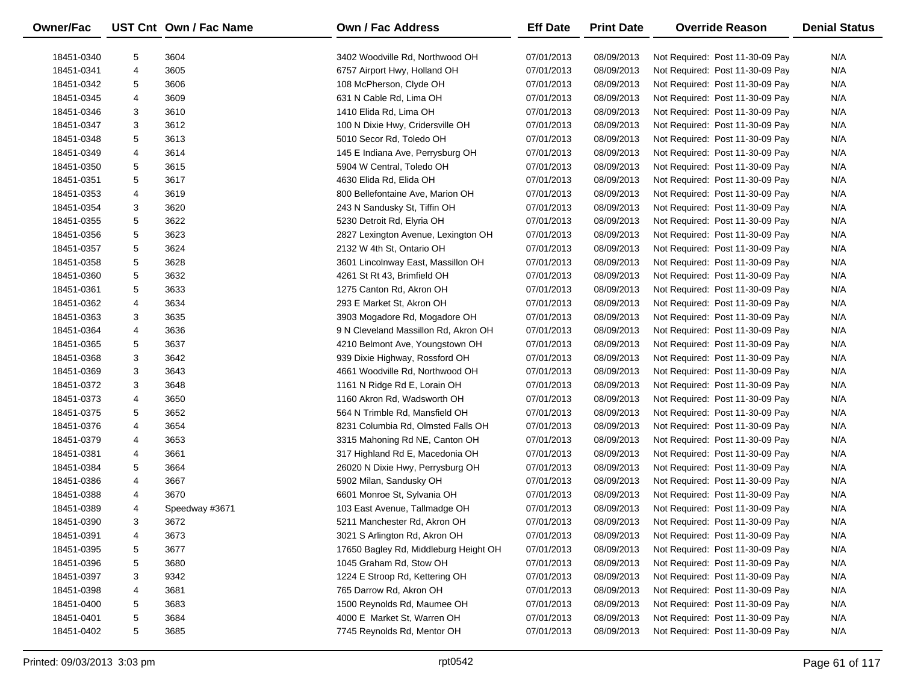| Owner/Fac | UST Cnt | Own / Fac Name | Own / Fac Address | Eff Date | Print Date | Override Reason | Denial Status |
|---|---|---|---|---|---|---|---|
| 18451-0340 | 5 | 3604 | 3402 Woodville Rd, Northwood OH | 07/01/2013 | 08/09/2013 | Not Required: Post 11-30-09 Pay | N/A |
| 18451-0341 | 4 | 3605 | 6757 Airport Hwy, Holland OH | 07/01/2013 | 08/09/2013 | Not Required: Post 11-30-09 Pay | N/A |
| 18451-0342 | 5 | 3606 | 108 McPherson, Clyde OH | 07/01/2013 | 08/09/2013 | Not Required: Post 11-30-09 Pay | N/A |
| 18451-0345 | 4 | 3609 | 631 N Cable Rd, Lima OH | 07/01/2013 | 08/09/2013 | Not Required: Post 11-30-09 Pay | N/A |
| 18451-0346 | 3 | 3610 | 1410 Elida Rd, Lima OH | 07/01/2013 | 08/09/2013 | Not Required: Post 11-30-09 Pay | N/A |
| 18451-0347 | 3 | 3612 | 100 N Dixie Hwy, Cridersville OH | 07/01/2013 | 08/09/2013 | Not Required: Post 11-30-09 Pay | N/A |
| 18451-0348 | 5 | 3613 | 5010 Secor Rd, Toledo OH | 07/01/2013 | 08/09/2013 | Not Required: Post 11-30-09 Pay | N/A |
| 18451-0349 | 4 | 3614 | 145 E Indiana Ave, Perrysburg OH | 07/01/2013 | 08/09/2013 | Not Required: Post 11-30-09 Pay | N/A |
| 18451-0350 | 5 | 3615 | 5904 W Central, Toledo OH | 07/01/2013 | 08/09/2013 | Not Required: Post 11-30-09 Pay | N/A |
| 18451-0351 | 5 | 3617 | 4630 Elida Rd, Elida OH | 07/01/2013 | 08/09/2013 | Not Required: Post 11-30-09 Pay | N/A |
| 18451-0353 | 4 | 3619 | 800 Bellefontaine Ave, Marion OH | 07/01/2013 | 08/09/2013 | Not Required: Post 11-30-09 Pay | N/A |
| 18451-0354 | 3 | 3620 | 243 N Sandusky St, Tiffin OH | 07/01/2013 | 08/09/2013 | Not Required: Post 11-30-09 Pay | N/A |
| 18451-0355 | 5 | 3622 | 5230 Detroit Rd, Elyria OH | 07/01/2013 | 08/09/2013 | Not Required: Post 11-30-09 Pay | N/A |
| 18451-0356 | 5 | 3623 | 2827 Lexington Avenue, Lexington OH | 07/01/2013 | 08/09/2013 | Not Required: Post 11-30-09 Pay | N/A |
| 18451-0357 | 5 | 3624 | 2132 W 4th St, Ontario OH | 07/01/2013 | 08/09/2013 | Not Required: Post 11-30-09 Pay | N/A |
| 18451-0358 | 5 | 3628 | 3601 Lincolnway East, Massillon OH | 07/01/2013 | 08/09/2013 | Not Required: Post 11-30-09 Pay | N/A |
| 18451-0360 | 5 | 3632 | 4261 St Rt 43, Brimfield OH | 07/01/2013 | 08/09/2013 | Not Required: Post 11-30-09 Pay | N/A |
| 18451-0361 | 5 | 3633 | 1275 Canton Rd, Akron OH | 07/01/2013 | 08/09/2013 | Not Required: Post 11-30-09 Pay | N/A |
| 18451-0362 | 4 | 3634 | 293 E Market St, Akron OH | 07/01/2013 | 08/09/2013 | Not Required: Post 11-30-09 Pay | N/A |
| 18451-0363 | 3 | 3635 | 3903 Mogadore Rd, Mogadore OH | 07/01/2013 | 08/09/2013 | Not Required: Post 11-30-09 Pay | N/A |
| 18451-0364 | 4 | 3636 | 9 N Cleveland Massillon Rd, Akron OH | 07/01/2013 | 08/09/2013 | Not Required: Post 11-30-09 Pay | N/A |
| 18451-0365 | 5 | 3637 | 4210 Belmont Ave, Youngstown OH | 07/01/2013 | 08/09/2013 | Not Required: Post 11-30-09 Pay | N/A |
| 18451-0368 | 3 | 3642 | 939 Dixie Highway, Rossford OH | 07/01/2013 | 08/09/2013 | Not Required: Post 11-30-09 Pay | N/A |
| 18451-0369 | 3 | 3643 | 4661 Woodville Rd, Northwood OH | 07/01/2013 | 08/09/2013 | Not Required: Post 11-30-09 Pay | N/A |
| 18451-0372 | 3 | 3648 | 1161 N Ridge Rd E, Lorain OH | 07/01/2013 | 08/09/2013 | Not Required: Post 11-30-09 Pay | N/A |
| 18451-0373 | 4 | 3650 | 1160 Akron Rd, Wadsworth OH | 07/01/2013 | 08/09/2013 | Not Required: Post 11-30-09 Pay | N/A |
| 18451-0375 | 5 | 3652 | 564 N Trimble Rd, Mansfield OH | 07/01/2013 | 08/09/2013 | Not Required: Post 11-30-09 Pay | N/A |
| 18451-0376 | 4 | 3654 | 8231 Columbia Rd, Olmsted Falls OH | 07/01/2013 | 08/09/2013 | Not Required: Post 11-30-09 Pay | N/A |
| 18451-0379 | 4 | 3653 | 3315 Mahoning Rd NE, Canton OH | 07/01/2013 | 08/09/2013 | Not Required: Post 11-30-09 Pay | N/A |
| 18451-0381 | 4 | 3661 | 317 Highland Rd E, Macedonia OH | 07/01/2013 | 08/09/2013 | Not Required: Post 11-30-09 Pay | N/A |
| 18451-0384 | 5 | 3664 | 26020 N Dixie Hwy, Perrysburg OH | 07/01/2013 | 08/09/2013 | Not Required: Post 11-30-09 Pay | N/A |
| 18451-0386 | 4 | 3667 | 5902 Milan, Sandusky OH | 07/01/2013 | 08/09/2013 | Not Required: Post 11-30-09 Pay | N/A |
| 18451-0388 | 4 | 3670 | 6601 Monroe St, Sylvania OH | 07/01/2013 | 08/09/2013 | Not Required: Post 11-30-09 Pay | N/A |
| 18451-0389 | 4 | Speedway #3671 | 103 East Avenue, Tallmadge OH | 07/01/2013 | 08/09/2013 | Not Required: Post 11-30-09 Pay | N/A |
| 18451-0390 | 3 | 3672 | 5211 Manchester Rd, Akron OH | 07/01/2013 | 08/09/2013 | Not Required: Post 11-30-09 Pay | N/A |
| 18451-0391 | 4 | 3673 | 3021 S Arlington Rd, Akron OH | 07/01/2013 | 08/09/2013 | Not Required: Post 11-30-09 Pay | N/A |
| 18451-0395 | 5 | 3677 | 17650 Bagley Rd, Middleburg Height OH | 07/01/2013 | 08/09/2013 | Not Required: Post 11-30-09 Pay | N/A |
| 18451-0396 | 5 | 3680 | 1045 Graham Rd, Stow OH | 07/01/2013 | 08/09/2013 | Not Required: Post 11-30-09 Pay | N/A |
| 18451-0397 | 3 | 9342 | 1224 E Stroop Rd, Kettering OH | 07/01/2013 | 08/09/2013 | Not Required: Post 11-30-09 Pay | N/A |
| 18451-0398 | 4 | 3681 | 765 Darrow Rd, Akron OH | 07/01/2013 | 08/09/2013 | Not Required: Post 11-30-09 Pay | N/A |
| 18451-0400 | 5 | 3683 | 1500 Reynolds Rd, Maumee OH | 07/01/2013 | 08/09/2013 | Not Required: Post 11-30-09 Pay | N/A |
| 18451-0401 | 5 | 3684 | 4000 E Market St, Warren OH | 07/01/2013 | 08/09/2013 | Not Required: Post 11-30-09 Pay | N/A |
| 18451-0402 | 5 | 3685 | 7745 Reynolds Rd, Mentor OH | 07/01/2013 | 08/09/2013 | Not Required: Post 11-30-09 Pay | N/A |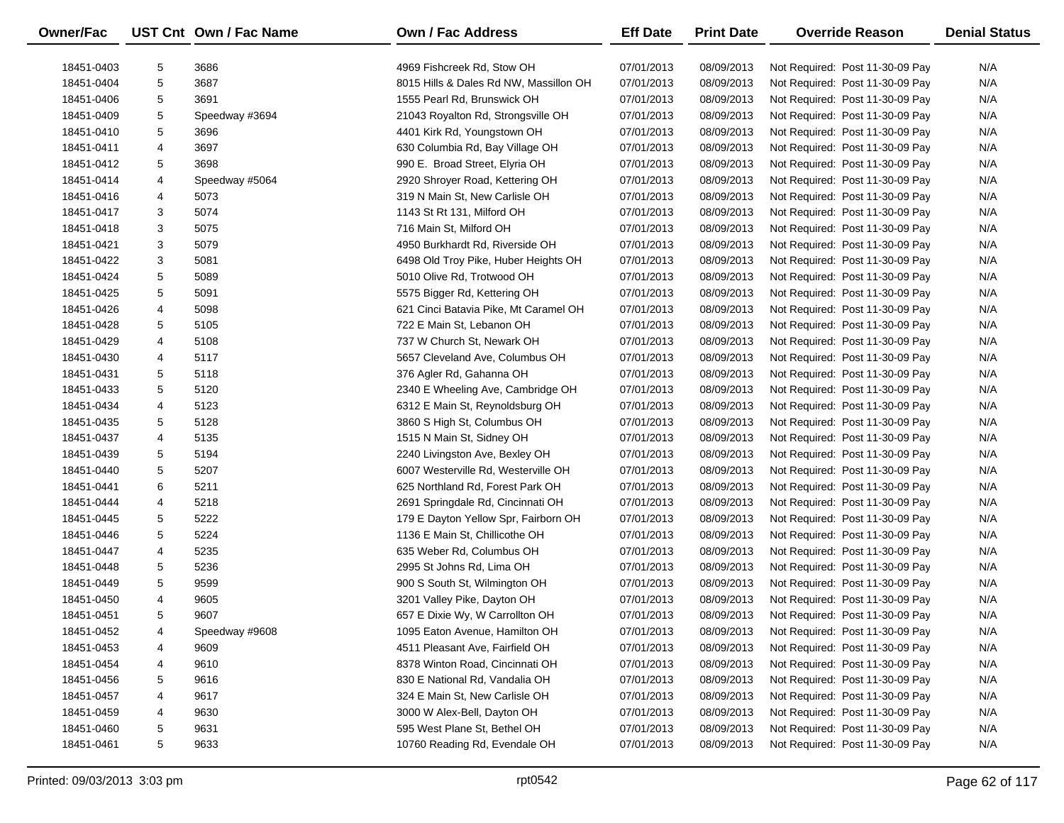| Owner/Fac | UST Cnt | Own / Fac Name | Own / Fac Address | Eff Date | Print Date | Override Reason | Denial Status |
|---|---|---|---|---|---|---|---|
| 18451-0403 | 5 | 3686 | 4969 Fishcreek Rd, Stow OH | 07/01/2013 | 08/09/2013 | Not Required: Post 11-30-09 Pay | N/A |
| 18451-0404 | 5 | 3687 | 8015 Hills & Dales Rd NW, Massillon OH | 07/01/2013 | 08/09/2013 | Not Required: Post 11-30-09 Pay | N/A |
| 18451-0406 | 5 | 3691 | 1555 Pearl Rd, Brunswick OH | 07/01/2013 | 08/09/2013 | Not Required: Post 11-30-09 Pay | N/A |
| 18451-0409 | 5 | Speedway #3694 | 21043 Royalton Rd, Strongsville OH | 07/01/2013 | 08/09/2013 | Not Required: Post 11-30-09 Pay | N/A |
| 18451-0410 | 5 | 3696 | 4401 Kirk Rd, Youngstown OH | 07/01/2013 | 08/09/2013 | Not Required: Post 11-30-09 Pay | N/A |
| 18451-0411 | 4 | 3697 | 630 Columbia Rd, Bay Village OH | 07/01/2013 | 08/09/2013 | Not Required: Post 11-30-09 Pay | N/A |
| 18451-0412 | 5 | 3698 | 990 E. Broad Street, Elyria OH | 07/01/2013 | 08/09/2013 | Not Required: Post 11-30-09 Pay | N/A |
| 18451-0414 | 4 | Speedway #5064 | 2920 Shroyer Road, Kettering OH | 07/01/2013 | 08/09/2013 | Not Required: Post 11-30-09 Pay | N/A |
| 18451-0416 | 4 | 5073 | 319 N Main St, New Carlisle OH | 07/01/2013 | 08/09/2013 | Not Required: Post 11-30-09 Pay | N/A |
| 18451-0417 | 3 | 5074 | 1143 St Rt 131, Milford OH | 07/01/2013 | 08/09/2013 | Not Required: Post 11-30-09 Pay | N/A |
| 18451-0418 | 3 | 5075 | 716 Main St, Milford OH | 07/01/2013 | 08/09/2013 | Not Required: Post 11-30-09 Pay | N/A |
| 18451-0421 | 3 | 5079 | 4950 Burkhardt Rd, Riverside OH | 07/01/2013 | 08/09/2013 | Not Required: Post 11-30-09 Pay | N/A |
| 18451-0422 | 3 | 5081 | 6498 Old Troy Pike, Huber Heights OH | 07/01/2013 | 08/09/2013 | Not Required: Post 11-30-09 Pay | N/A |
| 18451-0424 | 5 | 5089 | 5010 Olive Rd, Trotwood OH | 07/01/2013 | 08/09/2013 | Not Required: Post 11-30-09 Pay | N/A |
| 18451-0425 | 5 | 5091 | 5575 Bigger Rd, Kettering OH | 07/01/2013 | 08/09/2013 | Not Required: Post 11-30-09 Pay | N/A |
| 18451-0426 | 4 | 5098 | 621 Cinci Batavia Pike, Mt Caramel OH | 07/01/2013 | 08/09/2013 | Not Required: Post 11-30-09 Pay | N/A |
| 18451-0428 | 5 | 5105 | 722 E Main St, Lebanon OH | 07/01/2013 | 08/09/2013 | Not Required: Post 11-30-09 Pay | N/A |
| 18451-0429 | 4 | 5108 | 737 W Church St, Newark OH | 07/01/2013 | 08/09/2013 | Not Required: Post 11-30-09 Pay | N/A |
| 18451-0430 | 4 | 5117 | 5657 Cleveland Ave, Columbus OH | 07/01/2013 | 08/09/2013 | Not Required: Post 11-30-09 Pay | N/A |
| 18451-0431 | 5 | 5118 | 376 Agler Rd, Gahanna OH | 07/01/2013 | 08/09/2013 | Not Required: Post 11-30-09 Pay | N/A |
| 18451-0433 | 5 | 5120 | 2340 E Wheeling Ave, Cambridge OH | 07/01/2013 | 08/09/2013 | Not Required: Post 11-30-09 Pay | N/A |
| 18451-0434 | 4 | 5123 | 6312 E Main St, Reynoldsburg OH | 07/01/2013 | 08/09/2013 | Not Required: Post 11-30-09 Pay | N/A |
| 18451-0435 | 5 | 5128 | 3860 S High St, Columbus OH | 07/01/2013 | 08/09/2013 | Not Required: Post 11-30-09 Pay | N/A |
| 18451-0437 | 4 | 5135 | 1515 N Main St, Sidney OH | 07/01/2013 | 08/09/2013 | Not Required: Post 11-30-09 Pay | N/A |
| 18451-0439 | 5 | 5194 | 2240 Livingston Ave, Bexley OH | 07/01/2013 | 08/09/2013 | Not Required: Post 11-30-09 Pay | N/A |
| 18451-0440 | 5 | 5207 | 6007 Westerville Rd, Westerville OH | 07/01/2013 | 08/09/2013 | Not Required: Post 11-30-09 Pay | N/A |
| 18451-0441 | 6 | 5211 | 625 Northland Rd, Forest Park OH | 07/01/2013 | 08/09/2013 | Not Required: Post 11-30-09 Pay | N/A |
| 18451-0444 | 4 | 5218 | 2691 Springdale Rd, Cincinnati OH | 07/01/2013 | 08/09/2013 | Not Required: Post 11-30-09 Pay | N/A |
| 18451-0445 | 5 | 5222 | 179 E Dayton Yellow Spr, Fairborn OH | 07/01/2013 | 08/09/2013 | Not Required: Post 11-30-09 Pay | N/A |
| 18451-0446 | 5 | 5224 | 1136 E Main St, Chillicothe OH | 07/01/2013 | 08/09/2013 | Not Required: Post 11-30-09 Pay | N/A |
| 18451-0447 | 4 | 5235 | 635 Weber Rd, Columbus OH | 07/01/2013 | 08/09/2013 | Not Required: Post 11-30-09 Pay | N/A |
| 18451-0448 | 5 | 5236 | 2995 St Johns Rd, Lima OH | 07/01/2013 | 08/09/2013 | Not Required: Post 11-30-09 Pay | N/A |
| 18451-0449 | 5 | 9599 | 900 S South St, Wilmington OH | 07/01/2013 | 08/09/2013 | Not Required: Post 11-30-09 Pay | N/A |
| 18451-0450 | 4 | 9605 | 3201 Valley Pike, Dayton OH | 07/01/2013 | 08/09/2013 | Not Required: Post 11-30-09 Pay | N/A |
| 18451-0451 | 5 | 9607 | 657 E Dixie Wy, W Carrollton OH | 07/01/2013 | 08/09/2013 | Not Required: Post 11-30-09 Pay | N/A |
| 18451-0452 | 4 | Speedway #9608 | 1095 Eaton Avenue, Hamilton OH | 07/01/2013 | 08/09/2013 | Not Required: Post 11-30-09 Pay | N/A |
| 18451-0453 | 4 | 9609 | 4511 Pleasant Ave, Fairfield OH | 07/01/2013 | 08/09/2013 | Not Required: Post 11-30-09 Pay | N/A |
| 18451-0454 | 4 | 9610 | 8378 Winton Road, Cincinnati OH | 07/01/2013 | 08/09/2013 | Not Required: Post 11-30-09 Pay | N/A |
| 18451-0456 | 5 | 9616 | 830 E National Rd, Vandalia OH | 07/01/2013 | 08/09/2013 | Not Required: Post 11-30-09 Pay | N/A |
| 18451-0457 | 4 | 9617 | 324 E Main St, New Carlisle OH | 07/01/2013 | 08/09/2013 | Not Required: Post 11-30-09 Pay | N/A |
| 18451-0459 | 4 | 9630 | 3000 W Alex-Bell, Dayton OH | 07/01/2013 | 08/09/2013 | Not Required: Post 11-30-09 Pay | N/A |
| 18451-0460 | 5 | 9631 | 595 West Plane St, Bethel OH | 07/01/2013 | 08/09/2013 | Not Required: Post 11-30-09 Pay | N/A |
| 18451-0461 | 5 | 9633 | 10760 Reading Rd, Evendale OH | 07/01/2013 | 08/09/2013 | Not Required: Post 11-30-09 Pay | N/A |

Printed: 09/03/2013 3:03 pm rpt0542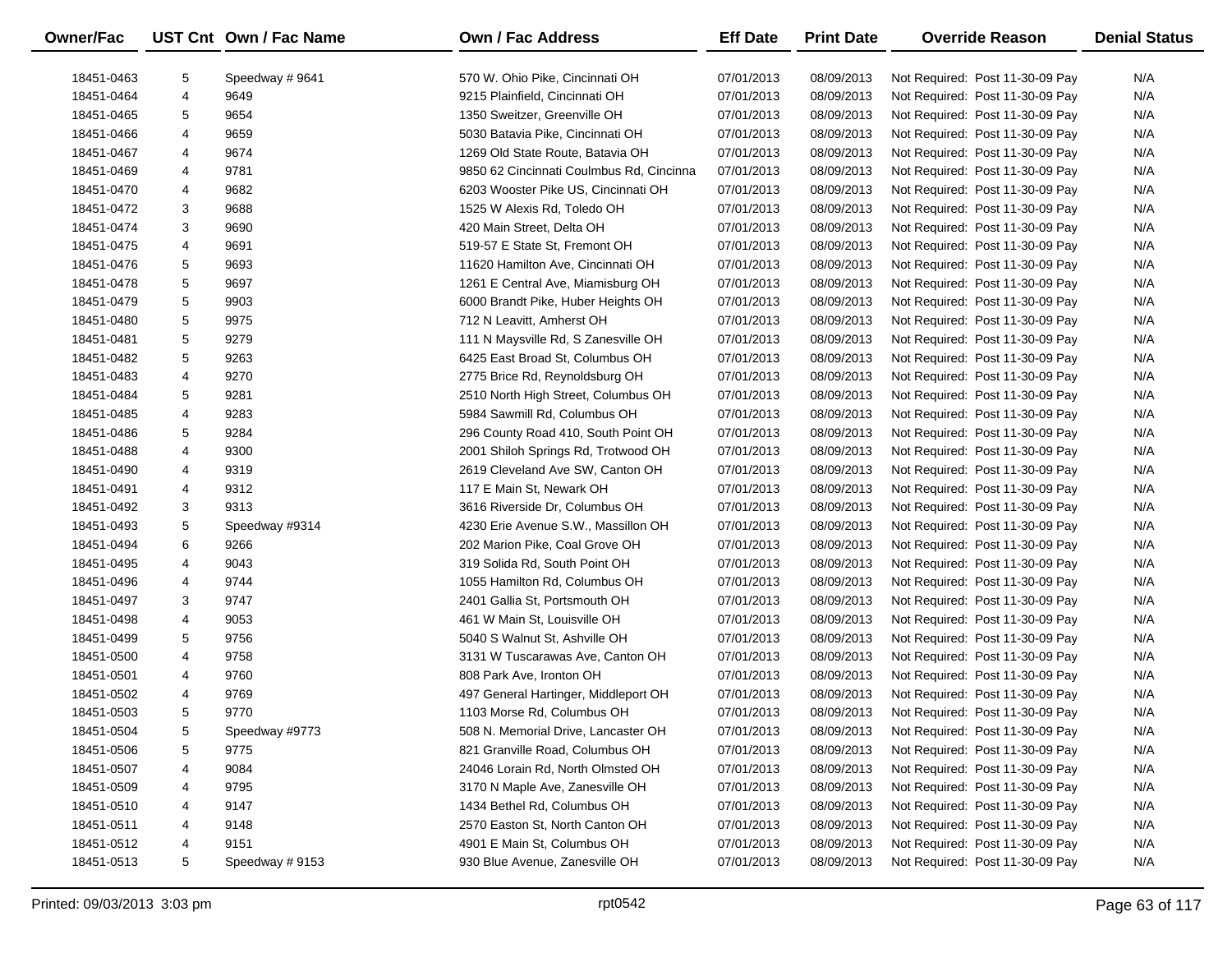| Owner/Fac | UST Cnt | Own / Fac Name | Own / Fac Address | Eff Date | Print Date | Override Reason | Denial Status |
|---|---|---|---|---|---|---|---|
| 18451-0463 | 5 | Speedway # 9641 | 570 W. Ohio Pike, Cincinnati OH | 07/01/2013 | 08/09/2013 | Not Required: Post 11-30-09 Pay | N/A |
| 18451-0464 | 4 | 9649 | 9215 Plainfield, Cincinnati OH | 07/01/2013 | 08/09/2013 | Not Required: Post 11-30-09 Pay | N/A |
| 18451-0465 | 5 | 9654 | 1350 Sweitzer, Greenville OH | 07/01/2013 | 08/09/2013 | Not Required: Post 11-30-09 Pay | N/A |
| 18451-0466 | 4 | 9659 | 5030 Batavia Pike, Cincinnati OH | 07/01/2013 | 08/09/2013 | Not Required: Post 11-30-09 Pay | N/A |
| 18451-0467 | 4 | 9674 | 1269 Old State Route, Batavia OH | 07/01/2013 | 08/09/2013 | Not Required: Post 11-30-09 Pay | N/A |
| 18451-0469 | 4 | 9781 | 9850 62 Cincinnati Coulmbus Rd, Cincinna | 07/01/2013 | 08/09/2013 | Not Required: Post 11-30-09 Pay | N/A |
| 18451-0470 | 4 | 9682 | 6203 Wooster Pike US, Cincinnati OH | 07/01/2013 | 08/09/2013 | Not Required: Post 11-30-09 Pay | N/A |
| 18451-0472 | 3 | 9688 | 1525 W Alexis Rd, Toledo OH | 07/01/2013 | 08/09/2013 | Not Required: Post 11-30-09 Pay | N/A |
| 18451-0474 | 3 | 9690 | 420 Main Street, Delta OH | 07/01/2013 | 08/09/2013 | Not Required: Post 11-30-09 Pay | N/A |
| 18451-0475 | 4 | 9691 | 519-57 E State St, Fremont OH | 07/01/2013 | 08/09/2013 | Not Required: Post 11-30-09 Pay | N/A |
| 18451-0476 | 5 | 9693 | 11620 Hamilton Ave, Cincinnati OH | 07/01/2013 | 08/09/2013 | Not Required: Post 11-30-09 Pay | N/A |
| 18451-0478 | 5 | 9697 | 1261 E Central Ave, Miamisburg OH | 07/01/2013 | 08/09/2013 | Not Required: Post 11-30-09 Pay | N/A |
| 18451-0479 | 5 | 9903 | 6000 Brandt Pike, Huber Heights OH | 07/01/2013 | 08/09/2013 | Not Required: Post 11-30-09 Pay | N/A |
| 18451-0480 | 5 | 9975 | 712 N Leavitt, Amherst OH | 07/01/2013 | 08/09/2013 | Not Required: Post 11-30-09 Pay | N/A |
| 18451-0481 | 5 | 9279 | 111 N Maysville Rd, S Zanesville OH | 07/01/2013 | 08/09/2013 | Not Required: Post 11-30-09 Pay | N/A |
| 18451-0482 | 5 | 9263 | 6425 East Broad St, Columbus OH | 07/01/2013 | 08/09/2013 | Not Required: Post 11-30-09 Pay | N/A |
| 18451-0483 | 4 | 9270 | 2775 Brice Rd, Reynoldsburg OH | 07/01/2013 | 08/09/2013 | Not Required: Post 11-30-09 Pay | N/A |
| 18451-0484 | 5 | 9281 | 2510 North High Street, Columbus OH | 07/01/2013 | 08/09/2013 | Not Required: Post 11-30-09 Pay | N/A |
| 18451-0485 | 4 | 9283 | 5984 Sawmill Rd, Columbus OH | 07/01/2013 | 08/09/2013 | Not Required: Post 11-30-09 Pay | N/A |
| 18451-0486 | 5 | 9284 | 296 County Road 410, South Point OH | 07/01/2013 | 08/09/2013 | Not Required: Post 11-30-09 Pay | N/A |
| 18451-0488 | 4 | 9300 | 2001 Shiloh Springs Rd, Trotwood OH | 07/01/2013 | 08/09/2013 | Not Required: Post 11-30-09 Pay | N/A |
| 18451-0490 | 4 | 9319 | 2619 Cleveland Ave SW, Canton OH | 07/01/2013 | 08/09/2013 | Not Required: Post 11-30-09 Pay | N/A |
| 18451-0491 | 4 | 9312 | 117 E Main St, Newark OH | 07/01/2013 | 08/09/2013 | Not Required: Post 11-30-09 Pay | N/A |
| 18451-0492 | 3 | 9313 | 3616 Riverside Dr, Columbus OH | 07/01/2013 | 08/09/2013 | Not Required: Post 11-30-09 Pay | N/A |
| 18451-0493 | 5 | Speedway #9314 | 4230 Erie Avenue S.W., Massillon OH | 07/01/2013 | 08/09/2013 | Not Required: Post 11-30-09 Pay | N/A |
| 18451-0494 | 6 | 9266 | 202 Marion Pike, Coal Grove OH | 07/01/2013 | 08/09/2013 | Not Required: Post 11-30-09 Pay | N/A |
| 18451-0495 | 4 | 9043 | 319 Solida Rd, South Point OH | 07/01/2013 | 08/09/2013 | Not Required: Post 11-30-09 Pay | N/A |
| 18451-0496 | 4 | 9744 | 1055 Hamilton Rd, Columbus OH | 07/01/2013 | 08/09/2013 | Not Required: Post 11-30-09 Pay | N/A |
| 18451-0497 | 3 | 9747 | 2401 Gallia St, Portsmouth OH | 07/01/2013 | 08/09/2013 | Not Required: Post 11-30-09 Pay | N/A |
| 18451-0498 | 4 | 9053 | 461 W Main St, Louisville OH | 07/01/2013 | 08/09/2013 | Not Required: Post 11-30-09 Pay | N/A |
| 18451-0499 | 5 | 9756 | 5040 S Walnut St, Ashville OH | 07/01/2013 | 08/09/2013 | Not Required: Post 11-30-09 Pay | N/A |
| 18451-0500 | 4 | 9758 | 3131 W Tuscarawas Ave, Canton OH | 07/01/2013 | 08/09/2013 | Not Required: Post 11-30-09 Pay | N/A |
| 18451-0501 | 4 | 9760 | 808 Park Ave, Ironton OH | 07/01/2013 | 08/09/2013 | Not Required: Post 11-30-09 Pay | N/A |
| 18451-0502 | 4 | 9769 | 497 General Hartinger, Middleport OH | 07/01/2013 | 08/09/2013 | Not Required: Post 11-30-09 Pay | N/A |
| 18451-0503 | 5 | 9770 | 1103 Morse Rd, Columbus OH | 07/01/2013 | 08/09/2013 | Not Required: Post 11-30-09 Pay | N/A |
| 18451-0504 | 5 | Speedway #9773 | 508 N. Memorial Drive, Lancaster OH | 07/01/2013 | 08/09/2013 | Not Required: Post 11-30-09 Pay | N/A |
| 18451-0506 | 5 | 9775 | 821 Granville Road, Columbus OH | 07/01/2013 | 08/09/2013 | Not Required: Post 11-30-09 Pay | N/A |
| 18451-0507 | 4 | 9084 | 24046 Lorain Rd, North Olmsted OH | 07/01/2013 | 08/09/2013 | Not Required: Post 11-30-09 Pay | N/A |
| 18451-0509 | 4 | 9795 | 3170 N Maple Ave, Zanesville OH | 07/01/2013 | 08/09/2013 | Not Required: Post 11-30-09 Pay | N/A |
| 18451-0510 | 4 | 9147 | 1434 Bethel Rd, Columbus OH | 07/01/2013 | 08/09/2013 | Not Required: Post 11-30-09 Pay | N/A |
| 18451-0511 | 4 | 9148 | 2570 Easton St, North Canton OH | 07/01/2013 | 08/09/2013 | Not Required: Post 11-30-09 Pay | N/A |
| 18451-0512 | 4 | 9151 | 4901 E Main St, Columbus OH | 07/01/2013 | 08/09/2013 | Not Required: Post 11-30-09 Pay | N/A |
| 18451-0513 | 5 | Speedway # 9153 | 930 Blue Avenue, Zanesville OH | 07/01/2013 | 08/09/2013 | Not Required: Post 11-30-09 Pay | N/A |

Printed: 09/03/2013 3:03 pm rpt0542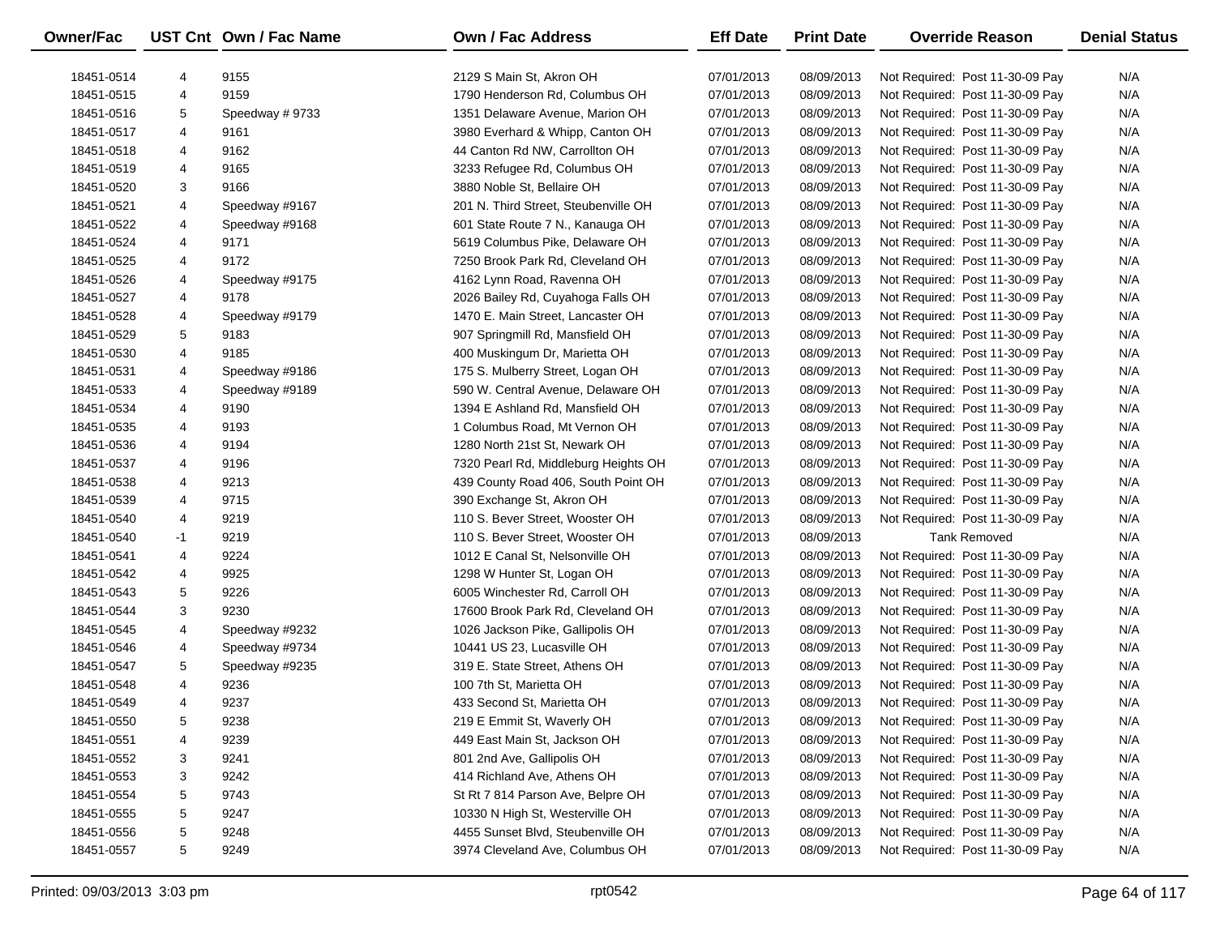| Owner/Fac | UST Cnt | Own / Fac Name | Own / Fac Address | Eff Date | Print Date | Override Reason | Denial Status |
|---|---|---|---|---|---|---|---|
| 18451-0514 | 4 | 9155 | 2129 S Main St, Akron OH | 07/01/2013 | 08/09/2013 | Not Required: Post 11-30-09 Pay | N/A |
| 18451-0515 | 4 | 9159 | 1790 Henderson Rd, Columbus OH | 07/01/2013 | 08/09/2013 | Not Required: Post 11-30-09 Pay | N/A |
| 18451-0516 | 5 | Speedway # 9733 | 1351 Delaware Avenue, Marion OH | 07/01/2013 | 08/09/2013 | Not Required: Post 11-30-09 Pay | N/A |
| 18451-0517 | 4 | 9161 | 3980 Everhard & Whipp, Canton OH | 07/01/2013 | 08/09/2013 | Not Required: Post 11-30-09 Pay | N/A |
| 18451-0518 | 4 | 9162 | 44 Canton Rd NW, Carrollton OH | 07/01/2013 | 08/09/2013 | Not Required: Post 11-30-09 Pay | N/A |
| 18451-0519 | 4 | 9165 | 3233 Refugee Rd, Columbus OH | 07/01/2013 | 08/09/2013 | Not Required: Post 11-30-09 Pay | N/A |
| 18451-0520 | 3 | 9166 | 3880 Noble St, Bellaire OH | 07/01/2013 | 08/09/2013 | Not Required: Post 11-30-09 Pay | N/A |
| 18451-0521 | 4 | Speedway #9167 | 201 N. Third Street, Steubenville OH | 07/01/2013 | 08/09/2013 | Not Required: Post 11-30-09 Pay | N/A |
| 18451-0522 | 4 | Speedway #9168 | 601 State Route 7 N., Kanauga OH | 07/01/2013 | 08/09/2013 | Not Required: Post 11-30-09 Pay | N/A |
| 18451-0524 | 4 | 9171 | 5619 Columbus Pike, Delaware OH | 07/01/2013 | 08/09/2013 | Not Required: Post 11-30-09 Pay | N/A |
| 18451-0525 | 4 | 9172 | 7250 Brook Park Rd, Cleveland OH | 07/01/2013 | 08/09/2013 | Not Required: Post 11-30-09 Pay | N/A |
| 18451-0526 | 4 | Speedway #9175 | 4162 Lynn Road, Ravenna OH | 07/01/2013 | 08/09/2013 | Not Required: Post 11-30-09 Pay | N/A |
| 18451-0527 | 4 | 9178 | 2026 Bailey Rd, Cuyahoga Falls OH | 07/01/2013 | 08/09/2013 | Not Required: Post 11-30-09 Pay | N/A |
| 18451-0528 | 4 | Speedway #9179 | 1470 E. Main Street, Lancaster OH | 07/01/2013 | 08/09/2013 | Not Required: Post 11-30-09 Pay | N/A |
| 18451-0529 | 5 | 9183 | 907 Springmill Rd, Mansfield OH | 07/01/2013 | 08/09/2013 | Not Required: Post 11-30-09 Pay | N/A |
| 18451-0530 | 4 | 9185 | 400 Muskingum Dr, Marietta OH | 07/01/2013 | 08/09/2013 | Not Required: Post 11-30-09 Pay | N/A |
| 18451-0531 | 4 | Speedway #9186 | 175 S. Mulberry Street, Logan OH | 07/01/2013 | 08/09/2013 | Not Required: Post 11-30-09 Pay | N/A |
| 18451-0533 | 4 | Speedway #9189 | 590 W. Central Avenue, Delaware OH | 07/01/2013 | 08/09/2013 | Not Required: Post 11-30-09 Pay | N/A |
| 18451-0534 | 4 | 9190 | 1394 E Ashland Rd, Mansfield OH | 07/01/2013 | 08/09/2013 | Not Required: Post 11-30-09 Pay | N/A |
| 18451-0535 | 4 | 9193 | 1 Columbus Road, Mt Vernon OH | 07/01/2013 | 08/09/2013 | Not Required: Post 11-30-09 Pay | N/A |
| 18451-0536 | 4 | 9194 | 1280 North 21st St, Newark OH | 07/01/2013 | 08/09/2013 | Not Required: Post 11-30-09 Pay | N/A |
| 18451-0537 | 4 | 9196 | 7320 Pearl Rd, Middleburg Heights OH | 07/01/2013 | 08/09/2013 | Not Required: Post 11-30-09 Pay | N/A |
| 18451-0538 | 4 | 9213 | 439 County Road 406, South Point OH | 07/01/2013 | 08/09/2013 | Not Required: Post 11-30-09 Pay | N/A |
| 18451-0539 | 4 | 9715 | 390 Exchange St, Akron OH | 07/01/2013 | 08/09/2013 | Not Required: Post 11-30-09 Pay | N/A |
| 18451-0540 | 4 | 9219 | 110 S. Bever Street, Wooster OH | 07/01/2013 | 08/09/2013 | Not Required: Post 11-30-09 Pay | N/A |
| 18451-0540 | -1 | 9219 | 110 S. Bever Street, Wooster OH | 07/01/2013 | 08/09/2013 | Tank Removed | N/A |
| 18451-0541 | 4 | 9224 | 1012 E Canal St, Nelsonville OH | 07/01/2013 | 08/09/2013 | Not Required: Post 11-30-09 Pay | N/A |
| 18451-0542 | 4 | 9925 | 1298 W Hunter St, Logan OH | 07/01/2013 | 08/09/2013 | Not Required: Post 11-30-09 Pay | N/A |
| 18451-0543 | 5 | 9226 | 6005 Winchester Rd, Carroll OH | 07/01/2013 | 08/09/2013 | Not Required: Post 11-30-09 Pay | N/A |
| 18451-0544 | 3 | 9230 | 17600 Brook Park Rd, Cleveland OH | 07/01/2013 | 08/09/2013 | Not Required: Post 11-30-09 Pay | N/A |
| 18451-0545 | 4 | Speedway #9232 | 1026 Jackson Pike, Gallipolis OH | 07/01/2013 | 08/09/2013 | Not Required: Post 11-30-09 Pay | N/A |
| 18451-0546 | 4 | Speedway #9734 | 10441 US 23, Lucasville OH | 07/01/2013 | 08/09/2013 | Not Required: Post 11-30-09 Pay | N/A |
| 18451-0547 | 5 | Speedway #9235 | 319 E. State Street, Athens OH | 07/01/2013 | 08/09/2013 | Not Required: Post 11-30-09 Pay | N/A |
| 18451-0548 | 4 | 9236 | 100 7th St, Marietta OH | 07/01/2013 | 08/09/2013 | Not Required: Post 11-30-09 Pay | N/A |
| 18451-0549 | 4 | 9237 | 433 Second St, Marietta OH | 07/01/2013 | 08/09/2013 | Not Required: Post 11-30-09 Pay | N/A |
| 18451-0550 | 5 | 9238 | 219 E Emmit St, Waverly OH | 07/01/2013 | 08/09/2013 | Not Required: Post 11-30-09 Pay | N/A |
| 18451-0551 | 4 | 9239 | 449 East Main St, Jackson OH | 07/01/2013 | 08/09/2013 | Not Required: Post 11-30-09 Pay | N/A |
| 18451-0552 | 3 | 9241 | 801 2nd Ave, Gallipolis OH | 07/01/2013 | 08/09/2013 | Not Required: Post 11-30-09 Pay | N/A |
| 18451-0553 | 3 | 9242 | 414 Richland Ave, Athens OH | 07/01/2013 | 08/09/2013 | Not Required: Post 11-30-09 Pay | N/A |
| 18451-0554 | 5 | 9743 | St Rt 7 814 Parson Ave, Belpre OH | 07/01/2013 | 08/09/2013 | Not Required: Post 11-30-09 Pay | N/A |
| 18451-0555 | 5 | 9247 | 10330 N High St, Westerville OH | 07/01/2013 | 08/09/2013 | Not Required: Post 11-30-09 Pay | N/A |
| 18451-0556 | 5 | 9248 | 4455 Sunset Blvd, Steubenville OH | 07/01/2013 | 08/09/2013 | Not Required: Post 11-30-09 Pay | N/A |
| 18451-0557 | 5 | 9249 | 3974 Cleveland Ave, Columbus OH | 07/01/2013 | 08/09/2013 | Not Required: Post 11-30-09 Pay | N/A |

Printed: 09/03/2013 3:03 pm rpt0542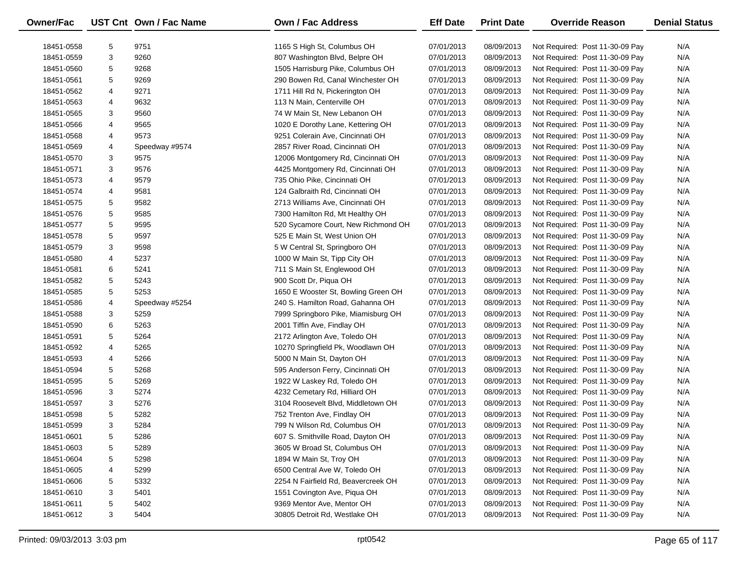| Owner/Fac | UST Cnt | Own / Fac Name | Own / Fac Address | Eff Date | Print Date | Override Reason | Denial Status |
|---|---|---|---|---|---|---|---|
| 18451-0558 | 5 | 9751 | 1165 S High St, Columbus OH | 07/01/2013 | 08/09/2013 | Not Required: Post 11-30-09 Pay | N/A |
| 18451-0559 | 3 | 9260 | 807 Washington Blvd, Belpre OH | 07/01/2013 | 08/09/2013 | Not Required: Post 11-30-09 Pay | N/A |
| 18451-0560 | 5 | 9268 | 1505 Harrisburg Pike, Columbus OH | 07/01/2013 | 08/09/2013 | Not Required: Post 11-30-09 Pay | N/A |
| 18451-0561 | 5 | 9269 | 290 Bowen Rd, Canal Winchester OH | 07/01/2013 | 08/09/2013 | Not Required: Post 11-30-09 Pay | N/A |
| 18451-0562 | 4 | 9271 | 1711 Hill Rd N, Pickerington OH | 07/01/2013 | 08/09/2013 | Not Required: Post 11-30-09 Pay | N/A |
| 18451-0563 | 4 | 9632 | 113 N Main, Centerville OH | 07/01/2013 | 08/09/2013 | Not Required: Post 11-30-09 Pay | N/A |
| 18451-0565 | 3 | 9560 | 74 W Main St, New Lebanon OH | 07/01/2013 | 08/09/2013 | Not Required: Post 11-30-09 Pay | N/A |
| 18451-0566 | 4 | 9565 | 1020 E Dorothy Lane, Kettering OH | 07/01/2013 | 08/09/2013 | Not Required: Post 11-30-09 Pay | N/A |
| 18451-0568 | 4 | 9573 | 9251 Colerain Ave, Cincinnati OH | 07/01/2013 | 08/09/2013 | Not Required: Post 11-30-09 Pay | N/A |
| 18451-0569 | 4 | Speedway #9574 | 2857 River Road, Cincinnati OH | 07/01/2013 | 08/09/2013 | Not Required: Post 11-30-09 Pay | N/A |
| 18451-0570 | 3 | 9575 | 12006 Montgomery Rd, Cincinnati OH | 07/01/2013 | 08/09/2013 | Not Required: Post 11-30-09 Pay | N/A |
| 18451-0571 | 3 | 9576 | 4425 Montgomery Rd, Cincinnati OH | 07/01/2013 | 08/09/2013 | Not Required: Post 11-30-09 Pay | N/A |
| 18451-0573 | 4 | 9579 | 735 Ohio Pike, Cincinnati OH | 07/01/2013 | 08/09/2013 | Not Required: Post 11-30-09 Pay | N/A |
| 18451-0574 | 4 | 9581 | 124 Galbraith Rd, Cincinnati OH | 07/01/2013 | 08/09/2013 | Not Required: Post 11-30-09 Pay | N/A |
| 18451-0575 | 5 | 9582 | 2713 Williams Ave, Cincinnati OH | 07/01/2013 | 08/09/2013 | Not Required: Post 11-30-09 Pay | N/A |
| 18451-0576 | 5 | 9585 | 7300 Hamilton Rd, Mt Healthy OH | 07/01/2013 | 08/09/2013 | Not Required: Post 11-30-09 Pay | N/A |
| 18451-0577 | 5 | 9595 | 520 Sycamore Court, New Richmond OH | 07/01/2013 | 08/09/2013 | Not Required: Post 11-30-09 Pay | N/A |
| 18451-0578 | 5 | 9597 | 525 E Main St, West Union OH | 07/01/2013 | 08/09/2013 | Not Required: Post 11-30-09 Pay | N/A |
| 18451-0579 | 3 | 9598 | 5 W Central St, Springboro OH | 07/01/2013 | 08/09/2013 | Not Required: Post 11-30-09 Pay | N/A |
| 18451-0580 | 4 | 5237 | 1000 W Main St, Tipp City OH | 07/01/2013 | 08/09/2013 | Not Required: Post 11-30-09 Pay | N/A |
| 18451-0581 | 6 | 5241 | 711 S Main St, Englewood OH | 07/01/2013 | 08/09/2013 | Not Required: Post 11-30-09 Pay | N/A |
| 18451-0582 | 5 | 5243 | 900 Scott Dr, Piqua OH | 07/01/2013 | 08/09/2013 | Not Required: Post 11-30-09 Pay | N/A |
| 18451-0585 | 5 | 5253 | 1650 E Wooster St, Bowling Green OH | 07/01/2013 | 08/09/2013 | Not Required: Post 11-30-09 Pay | N/A |
| 18451-0586 | 4 | Speedway #5254 | 240 S. Hamilton Road, Gahanna OH | 07/01/2013 | 08/09/2013 | Not Required: Post 11-30-09 Pay | N/A |
| 18451-0588 | 3 | 5259 | 7999 Springboro Pike, Miamisburg OH | 07/01/2013 | 08/09/2013 | Not Required: Post 11-30-09 Pay | N/A |
| 18451-0590 | 6 | 5263 | 2001 Tiffin Ave, Findlay OH | 07/01/2013 | 08/09/2013 | Not Required: Post 11-30-09 Pay | N/A |
| 18451-0591 | 5 | 5264 | 2172 Arlington Ave, Toledo OH | 07/01/2013 | 08/09/2013 | Not Required: Post 11-30-09 Pay | N/A |
| 18451-0592 | 4 | 5265 | 10270 Springfield Pk, Woodlawn OH | 07/01/2013 | 08/09/2013 | Not Required: Post 11-30-09 Pay | N/A |
| 18451-0593 | 4 | 5266 | 5000 N Main St, Dayton OH | 07/01/2013 | 08/09/2013 | Not Required: Post 11-30-09 Pay | N/A |
| 18451-0594 | 5 | 5268 | 595 Anderson Ferry, Cincinnati OH | 07/01/2013 | 08/09/2013 | Not Required: Post 11-30-09 Pay | N/A |
| 18451-0595 | 5 | 5269 | 1922 W Laskey Rd, Toledo OH | 07/01/2013 | 08/09/2013 | Not Required: Post 11-30-09 Pay | N/A |
| 18451-0596 | 3 | 5274 | 4232 Cemetary Rd, Hilliard OH | 07/01/2013 | 08/09/2013 | Not Required: Post 11-30-09 Pay | N/A |
| 18451-0597 | 3 | 5276 | 3104 Roosevelt Blvd, Middletown OH | 07/01/2013 | 08/09/2013 | Not Required: Post 11-30-09 Pay | N/A |
| 18451-0598 | 5 | 5282 | 752 Trenton Ave, Findlay OH | 07/01/2013 | 08/09/2013 | Not Required: Post 11-30-09 Pay | N/A |
| 18451-0599 | 3 | 5284 | 799 N Wilson Rd, Columbus OH | 07/01/2013 | 08/09/2013 | Not Required: Post 11-30-09 Pay | N/A |
| 18451-0601 | 5 | 5286 | 607 S. Smithville Road, Dayton OH | 07/01/2013 | 08/09/2013 | Not Required: Post 11-30-09 Pay | N/A |
| 18451-0603 | 5 | 5289 | 3605 W Broad St, Columbus OH | 07/01/2013 | 08/09/2013 | Not Required: Post 11-30-09 Pay | N/A |
| 18451-0604 | 5 | 5298 | 1894 W Main St, Troy OH | 07/01/2013 | 08/09/2013 | Not Required: Post 11-30-09 Pay | N/A |
| 18451-0605 | 4 | 5299 | 6500 Central Ave W, Toledo OH | 07/01/2013 | 08/09/2013 | Not Required: Post 11-30-09 Pay | N/A |
| 18451-0606 | 5 | 5332 | 2254 N Fairfield Rd, Beavercreek OH | 07/01/2013 | 08/09/2013 | Not Required: Post 11-30-09 Pay | N/A |
| 18451-0610 | 3 | 5401 | 1551 Covington Ave, Piqua OH | 07/01/2013 | 08/09/2013 | Not Required: Post 11-30-09 Pay | N/A |
| 18451-0611 | 5 | 5402 | 9369 Mentor Ave, Mentor OH | 07/01/2013 | 08/09/2013 | Not Required: Post 11-30-09 Pay | N/A |
| 18451-0612 | 3 | 5404 | 30805 Detroit Rd, Westlake OH | 07/01/2013 | 08/09/2013 | Not Required: Post 11-30-09 Pay | N/A |

Printed: 09/03/2013 3:03 pm rpt0542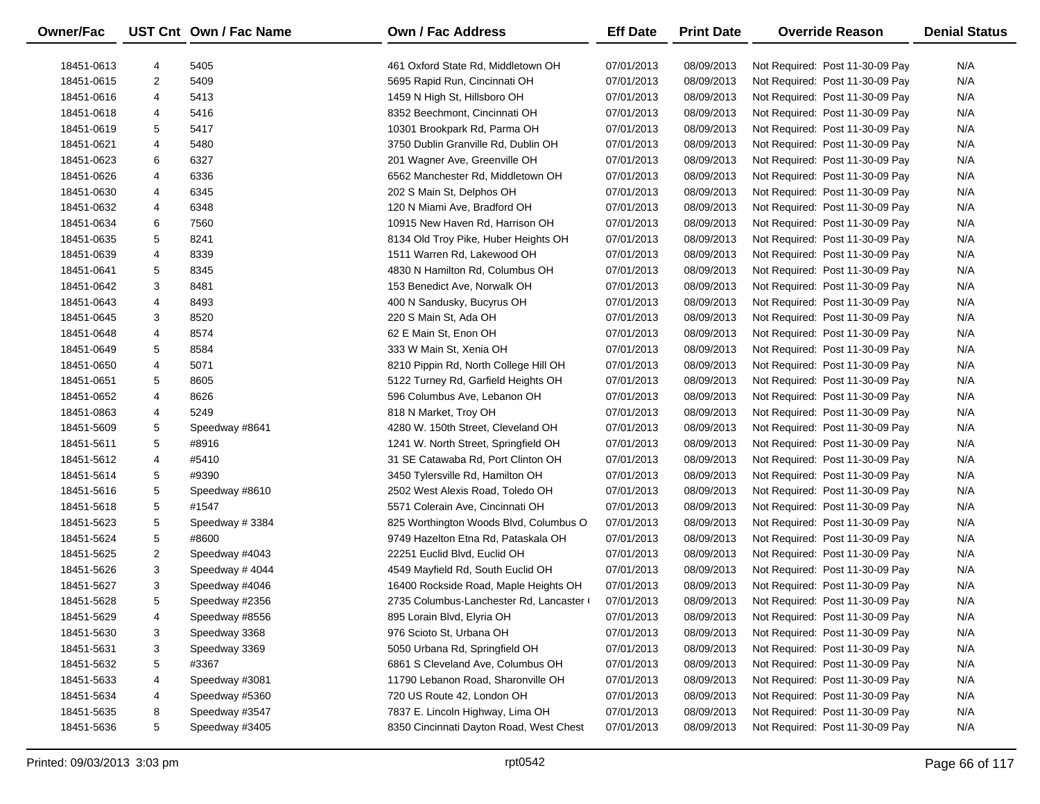| Owner/Fac | UST Cnt | Own / Fac Name | Own / Fac Address | Eff Date | Print Date | Override Reason | Denial Status |
|---|---|---|---|---|---|---|---|
| 18451-0613 | 4 | 5405 | 461 Oxford State Rd, Middletown OH | 07/01/2013 | 08/09/2013 | Not Required: Post 11-30-09 Pay | N/A |
| 18451-0615 | 2 | 5409 | 5695 Rapid Run, Cincinnati OH | 07/01/2013 | 08/09/2013 | Not Required: Post 11-30-09 Pay | N/A |
| 18451-0616 | 4 | 5413 | 1459 N High St, Hillsboro OH | 07/01/2013 | 08/09/2013 | Not Required: Post 11-30-09 Pay | N/A |
| 18451-0618 | 4 | 5416 | 8352 Beechmont, Cincinnati OH | 07/01/2013 | 08/09/2013 | Not Required: Post 11-30-09 Pay | N/A |
| 18451-0619 | 5 | 5417 | 10301 Brookpark Rd, Parma OH | 07/01/2013 | 08/09/2013 | Not Required: Post 11-30-09 Pay | N/A |
| 18451-0621 | 4 | 5480 | 3750 Dublin Granville Rd, Dublin OH | 07/01/2013 | 08/09/2013 | Not Required: Post 11-30-09 Pay | N/A |
| 18451-0623 | 6 | 6327 | 201 Wagner Ave, Greenville OH | 07/01/2013 | 08/09/2013 | Not Required: Post 11-30-09 Pay | N/A |
| 18451-0626 | 4 | 6336 | 6562 Manchester Rd, Middletown OH | 07/01/2013 | 08/09/2013 | Not Required: Post 11-30-09 Pay | N/A |
| 18451-0630 | 4 | 6345 | 202 S Main St, Delphos OH | 07/01/2013 | 08/09/2013 | Not Required: Post 11-30-09 Pay | N/A |
| 18451-0632 | 4 | 6348 | 120 N Miami Ave, Bradford OH | 07/01/2013 | 08/09/2013 | Not Required: Post 11-30-09 Pay | N/A |
| 18451-0634 | 6 | 7560 | 10915 New Haven Rd, Harrison OH | 07/01/2013 | 08/09/2013 | Not Required: Post 11-30-09 Pay | N/A |
| 18451-0635 | 5 | 8241 | 8134 Old Troy Pike, Huber Heights OH | 07/01/2013 | 08/09/2013 | Not Required: Post 11-30-09 Pay | N/A |
| 18451-0639 | 4 | 8339 | 1511 Warren Rd, Lakewood OH | 07/01/2013 | 08/09/2013 | Not Required: Post 11-30-09 Pay | N/A |
| 18451-0641 | 5 | 8345 | 4830 N Hamilton Rd, Columbus OH | 07/01/2013 | 08/09/2013 | Not Required: Post 11-30-09 Pay | N/A |
| 18451-0642 | 3 | 8481 | 153 Benedict Ave, Norwalk OH | 07/01/2013 | 08/09/2013 | Not Required: Post 11-30-09 Pay | N/A |
| 18451-0643 | 4 | 8493 | 400 N Sandusky, Bucyrus OH | 07/01/2013 | 08/09/2013 | Not Required: Post 11-30-09 Pay | N/A |
| 18451-0645 | 3 | 8520 | 220 S Main St, Ada OH | 07/01/2013 | 08/09/2013 | Not Required: Post 11-30-09 Pay | N/A |
| 18451-0648 | 4 | 8574 | 62 E Main St, Enon OH | 07/01/2013 | 08/09/2013 | Not Required: Post 11-30-09 Pay | N/A |
| 18451-0649 | 5 | 8584 | 333 W Main St, Xenia OH | 07/01/2013 | 08/09/2013 | Not Required: Post 11-30-09 Pay | N/A |
| 18451-0650 | 4 | 5071 | 8210 Pippin Rd, North College Hill OH | 07/01/2013 | 08/09/2013 | Not Required: Post 11-30-09 Pay | N/A |
| 18451-0651 | 5 | 8605 | 5122 Turney Rd, Garfield Heights OH | 07/01/2013 | 08/09/2013 | Not Required: Post 11-30-09 Pay | N/A |
| 18451-0652 | 4 | 8626 | 596 Columbus Ave, Lebanon OH | 07/01/2013 | 08/09/2013 | Not Required: Post 11-30-09 Pay | N/A |
| 18451-0863 | 4 | 5249 | 818 N Market, Troy OH | 07/01/2013 | 08/09/2013 | Not Required: Post 11-30-09 Pay | N/A |
| 18451-5609 | 5 | Speedway #8641 | 4280 W. 150th Street, Cleveland OH | 07/01/2013 | 08/09/2013 | Not Required: Post 11-30-09 Pay | N/A |
| 18451-5611 | 5 | #8916 | 1241 W. North Street, Springfield OH | 07/01/2013 | 08/09/2013 | Not Required: Post 11-30-09 Pay | N/A |
| 18451-5612 | 4 | #5410 | 31 SE Catawaba Rd, Port Clinton OH | 07/01/2013 | 08/09/2013 | Not Required: Post 11-30-09 Pay | N/A |
| 18451-5614 | 5 | #9390 | 3450 Tylersville Rd, Hamilton OH | 07/01/2013 | 08/09/2013 | Not Required: Post 11-30-09 Pay | N/A |
| 18451-5616 | 5 | Speedway #8610 | 2502 West Alexis Road, Toledo OH | 07/01/2013 | 08/09/2013 | Not Required: Post 11-30-09 Pay | N/A |
| 18451-5618 | 5 | #1547 | 5571 Colerain Ave, Cincinnati OH | 07/01/2013 | 08/09/2013 | Not Required: Post 11-30-09 Pay | N/A |
| 18451-5623 | 5 | Speedway # 3384 | 825 Worthington Woods Blvd, Columbus O | 07/01/2013 | 08/09/2013 | Not Required: Post 11-30-09 Pay | N/A |
| 18451-5624 | 5 | #8600 | 9749 Hazelton Etna Rd, Pataskala OH | 07/01/2013 | 08/09/2013 | Not Required: Post 11-30-09 Pay | N/A |
| 18451-5625 | 2 | Speedway #4043 | 22251 Euclid Blvd, Euclid OH | 07/01/2013 | 08/09/2013 | Not Required: Post 11-30-09 Pay | N/A |
| 18451-5626 | 3 | Speedway # 4044 | 4549 Mayfield Rd, South Euclid OH | 07/01/2013 | 08/09/2013 | Not Required: Post 11-30-09 Pay | N/A |
| 18451-5627 | 3 | Speedway #4046 | 16400 Rockside Road, Maple Heights OH | 07/01/2013 | 08/09/2013 | Not Required: Post 11-30-09 Pay | N/A |
| 18451-5628 | 5 | Speedway #2356 | 2735 Columbus-Lanchester Rd, Lancaster ( | 07/01/2013 | 08/09/2013 | Not Required: Post 11-30-09 Pay | N/A |
| 18451-5629 | 4 | Speedway #8556 | 895 Lorain Blvd, Elyria OH | 07/01/2013 | 08/09/2013 | Not Required: Post 11-30-09 Pay | N/A |
| 18451-5630 | 3 | Speedway 3368 | 976 Scioto St, Urbana OH | 07/01/2013 | 08/09/2013 | Not Required: Post 11-30-09 Pay | N/A |
| 18451-5631 | 3 | Speedway 3369 | 5050 Urbana Rd, Springfield OH | 07/01/2013 | 08/09/2013 | Not Required: Post 11-30-09 Pay | N/A |
| 18451-5632 | 5 | #3367 | 6861 S Cleveland Ave, Columbus OH | 07/01/2013 | 08/09/2013 | Not Required: Post 11-30-09 Pay | N/A |
| 18451-5633 | 4 | Speedway #3081 | 11790 Lebanon Road, Sharonville OH | 07/01/2013 | 08/09/2013 | Not Required: Post 11-30-09 Pay | N/A |
| 18451-5634 | 4 | Speedway #5360 | 720 US Route 42, London OH | 07/01/2013 | 08/09/2013 | Not Required: Post 11-30-09 Pay | N/A |
| 18451-5635 | 8 | Speedway #3547 | 7837 E. Lincoln Highway, Lima OH | 07/01/2013 | 08/09/2013 | Not Required: Post 11-30-09 Pay | N/A |
| 18451-5636 | 5 | Speedway #3405 | 8350 Cincinnati Dayton Road, West Chest | 07/01/2013 | 08/09/2013 | Not Required: Post 11-30-09 Pay | N/A |

Printed: 09/03/2013 3:03 pm rpt0542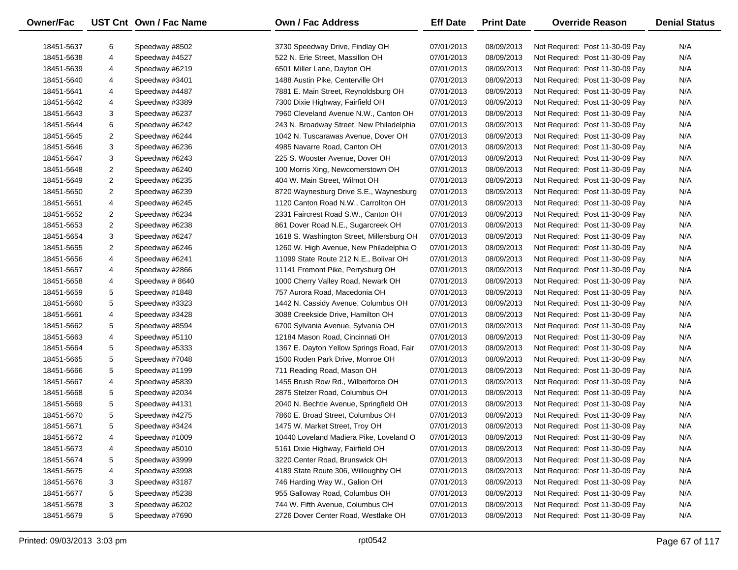| Owner/Fac | UST Cnt | Own / Fac Name | Own / Fac Address | Eff Date | Print Date | Override Reason | Denial Status |
|---|---|---|---|---|---|---|---|
| 18451-5637 | 6 | Speedway #8502 | 3730 Speedway Drive, Findlay OH | 07/01/2013 | 08/09/2013 | Not Required: Post 11-30-09 Pay | N/A |
| 18451-5638 | 4 | Speedway #4527 | 522 N. Erie Street, Massillon OH | 07/01/2013 | 08/09/2013 | Not Required: Post 11-30-09 Pay | N/A |
| 18451-5639 | 4 | Speedway #6219 | 6501 Miller Lane, Dayton OH | 07/01/2013 | 08/09/2013 | Not Required: Post 11-30-09 Pay | N/A |
| 18451-5640 | 4 | Speedway #3401 | 1488 Austin Pike, Centerville OH | 07/01/2013 | 08/09/2013 | Not Required: Post 11-30-09 Pay | N/A |
| 18451-5641 | 4 | Speedway #4487 | 7881 E. Main Street, Reynoldsburg OH | 07/01/2013 | 08/09/2013 | Not Required: Post 11-30-09 Pay | N/A |
| 18451-5642 | 4 | Speedway #3389 | 7300 Dixie Highway, Fairfield OH | 07/01/2013 | 08/09/2013 | Not Required: Post 11-30-09 Pay | N/A |
| 18451-5643 | 3 | Speedway #6237 | 7960 Cleveland Avenue N.W., Canton OH | 07/01/2013 | 08/09/2013 | Not Required: Post 11-30-09 Pay | N/A |
| 18451-5644 | 6 | Speedway #6242 | 243 N. Broadway Street, New Philadelphia | 07/01/2013 | 08/09/2013 | Not Required: Post 11-30-09 Pay | N/A |
| 18451-5645 | 2 | Speedway #6244 | 1042 N. Tuscarawas Avenue, Dover OH | 07/01/2013 | 08/09/2013 | Not Required: Post 11-30-09 Pay | N/A |
| 18451-5646 | 3 | Speedway #6236 | 4985 Navarre Road, Canton OH | 07/01/2013 | 08/09/2013 | Not Required: Post 11-30-09 Pay | N/A |
| 18451-5647 | 3 | Speedway #6243 | 225 S. Wooster Avenue, Dover OH | 07/01/2013 | 08/09/2013 | Not Required: Post 11-30-09 Pay | N/A |
| 18451-5648 | 2 | Speedway #6240 | 100 Morris Xing, Newcomerstown OH | 07/01/2013 | 08/09/2013 | Not Required: Post 11-30-09 Pay | N/A |
| 18451-5649 | 2 | Speedway #6235 | 404 W. Main Street, Wilmot OH | 07/01/2013 | 08/09/2013 | Not Required: Post 11-30-09 Pay | N/A |
| 18451-5650 | 2 | Speedway #6239 | 8720 Waynesburg Drive S.E., Waynesburg | 07/01/2013 | 08/09/2013 | Not Required: Post 11-30-09 Pay | N/A |
| 18451-5651 | 4 | Speedway #6245 | 1120 Canton Road N.W., Carrollton OH | 07/01/2013 | 08/09/2013 | Not Required: Post 11-30-09 Pay | N/A |
| 18451-5652 | 2 | Speedway #6234 | 2331 Faircrest Road S.W., Canton OH | 07/01/2013 | 08/09/2013 | Not Required: Post 11-30-09 Pay | N/A |
| 18451-5653 | 2 | Speedway #6238 | 861 Dover Road N.E., Sugarcreek OH | 07/01/2013 | 08/09/2013 | Not Required: Post 11-30-09 Pay | N/A |
| 18451-5654 | 3 | Speedway #6247 | 1618 S. Washington Street, Millersburg OH | 07/01/2013 | 08/09/2013 | Not Required: Post 11-30-09 Pay | N/A |
| 18451-5655 | 2 | Speedway #6246 | 1260 W. High Avenue, New Philadelphia O | 07/01/2013 | 08/09/2013 | Not Required: Post 11-30-09 Pay | N/A |
| 18451-5656 | 4 | Speedway #6241 | 11099 State Route 212 N.E., Bolivar OH | 07/01/2013 | 08/09/2013 | Not Required: Post 11-30-09 Pay | N/A |
| 18451-5657 | 4 | Speedway #2866 | 11141 Fremont Pike, Perrysburg OH | 07/01/2013 | 08/09/2013 | Not Required: Post 11-30-09 Pay | N/A |
| 18451-5658 | 4 | Speedway # 8640 | 1000 Cherry Valley Road, Newark OH | 07/01/2013 | 08/09/2013 | Not Required: Post 11-30-09 Pay | N/A |
| 18451-5659 | 5 | Speedway #1848 | 757 Aurora Road, Macedonia OH | 07/01/2013 | 08/09/2013 | Not Required: Post 11-30-09 Pay | N/A |
| 18451-5660 | 5 | Speedway #3323 | 1442 N. Cassidy Avenue, Columbus OH | 07/01/2013 | 08/09/2013 | Not Required: Post 11-30-09 Pay | N/A |
| 18451-5661 | 4 | Speedway #3428 | 3088 Creekside Drive, Hamilton OH | 07/01/2013 | 08/09/2013 | Not Required: Post 11-30-09 Pay | N/A |
| 18451-5662 | 5 | Speedway #8594 | 6700 Sylvania Avenue, Sylvania OH | 07/01/2013 | 08/09/2013 | Not Required: Post 11-30-09 Pay | N/A |
| 18451-5663 | 4 | Speedway #5110 | 12184 Mason Road, Cincinnati OH | 07/01/2013 | 08/09/2013 | Not Required: Post 11-30-09 Pay | N/A |
| 18451-5664 | 5 | Speedway #5333 | 1367 E. Dayton Yellow Springs Road, Fair | 07/01/2013 | 08/09/2013 | Not Required: Post 11-30-09 Pay | N/A |
| 18451-5665 | 5 | Speedway #7048 | 1500 Roden Park Drive, Monroe OH | 07/01/2013 | 08/09/2013 | Not Required: Post 11-30-09 Pay | N/A |
| 18451-5666 | 5 | Speedway #1199 | 711 Reading Road, Mason OH | 07/01/2013 | 08/09/2013 | Not Required: Post 11-30-09 Pay | N/A |
| 18451-5667 | 4 | Speedway #5839 | 1455 Brush Row Rd., Wilberforce OH | 07/01/2013 | 08/09/2013 | Not Required: Post 11-30-09 Pay | N/A |
| 18451-5668 | 5 | Speedway #2034 | 2875 Stelzer Road, Columbus OH | 07/01/2013 | 08/09/2013 | Not Required: Post 11-30-09 Pay | N/A |
| 18451-5669 | 5 | Speedway #4131 | 2040 N. Bechtle Avenue, Springfield OH | 07/01/2013 | 08/09/2013 | Not Required: Post 11-30-09 Pay | N/A |
| 18451-5670 | 5 | Speedway #4275 | 7860 E. Broad Street, Columbus OH | 07/01/2013 | 08/09/2013 | Not Required: Post 11-30-09 Pay | N/A |
| 18451-5671 | 5 | Speedway #3424 | 1475 W. Market Street, Troy OH | 07/01/2013 | 08/09/2013 | Not Required: Post 11-30-09 Pay | N/A |
| 18451-5672 | 4 | Speedway #1009 | 10440 Loveland Madiera Pike, Loveland O | 07/01/2013 | 08/09/2013 | Not Required: Post 11-30-09 Pay | N/A |
| 18451-5673 | 4 | Speedway #5010 | 5161 Dixie Highway, Fairfield OH | 07/01/2013 | 08/09/2013 | Not Required: Post 11-30-09 Pay | N/A |
| 18451-5674 | 5 | Speedway #3999 | 3220 Center Road, Brunswick OH | 07/01/2013 | 08/09/2013 | Not Required: Post 11-30-09 Pay | N/A |
| 18451-5675 | 4 | Speedway #3998 | 4189 State Route 306, Willoughby OH | 07/01/2013 | 08/09/2013 | Not Required: Post 11-30-09 Pay | N/A |
| 18451-5676 | 3 | Speedway #3187 | 746 Harding Way W., Galion OH | 07/01/2013 | 08/09/2013 | Not Required: Post 11-30-09 Pay | N/A |
| 18451-5677 | 5 | Speedway #5238 | 955 Galloway Road, Columbus OH | 07/01/2013 | 08/09/2013 | Not Required: Post 11-30-09 Pay | N/A |
| 18451-5678 | 3 | Speedway #6202 | 744 W. Fifth Avenue, Columbus OH | 07/01/2013 | 08/09/2013 | Not Required: Post 11-30-09 Pay | N/A |
| 18451-5679 | 5 | Speedway #7690 | 2726 Dover Center Road, Westlake OH | 07/01/2013 | 08/09/2013 | Not Required: Post 11-30-09 Pay | N/A |

Printed: 09/03/2013 3:03 pm rpt0542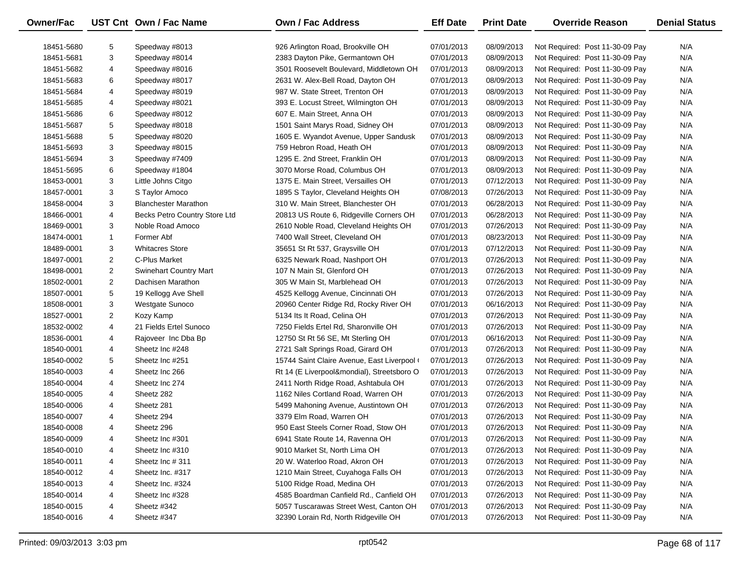| Owner/Fac | UST Cnt | Own / Fac Name | Own / Fac Address | Eff Date | Print Date | Override Reason | Denial Status |
|---|---|---|---|---|---|---|---|
| 18451-5680 | 5 | Speedway #8013 | 926 Arlington Road, Brookville OH | 07/01/2013 | 08/09/2013 | Not Required: Post 11-30-09 Pay | N/A |
| 18451-5681 | 3 | Speedway #8014 | 2383 Dayton Pike, Germantown OH | 07/01/2013 | 08/09/2013 | Not Required: Post 11-30-09 Pay | N/A |
| 18451-5682 | 4 | Speedway #8016 | 3501 Roosevelt Boulevard, Middletown OH | 07/01/2013 | 08/09/2013 | Not Required: Post 11-30-09 Pay | N/A |
| 18451-5683 | 6 | Speedway #8017 | 2631 W. Alex-Bell Road, Dayton OH | 07/01/2013 | 08/09/2013 | Not Required: Post 11-30-09 Pay | N/A |
| 18451-5684 | 4 | Speedway #8019 | 987 W. State Street, Trenton OH | 07/01/2013 | 08/09/2013 | Not Required: Post 11-30-09 Pay | N/A |
| 18451-5685 | 4 | Speedway #8021 | 393 E. Locust Street, Wilmington OH | 07/01/2013 | 08/09/2013 | Not Required: Post 11-30-09 Pay | N/A |
| 18451-5686 | 6 | Speedway #8012 | 607 E. Main Street, Anna OH | 07/01/2013 | 08/09/2013 | Not Required: Post 11-30-09 Pay | N/A |
| 18451-5687 | 5 | Speedway #8018 | 1501 Saint Marys Road, Sidney OH | 07/01/2013 | 08/09/2013 | Not Required: Post 11-30-09 Pay | N/A |
| 18451-5688 | 5 | Speedway #8020 | 1605 E. Wyandot Avenue, Upper Sandusk | 07/01/2013 | 08/09/2013 | Not Required: Post 11-30-09 Pay | N/A |
| 18451-5693 | 3 | Speedway #8015 | 759 Hebron Road, Heath OH | 07/01/2013 | 08/09/2013 | Not Required: Post 11-30-09 Pay | N/A |
| 18451-5694 | 3 | Speedway #7409 | 1295 E. 2nd Street, Franklin OH | 07/01/2013 | 08/09/2013 | Not Required: Post 11-30-09 Pay | N/A |
| 18451-5695 | 6 | Speedway #1804 | 3070 Morse Road, Columbus OH | 07/01/2013 | 08/09/2013 | Not Required: Post 11-30-09 Pay | N/A |
| 18453-0001 | 3 | Little Johns Citgo | 1375 E. Main Street, Versailles OH | 07/01/2013 | 07/12/2013 | Not Required: Post 11-30-09 Pay | N/A |
| 18457-0001 | 3 | S Taylor Amoco | 1895 S Taylor, Cleveland Heights OH | 07/08/2013 | 07/26/2013 | Not Required: Post 11-30-09 Pay | N/A |
| 18458-0004 | 3 | Blanchester Marathon | 310 W. Main Street, Blanchester OH | 07/01/2013 | 06/28/2013 | Not Required: Post 11-30-09 Pay | N/A |
| 18466-0001 | 4 | Becks Petro Country Store Ltd | 20813 US Route 6, Ridgeville Corners OH | 07/01/2013 | 06/28/2013 | Not Required: Post 11-30-09 Pay | N/A |
| 18469-0001 | 3 | Noble Road Amoco | 2610 Noble Road, Cleveland Heights OH | 07/01/2013 | 07/26/2013 | Not Required: Post 11-30-09 Pay | N/A |
| 18474-0001 | 1 | Former Abf | 7400 Wall Street, Cleveland OH | 07/01/2013 | 08/23/2013 | Not Required: Post 11-30-09 Pay | N/A |
| 18489-0001 | 3 | Whitacres Store | 35651 St Rt 537, Graysville OH | 07/01/2013 | 07/12/2013 | Not Required: Post 11-30-09 Pay | N/A |
| 18497-0001 | 2 | C-Plus Market | 6325 Newark Road, Nashport OH | 07/01/2013 | 07/26/2013 | Not Required: Post 11-30-09 Pay | N/A |
| 18498-0001 | 2 | Swinehart Country Mart | 107 N Main St, Glenford OH | 07/01/2013 | 07/26/2013 | Not Required: Post 11-30-09 Pay | N/A |
| 18502-0001 | 2 | Dachisen Marathon | 305 W Main St, Marblehead OH | 07/01/2013 | 07/26/2013 | Not Required: Post 11-30-09 Pay | N/A |
| 18507-0001 | 5 | 19 Kellogg Ave Shell | 4525 Kellogg Avenue, Cincinnati OH | 07/01/2013 | 07/26/2013 | Not Required: Post 11-30-09 Pay | N/A |
| 18508-0001 | 3 | Westgate Sunoco | 20960 Center Ridge Rd, Rocky River OH | 07/01/2013 | 06/16/2013 | Not Required: Post 11-30-09 Pay | N/A |
| 18527-0001 | 2 | Kozy Kamp | 5134 Its It Road, Celina OH | 07/01/2013 | 07/26/2013 | Not Required: Post 11-30-09 Pay | N/A |
| 18532-0002 | 4 | 21 Fields Ertel Sunoco | 7250 Fields Ertel Rd, Sharonville OH | 07/01/2013 | 07/26/2013 | Not Required: Post 11-30-09 Pay | N/A |
| 18536-0001 | 4 | Rajoveer Inc Dba Bp | 12750 St Rt 56 SE, Mt Sterling OH | 07/01/2013 | 06/16/2013 | Not Required: Post 11-30-09 Pay | N/A |
| 18540-0001 | 4 | Sheetz Inc #248 | 2721 Salt Springs Road, Girard OH | 07/01/2013 | 07/26/2013 | Not Required: Post 11-30-09 Pay | N/A |
| 18540-0002 | 5 | Sheetz Inc #251 | 15744 Saint Claire Avenue, East Liverpool ( | 07/01/2013 | 07/26/2013 | Not Required: Post 11-30-09 Pay | N/A |
| 18540-0003 | 4 | Sheetz Inc 266 | Rt 14 (E Liverpool&mondial), Streetsboro O | 07/01/2013 | 07/26/2013 | Not Required: Post 11-30-09 Pay | N/A |
| 18540-0004 | 4 | Sheetz Inc 274 | 2411 North Ridge Road, Ashtabula OH | 07/01/2013 | 07/26/2013 | Not Required: Post 11-30-09 Pay | N/A |
| 18540-0005 | 4 | Sheetz 282 | 1162 Niles Cortland Road, Warren OH | 07/01/2013 | 07/26/2013 | Not Required: Post 11-30-09 Pay | N/A |
| 18540-0006 | 4 | Sheetz 281 | 5499 Mahoning Avenue, Austintown OH | 07/01/2013 | 07/26/2013 | Not Required: Post 11-30-09 Pay | N/A |
| 18540-0007 | 4 | Sheetz 294 | 3379 Elm Road, Warren OH | 07/01/2013 | 07/26/2013 | Not Required: Post 11-30-09 Pay | N/A |
| 18540-0008 | 4 | Sheetz 296 | 950 East Steels Corner Road, Stow OH | 07/01/2013 | 07/26/2013 | Not Required: Post 11-30-09 Pay | N/A |
| 18540-0009 | 4 | Sheetz Inc #301 | 6941 State Route 14, Ravenna OH | 07/01/2013 | 07/26/2013 | Not Required: Post 11-30-09 Pay | N/A |
| 18540-0010 | 4 | Sheetz Inc #310 | 9010 Market St, North Lima OH | 07/01/2013 | 07/26/2013 | Not Required: Post 11-30-09 Pay | N/A |
| 18540-0011 | 4 | Sheetz Inc # 311 | 20 W. Waterloo Road, Akron OH | 07/01/2013 | 07/26/2013 | Not Required: Post 11-30-09 Pay | N/A |
| 18540-0012 | 4 | Sheetz Inc. #317 | 1210 Main Street, Cuyahoga Falls OH | 07/01/2013 | 07/26/2013 | Not Required: Post 11-30-09 Pay | N/A |
| 18540-0013 | 4 | Sheetz Inc. #324 | 5100 Ridge Road, Medina OH | 07/01/2013 | 07/26/2013 | Not Required: Post 11-30-09 Pay | N/A |
| 18540-0014 | 4 | Sheetz Inc #328 | 4585 Boardman Canfield Rd., Canfield OH | 07/01/2013 | 07/26/2013 | Not Required: Post 11-30-09 Pay | N/A |
| 18540-0015 | 4 | Sheetz #342 | 5057 Tuscarawas Street West, Canton OH | 07/01/2013 | 07/26/2013 | Not Required: Post 11-30-09 Pay | N/A |
| 18540-0016 | 4 | Sheetz #347 | 32390 Lorain Rd, North Ridgeville OH | 07/01/2013 | 07/26/2013 | Not Required: Post 11-30-09 Pay | N/A |

Printed: 09/03/2013 3:03 pm rpt0542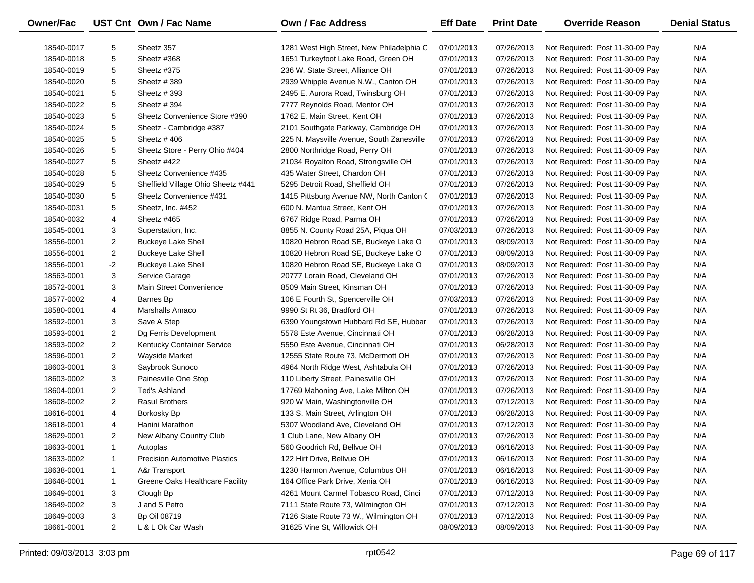| Owner/Fac | UST Cnt | Own / Fac Name | Own / Fac Address | Eff Date | Print Date | Override Reason | Denial Status |
|---|---|---|---|---|---|---|---|
| 18540-0017 | 5 | Sheetz 357 | 1281 West High Street, New Philadelphia C | 07/01/2013 | 07/26/2013 | Not Required: Post 11-30-09 Pay | N/A |
| 18540-0018 | 5 | Sheetz #368 | 1651 Turkeyfoot Lake Road, Green OH | 07/01/2013 | 07/26/2013 | Not Required: Post 11-30-09 Pay | N/A |
| 18540-0019 | 5 | Sheetz #375 | 236 W. State Street, Alliance OH | 07/01/2013 | 07/26/2013 | Not Required: Post 11-30-09 Pay | N/A |
| 18540-0020 | 5 | Sheetz # 389 | 2939 Whipple Avenue N.W., Canton OH | 07/01/2013 | 07/26/2013 | Not Required: Post 11-30-09 Pay | N/A |
| 18540-0021 | 5 | Sheetz # 393 | 2495 E. Aurora Road, Twinsburg OH | 07/01/2013 | 07/26/2013 | Not Required: Post 11-30-09 Pay | N/A |
| 18540-0022 | 5 | Sheetz # 394 | 7777 Reynolds Road, Mentor OH | 07/01/2013 | 07/26/2013 | Not Required: Post 11-30-09 Pay | N/A |
| 18540-0023 | 5 | Sheetz Convenience Store #390 | 1762 E. Main Street, Kent OH | 07/01/2013 | 07/26/2013 | Not Required: Post 11-30-09 Pay | N/A |
| 18540-0024 | 5 | Sheetz - Cambridge #387 | 2101 Southgate Parkway, Cambridge OH | 07/01/2013 | 07/26/2013 | Not Required: Post 11-30-09 Pay | N/A |
| 18540-0025 | 5 | Sheetz # 406 | 225 N. Maysville Avenue, South Zanesville | 07/01/2013 | 07/26/2013 | Not Required: Post 11-30-09 Pay | N/A |
| 18540-0026 | 5 | Sheetz Store - Perry Ohio #404 | 2800 Northridge Road, Perry OH | 07/01/2013 | 07/26/2013 | Not Required: Post 11-30-09 Pay | N/A |
| 18540-0027 | 5 | Sheetz #422 | 21034 Royalton Road, Strongsville OH | 07/01/2013 | 07/26/2013 | Not Required: Post 11-30-09 Pay | N/A |
| 18540-0028 | 5 | Sheetz Convenience #435 | 435 Water Street, Chardon OH | 07/01/2013 | 07/26/2013 | Not Required: Post 11-30-09 Pay | N/A |
| 18540-0029 | 5 | Sheffield Village Ohio Sheetz #441 | 5295 Detroit Road, Sheffield OH | 07/01/2013 | 07/26/2013 | Not Required: Post 11-30-09 Pay | N/A |
| 18540-0030 | 5 | Sheetz Convenience #431 | 1415 Pittsburg Avenue NW, North Canton C | 07/01/2013 | 07/26/2013 | Not Required: Post 11-30-09 Pay | N/A |
| 18540-0031 | 5 | Sheetz, Inc. #452 | 600 N. Mantua Street, Kent OH | 07/01/2013 | 07/26/2013 | Not Required: Post 11-30-09 Pay | N/A |
| 18540-0032 | 4 | Sheetz #465 | 6767 Ridge Road, Parma OH | 07/01/2013 | 07/26/2013 | Not Required: Post 11-30-09 Pay | N/A |
| 18545-0001 | 3 | Superstation, Inc. | 8855 N. County Road 25A, Piqua OH | 07/03/2013 | 07/26/2013 | Not Required: Post 11-30-09 Pay | N/A |
| 18556-0001 | 2 | Buckeye Lake Shell | 10820 Hebron Road SE, Buckeye Lake O | 07/01/2013 | 08/09/2013 | Not Required: Post 11-30-09 Pay | N/A |
| 18556-0001 | 2 | Buckeye Lake Shell | 10820 Hebron Road SE, Buckeye Lake O | 07/01/2013 | 08/09/2013 | Not Required: Post 11-30-09 Pay | N/A |
| 18556-0001 | -2 | Buckeye Lake Shell | 10820 Hebron Road SE, Buckeye Lake O | 07/01/2013 | 08/09/2013 | Not Required: Post 11-30-09 Pay | N/A |
| 18563-0001 | 3 | Service Garage | 20777 Lorain Road, Cleveland OH | 07/01/2013 | 07/26/2013 | Not Required: Post 11-30-09 Pay | N/A |
| 18572-0001 | 3 | Main Street Convenience | 8509 Main Street, Kinsman OH | 07/01/2013 | 07/26/2013 | Not Required: Post 11-30-09 Pay | N/A |
| 18577-0002 | 4 | Barnes Bp | 106 E Fourth St, Spencerville OH | 07/03/2013 | 07/26/2013 | Not Required: Post 11-30-09 Pay | N/A |
| 18580-0001 | 4 | Marshalls Amaco | 9990 St Rt 36, Bradford OH | 07/01/2013 | 07/26/2013 | Not Required: Post 11-30-09 Pay | N/A |
| 18592-0001 | 3 | Save A Step | 6390 Youngstown Hubbard Rd SE, Hubbar | 07/01/2013 | 07/26/2013 | Not Required: Post 11-30-09 Pay | N/A |
| 18593-0001 | 2 | Dg Ferris Development | 5578 Este Avenue, Cincinnati OH | 07/01/2013 | 06/28/2013 | Not Required: Post 11-30-09 Pay | N/A |
| 18593-0002 | 2 | Kentucky Container Service | 5550 Este Avenue, Cincinnati OH | 07/01/2013 | 06/28/2013 | Not Required: Post 11-30-09 Pay | N/A |
| 18596-0001 | 2 | Wayside Market | 12555 State Route 73, McDermott OH | 07/01/2013 | 07/26/2013 | Not Required: Post 11-30-09 Pay | N/A |
| 18603-0001 | 3 | Saybrook Sunoco | 4964 North Ridge West, Ashtabula OH | 07/01/2013 | 07/26/2013 | Not Required: Post 11-30-09 Pay | N/A |
| 18603-0002 | 3 | Painesville One Stop | 110 Liberty Street, Painesville OH | 07/01/2013 | 07/26/2013 | Not Required: Post 11-30-09 Pay | N/A |
| 18604-0001 | 2 | Ted's Ashland | 17769 Mahoning Ave, Lake Milton OH | 07/01/2013 | 07/26/2013 | Not Required: Post 11-30-09 Pay | N/A |
| 18608-0002 | 2 | Rasul Brothers | 920 W Main, Washingtonville OH | 07/01/2013 | 07/12/2013 | Not Required: Post 11-30-09 Pay | N/A |
| 18616-0001 | 4 | Borkosky Bp | 133 S. Main Street, Arlington OH | 07/01/2013 | 06/28/2013 | Not Required: Post 11-30-09 Pay | N/A |
| 18618-0001 | 4 | Hanini Marathon | 5307 Woodland Ave, Cleveland OH | 07/01/2013 | 07/12/2013 | Not Required: Post 11-30-09 Pay | N/A |
| 18629-0001 | 2 | New Albany Country Club | 1 Club Lane, New Albany OH | 07/01/2013 | 07/26/2013 | Not Required: Post 11-30-09 Pay | N/A |
| 18633-0001 | 1 | Autoplas | 560 Goodrich Rd, Bellvue OH | 07/01/2013 | 06/16/2013 | Not Required: Post 11-30-09 Pay | N/A |
| 18633-0002 | 1 | Precision Automotive Plastics | 122 Hirt Drive, Bellvue OH | 07/01/2013 | 06/16/2013 | Not Required: Post 11-30-09 Pay | N/A |
| 18638-0001 | 1 | A&r Transport | 1230 Harmon Avenue, Columbus OH | 07/01/2013 | 06/16/2013 | Not Required: Post 11-30-09 Pay | N/A |
| 18648-0001 | 1 | Greene Oaks Healthcare Facility | 164 Office Park Drive, Xenia OH | 07/01/2013 | 06/16/2013 | Not Required: Post 11-30-09 Pay | N/A |
| 18649-0001 | 3 | Clough Bp | 4261 Mount Carmel Tobasco Road, Cinci | 07/01/2013 | 07/12/2013 | Not Required: Post 11-30-09 Pay | N/A |
| 18649-0002 | 3 | J and S Petro | 7111 State Route 73, Wilmington OH | 07/01/2013 | 07/12/2013 | Not Required: Post 11-30-09 Pay | N/A |
| 18649-0003 | 3 | Bp Oil 08719 | 7126 State Route 73 W., Wilmington OH | 07/01/2013 | 07/12/2013 | Not Required: Post 11-30-09 Pay | N/A |
| 18661-0001 | 2 | L & L Ok Car Wash | 31625 Vine St, Willowick OH | 08/09/2013 | 08/09/2013 | Not Required: Post 11-30-09 Pay | N/A |

Printed: 09/03/2013 3:03 pm rpt0542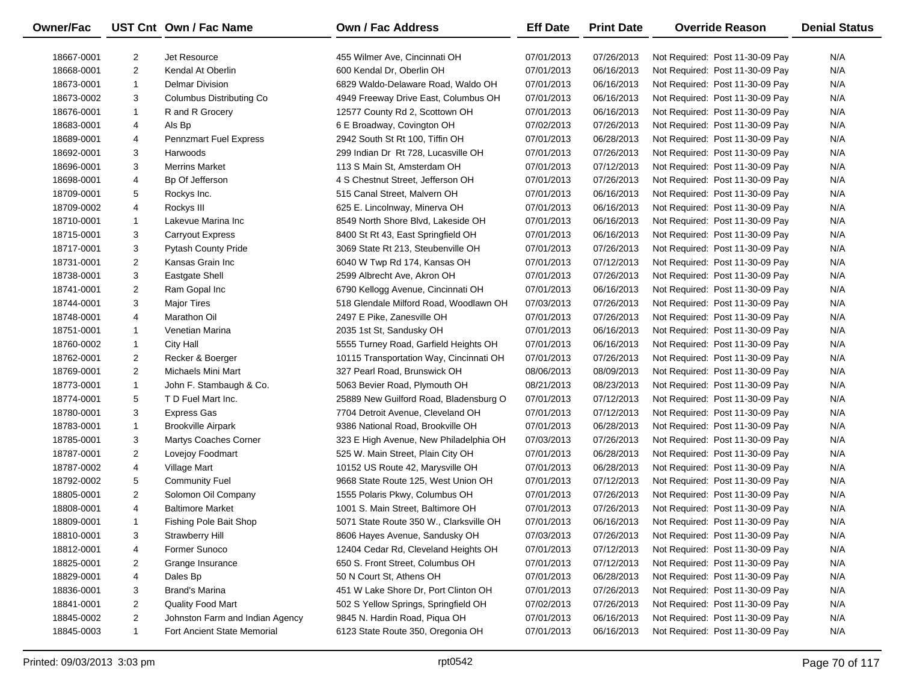| Owner/Fac | UST Cnt | Own / Fac Name | Own / Fac Address | Eff Date | Print Date | Override Reason | Denial Status |
|---|---|---|---|---|---|---|---|
| 18667-0001 | 2 | Jet Resource | 455 Wilmer Ave, Cincinnati OH | 07/01/2013 | 07/26/2013 | Not Required: Post 11-30-09 Pay | N/A |
| 18668-0001 | 2 | Kendal At Oberlin | 600 Kendal Dr, Oberlin OH | 07/01/2013 | 06/16/2013 | Not Required: Post 11-30-09 Pay | N/A |
| 18673-0001 | 1 | Delmar Division | 6829 Waldo-Delaware Road, Waldo OH | 07/01/2013 | 06/16/2013 | Not Required: Post 11-30-09 Pay | N/A |
| 18673-0002 | 3 | Columbus Distributing Co | 4949 Freeway Drive East, Columbus OH | 07/01/2013 | 06/16/2013 | Not Required: Post 11-30-09 Pay | N/A |
| 18676-0001 | 1 | R and R Grocery | 12577 County Rd 2, Scottown OH | 07/01/2013 | 06/16/2013 | Not Required: Post 11-30-09 Pay | N/A |
| 18683-0001 | 4 | Als Bp | 6 E Broadway, Covington OH | 07/02/2013 | 07/26/2013 | Not Required: Post 11-30-09 Pay | N/A |
| 18689-0001 | 4 | Pennzmart Fuel Express | 2942 South St Rt 100, Tiffin OH | 07/01/2013 | 06/28/2013 | Not Required: Post 11-30-09 Pay | N/A |
| 18692-0001 | 3 | Harwoods | 299 Indian Dr Rt 728, Lucasville OH | 07/01/2013 | 07/26/2013 | Not Required: Post 11-30-09 Pay | N/A |
| 18696-0001 | 3 | Merrins Market | 113 S Main St, Amsterdam OH | 07/01/2013 | 07/12/2013 | Not Required: Post 11-30-09 Pay | N/A |
| 18698-0001 | 4 | Bp Of Jefferson | 4 S Chestnut Street, Jefferson OH | 07/01/2013 | 07/26/2013 | Not Required: Post 11-30-09 Pay | N/A |
| 18709-0001 | 5 | Rockys Inc. | 515 Canal Street, Malvern OH | 07/01/2013 | 06/16/2013 | Not Required: Post 11-30-09 Pay | N/A |
| 18709-0002 | 4 | Rockys III | 625 E. Lincolnway, Minerva OH | 07/01/2013 | 06/16/2013 | Not Required: Post 11-30-09 Pay | N/A |
| 18710-0001 | 1 | Lakevue Marina Inc | 8549 North Shore Blvd, Lakeside OH | 07/01/2013 | 06/16/2013 | Not Required: Post 11-30-09 Pay | N/A |
| 18715-0001 | 3 | Carryout Express | 8400 St Rt 43, East Springfield OH | 07/01/2013 | 06/16/2013 | Not Required: Post 11-30-09 Pay | N/A |
| 18717-0001 | 3 | Pytash County Pride | 3069 State Rt 213, Steubenville OH | 07/01/2013 | 07/26/2013 | Not Required: Post 11-30-09 Pay | N/A |
| 18731-0001 | 2 | Kansas Grain Inc | 6040 W Twp Rd 174, Kansas OH | 07/01/2013 | 07/12/2013 | Not Required: Post 11-30-09 Pay | N/A |
| 18738-0001 | 3 | Eastgate Shell | 2599 Albrecht Ave, Akron OH | 07/01/2013 | 07/26/2013 | Not Required: Post 11-30-09 Pay | N/A |
| 18741-0001 | 2 | Ram Gopal Inc | 6790 Kellogg Avenue, Cincinnati OH | 07/01/2013 | 06/16/2013 | Not Required: Post 11-30-09 Pay | N/A |
| 18744-0001 | 3 | Major Tires | 518 Glendale Milford Road, Woodlawn OH | 07/03/2013 | 07/26/2013 | Not Required: Post 11-30-09 Pay | N/A |
| 18748-0001 | 4 | Marathon Oil | 2497 E Pike, Zanesville OH | 07/01/2013 | 07/26/2013 | Not Required: Post 11-30-09 Pay | N/A |
| 18751-0001 | 1 | Venetian Marina | 2035 1st St, Sandusky OH | 07/01/2013 | 06/16/2013 | Not Required: Post 11-30-09 Pay | N/A |
| 18760-0002 | 1 | City Hall | 5555 Turney Road, Garfield Heights OH | 07/01/2013 | 06/16/2013 | Not Required: Post 11-30-09 Pay | N/A |
| 18762-0001 | 2 | Recker & Boerger | 10115 Transportation Way, Cincinnati OH | 07/01/2013 | 07/26/2013 | Not Required: Post 11-30-09 Pay | N/A |
| 18769-0001 | 2 | Michaels Mini Mart | 327 Pearl Road, Brunswick OH | 08/06/2013 | 08/09/2013 | Not Required: Post 11-30-09 Pay | N/A |
| 18773-0001 | 1 | John F. Stambaugh & Co. | 5063 Bevier Road, Plymouth OH | 08/21/2013 | 08/23/2013 | Not Required: Post 11-30-09 Pay | N/A |
| 18774-0001 | 5 | T D Fuel Mart Inc. | 25889 New Guilford Road, Bladensburg O | 07/01/2013 | 07/12/2013 | Not Required: Post 11-30-09 Pay | N/A |
| 18780-0001 | 3 | Express Gas | 7704 Detroit Avenue, Cleveland OH | 07/01/2013 | 07/12/2013 | Not Required: Post 11-30-09 Pay | N/A |
| 18783-0001 | 1 | Brookville Airpark | 9386 National Road, Brookville OH | 07/01/2013 | 06/28/2013 | Not Required: Post 11-30-09 Pay | N/A |
| 18785-0001 | 3 | Martys Coaches Corner | 323 E High Avenue, New Philadelphia OH | 07/03/2013 | 07/26/2013 | Not Required: Post 11-30-09 Pay | N/A |
| 18787-0001 | 2 | Lovejoy Foodmart | 525 W. Main Street, Plain City OH | 07/01/2013 | 06/28/2013 | Not Required: Post 11-30-09 Pay | N/A |
| 18787-0002 | 4 | Village Mart | 10152 US Route 42, Marysville OH | 07/01/2013 | 06/28/2013 | Not Required: Post 11-30-09 Pay | N/A |
| 18792-0002 | 5 | Community Fuel | 9668 State Route 125, West Union OH | 07/01/2013 | 07/12/2013 | Not Required: Post 11-30-09 Pay | N/A |
| 18805-0001 | 2 | Solomon Oil Company | 1555 Polaris Pkwy, Columbus OH | 07/01/2013 | 07/26/2013 | Not Required: Post 11-30-09 Pay | N/A |
| 18808-0001 | 4 | Baltimore Market | 1001 S. Main Street, Baltimore OH | 07/01/2013 | 07/26/2013 | Not Required: Post 11-30-09 Pay | N/A |
| 18809-0001 | 1 | Fishing Pole Bait Shop | 5071 State Route 350 W., Clarksville OH | 07/01/2013 | 06/16/2013 | Not Required: Post 11-30-09 Pay | N/A |
| 18810-0001 | 3 | Strawberry Hill | 8606 Hayes Avenue, Sandusky OH | 07/03/2013 | 07/26/2013 | Not Required: Post 11-30-09 Pay | N/A |
| 18812-0001 | 4 | Former Sunoco | 12404 Cedar Rd, Cleveland Heights OH | 07/01/2013 | 07/12/2013 | Not Required: Post 11-30-09 Pay | N/A |
| 18825-0001 | 2 | Grange Insurance | 650 S. Front Street, Columbus OH | 07/01/2013 | 07/12/2013 | Not Required: Post 11-30-09 Pay | N/A |
| 18829-0001 | 4 | Dales Bp | 50 N Court St, Athens OH | 07/01/2013 | 06/28/2013 | Not Required: Post 11-30-09 Pay | N/A |
| 18836-0001 | 3 | Brand's Marina | 451 W Lake Shore Dr, Port Clinton OH | 07/01/2013 | 07/26/2013 | Not Required: Post 11-30-09 Pay | N/A |
| 18841-0001 | 2 | Quality Food Mart | 502 S Yellow Springs, Springfield OH | 07/02/2013 | 07/26/2013 | Not Required: Post 11-30-09 Pay | N/A |
| 18845-0002 | 2 | Johnston Farm and Indian Agency | 9845 N. Hardin Road, Piqua OH | 07/01/2013 | 06/16/2013 | Not Required: Post 11-30-09 Pay | N/A |
| 18845-0003 | 1 | Fort Ancient State Memorial | 6123 State Route 350, Oregonia OH | 07/01/2013 | 06/16/2013 | Not Required: Post 11-30-09 Pay | N/A |

Printed: 09/03/2013 3:03 pm rpt0542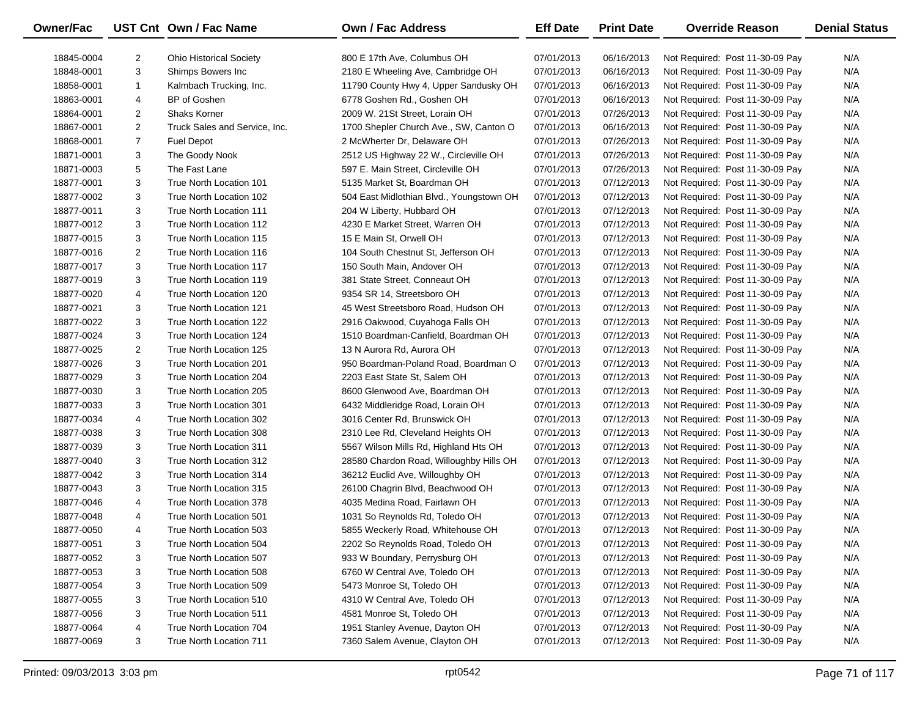| Owner/Fac | UST Cnt | Own / Fac Name | Own / Fac Address | Eff Date | Print Date | Override Reason | Denial Status |
|---|---|---|---|---|---|---|---|
| 18845-0004 | 2 | Ohio Historical Society | 800 E 17th Ave, Columbus OH | 07/01/2013 | 06/16/2013 | Not Required: Post 11-30-09 Pay | N/A |
| 18848-0001 | 3 | Shimps Bowers Inc | 2180 E Wheeling Ave, Cambridge OH | 07/01/2013 | 06/16/2013 | Not Required: Post 11-30-09 Pay | N/A |
| 18858-0001 | 1 | Kalmbach Trucking, Inc. | 11790 County Hwy 4, Upper Sandusky OH | 07/01/2013 | 06/16/2013 | Not Required: Post 11-30-09 Pay | N/A |
| 18863-0001 | 4 | BP of Goshen | 6778 Goshen Rd., Goshen OH | 07/01/2013 | 06/16/2013 | Not Required: Post 11-30-09 Pay | N/A |
| 18864-0001 | 2 | Shaks Korner | 2009 W. 21St Street, Lorain OH | 07/01/2013 | 07/26/2013 | Not Required: Post 11-30-09 Pay | N/A |
| 18867-0001 | 2 | Truck Sales and Service, Inc. | 1700 Shepler Church Ave., SW, Canton O | 07/01/2013 | 06/16/2013 | Not Required: Post 11-30-09 Pay | N/A |
| 18868-0001 | 7 | Fuel Depot | 2 McWherter Dr, Delaware OH | 07/01/2013 | 07/26/2013 | Not Required: Post 11-30-09 Pay | N/A |
| 18871-0001 | 3 | The Goody Nook | 2512 US Highway 22 W., Circleville OH | 07/01/2013 | 07/26/2013 | Not Required: Post 11-30-09 Pay | N/A |
| 18871-0003 | 5 | The Fast Lane | 597 E. Main Street, Circleville OH | 07/01/2013 | 07/26/2013 | Not Required: Post 11-30-09 Pay | N/A |
| 18877-0001 | 3 | True North Location 101 | 5135 Market St, Boardman OH | 07/01/2013 | 07/12/2013 | Not Required: Post 11-30-09 Pay | N/A |
| 18877-0002 | 3 | True North Location 102 | 504 East Midlothian Blvd., Youngstown OH | 07/01/2013 | 07/12/2013 | Not Required: Post 11-30-09 Pay | N/A |
| 18877-0011 | 3 | True North Location 111 | 204 W Liberty, Hubbard OH | 07/01/2013 | 07/12/2013 | Not Required: Post 11-30-09 Pay | N/A |
| 18877-0012 | 3 | True North Location 112 | 4230 E Market Street, Warren OH | 07/01/2013 | 07/12/2013 | Not Required: Post 11-30-09 Pay | N/A |
| 18877-0015 | 3 | True North Location 115 | 15 E Main St, Orwell OH | 07/01/2013 | 07/12/2013 | Not Required: Post 11-30-09 Pay | N/A |
| 18877-0016 | 2 | True North Location 116 | 104 South Chestnut St, Jefferson OH | 07/01/2013 | 07/12/2013 | Not Required: Post 11-30-09 Pay | N/A |
| 18877-0017 | 3 | True North Location 117 | 150 South Main, Andover OH | 07/01/2013 | 07/12/2013 | Not Required: Post 11-30-09 Pay | N/A |
| 18877-0019 | 3 | True North Location 119 | 381 State Street, Conneaut OH | 07/01/2013 | 07/12/2013 | Not Required: Post 11-30-09 Pay | N/A |
| 18877-0020 | 4 | True North Location 120 | 9354 SR 14, Streetsboro OH | 07/01/2013 | 07/12/2013 | Not Required: Post 11-30-09 Pay | N/A |
| 18877-0021 | 3 | True North Location 121 | 45 West Streetsboro Road, Hudson OH | 07/01/2013 | 07/12/2013 | Not Required: Post 11-30-09 Pay | N/A |
| 18877-0022 | 3 | True North Location 122 | 2916 Oakwood, Cuyahoga Falls OH | 07/01/2013 | 07/12/2013 | Not Required: Post 11-30-09 Pay | N/A |
| 18877-0024 | 3 | True North Location 124 | 1510 Boardman-Canfield, Boardman OH | 07/01/2013 | 07/12/2013 | Not Required: Post 11-30-09 Pay | N/A |
| 18877-0025 | 2 | True North Location 125 | 13 N Aurora Rd, Aurora OH | 07/01/2013 | 07/12/2013 | Not Required: Post 11-30-09 Pay | N/A |
| 18877-0026 | 3 | True North Location 201 | 950 Boardman-Poland Road, Boardman O | 07/01/2013 | 07/12/2013 | Not Required: Post 11-30-09 Pay | N/A |
| 18877-0029 | 3 | True North Location 204 | 2203 East State St, Salem OH | 07/01/2013 | 07/12/2013 | Not Required: Post 11-30-09 Pay | N/A |
| 18877-0030 | 3 | True North Location 205 | 8600 Glenwood Ave, Boardman OH | 07/01/2013 | 07/12/2013 | Not Required: Post 11-30-09 Pay | N/A |
| 18877-0033 | 3 | True North Location 301 | 6432 Middleridge Road, Lorain OH | 07/01/2013 | 07/12/2013 | Not Required: Post 11-30-09 Pay | N/A |
| 18877-0034 | 4 | True North Location 302 | 3016 Center Rd, Brunswick OH | 07/01/2013 | 07/12/2013 | Not Required: Post 11-30-09 Pay | N/A |
| 18877-0038 | 3 | True North Location 308 | 2310 Lee Rd, Cleveland Heights OH | 07/01/2013 | 07/12/2013 | Not Required: Post 11-30-09 Pay | N/A |
| 18877-0039 | 3 | True North Location 311 | 5567 Wilson Mills Rd, Highland Hts OH | 07/01/2013 | 07/12/2013 | Not Required: Post 11-30-09 Pay | N/A |
| 18877-0040 | 3 | True North Location 312 | 28580 Chardon Road, Willoughby Hills OH | 07/01/2013 | 07/12/2013 | Not Required: Post 11-30-09 Pay | N/A |
| 18877-0042 | 3 | True North Location 314 | 36212 Euclid Ave, Willoughby OH | 07/01/2013 | 07/12/2013 | Not Required: Post 11-30-09 Pay | N/A |
| 18877-0043 | 3 | True North Location 315 | 26100 Chagrin Blvd, Beachwood OH | 07/01/2013 | 07/12/2013 | Not Required: Post 11-30-09 Pay | N/A |
| 18877-0046 | 4 | True North Location 378 | 4035 Medina Road, Fairlawn OH | 07/01/2013 | 07/12/2013 | Not Required: Post 11-30-09 Pay | N/A |
| 18877-0048 | 4 | True North Location 501 | 1031 So Reynolds Rd, Toledo OH | 07/01/2013 | 07/12/2013 | Not Required: Post 11-30-09 Pay | N/A |
| 18877-0050 | 4 | True North Location 503 | 5855 Weckerly Road, Whitehouse OH | 07/01/2013 | 07/12/2013 | Not Required: Post 11-30-09 Pay | N/A |
| 18877-0051 | 3 | True North Location 504 | 2202 So Reynolds Road, Toledo OH | 07/01/2013 | 07/12/2013 | Not Required: Post 11-30-09 Pay | N/A |
| 18877-0052 | 3 | True North Location 507 | 933 W Boundary, Perrysburg OH | 07/01/2013 | 07/12/2013 | Not Required: Post 11-30-09 Pay | N/A |
| 18877-0053 | 3 | True North Location 508 | 6760 W Central Ave, Toledo OH | 07/01/2013 | 07/12/2013 | Not Required: Post 11-30-09 Pay | N/A |
| 18877-0054 | 3 | True North Location 509 | 5473 Monroe St, Toledo OH | 07/01/2013 | 07/12/2013 | Not Required: Post 11-30-09 Pay | N/A |
| 18877-0055 | 3 | True North Location 510 | 4310 W Central Ave, Toledo OH | 07/01/2013 | 07/12/2013 | Not Required: Post 11-30-09 Pay | N/A |
| 18877-0056 | 3 | True North Location 511 | 4581 Monroe St, Toledo OH | 07/01/2013 | 07/12/2013 | Not Required: Post 11-30-09 Pay | N/A |
| 18877-0064 | 4 | True North Location 704 | 1951 Stanley Avenue, Dayton OH | 07/01/2013 | 07/12/2013 | Not Required: Post 11-30-09 Pay | N/A |
| 18877-0069 | 3 | True North Location 711 | 7360 Salem Avenue, Clayton OH | 07/01/2013 | 07/12/2013 | Not Required: Post 11-30-09 Pay | N/A |

Printed: 09/03/2013 3:03 pm rpt0542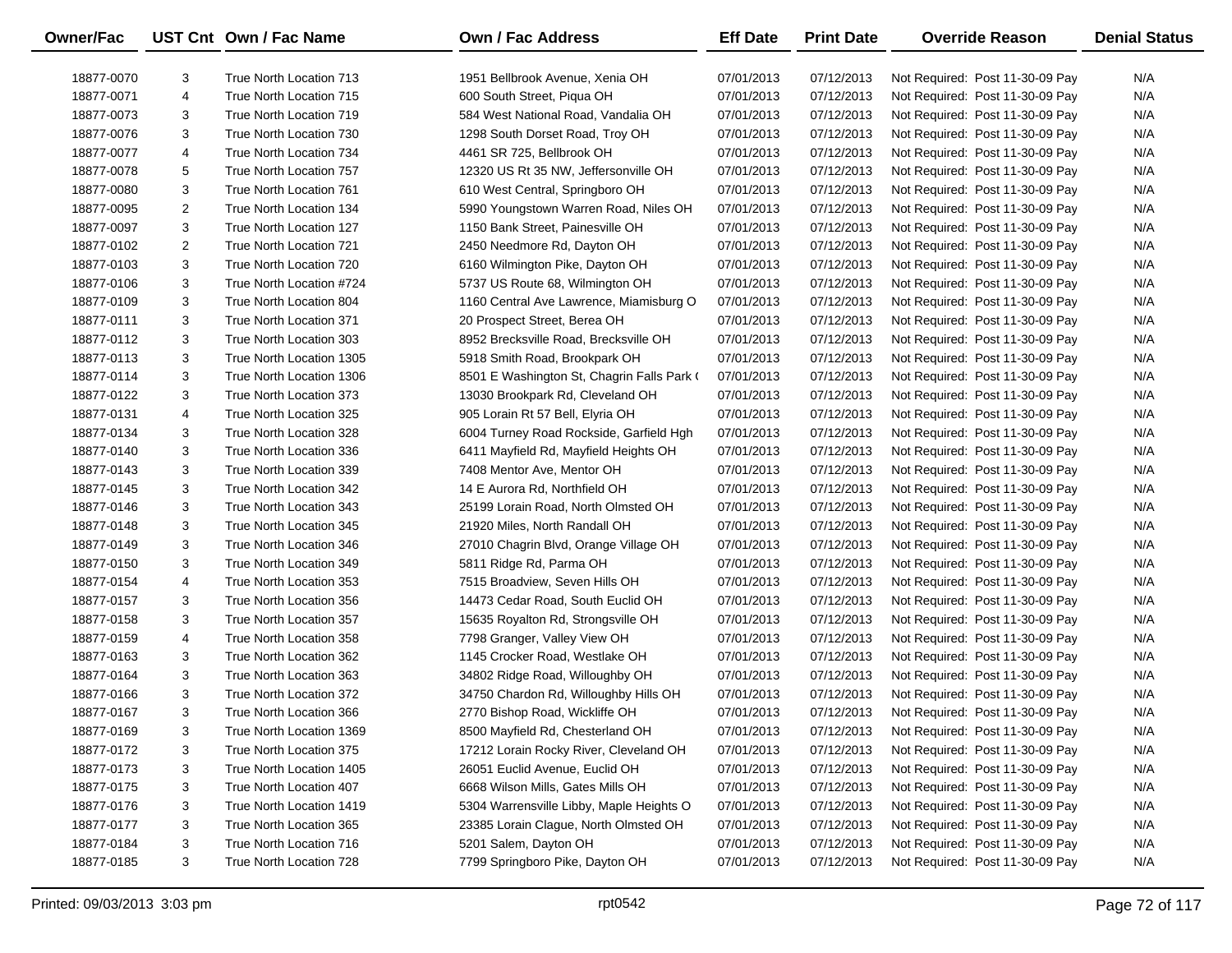| Owner/Fac | UST Cnt | Own / Fac Name | Own / Fac Address | Eff Date | Print Date | Override Reason | Denial Status |
|---|---|---|---|---|---|---|---|
| 18877-0070 | 3 | True North Location 713 | 1951 Bellbrook Avenue, Xenia OH | 07/01/2013 | 07/12/2013 | Not Required: Post 11-30-09 Pay | N/A |
| 18877-0071 | 4 | True North Location 715 | 600 South Street, Piqua OH | 07/01/2013 | 07/12/2013 | Not Required: Post 11-30-09 Pay | N/A |
| 18877-0073 | 3 | True North Location 719 | 584 West National Road, Vandalia OH | 07/01/2013 | 07/12/2013 | Not Required: Post 11-30-09 Pay | N/A |
| 18877-0076 | 3 | True North Location 730 | 1298 South Dorset Road, Troy OH | 07/01/2013 | 07/12/2013 | Not Required: Post 11-30-09 Pay | N/A |
| 18877-0077 | 4 | True North Location 734 | 4461 SR 725, Bellbrook OH | 07/01/2013 | 07/12/2013 | Not Required: Post 11-30-09 Pay | N/A |
| 18877-0078 | 5 | True North Location 757 | 12320 US Rt 35 NW, Jeffersonville OH | 07/01/2013 | 07/12/2013 | Not Required: Post 11-30-09 Pay | N/A |
| 18877-0080 | 3 | True North Location 761 | 610 West Central, Springboro OH | 07/01/2013 | 07/12/2013 | Not Required: Post 11-30-09 Pay | N/A |
| 18877-0095 | 2 | True North Location 134 | 5990 Youngstown Warren Road, Niles OH | 07/01/2013 | 07/12/2013 | Not Required: Post 11-30-09 Pay | N/A |
| 18877-0097 | 3 | True North Location 127 | 1150 Bank Street, Painesville OH | 07/01/2013 | 07/12/2013 | Not Required: Post 11-30-09 Pay | N/A |
| 18877-0102 | 2 | True North Location 721 | 2450 Needmore Rd, Dayton OH | 07/01/2013 | 07/12/2013 | Not Required: Post 11-30-09 Pay | N/A |
| 18877-0103 | 3 | True North Location 720 | 6160 Wilmington Pike, Dayton OH | 07/01/2013 | 07/12/2013 | Not Required: Post 11-30-09 Pay | N/A |
| 18877-0106 | 3 | True North Location #724 | 5737 US Route 68, Wilmington OH | 07/01/2013 | 07/12/2013 | Not Required: Post 11-30-09 Pay | N/A |
| 18877-0109 | 3 | True North Location 804 | 1160 Central Ave Lawrence, Miamisburg O | 07/01/2013 | 07/12/2013 | Not Required: Post 11-30-09 Pay | N/A |
| 18877-0111 | 3 | True North Location 371 | 20 Prospect Street, Berea OH | 07/01/2013 | 07/12/2013 | Not Required: Post 11-30-09 Pay | N/A |
| 18877-0112 | 3 | True North Location 303 | 8952 Brecksville Road, Brecksville OH | 07/01/2013 | 07/12/2013 | Not Required: Post 11-30-09 Pay | N/A |
| 18877-0113 | 3 | True North Location 1305 | 5918 Smith Road, Brookpark OH | 07/01/2013 | 07/12/2013 | Not Required: Post 11-30-09 Pay | N/A |
| 18877-0114 | 3 | True North Location 1306 | 8501 E Washington St, Chagrin Falls Park ( | 07/01/2013 | 07/12/2013 | Not Required: Post 11-30-09 Pay | N/A |
| 18877-0122 | 3 | True North Location 373 | 13030 Brookpark Rd, Cleveland OH | 07/01/2013 | 07/12/2013 | Not Required: Post 11-30-09 Pay | N/A |
| 18877-0131 | 4 | True North Location 325 | 905 Lorain Rt 57 Bell, Elyria OH | 07/01/2013 | 07/12/2013 | Not Required: Post 11-30-09 Pay | N/A |
| 18877-0134 | 3 | True North Location 328 | 6004 Turney Road Rockside, Garfield Hgh | 07/01/2013 | 07/12/2013 | Not Required: Post 11-30-09 Pay | N/A |
| 18877-0140 | 3 | True North Location 336 | 6411 Mayfield Rd, Mayfield Heights OH | 07/01/2013 | 07/12/2013 | Not Required: Post 11-30-09 Pay | N/A |
| 18877-0143 | 3 | True North Location 339 | 7408 Mentor Ave, Mentor OH | 07/01/2013 | 07/12/2013 | Not Required: Post 11-30-09 Pay | N/A |
| 18877-0145 | 3 | True North Location 342 | 14 E Aurora Rd, Northfield OH | 07/01/2013 | 07/12/2013 | Not Required: Post 11-30-09 Pay | N/A |
| 18877-0146 | 3 | True North Location 343 | 25199 Lorain Road, North Olmsted OH | 07/01/2013 | 07/12/2013 | Not Required: Post 11-30-09 Pay | N/A |
| 18877-0148 | 3 | True North Location 345 | 21920 Miles, North Randall OH | 07/01/2013 | 07/12/2013 | Not Required: Post 11-30-09 Pay | N/A |
| 18877-0149 | 3 | True North Location 346 | 27010 Chagrin Blvd, Orange Village OH | 07/01/2013 | 07/12/2013 | Not Required: Post 11-30-09 Pay | N/A |
| 18877-0150 | 3 | True North Location 349 | 5811 Ridge Rd, Parma OH | 07/01/2013 | 07/12/2013 | Not Required: Post 11-30-09 Pay | N/A |
| 18877-0154 | 4 | True North Location 353 | 7515 Broadview, Seven Hills OH | 07/01/2013 | 07/12/2013 | Not Required: Post 11-30-09 Pay | N/A |
| 18877-0157 | 3 | True North Location 356 | 14473 Cedar Road, South Euclid OH | 07/01/2013 | 07/12/2013 | Not Required: Post 11-30-09 Pay | N/A |
| 18877-0158 | 3 | True North Location 357 | 15635 Royalton Rd, Strongsville OH | 07/01/2013 | 07/12/2013 | Not Required: Post 11-30-09 Pay | N/A |
| 18877-0159 | 4 | True North Location 358 | 7798 Granger, Valley View OH | 07/01/2013 | 07/12/2013 | Not Required: Post 11-30-09 Pay | N/A |
| 18877-0163 | 3 | True North Location 362 | 1145 Crocker Road, Westlake OH | 07/01/2013 | 07/12/2013 | Not Required: Post 11-30-09 Pay | N/A |
| 18877-0164 | 3 | True North Location 363 | 34802 Ridge Road, Willoughby OH | 07/01/2013 | 07/12/2013 | Not Required: Post 11-30-09 Pay | N/A |
| 18877-0166 | 3 | True North Location 372 | 34750 Chardon Rd, Willoughby Hills OH | 07/01/2013 | 07/12/2013 | Not Required: Post 11-30-09 Pay | N/A |
| 18877-0167 | 3 | True North Location 366 | 2770 Bishop Road, Wickliffe OH | 07/01/2013 | 07/12/2013 | Not Required: Post 11-30-09 Pay | N/A |
| 18877-0169 | 3 | True North Location 1369 | 8500 Mayfield Rd, Chesterland OH | 07/01/2013 | 07/12/2013 | Not Required: Post 11-30-09 Pay | N/A |
| 18877-0172 | 3 | True North Location 375 | 17212 Lorain Rocky River, Cleveland OH | 07/01/2013 | 07/12/2013 | Not Required: Post 11-30-09 Pay | N/A |
| 18877-0173 | 3 | True North Location 1405 | 26051 Euclid Avenue, Euclid OH | 07/01/2013 | 07/12/2013 | Not Required: Post 11-30-09 Pay | N/A |
| 18877-0175 | 3 | True North Location 407 | 6668 Wilson Mills, Gates Mills OH | 07/01/2013 | 07/12/2013 | Not Required: Post 11-30-09 Pay | N/A |
| 18877-0176 | 3 | True North Location 1419 | 5304 Warrensville Libby, Maple Heights O | 07/01/2013 | 07/12/2013 | Not Required: Post 11-30-09 Pay | N/A |
| 18877-0177 | 3 | True North Location 365 | 23385 Lorain Clague, North Olmsted OH | 07/01/2013 | 07/12/2013 | Not Required: Post 11-30-09 Pay | N/A |
| 18877-0184 | 3 | True North Location 716 | 5201 Salem, Dayton OH | 07/01/2013 | 07/12/2013 | Not Required: Post 11-30-09 Pay | N/A |
| 18877-0185 | 3 | True North Location 728 | 7799 Springboro Pike, Dayton OH | 07/01/2013 | 07/12/2013 | Not Required: Post 11-30-09 Pay | N/A |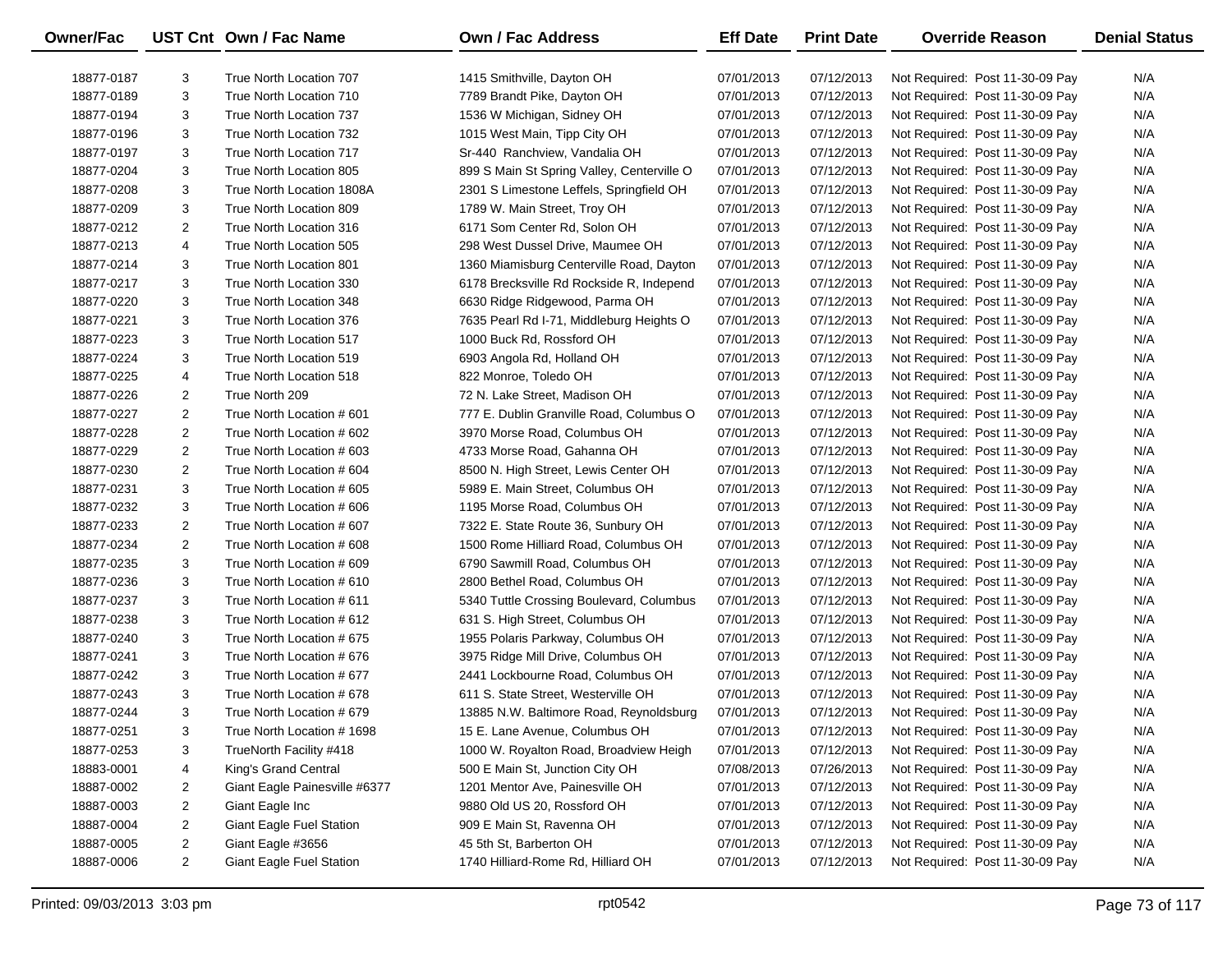| Owner/Fac | UST Cnt | Own / Fac Name | Own / Fac Address | Eff Date | Print Date | Override Reason | Denial Status |
|---|---|---|---|---|---|---|---|
| 18877-0187 | 3 | True North Location 707 | 1415 Smithville, Dayton OH | 07/01/2013 | 07/12/2013 | Not Required: Post 11-30-09 Pay | N/A |
| 18877-0189 | 3 | True North Location 710 | 7789 Brandt Pike, Dayton OH | 07/01/2013 | 07/12/2013 | Not Required: Post 11-30-09 Pay | N/A |
| 18877-0194 | 3 | True North Location 737 | 1536 W Michigan, Sidney OH | 07/01/2013 | 07/12/2013 | Not Required: Post 11-30-09 Pay | N/A |
| 18877-0196 | 3 | True North Location 732 | 1015 West Main, Tipp City OH | 07/01/2013 | 07/12/2013 | Not Required: Post 11-30-09 Pay | N/A |
| 18877-0197 | 3 | True North Location 717 | Sr-440 Ranchview, Vandalia OH | 07/01/2013 | 07/12/2013 | Not Required: Post 11-30-09 Pay | N/A |
| 18877-0204 | 3 | True North Location 805 | 899 S Main St Spring Valley, Centerville O | 07/01/2013 | 07/12/2013 | Not Required: Post 11-30-09 Pay | N/A |
| 18877-0208 | 3 | True North Location 1808A | 2301 S Limestone Leffels, Springfield OH | 07/01/2013 | 07/12/2013 | Not Required: Post 11-30-09 Pay | N/A |
| 18877-0209 | 3 | True North Location 809 | 1789 W. Main Street, Troy OH | 07/01/2013 | 07/12/2013 | Not Required: Post 11-30-09 Pay | N/A |
| 18877-0212 | 2 | True North Location 316 | 6171 Som Center Rd, Solon OH | 07/01/2013 | 07/12/2013 | Not Required: Post 11-30-09 Pay | N/A |
| 18877-0213 | 4 | True North Location 505 | 298 West Dussel Drive, Maumee OH | 07/01/2013 | 07/12/2013 | Not Required: Post 11-30-09 Pay | N/A |
| 18877-0214 | 3 | True North Location 801 | 1360 Miamisburg Centerville Road, Dayton | 07/01/2013 | 07/12/2013 | Not Required: Post 11-30-09 Pay | N/A |
| 18877-0217 | 3 | True North Location 330 | 6178 Brecksville Rd Rockside R, Independ | 07/01/2013 | 07/12/2013 | Not Required: Post 11-30-09 Pay | N/A |
| 18877-0220 | 3 | True North Location 348 | 6630 Ridge Ridgewood, Parma OH | 07/01/2013 | 07/12/2013 | Not Required: Post 11-30-09 Pay | N/A |
| 18877-0221 | 3 | True North Location 376 | 7635 Pearl Rd I-71, Middleburg Heights O | 07/01/2013 | 07/12/2013 | Not Required: Post 11-30-09 Pay | N/A |
| 18877-0223 | 3 | True North Location 517 | 1000 Buck Rd, Rossford OH | 07/01/2013 | 07/12/2013 | Not Required: Post 11-30-09 Pay | N/A |
| 18877-0224 | 3 | True North Location 519 | 6903 Angola Rd, Holland OH | 07/01/2013 | 07/12/2013 | Not Required: Post 11-30-09 Pay | N/A |
| 18877-0225 | 4 | True North Location 518 | 822 Monroe, Toledo OH | 07/01/2013 | 07/12/2013 | Not Required: Post 11-30-09 Pay | N/A |
| 18877-0226 | 2 | True North 209 | 72 N. Lake Street, Madison OH | 07/01/2013 | 07/12/2013 | Not Required: Post 11-30-09 Pay | N/A |
| 18877-0227 | 2 | True North Location # 601 | 777 E. Dublin Granville Road, Columbus O | 07/01/2013 | 07/12/2013 | Not Required: Post 11-30-09 Pay | N/A |
| 18877-0228 | 2 | True North Location # 602 | 3970 Morse Road, Columbus OH | 07/01/2013 | 07/12/2013 | Not Required: Post 11-30-09 Pay | N/A |
| 18877-0229 | 2 | True North Location # 603 | 4733 Morse Road, Gahanna OH | 07/01/2013 | 07/12/2013 | Not Required: Post 11-30-09 Pay | N/A |
| 18877-0230 | 2 | True North Location # 604 | 8500 N. High Street, Lewis Center OH | 07/01/2013 | 07/12/2013 | Not Required: Post 11-30-09 Pay | N/A |
| 18877-0231 | 3 | True North Location # 605 | 5989 E. Main Street, Columbus OH | 07/01/2013 | 07/12/2013 | Not Required: Post 11-30-09 Pay | N/A |
| 18877-0232 | 3 | True North Location # 606 | 1195 Morse Road, Columbus OH | 07/01/2013 | 07/12/2013 | Not Required: Post 11-30-09 Pay | N/A |
| 18877-0233 | 2 | True North Location # 607 | 7322 E. State Route 36, Sunbury OH | 07/01/2013 | 07/12/2013 | Not Required: Post 11-30-09 Pay | N/A |
| 18877-0234 | 2 | True North Location # 608 | 1500 Rome Hilliard Road, Columbus OH | 07/01/2013 | 07/12/2013 | Not Required: Post 11-30-09 Pay | N/A |
| 18877-0235 | 3 | True North Location # 609 | 6790 Sawmill Road, Columbus OH | 07/01/2013 | 07/12/2013 | Not Required: Post 11-30-09 Pay | N/A |
| 18877-0236 | 3 | True North Location # 610 | 2800 Bethel Road, Columbus OH | 07/01/2013 | 07/12/2013 | Not Required: Post 11-30-09 Pay | N/A |
| 18877-0237 | 3 | True North Location # 611 | 5340 Tuttle Crossing Boulevard, Columbus | 07/01/2013 | 07/12/2013 | Not Required: Post 11-30-09 Pay | N/A |
| 18877-0238 | 3 | True North Location # 612 | 631 S. High Street, Columbus OH | 07/01/2013 | 07/12/2013 | Not Required: Post 11-30-09 Pay | N/A |
| 18877-0240 | 3 | True North Location # 675 | 1955 Polaris Parkway, Columbus OH | 07/01/2013 | 07/12/2013 | Not Required: Post 11-30-09 Pay | N/A |
| 18877-0241 | 3 | True North Location # 676 | 3975 Ridge Mill Drive, Columbus OH | 07/01/2013 | 07/12/2013 | Not Required: Post 11-30-09 Pay | N/A |
| 18877-0242 | 3 | True North Location # 677 | 2441 Lockbourne Road, Columbus OH | 07/01/2013 | 07/12/2013 | Not Required: Post 11-30-09 Pay | N/A |
| 18877-0243 | 3 | True North Location # 678 | 611 S. State Street, Westerville OH | 07/01/2013 | 07/12/2013 | Not Required: Post 11-30-09 Pay | N/A |
| 18877-0244 | 3 | True North Location # 679 | 13885 N.W. Baltimore Road, Reynoldsburg | 07/01/2013 | 07/12/2013 | Not Required: Post 11-30-09 Pay | N/A |
| 18877-0251 | 3 | True North Location # 1698 | 15 E. Lane Avenue, Columbus OH | 07/01/2013 | 07/12/2013 | Not Required: Post 11-30-09 Pay | N/A |
| 18877-0253 | 3 | TrueNorth Facility #418 | 1000 W. Royalton Road, Broadview Heigh | 07/01/2013 | 07/12/2013 | Not Required: Post 11-30-09 Pay | N/A |
| 18883-0001 | 4 | King's Grand Central | 500 E Main St, Junction City OH | 07/08/2013 | 07/26/2013 | Not Required: Post 11-30-09 Pay | N/A |
| 18887-0002 | 2 | Giant Eagle Painesville #6377 | 1201 Mentor Ave, Painesville OH | 07/01/2013 | 07/12/2013 | Not Required: Post 11-30-09 Pay | N/A |
| 18887-0003 | 2 | Giant Eagle Inc | 9880 Old US 20, Rossford OH | 07/01/2013 | 07/12/2013 | Not Required: Post 11-30-09 Pay | N/A |
| 18887-0004 | 2 | Giant Eagle Fuel Station | 909 E Main St, Ravenna OH | 07/01/2013 | 07/12/2013 | Not Required: Post 11-30-09 Pay | N/A |
| 18887-0005 | 2 | Giant Eagle #3656 | 45 5th St, Barberton OH | 07/01/2013 | 07/12/2013 | Not Required: Post 11-30-09 Pay | N/A |
| 18887-0006 | 2 | Giant Eagle Fuel Station | 1740 Hilliard-Rome Rd, Hilliard OH | 07/01/2013 | 07/12/2013 | Not Required: Post 11-30-09 Pay | N/A |

Printed: 09/03/2013 3:03 pm rpt0542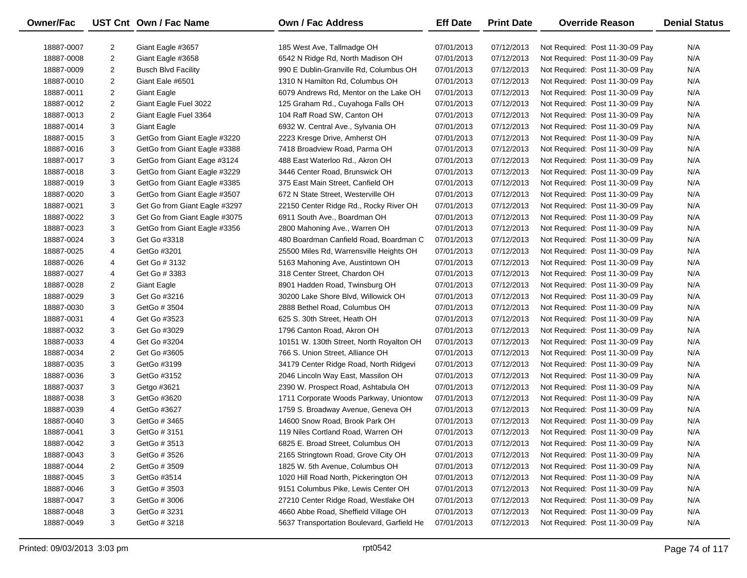| Owner/Fac | UST Cnt | Own / Fac Name | Own / Fac Address | Eff Date | Print Date | Override Reason | Denial Status |
|---|---|---|---|---|---|---|---|
| 18887-0007 | 2 | Giant Eagle #3657 | 185 West Ave, Tallmadge OH | 07/01/2013 | 07/12/2013 | Not Required: Post 11-30-09 Pay | N/A |
| 18887-0008 | 2 | Giant Eagle #3658 | 6542 N Ridge Rd, North Madison OH | 07/01/2013 | 07/12/2013 | Not Required: Post 11-30-09 Pay | N/A |
| 18887-0009 | 2 | Busch Blvd Facility | 990 E Dublin-Granville Rd, Columbus OH | 07/01/2013 | 07/12/2013 | Not Required: Post 11-30-09 Pay | N/A |
| 18887-0010 | 2 | Giant Eale #6501 | 1310 N Hamilton Rd, Columbus OH | 07/01/2013 | 07/12/2013 | Not Required: Post 11-30-09 Pay | N/A |
| 18887-0011 | 2 | Giant Eagle | 6079 Andrews Rd, Mentor on the Lake OH | 07/01/2013 | 07/12/2013 | Not Required: Post 11-30-09 Pay | N/A |
| 18887-0012 | 2 | Giant Eagle Fuel 3022 | 125 Graham Rd., Cuyahoga Falls OH | 07/01/2013 | 07/12/2013 | Not Required: Post 11-30-09 Pay | N/A |
| 18887-0013 | 2 | Giant Eagle Fuel 3364 | 104 Raff Road SW, Canton OH | 07/01/2013 | 07/12/2013 | Not Required: Post 11-30-09 Pay | N/A |
| 18887-0014 | 3 | Giant Eagle | 6932 W. Central Ave., Sylvania OH | 07/01/2013 | 07/12/2013 | Not Required: Post 11-30-09 Pay | N/A |
| 18887-0015 | 3 | GetGo from Giant Eagle #3220 | 2223 Kresge Drive, Amherst OH | 07/01/2013 | 07/12/2013 | Not Required: Post 11-30-09 Pay | N/A |
| 18887-0016 | 3 | GetGo from Giant Eagle #3388 | 7418 Broadview Road, Parma OH | 07/01/2013 | 07/12/2013 | Not Required: Post 11-30-09 Pay | N/A |
| 18887-0017 | 3 | GetGo from Giant Eage #3124 | 488 East Waterloo Rd., Akron OH | 07/01/2013 | 07/12/2013 | Not Required: Post 11-30-09 Pay | N/A |
| 18887-0018 | 3 | GetGo from Giant Eagle #3229 | 3446 Center Road, Brunswick OH | 07/01/2013 | 07/12/2013 | Not Required: Post 11-30-09 Pay | N/A |
| 18887-0019 | 3 | GetGo from Giant Eagle #3385 | 375 East Main Street, Canfield OH | 07/01/2013 | 07/12/2013 | Not Required: Post 11-30-09 Pay | N/A |
| 18887-0020 | 3 | GetGo from Giant Eagle #3507 | 672 N State Street, Westerville OH | 07/01/2013 | 07/12/2013 | Not Required: Post 11-30-09 Pay | N/A |
| 18887-0021 | 3 | Get Go from Giant Eagle #3297 | 22150 Center Ridge Rd., Rocky River OH | 07/01/2013 | 07/12/2013 | Not Required: Post 11-30-09 Pay | N/A |
| 18887-0022 | 3 | Get Go from Giant Eagle #3075 | 6911 South Ave., Boardman OH | 07/01/2013 | 07/12/2013 | Not Required: Post 11-30-09 Pay | N/A |
| 18887-0023 | 3 | GetGo from Giant Eagle #3356 | 2800 Mahoning Ave., Warren OH | 07/01/2013 | 07/12/2013 | Not Required: Post 11-30-09 Pay | N/A |
| 18887-0024 | 3 | Get Go #3318 | 480 Boardman Canfield Road, Boardman C | 07/01/2013 | 07/12/2013 | Not Required: Post 11-30-09 Pay | N/A |
| 18887-0025 | 4 | GetGo #3201 | 25500 Miles Rd, Warrensville Heights OH | 07/01/2013 | 07/12/2013 | Not Required: Post 11-30-09 Pay | N/A |
| 18887-0026 | 4 | Get Go # 3132 | 5163 Mahoning Ave, Austintown OH | 07/01/2013 | 07/12/2013 | Not Required: Post 11-30-09 Pay | N/A |
| 18887-0027 | 4 | Get Go # 3383 | 318 Center Street, Chardon OH | 07/01/2013 | 07/12/2013 | Not Required: Post 11-30-09 Pay | N/A |
| 18887-0028 | 2 | Giant Eagle | 8901 Hadden Road, Twinsburg OH | 07/01/2013 | 07/12/2013 | Not Required: Post 11-30-09 Pay | N/A |
| 18887-0029 | 3 | Get Go #3216 | 30200 Lake Shore Blvd, Willowick OH | 07/01/2013 | 07/12/2013 | Not Required: Post 11-30-09 Pay | N/A |
| 18887-0030 | 3 | GetGo # 3504 | 2888 Bethel Road, Columbus OH | 07/01/2013 | 07/12/2013 | Not Required: Post 11-30-09 Pay | N/A |
| 18887-0031 | 4 | Get Go #3523 | 625 S. 30th Street, Heath OH | 07/01/2013 | 07/12/2013 | Not Required: Post 11-30-09 Pay | N/A |
| 18887-0032 | 3 | Get Go #3029 | 1796 Canton Road, Akron OH | 07/01/2013 | 07/12/2013 | Not Required: Post 11-30-09 Pay | N/A |
| 18887-0033 | 4 | Get Go #3204 | 10151 W. 130th Street, North Royalton OH | 07/01/2013 | 07/12/2013 | Not Required: Post 11-30-09 Pay | N/A |
| 18887-0034 | 2 | Get Go #3605 | 766 S. Union Street, Alliance OH | 07/01/2013 | 07/12/2013 | Not Required: Post 11-30-09 Pay | N/A |
| 18887-0035 | 3 | GetGo #3199 | 34179 Center Ridge Road, North Ridgevi | 07/01/2013 | 07/12/2013 | Not Required: Post 11-30-09 Pay | N/A |
| 18887-0036 | 3 | GetGo #3152 | 2046 Lincoln Way East, Massilon OH | 07/01/2013 | 07/12/2013 | Not Required: Post 11-30-09 Pay | N/A |
| 18887-0037 | 3 | Getgo #3621 | 2390 W. Prospect Road, Ashtabula OH | 07/01/2013 | 07/12/2013 | Not Required: Post 11-30-09 Pay | N/A |
| 18887-0038 | 3 | GetGo #3620 | 1711 Corporate Woods Parkway, Uniontow | 07/01/2013 | 07/12/2013 | Not Required: Post 11-30-09 Pay | N/A |
| 18887-0039 | 4 | GetGo #3627 | 1759 S. Broadway Avenue, Geneva OH | 07/01/2013 | 07/12/2013 | Not Required: Post 11-30-09 Pay | N/A |
| 18887-0040 | 3 | GetGo # 3465 | 14600 Snow Road, Brook Park OH | 07/01/2013 | 07/12/2013 | Not Required: Post 11-30-09 Pay | N/A |
| 18887-0041 | 3 | GetGo # 3151 | 119 Niles Cortland Road, Warren OH | 07/01/2013 | 07/12/2013 | Not Required: Post 11-30-09 Pay | N/A |
| 18887-0042 | 3 | GetGo # 3513 | 6825 E. Broad Street, Columbus OH | 07/01/2013 | 07/12/2013 | Not Required: Post 11-30-09 Pay | N/A |
| 18887-0043 | 3 | GetGo # 3526 | 2165 Stringtown Road, Grove City OH | 07/01/2013 | 07/12/2013 | Not Required: Post 11-30-09 Pay | N/A |
| 18887-0044 | 2 | GetGo # 3509 | 1825 W. 5th Avenue, Columbus OH | 07/01/2013 | 07/12/2013 | Not Required: Post 11-30-09 Pay | N/A |
| 18887-0045 | 3 | GetGo #3514 | 1020 Hill Road North, Pickerington OH | 07/01/2013 | 07/12/2013 | Not Required: Post 11-30-09 Pay | N/A |
| 18887-0046 | 3 | GetGo # 3503 | 9151 Columbus Pike, Lewis Center OH | 07/01/2013 | 07/12/2013 | Not Required: Post 11-30-09 Pay | N/A |
| 18887-0047 | 3 | GetGo # 3006 | 27210 Center Ridge Road, Westlake OH | 07/01/2013 | 07/12/2013 | Not Required: Post 11-30-09 Pay | N/A |
| 18887-0048 | 3 | GetGo # 3231 | 4660 Abbe Road, Sheffield Village OH | 07/01/2013 | 07/12/2013 | Not Required: Post 11-30-09 Pay | N/A |
| 18887-0049 | 3 | GetGo # 3218 | 5637 Transportation Boulevard, Garfield He | 07/01/2013 | 07/12/2013 | Not Required: Post 11-30-09 Pay | N/A |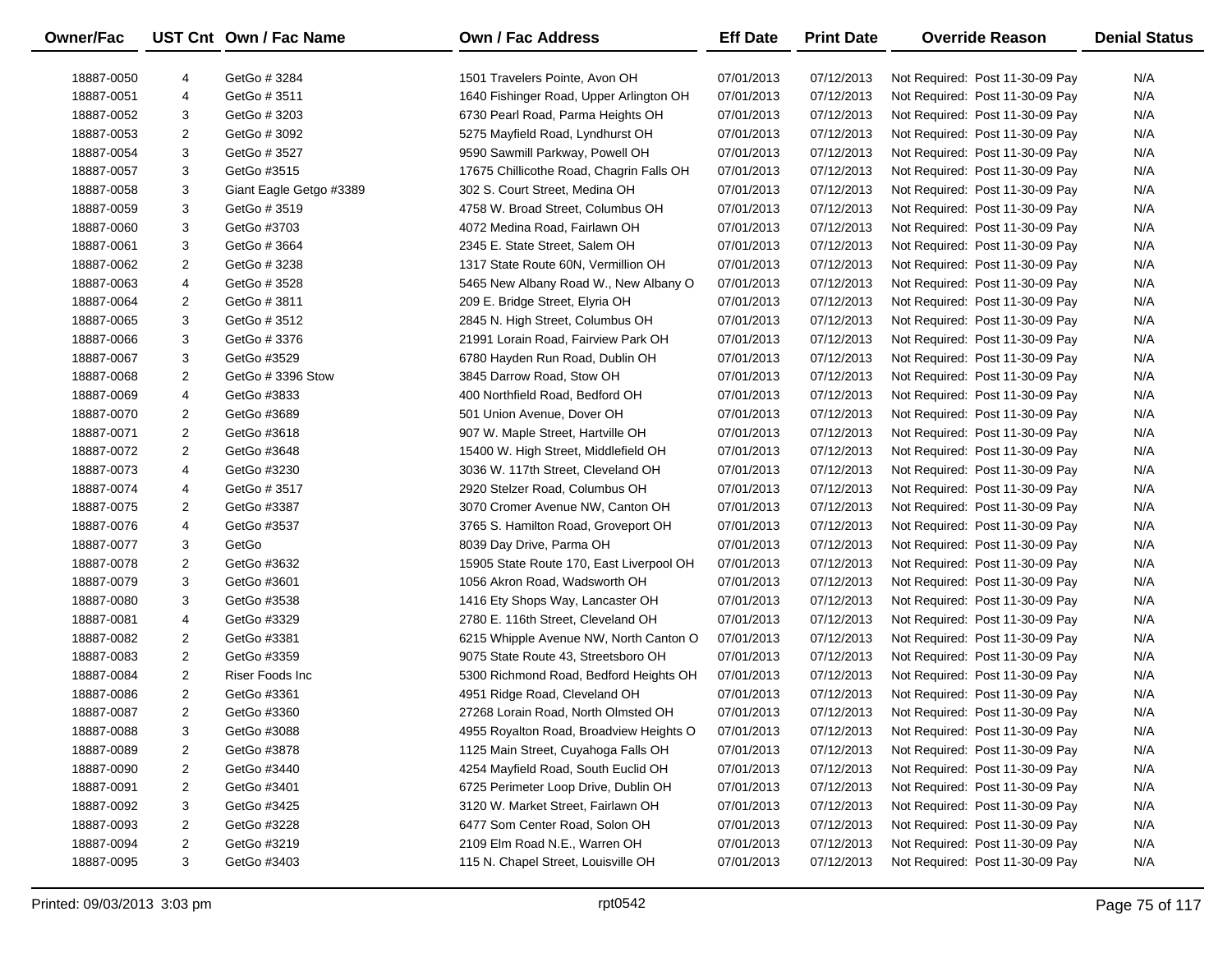| Owner/Fac | UST Cnt | Own / Fac Name | Own / Fac Address | Eff Date | Print Date | Override Reason | Denial Status |
|---|---|---|---|---|---|---|---|
| 18887-0050 | 4 | GetGo # 3284 | 1501 Travelers Pointe, Avon OH | 07/01/2013 | 07/12/2013 | Not Required: Post 11-30-09 Pay | N/A |
| 18887-0051 | 4 | GetGo # 3511 | 1640 Fishinger Road, Upper Arlington OH | 07/01/2013 | 07/12/2013 | Not Required: Post 11-30-09 Pay | N/A |
| 18887-0052 | 3 | GetGo # 3203 | 6730 Pearl Road, Parma Heights OH | 07/01/2013 | 07/12/2013 | Not Required: Post 11-30-09 Pay | N/A |
| 18887-0053 | 2 | GetGo # 3092 | 5275 Mayfield Road, Lyndhurst OH | 07/01/2013 | 07/12/2013 | Not Required: Post 11-30-09 Pay | N/A |
| 18887-0054 | 3 | GetGo # 3527 | 9590 Sawmill Parkway, Powell OH | 07/01/2013 | 07/12/2013 | Not Required: Post 11-30-09 Pay | N/A |
| 18887-0057 | 3 | GetGo #3515 | 17675 Chillicothe Road, Chagrin Falls OH | 07/01/2013 | 07/12/2013 | Not Required: Post 11-30-09 Pay | N/A |
| 18887-0058 | 3 | Giant Eagle Getgo #3389 | 302 S. Court Street, Medina OH | 07/01/2013 | 07/12/2013 | Not Required: Post 11-30-09 Pay | N/A |
| 18887-0059 | 3 | GetGo # 3519 | 4758 W. Broad Street, Columbus OH | 07/01/2013 | 07/12/2013 | Not Required: Post 11-30-09 Pay | N/A |
| 18887-0060 | 3 | GetGo #3703 | 4072 Medina Road, Fairlawn OH | 07/01/2013 | 07/12/2013 | Not Required: Post 11-30-09 Pay | N/A |
| 18887-0061 | 3 | GetGo # 3664 | 2345 E. State Street, Salem OH | 07/01/2013 | 07/12/2013 | Not Required: Post 11-30-09 Pay | N/A |
| 18887-0062 | 2 | GetGo # 3238 | 1317 State Route 60N, Vermillion OH | 07/01/2013 | 07/12/2013 | Not Required: Post 11-30-09 Pay | N/A |
| 18887-0063 | 4 | GetGo # 3528 | 5465 New Albany Road W., New Albany O | 07/01/2013 | 07/12/2013 | Not Required: Post 11-30-09 Pay | N/A |
| 18887-0064 | 2 | GetGo # 3811 | 209 E. Bridge Street, Elyria OH | 07/01/2013 | 07/12/2013 | Not Required: Post 11-30-09 Pay | N/A |
| 18887-0065 | 3 | GetGo # 3512 | 2845 N. High Street, Columbus OH | 07/01/2013 | 07/12/2013 | Not Required: Post 11-30-09 Pay | N/A |
| 18887-0066 | 3 | GetGo # 3376 | 21991 Lorain Road, Fairview Park OH | 07/01/2013 | 07/12/2013 | Not Required: Post 11-30-09 Pay | N/A |
| 18887-0067 | 3 | GetGo #3529 | 6780 Hayden Run Road, Dublin OH | 07/01/2013 | 07/12/2013 | Not Required: Post 11-30-09 Pay | N/A |
| 18887-0068 | 2 | GetGo # 3396 Stow | 3845 Darrow Road, Stow OH | 07/01/2013 | 07/12/2013 | Not Required: Post 11-30-09 Pay | N/A |
| 18887-0069 | 4 | GetGo #3833 | 400 Northfield Road, Bedford OH | 07/01/2013 | 07/12/2013 | Not Required: Post 11-30-09 Pay | N/A |
| 18887-0070 | 2 | GetGo #3689 | 501 Union Avenue, Dover OH | 07/01/2013 | 07/12/2013 | Not Required: Post 11-30-09 Pay | N/A |
| 18887-0071 | 2 | GetGo #3618 | 907 W. Maple Street, Hartville OH | 07/01/2013 | 07/12/2013 | Not Required: Post 11-30-09 Pay | N/A |
| 18887-0072 | 2 | GetGo #3648 | 15400 W. High Street, Middlefield OH | 07/01/2013 | 07/12/2013 | Not Required: Post 11-30-09 Pay | N/A |
| 18887-0073 | 4 | GetGo #3230 | 3036 W. 117th Street, Cleveland OH | 07/01/2013 | 07/12/2013 | Not Required: Post 11-30-09 Pay | N/A |
| 18887-0074 | 4 | GetGo # 3517 | 2920 Stelzer Road, Columbus OH | 07/01/2013 | 07/12/2013 | Not Required: Post 11-30-09 Pay | N/A |
| 18887-0075 | 2 | GetGo #3387 | 3070 Cromer Avenue NW, Canton OH | 07/01/2013 | 07/12/2013 | Not Required: Post 11-30-09 Pay | N/A |
| 18887-0076 | 4 | GetGo #3537 | 3765 S. Hamilton Road, Groveport OH | 07/01/2013 | 07/12/2013 | Not Required: Post 11-30-09 Pay | N/A |
| 18887-0077 | 3 | GetGo | 8039 Day Drive, Parma OH | 07/01/2013 | 07/12/2013 | Not Required: Post 11-30-09 Pay | N/A |
| 18887-0078 | 2 | GetGo #3632 | 15905 State Route 170, East Liverpool OH | 07/01/2013 | 07/12/2013 | Not Required: Post 11-30-09 Pay | N/A |
| 18887-0079 | 3 | GetGo #3601 | 1056 Akron Road, Wadsworth OH | 07/01/2013 | 07/12/2013 | Not Required: Post 11-30-09 Pay | N/A |
| 18887-0080 | 3 | GetGo #3538 | 1416 Ety Shops Way, Lancaster OH | 07/01/2013 | 07/12/2013 | Not Required: Post 11-30-09 Pay | N/A |
| 18887-0081 | 4 | GetGo #3329 | 2780 E. 116th Street, Cleveland OH | 07/01/2013 | 07/12/2013 | Not Required: Post 11-30-09 Pay | N/A |
| 18887-0082 | 2 | GetGo #3381 | 6215 Whipple Avenue NW, North Canton O | 07/01/2013 | 07/12/2013 | Not Required: Post 11-30-09 Pay | N/A |
| 18887-0083 | 2 | GetGo #3359 | 9075 State Route 43, Streetsboro OH | 07/01/2013 | 07/12/2013 | Not Required: Post 11-30-09 Pay | N/A |
| 18887-0084 | 2 | Riser Foods Inc | 5300 Richmond Road, Bedford Heights OH | 07/01/2013 | 07/12/2013 | Not Required: Post 11-30-09 Pay | N/A |
| 18887-0086 | 2 | GetGo #3361 | 4951 Ridge Road, Cleveland OH | 07/01/2013 | 07/12/2013 | Not Required: Post 11-30-09 Pay | N/A |
| 18887-0087 | 2 | GetGo #3360 | 27268 Lorain Road, North Olmsted OH | 07/01/2013 | 07/12/2013 | Not Required: Post 11-30-09 Pay | N/A |
| 18887-0088 | 3 | GetGo #3088 | 4955 Royalton Road, Broadview Heights O | 07/01/2013 | 07/12/2013 | Not Required: Post 11-30-09 Pay | N/A |
| 18887-0089 | 2 | GetGo #3878 | 1125 Main Street, Cuyahoga Falls OH | 07/01/2013 | 07/12/2013 | Not Required: Post 11-30-09 Pay | N/A |
| 18887-0090 | 2 | GetGo #3440 | 4254 Mayfield Road, South Euclid OH | 07/01/2013 | 07/12/2013 | Not Required: Post 11-30-09 Pay | N/A |
| 18887-0091 | 2 | GetGo #3401 | 6725 Perimeter Loop Drive, Dublin OH | 07/01/2013 | 07/12/2013 | Not Required: Post 11-30-09 Pay | N/A |
| 18887-0092 | 3 | GetGo #3425 | 3120 W. Market Street, Fairlawn OH | 07/01/2013 | 07/12/2013 | Not Required: Post 11-30-09 Pay | N/A |
| 18887-0093 | 2 | GetGo #3228 | 6477 Som Center Road, Solon OH | 07/01/2013 | 07/12/2013 | Not Required: Post 11-30-09 Pay | N/A |
| 18887-0094 | 2 | GetGo #3219 | 2109 Elm Road N.E., Warren OH | 07/01/2013 | 07/12/2013 | Not Required: Post 11-30-09 Pay | N/A |
| 18887-0095 | 3 | GetGo #3403 | 115 N. Chapel Street, Louisville OH | 07/01/2013 | 07/12/2013 | Not Required: Post 11-30-09 Pay | N/A |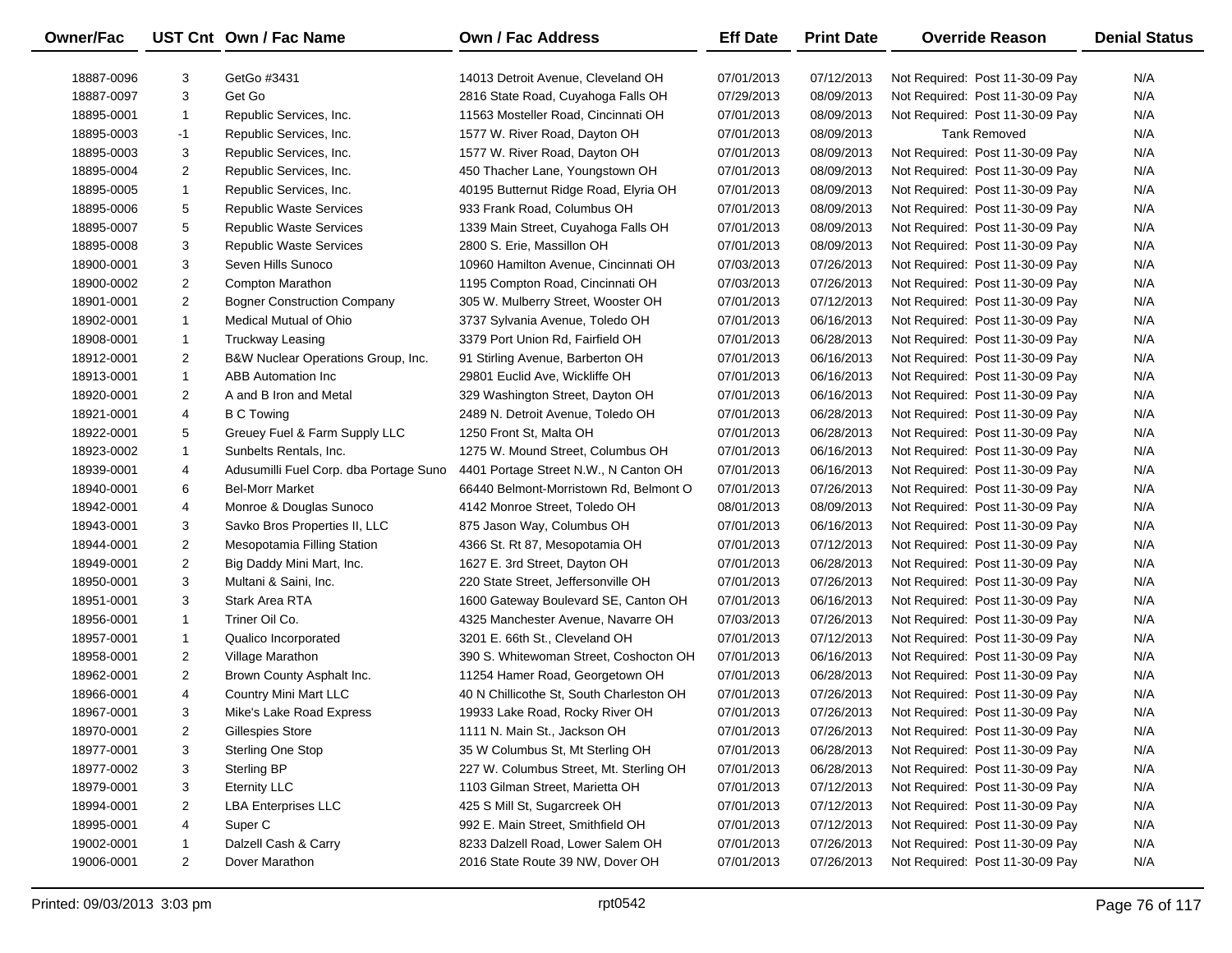| Owner/Fac | UST Cnt | Own / Fac Name | Own / Fac Address | Eff Date | Print Date | Override Reason | Denial Status |
|---|---|---|---|---|---|---|---|
| 18887-0096 | 3 | GetGo #3431 | 14013 Detroit Avenue, Cleveland OH | 07/01/2013 | 07/12/2013 | Not Required: Post 11-30-09 Pay | N/A |
| 18887-0097 | 3 | Get Go | 2816 State Road, Cuyahoga Falls OH | 07/29/2013 | 08/09/2013 | Not Required: Post 11-30-09 Pay | N/A |
| 18895-0001 | 1 | Republic Services, Inc. | 11563 Mosteller Road, Cincinnati OH | 07/01/2013 | 08/09/2013 | Not Required: Post 11-30-09 Pay | N/A |
| 18895-0003 | -1 | Republic Services, Inc. | 1577 W. River Road, Dayton OH | 07/01/2013 | 08/09/2013 | Tank Removed | N/A |
| 18895-0003 | 3 | Republic Services, Inc. | 1577 W. River Road, Dayton OH | 07/01/2013 | 08/09/2013 | Not Required: Post 11-30-09 Pay | N/A |
| 18895-0004 | 2 | Republic Services, Inc. | 450 Thacher Lane, Youngstown OH | 07/01/2013 | 08/09/2013 | Not Required: Post 11-30-09 Pay | N/A |
| 18895-0005 | 1 | Republic Services, Inc. | 40195 Butternut Ridge Road, Elyria OH | 07/01/2013 | 08/09/2013 | Not Required: Post 11-30-09 Pay | N/A |
| 18895-0006 | 5 | Republic Waste Services | 933 Frank Road, Columbus OH | 07/01/2013 | 08/09/2013 | Not Required: Post 11-30-09 Pay | N/A |
| 18895-0007 | 5 | Republic Waste Services | 1339 Main Street, Cuyahoga Falls OH | 07/01/2013 | 08/09/2013 | Not Required: Post 11-30-09 Pay | N/A |
| 18895-0008 | 3 | Republic Waste Services | 2800 S. Erie, Massillon OH | 07/01/2013 | 08/09/2013 | Not Required: Post 11-30-09 Pay | N/A |
| 18900-0001 | 3 | Seven Hills Sunoco | 10960 Hamilton Avenue, Cincinnati OH | 07/03/2013 | 07/26/2013 | Not Required: Post 11-30-09 Pay | N/A |
| 18900-0002 | 2 | Compton Marathon | 1195 Compton Road, Cincinnati OH | 07/03/2013 | 07/26/2013 | Not Required: Post 11-30-09 Pay | N/A |
| 18901-0001 | 2 | Bogner Construction Company | 305 W. Mulberry Street, Wooster OH | 07/01/2013 | 07/12/2013 | Not Required: Post 11-30-09 Pay | N/A |
| 18902-0001 | 1 | Medical Mutual of Ohio | 3737 Sylvania Avenue, Toledo OH | 07/01/2013 | 06/16/2013 | Not Required: Post 11-30-09 Pay | N/A |
| 18908-0001 | 1 | Truckway Leasing | 3379 Port Union Rd, Fairfield OH | 07/01/2013 | 06/28/2013 | Not Required: Post 11-30-09 Pay | N/A |
| 18912-0001 | 2 | B&W Nuclear Operations Group, Inc. | 91 Stirling Avenue, Barberton OH | 07/01/2013 | 06/16/2013 | Not Required: Post 11-30-09 Pay | N/A |
| 18913-0001 | 1 | ABB Automation Inc | 29801 Euclid Ave, Wickliffe OH | 07/01/2013 | 06/16/2013 | Not Required: Post 11-30-09 Pay | N/A |
| 18920-0001 | 2 | A and B Iron and Metal | 329 Washington Street, Dayton OH | 07/01/2013 | 06/16/2013 | Not Required: Post 11-30-09 Pay | N/A |
| 18921-0001 | 4 | B C Towing | 2489 N. Detroit Avenue, Toledo OH | 07/01/2013 | 06/28/2013 | Not Required: Post 11-30-09 Pay | N/A |
| 18922-0001 | 5 | Greuey Fuel & Farm Supply LLC | 1250 Front St, Malta OH | 07/01/2013 | 06/28/2013 | Not Required: Post 11-30-09 Pay | N/A |
| 18923-0002 | 1 | Sunbelts Rentals, Inc. | 1275 W. Mound Street, Columbus OH | 07/01/2013 | 06/16/2013 | Not Required: Post 11-30-09 Pay | N/A |
| 18939-0001 | 4 | Adusumilli Fuel Corp. dba Portage Suno | 4401 Portage Street N.W., N Canton OH | 07/01/2013 | 06/16/2013 | Not Required: Post 11-30-09 Pay | N/A |
| 18940-0001 | 6 | Bel-Morr Market | 66440 Belmont-Morristown Rd, Belmont O | 07/01/2013 | 07/26/2013 | Not Required: Post 11-30-09 Pay | N/A |
| 18942-0001 | 4 | Monroe & Douglas Sunoco | 4142 Monroe Street, Toledo OH | 08/01/2013 | 08/09/2013 | Not Required: Post 11-30-09 Pay | N/A |
| 18943-0001 | 3 | Savko Bros Properties II, LLC | 875 Jason Way, Columbus OH | 07/01/2013 | 06/16/2013 | Not Required: Post 11-30-09 Pay | N/A |
| 18944-0001 | 2 | Mesopotamia Filling Station | 4366 St. Rt 87, Mesopotamia OH | 07/01/2013 | 07/12/2013 | Not Required: Post 11-30-09 Pay | N/A |
| 18949-0001 | 2 | Big Daddy Mini Mart, Inc. | 1627 E. 3rd Street, Dayton OH | 07/01/2013 | 06/28/2013 | Not Required: Post 11-30-09 Pay | N/A |
| 18950-0001 | 3 | Multani & Saini, Inc. | 220 State Street, Jeffersonville OH | 07/01/2013 | 07/26/2013 | Not Required: Post 11-30-09 Pay | N/A |
| 18951-0001 | 3 | Stark Area RTA | 1600 Gateway Boulevard SE, Canton OH | 07/01/2013 | 06/16/2013 | Not Required: Post 11-30-09 Pay | N/A |
| 18956-0001 | 1 | Triner Oil Co. | 4325 Manchester Avenue, Navarre OH | 07/03/2013 | 07/26/2013 | Not Required: Post 11-30-09 Pay | N/A |
| 18957-0001 | 1 | Qualico Incorporated | 3201 E. 66th St., Cleveland OH | 07/01/2013 | 07/12/2013 | Not Required: Post 11-30-09 Pay | N/A |
| 18958-0001 | 2 | Village Marathon | 390 S. Whitewoman Street, Coshocton OH | 07/01/2013 | 06/16/2013 | Not Required: Post 11-30-09 Pay | N/A |
| 18962-0001 | 2 | Brown County Asphalt Inc. | 11254 Hamer Road, Georgetown OH | 07/01/2013 | 06/28/2013 | Not Required: Post 11-30-09 Pay | N/A |
| 18966-0001 | 4 | Country Mini Mart LLC | 40 N Chillicothe St, South Charleston OH | 07/01/2013 | 07/26/2013 | Not Required: Post 11-30-09 Pay | N/A |
| 18967-0001 | 3 | Mike's Lake Road Express | 19933 Lake Road, Rocky River OH | 07/01/2013 | 07/26/2013 | Not Required: Post 11-30-09 Pay | N/A |
| 18970-0001 | 2 | Gillespies Store | 1111 N. Main St., Jackson OH | 07/01/2013 | 07/26/2013 | Not Required: Post 11-30-09 Pay | N/A |
| 18977-0001 | 3 | Sterling One Stop | 35 W Columbus St, Mt Sterling OH | 07/01/2013 | 06/28/2013 | Not Required: Post 11-30-09 Pay | N/A |
| 18977-0002 | 3 | Sterling BP | 227 W. Columbus Street, Mt. Sterling OH | 07/01/2013 | 06/28/2013 | Not Required: Post 11-30-09 Pay | N/A |
| 18979-0001 | 3 | Eternity LLC | 1103 Gilman Street, Marietta OH | 07/01/2013 | 07/12/2013 | Not Required: Post 11-30-09 Pay | N/A |
| 18994-0001 | 2 | LBA Enterprises LLC | 425 S Mill St, Sugarcreek OH | 07/01/2013 | 07/12/2013 | Not Required: Post 11-30-09 Pay | N/A |
| 18995-0001 | 4 | Super C | 992 E. Main Street, Smithfield OH | 07/01/2013 | 07/12/2013 | Not Required: Post 11-30-09 Pay | N/A |
| 19002-0001 | 1 | Dalzell Cash & Carry | 8233 Dalzell Road, Lower Salem OH | 07/01/2013 | 07/26/2013 | Not Required: Post 11-30-09 Pay | N/A |
| 19006-0001 | 2 | Dover Marathon | 2016 State Route 39 NW, Dover OH | 07/01/2013 | 07/26/2013 | Not Required: Post 11-30-09 Pay | N/A |

Printed: 09/03/2013 3:03 pm rpt0542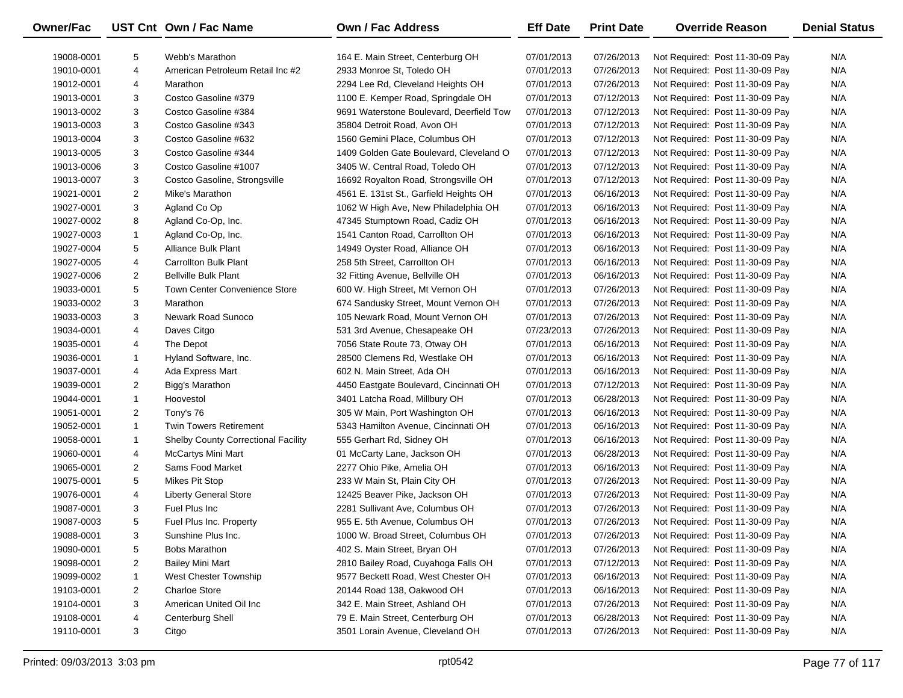| Owner/Fac | UST Cnt | Own / Fac Name | Own / Fac Address | Eff Date | Print Date | Override Reason | Denial Status |
|---|---|---|---|---|---|---|---|
| 19008-0001 | 5 | Webb's Marathon | 164 E. Main Street, Centerburg OH | 07/01/2013 | 07/26/2013 | Not Required: Post 11-30-09 Pay | N/A |
| 19010-0001 | 4 | American Petroleum Retail Inc #2 | 2933 Monroe St, Toledo OH | 07/01/2013 | 07/26/2013 | Not Required: Post 11-30-09 Pay | N/A |
| 19012-0001 | 4 | Marathon | 2294 Lee Rd, Cleveland Heights OH | 07/01/2013 | 07/26/2013 | Not Required: Post 11-30-09 Pay | N/A |
| 19013-0001 | 3 | Costco Gasoline #379 | 1100 E. Kemper Road, Springdale OH | 07/01/2013 | 07/12/2013 | Not Required: Post 11-30-09 Pay | N/A |
| 19013-0002 | 3 | Costco Gasoline #384 | 9691 Waterstone Boulevard, Deerfield Tow | 07/01/2013 | 07/12/2013 | Not Required: Post 11-30-09 Pay | N/A |
| 19013-0003 | 3 | Costco Gasoline #343 | 35804 Detroit Road, Avon OH | 07/01/2013 | 07/12/2013 | Not Required: Post 11-30-09 Pay | N/A |
| 19013-0004 | 3 | Costco Gasoline #632 | 1560 Gemini Place, Columbus OH | 07/01/2013 | 07/12/2013 | Not Required: Post 11-30-09 Pay | N/A |
| 19013-0005 | 3 | Costco Gasoline #344 | 1409 Golden Gate Boulevard, Cleveland O | 07/01/2013 | 07/12/2013 | Not Required: Post 11-30-09 Pay | N/A |
| 19013-0006 | 3 | Costco Gasoline #1007 | 3405 W. Central Road, Toledo OH | 07/01/2013 | 07/12/2013 | Not Required: Post 11-30-09 Pay | N/A |
| 19013-0007 | 3 | Costco Gasoline, Strongsville | 16692 Royalton Road, Strongsville OH | 07/01/2013 | 07/12/2013 | Not Required: Post 11-30-09 Pay | N/A |
| 19021-0001 | 2 | Mike's Marathon | 4561 E. 131st St., Garfield Heights OH | 07/01/2013 | 06/16/2013 | Not Required: Post 11-30-09 Pay | N/A |
| 19027-0001 | 3 | Agland Co Op | 1062 W High Ave, New Philadelphia OH | 07/01/2013 | 06/16/2013 | Not Required: Post 11-30-09 Pay | N/A |
| 19027-0002 | 8 | Agland Co-Op, Inc. | 47345 Stumptown Road, Cadiz OH | 07/01/2013 | 06/16/2013 | Not Required: Post 11-30-09 Pay | N/A |
| 19027-0003 | 1 | Agland Co-Op, Inc. | 1541 Canton Road, Carrollton OH | 07/01/2013 | 06/16/2013 | Not Required: Post 11-30-09 Pay | N/A |
| 19027-0004 | 5 | Alliance Bulk Plant | 14949 Oyster Road, Alliance OH | 07/01/2013 | 06/16/2013 | Not Required: Post 11-30-09 Pay | N/A |
| 19027-0005 | 4 | Carrollton Bulk Plant | 258 5th Street, Carrollton OH | 07/01/2013 | 06/16/2013 | Not Required: Post 11-30-09 Pay | N/A |
| 19027-0006 | 2 | Bellville Bulk Plant | 32 Fitting Avenue, Bellville OH | 07/01/2013 | 06/16/2013 | Not Required: Post 11-30-09 Pay | N/A |
| 19033-0001 | 5 | Town Center Convenience Store | 600 W. High Street, Mt Vernon OH | 07/01/2013 | 07/26/2013 | Not Required: Post 11-30-09 Pay | N/A |
| 19033-0002 | 3 | Marathon | 674 Sandusky Street, Mount Vernon OH | 07/01/2013 | 07/26/2013 | Not Required: Post 11-30-09 Pay | N/A |
| 19033-0003 | 3 | Newark Road Sunoco | 105 Newark Road, Mount Vernon OH | 07/01/2013 | 07/26/2013 | Not Required: Post 11-30-09 Pay | N/A |
| 19034-0001 | 4 | Daves Citgo | 531 3rd Avenue, Chesapeake OH | 07/23/2013 | 07/26/2013 | Not Required: Post 11-30-09 Pay | N/A |
| 19035-0001 | 4 | The Depot | 7056 State Route 73, Otway OH | 07/01/2013 | 06/16/2013 | Not Required: Post 11-30-09 Pay | N/A |
| 19036-0001 | 1 | Hyland Software, Inc. | 28500 Clemens Rd, Westlake OH | 07/01/2013 | 06/16/2013 | Not Required: Post 11-30-09 Pay | N/A |
| 19037-0001 | 4 | Ada Express Mart | 602 N. Main Street, Ada OH | 07/01/2013 | 06/16/2013 | Not Required: Post 11-30-09 Pay | N/A |
| 19039-0001 | 2 | Bigg's Marathon | 4450 Eastgate Boulevard, Cincinnati OH | 07/01/2013 | 07/12/2013 | Not Required: Post 11-30-09 Pay | N/A |
| 19044-0001 | 1 | Hoovestol | 3401 Latcha Road, Millbury OH | 07/01/2013 | 06/28/2013 | Not Required: Post 11-30-09 Pay | N/A |
| 19051-0001 | 2 | Tony's 76 | 305 W Main, Port Washington OH | 07/01/2013 | 06/16/2013 | Not Required: Post 11-30-09 Pay | N/A |
| 19052-0001 | 1 | Twin Towers Retirement | 5343 Hamilton Avenue, Cincinnati OH | 07/01/2013 | 06/16/2013 | Not Required: Post 11-30-09 Pay | N/A |
| 19058-0001 | 1 | Shelby County Correctional Facility | 555 Gerhart Rd, Sidney OH | 07/01/2013 | 06/16/2013 | Not Required: Post 11-30-09 Pay | N/A |
| 19060-0001 | 4 | McCartys Mini Mart | 01 McCarty Lane, Jackson OH | 07/01/2013 | 06/28/2013 | Not Required: Post 11-30-09 Pay | N/A |
| 19065-0001 | 2 | Sams Food Market | 2277 Ohio Pike, Amelia OH | 07/01/2013 | 06/16/2013 | Not Required: Post 11-30-09 Pay | N/A |
| 19075-0001 | 5 | Mikes Pit Stop | 233 W Main St, Plain City OH | 07/01/2013 | 07/26/2013 | Not Required: Post 11-30-09 Pay | N/A |
| 19076-0001 | 4 | Liberty General Store | 12425 Beaver Pike, Jackson OH | 07/01/2013 | 07/26/2013 | Not Required: Post 11-30-09 Pay | N/A |
| 19087-0001 | 3 | Fuel Plus Inc | 2281 Sullivant Ave, Columbus OH | 07/01/2013 | 07/26/2013 | Not Required: Post 11-30-09 Pay | N/A |
| 19087-0003 | 5 | Fuel Plus Inc. Property | 955 E. 5th Avenue, Columbus OH | 07/01/2013 | 07/26/2013 | Not Required: Post 11-30-09 Pay | N/A |
| 19088-0001 | 3 | Sunshine Plus Inc. | 1000 W. Broad Street, Columbus OH | 07/01/2013 | 07/26/2013 | Not Required: Post 11-30-09 Pay | N/A |
| 19090-0001 | 5 | Bobs Marathon | 402 S. Main Street, Bryan OH | 07/01/2013 | 07/26/2013 | Not Required: Post 11-30-09 Pay | N/A |
| 19098-0001 | 2 | Bailey Mini Mart | 2810 Bailey Road, Cuyahoga Falls OH | 07/01/2013 | 07/12/2013 | Not Required: Post 11-30-09 Pay | N/A |
| 19099-0002 | 1 | West Chester Township | 9577 Beckett Road, West Chester OH | 07/01/2013 | 06/16/2013 | Not Required: Post 11-30-09 Pay | N/A |
| 19103-0001 | 2 | Charloe Store | 20144 Road 138, Oakwood OH | 07/01/2013 | 06/16/2013 | Not Required: Post 11-30-09 Pay | N/A |
| 19104-0001 | 3 | American United Oil Inc | 342 E. Main Street, Ashland OH | 07/01/2013 | 07/26/2013 | Not Required: Post 11-30-09 Pay | N/A |
| 19108-0001 | 4 | Centerburg Shell | 79 E. Main Street, Centerburg OH | 07/01/2013 | 06/28/2013 | Not Required: Post 11-30-09 Pay | N/A |
| 19110-0001 | 3 | Citgo | 3501 Lorain Avenue, Cleveland OH | 07/01/2013 | 07/26/2013 | Not Required: Post 11-30-09 Pay | N/A |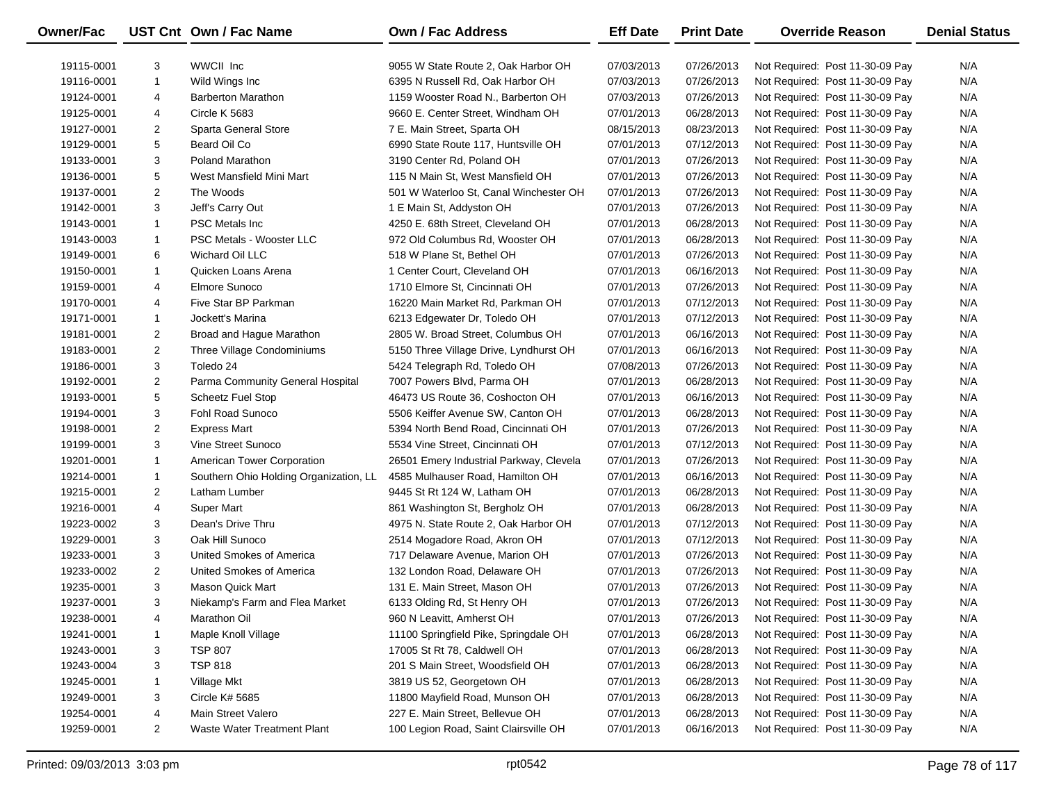| Owner/Fac | UST Cnt | Own / Fac Name | Own / Fac Address | Eff Date | Print Date | Override Reason | Denial Status |
|---|---|---|---|---|---|---|---|
| 19115-0001 | 3 | WWCII Inc | 9055 W State Route 2, Oak Harbor OH | 07/03/2013 | 07/26/2013 | Not Required: Post 11-30-09 Pay | N/A |
| 19116-0001 | 1 | Wild Wings Inc | 6395 N Russell Rd, Oak Harbor OH | 07/03/2013 | 07/26/2013 | Not Required: Post 11-30-09 Pay | N/A |
| 19124-0001 | 4 | Barberton Marathon | 1159 Wooster Road N., Barberton OH | 07/03/2013 | 07/26/2013 | Not Required: Post 11-30-09 Pay | N/A |
| 19125-0001 | 4 | Circle K 5683 | 9660 E. Center Street, Windham OH | 07/01/2013 | 06/28/2013 | Not Required: Post 11-30-09 Pay | N/A |
| 19127-0001 | 2 | Sparta General Store | 7 E. Main Street, Sparta OH | 08/15/2013 | 08/23/2013 | Not Required: Post 11-30-09 Pay | N/A |
| 19129-0001 | 5 | Beard Oil Co | 6990 State Route 117, Huntsville OH | 07/01/2013 | 07/12/2013 | Not Required: Post 11-30-09 Pay | N/A |
| 19133-0001 | 3 | Poland Marathon | 3190 Center Rd, Poland OH | 07/01/2013 | 07/26/2013 | Not Required: Post 11-30-09 Pay | N/A |
| 19136-0001 | 5 | West Mansfield Mini Mart | 115 N Main St, West Mansfield OH | 07/01/2013 | 07/26/2013 | Not Required: Post 11-30-09 Pay | N/A |
| 19137-0001 | 2 | The Woods | 501 W Waterloo St, Canal Winchester OH | 07/01/2013 | 07/26/2013 | Not Required: Post 11-30-09 Pay | N/A |
| 19142-0001 | 3 | Jeff's Carry Out | 1 E Main St, Addyston OH | 07/01/2013 | 07/26/2013 | Not Required: Post 11-30-09 Pay | N/A |
| 19143-0001 | 1 | PSC Metals Inc | 4250 E. 68th Street, Cleveland OH | 07/01/2013 | 06/28/2013 | Not Required: Post 11-30-09 Pay | N/A |
| 19143-0003 | 1 | PSC Metals - Wooster LLC | 972 Old Columbus Rd, Wooster OH | 07/01/2013 | 06/28/2013 | Not Required: Post 11-30-09 Pay | N/A |
| 19149-0001 | 6 | Wichard Oil LLC | 518 W Plane St, Bethel OH | 07/01/2013 | 07/26/2013 | Not Required: Post 11-30-09 Pay | N/A |
| 19150-0001 | 1 | Quicken Loans Arena | 1 Center Court, Cleveland OH | 07/01/2013 | 06/16/2013 | Not Required: Post 11-30-09 Pay | N/A |
| 19159-0001 | 4 | Elmore Sunoco | 1710 Elmore St, Cincinnati OH | 07/01/2013 | 07/26/2013 | Not Required: Post 11-30-09 Pay | N/A |
| 19170-0001 | 4 | Five Star BP Parkman | 16220 Main Market Rd, Parkman OH | 07/01/2013 | 07/12/2013 | Not Required: Post 11-30-09 Pay | N/A |
| 19171-0001 | 1 | Jockett's Marina | 6213 Edgewater Dr, Toledo OH | 07/01/2013 | 07/12/2013 | Not Required: Post 11-30-09 Pay | N/A |
| 19181-0001 | 2 | Broad and Hague Marathon | 2805 W. Broad Street, Columbus OH | 07/01/2013 | 06/16/2013 | Not Required: Post 11-30-09 Pay | N/A |
| 19183-0001 | 2 | Three Village Condominiums | 5150 Three Village Drive, Lyndhurst OH | 07/01/2013 | 06/16/2013 | Not Required: Post 11-30-09 Pay | N/A |
| 19186-0001 | 3 | Toledo 24 | 5424 Telegraph Rd, Toledo OH | 07/08/2013 | 07/26/2013 | Not Required: Post 11-30-09 Pay | N/A |
| 19192-0001 | 2 | Parma Community General Hospital | 7007 Powers Blvd, Parma OH | 07/01/2013 | 06/28/2013 | Not Required: Post 11-30-09 Pay | N/A |
| 19193-0001 | 5 | Scheetz Fuel Stop | 46473 US Route 36, Coshocton OH | 07/01/2013 | 06/16/2013 | Not Required: Post 11-30-09 Pay | N/A |
| 19194-0001 | 3 | Fohl Road Sunoco | 5506 Keiffer Avenue SW, Canton OH | 07/01/2013 | 06/28/2013 | Not Required: Post 11-30-09 Pay | N/A |
| 19198-0001 | 2 | Express Mart | 5394 North Bend Road, Cincinnati OH | 07/01/2013 | 07/26/2013 | Not Required: Post 11-30-09 Pay | N/A |
| 19199-0001 | 3 | Vine Street Sunoco | 5534 Vine Street, Cincinnati OH | 07/01/2013 | 07/12/2013 | Not Required: Post 11-30-09 Pay | N/A |
| 19201-0001 | 1 | American Tower Corporation | 26501 Emery Industrial Parkway, Clevela | 07/01/2013 | 07/26/2013 | Not Required: Post 11-30-09 Pay | N/A |
| 19214-0001 | 1 | Southern Ohio Holding Organization, LL | 4585 Mulhauser Road, Hamilton OH | 07/01/2013 | 06/16/2013 | Not Required: Post 11-30-09 Pay | N/A |
| 19215-0001 | 2 | Latham Lumber | 9445 St Rt 124 W, Latham OH | 07/01/2013 | 06/28/2013 | Not Required: Post 11-30-09 Pay | N/A |
| 19216-0001 | 4 | Super Mart | 861 Washington St, Bergholz OH | 07/01/2013 | 06/28/2013 | Not Required: Post 11-30-09 Pay | N/A |
| 19223-0002 | 3 | Dean's Drive Thru | 4975 N. State Route 2, Oak Harbor OH | 07/01/2013 | 07/12/2013 | Not Required: Post 11-30-09 Pay | N/A |
| 19229-0001 | 3 | Oak Hill Sunoco | 2514 Mogadore Road, Akron OH | 07/01/2013 | 07/12/2013 | Not Required: Post 11-30-09 Pay | N/A |
| 19233-0001 | 3 | United Smokes of America | 717 Delaware Avenue, Marion OH | 07/01/2013 | 07/26/2013 | Not Required: Post 11-30-09 Pay | N/A |
| 19233-0002 | 2 | United Smokes of America | 132 London Road, Delaware OH | 07/01/2013 | 07/26/2013 | Not Required: Post 11-30-09 Pay | N/A |
| 19235-0001 | 3 | Mason Quick Mart | 131 E. Main Street, Mason OH | 07/01/2013 | 07/26/2013 | Not Required: Post 11-30-09 Pay | N/A |
| 19237-0001 | 3 | Niekamp's Farm and Flea Market | 6133 Olding Rd, St Henry OH | 07/01/2013 | 07/26/2013 | Not Required: Post 11-30-09 Pay | N/A |
| 19238-0001 | 4 | Marathon Oil | 960 N Leavitt, Amherst OH | 07/01/2013 | 07/26/2013 | Not Required: Post 11-30-09 Pay | N/A |
| 19241-0001 | 1 | Maple Knoll Village | 11100 Springfield Pike, Springdale OH | 07/01/2013 | 06/28/2013 | Not Required: Post 11-30-09 Pay | N/A |
| 19243-0001 | 3 | TSP 807 | 17005 St Rt 78, Caldwell OH | 07/01/2013 | 06/28/2013 | Not Required: Post 11-30-09 Pay | N/A |
| 19243-0004 | 3 | TSP 818 | 201 S Main Street, Woodsfield OH | 07/01/2013 | 06/28/2013 | Not Required: Post 11-30-09 Pay | N/A |
| 19245-0001 | 1 | Village Mkt | 3819 US 52, Georgetown OH | 07/01/2013 | 06/28/2013 | Not Required: Post 11-30-09 Pay | N/A |
| 19249-0001 | 3 | Circle K# 5685 | 11800 Mayfield Road, Munson OH | 07/01/2013 | 06/28/2013 | Not Required: Post 11-30-09 Pay | N/A |
| 19254-0001 | 4 | Main Street Valero | 227 E. Main Street, Bellevue OH | 07/01/2013 | 06/28/2013 | Not Required: Post 11-30-09 Pay | N/A |
| 19259-0001 | 2 | Waste Water Treatment Plant | 100 Legion Road, Saint Clairsville OH | 07/01/2013 | 06/16/2013 | Not Required: Post 11-30-09 Pay | N/A |

Printed: 09/03/2013 3:03 pm rpt0542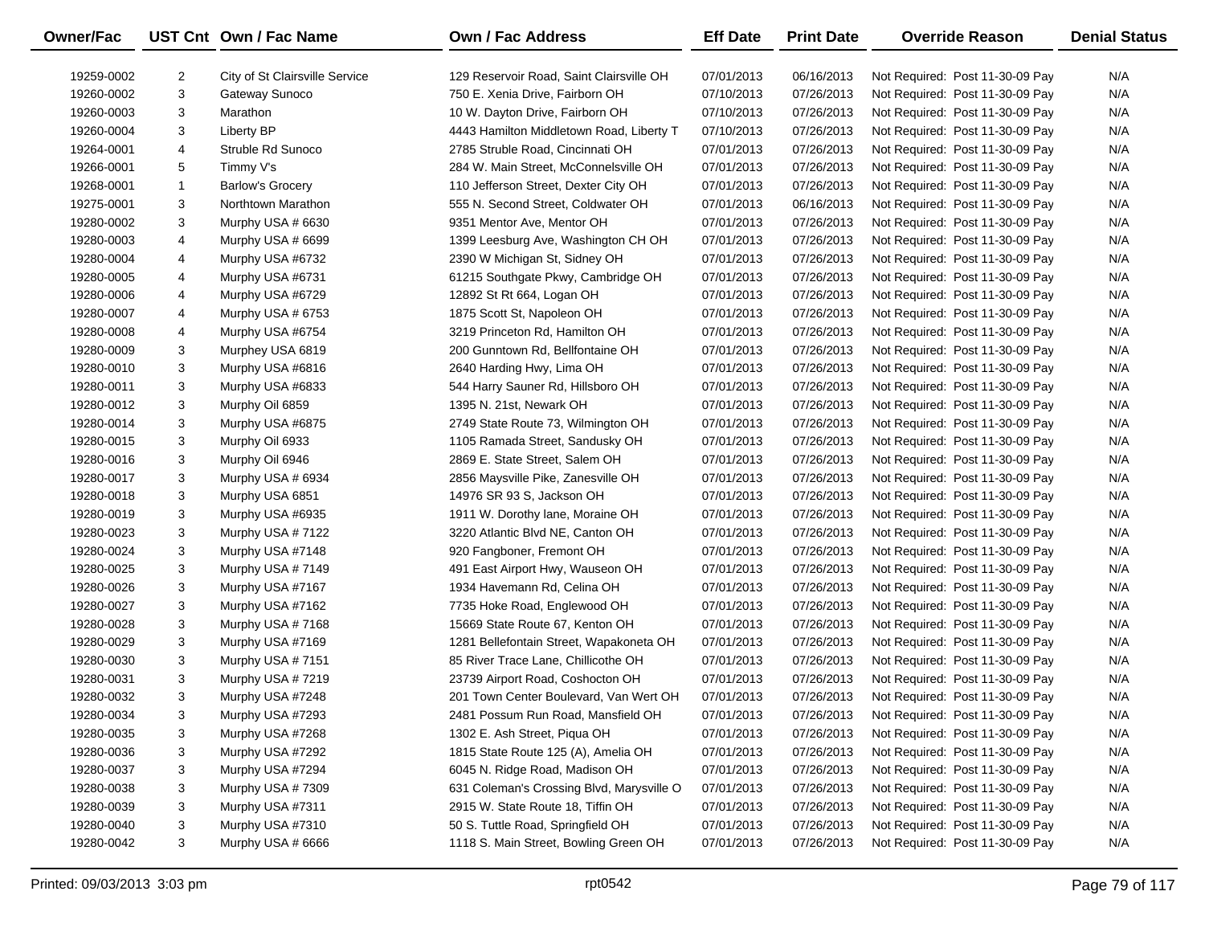| Owner/Fac | UST Cnt | Own / Fac Name | Own / Fac Address | Eff Date | Print Date | Override Reason | Denial Status |
|---|---|---|---|---|---|---|---|
| 19259-0002 | 2 | City of St Clairsville Service | 129 Reservoir Road, Saint Clairsville OH | 07/01/2013 | 06/16/2013 | Not Required: Post 11-30-09 Pay | N/A |
| 19260-0002 | 3 | Gateway Sunoco | 750 E. Xenia Drive, Fairborn OH | 07/10/2013 | 07/26/2013 | Not Required: Post 11-30-09 Pay | N/A |
| 19260-0003 | 3 | Marathon | 10 W. Dayton Drive, Fairborn OH | 07/10/2013 | 07/26/2013 | Not Required: Post 11-30-09 Pay | N/A |
| 19260-0004 | 3 | Liberty BP | 4443 Hamilton Middletown Road, Liberty T | 07/10/2013 | 07/26/2013 | Not Required: Post 11-30-09 Pay | N/A |
| 19264-0001 | 4 | Struble Rd Sunoco | 2785 Struble Road, Cincinnati OH | 07/01/2013 | 07/26/2013 | Not Required: Post 11-30-09 Pay | N/A |
| 19266-0001 | 5 | Timmy V's | 284 W. Main Street, McConnelsville OH | 07/01/2013 | 07/26/2013 | Not Required: Post 11-30-09 Pay | N/A |
| 19268-0001 | 1 | Barlow's Grocery | 110 Jefferson Street, Dexter City OH | 07/01/2013 | 07/26/2013 | Not Required: Post 11-30-09 Pay | N/A |
| 19275-0001 | 3 | Northtown Marathon | 555 N. Second Street, Coldwater OH | 07/01/2013 | 06/16/2013 | Not Required: Post 11-30-09 Pay | N/A |
| 19280-0002 | 3 | Murphy USA # 6630 | 9351 Mentor Ave, Mentor OH | 07/01/2013 | 07/26/2013 | Not Required: Post 11-30-09 Pay | N/A |
| 19280-0003 | 4 | Murphy USA # 6699 | 1399 Leesburg Ave, Washington CH OH | 07/01/2013 | 07/26/2013 | Not Required: Post 11-30-09 Pay | N/A |
| 19280-0004 | 4 | Murphy USA #6732 | 2390 W Michigan St, Sidney OH | 07/01/2013 | 07/26/2013 | Not Required: Post 11-30-09 Pay | N/A |
| 19280-0005 | 4 | Murphy USA #6731 | 61215 Southgate Pkwy, Cambridge OH | 07/01/2013 | 07/26/2013 | Not Required: Post 11-30-09 Pay | N/A |
| 19280-0006 | 4 | Murphy USA #6729 | 12892 St Rt 664, Logan OH | 07/01/2013 | 07/26/2013 | Not Required: Post 11-30-09 Pay | N/A |
| 19280-0007 | 4 | Murphy USA # 6753 | 1875 Scott St, Napoleon OH | 07/01/2013 | 07/26/2013 | Not Required: Post 11-30-09 Pay | N/A |
| 19280-0008 | 4 | Murphy USA #6754 | 3219 Princeton Rd, Hamilton OH | 07/01/2013 | 07/26/2013 | Not Required: Post 11-30-09 Pay | N/A |
| 19280-0009 | 3 | Murphey USA 6819 | 200 Gunntown Rd, Bellfontaine OH | 07/01/2013 | 07/26/2013 | Not Required: Post 11-30-09 Pay | N/A |
| 19280-0010 | 3 | Murphy USA #6816 | 2640 Harding Hwy, Lima OH | 07/01/2013 | 07/26/2013 | Not Required: Post 11-30-09 Pay | N/A |
| 19280-0011 | 3 | Murphy USA #6833 | 544 Harry Sauner Rd, Hillsboro OH | 07/01/2013 | 07/26/2013 | Not Required: Post 11-30-09 Pay | N/A |
| 19280-0012 | 3 | Murphy Oil 6859 | 1395 N. 21st, Newark OH | 07/01/2013 | 07/26/2013 | Not Required: Post 11-30-09 Pay | N/A |
| 19280-0014 | 3 | Murphy USA #6875 | 2749 State Route 73, Wilmington OH | 07/01/2013 | 07/26/2013 | Not Required: Post 11-30-09 Pay | N/A |
| 19280-0015 | 3 | Murphy Oil 6933 | 1105 Ramada Street, Sandusky OH | 07/01/2013 | 07/26/2013 | Not Required: Post 11-30-09 Pay | N/A |
| 19280-0016 | 3 | Murphy Oil 6946 | 2869 E. State Street, Salem OH | 07/01/2013 | 07/26/2013 | Not Required: Post 11-30-09 Pay | N/A |
| 19280-0017 | 3 | Murphy USA # 6934 | 2856 Maysville Pike, Zanesville OH | 07/01/2013 | 07/26/2013 | Not Required: Post 11-30-09 Pay | N/A |
| 19280-0018 | 3 | Murphy USA 6851 | 14976 SR 93 S, Jackson OH | 07/01/2013 | 07/26/2013 | Not Required: Post 11-30-09 Pay | N/A |
| 19280-0019 | 3 | Murphy USA #6935 | 1911 W. Dorothy lane, Moraine OH | 07/01/2013 | 07/26/2013 | Not Required: Post 11-30-09 Pay | N/A |
| 19280-0023 | 3 | Murphy USA # 7122 | 3220 Atlantic Blvd NE, Canton OH | 07/01/2013 | 07/26/2013 | Not Required: Post 11-30-09 Pay | N/A |
| 19280-0024 | 3 | Murphy USA #7148 | 920 Fangboner, Fremont OH | 07/01/2013 | 07/26/2013 | Not Required: Post 11-30-09 Pay | N/A |
| 19280-0025 | 3 | Murphy USA # 7149 | 491 East Airport Hwy, Wauseon OH | 07/01/2013 | 07/26/2013 | Not Required: Post 11-30-09 Pay | N/A |
| 19280-0026 | 3 | Murphy USA #7167 | 1934 Havemann Rd, Celina OH | 07/01/2013 | 07/26/2013 | Not Required: Post 11-30-09 Pay | N/A |
| 19280-0027 | 3 | Murphy USA #7162 | 7735 Hoke Road, Englewood OH | 07/01/2013 | 07/26/2013 | Not Required: Post 11-30-09 Pay | N/A |
| 19280-0028 | 3 | Murphy USA # 7168 | 15669 State Route 67, Kenton OH | 07/01/2013 | 07/26/2013 | Not Required: Post 11-30-09 Pay | N/A |
| 19280-0029 | 3 | Murphy USA #7169 | 1281 Bellefontain Street, Wapakoneta OH | 07/01/2013 | 07/26/2013 | Not Required: Post 11-30-09 Pay | N/A |
| 19280-0030 | 3 | Murphy USA # 7151 | 85 River Trace Lane, Chillicothe OH | 07/01/2013 | 07/26/2013 | Not Required: Post 11-30-09 Pay | N/A |
| 19280-0031 | 3 | Murphy USA # 7219 | 23739 Airport Road, Coshocton OH | 07/01/2013 | 07/26/2013 | Not Required: Post 11-30-09 Pay | N/A |
| 19280-0032 | 3 | Murphy USA #7248 | 201 Town Center Boulevard, Van Wert OH | 07/01/2013 | 07/26/2013 | Not Required: Post 11-30-09 Pay | N/A |
| 19280-0034 | 3 | Murphy USA #7293 | 2481 Possum Run Road, Mansfield OH | 07/01/2013 | 07/26/2013 | Not Required: Post 11-30-09 Pay | N/A |
| 19280-0035 | 3 | Murphy USA #7268 | 1302 E. Ash Street, Piqua OH | 07/01/2013 | 07/26/2013 | Not Required: Post 11-30-09 Pay | N/A |
| 19280-0036 | 3 | Murphy USA #7292 | 1815 State Route 125 (A), Amelia OH | 07/01/2013 | 07/26/2013 | Not Required: Post 11-30-09 Pay | N/A |
| 19280-0037 | 3 | Murphy USA #7294 | 6045 N. Ridge Road, Madison OH | 07/01/2013 | 07/26/2013 | Not Required: Post 11-30-09 Pay | N/A |
| 19280-0038 | 3 | Murphy USA # 7309 | 631 Coleman's Crossing Blvd, Marysville O | 07/01/2013 | 07/26/2013 | Not Required: Post 11-30-09 Pay | N/A |
| 19280-0039 | 3 | Murphy USA #7311 | 2915 W. State Route 18, Tiffin OH | 07/01/2013 | 07/26/2013 | Not Required: Post 11-30-09 Pay | N/A |
| 19280-0040 | 3 | Murphy USA #7310 | 50 S. Tuttle Road, Springfield OH | 07/01/2013 | 07/26/2013 | Not Required: Post 11-30-09 Pay | N/A |
| 19280-0042 | 3 | Murphy USA # 6666 | 1118 S. Main Street, Bowling Green OH | 07/01/2013 | 07/26/2013 | Not Required: Post 11-30-09 Pay | N/A |

Printed: 09/03/2013 3:03 pm rpt0542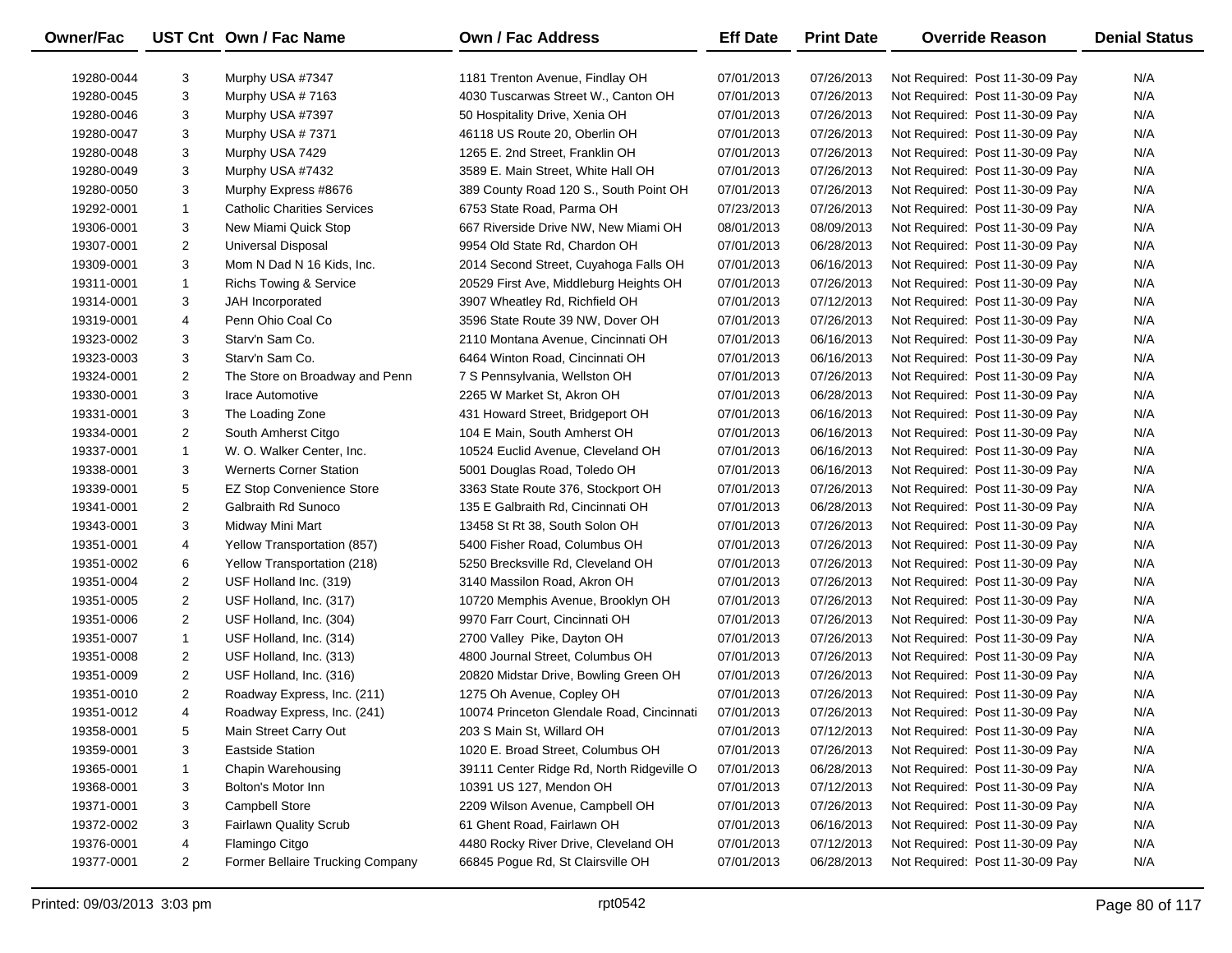| Owner/Fac | UST Cnt | Own / Fac Name | Own / Fac Address | Eff Date | Print Date | Override Reason | Denial Status |
|---|---|---|---|---|---|---|---|
| 19280-0044 | 3 | Murphy USA #7347 | 1181 Trenton Avenue, Findlay OH | 07/01/2013 | 07/26/2013 | Not Required: Post 11-30-09 Pay | N/A |
| 19280-0045 | 3 | Murphy USA # 7163 | 4030 Tuscarwas Street W., Canton OH | 07/01/2013 | 07/26/2013 | Not Required: Post 11-30-09 Pay | N/A |
| 19280-0046 | 3 | Murphy USA #7397 | 50 Hospitality Drive, Xenia OH | 07/01/2013 | 07/26/2013 | Not Required: Post 11-30-09 Pay | N/A |
| 19280-0047 | 3 | Murphy USA # 7371 | 46118 US Route 20, Oberlin OH | 07/01/2013 | 07/26/2013 | Not Required: Post 11-30-09 Pay | N/A |
| 19280-0048 | 3 | Murphy USA 7429 | 1265 E. 2nd Street, Franklin OH | 07/01/2013 | 07/26/2013 | Not Required: Post 11-30-09 Pay | N/A |
| 19280-0049 | 3 | Murphy USA #7432 | 3589 E. Main Street, White Hall OH | 07/01/2013 | 07/26/2013 | Not Required: Post 11-30-09 Pay | N/A |
| 19280-0050 | 3 | Murphy Express #8676 | 389 County Road 120 S., South Point OH | 07/01/2013 | 07/26/2013 | Not Required: Post 11-30-09 Pay | N/A |
| 19292-0001 | 1 | Catholic Charities Services | 6753 State Road, Parma OH | 07/23/2013 | 07/26/2013 | Not Required: Post 11-30-09 Pay | N/A |
| 19306-0001 | 3 | New Miami Quick Stop | 667 Riverside Drive NW, New Miami OH | 08/01/2013 | 08/09/2013 | Not Required: Post 11-30-09 Pay | N/A |
| 19307-0001 | 2 | Universal Disposal | 9954 Old State Rd, Chardon OH | 07/01/2013 | 06/28/2013 | Not Required: Post 11-30-09 Pay | N/A |
| 19309-0001 | 3 | Mom N Dad N 16 Kids, Inc. | 2014 Second Street, Cuyahoga Falls OH | 07/01/2013 | 06/16/2013 | Not Required: Post 11-30-09 Pay | N/A |
| 19311-0001 | 1 | Richs Towing & Service | 20529 First Ave, Middleburg Heights OH | 07/01/2013 | 07/26/2013 | Not Required: Post 11-30-09 Pay | N/A |
| 19314-0001 | 3 | JAH Incorporated | 3907 Wheatley Rd, Richfield OH | 07/01/2013 | 07/12/2013 | Not Required: Post 11-30-09 Pay | N/A |
| 19319-0001 | 4 | Penn Ohio Coal Co | 3596 State Route 39 NW, Dover OH | 07/01/2013 | 07/26/2013 | Not Required: Post 11-30-09 Pay | N/A |
| 19323-0002 | 3 | Starv'n Sam Co. | 2110 Montana Avenue, Cincinnati OH | 07/01/2013 | 06/16/2013 | Not Required: Post 11-30-09 Pay | N/A |
| 19323-0003 | 3 | Starv'n Sam Co. | 6464 Winton Road, Cincinnati OH | 07/01/2013 | 06/16/2013 | Not Required: Post 11-30-09 Pay | N/A |
| 19324-0001 | 2 | The Store on Broadway and Penn | 7 S Pennsylvania, Wellston OH | 07/01/2013 | 07/26/2013 | Not Required: Post 11-30-09 Pay | N/A |
| 19330-0001 | 3 | Irace Automotive | 2265 W Market St, Akron OH | 07/01/2013 | 06/28/2013 | Not Required: Post 11-30-09 Pay | N/A |
| 19331-0001 | 3 | The Loading Zone | 431 Howard Street, Bridgeport OH | 07/01/2013 | 06/16/2013 | Not Required: Post 11-30-09 Pay | N/A |
| 19334-0001 | 2 | South Amherst Citgo | 104 E Main, South Amherst OH | 07/01/2013 | 06/16/2013 | Not Required: Post 11-30-09 Pay | N/A |
| 19337-0001 | 1 | W. O. Walker Center, Inc. | 10524 Euclid Avenue, Cleveland OH | 07/01/2013 | 06/16/2013 | Not Required: Post 11-30-09 Pay | N/A |
| 19338-0001 | 3 | Wernerts Corner Station | 5001 Douglas Road, Toledo OH | 07/01/2013 | 06/16/2013 | Not Required: Post 11-30-09 Pay | N/A |
| 19339-0001 | 5 | EZ Stop Convenience Store | 3363 State Route 376, Stockport OH | 07/01/2013 | 07/26/2013 | Not Required: Post 11-30-09 Pay | N/A |
| 19341-0001 | 2 | Galbraith Rd Sunoco | 135 E Galbraith Rd, Cincinnati OH | 07/01/2013 | 06/28/2013 | Not Required: Post 11-30-09 Pay | N/A |
| 19343-0001 | 3 | Midway Mini Mart | 13458 St Rt 38, South Solon OH | 07/01/2013 | 07/26/2013 | Not Required: Post 11-30-09 Pay | N/A |
| 19351-0001 | 4 | Yellow Transportation (857) | 5400 Fisher Road, Columbus OH | 07/01/2013 | 07/26/2013 | Not Required: Post 11-30-09 Pay | N/A |
| 19351-0002 | 6 | Yellow Transportation (218) | 5250 Brecksville Rd, Cleveland OH | 07/01/2013 | 07/26/2013 | Not Required: Post 11-30-09 Pay | N/A |
| 19351-0004 | 2 | USF Holland Inc. (319) | 3140 Massilon Road, Akron OH | 07/01/2013 | 07/26/2013 | Not Required: Post 11-30-09 Pay | N/A |
| 19351-0005 | 2 | USF Holland, Inc. (317) | 10720 Memphis Avenue, Brooklyn OH | 07/01/2013 | 07/26/2013 | Not Required: Post 11-30-09 Pay | N/A |
| 19351-0006 | 2 | USF Holland, Inc. (304) | 9970 Farr Court, Cincinnati OH | 07/01/2013 | 07/26/2013 | Not Required: Post 11-30-09 Pay | N/A |
| 19351-0007 | 1 | USF Holland, Inc. (314) | 2700 Valley Pike, Dayton OH | 07/01/2013 | 07/26/2013 | Not Required: Post 11-30-09 Pay | N/A |
| 19351-0008 | 2 | USF Holland, Inc. (313) | 4800 Journal Street, Columbus OH | 07/01/2013 | 07/26/2013 | Not Required: Post 11-30-09 Pay | N/A |
| 19351-0009 | 2 | USF Holland, Inc. (316) | 20820 Midstar Drive, Bowling Green OH | 07/01/2013 | 07/26/2013 | Not Required: Post 11-30-09 Pay | N/A |
| 19351-0010 | 2 | Roadway Express, Inc. (211) | 1275 Oh Avenue, Copley OH | 07/01/2013 | 07/26/2013 | Not Required: Post 11-30-09 Pay | N/A |
| 19351-0012 | 4 | Roadway Express, Inc. (241) | 10074 Princeton Glendale Road, Cincinnati | 07/01/2013 | 07/26/2013 | Not Required: Post 11-30-09 Pay | N/A |
| 19358-0001 | 5 | Main Street Carry Out | 203 S Main St, Willard OH | 07/01/2013 | 07/12/2013 | Not Required: Post 11-30-09 Pay | N/A |
| 19359-0001 | 3 | Eastside Station | 1020 E. Broad Street, Columbus OH | 07/01/2013 | 07/26/2013 | Not Required: Post 11-30-09 Pay | N/A |
| 19365-0001 | 1 | Chapin Warehousing | 39111 Center Ridge Rd, North Ridgeville O | 07/01/2013 | 06/28/2013 | Not Required: Post 11-30-09 Pay | N/A |
| 19368-0001 | 3 | Bolton's Motor Inn | 10391 US 127, Mendon OH | 07/01/2013 | 07/12/2013 | Not Required: Post 11-30-09 Pay | N/A |
| 19371-0001 | 3 | Campbell Store | 2209 Wilson Avenue, Campbell OH | 07/01/2013 | 07/26/2013 | Not Required: Post 11-30-09 Pay | N/A |
| 19372-0002 | 3 | Fairlawn Quality Scrub | 61 Ghent Road, Fairlawn OH | 07/01/2013 | 06/16/2013 | Not Required: Post 11-30-09 Pay | N/A |
| 19376-0001 | 4 | Flamingo Citgo | 4480 Rocky River Drive, Cleveland OH | 07/01/2013 | 07/12/2013 | Not Required: Post 11-30-09 Pay | N/A |
| 19377-0001 | 2 | Former Bellaire Trucking Company | 66845 Pogue Rd, St Clairsville OH | 07/01/2013 | 06/28/2013 | Not Required: Post 11-30-09 Pay | N/A |

Printed: 09/03/2013 3:03 pm rpt0542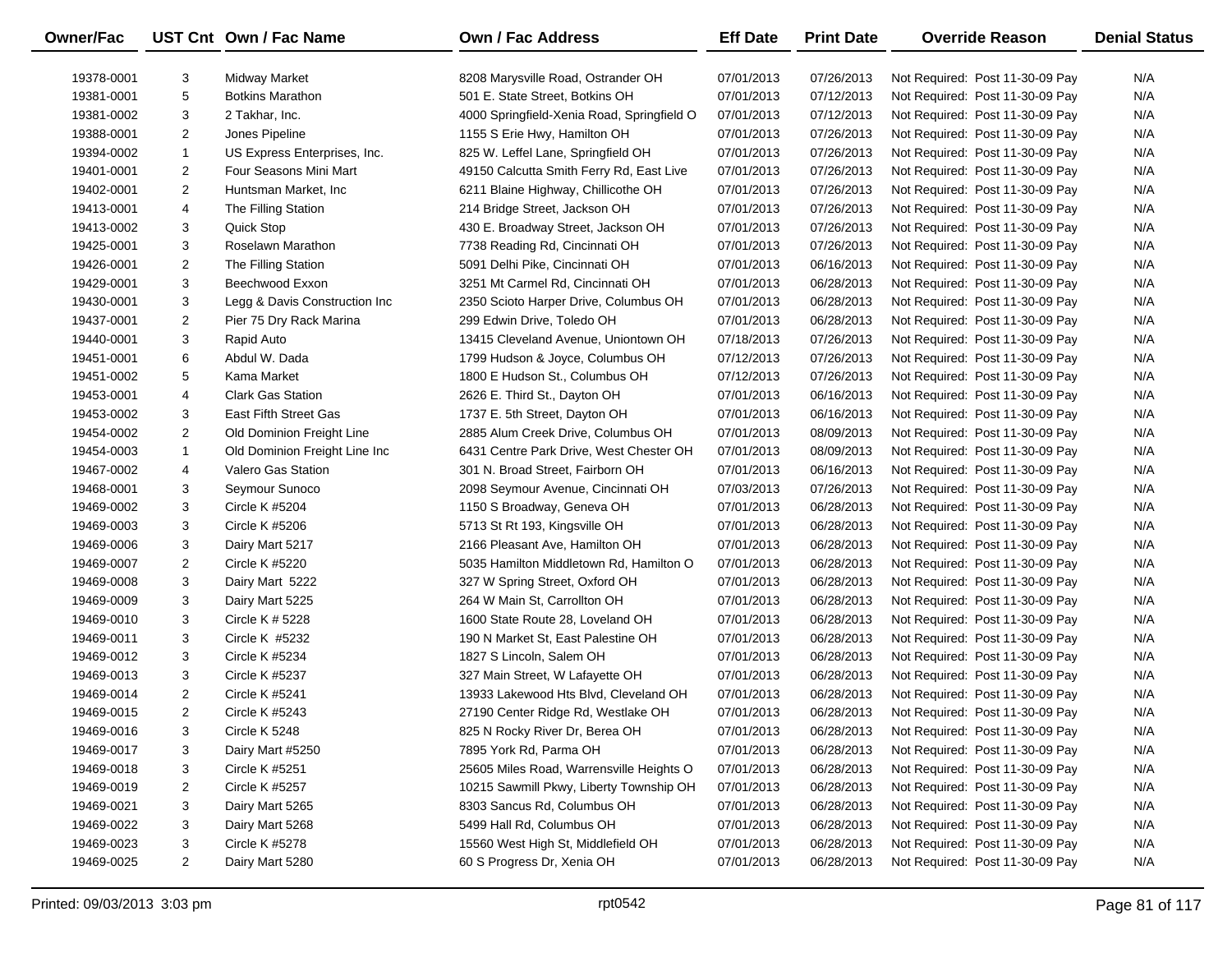| Owner/Fac | UST Cnt | Own / Fac Name | Own / Fac Address | Eff Date | Print Date | Override Reason | Denial Status |
|---|---|---|---|---|---|---|---|
| 19378-0001 | 3 | Midway Market | 8208 Marysville Road, Ostrander OH | 07/01/2013 | 07/26/2013 | Not Required: Post 11-30-09 Pay | N/A |
| 19381-0001 | 5 | Botkins Marathon | 501 E. State Street, Botkins OH | 07/01/2013 | 07/12/2013 | Not Required: Post 11-30-09 Pay | N/A |
| 19381-0002 | 3 | 2 Takhar, Inc. | 4000 Springfield-Xenia Road, Springfield O | 07/01/2013 | 07/12/2013 | Not Required: Post 11-30-09 Pay | N/A |
| 19388-0001 | 2 | Jones Pipeline | 1155 S Erie Hwy, Hamilton OH | 07/01/2013 | 07/26/2013 | Not Required: Post 11-30-09 Pay | N/A |
| 19394-0002 | 1 | US Express Enterprises, Inc. | 825 W. Leffel Lane, Springfield OH | 07/01/2013 | 07/26/2013 | Not Required: Post 11-30-09 Pay | N/A |
| 19401-0001 | 2 | Four Seasons Mini Mart | 49150 Calcutta Smith Ferry Rd, East Live | 07/01/2013 | 07/26/2013 | Not Required: Post 11-30-09 Pay | N/A |
| 19402-0001 | 2 | Huntsman Market, Inc | 6211 Blaine Highway, Chillicothe OH | 07/01/2013 | 07/26/2013 | Not Required: Post 11-30-09 Pay | N/A |
| 19413-0001 | 4 | The Filling Station | 214 Bridge Street, Jackson OH | 07/01/2013 | 07/26/2013 | Not Required: Post 11-30-09 Pay | N/A |
| 19413-0002 | 3 | Quick Stop | 430 E. Broadway Street, Jackson OH | 07/01/2013 | 07/26/2013 | Not Required: Post 11-30-09 Pay | N/A |
| 19425-0001 | 3 | Roselawn Marathon | 7738 Reading Rd, Cincinnati OH | 07/01/2013 | 07/26/2013 | Not Required: Post 11-30-09 Pay | N/A |
| 19426-0001 | 2 | The Filling Station | 5091 Delhi Pike, Cincinnati OH | 07/01/2013 | 06/16/2013 | Not Required: Post 11-30-09 Pay | N/A |
| 19429-0001 | 3 | Beechwood Exxon | 3251 Mt Carmel Rd, Cincinnati OH | 07/01/2013 | 06/28/2013 | Not Required: Post 11-30-09 Pay | N/A |
| 19430-0001 | 3 | Legg & Davis Construction Inc | 2350 Scioto Harper Drive, Columbus OH | 07/01/2013 | 06/28/2013 | Not Required: Post 11-30-09 Pay | N/A |
| 19437-0001 | 2 | Pier 75 Dry Rack Marina | 299 Edwin Drive, Toledo OH | 07/01/2013 | 06/28/2013 | Not Required: Post 11-30-09 Pay | N/A |
| 19440-0001 | 3 | Rapid Auto | 13415 Cleveland Avenue, Uniontown OH | 07/18/2013 | 07/26/2013 | Not Required: Post 11-30-09 Pay | N/A |
| 19451-0001 | 6 | Abdul W. Dada | 1799 Hudson & Joyce, Columbus OH | 07/12/2013 | 07/26/2013 | Not Required: Post 11-30-09 Pay | N/A |
| 19451-0002 | 5 | Kama Market | 1800 E Hudson St., Columbus OH | 07/12/2013 | 07/26/2013 | Not Required: Post 11-30-09 Pay | N/A |
| 19453-0001 | 4 | Clark Gas Station | 2626 E. Third St., Dayton OH | 07/01/2013 | 06/16/2013 | Not Required: Post 11-30-09 Pay | N/A |
| 19453-0002 | 3 | East Fifth Street Gas | 1737 E. 5th Street, Dayton OH | 07/01/2013 | 06/16/2013 | Not Required: Post 11-30-09 Pay | N/A |
| 19454-0002 | 2 | Old Dominion Freight Line | 2885 Alum Creek Drive, Columbus OH | 07/01/2013 | 08/09/2013 | Not Required: Post 11-30-09 Pay | N/A |
| 19454-0003 | 1 | Old Dominion Freight Line Inc | 6431 Centre Park Drive, West Chester OH | 07/01/2013 | 08/09/2013 | Not Required: Post 11-30-09 Pay | N/A |
| 19467-0002 | 4 | Valero Gas Station | 301 N. Broad Street, Fairborn OH | 07/01/2013 | 06/16/2013 | Not Required: Post 11-30-09 Pay | N/A |
| 19468-0001 | 3 | Seymour Sunoco | 2098 Seymour Avenue, Cincinnati OH | 07/03/2013 | 07/26/2013 | Not Required: Post 11-30-09 Pay | N/A |
| 19469-0002 | 3 | Circle K #5204 | 1150 S Broadway, Geneva OH | 07/01/2013 | 06/28/2013 | Not Required: Post 11-30-09 Pay | N/A |
| 19469-0003 | 3 | Circle K #5206 | 5713 St Rt 193, Kingsville OH | 07/01/2013 | 06/28/2013 | Not Required: Post 11-30-09 Pay | N/A |
| 19469-0006 | 3 | Dairy Mart 5217 | 2166 Pleasant Ave, Hamilton OH | 07/01/2013 | 06/28/2013 | Not Required: Post 11-30-09 Pay | N/A |
| 19469-0007 | 2 | Circle K #5220 | 5035 Hamilton Middletown Rd, Hamilton O | 07/01/2013 | 06/28/2013 | Not Required: Post 11-30-09 Pay | N/A |
| 19469-0008 | 3 | Dairy Mart 5222 | 327 W Spring Street, Oxford OH | 07/01/2013 | 06/28/2013 | Not Required: Post 11-30-09 Pay | N/A |
| 19469-0009 | 3 | Dairy Mart 5225 | 264 W Main St, Carrollton OH | 07/01/2013 | 06/28/2013 | Not Required: Post 11-30-09 Pay | N/A |
| 19469-0010 | 3 | Circle K # 5228 | 1600 State Route 28, Loveland OH | 07/01/2013 | 06/28/2013 | Not Required: Post 11-30-09 Pay | N/A |
| 19469-0011 | 3 | Circle K #5232 | 190 N Market St, East Palestine OH | 07/01/2013 | 06/28/2013 | Not Required: Post 11-30-09 Pay | N/A |
| 19469-0012 | 3 | Circle K #5234 | 1827 S Lincoln, Salem OH | 07/01/2013 | 06/28/2013 | Not Required: Post 11-30-09 Pay | N/A |
| 19469-0013 | 3 | Circle K #5237 | 327 Main Street, W Lafayette OH | 07/01/2013 | 06/28/2013 | Not Required: Post 11-30-09 Pay | N/A |
| 19469-0014 | 2 | Circle K #5241 | 13933 Lakewood Hts Blvd, Cleveland OH | 07/01/2013 | 06/28/2013 | Not Required: Post 11-30-09 Pay | N/A |
| 19469-0015 | 2 | Circle K #5243 | 27190 Center Ridge Rd, Westlake OH | 07/01/2013 | 06/28/2013 | Not Required: Post 11-30-09 Pay | N/A |
| 19469-0016 | 3 | Circle K 5248 | 825 N Rocky River Dr, Berea OH | 07/01/2013 | 06/28/2013 | Not Required: Post 11-30-09 Pay | N/A |
| 19469-0017 | 3 | Dairy Mart #5250 | 7895 York Rd, Parma OH | 07/01/2013 | 06/28/2013 | Not Required: Post 11-30-09 Pay | N/A |
| 19469-0018 | 3 | Circle K #5251 | 25605 Miles Road, Warrensville Heights O | 07/01/2013 | 06/28/2013 | Not Required: Post 11-30-09 Pay | N/A |
| 19469-0019 | 2 | Circle K #5257 | 10215 Sawmill Pkwy, Liberty Township OH | 07/01/2013 | 06/28/2013 | Not Required: Post 11-30-09 Pay | N/A |
| 19469-0021 | 3 | Dairy Mart 5265 | 8303 Sancus Rd, Columbus OH | 07/01/2013 | 06/28/2013 | Not Required: Post 11-30-09 Pay | N/A |
| 19469-0022 | 3 | Dairy Mart 5268 | 5499 Hall Rd, Columbus OH | 07/01/2013 | 06/28/2013 | Not Required: Post 11-30-09 Pay | N/A |
| 19469-0023 | 3 | Circle K #5278 | 15560 West High St, Middlefield OH | 07/01/2013 | 06/28/2013 | Not Required: Post 11-30-09 Pay | N/A |
| 19469-0025 | 2 | Dairy Mart 5280 | 60 S Progress Dr, Xenia OH | 07/01/2013 | 06/28/2013 | Not Required: Post 11-30-09 Pay | N/A |

Printed: 09/03/2013 3:03 pm rpt0542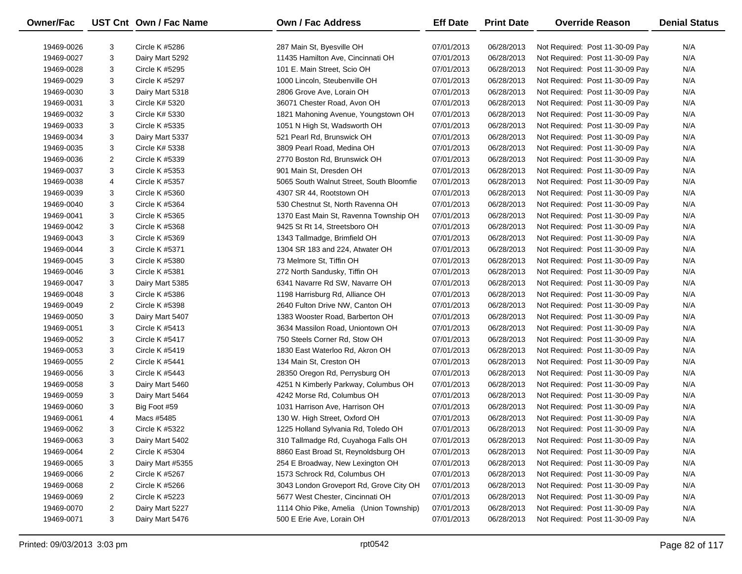| Owner/Fac | UST Cnt | Own / Fac Name | Own / Fac Address | Eff Date | Print Date | Override Reason | Denial Status |
|---|---|---|---|---|---|---|---|
| 19469-0026 | 3 | Circle K #5286 | 287 Main St, Byesville OH | 07/01/2013 | 06/28/2013 | Not Required: Post 11-30-09 Pay | N/A |
| 19469-0027 | 3 | Dairy Mart 5292 | 11435 Hamilton Ave, Cincinnati OH | 07/01/2013 | 06/28/2013 | Not Required: Post 11-30-09 Pay | N/A |
| 19469-0028 | 3 | Circle K #5295 | 101 E. Main Street, Scio OH | 07/01/2013 | 06/28/2013 | Not Required: Post 11-30-09 Pay | N/A |
| 19469-0029 | 3 | Circle K #5297 | 1000 Lincoln, Steubenville OH | 07/01/2013 | 06/28/2013 | Not Required: Post 11-30-09 Pay | N/A |
| 19469-0030 | 3 | Dairy Mart 5318 | 2806 Grove Ave, Lorain OH | 07/01/2013 | 06/28/2013 | Not Required: Post 11-30-09 Pay | N/A |
| 19469-0031 | 3 | Circle K# 5320 | 36071 Chester Road, Avon OH | 07/01/2013 | 06/28/2013 | Not Required: Post 11-30-09 Pay | N/A |
| 19469-0032 | 3 | Circle K# 5330 | 1821 Mahoning Avenue, Youngstown OH | 07/01/2013 | 06/28/2013 | Not Required: Post 11-30-09 Pay | N/A |
| 19469-0033 | 3 | Circle K #5335 | 1051 N High St, Wadsworth OH | 07/01/2013 | 06/28/2013 | Not Required: Post 11-30-09 Pay | N/A |
| 19469-0034 | 3 | Dairy Mart 5337 | 521 Pearl Rd, Brunswick OH | 07/01/2013 | 06/28/2013 | Not Required: Post 11-30-09 Pay | N/A |
| 19469-0035 | 3 | Circle K# 5338 | 3809 Pearl Road, Medina OH | 07/01/2013 | 06/28/2013 | Not Required: Post 11-30-09 Pay | N/A |
| 19469-0036 | 2 | Circle K #5339 | 2770 Boston Rd, Brunswick OH | 07/01/2013 | 06/28/2013 | Not Required: Post 11-30-09 Pay | N/A |
| 19469-0037 | 3 | Circle K #5353 | 901 Main St, Dresden OH | 07/01/2013 | 06/28/2013 | Not Required: Post 11-30-09 Pay | N/A |
| 19469-0038 | 4 | Circle K #5357 | 5065 South Walnut Street, South Bloomfie | 07/01/2013 | 06/28/2013 | Not Required: Post 11-30-09 Pay | N/A |
| 19469-0039 | 3 | Circle K #5360 | 4307 SR 44, Rootstown OH | 07/01/2013 | 06/28/2013 | Not Required: Post 11-30-09 Pay | N/A |
| 19469-0040 | 3 | Circle K #5364 | 530 Chestnut St, North Ravenna OH | 07/01/2013 | 06/28/2013 | Not Required: Post 11-30-09 Pay | N/A |
| 19469-0041 | 3 | Circle K #5365 | 1370 East Main St, Ravenna Township OH | 07/01/2013 | 06/28/2013 | Not Required: Post 11-30-09 Pay | N/A |
| 19469-0042 | 3 | Circle K #5368 | 9425 St Rt 14, Streetsboro OH | 07/01/2013 | 06/28/2013 | Not Required: Post 11-30-09 Pay | N/A |
| 19469-0043 | 3 | Circle K #5369 | 1343 Tallmadge, Brimfield OH | 07/01/2013 | 06/28/2013 | Not Required: Post 11-30-09 Pay | N/A |
| 19469-0044 | 3 | Circle K #5371 | 1304 SR 183 and 224, Atwater OH | 07/01/2013 | 06/28/2013 | Not Required: Post 11-30-09 Pay | N/A |
| 19469-0045 | 3 | Circle K #5380 | 73 Melmore St, Tiffin OH | 07/01/2013 | 06/28/2013 | Not Required: Post 11-30-09 Pay | N/A |
| 19469-0046 | 3 | Circle K #5381 | 272 North Sandusky, Tiffin OH | 07/01/2013 | 06/28/2013 | Not Required: Post 11-30-09 Pay | N/A |
| 19469-0047 | 3 | Dairy Mart 5385 | 6341 Navarre Rd SW, Navarre OH | 07/01/2013 | 06/28/2013 | Not Required: Post 11-30-09 Pay | N/A |
| 19469-0048 | 3 | Circle K #5386 | 1198 Harrisburg Rd, Alliance OH | 07/01/2013 | 06/28/2013 | Not Required: Post 11-30-09 Pay | N/A |
| 19469-0049 | 2 | Circle K #5398 | 2640 Fulton Drive NW, Canton OH | 07/01/2013 | 06/28/2013 | Not Required: Post 11-30-09 Pay | N/A |
| 19469-0050 | 3 | Dairy Mart 5407 | 1383 Wooster Road, Barberton OH | 07/01/2013 | 06/28/2013 | Not Required: Post 11-30-09 Pay | N/A |
| 19469-0051 | 3 | Circle K #5413 | 3634 Massilon Road, Uniontown OH | 07/01/2013 | 06/28/2013 | Not Required: Post 11-30-09 Pay | N/A |
| 19469-0052 | 3 | Circle K #5417 | 750 Steels Corner Rd, Stow OH | 07/01/2013 | 06/28/2013 | Not Required: Post 11-30-09 Pay | N/A |
| 19469-0053 | 3 | Circle K #5419 | 1830 East Waterloo Rd, Akron OH | 07/01/2013 | 06/28/2013 | Not Required: Post 11-30-09 Pay | N/A |
| 19469-0055 | 2 | Circle K #5441 | 134 Main St, Creston OH | 07/01/2013 | 06/28/2013 | Not Required: Post 11-30-09 Pay | N/A |
| 19469-0056 | 3 | Circle K #5443 | 28350 Oregon Rd, Perrysburg OH | 07/01/2013 | 06/28/2013 | Not Required: Post 11-30-09 Pay | N/A |
| 19469-0058 | 3 | Dairy Mart 5460 | 4251 N Kimberly Parkway, Columbus OH | 07/01/2013 | 06/28/2013 | Not Required: Post 11-30-09 Pay | N/A |
| 19469-0059 | 3 | Dairy Mart 5464 | 4242 Morse Rd, Columbus OH | 07/01/2013 | 06/28/2013 | Not Required: Post 11-30-09 Pay | N/A |
| 19469-0060 | 3 | Big Foot #59 | 1031 Harrison Ave, Harrison OH | 07/01/2013 | 06/28/2013 | Not Required: Post 11-30-09 Pay | N/A |
| 19469-0061 | 4 | Macs #5485 | 130 W. High Street, Oxford OH | 07/01/2013 | 06/28/2013 | Not Required: Post 11-30-09 Pay | N/A |
| 19469-0062 | 3 | Circle K #5322 | 1225 Holland Sylvania Rd, Toledo OH | 07/01/2013 | 06/28/2013 | Not Required: Post 11-30-09 Pay | N/A |
| 19469-0063 | 3 | Dairy Mart 5402 | 310 Tallmadge Rd, Cuyahoga Falls OH | 07/01/2013 | 06/28/2013 | Not Required: Post 11-30-09 Pay | N/A |
| 19469-0064 | 2 | Circle K #5304 | 8860 East Broad St, Reynoldsburg OH | 07/01/2013 | 06/28/2013 | Not Required: Post 11-30-09 Pay | N/A |
| 19469-0065 | 3 | Dairy Mart #5355 | 254 E Broadway, New Lexington OH | 07/01/2013 | 06/28/2013 | Not Required: Post 11-30-09 Pay | N/A |
| 19469-0066 | 2 | Circle K #5267 | 1573 Schrock Rd, Columbus OH | 07/01/2013 | 06/28/2013 | Not Required: Post 11-30-09 Pay | N/A |
| 19469-0068 | 2 | Circle K #5266 | 3043 London Groveport Rd, Grove City OH | 07/01/2013 | 06/28/2013 | Not Required: Post 11-30-09 Pay | N/A |
| 19469-0069 | 2 | Circle K #5223 | 5677 West Chester, Cincinnati OH | 07/01/2013 | 06/28/2013 | Not Required: Post 11-30-09 Pay | N/A |
| 19469-0070 | 2 | Dairy Mart 5227 | 1114 Ohio Pike, Amelia (Union Township) | 07/01/2013 | 06/28/2013 | Not Required: Post 11-30-09 Pay | N/A |
| 19469-0071 | 3 | Dairy Mart 5476 | 500 E Erie Ave, Lorain OH | 07/01/2013 | 06/28/2013 | Not Required: Post 11-30-09 Pay | N/A |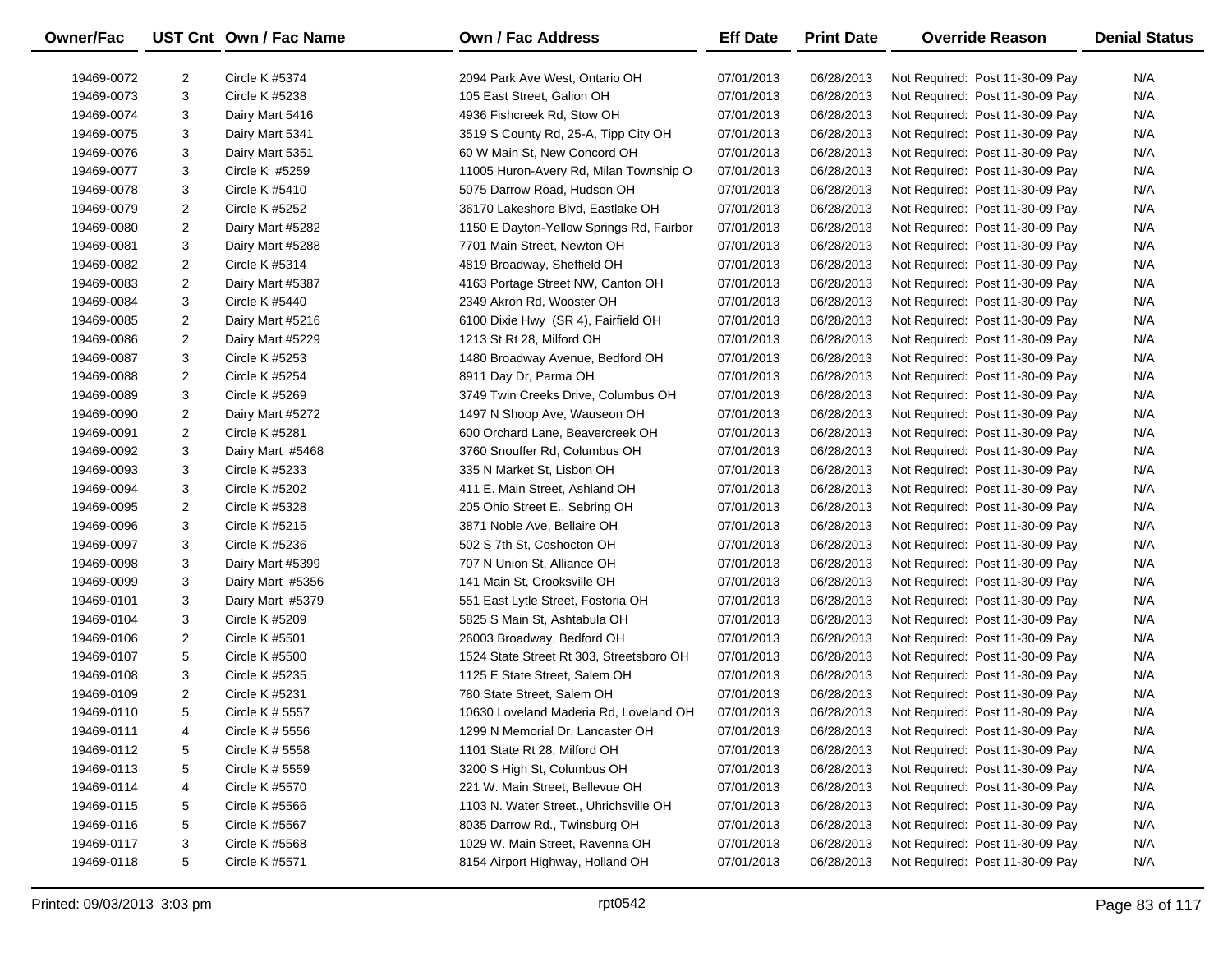| Owner/Fac | UST Cnt | Own / Fac Name | Own / Fac Address | Eff Date | Print Date | Override Reason | Denial Status |
|---|---|---|---|---|---|---|---|
| 19469-0072 | 2 | Circle K #5374 | 2094 Park Ave West, Ontario OH | 07/01/2013 | 06/28/2013 | Not Required: Post 11-30-09 Pay | N/A |
| 19469-0073 | 3 | Circle K #5238 | 105 East Street, Galion OH | 07/01/2013 | 06/28/2013 | Not Required: Post 11-30-09 Pay | N/A |
| 19469-0074 | 3 | Dairy Mart 5416 | 4936 Fishcreek Rd, Stow OH | 07/01/2013 | 06/28/2013 | Not Required: Post 11-30-09 Pay | N/A |
| 19469-0075 | 3 | Dairy Mart 5341 | 3519 S County Rd, 25-A, Tipp City OH | 07/01/2013 | 06/28/2013 | Not Required: Post 11-30-09 Pay | N/A |
| 19469-0076 | 3 | Dairy Mart 5351 | 60 W Main St, New Concord OH | 07/01/2013 | 06/28/2013 | Not Required: Post 11-30-09 Pay | N/A |
| 19469-0077 | 3 | Circle K #5259 | 11005 Huron-Avery Rd, Milan Township O | 07/01/2013 | 06/28/2013 | Not Required: Post 11-30-09 Pay | N/A |
| 19469-0078 | 3 | Circle K #5410 | 5075 Darrow Road, Hudson OH | 07/01/2013 | 06/28/2013 | Not Required: Post 11-30-09 Pay | N/A |
| 19469-0079 | 2 | Circle K #5252 | 36170 Lakeshore Blvd, Eastlake OH | 07/01/2013 | 06/28/2013 | Not Required: Post 11-30-09 Pay | N/A |
| 19469-0080 | 2 | Dairy Mart #5282 | 1150 E Dayton-Yellow Springs Rd, Fairbor | 07/01/2013 | 06/28/2013 | Not Required: Post 11-30-09 Pay | N/A |
| 19469-0081 | 3 | Dairy Mart #5288 | 7701 Main Street, Newton OH | 07/01/2013 | 06/28/2013 | Not Required: Post 11-30-09 Pay | N/A |
| 19469-0082 | 2 | Circle K #5314 | 4819 Broadway, Sheffield OH | 07/01/2013 | 06/28/2013 | Not Required: Post 11-30-09 Pay | N/A |
| 19469-0083 | 2 | Dairy Mart #5387 | 4163 Portage Street NW, Canton OH | 07/01/2013 | 06/28/2013 | Not Required: Post 11-30-09 Pay | N/A |
| 19469-0084 | 3 | Circle K #5440 | 2349 Akron Rd, Wooster OH | 07/01/2013 | 06/28/2013 | Not Required: Post 11-30-09 Pay | N/A |
| 19469-0085 | 2 | Dairy Mart #5216 | 6100 Dixie Hwy (SR 4), Fairfield OH | 07/01/2013 | 06/28/2013 | Not Required: Post 11-30-09 Pay | N/A |
| 19469-0086 | 2 | Dairy Mart #5229 | 1213 St Rt 28, Milford OH | 07/01/2013 | 06/28/2013 | Not Required: Post 11-30-09 Pay | N/A |
| 19469-0087 | 3 | Circle K #5253 | 1480 Broadway Avenue, Bedford OH | 07/01/2013 | 06/28/2013 | Not Required: Post 11-30-09 Pay | N/A |
| 19469-0088 | 2 | Circle K #5254 | 8911 Day Dr, Parma OH | 07/01/2013 | 06/28/2013 | Not Required: Post 11-30-09 Pay | N/A |
| 19469-0089 | 3 | Circle K #5269 | 3749 Twin Creeks Drive, Columbus OH | 07/01/2013 | 06/28/2013 | Not Required: Post 11-30-09 Pay | N/A |
| 19469-0090 | 2 | Dairy Mart #5272 | 1497 N Shoop Ave, Wauseon OH | 07/01/2013 | 06/28/2013 | Not Required: Post 11-30-09 Pay | N/A |
| 19469-0091 | 2 | Circle K #5281 | 600 Orchard Lane, Beavercreek OH | 07/01/2013 | 06/28/2013 | Not Required: Post 11-30-09 Pay | N/A |
| 19469-0092 | 3 | Dairy Mart #5468 | 3760 Snouffer Rd, Columbus OH | 07/01/2013 | 06/28/2013 | Not Required: Post 11-30-09 Pay | N/A |
| 19469-0093 | 3 | Circle K #5233 | 335 N Market St, Lisbon OH | 07/01/2013 | 06/28/2013 | Not Required: Post 11-30-09 Pay | N/A |
| 19469-0094 | 3 | Circle K #5202 | 411 E. Main Street, Ashland OH | 07/01/2013 | 06/28/2013 | Not Required: Post 11-30-09 Pay | N/A |
| 19469-0095 | 2 | Circle K #5328 | 205 Ohio Street E., Sebring OH | 07/01/2013 | 06/28/2013 | Not Required: Post 11-30-09 Pay | N/A |
| 19469-0096 | 3 | Circle K #5215 | 3871 Noble Ave, Bellaire OH | 07/01/2013 | 06/28/2013 | Not Required: Post 11-30-09 Pay | N/A |
| 19469-0097 | 3 | Circle K #5236 | 502 S 7th St, Coshocton OH | 07/01/2013 | 06/28/2013 | Not Required: Post 11-30-09 Pay | N/A |
| 19469-0098 | 3 | Dairy Mart #5399 | 707 N Union St, Alliance OH | 07/01/2013 | 06/28/2013 | Not Required: Post 11-30-09 Pay | N/A |
| 19469-0099 | 3 | Dairy Mart #5356 | 141 Main St, Crooksville OH | 07/01/2013 | 06/28/2013 | Not Required: Post 11-30-09 Pay | N/A |
| 19469-0101 | 3 | Dairy Mart #5379 | 551 East Lytle Street, Fostoria OH | 07/01/2013 | 06/28/2013 | Not Required: Post 11-30-09 Pay | N/A |
| 19469-0104 | 3 | Circle K #5209 | 5825 S Main St, Ashtabula OH | 07/01/2013 | 06/28/2013 | Not Required: Post 11-30-09 Pay | N/A |
| 19469-0106 | 2 | Circle K #5501 | 26003 Broadway, Bedford OH | 07/01/2013 | 06/28/2013 | Not Required: Post 11-30-09 Pay | N/A |
| 19469-0107 | 5 | Circle K #5500 | 1524 State Street Rt 303, Streetsboro OH | 07/01/2013 | 06/28/2013 | Not Required: Post 11-30-09 Pay | N/A |
| 19469-0108 | 3 | Circle K #5235 | 1125 E State Street, Salem OH | 07/01/2013 | 06/28/2013 | Not Required: Post 11-30-09 Pay | N/A |
| 19469-0109 | 2 | Circle K #5231 | 780 State Street, Salem OH | 07/01/2013 | 06/28/2013 | Not Required: Post 11-30-09 Pay | N/A |
| 19469-0110 | 5 | Circle K # 5557 | 10630 Loveland Maderia Rd, Loveland OH | 07/01/2013 | 06/28/2013 | Not Required: Post 11-30-09 Pay | N/A |
| 19469-0111 | 4 | Circle K # 5556 | 1299 N Memorial Dr, Lancaster OH | 07/01/2013 | 06/28/2013 | Not Required: Post 11-30-09 Pay | N/A |
| 19469-0112 | 5 | Circle K # 5558 | 1101 State Rt 28, Milford OH | 07/01/2013 | 06/28/2013 | Not Required: Post 11-30-09 Pay | N/A |
| 19469-0113 | 5 | Circle K # 5559 | 3200 S High St, Columbus OH | 07/01/2013 | 06/28/2013 | Not Required: Post 11-30-09 Pay | N/A |
| 19469-0114 | 4 | Circle K #5570 | 221 W. Main Street, Bellevue OH | 07/01/2013 | 06/28/2013 | Not Required: Post 11-30-09 Pay | N/A |
| 19469-0115 | 5 | Circle K #5566 | 1103 N. Water Street., Uhrichsville OH | 07/01/2013 | 06/28/2013 | Not Required: Post 11-30-09 Pay | N/A |
| 19469-0116 | 5 | Circle K #5567 | 8035 Darrow Rd., Twinsburg OH | 07/01/2013 | 06/28/2013 | Not Required: Post 11-30-09 Pay | N/A |
| 19469-0117 | 3 | Circle K #5568 | 1029 W. Main Street, Ravenna OH | 07/01/2013 | 06/28/2013 | Not Required: Post 11-30-09 Pay | N/A |
| 19469-0118 | 5 | Circle K #5571 | 8154 Airport Highway, Holland OH | 07/01/2013 | 06/28/2013 | Not Required: Post 11-30-09 Pay | N/A |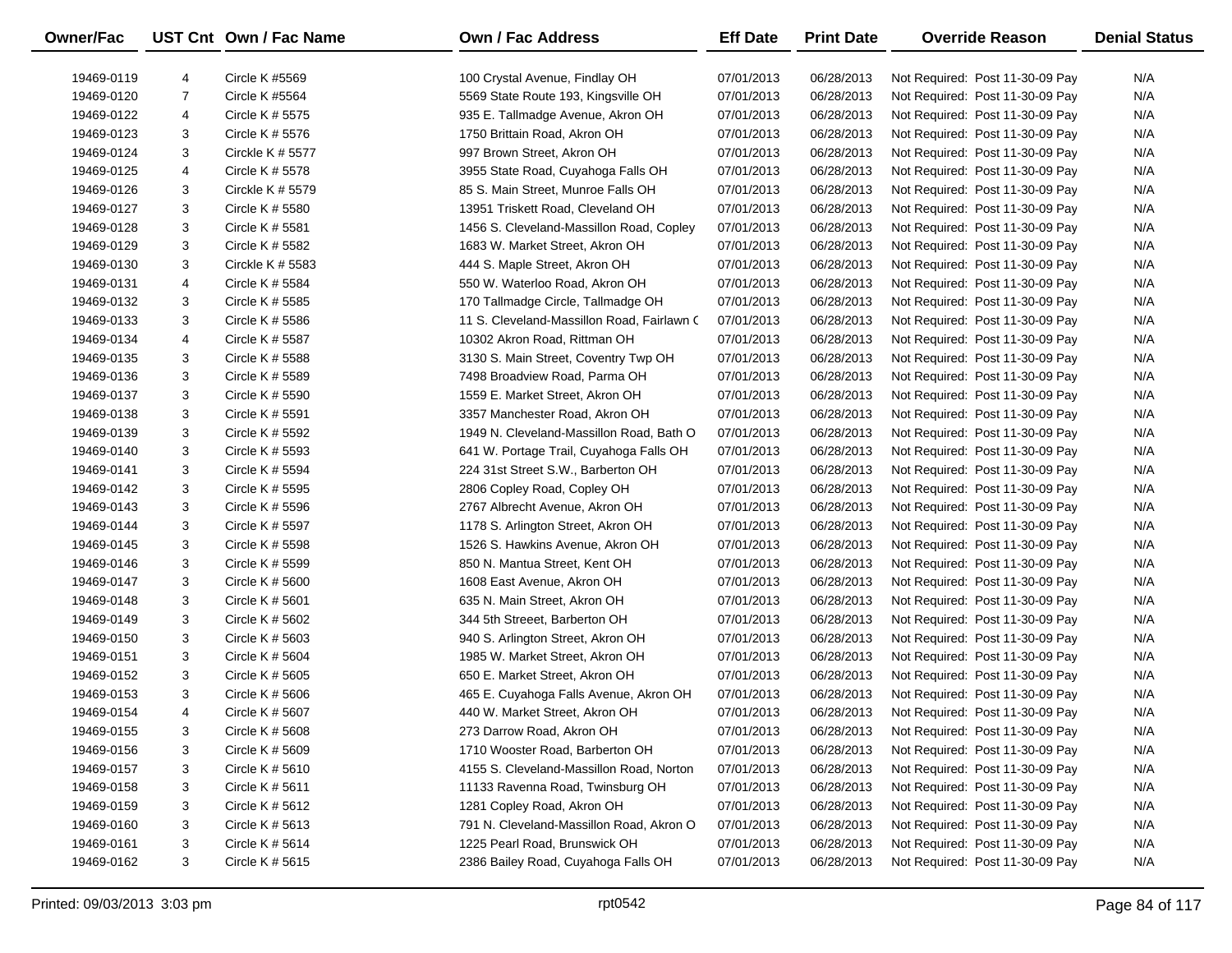| Owner/Fac | UST Cnt | Own / Fac Name | Own / Fac Address | Eff Date | Print Date | Override Reason | Denial Status |
|---|---|---|---|---|---|---|---|
| 19469-0119 | 4 | Circle K #5569 | 100 Crystal Avenue, Findlay OH | 07/01/2013 | 06/28/2013 | Not Required: Post 11-30-09 Pay | N/A |
| 19469-0120 | 7 | Circle K #5564 | 5569 State Route 193, Kingsville OH | 07/01/2013 | 06/28/2013 | Not Required: Post 11-30-09 Pay | N/A |
| 19469-0122 | 4 | Circle K # 5575 | 935 E. Tallmadge Avenue, Akron OH | 07/01/2013 | 06/28/2013 | Not Required: Post 11-30-09 Pay | N/A |
| 19469-0123 | 3 | Circle K # 5576 | 1750 Brittain Road, Akron OH | 07/01/2013 | 06/28/2013 | Not Required: Post 11-30-09 Pay | N/A |
| 19469-0124 | 3 | Circkle K # 5577 | 997 Brown Street, Akron OH | 07/01/2013 | 06/28/2013 | Not Required: Post 11-30-09 Pay | N/A |
| 19469-0125 | 4 | Circle K # 5578 | 3955 State Road, Cuyahoga Falls OH | 07/01/2013 | 06/28/2013 | Not Required: Post 11-30-09 Pay | N/A |
| 19469-0126 | 3 | Circkle K # 5579 | 85 S. Main Street, Munroe Falls OH | 07/01/2013 | 06/28/2013 | Not Required: Post 11-30-09 Pay | N/A |
| 19469-0127 | 3 | Circle K # 5580 | 13951 Triskett Road, Cleveland OH | 07/01/2013 | 06/28/2013 | Not Required: Post 11-30-09 Pay | N/A |
| 19469-0128 | 3 | Circle K # 5581 | 1456 S. Cleveland-Massillon Road, Copley | 07/01/2013 | 06/28/2013 | Not Required: Post 11-30-09 Pay | N/A |
| 19469-0129 | 3 | Circle K # 5582 | 1683 W. Market Street, Akron OH | 07/01/2013 | 06/28/2013 | Not Required: Post 11-30-09 Pay | N/A |
| 19469-0130 | 3 | Circkle K # 5583 | 444 S. Maple Street, Akron OH | 07/01/2013 | 06/28/2013 | Not Required: Post 11-30-09 Pay | N/A |
| 19469-0131 | 4 | Circle K # 5584 | 550 W. Waterloo Road, Akron OH | 07/01/2013 | 06/28/2013 | Not Required: Post 11-30-09 Pay | N/A |
| 19469-0132 | 3 | Circle K # 5585 | 170 Tallmadge Circle, Tallmadge OH | 07/01/2013 | 06/28/2013 | Not Required: Post 11-30-09 Pay | N/A |
| 19469-0133 | 3 | Circle K # 5586 | 11 S. Cleveland-Massillon Road, Fairlawn C | 07/01/2013 | 06/28/2013 | Not Required: Post 11-30-09 Pay | N/A |
| 19469-0134 | 4 | Circle K # 5587 | 10302 Akron Road, Rittman OH | 07/01/2013 | 06/28/2013 | Not Required: Post 11-30-09 Pay | N/A |
| 19469-0135 | 3 | Circle K # 5588 | 3130 S. Main Street, Coventry Twp OH | 07/01/2013 | 06/28/2013 | Not Required: Post 11-30-09 Pay | N/A |
| 19469-0136 | 3 | Circle K # 5589 | 7498 Broadview Road, Parma OH | 07/01/2013 | 06/28/2013 | Not Required: Post 11-30-09 Pay | N/A |
| 19469-0137 | 3 | Circle K # 5590 | 1559 E. Market Street, Akron OH | 07/01/2013 | 06/28/2013 | Not Required: Post 11-30-09 Pay | N/A |
| 19469-0138 | 3 | Circle K # 5591 | 3357 Manchester Road, Akron OH | 07/01/2013 | 06/28/2013 | Not Required: Post 11-30-09 Pay | N/A |
| 19469-0139 | 3 | Circle K # 5592 | 1949 N. Cleveland-Massillon Road, Bath O | 07/01/2013 | 06/28/2013 | Not Required: Post 11-30-09 Pay | N/A |
| 19469-0140 | 3 | Circle K # 5593 | 641 W. Portage Trail, Cuyahoga Falls OH | 07/01/2013 | 06/28/2013 | Not Required: Post 11-30-09 Pay | N/A |
| 19469-0141 | 3 | Circle K # 5594 | 224 31st Street S.W., Barberton OH | 07/01/2013 | 06/28/2013 | Not Required: Post 11-30-09 Pay | N/A |
| 19469-0142 | 3 | Circle K # 5595 | 2806 Copley Road, Copley OH | 07/01/2013 | 06/28/2013 | Not Required: Post 11-30-09 Pay | N/A |
| 19469-0143 | 3 | Circle K # 5596 | 2767 Albrecht Avenue, Akron OH | 07/01/2013 | 06/28/2013 | Not Required: Post 11-30-09 Pay | N/A |
| 19469-0144 | 3 | Circle K # 5597 | 1178 S. Arlington Street, Akron OH | 07/01/2013 | 06/28/2013 | Not Required: Post 11-30-09 Pay | N/A |
| 19469-0145 | 3 | Circle K # 5598 | 1526 S. Hawkins Avenue, Akron OH | 07/01/2013 | 06/28/2013 | Not Required: Post 11-30-09 Pay | N/A |
| 19469-0146 | 3 | Circle K # 5599 | 850 N. Mantua Street, Kent OH | 07/01/2013 | 06/28/2013 | Not Required: Post 11-30-09 Pay | N/A |
| 19469-0147 | 3 | Circle K # 5600 | 1608 East Avenue, Akron OH | 07/01/2013 | 06/28/2013 | Not Required: Post 11-30-09 Pay | N/A |
| 19469-0148 | 3 | Circle K # 5601 | 635 N. Main Street, Akron OH | 07/01/2013 | 06/28/2013 | Not Required: Post 11-30-09 Pay | N/A |
| 19469-0149 | 3 | Circle K # 5602 | 344 5th Streeet, Barberton OH | 07/01/2013 | 06/28/2013 | Not Required: Post 11-30-09 Pay | N/A |
| 19469-0150 | 3 | Circle K # 5603 | 940 S. Arlington Street, Akron OH | 07/01/2013 | 06/28/2013 | Not Required: Post 11-30-09 Pay | N/A |
| 19469-0151 | 3 | Circle K # 5604 | 1985 W. Market Street, Akron OH | 07/01/2013 | 06/28/2013 | Not Required: Post 11-30-09 Pay | N/A |
| 19469-0152 | 3 | Circle K # 5605 | 650 E. Market Street, Akron OH | 07/01/2013 | 06/28/2013 | Not Required: Post 11-30-09 Pay | N/A |
| 19469-0153 | 3 | Circle K # 5606 | 465 E. Cuyahoga Falls Avenue, Akron OH | 07/01/2013 | 06/28/2013 | Not Required: Post 11-30-09 Pay | N/A |
| 19469-0154 | 4 | Circle K # 5607 | 440 W. Market Street, Akron OH | 07/01/2013 | 06/28/2013 | Not Required: Post 11-30-09 Pay | N/A |
| 19469-0155 | 3 | Circle K # 5608 | 273 Darrow Road, Akron OH | 07/01/2013 | 06/28/2013 | Not Required: Post 11-30-09 Pay | N/A |
| 19469-0156 | 3 | Circle K # 5609 | 1710 Wooster Road, Barberton OH | 07/01/2013 | 06/28/2013 | Not Required: Post 11-30-09 Pay | N/A |
| 19469-0157 | 3 | Circle K # 5610 | 4155 S. Cleveland-Massillon Road, Norton | 07/01/2013 | 06/28/2013 | Not Required: Post 11-30-09 Pay | N/A |
| 19469-0158 | 3 | Circle K # 5611 | 11133 Ravenna Road, Twinsburg OH | 07/01/2013 | 06/28/2013 | Not Required: Post 11-30-09 Pay | N/A |
| 19469-0159 | 3 | Circle K # 5612 | 1281 Copley Road, Akron OH | 07/01/2013 | 06/28/2013 | Not Required: Post 11-30-09 Pay | N/A |
| 19469-0160 | 3 | Circle K # 5613 | 791 N. Cleveland-Massillon Road, Akron O | 07/01/2013 | 06/28/2013 | Not Required: Post 11-30-09 Pay | N/A |
| 19469-0161 | 3 | Circle K # 5614 | 1225 Pearl Road, Brunswick OH | 07/01/2013 | 06/28/2013 | Not Required: Post 11-30-09 Pay | N/A |
| 19469-0162 | 3 | Circle K # 5615 | 2386 Bailey Road, Cuyahoga Falls OH | 07/01/2013 | 06/28/2013 | Not Required: Post 11-30-09 Pay | N/A |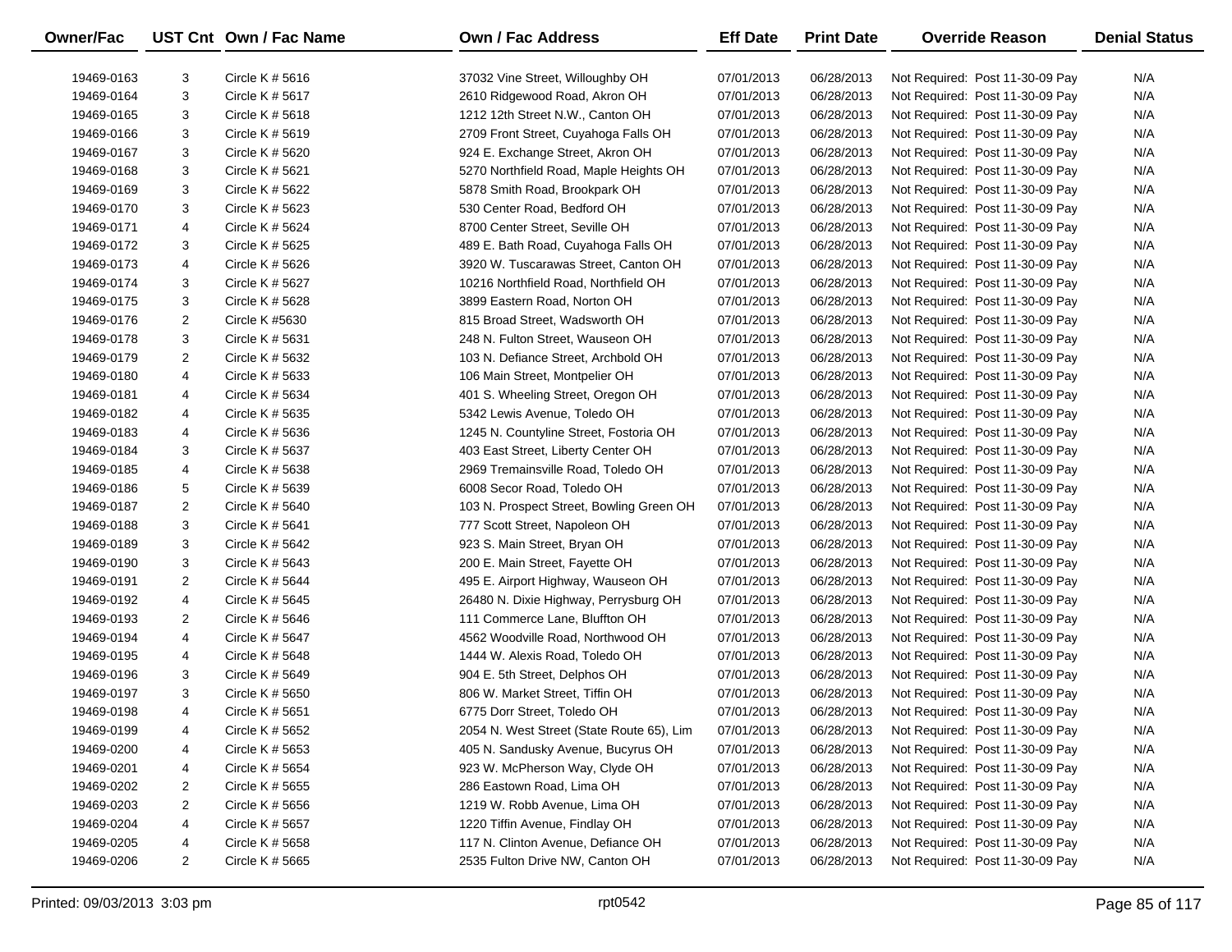| Owner/Fac | UST Cnt | Own / Fac Name | Own / Fac Address | Eff Date | Print Date | Override Reason | Denial Status |
|---|---|---|---|---|---|---|---|
| 19469-0163 | 3 | Circle K # 5616 | 37032 Vine Street, Willoughby OH | 07/01/2013 | 06/28/2013 | Not Required: Post 11-30-09 Pay | N/A |
| 19469-0164 | 3 | Circle K # 5617 | 2610 Ridgewood Road, Akron OH | 07/01/2013 | 06/28/2013 | Not Required: Post 11-30-09 Pay | N/A |
| 19469-0165 | 3 | Circle K # 5618 | 1212 12th Street N.W., Canton OH | 07/01/2013 | 06/28/2013 | Not Required: Post 11-30-09 Pay | N/A |
| 19469-0166 | 3 | Circle K # 5619 | 2709 Front Street, Cuyahoga Falls OH | 07/01/2013 | 06/28/2013 | Not Required: Post 11-30-09 Pay | N/A |
| 19469-0167 | 3 | Circle K # 5620 | 924 E. Exchange Street, Akron OH | 07/01/2013 | 06/28/2013 | Not Required: Post 11-30-09 Pay | N/A |
| 19469-0168 | 3 | Circle K # 5621 | 5270 Northfield Road, Maple Heights OH | 07/01/2013 | 06/28/2013 | Not Required: Post 11-30-09 Pay | N/A |
| 19469-0169 | 3 | Circle K # 5622 | 5878 Smith Road, Brookpark OH | 07/01/2013 | 06/28/2013 | Not Required: Post 11-30-09 Pay | N/A |
| 19469-0170 | 3 | Circle K # 5623 | 530 Center Road, Bedford OH | 07/01/2013 | 06/28/2013 | Not Required: Post 11-30-09 Pay | N/A |
| 19469-0171 | 4 | Circle K # 5624 | 8700 Center Street, Seville OH | 07/01/2013 | 06/28/2013 | Not Required: Post 11-30-09 Pay | N/A |
| 19469-0172 | 3 | Circle K # 5625 | 489 E. Bath Road, Cuyahoga Falls OH | 07/01/2013 | 06/28/2013 | Not Required: Post 11-30-09 Pay | N/A |
| 19469-0173 | 4 | Circle K # 5626 | 3920 W. Tuscarawas Street, Canton OH | 07/01/2013 | 06/28/2013 | Not Required: Post 11-30-09 Pay | N/A |
| 19469-0174 | 3 | Circle K # 5627 | 10216 Northfield Road, Northfield OH | 07/01/2013 | 06/28/2013 | Not Required: Post 11-30-09 Pay | N/A |
| 19469-0175 | 3 | Circle K # 5628 | 3899 Eastern Road, Norton OH | 07/01/2013 | 06/28/2013 | Not Required: Post 11-30-09 Pay | N/A |
| 19469-0176 | 2 | Circle K #5630 | 815 Broad Street, Wadsworth OH | 07/01/2013 | 06/28/2013 | Not Required: Post 11-30-09 Pay | N/A |
| 19469-0178 | 3 | Circle K # 5631 | 248 N. Fulton Street, Wauseon OH | 07/01/2013 | 06/28/2013 | Not Required: Post 11-30-09 Pay | N/A |
| 19469-0179 | 2 | Circle K # 5632 | 103 N. Defiance Street, Archbold OH | 07/01/2013 | 06/28/2013 | Not Required: Post 11-30-09 Pay | N/A |
| 19469-0180 | 4 | Circle K # 5633 | 106 Main Street, Montpelier OH | 07/01/2013 | 06/28/2013 | Not Required: Post 11-30-09 Pay | N/A |
| 19469-0181 | 4 | Circle K # 5634 | 401 S. Wheeling Street, Oregon OH | 07/01/2013 | 06/28/2013 | Not Required: Post 11-30-09 Pay | N/A |
| 19469-0182 | 4 | Circle K # 5635 | 5342 Lewis Avenue, Toledo OH | 07/01/2013 | 06/28/2013 | Not Required: Post 11-30-09 Pay | N/A |
| 19469-0183 | 4 | Circle K # 5636 | 1245 N. Countyline Street, Fostoria OH | 07/01/2013 | 06/28/2013 | Not Required: Post 11-30-09 Pay | N/A |
| 19469-0184 | 3 | Circle K # 5637 | 403 East Street, Liberty Center OH | 07/01/2013 | 06/28/2013 | Not Required: Post 11-30-09 Pay | N/A |
| 19469-0185 | 4 | Circle K # 5638 | 2969 Tremainsville Road, Toledo OH | 07/01/2013 | 06/28/2013 | Not Required: Post 11-30-09 Pay | N/A |
| 19469-0186 | 5 | Circle K # 5639 | 6008 Secor Road, Toledo OH | 07/01/2013 | 06/28/2013 | Not Required: Post 11-30-09 Pay | N/A |
| 19469-0187 | 2 | Circle K # 5640 | 103 N. Prospect Street, Bowling Green OH | 07/01/2013 | 06/28/2013 | Not Required: Post 11-30-09 Pay | N/A |
| 19469-0188 | 3 | Circle K # 5641 | 777 Scott Street, Napoleon OH | 07/01/2013 | 06/28/2013 | Not Required: Post 11-30-09 Pay | N/A |
| 19469-0189 | 3 | Circle K # 5642 | 923 S. Main Street, Bryan OH | 07/01/2013 | 06/28/2013 | Not Required: Post 11-30-09 Pay | N/A |
| 19469-0190 | 3 | Circle K # 5643 | 200 E. Main Street, Fayette OH | 07/01/2013 | 06/28/2013 | Not Required: Post 11-30-09 Pay | N/A |
| 19469-0191 | 2 | Circle K # 5644 | 495 E. Airport Highway, Wauseon OH | 07/01/2013 | 06/28/2013 | Not Required: Post 11-30-09 Pay | N/A |
| 19469-0192 | 4 | Circle K # 5645 | 26480 N. Dixie Highway, Perrysburg OH | 07/01/2013 | 06/28/2013 | Not Required: Post 11-30-09 Pay | N/A |
| 19469-0193 | 2 | Circle K # 5646 | 111 Commerce Lane, Bluffton OH | 07/01/2013 | 06/28/2013 | Not Required: Post 11-30-09 Pay | N/A |
| 19469-0194 | 4 | Circle K # 5647 | 4562 Woodville Road, Northwood OH | 07/01/2013 | 06/28/2013 | Not Required: Post 11-30-09 Pay | N/A |
| 19469-0195 | 4 | Circle K # 5648 | 1444 W. Alexis Road, Toledo OH | 07/01/2013 | 06/28/2013 | Not Required: Post 11-30-09 Pay | N/A |
| 19469-0196 | 3 | Circle K # 5649 | 904 E. 5th Street, Delphos OH | 07/01/2013 | 06/28/2013 | Not Required: Post 11-30-09 Pay | N/A |
| 19469-0197 | 3 | Circle K # 5650 | 806 W. Market Street, Tiffin OH | 07/01/2013 | 06/28/2013 | Not Required: Post 11-30-09 Pay | N/A |
| 19469-0198 | 4 | Circle K # 5651 | 6775 Dorr Street, Toledo OH | 07/01/2013 | 06/28/2013 | Not Required: Post 11-30-09 Pay | N/A |
| 19469-0199 | 4 | Circle K # 5652 | 2054 N. West Street (State Route 65), Lim | 07/01/2013 | 06/28/2013 | Not Required: Post 11-30-09 Pay | N/A |
| 19469-0200 | 4 | Circle K # 5653 | 405 N. Sandusky Avenue, Bucyrus OH | 07/01/2013 | 06/28/2013 | Not Required: Post 11-30-09 Pay | N/A |
| 19469-0201 | 4 | Circle K # 5654 | 923 W. McPherson Way, Clyde OH | 07/01/2013 | 06/28/2013 | Not Required: Post 11-30-09 Pay | N/A |
| 19469-0202 | 2 | Circle K # 5655 | 286 Eastown Road, Lima OH | 07/01/2013 | 06/28/2013 | Not Required: Post 11-30-09 Pay | N/A |
| 19469-0203 | 2 | Circle K # 5656 | 1219 W. Robb Avenue, Lima OH | 07/01/2013 | 06/28/2013 | Not Required: Post 11-30-09 Pay | N/A |
| 19469-0204 | 4 | Circle K # 5657 | 1220 Tiffin Avenue, Findlay OH | 07/01/2013 | 06/28/2013 | Not Required: Post 11-30-09 Pay | N/A |
| 19469-0205 | 4 | Circle K # 5658 | 117 N. Clinton Avenue, Defiance OH | 07/01/2013 | 06/28/2013 | Not Required: Post 11-30-09 Pay | N/A |
| 19469-0206 | 2 | Circle K # 5665 | 2535 Fulton Drive NW, Canton OH | 07/01/2013 | 06/28/2013 | Not Required: Post 11-30-09 Pay | N/A |

Printed: 09/03/2013 3:03 pm rpt0542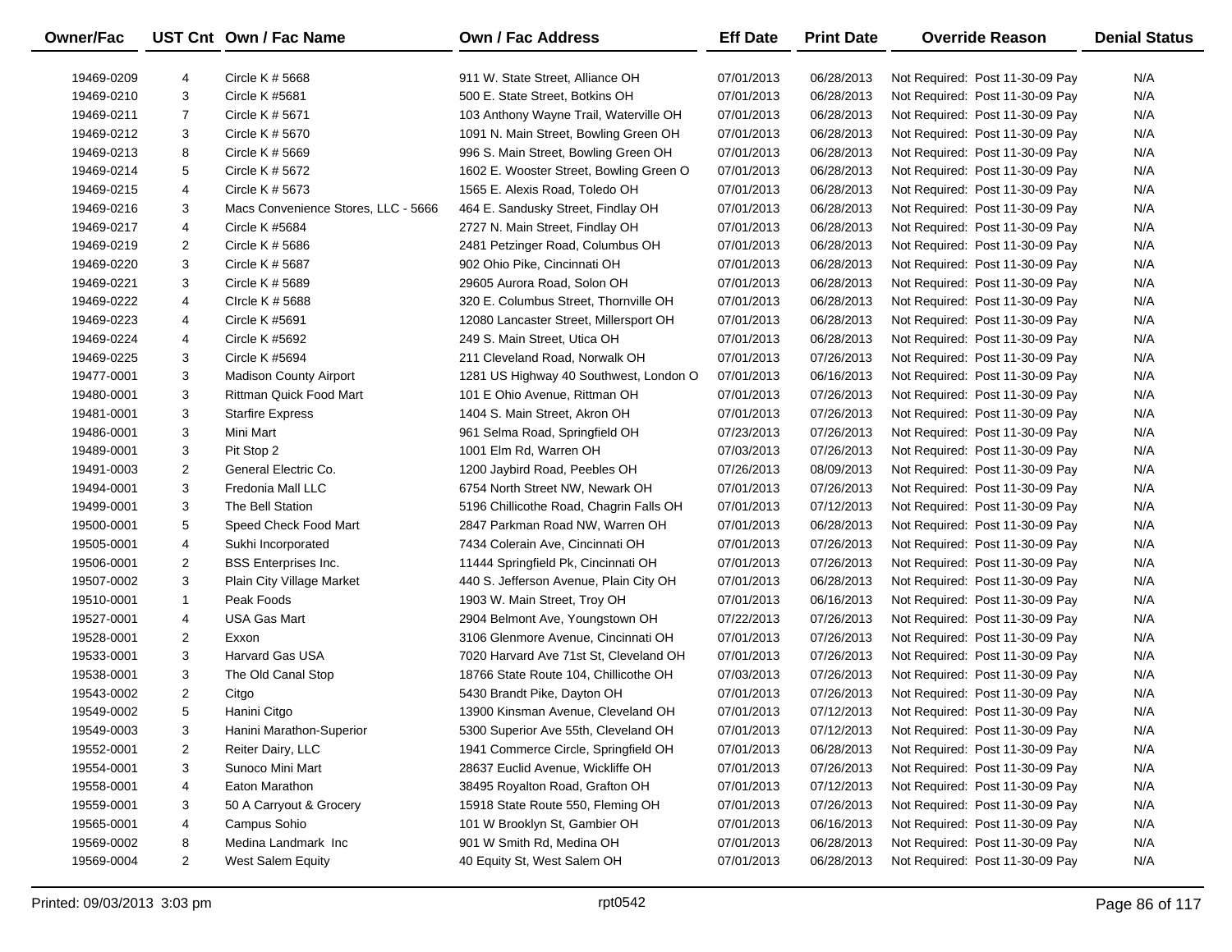| Owner/Fac | UST Cnt | Own / Fac Name | Own / Fac Address | Eff Date | Print Date | Override Reason | Denial Status |
|---|---|---|---|---|---|---|---|
| 19469-0209 | 4 | Circle K # 5668 | 911 W. State Street, Alliance OH | 07/01/2013 | 06/28/2013 | Not Required: Post 11-30-09 Pay | N/A |
| 19469-0210 | 3 | Circle K #5681 | 500 E. State Street, Botkins OH | 07/01/2013 | 06/28/2013 | Not Required: Post 11-30-09 Pay | N/A |
| 19469-0211 | 7 | Circle K # 5671 | 103 Anthony Wayne Trail, Waterville OH | 07/01/2013 | 06/28/2013 | Not Required: Post 11-30-09 Pay | N/A |
| 19469-0212 | 3 | Circle K # 5670 | 1091 N. Main Street, Bowling Green OH | 07/01/2013 | 06/28/2013 | Not Required: Post 11-30-09 Pay | N/A |
| 19469-0213 | 8 | Circle K # 5669 | 996 S. Main Street, Bowling Green OH | 07/01/2013 | 06/28/2013 | Not Required: Post 11-30-09 Pay | N/A |
| 19469-0214 | 5 | Circle K # 5672 | 1602 E. Wooster Street, Bowling Green O | 07/01/2013 | 06/28/2013 | Not Required: Post 11-30-09 Pay | N/A |
| 19469-0215 | 4 | Circle K # 5673 | 1565 E. Alexis Road, Toledo OH | 07/01/2013 | 06/28/2013 | Not Required: Post 11-30-09 Pay | N/A |
| 19469-0216 | 3 | Macs Convenience Stores, LLC - 5666 | 464 E. Sandusky Street, Findlay OH | 07/01/2013 | 06/28/2013 | Not Required: Post 11-30-09 Pay | N/A |
| 19469-0217 | 4 | Circle K #5684 | 2727 N. Main Street, Findlay OH | 07/01/2013 | 06/28/2013 | Not Required: Post 11-30-09 Pay | N/A |
| 19469-0219 | 2 | Circle K # 5686 | 2481 Petzinger Road, Columbus OH | 07/01/2013 | 06/28/2013 | Not Required: Post 11-30-09 Pay | N/A |
| 19469-0220 | 3 | Circle K # 5687 | 902 Ohio Pike, Cincinnati OH | 07/01/2013 | 06/28/2013 | Not Required: Post 11-30-09 Pay | N/A |
| 19469-0221 | 3 | Circle K # 5689 | 29605 Aurora Road, Solon OH | 07/01/2013 | 06/28/2013 | Not Required: Post 11-30-09 Pay | N/A |
| 19469-0222 | 4 | CIrcle K # 5688 | 320 E. Columbus Street, Thornville OH | 07/01/2013 | 06/28/2013 | Not Required: Post 11-30-09 Pay | N/A |
| 19469-0223 | 4 | Circle K #5691 | 12080 Lancaster Street, Millersport OH | 07/01/2013 | 06/28/2013 | Not Required: Post 11-30-09 Pay | N/A |
| 19469-0224 | 4 | Circle K #5692 | 249 S. Main Street, Utica OH | 07/01/2013 | 06/28/2013 | Not Required: Post 11-30-09 Pay | N/A |
| 19469-0225 | 3 | Circle K #5694 | 211 Cleveland Road, Norwalk OH | 07/01/2013 | 07/26/2013 | Not Required: Post 11-30-09 Pay | N/A |
| 19477-0001 | 3 | Madison County Airport | 1281 US Highway 40 Southwest, London O | 07/01/2013 | 06/16/2013 | Not Required: Post 11-30-09 Pay | N/A |
| 19480-0001 | 3 | Rittman Quick Food Mart | 101 E Ohio Avenue, Rittman OH | 07/01/2013 | 07/26/2013 | Not Required: Post 11-30-09 Pay | N/A |
| 19481-0001 | 3 | Starfire Express | 1404 S. Main Street, Akron OH | 07/01/2013 | 07/26/2013 | Not Required: Post 11-30-09 Pay | N/A |
| 19486-0001 | 3 | Mini Mart | 961 Selma Road, Springfield OH | 07/23/2013 | 07/26/2013 | Not Required: Post 11-30-09 Pay | N/A |
| 19489-0001 | 3 | Pit Stop 2 | 1001 Elm Rd, Warren OH | 07/03/2013 | 07/26/2013 | Not Required: Post 11-30-09 Pay | N/A |
| 19491-0003 | 2 | General Electric Co. | 1200 Jaybird Road, Peebles OH | 07/26/2013 | 08/09/2013 | Not Required: Post 11-30-09 Pay | N/A |
| 19494-0001 | 3 | Fredonia Mall LLC | 6754 North Street NW, Newark OH | 07/01/2013 | 07/26/2013 | Not Required: Post 11-30-09 Pay | N/A |
| 19499-0001 | 3 | The Bell Station | 5196 Chillicothe Road, Chagrin Falls OH | 07/01/2013 | 07/12/2013 | Not Required: Post 11-30-09 Pay | N/A |
| 19500-0001 | 5 | Speed Check Food Mart | 2847 Parkman Road NW, Warren OH | 07/01/2013 | 06/28/2013 | Not Required: Post 11-30-09 Pay | N/A |
| 19505-0001 | 4 | Sukhi Incorporated | 7434 Colerain Ave, Cincinnati OH | 07/01/2013 | 07/26/2013 | Not Required: Post 11-30-09 Pay | N/A |
| 19506-0001 | 2 | BSS Enterprises Inc. | 11444 Springfield Pk, Cincinnati OH | 07/01/2013 | 07/26/2013 | Not Required: Post 11-30-09 Pay | N/A |
| 19507-0002 | 3 | Plain City Village Market | 440 S. Jefferson Avenue, Plain City OH | 07/01/2013 | 06/28/2013 | Not Required: Post 11-30-09 Pay | N/A |
| 19510-0001 | 1 | Peak Foods | 1903 W. Main Street, Troy OH | 07/01/2013 | 06/16/2013 | Not Required: Post 11-30-09 Pay | N/A |
| 19527-0001 | 4 | USA Gas Mart | 2904 Belmont Ave, Youngstown OH | 07/22/2013 | 07/26/2013 | Not Required: Post 11-30-09 Pay | N/A |
| 19528-0001 | 2 | Exxon | 3106 Glenmore Avenue, Cincinnati OH | 07/01/2013 | 07/26/2013 | Not Required: Post 11-30-09 Pay | N/A |
| 19533-0001 | 3 | Harvard Gas USA | 7020 Harvard Ave 71st St, Cleveland OH | 07/01/2013 | 07/26/2013 | Not Required: Post 11-30-09 Pay | N/A |
| 19538-0001 | 3 | The Old Canal Stop | 18766 State Route 104, Chillicothe OH | 07/03/2013 | 07/26/2013 | Not Required: Post 11-30-09 Pay | N/A |
| 19543-0002 | 2 | Citgo | 5430 Brandt Pike, Dayton OH | 07/01/2013 | 07/26/2013 | Not Required: Post 11-30-09 Pay | N/A |
| 19549-0002 | 5 | Hanini Citgo | 13900 Kinsman Avenue, Cleveland OH | 07/01/2013 | 07/12/2013 | Not Required: Post 11-30-09 Pay | N/A |
| 19549-0003 | 3 | Hanini Marathon-Superior | 5300 Superior Ave 55th, Cleveland OH | 07/01/2013 | 07/12/2013 | Not Required: Post 11-30-09 Pay | N/A |
| 19552-0001 | 2 | Reiter Dairy, LLC | 1941 Commerce Circle, Springfield OH | 07/01/2013 | 06/28/2013 | Not Required: Post 11-30-09 Pay | N/A |
| 19554-0001 | 3 | Sunoco Mini Mart | 28637 Euclid Avenue, Wickliffe OH | 07/01/2013 | 07/26/2013 | Not Required: Post 11-30-09 Pay | N/A |
| 19558-0001 | 4 | Eaton Marathon | 38495 Royalton Road, Grafton OH | 07/01/2013 | 07/12/2013 | Not Required: Post 11-30-09 Pay | N/A |
| 19559-0001 | 3 | 50 A Carryout & Grocery | 15918 State Route 550, Fleming OH | 07/01/2013 | 07/26/2013 | Not Required: Post 11-30-09 Pay | N/A |
| 19565-0001 | 4 | Campus Sohio | 101 W Brooklyn St, Gambier OH | 07/01/2013 | 06/16/2013 | Not Required: Post 11-30-09 Pay | N/A |
| 19569-0002 | 8 | Medina Landmark Inc | 901 W Smith Rd, Medina OH | 07/01/2013 | 06/28/2013 | Not Required: Post 11-30-09 Pay | N/A |
| 19569-0004 | 2 | West Salem Equity | 40 Equity St, West Salem OH | 07/01/2013 | 06/28/2013 | Not Required: Post 11-30-09 Pay | N/A |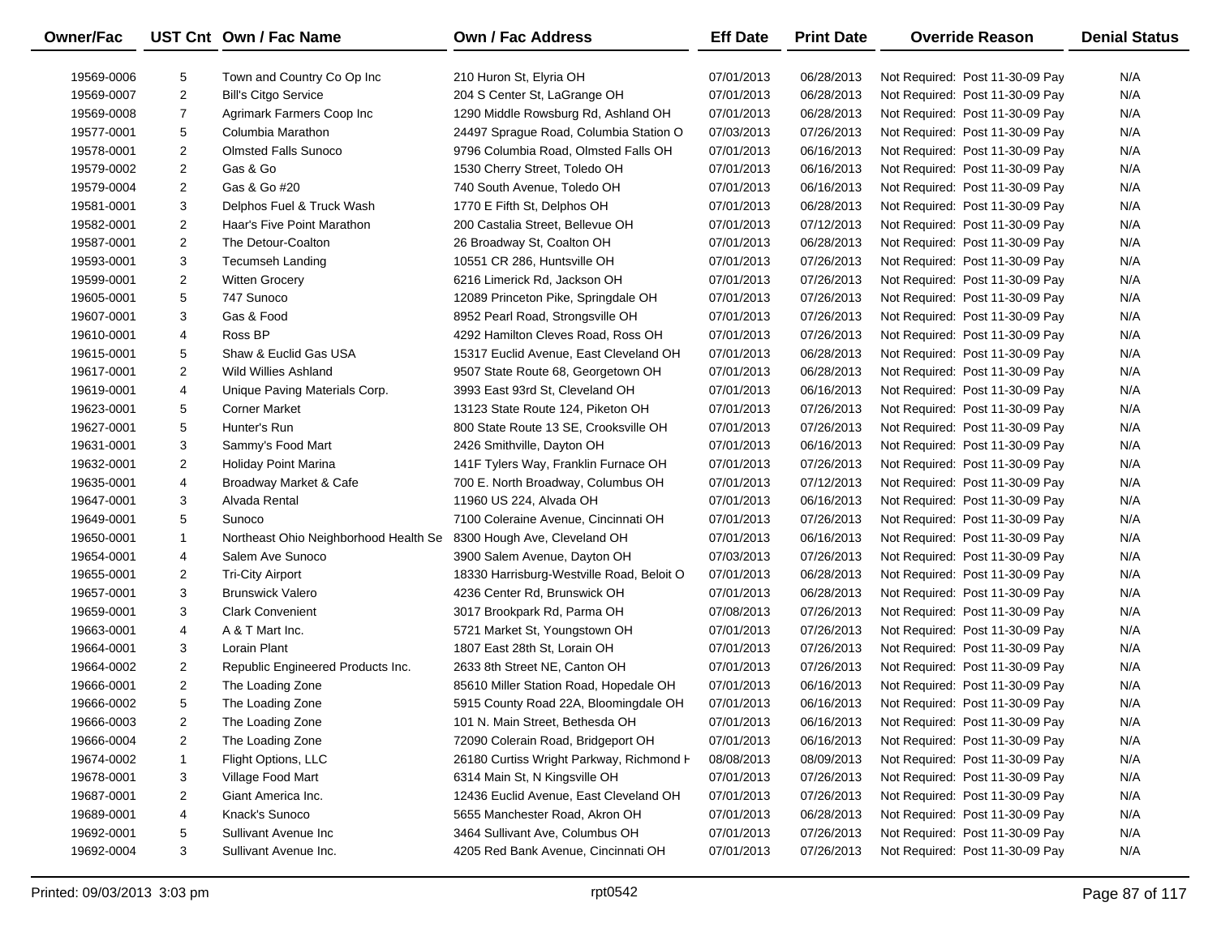| Owner/Fac | UST Cnt | Own / Fac Name | Own / Fac Address | Eff Date | Print Date | Override Reason | Denial Status |
|---|---|---|---|---|---|---|---|
| 19569-0006 | 5 | Town and Country Co Op Inc | 210 Huron St, Elyria OH | 07/01/2013 | 06/28/2013 | Not Required: Post 11-30-09 Pay | N/A |
| 19569-0007 | 2 | Bill's Citgo Service | 204 S Center St, LaGrange OH | 07/01/2013 | 06/28/2013 | Not Required: Post 11-30-09 Pay | N/A |
| 19569-0008 | 7 | Agrimark Farmers Coop Inc | 1290 Middle Rowsburg Rd, Ashland OH | 07/01/2013 | 06/28/2013 | Not Required: Post 11-30-09 Pay | N/A |
| 19577-0001 | 5 | Columbia Marathon | 24497 Sprague Road, Columbia Station O | 07/03/2013 | 07/26/2013 | Not Required: Post 11-30-09 Pay | N/A |
| 19578-0001 | 2 | Olmsted Falls Sunoco | 9796 Columbia Road, Olmsted Falls OH | 07/01/2013 | 06/16/2013 | Not Required: Post 11-30-09 Pay | N/A |
| 19579-0002 | 2 | Gas & Go | 1530 Cherry Street, Toledo OH | 07/01/2013 | 06/16/2013 | Not Required: Post 11-30-09 Pay | N/A |
| 19579-0004 | 2 | Gas & Go #20 | 740 South Avenue, Toledo OH | 07/01/2013 | 06/16/2013 | Not Required: Post 11-30-09 Pay | N/A |
| 19581-0001 | 3 | Delphos Fuel & Truck Wash | 1770 E Fifth St, Delphos OH | 07/01/2013 | 06/28/2013 | Not Required: Post 11-30-09 Pay | N/A |
| 19582-0001 | 2 | Haar's Five Point Marathon | 200 Castalia Street, Bellevue OH | 07/01/2013 | 07/12/2013 | Not Required: Post 11-30-09 Pay | N/A |
| 19587-0001 | 2 | The Detour-Coalton | 26 Broadway St, Coalton OH | 07/01/2013 | 06/28/2013 | Not Required: Post 11-30-09 Pay | N/A |
| 19593-0001 | 3 | Tecumseh Landing | 10551 CR 286, Huntsville OH | 07/01/2013 | 07/26/2013 | Not Required: Post 11-30-09 Pay | N/A |
| 19599-0001 | 2 | Witten Grocery | 6216 Limerick Rd, Jackson OH | 07/01/2013 | 07/26/2013 | Not Required: Post 11-30-09 Pay | N/A |
| 19605-0001 | 5 | 747 Sunoco | 12089 Princeton Pike, Springdale OH | 07/01/2013 | 07/26/2013 | Not Required: Post 11-30-09 Pay | N/A |
| 19607-0001 | 3 | Gas & Food | 8952 Pearl Road, Strongsville OH | 07/01/2013 | 07/26/2013 | Not Required: Post 11-30-09 Pay | N/A |
| 19610-0001 | 4 | Ross BP | 4292 Hamilton Cleves Road, Ross OH | 07/01/2013 | 07/26/2013 | Not Required: Post 11-30-09 Pay | N/A |
| 19615-0001 | 5 | Shaw & Euclid Gas USA | 15317 Euclid Avenue, East Cleveland OH | 07/01/2013 | 06/28/2013 | Not Required: Post 11-30-09 Pay | N/A |
| 19617-0001 | 2 | Wild Willies Ashland | 9507 State Route 68, Georgetown OH | 07/01/2013 | 06/28/2013 | Not Required: Post 11-30-09 Pay | N/A |
| 19619-0001 | 4 | Unique Paving Materials Corp. | 3993 East 93rd St, Cleveland OH | 07/01/2013 | 06/16/2013 | Not Required: Post 11-30-09 Pay | N/A |
| 19623-0001 | 5 | Corner Market | 13123 State Route 124, Piketon OH | 07/01/2013 | 07/26/2013 | Not Required: Post 11-30-09 Pay | N/A |
| 19627-0001 | 5 | Hunter's Run | 800 State Route 13 SE, Crooksville OH | 07/01/2013 | 07/26/2013 | Not Required: Post 11-30-09 Pay | N/A |
| 19631-0001 | 3 | Sammy's Food Mart | 2426 Smithville, Dayton OH | 07/01/2013 | 06/16/2013 | Not Required: Post 11-30-09 Pay | N/A |
| 19632-0001 | 2 | Holiday Point Marina | 141F Tylers Way, Franklin Furnace OH | 07/01/2013 | 07/26/2013 | Not Required: Post 11-30-09 Pay | N/A |
| 19635-0001 | 4 | Broadway Market & Cafe | 700 E. North Broadway, Columbus OH | 07/01/2013 | 07/12/2013 | Not Required: Post 11-30-09 Pay | N/A |
| 19647-0001 | 3 | Alvada Rental | 11960 US 224, Alvada OH | 07/01/2013 | 06/16/2013 | Not Required: Post 11-30-09 Pay | N/A |
| 19649-0001 | 5 | Sunoco | 7100 Coleraine Avenue, Cincinnati OH | 07/01/2013 | 07/26/2013 | Not Required: Post 11-30-09 Pay | N/A |
| 19650-0001 | 1 | Northeast Ohio Neighborhood Health Se | 8300 Hough Ave, Cleveland OH | 07/01/2013 | 06/16/2013 | Not Required: Post 11-30-09 Pay | N/A |
| 19654-0001 | 4 | Salem Ave Sunoco | 3900 Salem Avenue, Dayton OH | 07/03/2013 | 07/26/2013 | Not Required: Post 11-30-09 Pay | N/A |
| 19655-0001 | 2 | Tri-City Airport | 18330 Harrisburg-Westville Road, Beloit O | 07/01/2013 | 06/28/2013 | Not Required: Post 11-30-09 Pay | N/A |
| 19657-0001 | 3 | Brunswick Valero | 4236 Center Rd, Brunswick OH | 07/01/2013 | 06/28/2013 | Not Required: Post 11-30-09 Pay | N/A |
| 19659-0001 | 3 | Clark Convenient | 3017 Brookpark Rd, Parma OH | 07/08/2013 | 07/26/2013 | Not Required: Post 11-30-09 Pay | N/A |
| 19663-0001 | 4 | A & T Mart Inc. | 5721 Market St, Youngstown OH | 07/01/2013 | 07/26/2013 | Not Required: Post 11-30-09 Pay | N/A |
| 19664-0001 | 3 | Lorain Plant | 1807 East 28th St, Lorain OH | 07/01/2013 | 07/26/2013 | Not Required: Post 11-30-09 Pay | N/A |
| 19664-0002 | 2 | Republic Engineered Products Inc. | 2633 8th Street NE, Canton OH | 07/01/2013 | 07/26/2013 | Not Required: Post 11-30-09 Pay | N/A |
| 19666-0001 | 2 | The Loading Zone | 85610 Miller Station Road, Hopedale OH | 07/01/2013 | 06/16/2013 | Not Required: Post 11-30-09 Pay | N/A |
| 19666-0002 | 5 | The Loading Zone | 5915 County Road 22A, Bloomingdale OH | 07/01/2013 | 06/16/2013 | Not Required: Post 11-30-09 Pay | N/A |
| 19666-0003 | 2 | The Loading Zone | 101 N. Main Street, Bethesda OH | 07/01/2013 | 06/16/2013 | Not Required: Post 11-30-09 Pay | N/A |
| 19666-0004 | 2 | The Loading Zone | 72090 Colerain Road, Bridgeport OH | 07/01/2013 | 06/16/2013 | Not Required: Post 11-30-09 Pay | N/A |
| 19674-0002 | 1 | Flight Options, LLC | 26180 Curtiss Wright Parkway, Richmond H | 08/08/2013 | 08/09/2013 | Not Required: Post 11-30-09 Pay | N/A |
| 19678-0001 | 3 | Village Food Mart | 6314 Main St, N Kingsville OH | 07/01/2013 | 07/26/2013 | Not Required: Post 11-30-09 Pay | N/A |
| 19687-0001 | 2 | Giant America Inc. | 12436 Euclid Avenue, East Cleveland OH | 07/01/2013 | 07/26/2013 | Not Required: Post 11-30-09 Pay | N/A |
| 19689-0001 | 4 | Knack's Sunoco | 5655 Manchester Road, Akron OH | 07/01/2013 | 06/28/2013 | Not Required: Post 11-30-09 Pay | N/A |
| 19692-0001 | 5 | Sullivant Avenue Inc | 3464 Sullivant Ave, Columbus OH | 07/01/2013 | 07/26/2013 | Not Required: Post 11-30-09 Pay | N/A |
| 19692-0004 | 3 | Sullivant Avenue Inc. | 4205 Red Bank Avenue, Cincinnati OH | 07/01/2013 | 07/26/2013 | Not Required: Post 11-30-09 Pay | N/A |

Printed: 09/03/2013 3:03 pm rpt0542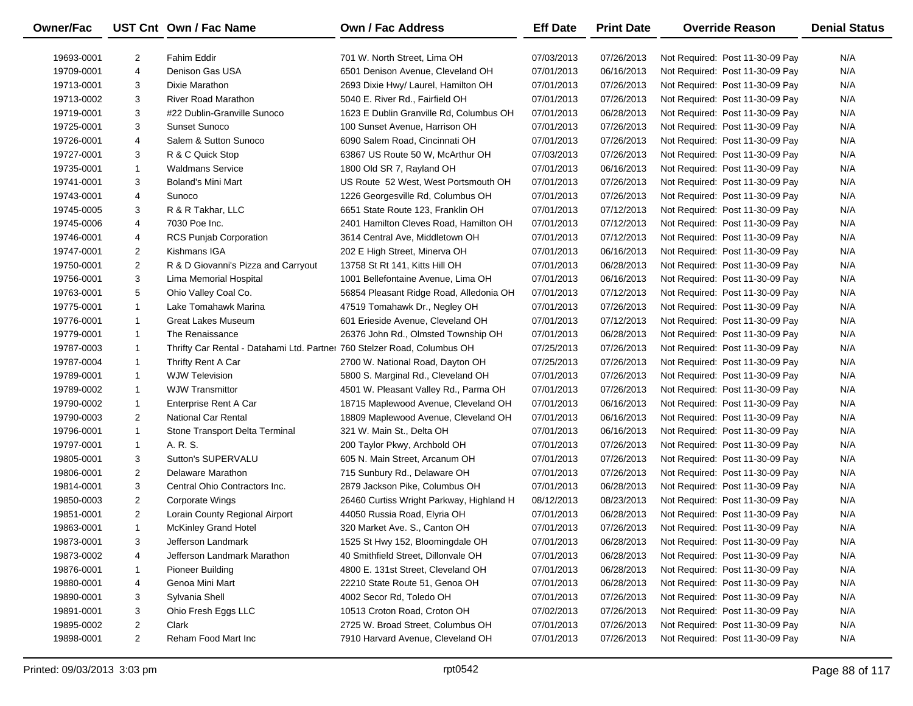| Owner/Fac | UST Cnt | Own / Fac Name | Own / Fac Address | Eff Date | Print Date | Override Reason | Denial Status |
|---|---|---|---|---|---|---|---|
| 19693-0001 | 2 | Fahim Eddir | 701 W. North Street, Lima OH | 07/03/2013 | 07/26/2013 | Not Required: Post 11-30-09 Pay | N/A |
| 19709-0001 | 4 | Denison Gas USA | 6501 Denison Avenue, Cleveland OH | 07/01/2013 | 06/16/2013 | Not Required: Post 11-30-09 Pay | N/A |
| 19713-0001 | 3 | Dixie Marathon | 2693 Dixie Hwy/ Laurel, Hamilton OH | 07/01/2013 | 07/26/2013 | Not Required: Post 11-30-09 Pay | N/A |
| 19713-0002 | 3 | River Road Marathon | 5040 E. River Rd., Fairfield OH | 07/01/2013 | 07/26/2013 | Not Required: Post 11-30-09 Pay | N/A |
| 19719-0001 | 3 | #22 Dublin-Granville Sunoco | 1623 E Dublin Granville Rd, Columbus OH | 07/01/2013 | 06/28/2013 | Not Required: Post 11-30-09 Pay | N/A |
| 19725-0001 | 3 | Sunset Sunoco | 100 Sunset Avenue, Harrison OH | 07/01/2013 | 07/26/2013 | Not Required: Post 11-30-09 Pay | N/A |
| 19726-0001 | 4 | Salem & Sutton Sunoco | 6090 Salem Road, Cincinnati OH | 07/01/2013 | 07/26/2013 | Not Required: Post 11-30-09 Pay | N/A |
| 19727-0001 | 3 | R & C Quick Stop | 63867 US Route 50 W, McArthur OH | 07/03/2013 | 07/26/2013 | Not Required: Post 11-30-09 Pay | N/A |
| 19735-0001 | 1 | Waldmans Service | 1800 Old SR 7, Rayland OH | 07/01/2013 | 06/16/2013 | Not Required: Post 11-30-09 Pay | N/A |
| 19741-0001 | 3 | Boland's Mini Mart | US Route 52 West, West Portsmouth OH | 07/01/2013 | 07/26/2013 | Not Required: Post 11-30-09 Pay | N/A |
| 19743-0001 | 4 | Sunoco | 1226 Georgesville Rd, Columbus OH | 07/01/2013 | 07/26/2013 | Not Required: Post 11-30-09 Pay | N/A |
| 19745-0005 | 3 | R & R Takhar, LLC | 6651 State Route 123, Franklin OH | 07/01/2013 | 07/12/2013 | Not Required: Post 11-30-09 Pay | N/A |
| 19745-0006 | 4 | 7030 Poe Inc. | 2401 Hamilton Cleves Road, Hamilton OH | 07/01/2013 | 07/12/2013 | Not Required: Post 11-30-09 Pay | N/A |
| 19746-0001 | 4 | RCS Punjab Corporation | 3614 Central Ave, Middletown OH | 07/01/2013 | 07/12/2013 | Not Required: Post 11-30-09 Pay | N/A |
| 19747-0001 | 2 | Kishmans IGA | 202 E High Street, Minerva OH | 07/01/2013 | 06/16/2013 | Not Required: Post 11-30-09 Pay | N/A |
| 19750-0001 | 2 | R & D Giovanni's Pizza and Carryout | 13758 St Rt 141, Kitts Hill OH | 07/01/2013 | 06/28/2013 | Not Required: Post 11-30-09 Pay | N/A |
| 19756-0001 | 3 | Lima Memorial Hospital | 1001 Bellefontaine Avenue, Lima OH | 07/01/2013 | 06/16/2013 | Not Required: Post 11-30-09 Pay | N/A |
| 19763-0001 | 5 | Ohio Valley Coal Co. | 56854 Pleasant Ridge Road, Alledonia OH | 07/01/2013 | 07/12/2013 | Not Required: Post 11-30-09 Pay | N/A |
| 19775-0001 | 1 | Lake Tomahawk Marina | 47519 Tomahawk Dr., Negley OH | 07/01/2013 | 07/26/2013 | Not Required: Post 11-30-09 Pay | N/A |
| 19776-0001 | 1 | Great Lakes Museum | 601 Erieside Avenue, Cleveland OH | 07/01/2013 | 07/12/2013 | Not Required: Post 11-30-09 Pay | N/A |
| 19779-0001 | 1 | The Renaissance | 26376 John Rd., Olmsted Township OH | 07/01/2013 | 06/28/2013 | Not Required: Post 11-30-09 Pay | N/A |
| 19787-0003 | 1 | Thrifty Car Rental - Datahami Ltd. Partner | 760 Stelzer Road, Columbus OH | 07/25/2013 | 07/26/2013 | Not Required: Post 11-30-09 Pay | N/A |
| 19787-0004 | 1 | Thrifty Rent A Car | 2700 W. National Road, Dayton OH | 07/25/2013 | 07/26/2013 | Not Required: Post 11-30-09 Pay | N/A |
| 19789-0001 | 1 | WJW Television | 5800 S. Marginal Rd., Cleveland OH | 07/01/2013 | 07/26/2013 | Not Required: Post 11-30-09 Pay | N/A |
| 19789-0002 | 1 | WJW Transmittor | 4501 W. Pleasant Valley Rd., Parma OH | 07/01/2013 | 07/26/2013 | Not Required: Post 11-30-09 Pay | N/A |
| 19790-0002 | 1 | Enterprise Rent A Car | 18715 Maplewood Avenue, Cleveland OH | 07/01/2013 | 06/16/2013 | Not Required: Post 11-30-09 Pay | N/A |
| 19790-0003 | 2 | National Car Rental | 18809 Maplewood Avenue, Cleveland OH | 07/01/2013 | 06/16/2013 | Not Required: Post 11-30-09 Pay | N/A |
| 19796-0001 | 1 | Stone Transport Delta Terminal | 321 W. Main St., Delta OH | 07/01/2013 | 06/16/2013 | Not Required: Post 11-30-09 Pay | N/A |
| 19797-0001 | 1 | A. R. S. | 200 Taylor Pkwy, Archbold OH | 07/01/2013 | 07/26/2013 | Not Required: Post 11-30-09 Pay | N/A |
| 19805-0001 | 3 | Sutton's SUPERVALU | 605 N. Main Street, Arcanum OH | 07/01/2013 | 07/26/2013 | Not Required: Post 11-30-09 Pay | N/A |
| 19806-0001 | 2 | Delaware Marathon | 715 Sunbury Rd., Delaware OH | 07/01/2013 | 07/26/2013 | Not Required: Post 11-30-09 Pay | N/A |
| 19814-0001 | 3 | Central Ohio Contractors Inc. | 2879 Jackson Pike, Columbus OH | 07/01/2013 | 06/28/2013 | Not Required: Post 11-30-09 Pay | N/A |
| 19850-0003 | 2 | Corporate Wings | 26460 Curtiss Wright Parkway, Highland H | 08/12/2013 | 08/23/2013 | Not Required: Post 11-30-09 Pay | N/A |
| 19851-0001 | 2 | Lorain County Regional Airport | 44050 Russia Road, Elyria OH | 07/01/2013 | 06/28/2013 | Not Required: Post 11-30-09 Pay | N/A |
| 19863-0001 | 1 | McKinley Grand Hotel | 320 Market Ave. S., Canton OH | 07/01/2013 | 07/26/2013 | Not Required: Post 11-30-09 Pay | N/A |
| 19873-0001 | 3 | Jefferson Landmark | 1525 St Hwy 152, Bloomingdale OH | 07/01/2013 | 06/28/2013 | Not Required: Post 11-30-09 Pay | N/A |
| 19873-0002 | 4 | Jefferson Landmark Marathon | 40 Smithfield Street, Dillonvale OH | 07/01/2013 | 06/28/2013 | Not Required: Post 11-30-09 Pay | N/A |
| 19876-0001 | 1 | Pioneer Building | 4800 E. 131st Street, Cleveland OH | 07/01/2013 | 06/28/2013 | Not Required: Post 11-30-09 Pay | N/A |
| 19880-0001 | 4 | Genoa Mini Mart | 22210 State Route 51, Genoa OH | 07/01/2013 | 06/28/2013 | Not Required: Post 11-30-09 Pay | N/A |
| 19890-0001 | 3 | Sylvania Shell | 4002 Secor Rd, Toledo OH | 07/01/2013 | 07/26/2013 | Not Required: Post 11-30-09 Pay | N/A |
| 19891-0001 | 3 | Ohio Fresh Eggs LLC | 10513 Croton Road, Croton OH | 07/02/2013 | 07/26/2013 | Not Required: Post 11-30-09 Pay | N/A |
| 19895-0002 | 2 | Clark | 2725 W. Broad Street, Columbus OH | 07/01/2013 | 07/26/2013 | Not Required: Post 11-30-09 Pay | N/A |
| 19898-0001 | 2 | Reham Food Mart Inc | 7910 Harvard Avenue, Cleveland OH | 07/01/2013 | 07/26/2013 | Not Required: Post 11-30-09 Pay | N/A |

Printed: 09/03/2013 3:03 pm rpt0542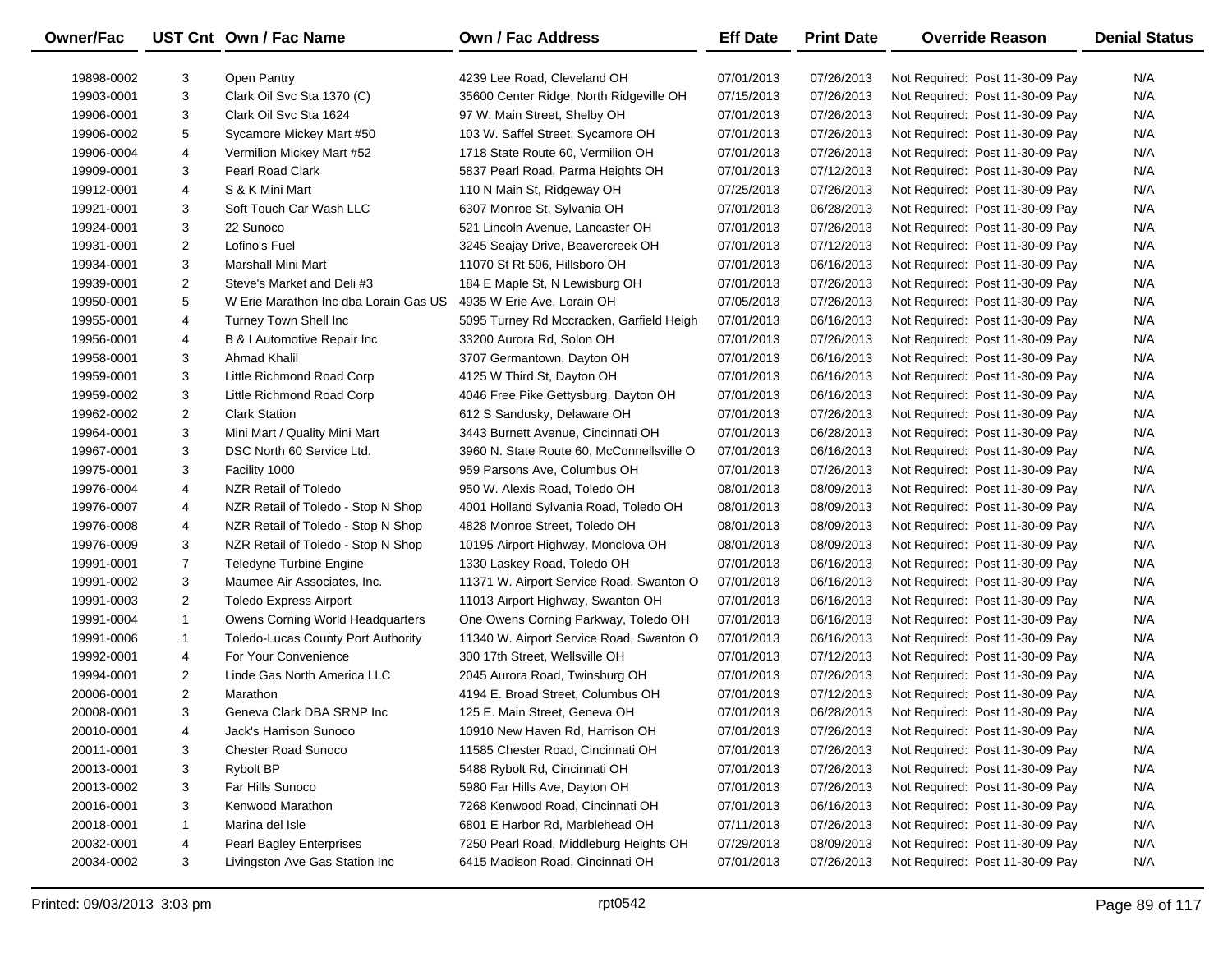| Owner/Fac | UST Cnt | Own / Fac Name | Own / Fac Address | Eff Date | Print Date | Override Reason | Denial Status |
|---|---|---|---|---|---|---|---|
| 19898-0002 | 3 | Open Pantry | 4239 Lee Road, Cleveland OH | 07/01/2013 | 07/26/2013 | Not Required: Post 11-30-09 Pay | N/A |
| 19903-0001 | 3 | Clark Oil Svc Sta 1370 (C) | 35600 Center Ridge, North Ridgeville OH | 07/15/2013 | 07/26/2013 | Not Required: Post 11-30-09 Pay | N/A |
| 19906-0001 | 3 | Clark Oil Svc Sta 1624 | 97 W. Main Street, Shelby OH | 07/01/2013 | 07/26/2013 | Not Required: Post 11-30-09 Pay | N/A |
| 19906-0002 | 5 | Sycamore Mickey Mart #50 | 103 W. Saffel Street, Sycamore OH | 07/01/2013 | 07/26/2013 | Not Required: Post 11-30-09 Pay | N/A |
| 19906-0004 | 4 | Vermilion Mickey Mart #52 | 1718 State Route 60, Vermilion OH | 07/01/2013 | 07/26/2013 | Not Required: Post 11-30-09 Pay | N/A |
| 19909-0001 | 3 | Pearl Road Clark | 5837 Pearl Road, Parma Heights OH | 07/01/2013 | 07/12/2013 | Not Required: Post 11-30-09 Pay | N/A |
| 19912-0001 | 4 | S & K Mini Mart | 110 N Main St, Ridgeway OH | 07/25/2013 | 07/26/2013 | Not Required: Post 11-30-09 Pay | N/A |
| 19921-0001 | 3 | Soft Touch Car Wash LLC | 6307 Monroe St, Sylvania OH | 07/01/2013 | 06/28/2013 | Not Required: Post 11-30-09 Pay | N/A |
| 19924-0001 | 3 | 22 Sunoco | 521 Lincoln Avenue, Lancaster OH | 07/01/2013 | 07/26/2013 | Not Required: Post 11-30-09 Pay | N/A |
| 19931-0001 | 2 | Lofino's Fuel | 3245 Seajay Drive, Beavercreek OH | 07/01/2013 | 07/12/2013 | Not Required: Post 11-30-09 Pay | N/A |
| 19934-0001 | 3 | Marshall Mini Mart | 11070 St Rt 506, Hillsboro OH | 07/01/2013 | 06/16/2013 | Not Required: Post 11-30-09 Pay | N/A |
| 19939-0001 | 2 | Steve's Market and Deli #3 | 184 E Maple St, N Lewisburg OH | 07/01/2013 | 07/26/2013 | Not Required: Post 11-30-09 Pay | N/A |
| 19950-0001 | 5 | W Erie Marathon Inc dba Lorain Gas US | 4935 W Erie Ave, Lorain OH | 07/05/2013 | 07/26/2013 | Not Required: Post 11-30-09 Pay | N/A |
| 19955-0001 | 4 | Turney Town Shell Inc | 5095 Turney Rd Mccracken, Garfield Heigh | 07/01/2013 | 06/16/2013 | Not Required: Post 11-30-09 Pay | N/A |
| 19956-0001 | 4 | B & I Automotive Repair Inc | 33200 Aurora Rd, Solon OH | 07/01/2013 | 07/26/2013 | Not Required: Post 11-30-09 Pay | N/A |
| 19958-0001 | 3 | Ahmad Khalil | 3707 Germantown, Dayton OH | 07/01/2013 | 06/16/2013 | Not Required: Post 11-30-09 Pay | N/A |
| 19959-0001 | 3 | Little Richmond Road Corp | 4125 W Third St, Dayton OH | 07/01/2013 | 06/16/2013 | Not Required: Post 11-30-09 Pay | N/A |
| 19959-0002 | 3 | Little Richmond Road Corp | 4046 Free Pike Gettysburg, Dayton OH | 07/01/2013 | 06/16/2013 | Not Required: Post 11-30-09 Pay | N/A |
| 19962-0002 | 2 | Clark Station | 612 S Sandusky, Delaware OH | 07/01/2013 | 07/26/2013 | Not Required: Post 11-30-09 Pay | N/A |
| 19964-0001 | 3 | Mini Mart / Quality Mini Mart | 3443 Burnett Avenue, Cincinnati OH | 07/01/2013 | 06/28/2013 | Not Required: Post 11-30-09 Pay | N/A |
| 19967-0001 | 3 | DSC North 60 Service Ltd. | 3960 N. State Route 60, McConnellsville O | 07/01/2013 | 06/16/2013 | Not Required: Post 11-30-09 Pay | N/A |
| 19975-0001 | 3 | Facility 1000 | 959 Parsons Ave, Columbus OH | 07/01/2013 | 07/26/2013 | Not Required: Post 11-30-09 Pay | N/A |
| 19976-0004 | 4 | NZR Retail of Toledo | 950 W. Alexis Road, Toledo OH | 08/01/2013 | 08/09/2013 | Not Required: Post 11-30-09 Pay | N/A |
| 19976-0007 | 4 | NZR Retail of Toledo - Stop N Shop | 4001 Holland Sylvania Road, Toledo OH | 08/01/2013 | 08/09/2013 | Not Required: Post 11-30-09 Pay | N/A |
| 19976-0008 | 4 | NZR Retail of Toledo - Stop N Shop | 4828 Monroe Street, Toledo OH | 08/01/2013 | 08/09/2013 | Not Required: Post 11-30-09 Pay | N/A |
| 19976-0009 | 3 | NZR Retail of Toledo - Stop N Shop | 10195 Airport Highway, Monclova OH | 08/01/2013 | 08/09/2013 | Not Required: Post 11-30-09 Pay | N/A |
| 19991-0001 | 7 | Teledyne Turbine Engine | 1330 Laskey Road, Toledo OH | 07/01/2013 | 06/16/2013 | Not Required: Post 11-30-09 Pay | N/A |
| 19991-0002 | 3 | Maumee Air Associates, Inc. | 11371 W. Airport Service Road, Swanton O | 07/01/2013 | 06/16/2013 | Not Required: Post 11-30-09 Pay | N/A |
| 19991-0003 | 2 | Toledo Express Airport | 11013 Airport Highway, Swanton OH | 07/01/2013 | 06/16/2013 | Not Required: Post 11-30-09 Pay | N/A |
| 19991-0004 | 1 | Owens Corning World Headquarters | One Owens Corning Parkway, Toledo OH | 07/01/2013 | 06/16/2013 | Not Required: Post 11-30-09 Pay | N/A |
| 19991-0006 | 1 | Toledo-Lucas County Port Authority | 11340 W. Airport Service Road, Swanton O | 07/01/2013 | 06/16/2013 | Not Required: Post 11-30-09 Pay | N/A |
| 19992-0001 | 4 | For Your Convenience | 300 17th Street, Wellsville OH | 07/01/2013 | 07/12/2013 | Not Required: Post 11-30-09 Pay | N/A |
| 19994-0001 | 2 | Linde Gas North America LLC | 2045 Aurora Road, Twinsburg OH | 07/01/2013 | 07/26/2013 | Not Required: Post 11-30-09 Pay | N/A |
| 20006-0001 | 2 | Marathon | 4194 E. Broad Street, Columbus OH | 07/01/2013 | 07/12/2013 | Not Required: Post 11-30-09 Pay | N/A |
| 20008-0001 | 3 | Geneva Clark DBA SRNP Inc | 125 E. Main Street, Geneva OH | 07/01/2013 | 06/28/2013 | Not Required: Post 11-30-09 Pay | N/A |
| 20010-0001 | 4 | Jack's Harrison Sunoco | 10910 New Haven Rd, Harrison OH | 07/01/2013 | 07/26/2013 | Not Required: Post 11-30-09 Pay | N/A |
| 20011-0001 | 3 | Chester Road Sunoco | 11585 Chester Road, Cincinnati OH | 07/01/2013 | 07/26/2013 | Not Required: Post 11-30-09 Pay | N/A |
| 20013-0001 | 3 | Rybolt BP | 5488 Rybolt Rd, Cincinnati OH | 07/01/2013 | 07/26/2013 | Not Required: Post 11-30-09 Pay | N/A |
| 20013-0002 | 3 | Far Hills Sunoco | 5980 Far Hills Ave, Dayton OH | 07/01/2013 | 07/26/2013 | Not Required: Post 11-30-09 Pay | N/A |
| 20016-0001 | 3 | Kenwood Marathon | 7268 Kenwood Road, Cincinnati OH | 07/01/2013 | 06/16/2013 | Not Required: Post 11-30-09 Pay | N/A |
| 20018-0001 | 1 | Marina del Isle | 6801 E Harbor Rd, Marblehead OH | 07/11/2013 | 07/26/2013 | Not Required: Post 11-30-09 Pay | N/A |
| 20032-0001 | 4 | Pearl Bagley Enterprises | 7250 Pearl Road, Middleburg Heights OH | 07/29/2013 | 08/09/2013 | Not Required: Post 11-30-09 Pay | N/A |
| 20034-0002 | 3 | Livingston Ave Gas Station Inc | 6415 Madison Road, Cincinnati OH | 07/01/2013 | 07/26/2013 | Not Required: Post 11-30-09 Pay | N/A |

Printed: 09/03/2013 3:03 pm rpt0542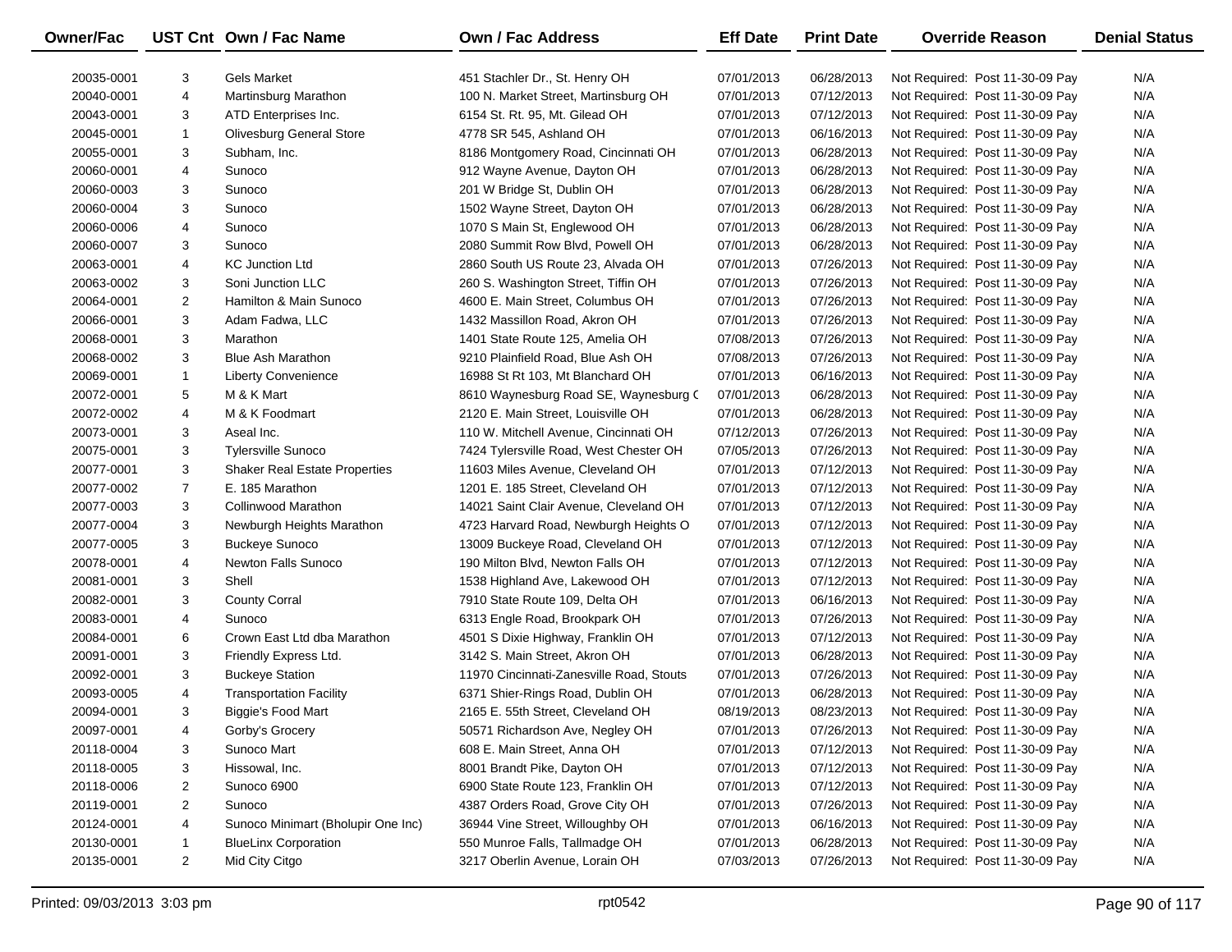| Owner/Fac | UST Cnt | Own / Fac Name | Own / Fac Address | Eff Date | Print Date | Override Reason | Denial Status |
|---|---|---|---|---|---|---|---|
| 20035-0001 | 3 | Gels Market | 451 Stachler Dr., St. Henry OH | 07/01/2013 | 06/28/2013 | Not Required: Post 11-30-09 Pay | N/A |
| 20040-0001 | 4 | Martinsburg Marathon | 100 N. Market Street, Martinsburg OH | 07/01/2013 | 07/12/2013 | Not Required: Post 11-30-09 Pay | N/A |
| 20043-0001 | 3 | ATD Enterprises Inc. | 6154 St. Rt. 95, Mt. Gilead OH | 07/01/2013 | 07/12/2013 | Not Required: Post 11-30-09 Pay | N/A |
| 20045-0001 | 1 | Olivesburg General Store | 4778 SR 545, Ashland OH | 07/01/2013 | 06/16/2013 | Not Required: Post 11-30-09 Pay | N/A |
| 20055-0001 | 3 | Subham, Inc. | 8186 Montgomery Road, Cincinnati OH | 07/01/2013 | 06/28/2013 | Not Required: Post 11-30-09 Pay | N/A |
| 20060-0001 | 4 | Sunoco | 912 Wayne Avenue, Dayton OH | 07/01/2013 | 06/28/2013 | Not Required: Post 11-30-09 Pay | N/A |
| 20060-0003 | 3 | Sunoco | 201 W Bridge St, Dublin OH | 07/01/2013 | 06/28/2013 | Not Required: Post 11-30-09 Pay | N/A |
| 20060-0004 | 3 | Sunoco | 1502 Wayne Street, Dayton OH | 07/01/2013 | 06/28/2013 | Not Required: Post 11-30-09 Pay | N/A |
| 20060-0006 | 4 | Sunoco | 1070 S Main St, Englewood OH | 07/01/2013 | 06/28/2013 | Not Required: Post 11-30-09 Pay | N/A |
| 20060-0007 | 3 | Sunoco | 2080 Summit Row Blvd, Powell OH | 07/01/2013 | 06/28/2013 | Not Required: Post 11-30-09 Pay | N/A |
| 20063-0001 | 4 | KC Junction Ltd | 2860 South US Route 23, Alvada OH | 07/01/2013 | 07/26/2013 | Not Required: Post 11-30-09 Pay | N/A |
| 20063-0002 | 3 | Soni Junction LLC | 260 S. Washington Street, Tiffin OH | 07/01/2013 | 07/26/2013 | Not Required: Post 11-30-09 Pay | N/A |
| 20064-0001 | 2 | Hamilton & Main Sunoco | 4600 E. Main Street, Columbus OH | 07/01/2013 | 07/26/2013 | Not Required: Post 11-30-09 Pay | N/A |
| 20066-0001 | 3 | Adam Fadwa, LLC | 1432 Massillon Road, Akron OH | 07/01/2013 | 07/26/2013 | Not Required: Post 11-30-09 Pay | N/A |
| 20068-0001 | 3 | Marathon | 1401 State Route 125, Amelia OH | 07/08/2013 | 07/26/2013 | Not Required: Post 11-30-09 Pay | N/A |
| 20068-0002 | 3 | Blue Ash Marathon | 9210 Plainfield Road, Blue Ash OH | 07/08/2013 | 07/26/2013 | Not Required: Post 11-30-09 Pay | N/A |
| 20069-0001 | 1 | Liberty Convenience | 16988 St Rt 103, Mt Blanchard OH | 07/01/2013 | 06/16/2013 | Not Required: Post 11-30-09 Pay | N/A |
| 20072-0001 | 5 | M & K Mart | 8610 Waynesburg Road SE, Waynesburg ( | 07/01/2013 | 06/28/2013 | Not Required: Post 11-30-09 Pay | N/A |
| 20072-0002 | 4 | M & K Foodmart | 2120 E. Main Street, Louisville OH | 07/01/2013 | 06/28/2013 | Not Required: Post 11-30-09 Pay | N/A |
| 20073-0001 | 3 | Aseal Inc. | 110 W. Mitchell Avenue, Cincinnati OH | 07/12/2013 | 07/26/2013 | Not Required: Post 11-30-09 Pay | N/A |
| 20075-0001 | 3 | Tylersville Sunoco | 7424 Tylersville Road, West Chester OH | 07/05/2013 | 07/26/2013 | Not Required: Post 11-30-09 Pay | N/A |
| 20077-0001 | 3 | Shaker Real Estate Properties | 11603 Miles Avenue, Cleveland OH | 07/01/2013 | 07/12/2013 | Not Required: Post 11-30-09 Pay | N/A |
| 20077-0002 | 7 | E. 185 Marathon | 1201 E. 185 Street, Cleveland OH | 07/01/2013 | 07/12/2013 | Not Required: Post 11-30-09 Pay | N/A |
| 20077-0003 | 3 | Collinwood Marathon | 14021 Saint Clair Avenue, Cleveland OH | 07/01/2013 | 07/12/2013 | Not Required: Post 11-30-09 Pay | N/A |
| 20077-0004 | 3 | Newburgh Heights Marathon | 4723 Harvard Road, Newburgh Heights O | 07/01/2013 | 07/12/2013 | Not Required: Post 11-30-09 Pay | N/A |
| 20077-0005 | 3 | Buckeye Sunoco | 13009 Buckeye Road, Cleveland OH | 07/01/2013 | 07/12/2013 | Not Required: Post 11-30-09 Pay | N/A |
| 20078-0001 | 4 | Newton Falls Sunoco | 190 Milton Blvd, Newton Falls OH | 07/01/2013 | 07/12/2013 | Not Required: Post 11-30-09 Pay | N/A |
| 20081-0001 | 3 | Shell | 1538 Highland Ave, Lakewood OH | 07/01/2013 | 07/12/2013 | Not Required: Post 11-30-09 Pay | N/A |
| 20082-0001 | 3 | County Corral | 7910 State Route 109, Delta OH | 07/01/2013 | 06/16/2013 | Not Required: Post 11-30-09 Pay | N/A |
| 20083-0001 | 4 | Sunoco | 6313 Engle Road, Brookpark OH | 07/01/2013 | 07/26/2013 | Not Required: Post 11-30-09 Pay | N/A |
| 20084-0001 | 6 | Crown East Ltd dba Marathon | 4501 S Dixie Highway, Franklin OH | 07/01/2013 | 07/12/2013 | Not Required: Post 11-30-09 Pay | N/A |
| 20091-0001 | 3 | Friendly Express Ltd. | 3142 S. Main Street, Akron OH | 07/01/2013 | 06/28/2013 | Not Required: Post 11-30-09 Pay | N/A |
| 20092-0001 | 3 | Buckeye Station | 11970 Cincinnati-Zanesville Road, Stouts | 07/01/2013 | 07/26/2013 | Not Required: Post 11-30-09 Pay | N/A |
| 20093-0005 | 4 | Transportation Facility | 6371 Shier-Rings Road, Dublin OH | 07/01/2013 | 06/28/2013 | Not Required: Post 11-30-09 Pay | N/A |
| 20094-0001 | 3 | Biggie's Food Mart | 2165 E. 55th Street, Cleveland OH | 08/19/2013 | 08/23/2013 | Not Required: Post 11-30-09 Pay | N/A |
| 20097-0001 | 4 | Gorby's Grocery | 50571 Richardson Ave, Negley OH | 07/01/2013 | 07/26/2013 | Not Required: Post 11-30-09 Pay | N/A |
| 20118-0004 | 3 | Sunoco Mart | 608 E. Main Street, Anna OH | 07/01/2013 | 07/12/2013 | Not Required: Post 11-30-09 Pay | N/A |
| 20118-0005 | 3 | Hissowal, Inc. | 8001 Brandt Pike, Dayton OH | 07/01/2013 | 07/12/2013 | Not Required: Post 11-30-09 Pay | N/A |
| 20118-0006 | 2 | Sunoco 6900 | 6900 State Route 123, Franklin OH | 07/01/2013 | 07/12/2013 | Not Required: Post 11-30-09 Pay | N/A |
| 20119-0001 | 2 | Sunoco | 4387 Orders Road, Grove City OH | 07/01/2013 | 07/26/2013 | Not Required: Post 11-30-09 Pay | N/A |
| 20124-0001 | 4 | Sunoco Minimart (Bholupir One Inc) | 36944 Vine Street, Willoughby OH | 07/01/2013 | 06/16/2013 | Not Required: Post 11-30-09 Pay | N/A |
| 20130-0001 | 1 | BlueLinx Corporation | 550 Munroe Falls, Tallmadge OH | 07/01/2013 | 06/28/2013 | Not Required: Post 11-30-09 Pay | N/A |
| 20135-0001 | 2 | Mid City Citgo | 3217 Oberlin Avenue, Lorain OH | 07/03/2013 | 07/26/2013 | Not Required: Post 11-30-09 Pay | N/A |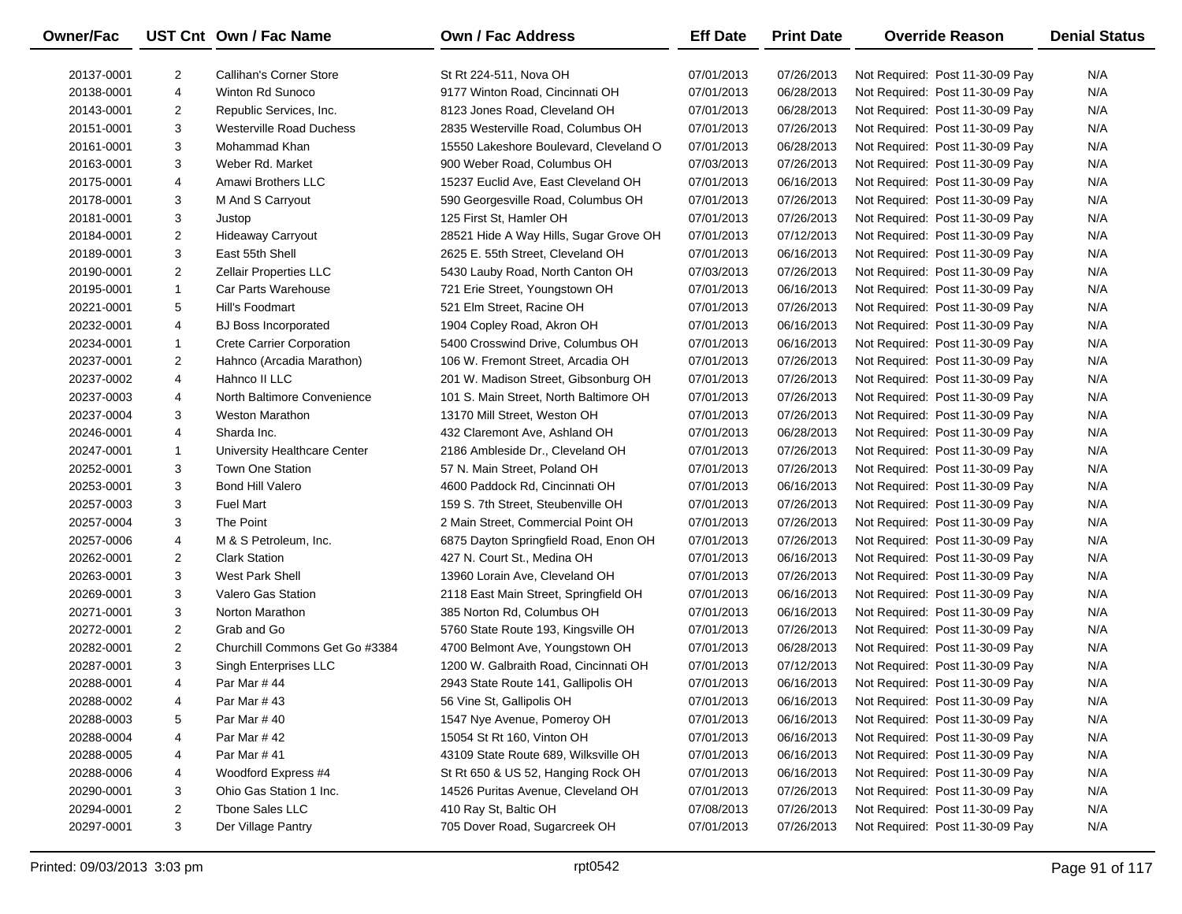| Owner/Fac | UST Cnt | Own / Fac Name | Own / Fac Address | Eff Date | Print Date | Override Reason | Denial Status |
|---|---|---|---|---|---|---|---|
| 20137-0001 | 2 | Callihan's Corner Store | St Rt 224-511, Nova OH | 07/01/2013 | 07/26/2013 | Not Required: Post 11-30-09 Pay | N/A |
| 20138-0001 | 4 | Winton Rd Sunoco | 9177 Winton Road, Cincinnati OH | 07/01/2013 | 06/28/2013 | Not Required: Post 11-30-09 Pay | N/A |
| 20143-0001 | 2 | Republic Services, Inc. | 8123 Jones Road, Cleveland OH | 07/01/2013 | 06/28/2013 | Not Required: Post 11-30-09 Pay | N/A |
| 20151-0001 | 3 | Westerville Road Duchess | 2835 Westerville Road, Columbus OH | 07/01/2013 | 07/26/2013 | Not Required: Post 11-30-09 Pay | N/A |
| 20161-0001 | 3 | Mohammad Khan | 15550 Lakeshore Boulevard, Cleveland O | 07/01/2013 | 06/28/2013 | Not Required: Post 11-30-09 Pay | N/A |
| 20163-0001 | 3 | Weber Rd. Market | 900 Weber Road, Columbus OH | 07/03/2013 | 07/26/2013 | Not Required: Post 11-30-09 Pay | N/A |
| 20175-0001 | 4 | Amawi Brothers LLC | 15237 Euclid Ave, East Cleveland OH | 07/01/2013 | 06/16/2013 | Not Required: Post 11-30-09 Pay | N/A |
| 20178-0001 | 3 | M And S Carryout | 590 Georgesville Road, Columbus OH | 07/01/2013 | 07/26/2013 | Not Required: Post 11-30-09 Pay | N/A |
| 20181-0001 | 3 | Justop | 125 First St, Hamler OH | 07/01/2013 | 07/26/2013 | Not Required: Post 11-30-09 Pay | N/A |
| 20184-0001 | 2 | Hideaway Carryout | 28521 Hide A Way Hills, Sugar Grove OH | 07/01/2013 | 07/12/2013 | Not Required: Post 11-30-09 Pay | N/A |
| 20189-0001 | 3 | East 55th Shell | 2625 E. 55th Street, Cleveland OH | 07/01/2013 | 06/16/2013 | Not Required: Post 11-30-09 Pay | N/A |
| 20190-0001 | 2 | Zellair Properties LLC | 5430 Lauby Road, North Canton OH | 07/03/2013 | 07/26/2013 | Not Required: Post 11-30-09 Pay | N/A |
| 20195-0001 | 1 | Car Parts Warehouse | 721 Erie Street, Youngstown OH | 07/01/2013 | 06/16/2013 | Not Required: Post 11-30-09 Pay | N/A |
| 20221-0001 | 5 | Hill's Foodmart | 521 Elm Street, Racine OH | 07/01/2013 | 07/26/2013 | Not Required: Post 11-30-09 Pay | N/A |
| 20232-0001 | 4 | BJ Boss Incorporated | 1904 Copley Road, Akron OH | 07/01/2013 | 06/16/2013 | Not Required: Post 11-30-09 Pay | N/A |
| 20234-0001 | 1 | Crete Carrier Corporation | 5400 Crosswind Drive, Columbus OH | 07/01/2013 | 06/16/2013 | Not Required: Post 11-30-09 Pay | N/A |
| 20237-0001 | 2 | Hahnco (Arcadia Marathon) | 106 W. Fremont Street, Arcadia OH | 07/01/2013 | 07/26/2013 | Not Required: Post 11-30-09 Pay | N/A |
| 20237-0002 | 4 | Hahnco II LLC | 201 W. Madison Street, Gibsonburg OH | 07/01/2013 | 07/26/2013 | Not Required: Post 11-30-09 Pay | N/A |
| 20237-0003 | 4 | North Baltimore Convenience | 101 S. Main Street, North Baltimore OH | 07/01/2013 | 07/26/2013 | Not Required: Post 11-30-09 Pay | N/A |
| 20237-0004 | 3 | Weston Marathon | 13170 Mill Street, Weston OH | 07/01/2013 | 07/26/2013 | Not Required: Post 11-30-09 Pay | N/A |
| 20246-0001 | 4 | Sharda Inc. | 432 Claremont Ave, Ashland OH | 07/01/2013 | 06/28/2013 | Not Required: Post 11-30-09 Pay | N/A |
| 20247-0001 | 1 | University Healthcare Center | 2186 Ambleside Dr., Cleveland OH | 07/01/2013 | 07/26/2013 | Not Required: Post 11-30-09 Pay | N/A |
| 20252-0001 | 3 | Town One Station | 57 N. Main Street, Poland OH | 07/01/2013 | 07/26/2013 | Not Required: Post 11-30-09 Pay | N/A |
| 20253-0001 | 3 | Bond Hill Valero | 4600 Paddock Rd, Cincinnati OH | 07/01/2013 | 06/16/2013 | Not Required: Post 11-30-09 Pay | N/A |
| 20257-0003 | 3 | Fuel Mart | 159 S. 7th Street, Steubenville OH | 07/01/2013 | 07/26/2013 | Not Required: Post 11-30-09 Pay | N/A |
| 20257-0004 | 3 | The Point | 2 Main Street, Commercial Point OH | 07/01/2013 | 07/26/2013 | Not Required: Post 11-30-09 Pay | N/A |
| 20257-0006 | 4 | M & S Petroleum, Inc. | 6875 Dayton Springfield Road, Enon OH | 07/01/2013 | 07/26/2013 | Not Required: Post 11-30-09 Pay | N/A |
| 20262-0001 | 2 | Clark Station | 427 N. Court St., Medina OH | 07/01/2013 | 06/16/2013 | Not Required: Post 11-30-09 Pay | N/A |
| 20263-0001 | 3 | West Park Shell | 13960 Lorain Ave, Cleveland OH | 07/01/2013 | 07/26/2013 | Not Required: Post 11-30-09 Pay | N/A |
| 20269-0001 | 3 | Valero Gas Station | 2118 East Main Street, Springfield OH | 07/01/2013 | 06/16/2013 | Not Required: Post 11-30-09 Pay | N/A |
| 20271-0001 | 3 | Norton Marathon | 385 Norton Rd, Columbus OH | 07/01/2013 | 06/16/2013 | Not Required: Post 11-30-09 Pay | N/A |
| 20272-0001 | 2 | Grab and Go | 5760 State Route 193, Kingsville OH | 07/01/2013 | 07/26/2013 | Not Required: Post 11-30-09 Pay | N/A |
| 20282-0001 | 2 | Churchill Commons Get Go #3384 | 4700 Belmont Ave, Youngstown OH | 07/01/2013 | 06/28/2013 | Not Required: Post 11-30-09 Pay | N/A |
| 20287-0001 | 3 | Singh Enterprises LLC | 1200 W. Galbraith Road, Cincinnati OH | 07/01/2013 | 07/12/2013 | Not Required: Post 11-30-09 Pay | N/A |
| 20288-0001 | 4 | Par Mar # 44 | 2943 State Route 141, Gallipolis OH | 07/01/2013 | 06/16/2013 | Not Required: Post 11-30-09 Pay | N/A |
| 20288-0002 | 4 | Par Mar # 43 | 56 Vine St, Gallipolis OH | 07/01/2013 | 06/16/2013 | Not Required: Post 11-30-09 Pay | N/A |
| 20288-0003 | 5 | Par Mar # 40 | 1547 Nye Avenue, Pomeroy OH | 07/01/2013 | 06/16/2013 | Not Required: Post 11-30-09 Pay | N/A |
| 20288-0004 | 4 | Par Mar # 42 | 15054 St Rt 160, Vinton OH | 07/01/2013 | 06/16/2013 | Not Required: Post 11-30-09 Pay | N/A |
| 20288-0005 | 4 | Par Mar # 41 | 43109 State Route 689, Wilksville OH | 07/01/2013 | 06/16/2013 | Not Required: Post 11-30-09 Pay | N/A |
| 20288-0006 | 4 | Woodford Express #4 | St Rt 650 & US 52, Hanging Rock OH | 07/01/2013 | 06/16/2013 | Not Required: Post 11-30-09 Pay | N/A |
| 20290-0001 | 3 | Ohio Gas Station 1 Inc. | 14526 Puritas Avenue, Cleveland OH | 07/01/2013 | 07/26/2013 | Not Required: Post 11-30-09 Pay | N/A |
| 20294-0001 | 2 | Tbone Sales LLC | 410 Ray St, Baltic OH | 07/08/2013 | 07/26/2013 | Not Required: Post 11-30-09 Pay | N/A |
| 20297-0001 | 3 | Der Village Pantry | 705 Dover Road, Sugarcreek OH | 07/01/2013 | 07/26/2013 | Not Required: Post 11-30-09 Pay | N/A |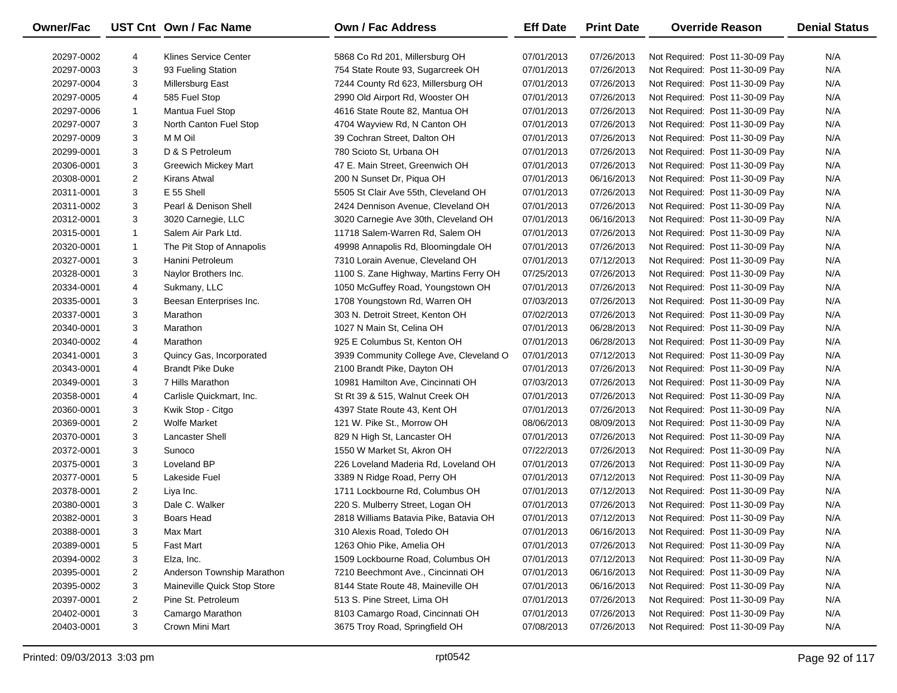| Owner/Fac | UST Cnt | Own / Fac Name | Own / Fac Address | Eff Date | Print Date | Override Reason | Denial Status |
|---|---|---|---|---|---|---|---|
| 20297-0002 | 4 | Klines Service Center | 5868 Co Rd 201, Millersburg OH | 07/01/2013 | 07/26/2013 | Not Required: Post 11-30-09 Pay | N/A |
| 20297-0003 | 3 | 93 Fueling Station | 754 State Route 93, Sugarcreek OH | 07/01/2013 | 07/26/2013 | Not Required: Post 11-30-09 Pay | N/A |
| 20297-0004 | 3 | Millersburg East | 7244 County Rd 623, Millersburg OH | 07/01/2013 | 07/26/2013 | Not Required: Post 11-30-09 Pay | N/A |
| 20297-0005 | 4 | 585 Fuel Stop | 2990 Old Airport Rd, Wooster OH | 07/01/2013 | 07/26/2013 | Not Required: Post 11-30-09 Pay | N/A |
| 20297-0006 | 1 | Mantua Fuel Stop | 4616 State Route 82, Mantua OH | 07/01/2013 | 07/26/2013 | Not Required: Post 11-30-09 Pay | N/A |
| 20297-0007 | 3 | North Canton Fuel Stop | 4704 Wayview Rd, N Canton OH | 07/01/2013 | 07/26/2013 | Not Required: Post 11-30-09 Pay | N/A |
| 20297-0009 | 3 | M M Oil | 39 Cochran Street, Dalton OH | 07/01/2013 | 07/26/2013 | Not Required: Post 11-30-09 Pay | N/A |
| 20299-0001 | 3 | D & S Petroleum | 780 Scioto St, Urbana OH | 07/01/2013 | 07/26/2013 | Not Required: Post 11-30-09 Pay | N/A |
| 20306-0001 | 3 | Greewich Mickey Mart | 47 E. Main Street, Greenwich OH | 07/01/2013 | 07/26/2013 | Not Required: Post 11-30-09 Pay | N/A |
| 20308-0001 | 2 | Kirans Atwal | 200 N Sunset Dr, Piqua OH | 07/01/2013 | 06/16/2013 | Not Required: Post 11-30-09 Pay | N/A |
| 20311-0001 | 3 | E 55 Shell | 5505 St Clair Ave 55th, Cleveland OH | 07/01/2013 | 07/26/2013 | Not Required: Post 11-30-09 Pay | N/A |
| 20311-0002 | 3 | Pearl & Denison Shell | 2424 Dennison Avenue, Cleveland OH | 07/01/2013 | 07/26/2013 | Not Required: Post 11-30-09 Pay | N/A |
| 20312-0001 | 3 | 3020 Carnegie, LLC | 3020 Carnegie Ave 30th, Cleveland OH | 07/01/2013 | 06/16/2013 | Not Required: Post 11-30-09 Pay | N/A |
| 20315-0001 | 1 | Salem Air Park Ltd. | 11718 Salem-Warren Rd, Salem OH | 07/01/2013 | 07/26/2013 | Not Required: Post 11-30-09 Pay | N/A |
| 20320-0001 | 1 | The Pit Stop of Annapolis | 49998 Annapolis Rd, Bloomingdale OH | 07/01/2013 | 07/26/2013 | Not Required: Post 11-30-09 Pay | N/A |
| 20327-0001 | 3 | Hanini Petroleum | 7310 Lorain Avenue, Cleveland OH | 07/01/2013 | 07/12/2013 | Not Required: Post 11-30-09 Pay | N/A |
| 20328-0001 | 3 | Naylor Brothers Inc. | 1100 S. Zane Highway, Martins Ferry OH | 07/25/2013 | 07/26/2013 | Not Required: Post 11-30-09 Pay | N/A |
| 20334-0001 | 4 | Sukmany, LLC | 1050 McGuffey Road, Youngstown OH | 07/01/2013 | 07/26/2013 | Not Required: Post 11-30-09 Pay | N/A |
| 20335-0001 | 3 | Beesan Enterprises Inc. | 1708 Youngstown Rd, Warren OH | 07/03/2013 | 07/26/2013 | Not Required: Post 11-30-09 Pay | N/A |
| 20337-0001 | 3 | Marathon | 303 N. Detroit Street, Kenton OH | 07/02/2013 | 07/26/2013 | Not Required: Post 11-30-09 Pay | N/A |
| 20340-0001 | 3 | Marathon | 1027 N Main St, Celina OH | 07/01/2013 | 06/28/2013 | Not Required: Post 11-30-09 Pay | N/A |
| 20340-0002 | 4 | Marathon | 925 E Columbus St, Kenton OH | 07/01/2013 | 06/28/2013 | Not Required: Post 11-30-09 Pay | N/A |
| 20341-0001 | 3 | Quincy Gas, Incorporated | 3939 Community College Ave, Cleveland O | 07/01/2013 | 07/12/2013 | Not Required: Post 11-30-09 Pay | N/A |
| 20343-0001 | 4 | Brandt Pike Duke | 2100 Brandt Pike, Dayton OH | 07/01/2013 | 07/26/2013 | Not Required: Post 11-30-09 Pay | N/A |
| 20349-0001 | 3 | 7 Hills Marathon | 10981 Hamilton Ave, Cincinnati OH | 07/03/2013 | 07/26/2013 | Not Required: Post 11-30-09 Pay | N/A |
| 20358-0001 | 4 | Carlisle Quickmart, Inc. | St Rt 39 & 515, Walnut Creek OH | 07/01/2013 | 07/26/2013 | Not Required: Post 11-30-09 Pay | N/A |
| 20360-0001 | 3 | Kwik Stop - Citgo | 4397 State Route 43, Kent OH | 07/01/2013 | 07/26/2013 | Not Required: Post 11-30-09 Pay | N/A |
| 20369-0001 | 2 | Wolfe Market | 121 W. Pike St., Morrow OH | 08/06/2013 | 08/09/2013 | Not Required: Post 11-30-09 Pay | N/A |
| 20370-0001 | 3 | Lancaster Shell | 829 N High St, Lancaster OH | 07/01/2013 | 07/26/2013 | Not Required: Post 11-30-09 Pay | N/A |
| 20372-0001 | 3 | Sunoco | 1550 W Market St, Akron OH | 07/22/2013 | 07/26/2013 | Not Required: Post 11-30-09 Pay | N/A |
| 20375-0001 | 3 | Loveland BP | 226 Loveland Maderia Rd, Loveland OH | 07/01/2013 | 07/26/2013 | Not Required: Post 11-30-09 Pay | N/A |
| 20377-0001 | 5 | Lakeside Fuel | 3389 N Ridge Road, Perry OH | 07/01/2013 | 07/12/2013 | Not Required: Post 11-30-09 Pay | N/A |
| 20378-0001 | 2 | Liya Inc. | 1711 Lockbourne Rd, Columbus OH | 07/01/2013 | 07/12/2013 | Not Required: Post 11-30-09 Pay | N/A |
| 20380-0001 | 3 | Dale C. Walker | 220 S. Mulberry Street, Logan OH | 07/01/2013 | 07/26/2013 | Not Required: Post 11-30-09 Pay | N/A |
| 20382-0001 | 3 | Boars Head | 2818 Williams Batavia Pike, Batavia OH | 07/01/2013 | 07/12/2013 | Not Required: Post 11-30-09 Pay | N/A |
| 20388-0001 | 3 | Max Mart | 310 Alexis Road, Toledo OH | 07/01/2013 | 06/16/2013 | Not Required: Post 11-30-09 Pay | N/A |
| 20389-0001 | 5 | Fast Mart | 1263 Ohio Pike, Amelia OH | 07/01/2013 | 07/26/2013 | Not Required: Post 11-30-09 Pay | N/A |
| 20394-0002 | 3 | Elza, Inc. | 1509 Lockbourne Road, Columbus OH | 07/01/2013 | 07/12/2013 | Not Required: Post 11-30-09 Pay | N/A |
| 20395-0001 | 2 | Anderson Township Marathon | 7210 Beechmont Ave., Cincinnati OH | 07/01/2013 | 06/16/2013 | Not Required: Post 11-30-09 Pay | N/A |
| 20395-0002 | 3 | Maineville Quick Stop Store | 8144 State Route 48, Maineville OH | 07/01/2013 | 06/16/2013 | Not Required: Post 11-30-09 Pay | N/A |
| 20397-0001 | 2 | Pine St. Petroleum | 513 S. Pine Street, Lima OH | 07/01/2013 | 07/26/2013 | Not Required: Post 11-30-09 Pay | N/A |
| 20402-0001 | 3 | Camargo Marathon | 8103 Camargo Road, Cincinnati OH | 07/01/2013 | 07/26/2013 | Not Required: Post 11-30-09 Pay | N/A |
| 20403-0001 | 3 | Crown Mini Mart | 3675 Troy Road, Springfield OH | 07/08/2013 | 07/26/2013 | Not Required: Post 11-30-09 Pay | N/A |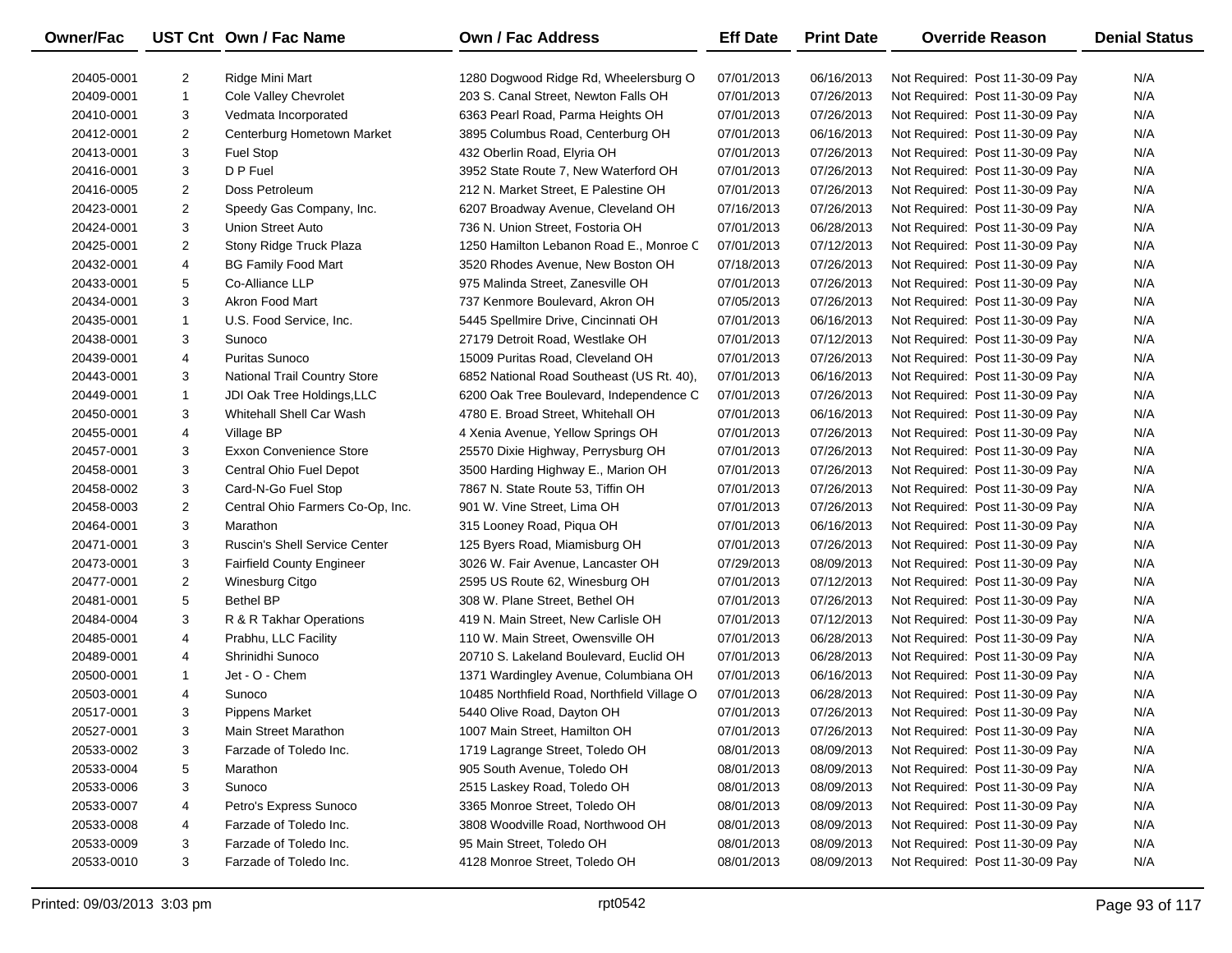| Owner/Fac | UST Cnt | Own / Fac Name | Own / Fac Address | Eff Date | Print Date | Override Reason | Denial Status |
|---|---|---|---|---|---|---|---|
| 20405-0001 | 2 | Ridge Mini Mart | 1280 Dogwood Ridge Rd, Wheelersburg O | 07/01/2013 | 06/16/2013 | Not Required: Post 11-30-09 Pay | N/A |
| 20409-0001 | 1 | Cole Valley Chevrolet | 203 S. Canal Street, Newton Falls OH | 07/01/2013 | 07/26/2013 | Not Required: Post 11-30-09 Pay | N/A |
| 20410-0001 | 3 | Vedmata Incorporated | 6363 Pearl Road, Parma Heights OH | 07/01/2013 | 07/26/2013 | Not Required: Post 11-30-09 Pay | N/A |
| 20412-0001 | 2 | Centerburg Hometown Market | 3895 Columbus Road, Centerburg OH | 07/01/2013 | 06/16/2013 | Not Required: Post 11-30-09 Pay | N/A |
| 20413-0001 | 3 | Fuel Stop | 432 Oberlin Road, Elyria OH | 07/01/2013 | 07/26/2013 | Not Required: Post 11-30-09 Pay | N/A |
| 20416-0001 | 3 | D P Fuel | 3952 State Route 7, New Waterford OH | 07/01/2013 | 07/26/2013 | Not Required: Post 11-30-09 Pay | N/A |
| 20416-0005 | 2 | Doss Petroleum | 212 N. Market Street, E Palestine OH | 07/01/2013 | 07/26/2013 | Not Required: Post 11-30-09 Pay | N/A |
| 20423-0001 | 2 | Speedy Gas Company, Inc. | 6207 Broadway Avenue, Cleveland OH | 07/16/2013 | 07/26/2013 | Not Required: Post 11-30-09 Pay | N/A |
| 20424-0001 | 3 | Union Street Auto | 736 N. Union Street, Fostoria OH | 07/01/2013 | 06/28/2013 | Not Required: Post 11-30-09 Pay | N/A |
| 20425-0001 | 2 | Stony Ridge Truck Plaza | 1250 Hamilton Lebanon Road E., Monroe C | 07/01/2013 | 07/12/2013 | Not Required: Post 11-30-09 Pay | N/A |
| 20432-0001 | 4 | BG Family Food Mart | 3520 Rhodes Avenue, New Boston OH | 07/18/2013 | 07/26/2013 | Not Required: Post 11-30-09 Pay | N/A |
| 20433-0001 | 5 | Co-Alliance LLP | 975 Malinda Street, Zanesville OH | 07/01/2013 | 07/26/2013 | Not Required: Post 11-30-09 Pay | N/A |
| 20434-0001 | 3 | Akron Food Mart | 737 Kenmore Boulevard, Akron OH | 07/05/2013 | 07/26/2013 | Not Required: Post 11-30-09 Pay | N/A |
| 20435-0001 | 1 | U.S. Food Service, Inc. | 5445 Spellmire Drive, Cincinnati OH | 07/01/2013 | 06/16/2013 | Not Required: Post 11-30-09 Pay | N/A |
| 20438-0001 | 3 | Sunoco | 27179 Detroit Road, Westlake OH | 07/01/2013 | 07/12/2013 | Not Required: Post 11-30-09 Pay | N/A |
| 20439-0001 | 4 | Puritas Sunoco | 15009 Puritas Road, Cleveland OH | 07/01/2013 | 07/26/2013 | Not Required: Post 11-30-09 Pay | N/A |
| 20443-0001 | 3 | National Trail Country Store | 6852 National Road Southeast (US Rt. 40), | 07/01/2013 | 06/16/2013 | Not Required: Post 11-30-09 Pay | N/A |
| 20449-0001 | 1 | JDI Oak Tree Holdings,LLC | 6200 Oak Tree Boulevard, Independence C | 07/01/2013 | 07/26/2013 | Not Required: Post 11-30-09 Pay | N/A |
| 20450-0001 | 3 | Whitehall Shell Car Wash | 4780 E. Broad Street, Whitehall OH | 07/01/2013 | 06/16/2013 | Not Required: Post 11-30-09 Pay | N/A |
| 20455-0001 | 4 | Village BP | 4 Xenia Avenue, Yellow Springs OH | 07/01/2013 | 07/26/2013 | Not Required: Post 11-30-09 Pay | N/A |
| 20457-0001 | 3 | Exxon Convenience Store | 25570 Dixie Highway, Perrysburg OH | 07/01/2013 | 07/26/2013 | Not Required: Post 11-30-09 Pay | N/A |
| 20458-0001 | 3 | Central Ohio Fuel Depot | 3500 Harding Highway E., Marion OH | 07/01/2013 | 07/26/2013 | Not Required: Post 11-30-09 Pay | N/A |
| 20458-0002 | 3 | Card-N-Go Fuel Stop | 7867 N. State Route 53, Tiffin OH | 07/01/2013 | 07/26/2013 | Not Required: Post 11-30-09 Pay | N/A |
| 20458-0003 | 2 | Central Ohio Farmers Co-Op, Inc. | 901 W. Vine Street, Lima OH | 07/01/2013 | 07/26/2013 | Not Required: Post 11-30-09 Pay | N/A |
| 20464-0001 | 3 | Marathon | 315 Looney Road, Piqua OH | 07/01/2013 | 06/16/2013 | Not Required: Post 11-30-09 Pay | N/A |
| 20471-0001 | 3 | Ruscin's Shell Service Center | 125 Byers Road, Miamisburg OH | 07/01/2013 | 07/26/2013 | Not Required: Post 11-30-09 Pay | N/A |
| 20473-0001 | 3 | Fairfield County Engineer | 3026 W. Fair Avenue, Lancaster OH | 07/29/2013 | 08/09/2013 | Not Required: Post 11-30-09 Pay | N/A |
| 20477-0001 | 2 | Winesburg Citgo | 2595 US Route 62, Winesburg OH | 07/01/2013 | 07/12/2013 | Not Required: Post 11-30-09 Pay | N/A |
| 20481-0001 | 5 | Bethel BP | 308 W. Plane Street, Bethel OH | 07/01/2013 | 07/26/2013 | Not Required: Post 11-30-09 Pay | N/A |
| 20484-0004 | 3 | R & R Takhar Operations | 419 N. Main Street, New Carlisle OH | 07/01/2013 | 07/12/2013 | Not Required: Post 11-30-09 Pay | N/A |
| 20485-0001 | 4 | Prabhu, LLC Facility | 110 W. Main Street, Owensville OH | 07/01/2013 | 06/28/2013 | Not Required: Post 11-30-09 Pay | N/A |
| 20489-0001 | 4 | Shrinidhi Sunoco | 20710 S. Lakeland Boulevard, Euclid OH | 07/01/2013 | 06/28/2013 | Not Required: Post 11-30-09 Pay | N/A |
| 20500-0001 | 1 | Jet - O - Chem | 1371 Wardingley Avenue, Columbiana OH | 07/01/2013 | 06/16/2013 | Not Required: Post 11-30-09 Pay | N/A |
| 20503-0001 | 4 | Sunoco | 10485 Northfield Road, Northfield Village O | 07/01/2013 | 06/28/2013 | Not Required: Post 11-30-09 Pay | N/A |
| 20517-0001 | 3 | Pippens Market | 5440 Olive Road, Dayton OH | 07/01/2013 | 07/26/2013 | Not Required: Post 11-30-09 Pay | N/A |
| 20527-0001 | 3 | Main Street Marathon | 1007 Main Street, Hamilton OH | 07/01/2013 | 07/26/2013 | Not Required: Post 11-30-09 Pay | N/A |
| 20533-0002 | 3 | Farzade of Toledo Inc. | 1719 Lagrange Street, Toledo OH | 08/01/2013 | 08/09/2013 | Not Required: Post 11-30-09 Pay | N/A |
| 20533-0004 | 5 | Marathon | 905 South Avenue, Toledo OH | 08/01/2013 | 08/09/2013 | Not Required: Post 11-30-09 Pay | N/A |
| 20533-0006 | 3 | Sunoco | 2515 Laskey Road, Toledo OH | 08/01/2013 | 08/09/2013 | Not Required: Post 11-30-09 Pay | N/A |
| 20533-0007 | 4 | Petro's Express Sunoco | 3365 Monroe Street, Toledo OH | 08/01/2013 | 08/09/2013 | Not Required: Post 11-30-09 Pay | N/A |
| 20533-0008 | 4 | Farzade of Toledo Inc. | 3808 Woodville Road, Northwood OH | 08/01/2013 | 08/09/2013 | Not Required: Post 11-30-09 Pay | N/A |
| 20533-0009 | 3 | Farzade of Toledo Inc. | 95 Main Street, Toledo OH | 08/01/2013 | 08/09/2013 | Not Required: Post 11-30-09 Pay | N/A |
| 20533-0010 | 3 | Farzade of Toledo Inc. | 4128 Monroe Street, Toledo OH | 08/01/2013 | 08/09/2013 | Not Required: Post 11-30-09 Pay | N/A |

Printed: 09/03/2013 3:03 pm rpt0542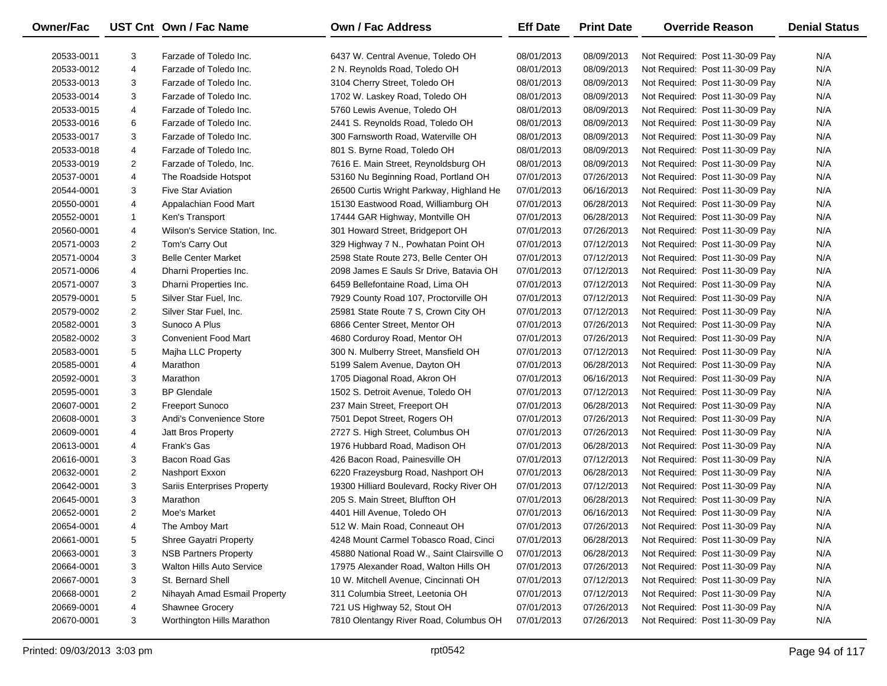| Owner/Fac | UST Cnt | Own / Fac Name | Own / Fac Address | Eff Date | Print Date | Override Reason | Denial Status |
|---|---|---|---|---|---|---|---|
| 20533-0011 | 3 | Farzade of Toledo Inc. | 6437 W. Central Avenue, Toledo OH | 08/01/2013 | 08/09/2013 | Not Required: Post 11-30-09 Pay | N/A |
| 20533-0012 | 4 | Farzade of Toledo Inc. | 2 N. Reynolds Road, Toledo OH | 08/01/2013 | 08/09/2013 | Not Required: Post 11-30-09 Pay | N/A |
| 20533-0013 | 3 | Farzade of Toledo Inc. | 3104 Cherry Street, Toledo OH | 08/01/2013 | 08/09/2013 | Not Required: Post 11-30-09 Pay | N/A |
| 20533-0014 | 3 | Farzade of Toledo Inc. | 1702 W. Laskey Road, Toledo OH | 08/01/2013 | 08/09/2013 | Not Required: Post 11-30-09 Pay | N/A |
| 20533-0015 | 4 | Farzade of Toledo Inc. | 5760 Lewis Avenue, Toledo OH | 08/01/2013 | 08/09/2013 | Not Required: Post 11-30-09 Pay | N/A |
| 20533-0016 | 6 | Farzade of Toledo Inc. | 2441 S. Reynolds Road, Toledo OH | 08/01/2013 | 08/09/2013 | Not Required: Post 11-30-09 Pay | N/A |
| 20533-0017 | 3 | Farzade of Toledo Inc. | 300 Farnsworth Road, Waterville OH | 08/01/2013 | 08/09/2013 | Not Required: Post 11-30-09 Pay | N/A |
| 20533-0018 | 4 | Farzade of Toledo Inc. | 801 S. Byrne Road, Toledo OH | 08/01/2013 | 08/09/2013 | Not Required: Post 11-30-09 Pay | N/A |
| 20533-0019 | 2 | Farzade of Toledo, Inc. | 7616 E. Main Street, Reynoldsburg OH | 08/01/2013 | 08/09/2013 | Not Required: Post 11-30-09 Pay | N/A |
| 20537-0001 | 4 | The Roadside Hotspot | 53160 Nu Beginning Road, Portland OH | 07/01/2013 | 07/26/2013 | Not Required: Post 11-30-09 Pay | N/A |
| 20544-0001 | 3 | Five Star Aviation | 26500 Curtis Wright Parkway, Highland He | 07/01/2013 | 06/16/2013 | Not Required: Post 11-30-09 Pay | N/A |
| 20550-0001 | 4 | Appalachian Food Mart | 15130 Eastwood Road, Williamburg OH | 07/01/2013 | 06/28/2013 | Not Required: Post 11-30-09 Pay | N/A |
| 20552-0001 | 1 | Ken's Transport | 17444 GAR Highway, Montville OH | 07/01/2013 | 06/28/2013 | Not Required: Post 11-30-09 Pay | N/A |
| 20560-0001 | 4 | Wilson's Service Station, Inc. | 301 Howard Street, Bridgeport OH | 07/01/2013 | 07/26/2013 | Not Required: Post 11-30-09 Pay | N/A |
| 20571-0003 | 2 | Tom's Carry Out | 329 Highway 7 N., Powhatan Point OH | 07/01/2013 | 07/12/2013 | Not Required: Post 11-30-09 Pay | N/A |
| 20571-0004 | 3 | Belle Center Market | 2598 State Route 273, Belle Center OH | 07/01/2013 | 07/12/2013 | Not Required: Post 11-30-09 Pay | N/A |
| 20571-0006 | 4 | Dharni Properties Inc. | 2098 James E Sauls Sr Drive, Batavia OH | 07/01/2013 | 07/12/2013 | Not Required: Post 11-30-09 Pay | N/A |
| 20571-0007 | 3 | Dharni Properties Inc. | 6459 Bellefontaine Road, Lima OH | 07/01/2013 | 07/12/2013 | Not Required: Post 11-30-09 Pay | N/A |
| 20579-0001 | 5 | Silver Star Fuel, Inc. | 7929 County Road 107, Proctorville OH | 07/01/2013 | 07/12/2013 | Not Required: Post 11-30-09 Pay | N/A |
| 20579-0002 | 2 | Silver Star Fuel, Inc. | 25981 State Route 7 S, Crown City OH | 07/01/2013 | 07/12/2013 | Not Required: Post 11-30-09 Pay | N/A |
| 20582-0001 | 3 | Sunoco A Plus | 6866 Center Street, Mentor OH | 07/01/2013 | 07/26/2013 | Not Required: Post 11-30-09 Pay | N/A |
| 20582-0002 | 3 | Convenient Food Mart | 4680 Corduroy Road, Mentor OH | 07/01/2013 | 07/26/2013 | Not Required: Post 11-30-09 Pay | N/A |
| 20583-0001 | 5 | Majha LLC Property | 300 N. Mulberry Street, Mansfield OH | 07/01/2013 | 07/12/2013 | Not Required: Post 11-30-09 Pay | N/A |
| 20585-0001 | 4 | Marathon | 5199 Salem Avenue, Dayton OH | 07/01/2013 | 06/28/2013 | Not Required: Post 11-30-09 Pay | N/A |
| 20592-0001 | 3 | Marathon | 1705 Diagonal Road, Akron OH | 07/01/2013 | 06/16/2013 | Not Required: Post 11-30-09 Pay | N/A |
| 20595-0001 | 3 | BP Glendale | 1502 S. Detroit Avenue, Toledo OH | 07/01/2013 | 07/12/2013 | Not Required: Post 11-30-09 Pay | N/A |
| 20607-0001 | 2 | Freeport Sunoco | 237 Main Street, Freeport OH | 07/01/2013 | 06/28/2013 | Not Required: Post 11-30-09 Pay | N/A |
| 20608-0001 | 3 | Andi's Convenience Store | 7501 Depot Street, Rogers OH | 07/01/2013 | 07/26/2013 | Not Required: Post 11-30-09 Pay | N/A |
| 20609-0001 | 4 | Jatt Bros Property | 2727 S. High Street, Columbus OH | 07/01/2013 | 07/26/2013 | Not Required: Post 11-30-09 Pay | N/A |
| 20613-0001 | 4 | Frank's Gas | 1976 Hubbard Road, Madison OH | 07/01/2013 | 06/28/2013 | Not Required: Post 11-30-09 Pay | N/A |
| 20616-0001 | 3 | Bacon Road Gas | 426 Bacon Road, Painesville OH | 07/01/2013 | 07/12/2013 | Not Required: Post 11-30-09 Pay | N/A |
| 20632-0001 | 2 | Nashport Exxon | 6220 Frazeysburg Road, Nashport OH | 07/01/2013 | 06/28/2013 | Not Required: Post 11-30-09 Pay | N/A |
| 20642-0001 | 3 | Sariis Enterprises Property | 19300 Hilliard Boulevard, Rocky River OH | 07/01/2013 | 07/12/2013 | Not Required: Post 11-30-09 Pay | N/A |
| 20645-0001 | 3 | Marathon | 205 S. Main Street, Bluffton OH | 07/01/2013 | 06/28/2013 | Not Required: Post 11-30-09 Pay | N/A |
| 20652-0001 | 2 | Moe's Market | 4401 Hill Avenue, Toledo OH | 07/01/2013 | 06/16/2013 | Not Required: Post 11-30-09 Pay | N/A |
| 20654-0001 | 4 | The Amboy Mart | 512 W. Main Road, Conneaut OH | 07/01/2013 | 07/26/2013 | Not Required: Post 11-30-09 Pay | N/A |
| 20661-0001 | 5 | Shree Gayatri Property | 4248 Mount Carmel Tobasco Road, Cinci | 07/01/2013 | 06/28/2013 | Not Required: Post 11-30-09 Pay | N/A |
| 20663-0001 | 3 | NSB Partners Property | 45880 National Road W., Saint Clairsville O | 07/01/2013 | 06/28/2013 | Not Required: Post 11-30-09 Pay | N/A |
| 20664-0001 | 3 | Walton Hills Auto Service | 17975 Alexander Road, Walton Hills OH | 07/01/2013 | 07/26/2013 | Not Required: Post 11-30-09 Pay | N/A |
| 20667-0001 | 3 | St. Bernard Shell | 10 W. Mitchell Avenue, Cincinnati OH | 07/01/2013 | 07/12/2013 | Not Required: Post 11-30-09 Pay | N/A |
| 20668-0001 | 2 | Nihayah Amad Esmail Property | 311 Columbia Street, Leetonia OH | 07/01/2013 | 07/12/2013 | Not Required: Post 11-30-09 Pay | N/A |
| 20669-0001 | 4 | Shawnee Grocery | 721 US Highway 52, Stout OH | 07/01/2013 | 07/26/2013 | Not Required: Post 11-30-09 Pay | N/A |
| 20670-0001 | 3 | Worthington Hills Marathon | 7810 Olentangy River Road, Columbus OH | 07/01/2013 | 07/26/2013 | Not Required: Post 11-30-09 Pay | N/A |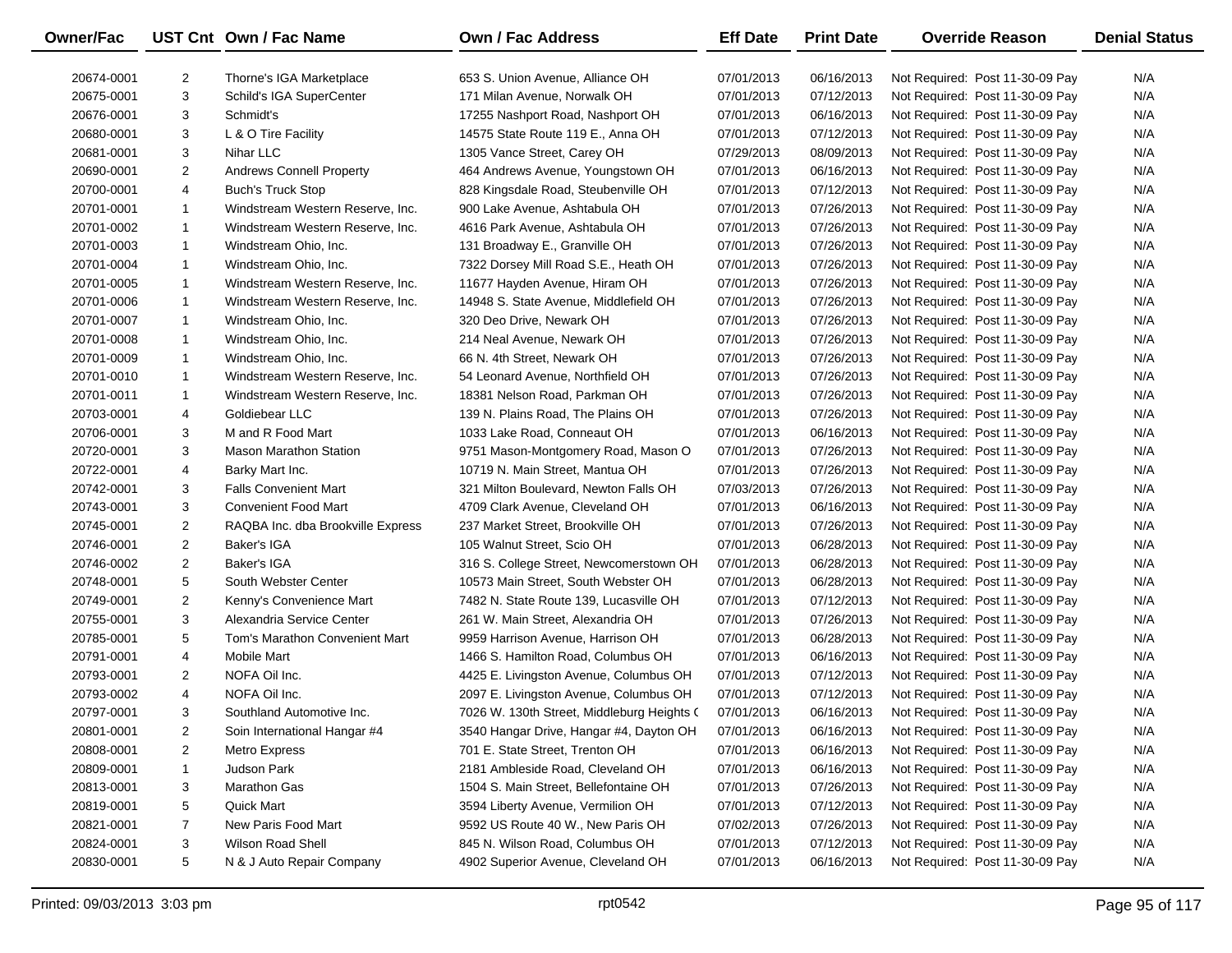| Owner/Fac | UST Cnt | Own / Fac Name | Own / Fac Address | Eff Date | Print Date | Override Reason | Denial Status |
|---|---|---|---|---|---|---|---|
| 20674-0001 | 2 | Thorne's IGA Marketplace | 653 S. Union Avenue, Alliance OH | 07/01/2013 | 06/16/2013 | Not Required: Post 11-30-09 Pay | N/A |
| 20675-0001 | 3 | Schild's IGA SuperCenter | 171 Milan Avenue, Norwalk OH | 07/01/2013 | 07/12/2013 | Not Required: Post 11-30-09 Pay | N/A |
| 20676-0001 | 3 | Schmidt's | 17255 Nashport Road, Nashport OH | 07/01/2013 | 06/16/2013 | Not Required: Post 11-30-09 Pay | N/A |
| 20680-0001 | 3 | L & O Tire Facility | 14575 State Route 119 E., Anna OH | 07/01/2013 | 07/12/2013 | Not Required: Post 11-30-09 Pay | N/A |
| 20681-0001 | 3 | Nihar LLC | 1305 Vance Street, Carey OH | 07/29/2013 | 08/09/2013 | Not Required: Post 11-30-09 Pay | N/A |
| 20690-0001 | 2 | Andrews Connell Property | 464 Andrews Avenue, Youngstown OH | 07/01/2013 | 06/16/2013 | Not Required: Post 11-30-09 Pay | N/A |
| 20700-0001 | 4 | Buch's Truck Stop | 828 Kingsdale Road, Steubenville OH | 07/01/2013 | 07/12/2013 | Not Required: Post 11-30-09 Pay | N/A |
| 20701-0001 | 1 | Windstream Western Reserve, Inc. | 900 Lake Avenue, Ashtabula OH | 07/01/2013 | 07/26/2013 | Not Required: Post 11-30-09 Pay | N/A |
| 20701-0002 | 1 | Windstream Western Reserve, Inc. | 4616 Park Avenue, Ashtabula OH | 07/01/2013 | 07/26/2013 | Not Required: Post 11-30-09 Pay | N/A |
| 20701-0003 | 1 | Windstream Ohio, Inc. | 131 Broadway E., Granville OH | 07/01/2013 | 07/26/2013 | Not Required: Post 11-30-09 Pay | N/A |
| 20701-0004 | 1 | Windstream Ohio, Inc. | 7322 Dorsey Mill Road S.E., Heath OH | 07/01/2013 | 07/26/2013 | Not Required: Post 11-30-09 Pay | N/A |
| 20701-0005 | 1 | Windstream Western Reserve, Inc. | 11677 Hayden Avenue, Hiram OH | 07/01/2013 | 07/26/2013 | Not Required: Post 11-30-09 Pay | N/A |
| 20701-0006 | 1 | Windstream Western Reserve, Inc. | 14948 S. State Avenue, Middlefield OH | 07/01/2013 | 07/26/2013 | Not Required: Post 11-30-09 Pay | N/A |
| 20701-0007 | 1 | Windstream Ohio, Inc. | 320 Deo Drive, Newark OH | 07/01/2013 | 07/26/2013 | Not Required: Post 11-30-09 Pay | N/A |
| 20701-0008 | 1 | Windstream Ohio, Inc. | 214 Neal Avenue, Newark OH | 07/01/2013 | 07/26/2013 | Not Required: Post 11-30-09 Pay | N/A |
| 20701-0009 | 1 | Windstream Ohio, Inc. | 66 N. 4th Street, Newark OH | 07/01/2013 | 07/26/2013 | Not Required: Post 11-30-09 Pay | N/A |
| 20701-0010 | 1 | Windstream Western Reserve, Inc. | 54 Leonard Avenue, Northfield OH | 07/01/2013 | 07/26/2013 | Not Required: Post 11-30-09 Pay | N/A |
| 20701-0011 | 1 | Windstream Western Reserve, Inc. | 18381 Nelson Road, Parkman OH | 07/01/2013 | 07/26/2013 | Not Required: Post 11-30-09 Pay | N/A |
| 20703-0001 | 4 | Goldiebear LLC | 139 N. Plains Road, The Plains OH | 07/01/2013 | 07/26/2013 | Not Required: Post 11-30-09 Pay | N/A |
| 20706-0001 | 3 | M and R Food Mart | 1033 Lake Road, Conneaut OH | 07/01/2013 | 06/16/2013 | Not Required: Post 11-30-09 Pay | N/A |
| 20720-0001 | 3 | Mason Marathon Station | 9751 Mason-Montgomery Road, Mason O | 07/01/2013 | 07/26/2013 | Not Required: Post 11-30-09 Pay | N/A |
| 20722-0001 | 4 | Barky Mart Inc. | 10719 N. Main Street, Mantua OH | 07/01/2013 | 07/26/2013 | Not Required: Post 11-30-09 Pay | N/A |
| 20742-0001 | 3 | Falls Convenient Mart | 321 Milton Boulevard, Newton Falls OH | 07/03/2013 | 07/26/2013 | Not Required: Post 11-30-09 Pay | N/A |
| 20743-0001 | 3 | Convenient Food Mart | 4709 Clark Avenue, Cleveland OH | 07/01/2013 | 06/16/2013 | Not Required: Post 11-30-09 Pay | N/A |
| 20745-0001 | 2 | RAQBA Inc. dba Brookville Express | 237 Market Street, Brookville OH | 07/01/2013 | 07/26/2013 | Not Required: Post 11-30-09 Pay | N/A |
| 20746-0001 | 2 | Baker's IGA | 105 Walnut Street, Scio OH | 07/01/2013 | 06/28/2013 | Not Required: Post 11-30-09 Pay | N/A |
| 20746-0002 | 2 | Baker's IGA | 316 S. College Street, Newcomerstown OH | 07/01/2013 | 06/28/2013 | Not Required: Post 11-30-09 Pay | N/A |
| 20748-0001 | 5 | South Webster Center | 10573 Main Street, South Webster OH | 07/01/2013 | 06/28/2013 | Not Required: Post 11-30-09 Pay | N/A |
| 20749-0001 | 2 | Kenny's Convenience Mart | 7482 N. State Route 139, Lucasville OH | 07/01/2013 | 07/12/2013 | Not Required: Post 11-30-09 Pay | N/A |
| 20755-0001 | 3 | Alexandria Service Center | 261 W. Main Street, Alexandria OH | 07/01/2013 | 07/26/2013 | Not Required: Post 11-30-09 Pay | N/A |
| 20785-0001 | 5 | Tom's Marathon Convenient Mart | 9959 Harrison Avenue, Harrison OH | 07/01/2013 | 06/28/2013 | Not Required: Post 11-30-09 Pay | N/A |
| 20791-0001 | 4 | Mobile Mart | 1466 S. Hamilton Road, Columbus OH | 07/01/2013 | 06/16/2013 | Not Required: Post 11-30-09 Pay | N/A |
| 20793-0001 | 2 | NOFA Oil Inc. | 4425 E. Livingston Avenue, Columbus OH | 07/01/2013 | 07/12/2013 | Not Required: Post 11-30-09 Pay | N/A |
| 20793-0002 | 4 | NOFA Oil Inc. | 2097 E. Livingston Avenue, Columbus OH | 07/01/2013 | 07/12/2013 | Not Required: Post 11-30-09 Pay | N/A |
| 20797-0001 | 3 | Southland Automotive Inc. | 7026 W. 130th Street, Middleburg Heights ( | 07/01/2013 | 06/16/2013 | Not Required: Post 11-30-09 Pay | N/A |
| 20801-0001 | 2 | Soin International Hangar #4 | 3540 Hangar Drive, Hangar #4, Dayton OH | 07/01/2013 | 06/16/2013 | Not Required: Post 11-30-09 Pay | N/A |
| 20808-0001 | 2 | Metro Express | 701 E. State Street, Trenton OH | 07/01/2013 | 06/16/2013 | Not Required: Post 11-30-09 Pay | N/A |
| 20809-0001 | 1 | Judson Park | 2181 Ambleside Road, Cleveland OH | 07/01/2013 | 06/16/2013 | Not Required: Post 11-30-09 Pay | N/A |
| 20813-0001 | 3 | Marathon Gas | 1504 S. Main Street, Bellefontaine OH | 07/01/2013 | 07/26/2013 | Not Required: Post 11-30-09 Pay | N/A |
| 20819-0001 | 5 | Quick Mart | 3594 Liberty Avenue, Vermilion OH | 07/01/2013 | 07/12/2013 | Not Required: Post 11-30-09 Pay | N/A |
| 20821-0001 | 7 | New Paris Food Mart | 9592 US Route 40 W., New Paris OH | 07/02/2013 | 07/26/2013 | Not Required: Post 11-30-09 Pay | N/A |
| 20824-0001 | 3 | Wilson Road Shell | 845 N. Wilson Road, Columbus OH | 07/01/2013 | 07/12/2013 | Not Required: Post 11-30-09 Pay | N/A |
| 20830-0001 | 5 | N & J Auto Repair Company | 4902 Superior Avenue, Cleveland OH | 07/01/2013 | 06/16/2013 | Not Required: Post 11-30-09 Pay | N/A |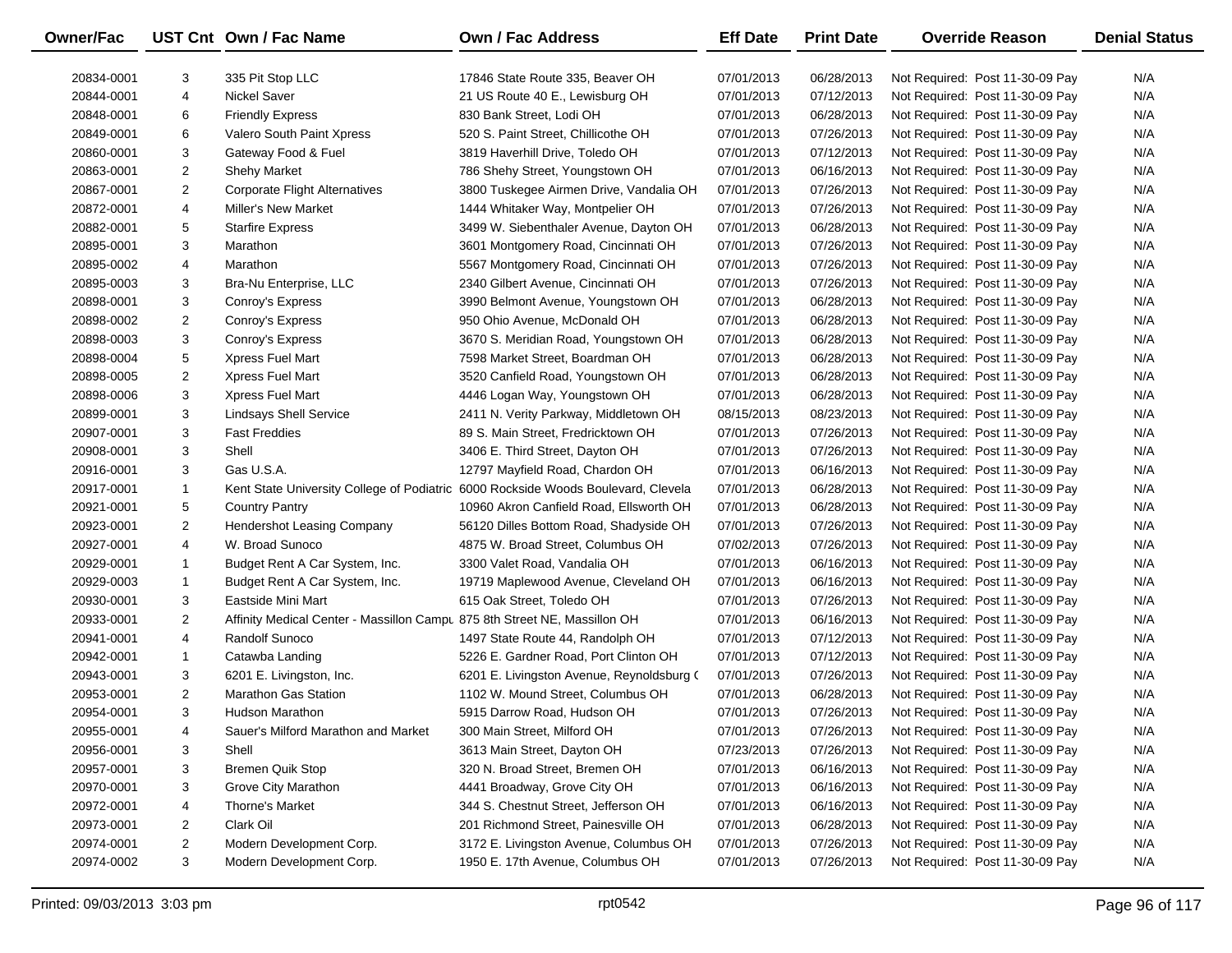| Owner/Fac | UST Cnt | Own / Fac Name | Own / Fac Address | Eff Date | Print Date | Override Reason | Denial Status |
|---|---|---|---|---|---|---|---|
| 20834-0001 | 3 | 335 Pit Stop LLC | 17846 State Route 335, Beaver OH | 07/01/2013 | 06/28/2013 | Not Required: Post 11-30-09 Pay | N/A |
| 20844-0001 | 4 | Nickel Saver | 21 US Route 40 E., Lewisburg OH | 07/01/2013 | 07/12/2013 | Not Required: Post 11-30-09 Pay | N/A |
| 20848-0001 | 6 | Friendly Express | 830 Bank Street, Lodi OH | 07/01/2013 | 06/28/2013 | Not Required: Post 11-30-09 Pay | N/A |
| 20849-0001 | 6 | Valero South Paint Xpress | 520 S. Paint Street, Chillicothe OH | 07/01/2013 | 07/26/2013 | Not Required: Post 11-30-09 Pay | N/A |
| 20860-0001 | 3 | Gateway Food & Fuel | 3819 Haverhill Drive, Toledo OH | 07/01/2013 | 07/12/2013 | Not Required: Post 11-30-09 Pay | N/A |
| 20863-0001 | 2 | Shehy Market | 786 Shehy Street, Youngstown OH | 07/01/2013 | 06/16/2013 | Not Required: Post 11-30-09 Pay | N/A |
| 20867-0001 | 2 | Corporate Flight Alternatives | 3800 Tuskegee Airmen Drive, Vandalia OH | 07/01/2013 | 07/26/2013 | Not Required: Post 11-30-09 Pay | N/A |
| 20872-0001 | 4 | Miller's New Market | 1444 Whitaker Way, Montpelier OH | 07/01/2013 | 07/26/2013 | Not Required: Post 11-30-09 Pay | N/A |
| 20882-0001 | 5 | Starfire Express | 3499 W. Siebenthaler Avenue, Dayton OH | 07/01/2013 | 06/28/2013 | Not Required: Post 11-30-09 Pay | N/A |
| 20895-0001 | 3 | Marathon | 3601 Montgomery Road, Cincinnati OH | 07/01/2013 | 07/26/2013 | Not Required: Post 11-30-09 Pay | N/A |
| 20895-0002 | 4 | Marathon | 5567 Montgomery Road, Cincinnati OH | 07/01/2013 | 07/26/2013 | Not Required: Post 11-30-09 Pay | N/A |
| 20895-0003 | 3 | Bra-Nu Enterprise, LLC | 2340 Gilbert Avenue, Cincinnati OH | 07/01/2013 | 07/26/2013 | Not Required: Post 11-30-09 Pay | N/A |
| 20898-0001 | 3 | Conroy's Express | 3990 Belmont Avenue, Youngstown OH | 07/01/2013 | 06/28/2013 | Not Required: Post 11-30-09 Pay | N/A |
| 20898-0002 | 2 | Conroy's Express | 950 Ohio Avenue, McDonald OH | 07/01/2013 | 06/28/2013 | Not Required: Post 11-30-09 Pay | N/A |
| 20898-0003 | 3 | Conroy's Express | 3670 S. Meridian Road, Youngstown OH | 07/01/2013 | 06/28/2013 | Not Required: Post 11-30-09 Pay | N/A |
| 20898-0004 | 5 | Xpress Fuel Mart | 7598 Market Street, Boardman OH | 07/01/2013 | 06/28/2013 | Not Required: Post 11-30-09 Pay | N/A |
| 20898-0005 | 2 | Xpress Fuel Mart | 3520 Canfield Road, Youngstown OH | 07/01/2013 | 06/28/2013 | Not Required: Post 11-30-09 Pay | N/A |
| 20898-0006 | 3 | Xpress Fuel Mart | 4446 Logan Way, Youngstown OH | 07/01/2013 | 06/28/2013 | Not Required: Post 11-30-09 Pay | N/A |
| 20899-0001 | 3 | Lindsays Shell Service | 2411 N. Verity Parkway, Middletown OH | 08/15/2013 | 08/23/2013 | Not Required: Post 11-30-09 Pay | N/A |
| 20907-0001 | 3 | Fast Freddies | 89 S. Main Street, Fredricktown OH | 07/01/2013 | 07/26/2013 | Not Required: Post 11-30-09 Pay | N/A |
| 20908-0001 | 3 | Shell | 3406 E. Third Street, Dayton OH | 07/01/2013 | 07/26/2013 | Not Required: Post 11-30-09 Pay | N/A |
| 20916-0001 | 3 | Gas U.S.A. | 12797 Mayfield Road, Chardon OH | 07/01/2013 | 06/16/2013 | Not Required: Post 11-30-09 Pay | N/A |
| 20917-0001 | 1 | Kent State University College of Podiatric | 6000 Rockside Woods Boulevard, Clevela | 07/01/2013 | 06/28/2013 | Not Required: Post 11-30-09 Pay | N/A |
| 20921-0001 | 5 | Country Pantry | 10960 Akron Canfield Road, Ellsworth OH | 07/01/2013 | 06/28/2013 | Not Required: Post 11-30-09 Pay | N/A |
| 20923-0001 | 2 | Hendershot Leasing Company | 56120 Dilles Bottom Road, Shadyside OH | 07/01/2013 | 07/26/2013 | Not Required: Post 11-30-09 Pay | N/A |
| 20927-0001 | 4 | W. Broad Sunoco | 4875 W. Broad Street, Columbus OH | 07/02/2013 | 07/26/2013 | Not Required: Post 11-30-09 Pay | N/A |
| 20929-0001 | 1 | Budget Rent A Car System, Inc. | 3300 Valet Road, Vandalia OH | 07/01/2013 | 06/16/2013 | Not Required: Post 11-30-09 Pay | N/A |
| 20929-0003 | 1 | Budget Rent A Car System, Inc. | 19719 Maplewood Avenue, Cleveland OH | 07/01/2013 | 06/16/2013 | Not Required: Post 11-30-09 Pay | N/A |
| 20930-0001 | 3 | Eastside Mini Mart | 615 Oak Street, Toledo OH | 07/01/2013 | 07/26/2013 | Not Required: Post 11-30-09 Pay | N/A |
| 20933-0001 | 2 | Affinity Medical Center - Massillon Campu | 875 8th Street NE, Massillon OH | 07/01/2013 | 06/16/2013 | Not Required: Post 11-30-09 Pay | N/A |
| 20941-0001 | 4 | Randolf Sunoco | 1497 State Route 44, Randolph OH | 07/01/2013 | 07/12/2013 | Not Required: Post 11-30-09 Pay | N/A |
| 20942-0001 | 1 | Catawba Landing | 5226 E. Gardner Road, Port Clinton OH | 07/01/2013 | 07/12/2013 | Not Required: Post 11-30-09 Pay | N/A |
| 20943-0001 | 3 | 6201 E. Livingston, Inc. | 6201 E. Livingston Avenue, Reynoldsburg ( | 07/01/2013 | 07/26/2013 | Not Required: Post 11-30-09 Pay | N/A |
| 20953-0001 | 2 | Marathon Gas Station | 1102 W. Mound Street, Columbus OH | 07/01/2013 | 06/28/2013 | Not Required: Post 11-30-09 Pay | N/A |
| 20954-0001 | 3 | Hudson Marathon | 5915 Darrow Road, Hudson OH | 07/01/2013 | 07/26/2013 | Not Required: Post 11-30-09 Pay | N/A |
| 20955-0001 | 4 | Sauer's Milford Marathon and Market | 300 Main Street, Milford OH | 07/01/2013 | 07/26/2013 | Not Required: Post 11-30-09 Pay | N/A |
| 20956-0001 | 3 | Shell | 3613 Main Street, Dayton OH | 07/23/2013 | 07/26/2013 | Not Required: Post 11-30-09 Pay | N/A |
| 20957-0001 | 3 | Bremen Quik Stop | 320 N. Broad Street, Bremen OH | 07/01/2013 | 06/16/2013 | Not Required: Post 11-30-09 Pay | N/A |
| 20970-0001 | 3 | Grove City Marathon | 4441 Broadway, Grove City OH | 07/01/2013 | 06/16/2013 | Not Required: Post 11-30-09 Pay | N/A |
| 20972-0001 | 4 | Thorne's Market | 344 S. Chestnut Street, Jefferson OH | 07/01/2013 | 06/16/2013 | Not Required: Post 11-30-09 Pay | N/A |
| 20973-0001 | 2 | Clark Oil | 201 Richmond Street, Painesville OH | 07/01/2013 | 06/28/2013 | Not Required: Post 11-30-09 Pay | N/A |
| 20974-0001 | 2 | Modern Development Corp. | 3172 E. Livingston Avenue, Columbus OH | 07/01/2013 | 07/26/2013 | Not Required: Post 11-30-09 Pay | N/A |
| 20974-0002 | 3 | Modern Development Corp. | 1950 E. 17th Avenue, Columbus OH | 07/01/2013 | 07/26/2013 | Not Required: Post 11-30-09 Pay | N/A |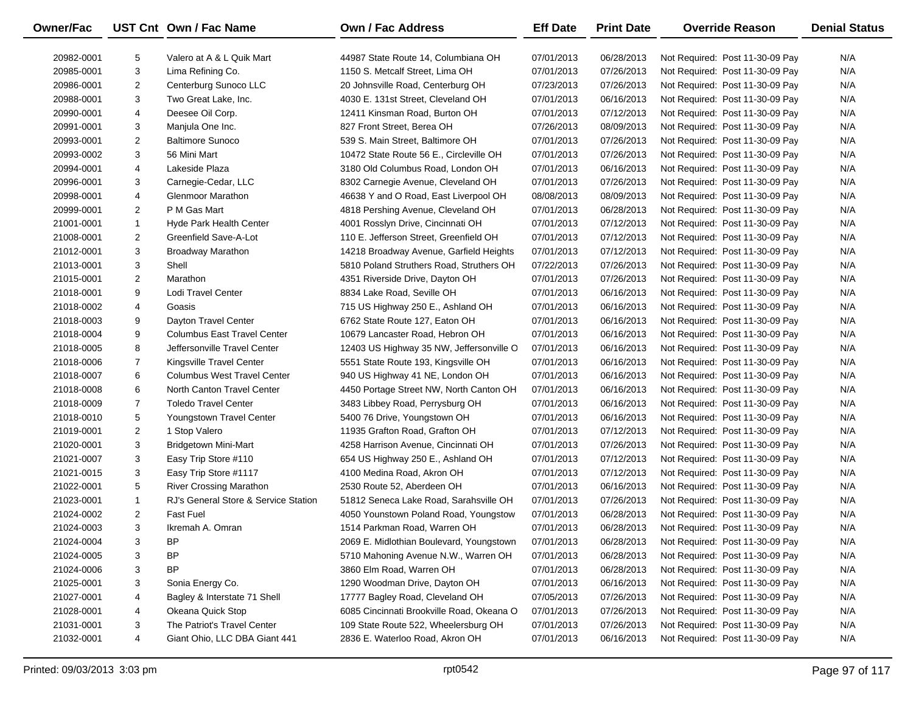| Owner/Fac | UST Cnt | Own / Fac Name | Own / Fac Address | Eff Date | Print Date | Override Reason | Denial Status |
|---|---|---|---|---|---|---|---|
| 20982-0001 | 5 | Valero at A & L Quik Mart | 44987 State Route 14, Columbiana OH | 07/01/2013 | 06/28/2013 | Not Required: Post 11-30-09 Pay | N/A |
| 20985-0001 | 3 | Lima Refining Co. | 1150 S. Metcalf Street, Lima OH | 07/01/2013 | 07/26/2013 | Not Required: Post 11-30-09 Pay | N/A |
| 20986-0001 | 2 | Centerburg Sunoco LLC | 20 Johnsville Road, Centerburg OH | 07/23/2013 | 07/26/2013 | Not Required: Post 11-30-09 Pay | N/A |
| 20988-0001 | 3 | Two Great Lake, Inc. | 4030 E. 131st Street, Cleveland OH | 07/01/2013 | 06/16/2013 | Not Required: Post 11-30-09 Pay | N/A |
| 20990-0001 | 4 | Deesee Oil Corp. | 12411 Kinsman Road, Burton OH | 07/01/2013 | 07/12/2013 | Not Required: Post 11-30-09 Pay | N/A |
| 20991-0001 | 3 | Manjula One Inc. | 827 Front Street, Berea OH | 07/26/2013 | 08/09/2013 | Not Required: Post 11-30-09 Pay | N/A |
| 20993-0001 | 2 | Baltimore Sunoco | 539 S. Main Street, Baltimore OH | 07/01/2013 | 07/26/2013 | Not Required: Post 11-30-09 Pay | N/A |
| 20993-0002 | 3 | 56 Mini Mart | 10472 State Route 56 E., Circleville OH | 07/01/2013 | 07/26/2013 | Not Required: Post 11-30-09 Pay | N/A |
| 20994-0001 | 4 | Lakeside Plaza | 3180 Old Columbus Road, London OH | 07/01/2013 | 06/16/2013 | Not Required: Post 11-30-09 Pay | N/A |
| 20996-0001 | 3 | Carnegie-Cedar, LLC | 8302 Carnegie Avenue, Cleveland OH | 07/01/2013 | 07/26/2013 | Not Required: Post 11-30-09 Pay | N/A |
| 20998-0001 | 4 | Glenmoor Marathon | 46638 Y and O Road, East Liverpool OH | 08/08/2013 | 08/09/2013 | Not Required: Post 11-30-09 Pay | N/A |
| 20999-0001 | 2 | P M Gas Mart | 4818 Pershing Avenue, Cleveland OH | 07/01/2013 | 06/28/2013 | Not Required: Post 11-30-09 Pay | N/A |
| 21001-0001 | 1 | Hyde Park Health Center | 4001 Rosslyn Drive, Cincinnati OH | 07/01/2013 | 07/12/2013 | Not Required: Post 11-30-09 Pay | N/A |
| 21008-0001 | 2 | Greenfield Save-A-Lot | 110 E. Jefferson Street, Greenfield OH | 07/01/2013 | 07/12/2013 | Not Required: Post 11-30-09 Pay | N/A |
| 21012-0001 | 3 | Broadway Marathon | 14218 Broadway Avenue, Garfield Heights | 07/01/2013 | 07/12/2013 | Not Required: Post 11-30-09 Pay | N/A |
| 21013-0001 | 3 | Shell | 5810 Poland Struthers Road, Struthers OH | 07/22/2013 | 07/26/2013 | Not Required: Post 11-30-09 Pay | N/A |
| 21015-0001 | 2 | Marathon | 4351 Riverside Drive, Dayton OH | 07/01/2013 | 07/26/2013 | Not Required: Post 11-30-09 Pay | N/A |
| 21018-0001 | 9 | Lodi Travel Center | 8834 Lake Road, Seville OH | 07/01/2013 | 06/16/2013 | Not Required: Post 11-30-09 Pay | N/A |
| 21018-0002 | 4 | Goasis | 715 US Highway 250 E., Ashland OH | 07/01/2013 | 06/16/2013 | Not Required: Post 11-30-09 Pay | N/A |
| 21018-0003 | 9 | Dayton Travel Center | 6762 State Route 127, Eaton OH | 07/01/2013 | 06/16/2013 | Not Required: Post 11-30-09 Pay | N/A |
| 21018-0004 | 9 | Columbus East Travel Center | 10679 Lancaster Road, Hebron OH | 07/01/2013 | 06/16/2013 | Not Required: Post 11-30-09 Pay | N/A |
| 21018-0005 | 8 | Jeffersonville Travel Center | 12403 US Highway 35 NW, Jeffersonville O | 07/01/2013 | 06/16/2013 | Not Required: Post 11-30-09 Pay | N/A |
| 21018-0006 | 7 | Kingsville Travel Center | 5551 State Route 193, Kingsville OH | 07/01/2013 | 06/16/2013 | Not Required: Post 11-30-09 Pay | N/A |
| 21018-0007 | 6 | Columbus West Travel Center | 940 US Highway 41 NE, London OH | 07/01/2013 | 06/16/2013 | Not Required: Post 11-30-09 Pay | N/A |
| 21018-0008 | 6 | North Canton Travel Center | 4450 Portage Street NW, North Canton OH | 07/01/2013 | 06/16/2013 | Not Required: Post 11-30-09 Pay | N/A |
| 21018-0009 | 7 | Toledo Travel Center | 3483 Libbey Road, Perrysburg OH | 07/01/2013 | 06/16/2013 | Not Required: Post 11-30-09 Pay | N/A |
| 21018-0010 | 5 | Youngstown Travel Center | 5400 76 Drive, Youngstown OH | 07/01/2013 | 06/16/2013 | Not Required: Post 11-30-09 Pay | N/A |
| 21019-0001 | 2 | 1 Stop Valero | 11935 Grafton Road, Grafton OH | 07/01/2013 | 07/12/2013 | Not Required: Post 11-30-09 Pay | N/A |
| 21020-0001 | 3 | Bridgetown Mini-Mart | 4258 Harrison Avenue, Cincinnati OH | 07/01/2013 | 07/26/2013 | Not Required: Post 11-30-09 Pay | N/A |
| 21021-0007 | 3 | Easy Trip Store #110 | 654 US Highway 250 E., Ashland OH | 07/01/2013 | 07/12/2013 | Not Required: Post 11-30-09 Pay | N/A |
| 21021-0015 | 3 | Easy Trip Store #1117 | 4100 Medina Road, Akron OH | 07/01/2013 | 07/12/2013 | Not Required: Post 11-30-09 Pay | N/A |
| 21022-0001 | 5 | River Crossing Marathon | 2530 Route 52, Aberdeen OH | 07/01/2013 | 06/16/2013 | Not Required: Post 11-30-09 Pay | N/A |
| 21023-0001 | 1 | RJ's General Store & Service Station | 51812 Seneca Lake Road, Sarahsville OH | 07/01/2013 | 07/26/2013 | Not Required: Post 11-30-09 Pay | N/A |
| 21024-0002 | 2 | Fast Fuel | 4050 Younstown Poland Road, Youngstow | 07/01/2013 | 06/28/2013 | Not Required: Post 11-30-09 Pay | N/A |
| 21024-0003 | 3 | Ikremah A. Omran | 1514 Parkman Road, Warren OH | 07/01/2013 | 06/28/2013 | Not Required: Post 11-30-09 Pay | N/A |
| 21024-0004 | 3 | BP | 2069 E. Midlothian Boulevard, Youngstown | 07/01/2013 | 06/28/2013 | Not Required: Post 11-30-09 Pay | N/A |
| 21024-0005 | 3 | BP | 5710 Mahoning Avenue N.W., Warren OH | 07/01/2013 | 06/28/2013 | Not Required: Post 11-30-09 Pay | N/A |
| 21024-0006 | 3 | BP | 3860 Elm Road, Warren OH | 07/01/2013 | 06/28/2013 | Not Required: Post 11-30-09 Pay | N/A |
| 21025-0001 | 3 | Sonia Energy Co. | 1290 Woodman Drive, Dayton OH | 07/01/2013 | 06/16/2013 | Not Required: Post 11-30-09 Pay | N/A |
| 21027-0001 | 4 | Bagley & Interstate 71 Shell | 17777 Bagley Road, Cleveland OH | 07/05/2013 | 07/26/2013 | Not Required: Post 11-30-09 Pay | N/A |
| 21028-0001 | 4 | Okeana Quick Stop | 6085 Cincinnati Brookville Road, Okeana O | 07/01/2013 | 07/26/2013 | Not Required: Post 11-30-09 Pay | N/A |
| 21031-0001 | 3 | The Patriot's Travel Center | 109 State Route 522, Wheelersburg OH | 07/01/2013 | 07/26/2013 | Not Required: Post 11-30-09 Pay | N/A |
| 21032-0001 | 4 | Giant Ohio, LLC DBA Giant 441 | 2836 E. Waterloo Road, Akron OH | 07/01/2013 | 06/16/2013 | Not Required: Post 11-30-09 Pay | N/A |

Printed: 09/03/2013 3:03 pm rpt0542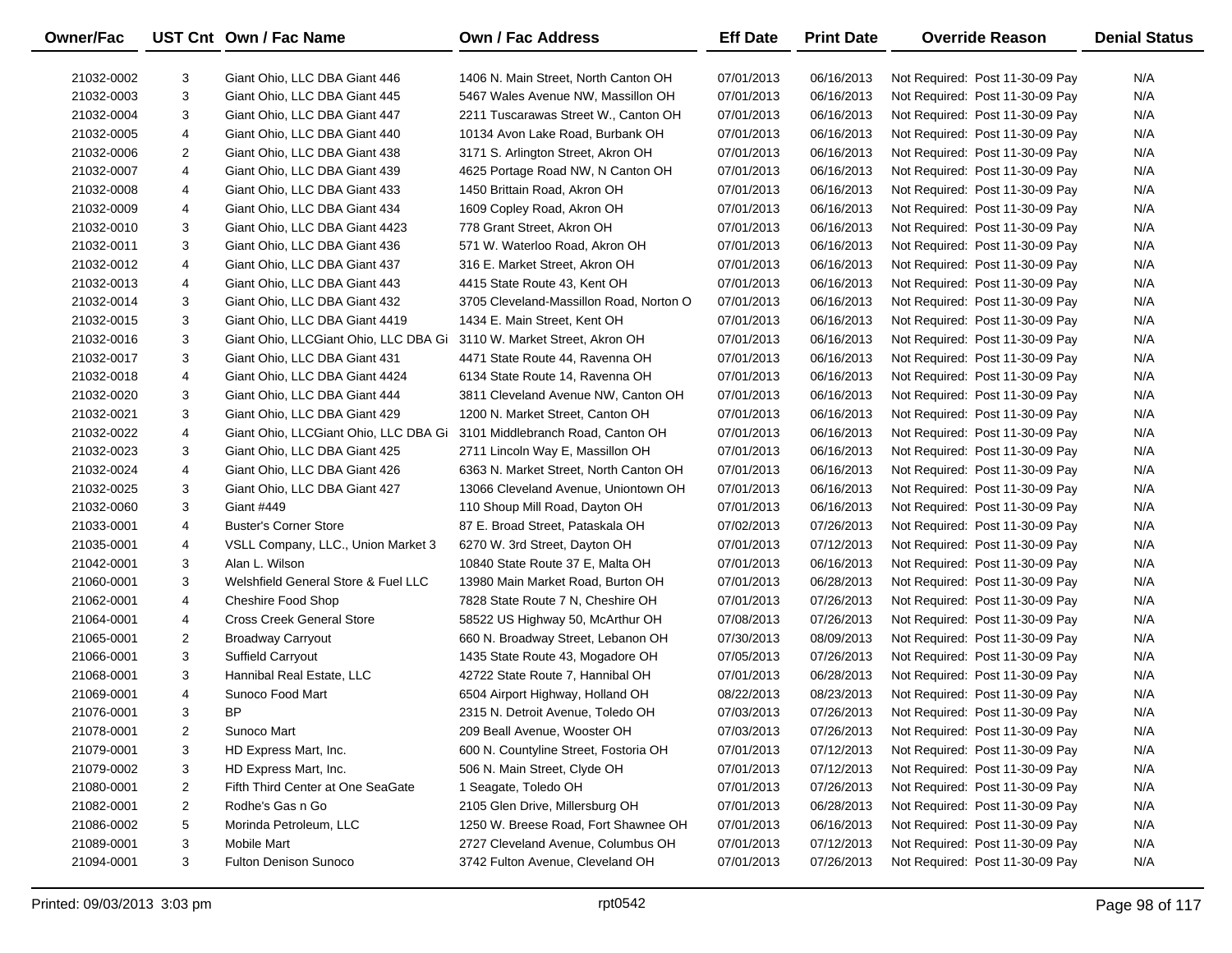| Owner/Fac | UST Cnt | Own / Fac Name | Own / Fac Address | Eff Date | Print Date | Override Reason | Denial Status |
|---|---|---|---|---|---|---|---|
| 21032-0002 | 3 | Giant Ohio, LLC DBA Giant 446 | 1406 N. Main Street, North Canton OH | 07/01/2013 | 06/16/2013 | Not Required: Post 11-30-09 Pay | N/A |
| 21032-0003 | 3 | Giant Ohio, LLC DBA Giant 445 | 5467 Wales Avenue NW, Massillon OH | 07/01/2013 | 06/16/2013 | Not Required: Post 11-30-09 Pay | N/A |
| 21032-0004 | 3 | Giant Ohio, LLC DBA Giant 447 | 2211 Tuscarawas Street W., Canton OH | 07/01/2013 | 06/16/2013 | Not Required: Post 11-30-09 Pay | N/A |
| 21032-0005 | 4 | Giant Ohio, LLC DBA Giant 440 | 10134 Avon Lake Road, Burbank OH | 07/01/2013 | 06/16/2013 | Not Required: Post 11-30-09 Pay | N/A |
| 21032-0006 | 2 | Giant Ohio, LLC DBA Giant 438 | 3171 S. Arlington Street, Akron OH | 07/01/2013 | 06/16/2013 | Not Required: Post 11-30-09 Pay | N/A |
| 21032-0007 | 4 | Giant Ohio, LLC DBA Giant 439 | 4625 Portage Road NW, N Canton OH | 07/01/2013 | 06/16/2013 | Not Required: Post 11-30-09 Pay | N/A |
| 21032-0008 | 4 | Giant Ohio, LLC DBA Giant 433 | 1450 Brittain Road, Akron OH | 07/01/2013 | 06/16/2013 | Not Required: Post 11-30-09 Pay | N/A |
| 21032-0009 | 4 | Giant Ohio, LLC DBA Giant 434 | 1609 Copley Road, Akron OH | 07/01/2013 | 06/16/2013 | Not Required: Post 11-30-09 Pay | N/A |
| 21032-0010 | 3 | Giant Ohio, LLC DBA Giant 4423 | 778 Grant Street, Akron OH | 07/01/2013 | 06/16/2013 | Not Required: Post 11-30-09 Pay | N/A |
| 21032-0011 | 3 | Giant Ohio, LLC DBA Giant 436 | 571 W. Waterloo Road, Akron OH | 07/01/2013 | 06/16/2013 | Not Required: Post 11-30-09 Pay | N/A |
| 21032-0012 | 4 | Giant Ohio, LLC DBA Giant 437 | 316 E. Market Street, Akron OH | 07/01/2013 | 06/16/2013 | Not Required: Post 11-30-09 Pay | N/A |
| 21032-0013 | 4 | Giant Ohio, LLC DBA Giant 443 | 4415 State Route 43, Kent OH | 07/01/2013 | 06/16/2013 | Not Required: Post 11-30-09 Pay | N/A |
| 21032-0014 | 3 | Giant Ohio, LLC DBA Giant 432 | 3705 Cleveland-Massillon Road, Norton O | 07/01/2013 | 06/16/2013 | Not Required: Post 11-30-09 Pay | N/A |
| 21032-0015 | 3 | Giant Ohio, LLC DBA Giant 4419 | 1434 E. Main Street, Kent OH | 07/01/2013 | 06/16/2013 | Not Required: Post 11-30-09 Pay | N/A |
| 21032-0016 | 3 | Giant Ohio, LLCGiant Ohio, LLC DBA Gi | 3110 W. Market Street, Akron OH | 07/01/2013 | 06/16/2013 | Not Required: Post 11-30-09 Pay | N/A |
| 21032-0017 | 3 | Giant Ohio, LLC DBA Giant 431 | 4471 State Route 44, Ravenna OH | 07/01/2013 | 06/16/2013 | Not Required: Post 11-30-09 Pay | N/A |
| 21032-0018 | 4 | Giant Ohio, LLC DBA Giant 4424 | 6134 State Route 14, Ravenna OH | 07/01/2013 | 06/16/2013 | Not Required: Post 11-30-09 Pay | N/A |
| 21032-0020 | 3 | Giant Ohio, LLC DBA Giant 444 | 3811 Cleveland Avenue NW, Canton OH | 07/01/2013 | 06/16/2013 | Not Required: Post 11-30-09 Pay | N/A |
| 21032-0021 | 3 | Giant Ohio, LLC DBA Giant 429 | 1200 N. Market Street, Canton OH | 07/01/2013 | 06/16/2013 | Not Required: Post 11-30-09 Pay | N/A |
| 21032-0022 | 4 | Giant Ohio, LLCGiant Ohio, LLC DBA Gi | 3101 Middlebranch Road, Canton OH | 07/01/2013 | 06/16/2013 | Not Required: Post 11-30-09 Pay | N/A |
| 21032-0023 | 3 | Giant Ohio, LLC DBA Giant 425 | 2711 Lincoln Way E, Massillon OH | 07/01/2013 | 06/16/2013 | Not Required: Post 11-30-09 Pay | N/A |
| 21032-0024 | 4 | Giant Ohio, LLC DBA Giant 426 | 6363 N. Market Street, North Canton OH | 07/01/2013 | 06/16/2013 | Not Required: Post 11-30-09 Pay | N/A |
| 21032-0025 | 3 | Giant Ohio, LLC DBA Giant 427 | 13066 Cleveland Avenue, Uniontown OH | 07/01/2013 | 06/16/2013 | Not Required: Post 11-30-09 Pay | N/A |
| 21032-0060 | 3 | Giant #449 | 110 Shoup Mill Road, Dayton OH | 07/01/2013 | 06/16/2013 | Not Required: Post 11-30-09 Pay | N/A |
| 21033-0001 | 4 | Buster's Corner Store | 87 E. Broad Street, Pataskala OH | 07/02/2013 | 07/26/2013 | Not Required: Post 11-30-09 Pay | N/A |
| 21035-0001 | 4 | VSLL Company, LLC., Union Market 3 | 6270 W. 3rd Street, Dayton OH | 07/01/2013 | 07/12/2013 | Not Required: Post 11-30-09 Pay | N/A |
| 21042-0001 | 3 | Alan L. Wilson | 10840 State Route 37 E, Malta OH | 07/01/2013 | 06/16/2013 | Not Required: Post 11-30-09 Pay | N/A |
| 21060-0001 | 3 | Welshfield General Store & Fuel LLC | 13980 Main Market Road, Burton OH | 07/01/2013 | 06/28/2013 | Not Required: Post 11-30-09 Pay | N/A |
| 21062-0001 | 4 | Cheshire Food Shop | 7828 State Route 7 N, Cheshire OH | 07/01/2013 | 07/26/2013 | Not Required: Post 11-30-09 Pay | N/A |
| 21064-0001 | 4 | Cross Creek General Store | 58522 US Highway 50, McArthur OH | 07/08/2013 | 07/26/2013 | Not Required: Post 11-30-09 Pay | N/A |
| 21065-0001 | 2 | Broadway Carryout | 660 N. Broadway Street, Lebanon OH | 07/30/2013 | 08/09/2013 | Not Required: Post 11-30-09 Pay | N/A |
| 21066-0001 | 3 | Suffield Carryout | 1435 State Route 43, Mogadore OH | 07/05/2013 | 07/26/2013 | Not Required: Post 11-30-09 Pay | N/A |
| 21068-0001 | 3 | Hannibal Real Estate, LLC | 42722 State Route 7, Hannibal OH | 07/01/2013 | 06/28/2013 | Not Required: Post 11-30-09 Pay | N/A |
| 21069-0001 | 4 | Sunoco Food Mart | 6504 Airport Highway, Holland OH | 08/22/2013 | 08/23/2013 | Not Required: Post 11-30-09 Pay | N/A |
| 21076-0001 | 3 | BP | 2315 N. Detroit Avenue, Toledo OH | 07/03/2013 | 07/26/2013 | Not Required: Post 11-30-09 Pay | N/A |
| 21078-0001 | 2 | Sunoco Mart | 209 Beall Avenue, Wooster OH | 07/03/2013 | 07/26/2013 | Not Required: Post 11-30-09 Pay | N/A |
| 21079-0001 | 3 | HD Express Mart, Inc. | 600 N. Countyline Street, Fostoria OH | 07/01/2013 | 07/12/2013 | Not Required: Post 11-30-09 Pay | N/A |
| 21079-0002 | 3 | HD Express Mart, Inc. | 506 N. Main Street, Clyde OH | 07/01/2013 | 07/12/2013 | Not Required: Post 11-30-09 Pay | N/A |
| 21080-0001 | 2 | Fifth Third Center at One SeaGate | 1 Seagate, Toledo OH | 07/01/2013 | 07/26/2013 | Not Required: Post 11-30-09 Pay | N/A |
| 21082-0001 | 2 | Rodhe's Gas n Go | 2105 Glen Drive, Millersburg OH | 07/01/2013 | 06/28/2013 | Not Required: Post 11-30-09 Pay | N/A |
| 21086-0002 | 5 | Morinda Petroleum, LLC | 1250 W. Breese Road, Fort Shawnee OH | 07/01/2013 | 06/16/2013 | Not Required: Post 11-30-09 Pay | N/A |
| 21089-0001 | 3 | Mobile Mart | 2727 Cleveland Avenue, Columbus OH | 07/01/2013 | 07/12/2013 | Not Required: Post 11-30-09 Pay | N/A |
| 21094-0001 | 3 | Fulton Denison Sunoco | 3742 Fulton Avenue, Cleveland OH | 07/01/2013 | 07/26/2013 | Not Required: Post 11-30-09 Pay | N/A |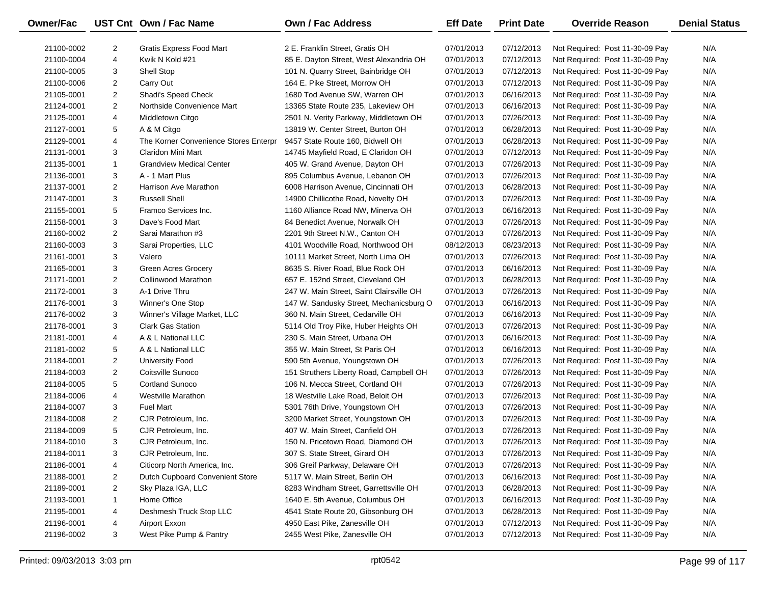| Owner/Fac | UST Cnt | Own / Fac Name | Own / Fac Address | Eff Date | Print Date | Override Reason | Denial Status |
|---|---|---|---|---|---|---|---|
| 21100-0002 | 2 | Gratis Express Food Mart | 2 E. Franklin Street, Gratis OH | 07/01/2013 | 07/12/2013 | Not Required: Post 11-30-09 Pay | N/A |
| 21100-0004 | 4 | Kwik N Kold #21 | 85 E. Dayton Street, West Alexandria OH | 07/01/2013 | 07/12/2013 | Not Required: Post 11-30-09 Pay | N/A |
| 21100-0005 | 3 | Shell Stop | 101 N. Quarry Street, Bainbridge OH | 07/01/2013 | 07/12/2013 | Not Required: Post 11-30-09 Pay | N/A |
| 21100-0006 | 2 | Carry Out | 164 E. Pike Street, Morrow OH | 07/01/2013 | 07/12/2013 | Not Required: Post 11-30-09 Pay | N/A |
| 21105-0001 | 2 | Shadi's Speed Check | 1680 Tod Avenue SW, Warren OH | 07/01/2013 | 06/16/2013 | Not Required: Post 11-30-09 Pay | N/A |
| 21124-0001 | 2 | Northside Convenience Mart | 13365 State Route 235, Lakeview OH | 07/01/2013 | 06/16/2013 | Not Required: Post 11-30-09 Pay | N/A |
| 21125-0001 | 4 | Middletown Citgo | 2501 N. Verity Parkway, Middletown OH | 07/01/2013 | 07/26/2013 | Not Required: Post 11-30-09 Pay | N/A |
| 21127-0001 | 5 | A & M Citgo | 13819 W. Center Street, Burton OH | 07/01/2013 | 06/28/2013 | Not Required: Post 11-30-09 Pay | N/A |
| 21129-0001 | 4 | The Korner Convenience Stores Enterpr | 9457 State Route 160, Bidwell OH | 07/01/2013 | 06/28/2013 | Not Required: Post 11-30-09 Pay | N/A |
| 21131-0001 | 3 | Claridon Mini Mart | 14745 Mayfield Road, E Claridon OH | 07/01/2013 | 07/12/2013 | Not Required: Post 11-30-09 Pay | N/A |
| 21135-0001 | 1 | Grandview Medical Center | 405 W. Grand Avenue, Dayton OH | 07/01/2013 | 07/26/2013 | Not Required: Post 11-30-09 Pay | N/A |
| 21136-0001 | 3 | A - 1 Mart Plus | 895 Columbus Avenue, Lebanon OH | 07/01/2013 | 07/26/2013 | Not Required: Post 11-30-09 Pay | N/A |
| 21137-0001 | 2 | Harrison Ave Marathon | 6008 Harrison Avenue, Cincinnati OH | 07/01/2013 | 06/28/2013 | Not Required: Post 11-30-09 Pay | N/A |
| 21147-0001 | 3 | Russell Shell | 14900 Chillicothe Road, Novelty OH | 07/01/2013 | 07/26/2013 | Not Required: Post 11-30-09 Pay | N/A |
| 21155-0001 | 5 | Framco Services Inc. | 1160 Alliance Road NW, Minerva OH | 07/01/2013 | 06/16/2013 | Not Required: Post 11-30-09 Pay | N/A |
| 21158-0001 | 3 | Dave's Food Mart | 84 Benedict Avenue, Norwalk OH | 07/01/2013 | 07/26/2013 | Not Required: Post 11-30-09 Pay | N/A |
| 21160-0002 | 2 | Sarai Marathon #3 | 2201 9th Street N.W., Canton OH | 07/01/2013 | 07/26/2013 | Not Required: Post 11-30-09 Pay | N/A |
| 21160-0003 | 3 | Sarai Properties, LLC | 4101 Woodville Road, Northwood OH | 08/12/2013 | 08/23/2013 | Not Required: Post 11-30-09 Pay | N/A |
| 21161-0001 | 3 | Valero | 10111 Market Street, North Lima OH | 07/01/2013 | 07/26/2013 | Not Required: Post 11-30-09 Pay | N/A |
| 21165-0001 | 3 | Green Acres Grocery | 8635 S. River Road, Blue Rock OH | 07/01/2013 | 06/16/2013 | Not Required: Post 11-30-09 Pay | N/A |
| 21171-0001 | 2 | Collinwood Marathon | 657 E. 152nd Street, Cleveland OH | 07/01/2013 | 06/28/2013 | Not Required: Post 11-30-09 Pay | N/A |
| 21172-0001 | 3 | A-1 Drive Thru | 247 W. Main Street, Saint Clairsville OH | 07/01/2013 | 07/26/2013 | Not Required: Post 11-30-09 Pay | N/A |
| 21176-0001 | 3 | Winner's One Stop | 147 W. Sandusky Street, Mechanicsburg O | 07/01/2013 | 06/16/2013 | Not Required: Post 11-30-09 Pay | N/A |
| 21176-0002 | 3 | Winner's Village Market, LLC | 360 N. Main Street, Cedarville OH | 07/01/2013 | 06/16/2013 | Not Required: Post 11-30-09 Pay | N/A |
| 21178-0001 | 3 | Clark Gas Station | 5114 Old Troy Pike, Huber Heights OH | 07/01/2013 | 07/26/2013 | Not Required: Post 11-30-09 Pay | N/A |
| 21181-0001 | 4 | A & L National LLC | 230 S. Main Street, Urbana OH | 07/01/2013 | 06/16/2013 | Not Required: Post 11-30-09 Pay | N/A |
| 21181-0002 | 5 | A & L National LLC | 355 W. Main Street, St Paris OH | 07/01/2013 | 06/16/2013 | Not Required: Post 11-30-09 Pay | N/A |
| 21184-0001 | 2 | University Food | 590 5th Avenue, Youngstown OH | 07/01/2013 | 07/26/2013 | Not Required: Post 11-30-09 Pay | N/A |
| 21184-0003 | 2 | Coitsville Sunoco | 151 Struthers Liberty Road, Campbell OH | 07/01/2013 | 07/26/2013 | Not Required: Post 11-30-09 Pay | N/A |
| 21184-0005 | 5 | Cortland Sunoco | 106 N. Mecca Street, Cortland OH | 07/01/2013 | 07/26/2013 | Not Required: Post 11-30-09 Pay | N/A |
| 21184-0006 | 4 | Westville Marathon | 18 Westville Lake Road, Beloit OH | 07/01/2013 | 07/26/2013 | Not Required: Post 11-30-09 Pay | N/A |
| 21184-0007 | 3 | Fuel Mart | 5301 76th Drive, Youngstown OH | 07/01/2013 | 07/26/2013 | Not Required: Post 11-30-09 Pay | N/A |
| 21184-0008 | 2 | CJR Petroleum, Inc. | 3200 Market Street, Youngstown OH | 07/01/2013 | 07/26/2013 | Not Required: Post 11-30-09 Pay | N/A |
| 21184-0009 | 5 | CJR Petroleum, Inc. | 407 W. Main Street, Canfield OH | 07/01/2013 | 07/26/2013 | Not Required: Post 11-30-09 Pay | N/A |
| 21184-0010 | 3 | CJR Petroleum, Inc. | 150 N. Pricetown Road, Diamond OH | 07/01/2013 | 07/26/2013 | Not Required: Post 11-30-09 Pay | N/A |
| 21184-0011 | 3 | CJR Petroleum, Inc. | 307 S. State Street, Girard OH | 07/01/2013 | 07/26/2013 | Not Required: Post 11-30-09 Pay | N/A |
| 21186-0001 | 4 | Citicorp North America, Inc. | 306 Greif Parkway, Delaware OH | 07/01/2013 | 07/26/2013 | Not Required: Post 11-30-09 Pay | N/A |
| 21188-0001 | 2 | Dutch Cupboard Convenient Store | 5117 W. Main Street, Berlin OH | 07/01/2013 | 06/16/2013 | Not Required: Post 11-30-09 Pay | N/A |
| 21189-0001 | 2 | Sky Plaza IGA, LLC | 8283 Windham Street, Garrettsville OH | 07/01/2013 | 06/28/2013 | Not Required: Post 11-30-09 Pay | N/A |
| 21193-0001 | 1 | Home Office | 1640 E. 5th Avenue, Columbus OH | 07/01/2013 | 06/16/2013 | Not Required: Post 11-30-09 Pay | N/A |
| 21195-0001 | 4 | Deshmesh Truck Stop LLC | 4541 State Route 20, Gibsonburg OH | 07/01/2013 | 06/28/2013 | Not Required: Post 11-30-09 Pay | N/A |
| 21196-0001 | 4 | Airport Exxon | 4950 East Pike, Zanesville OH | 07/01/2013 | 07/12/2013 | Not Required: Post 11-30-09 Pay | N/A |
| 21196-0002 | 3 | West Pike Pump & Pantry | 2455 West Pike, Zanesville OH | 07/01/2013 | 07/12/2013 | Not Required: Post 11-30-09 Pay | N/A |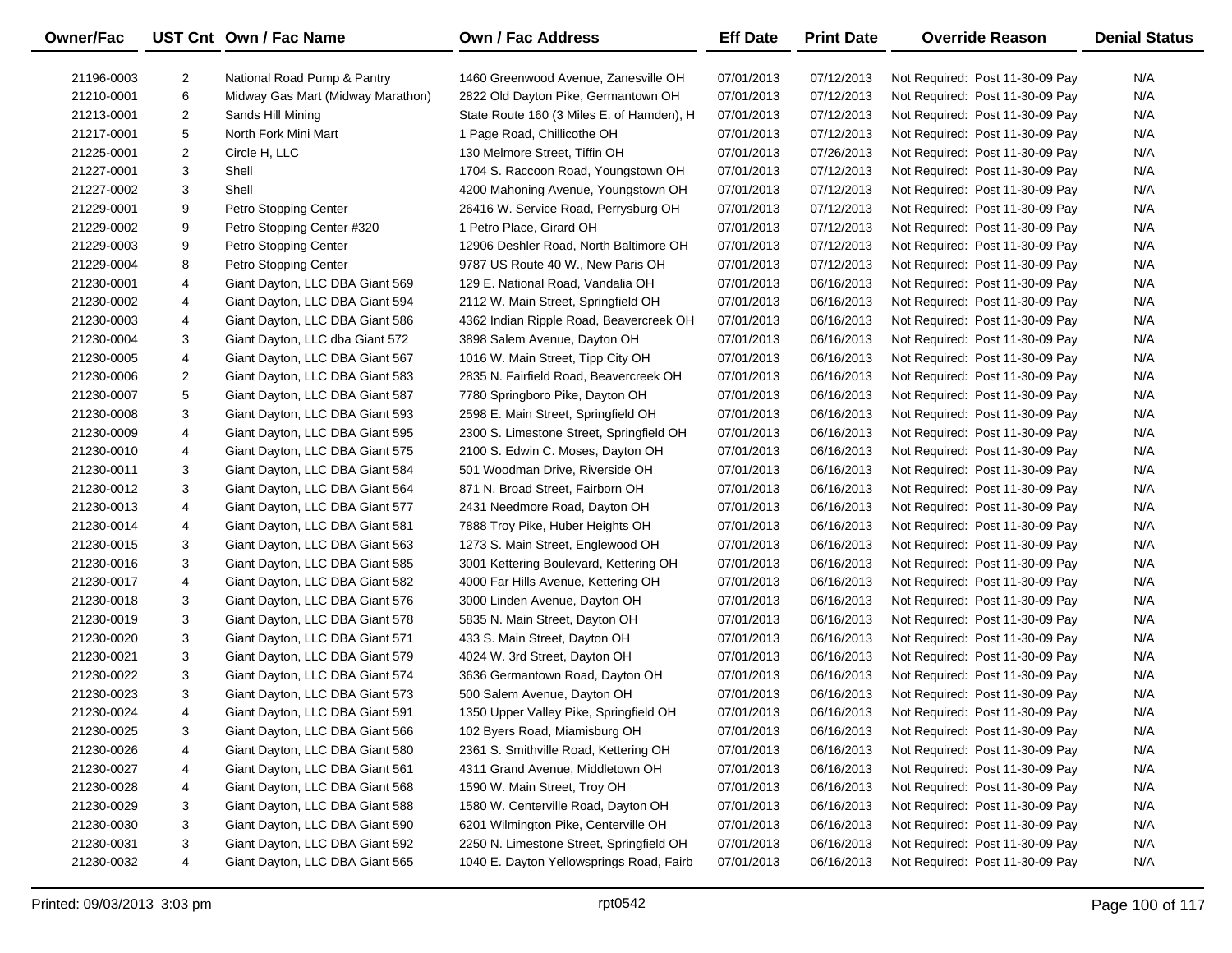| Owner/Fac | UST Cnt | Own / Fac Name | Own / Fac Address | Eff Date | Print Date | Override Reason | Denial Status |
|---|---|---|---|---|---|---|---|
| 21196-0003 | 2 | National Road Pump & Pantry | 1460 Greenwood Avenue, Zanesville OH | 07/01/2013 | 07/12/2013 | Not Required: Post 11-30-09 Pay | N/A |
| 21210-0001 | 6 | Midway Gas Mart (Midway Marathon) | 2822 Old Dayton Pike, Germantown OH | 07/01/2013 | 07/12/2013 | Not Required: Post 11-30-09 Pay | N/A |
| 21213-0001 | 2 | Sands Hill Mining | State Route 160 (3 Miles E. of Hamden), H | 07/01/2013 | 07/12/2013 | Not Required: Post 11-30-09 Pay | N/A |
| 21217-0001 | 5 | North Fork Mini Mart | 1 Page Road, Chillicothe OH | 07/01/2013 | 07/12/2013 | Not Required: Post 11-30-09 Pay | N/A |
| 21225-0001 | 2 | Circle H, LLC | 130 Melmore Street, Tiffin OH | 07/01/2013 | 07/26/2013 | Not Required: Post 11-30-09 Pay | N/A |
| 21227-0001 | 3 | Shell | 1704 S. Raccoon Road, Youngstown OH | 07/01/2013 | 07/12/2013 | Not Required: Post 11-30-09 Pay | N/A |
| 21227-0002 | 3 | Shell | 4200 Mahoning Avenue, Youngstown OH | 07/01/2013 | 07/12/2013 | Not Required: Post 11-30-09 Pay | N/A |
| 21229-0001 | 9 | Petro Stopping Center | 26416 W. Service Road, Perrysburg OH | 07/01/2013 | 07/12/2013 | Not Required: Post 11-30-09 Pay | N/A |
| 21229-0002 | 9 | Petro Stopping Center #320 | 1 Petro Place, Girard OH | 07/01/2013 | 07/12/2013 | Not Required: Post 11-30-09 Pay | N/A |
| 21229-0003 | 9 | Petro Stopping Center | 12906 Deshler Road, North Baltimore OH | 07/01/2013 | 07/12/2013 | Not Required: Post 11-30-09 Pay | N/A |
| 21229-0004 | 8 | Petro Stopping Center | 9787 US Route 40 W., New Paris OH | 07/01/2013 | 07/12/2013 | Not Required: Post 11-30-09 Pay | N/A |
| 21230-0001 | 4 | Giant Dayton, LLC DBA Giant 569 | 129 E. National Road, Vandalia OH | 07/01/2013 | 06/16/2013 | Not Required: Post 11-30-09 Pay | N/A |
| 21230-0002 | 4 | Giant Dayton, LLC DBA Giant 594 | 2112 W. Main Street, Springfield OH | 07/01/2013 | 06/16/2013 | Not Required: Post 11-30-09 Pay | N/A |
| 21230-0003 | 4 | Giant Dayton, LLC DBA Giant 586 | 4362 Indian Ripple Road, Beavercreek OH | 07/01/2013 | 06/16/2013 | Not Required: Post 11-30-09 Pay | N/A |
| 21230-0004 | 3 | Giant Dayton, LLC dba Giant 572 | 3898 Salem Avenue, Dayton OH | 07/01/2013 | 06/16/2013 | Not Required: Post 11-30-09 Pay | N/A |
| 21230-0005 | 4 | Giant Dayton, LLC DBA Giant 567 | 1016 W. Main Street, Tipp City OH | 07/01/2013 | 06/16/2013 | Not Required: Post 11-30-09 Pay | N/A |
| 21230-0006 | 2 | Giant Dayton, LLC DBA Giant 583 | 2835 N. Fairfield Road, Beavercreek OH | 07/01/2013 | 06/16/2013 | Not Required: Post 11-30-09 Pay | N/A |
| 21230-0007 | 5 | Giant Dayton, LLC DBA Giant 587 | 7780 Springboro Pike, Dayton OH | 07/01/2013 | 06/16/2013 | Not Required: Post 11-30-09 Pay | N/A |
| 21230-0008 | 3 | Giant Dayton, LLC DBA Giant 593 | 2598 E. Main Street, Springfield OH | 07/01/2013 | 06/16/2013 | Not Required: Post 11-30-09 Pay | N/A |
| 21230-0009 | 4 | Giant Dayton, LLC DBA Giant 595 | 2300 S. Limestone Street, Springfield OH | 07/01/2013 | 06/16/2013 | Not Required: Post 11-30-09 Pay | N/A |
| 21230-0010 | 4 | Giant Dayton, LLC DBA Giant 575 | 2100 S. Edwin C. Moses, Dayton OH | 07/01/2013 | 06/16/2013 | Not Required: Post 11-30-09 Pay | N/A |
| 21230-0011 | 3 | Giant Dayton, LLC DBA Giant 584 | 501 Woodman Drive, Riverside OH | 07/01/2013 | 06/16/2013 | Not Required: Post 11-30-09 Pay | N/A |
| 21230-0012 | 3 | Giant Dayton, LLC DBA Giant 564 | 871 N. Broad Street, Fairborn OH | 07/01/2013 | 06/16/2013 | Not Required: Post 11-30-09 Pay | N/A |
| 21230-0013 | 4 | Giant Dayton, LLC DBA Giant 577 | 2431 Needmore Road, Dayton OH | 07/01/2013 | 06/16/2013 | Not Required: Post 11-30-09 Pay | N/A |
| 21230-0014 | 4 | Giant Dayton, LLC DBA Giant 581 | 7888 Troy Pike, Huber Heights OH | 07/01/2013 | 06/16/2013 | Not Required: Post 11-30-09 Pay | N/A |
| 21230-0015 | 3 | Giant Dayton, LLC DBA Giant 563 | 1273 S. Main Street, Englewood OH | 07/01/2013 | 06/16/2013 | Not Required: Post 11-30-09 Pay | N/A |
| 21230-0016 | 3 | Giant Dayton, LLC DBA Giant 585 | 3001 Kettering Boulevard, Kettering OH | 07/01/2013 | 06/16/2013 | Not Required: Post 11-30-09 Pay | N/A |
| 21230-0017 | 4 | Giant Dayton, LLC DBA Giant 582 | 4000 Far Hills Avenue, Kettering OH | 07/01/2013 | 06/16/2013 | Not Required: Post 11-30-09 Pay | N/A |
| 21230-0018 | 3 | Giant Dayton, LLC DBA Giant 576 | 3000 Linden Avenue, Dayton OH | 07/01/2013 | 06/16/2013 | Not Required: Post 11-30-09 Pay | N/A |
| 21230-0019 | 3 | Giant Dayton, LLC DBA Giant 578 | 5835 N. Main Street, Dayton OH | 07/01/2013 | 06/16/2013 | Not Required: Post 11-30-09 Pay | N/A |
| 21230-0020 | 3 | Giant Dayton, LLC DBA Giant 571 | 433 S. Main Street, Dayton OH | 07/01/2013 | 06/16/2013 | Not Required: Post 11-30-09 Pay | N/A |
| 21230-0021 | 3 | Giant Dayton, LLC DBA Giant 579 | 4024 W. 3rd Street, Dayton OH | 07/01/2013 | 06/16/2013 | Not Required: Post 11-30-09 Pay | N/A |
| 21230-0022 | 3 | Giant Dayton, LLC DBA Giant 574 | 3636 Germantown Road, Dayton OH | 07/01/2013 | 06/16/2013 | Not Required: Post 11-30-09 Pay | N/A |
| 21230-0023 | 3 | Giant Dayton, LLC DBA Giant 573 | 500 Salem Avenue, Dayton OH | 07/01/2013 | 06/16/2013 | Not Required: Post 11-30-09 Pay | N/A |
| 21230-0024 | 4 | Giant Dayton, LLC DBA Giant 591 | 1350 Upper Valley Pike, Springfield OH | 07/01/2013 | 06/16/2013 | Not Required: Post 11-30-09 Pay | N/A |
| 21230-0025 | 3 | Giant Dayton, LLC DBA Giant 566 | 102 Byers Road, Miamisburg OH | 07/01/2013 | 06/16/2013 | Not Required: Post 11-30-09 Pay | N/A |
| 21230-0026 | 4 | Giant Dayton, LLC DBA Giant 580 | 2361 S. Smithville Road, Kettering OH | 07/01/2013 | 06/16/2013 | Not Required: Post 11-30-09 Pay | N/A |
| 21230-0027 | 4 | Giant Dayton, LLC DBA Giant 561 | 4311 Grand Avenue, Middletown OH | 07/01/2013 | 06/16/2013 | Not Required: Post 11-30-09 Pay | N/A |
| 21230-0028 | 4 | Giant Dayton, LLC DBA Giant 568 | 1590 W. Main Street, Troy OH | 07/01/2013 | 06/16/2013 | Not Required: Post 11-30-09 Pay | N/A |
| 21230-0029 | 3 | Giant Dayton, LLC DBA Giant 588 | 1580 W. Centerville Road, Dayton OH | 07/01/2013 | 06/16/2013 | Not Required: Post 11-30-09 Pay | N/A |
| 21230-0030 | 3 | Giant Dayton, LLC DBA Giant 590 | 6201 Wilmington Pike, Centerville OH | 07/01/2013 | 06/16/2013 | Not Required: Post 11-30-09 Pay | N/A |
| 21230-0031 | 3 | Giant Dayton, LLC DBA Giant 592 | 2250 N. Limestone Street, Springfield OH | 07/01/2013 | 06/16/2013 | Not Required: Post 11-30-09 Pay | N/A |
| 21230-0032 | 4 | Giant Dayton, LLC DBA Giant 565 | 1040 E. Dayton Yellowsprings Road, Fairb | 07/01/2013 | 06/16/2013 | Not Required: Post 11-30-09 Pay | N/A |

Printed: 09/03/2013 3:03 pm rpt0542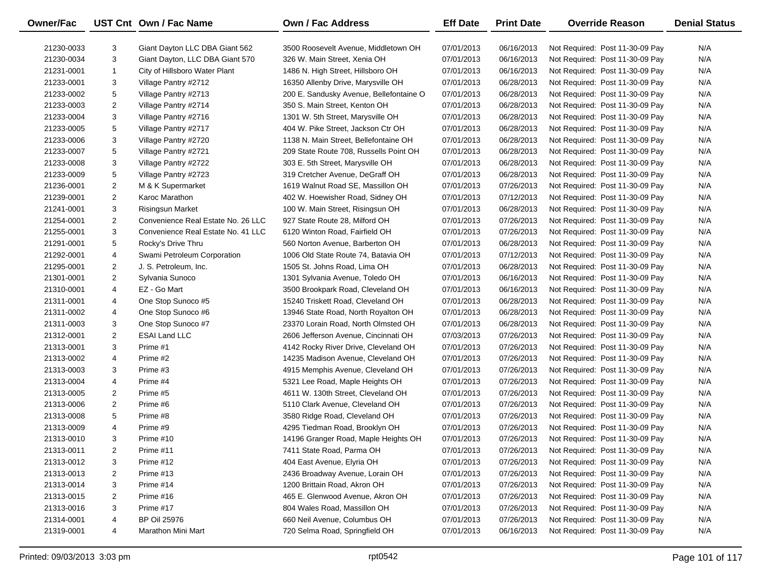| Owner/Fac | UST Cnt | Own / Fac Name | Own / Fac Address | Eff Date | Print Date | Override Reason | Denial Status |
|---|---|---|---|---|---|---|---|
| 21230-0033 | 3 | Giant Dayton LLC DBA Giant 562 | 3500 Roosevelt Avenue, Middletown OH | 07/01/2013 | 06/16/2013 | Not Required: Post 11-30-09 Pay | N/A |
| 21230-0034 | 3 | Giant Dayton, LLC DBA Giant 570 | 326 W. Main Street, Xenia OH | 07/01/2013 | 06/16/2013 | Not Required: Post 11-30-09 Pay | N/A |
| 21231-0001 | 1 | City of Hillsboro Water Plant | 1486 N. High Street, Hillsboro OH | 07/01/2013 | 06/16/2013 | Not Required: Post 11-30-09 Pay | N/A |
| 21233-0001 | 3 | Village Pantry #2712 | 16350 Allenby Drive, Marysville OH | 07/01/2013 | 06/28/2013 | Not Required: Post 11-30-09 Pay | N/A |
| 21233-0002 | 5 | Village Pantry #2713 | 200 E. Sandusky Avenue, Bellefontaine O | 07/01/2013 | 06/28/2013 | Not Required: Post 11-30-09 Pay | N/A |
| 21233-0003 | 2 | Village Pantry #2714 | 350 S. Main Street, Kenton OH | 07/01/2013 | 06/28/2013 | Not Required: Post 11-30-09 Pay | N/A |
| 21233-0004 | 3 | Village Pantry #2716 | 1301 W. 5th Street, Marysville OH | 07/01/2013 | 06/28/2013 | Not Required: Post 11-30-09 Pay | N/A |
| 21233-0005 | 5 | Village Pantry #2717 | 404 W. Pike Street, Jackson Ctr OH | 07/01/2013 | 06/28/2013 | Not Required: Post 11-30-09 Pay | N/A |
| 21233-0006 | 3 | Village Pantry #2720 | 1138 N. Main Street, Bellefontaine OH | 07/01/2013 | 06/28/2013 | Not Required: Post 11-30-09 Pay | N/A |
| 21233-0007 | 5 | Village Pantry #2721 | 209 State Route 708, Russells Point OH | 07/01/2013 | 06/28/2013 | Not Required: Post 11-30-09 Pay | N/A |
| 21233-0008 | 3 | Village Pantry #2722 | 303 E. 5th Street, Marysville OH | 07/01/2013 | 06/28/2013 | Not Required: Post 11-30-09 Pay | N/A |
| 21233-0009 | 5 | Village Pantry #2723 | 319 Cretcher Avenue, DeGraff OH | 07/01/2013 | 06/28/2013 | Not Required: Post 11-30-09 Pay | N/A |
| 21236-0001 | 2 | M & K Supermarket | 1619 Walnut Road SE, Massillon OH | 07/01/2013 | 07/26/2013 | Not Required: Post 11-30-09 Pay | N/A |
| 21239-0001 | 2 | Karoc Marathon | 402 W. Hoewisher Road, Sidney OH | 07/01/2013 | 07/12/2013 | Not Required: Post 11-30-09 Pay | N/A |
| 21241-0001 | 3 | Risingsun Market | 100 W. Main Street, Risingsun OH | 07/01/2013 | 06/28/2013 | Not Required: Post 11-30-09 Pay | N/A |
| 21254-0001 | 2 | Convenience Real Estate No. 26 LLC | 927 State Route 28, Milford OH | 07/01/2013 | 07/26/2013 | Not Required: Post 11-30-09 Pay | N/A |
| 21255-0001 | 3 | Convenience Real Estate No. 41 LLC | 6120 Winton Road, Fairfield OH | 07/01/2013 | 07/26/2013 | Not Required: Post 11-30-09 Pay | N/A |
| 21291-0001 | 5 | Rocky's Drive Thru | 560 Norton Avenue, Barberton OH | 07/01/2013 | 06/28/2013 | Not Required: Post 11-30-09 Pay | N/A |
| 21292-0001 | 4 | Swami Petroleum Corporation | 1006 Old State Route 74, Batavia OH | 07/01/2013 | 07/12/2013 | Not Required: Post 11-30-09 Pay | N/A |
| 21295-0001 | 2 | J. S. Petroleum, Inc. | 1505 St. Johns Road, Lima OH | 07/01/2013 | 06/28/2013 | Not Required: Post 11-30-09 Pay | N/A |
| 21301-0001 | 2 | Sylvania Sunoco | 1301 Sylvania Avenue, Toledo OH | 07/01/2013 | 06/16/2013 | Not Required: Post 11-30-09 Pay | N/A |
| 21310-0001 | 4 | EZ - Go Mart | 3500 Brookpark Road, Cleveland OH | 07/01/2013 | 06/16/2013 | Not Required: Post 11-30-09 Pay | N/A |
| 21311-0001 | 4 | One Stop Sunoco #5 | 15240 Triskett Road, Cleveland OH | 07/01/2013 | 06/28/2013 | Not Required: Post 11-30-09 Pay | N/A |
| 21311-0002 | 4 | One Stop Sunoco #6 | 13946 State Road, North Royalton OH | 07/01/2013 | 06/28/2013 | Not Required: Post 11-30-09 Pay | N/A |
| 21311-0003 | 3 | One Stop Sunoco #7 | 23370 Lorain Road, North Olmsted OH | 07/01/2013 | 06/28/2013 | Not Required: Post 11-30-09 Pay | N/A |
| 21312-0001 | 2 | ESAI Land LLC | 2606 Jefferson Avenue, Cincinnati OH | 07/03/2013 | 07/26/2013 | Not Required: Post 11-30-09 Pay | N/A |
| 21313-0001 | 3 | Prime #1 | 4142 Rocky River Drive, Cleveland OH | 07/01/2013 | 07/26/2013 | Not Required: Post 11-30-09 Pay | N/A |
| 21313-0002 | 4 | Prime #2 | 14235 Madison Avenue, Cleveland OH | 07/01/2013 | 07/26/2013 | Not Required: Post 11-30-09 Pay | N/A |
| 21313-0003 | 3 | Prime #3 | 4915 Memphis Avenue, Cleveland OH | 07/01/2013 | 07/26/2013 | Not Required: Post 11-30-09 Pay | N/A |
| 21313-0004 | 4 | Prime #4 | 5321 Lee Road, Maple Heights OH | 07/01/2013 | 07/26/2013 | Not Required: Post 11-30-09 Pay | N/A |
| 21313-0005 | 2 | Prime #5 | 4611 W. 130th Street, Cleveland OH | 07/01/2013 | 07/26/2013 | Not Required: Post 11-30-09 Pay | N/A |
| 21313-0006 | 2 | Prime #6 | 5110 Clark Avenue, Cleveland OH | 07/01/2013 | 07/26/2013 | Not Required: Post 11-30-09 Pay | N/A |
| 21313-0008 | 5 | Prime #8 | 3580 Ridge Road, Cleveland OH | 07/01/2013 | 07/26/2013 | Not Required: Post 11-30-09 Pay | N/A |
| 21313-0009 | 4 | Prime #9 | 4295 Tiedman Road, Brooklyn OH | 07/01/2013 | 07/26/2013 | Not Required: Post 11-30-09 Pay | N/A |
| 21313-0010 | 3 | Prime #10 | 14196 Granger Road, Maple Heights OH | 07/01/2013 | 07/26/2013 | Not Required: Post 11-30-09 Pay | N/A |
| 21313-0011 | 2 | Prime #11 | 7411 State Road, Parma OH | 07/01/2013 | 07/26/2013 | Not Required: Post 11-30-09 Pay | N/A |
| 21313-0012 | 3 | Prime #12 | 404 East Avenue, Elyria OH | 07/01/2013 | 07/26/2013 | Not Required: Post 11-30-09 Pay | N/A |
| 21313-0013 | 2 | Prime #13 | 2436 Broadway Avenue, Lorain OH | 07/01/2013 | 07/26/2013 | Not Required: Post 11-30-09 Pay | N/A |
| 21313-0014 | 3 | Prime #14 | 1200 Brittain Road, Akron OH | 07/01/2013 | 07/26/2013 | Not Required: Post 11-30-09 Pay | N/A |
| 21313-0015 | 2 | Prime #16 | 465 E. Glenwood Avenue, Akron OH | 07/01/2013 | 07/26/2013 | Not Required: Post 11-30-09 Pay | N/A |
| 21313-0016 | 3 | Prime #17 | 804 Wales Road, Massillon OH | 07/01/2013 | 07/26/2013 | Not Required: Post 11-30-09 Pay | N/A |
| 21314-0001 | 4 | BP Oil 25976 | 660 Neil Avenue, Columbus OH | 07/01/2013 | 07/26/2013 | Not Required: Post 11-30-09 Pay | N/A |
| 21319-0001 | 4 | Marathon Mini Mart | 720 Selma Road, Springfield OH | 07/01/2013 | 06/16/2013 | Not Required: Post 11-30-09 Pay | N/A |

Printed: 09/03/2013 3:03 pm    rpt0542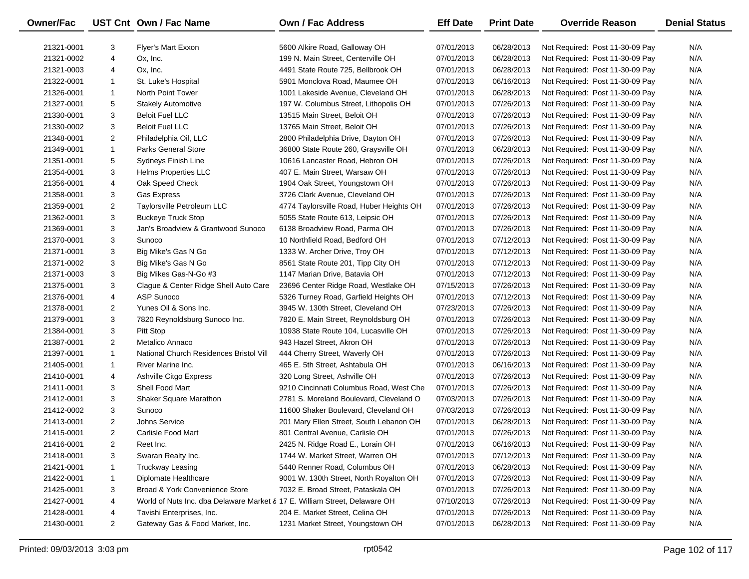| Owner/Fac | UST Cnt | Own / Fac Name | Own / Fac Address | Eff Date | Print Date | Override Reason | Denial Status |
|---|---|---|---|---|---|---|---|
| 21321-0001 | 3 | Flyer's Mart Exxon | 5600 Alkire Road, Galloway OH | 07/01/2013 | 06/28/2013 | Not Required: Post 11-30-09 Pay | N/A |
| 21321-0002 | 4 | Ox, Inc. | 199 N. Main Street, Centerville OH | 07/01/2013 | 06/28/2013 | Not Required: Post 11-30-09 Pay | N/A |
| 21321-0003 | 4 | Ox, Inc. | 4491 State Route 725, Bellbrook OH | 07/01/2013 | 06/28/2013 | Not Required: Post 11-30-09 Pay | N/A |
| 21322-0001 | 1 | St. Luke's Hospital | 5901 Monclova Road, Maumee OH | 07/01/2013 | 06/16/2013 | Not Required: Post 11-30-09 Pay | N/A |
| 21326-0001 | 1 | North Point Tower | 1001 Lakeside Avenue, Cleveland OH | 07/01/2013 | 06/28/2013 | Not Required: Post 11-30-09 Pay | N/A |
| 21327-0001 | 5 | Stakely Automotive | 197 W. Columbus Street, Lithopolis OH | 07/01/2013 | 07/26/2013 | Not Required: Post 11-30-09 Pay | N/A |
| 21330-0001 | 3 | Beloit Fuel LLC | 13515 Main Street, Beloit OH | 07/01/2013 | 07/26/2013 | Not Required: Post 11-30-09 Pay | N/A |
| 21330-0002 | 3 | Beloit Fuel LLC | 13765 Main Street, Beloit OH | 07/01/2013 | 07/26/2013 | Not Required: Post 11-30-09 Pay | N/A |
| 21348-0001 | 2 | Philadelphia Oil, LLC | 2800 Philadelphia Drive, Dayton OH | 07/01/2013 | 07/26/2013 | Not Required: Post 11-30-09 Pay | N/A |
| 21349-0001 | 1 | Parks General Store | 36800 State Route 260, Graysville OH | 07/01/2013 | 06/28/2013 | Not Required: Post 11-30-09 Pay | N/A |
| 21351-0001 | 5 | Sydneys Finish Line | 10616 Lancaster Road, Hebron OH | 07/01/2013 | 07/26/2013 | Not Required: Post 11-30-09 Pay | N/A |
| 21354-0001 | 3 | Helms Properties LLC | 407 E. Main Street, Warsaw OH | 07/01/2013 | 07/26/2013 | Not Required: Post 11-30-09 Pay | N/A |
| 21356-0001 | 4 | Oak Speed Check | 1904 Oak Street, Youngstown OH | 07/01/2013 | 07/26/2013 | Not Required: Post 11-30-09 Pay | N/A |
| 21358-0001 | 3 | Gas Express | 3726 Clark Avenue, Cleveland OH | 07/01/2013 | 07/26/2013 | Not Required: Post 11-30-09 Pay | N/A |
| 21359-0001 | 2 | Taylorsville Petroleum LLC | 4774 Taylorsville Road, Huber Heights OH | 07/01/2013 | 07/26/2013 | Not Required: Post 11-30-09 Pay | N/A |
| 21362-0001 | 3 | Buckeye Truck Stop | 5055 State Route 613, Leipsic OH | 07/01/2013 | 07/26/2013 | Not Required: Post 11-30-09 Pay | N/A |
| 21369-0001 | 3 | Jan's Broadview & Grantwood Sunoco | 6138 Broadview Road, Parma OH | 07/01/2013 | 07/26/2013 | Not Required: Post 11-30-09 Pay | N/A |
| 21370-0001 | 3 | Sunoco | 10 Northfield Road, Bedford OH | 07/01/2013 | 07/12/2013 | Not Required: Post 11-30-09 Pay | N/A |
| 21371-0001 | 3 | Big Mike's Gas N Go | 1333 W. Archer Drive, Troy OH | 07/01/2013 | 07/12/2013 | Not Required: Post 11-30-09 Pay | N/A |
| 21371-0002 | 3 | Big Mike's Gas N Go | 8561 State Route 201, Tipp City OH | 07/01/2013 | 07/12/2013 | Not Required: Post 11-30-09 Pay | N/A |
| 21371-0003 | 3 | Big Mikes Gas-N-Go #3 | 1147 Marian Drive, Batavia OH | 07/01/2013 | 07/12/2013 | Not Required: Post 11-30-09 Pay | N/A |
| 21375-0001 | 3 | Clague & Center Ridge Shell Auto Care | 23696 Center Ridge Road, Westlake OH | 07/15/2013 | 07/26/2013 | Not Required: Post 11-30-09 Pay | N/A |
| 21376-0001 | 4 | ASP Sunoco | 5326 Turney Road, Garfield Heights OH | 07/01/2013 | 07/12/2013 | Not Required: Post 11-30-09 Pay | N/A |
| 21378-0001 | 2 | Yunes Oil & Sons Inc. | 3945 W. 130th Street, Cleveland OH | 07/23/2013 | 07/26/2013 | Not Required: Post 11-30-09 Pay | N/A |
| 21379-0001 | 3 | 7820 Reynoldsburg Sunoco Inc. | 7820 E. Main Street, Reynoldsburg OH | 07/01/2013 | 07/26/2013 | Not Required: Post 11-30-09 Pay | N/A |
| 21384-0001 | 3 | Pitt Stop | 10938 State Route 104, Lucasville OH | 07/01/2013 | 07/26/2013 | Not Required: Post 11-30-09 Pay | N/A |
| 21387-0001 | 2 | Metalico Annaco | 943 Hazel Street, Akron OH | 07/01/2013 | 07/26/2013 | Not Required: Post 11-30-09 Pay | N/A |
| 21397-0001 | 1 | National Church Residences Bristol Vill | 444 Cherry Street, Waverly OH | 07/01/2013 | 07/26/2013 | Not Required: Post 11-30-09 Pay | N/A |
| 21405-0001 | 1 | River Marine Inc. | 465 E. 5th Street, Ashtabula OH | 07/01/2013 | 06/16/2013 | Not Required: Post 11-30-09 Pay | N/A |
| 21410-0001 | 4 | Ashville Citgo Express | 320 Long Street, Ashville OH | 07/01/2013 | 07/26/2013 | Not Required: Post 11-30-09 Pay | N/A |
| 21411-0001 | 3 | Shell Food Mart | 9210 Cincinnati Columbus Road, West Che | 07/01/2013 | 07/26/2013 | Not Required: Post 11-30-09 Pay | N/A |
| 21412-0001 | 3 | Shaker Square Marathon | 2781 S. Moreland Boulevard, Cleveland O | 07/03/2013 | 07/26/2013 | Not Required: Post 11-30-09 Pay | N/A |
| 21412-0002 | 3 | Sunoco | 11600 Shaker Boulevard, Cleveland OH | 07/03/2013 | 07/26/2013 | Not Required: Post 11-30-09 Pay | N/A |
| 21413-0001 | 2 | Johns Service | 201 Mary Ellen Street, South Lebanon OH | 07/01/2013 | 06/28/2013 | Not Required: Post 11-30-09 Pay | N/A |
| 21415-0001 | 2 | Carlisle Food Mart | 801 Central Avenue, Carlisle OH | 07/01/2013 | 07/26/2013 | Not Required: Post 11-30-09 Pay | N/A |
| 21416-0001 | 2 | Reet Inc. | 2425 N. Ridge Road E., Lorain OH | 07/01/2013 | 06/16/2013 | Not Required: Post 11-30-09 Pay | N/A |
| 21418-0001 | 3 | Swaran Realty Inc. | 1744 W. Market Street, Warren OH | 07/01/2013 | 07/12/2013 | Not Required: Post 11-30-09 Pay | N/A |
| 21421-0001 | 1 | Truckway Leasing | 5440 Renner Road, Columbus OH | 07/01/2013 | 06/28/2013 | Not Required: Post 11-30-09 Pay | N/A |
| 21422-0001 | 1 | Diplomate Healthcare | 9001 W. 130th Street, North Royalton OH | 07/01/2013 | 07/26/2013 | Not Required: Post 11-30-09 Pay | N/A |
| 21425-0001 | 3 | Broad & York Convenience Store | 7032 E. Broad Street, Pataskala OH | 07/01/2013 | 07/26/2013 | Not Required: Post 11-30-09 Pay | N/A |
| 21427-0001 | 4 | World of Nuts Inc. dba Delaware Market & | 17 E. William Street, Delaware OH | 07/10/2013 | 07/26/2013 | Not Required: Post 11-30-09 Pay | N/A |
| 21428-0001 | 4 | Tavishi Enterprises, Inc. | 204 E. Market Street, Celina OH | 07/01/2013 | 07/26/2013 | Not Required: Post 11-30-09 Pay | N/A |
| 21430-0001 | 2 | Gateway Gas & Food Market, Inc. | 1231 Market Street, Youngstown OH | 07/01/2013 | 06/28/2013 | Not Required: Post 11-30-09 Pay | N/A |

Printed: 09/03/2013 3:03 pm rpt0542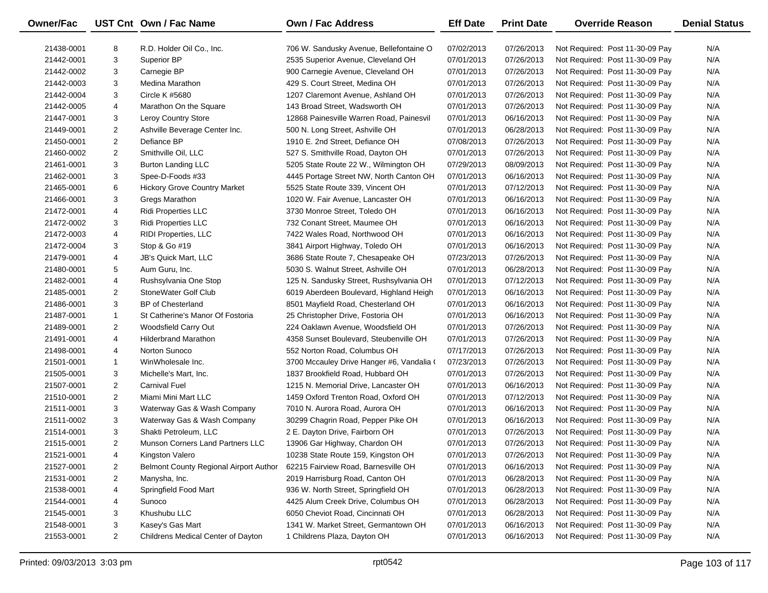| Owner/Fac | UST Cnt | Own / Fac Name | Own / Fac Address | Eff Date | Print Date | Override Reason | Denial Status |
|---|---|---|---|---|---|---|---|
| 21438-0001 | 8 | R.D. Holder Oil Co., Inc. | 706 W. Sandusky Avenue, Bellefontaine O | 07/02/2013 | 07/26/2013 | Not Required: Post 11-30-09 Pay | N/A |
| 21442-0001 | 3 | Superior BP | 2535 Superior Avenue, Cleveland OH | 07/01/2013 | 07/26/2013 | Not Required: Post 11-30-09 Pay | N/A |
| 21442-0002 | 3 | Carnegie BP | 900 Carnegie Avenue, Cleveland OH | 07/01/2013 | 07/26/2013 | Not Required: Post 11-30-09 Pay | N/A |
| 21442-0003 | 3 | Medina Marathon | 429 S. Court Street, Medina OH | 07/01/2013 | 07/26/2013 | Not Required: Post 11-30-09 Pay | N/A |
| 21442-0004 | 3 | Circle K #5680 | 1207 Claremont Avenue, Ashland OH | 07/01/2013 | 07/26/2013 | Not Required: Post 11-30-09 Pay | N/A |
| 21442-0005 | 4 | Marathon On the Square | 143 Broad Street, Wadsworth OH | 07/01/2013 | 07/26/2013 | Not Required: Post 11-30-09 Pay | N/A |
| 21447-0001 | 3 | Leroy Country Store | 12868 Painesville Warren Road, Painesvil | 07/01/2013 | 06/16/2013 | Not Required: Post 11-30-09 Pay | N/A |
| 21449-0001 | 2 | Ashville Beverage Center Inc. | 500 N. Long Street, Ashville OH | 07/01/2013 | 06/28/2013 | Not Required: Post 11-30-09 Pay | N/A |
| 21450-0001 | 2 | Defiance BP | 1910 E. 2nd Street, Defiance OH | 07/08/2013 | 07/26/2013 | Not Required: Post 11-30-09 Pay | N/A |
| 21460-0002 | 2 | Smithville Oil, LLC | 527 S. Smithville Road, Dayton OH | 07/01/2013 | 07/26/2013 | Not Required: Post 11-30-09 Pay | N/A |
| 21461-0001 | 3 | Burton Landing LLC | 5205 State Route 22 W., Wilmington OH | 07/29/2013 | 08/09/2013 | Not Required: Post 11-30-09 Pay | N/A |
| 21462-0001 | 3 | Spee-D-Foods #33 | 4445 Portage Street NW, North Canton OH | 07/01/2013 | 06/16/2013 | Not Required: Post 11-30-09 Pay | N/A |
| 21465-0001 | 6 | Hickory Grove Country Market | 5525 State Route 339, Vincent OH | 07/01/2013 | 07/12/2013 | Not Required: Post 11-30-09 Pay | N/A |
| 21466-0001 | 3 | Gregs Marathon | 1020 W. Fair Avenue, Lancaster OH | 07/01/2013 | 06/16/2013 | Not Required: Post 11-30-09 Pay | N/A |
| 21472-0001 | 4 | Ridi Properties LLC | 3730 Monroe Street, Toledo OH | 07/01/2013 | 06/16/2013 | Not Required: Post 11-30-09 Pay | N/A |
| 21472-0002 | 3 | Ridi Properties LLC | 732 Conant Street, Maumee OH | 07/01/2013 | 06/16/2013 | Not Required: Post 11-30-09 Pay | N/A |
| 21472-0003 | 4 | RIDI Properties, LLC | 7422 Wales Road, Northwood OH | 07/01/2013 | 06/16/2013 | Not Required: Post 11-30-09 Pay | N/A |
| 21472-0004 | 3 | Stop & Go #19 | 3841 Airport Highway, Toledo OH | 07/01/2013 | 06/16/2013 | Not Required: Post 11-30-09 Pay | N/A |
| 21479-0001 | 4 | JB's Quick Mart, LLC | 3686 State Route 7, Chesapeake OH | 07/23/2013 | 07/26/2013 | Not Required: Post 11-30-09 Pay | N/A |
| 21480-0001 | 5 | Aum Guru, Inc. | 5030 S. Walnut Street, Ashville OH | 07/01/2013 | 06/28/2013 | Not Required: Post 11-30-09 Pay | N/A |
| 21482-0001 | 4 | Rushsylvania One Stop | 125 N. Sandusky Street, Rushsylvania OH | 07/01/2013 | 07/12/2013 | Not Required: Post 11-30-09 Pay | N/A |
| 21485-0001 | 2 | StoneWater Golf Club | 6019 Aberdeen Boulevard, Highland Heigh | 07/01/2013 | 06/16/2013 | Not Required: Post 11-30-09 Pay | N/A |
| 21486-0001 | 3 | BP of Chesterland | 8501 Mayfield Road, Chesterland OH | 07/01/2013 | 06/16/2013 | Not Required: Post 11-30-09 Pay | N/A |
| 21487-0001 | 1 | St Catherine's Manor Of Fostoria | 25 Christopher Drive, Fostoria OH | 07/01/2013 | 06/16/2013 | Not Required: Post 11-30-09 Pay | N/A |
| 21489-0001 | 2 | Woodsfield Carry Out | 224 Oaklawn Avenue, Woodsfield OH | 07/01/2013 | 07/26/2013 | Not Required: Post 11-30-09 Pay | N/A |
| 21491-0001 | 4 | Hilderbrand Marathon | 4358 Sunset Boulevard, Steubenville OH | 07/01/2013 | 07/26/2013 | Not Required: Post 11-30-09 Pay | N/A |
| 21498-0001 | 4 | Norton Sunoco | 552 Norton Road, Columbus OH | 07/17/2013 | 07/26/2013 | Not Required: Post 11-30-09 Pay | N/A |
| 21501-0001 | 1 | WinWholesale Inc. | 3700 Mccauley Drive Hanger #6, Vandalia ( | 07/23/2013 | 07/26/2013 | Not Required: Post 11-30-09 Pay | N/A |
| 21505-0001 | 3 | Michelle's Mart, Inc. | 1837 Brookfield Road, Hubbard OH | 07/01/2013 | 07/26/2013 | Not Required: Post 11-30-09 Pay | N/A |
| 21507-0001 | 2 | Carnival Fuel | 1215 N. Memorial Drive, Lancaster OH | 07/01/2013 | 06/16/2013 | Not Required: Post 11-30-09 Pay | N/A |
| 21510-0001 | 2 | Miami Mini Mart LLC | 1459 Oxford Trenton Road, Oxford OH | 07/01/2013 | 07/12/2013 | Not Required: Post 11-30-09 Pay | N/A |
| 21511-0001 | 3 | Waterway Gas & Wash Company | 7010 N. Aurora Road, Aurora OH | 07/01/2013 | 06/16/2013 | Not Required: Post 11-30-09 Pay | N/A |
| 21511-0002 | 3 | Waterway Gas & Wash Company | 30299 Chagrin Road, Pepper Pike OH | 07/01/2013 | 06/16/2013 | Not Required: Post 11-30-09 Pay | N/A |
| 21514-0001 | 3 | Shakti Petroleum, LLC | 2 E. Dayton Drive, Fairborn OH | 07/01/2013 | 07/26/2013 | Not Required: Post 11-30-09 Pay | N/A |
| 21515-0001 | 2 | Munson Corners Land Partners LLC | 13906 Gar Highway, Chardon OH | 07/01/2013 | 07/26/2013 | Not Required: Post 11-30-09 Pay | N/A |
| 21521-0001 | 4 | Kingston Valero | 10238 State Route 159, Kingston OH | 07/01/2013 | 07/26/2013 | Not Required: Post 11-30-09 Pay | N/A |
| 21527-0001 | 2 | Belmont County Regional Airport Author | 62215 Fairview Road, Barnesville OH | 07/01/2013 | 06/16/2013 | Not Required: Post 11-30-09 Pay | N/A |
| 21531-0001 | 2 | Manysha, Inc. | 2019 Harrisburg Road, Canton OH | 07/01/2013 | 06/28/2013 | Not Required: Post 11-30-09 Pay | N/A |
| 21538-0001 | 4 | Springfield Food Mart | 936 W. North Street, Springfield OH | 07/01/2013 | 06/28/2013 | Not Required: Post 11-30-09 Pay | N/A |
| 21544-0001 | 4 | Sunoco | 4425 Alum Creek Drive, Columbus OH | 07/01/2013 | 06/28/2013 | Not Required: Post 11-30-09 Pay | N/A |
| 21545-0001 | 3 | Khushubu LLC | 6050 Cheviot Road, Cincinnati OH | 07/01/2013 | 06/28/2013 | Not Required: Post 11-30-09 Pay | N/A |
| 21548-0001 | 3 | Kasey's Gas Mart | 1341 W. Market Street, Germantown OH | 07/01/2013 | 06/16/2013 | Not Required: Post 11-30-09 Pay | N/A |
| 21553-0001 | 2 | Childrens Medical Center of Dayton | 1 Childrens Plaza, Dayton OH | 07/01/2013 | 06/16/2013 | Not Required: Post 11-30-09 Pay | N/A |

Printed: 09/03/2013 3:03 pm rpt0542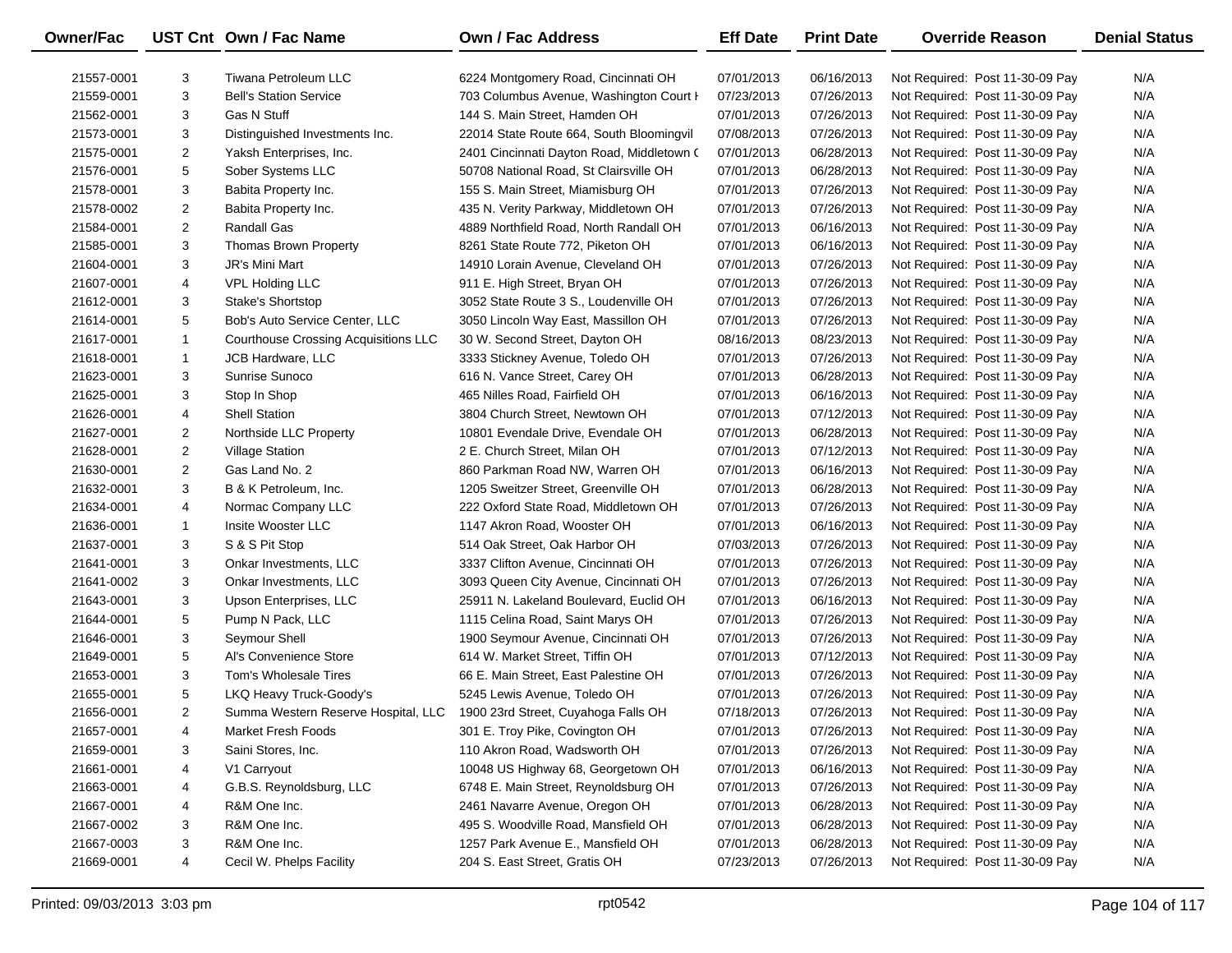| Owner/Fac | UST Cnt | Own / Fac Name | Own / Fac Address | Eff Date | Print Date | Override Reason | Denial Status |
|---|---|---|---|---|---|---|---|
| 21557-0001 | 3 | Tiwana Petroleum LLC | 6224 Montgomery Road, Cincinnati OH | 07/01/2013 | 06/16/2013 | Not Required: Post 11-30-09 Pay | N/A |
| 21559-0001 | 3 | Bell's Station Service | 703 Columbus Avenue, Washington Court H | 07/23/2013 | 07/26/2013 | Not Required: Post 11-30-09 Pay | N/A |
| 21562-0001 | 3 | Gas N Stuff | 144 S. Main Street, Hamden OH | 07/01/2013 | 07/26/2013 | Not Required: Post 11-30-09 Pay | N/A |
| 21573-0001 | 3 | Distinguished Investments Inc. | 22014 State Route 664, South Bloomingvil | 07/08/2013 | 07/26/2013 | Not Required: Post 11-30-09 Pay | N/A |
| 21575-0001 | 2 | Yaksh Enterprises, Inc. | 2401 Cincinnati Dayton Road, Middletown ( | 07/01/2013 | 06/28/2013 | Not Required: Post 11-30-09 Pay | N/A |
| 21576-0001 | 5 | Sober Systems LLC | 50708 National Road, St Clairsville OH | 07/01/2013 | 06/28/2013 | Not Required: Post 11-30-09 Pay | N/A |
| 21578-0001 | 3 | Babita Property Inc. | 155 S. Main Street, Miamisburg OH | 07/01/2013 | 07/26/2013 | Not Required: Post 11-30-09 Pay | N/A |
| 21578-0002 | 2 | Babita Property Inc. | 435 N. Verity Parkway, Middletown OH | 07/01/2013 | 07/26/2013 | Not Required: Post 11-30-09 Pay | N/A |
| 21584-0001 | 2 | Randall Gas | 4889 Northfield Road, North Randall OH | 07/01/2013 | 06/16/2013 | Not Required: Post 11-30-09 Pay | N/A |
| 21585-0001 | 3 | Thomas Brown Property | 8261 State Route 772, Piketon OH | 07/01/2013 | 06/16/2013 | Not Required: Post 11-30-09 Pay | N/A |
| 21604-0001 | 3 | JR's Mini Mart | 14910 Lorain Avenue, Cleveland OH | 07/01/2013 | 07/26/2013 | Not Required: Post 11-30-09 Pay | N/A |
| 21607-0001 | 4 | VPL Holding LLC | 911 E. High Street, Bryan OH | 07/01/2013 | 07/26/2013 | Not Required: Post 11-30-09 Pay | N/A |
| 21612-0001 | 3 | Stake's Shortstop | 3052 State Route 3 S., Loudenville OH | 07/01/2013 | 07/26/2013 | Not Required: Post 11-30-09 Pay | N/A |
| 21614-0001 | 5 | Bob's Auto Service Center, LLC | 3050 Lincoln Way East, Massillon OH | 07/01/2013 | 07/26/2013 | Not Required: Post 11-30-09 Pay | N/A |
| 21617-0001 | 1 | Courthouse Crossing Acquisitions LLC | 30 W. Second Street, Dayton OH | 08/16/2013 | 08/23/2013 | Not Required: Post 11-30-09 Pay | N/A |
| 21618-0001 | 1 | JCB Hardware, LLC | 3333 Stickney Avenue, Toledo OH | 07/01/2013 | 07/26/2013 | Not Required: Post 11-30-09 Pay | N/A |
| 21623-0001 | 3 | Sunrise Sunoco | 616 N. Vance Street, Carey OH | 07/01/2013 | 06/28/2013 | Not Required: Post 11-30-09 Pay | N/A |
| 21625-0001 | 3 | Stop In Shop | 465 Nilles Road, Fairfield OH | 07/01/2013 | 06/16/2013 | Not Required: Post 11-30-09 Pay | N/A |
| 21626-0001 | 4 | Shell Station | 3804 Church Street, Newtown OH | 07/01/2013 | 07/12/2013 | Not Required: Post 11-30-09 Pay | N/A |
| 21627-0001 | 2 | Northside LLC Property | 10801 Evendale Drive, Evendale OH | 07/01/2013 | 06/28/2013 | Not Required: Post 11-30-09 Pay | N/A |
| 21628-0001 | 2 | Village Station | 2 E. Church Street, Milan OH | 07/01/2013 | 07/12/2013 | Not Required: Post 11-30-09 Pay | N/A |
| 21630-0001 | 2 | Gas Land No. 2 | 860 Parkman Road NW, Warren OH | 07/01/2013 | 06/16/2013 | Not Required: Post 11-30-09 Pay | N/A |
| 21632-0001 | 3 | B & K Petroleum, Inc. | 1205 Sweitzer Street, Greenville OH | 07/01/2013 | 06/28/2013 | Not Required: Post 11-30-09 Pay | N/A |
| 21634-0001 | 4 | Normac Company LLC | 222 Oxford State Road, Middletown OH | 07/01/2013 | 07/26/2013 | Not Required: Post 11-30-09 Pay | N/A |
| 21636-0001 | 1 | Insite Wooster LLC | 1147 Akron Road, Wooster OH | 07/01/2013 | 06/16/2013 | Not Required: Post 11-30-09 Pay | N/A |
| 21637-0001 | 3 | S & S Pit Stop | 514 Oak Street, Oak Harbor OH | 07/03/2013 | 07/26/2013 | Not Required: Post 11-30-09 Pay | N/A |
| 21641-0001 | 3 | Onkar Investments, LLC | 3337 Clifton Avenue, Cincinnati OH | 07/01/2013 | 07/26/2013 | Not Required: Post 11-30-09 Pay | N/A |
| 21641-0002 | 3 | Onkar Investments, LLC | 3093 Queen City Avenue, Cincinnati OH | 07/01/2013 | 07/26/2013 | Not Required: Post 11-30-09 Pay | N/A |
| 21643-0001 | 3 | Upson Enterprises, LLC | 25911 N. Lakeland Boulevard, Euclid OH | 07/01/2013 | 06/16/2013 | Not Required: Post 11-30-09 Pay | N/A |
| 21644-0001 | 5 | Pump N Pack, LLC | 1115 Celina Road, Saint Marys OH | 07/01/2013 | 07/26/2013 | Not Required: Post 11-30-09 Pay | N/A |
| 21646-0001 | 3 | Seymour Shell | 1900 Seymour Avenue, Cincinnati OH | 07/01/2013 | 07/26/2013 | Not Required: Post 11-30-09 Pay | N/A |
| 21649-0001 | 5 | Al's Convenience Store | 614 W. Market Street, Tiffin OH | 07/01/2013 | 07/12/2013 | Not Required: Post 11-30-09 Pay | N/A |
| 21653-0001 | 3 | Tom's Wholesale Tires | 66 E. Main Street, East Palestine OH | 07/01/2013 | 07/26/2013 | Not Required: Post 11-30-09 Pay | N/A |
| 21655-0001 | 5 | LKQ Heavy Truck-Goody's | 5245 Lewis Avenue, Toledo OH | 07/01/2013 | 07/26/2013 | Not Required: Post 11-30-09 Pay | N/A |
| 21656-0001 | 2 | Summa Western Reserve Hospital, LLC | 1900 23rd Street, Cuyahoga Falls OH | 07/18/2013 | 07/26/2013 | Not Required: Post 11-30-09 Pay | N/A |
| 21657-0001 | 4 | Market Fresh Foods | 301 E. Troy Pike, Covington OH | 07/01/2013 | 07/26/2013 | Not Required: Post 11-30-09 Pay | N/A |
| 21659-0001 | 3 | Saini Stores, Inc. | 110 Akron Road, Wadsworth OH | 07/01/2013 | 07/26/2013 | Not Required: Post 11-30-09 Pay | N/A |
| 21661-0001 | 4 | V1 Carryout | 10048 US Highway 68, Georgetown OH | 07/01/2013 | 06/16/2013 | Not Required: Post 11-30-09 Pay | N/A |
| 21663-0001 | 4 | G.B.S. Reynoldsburg, LLC | 6748 E. Main Street, Reynoldsburg OH | 07/01/2013 | 07/26/2013 | Not Required: Post 11-30-09 Pay | N/A |
| 21667-0001 | 4 | R&M One Inc. | 2461 Navarre Avenue, Oregon OH | 07/01/2013 | 06/28/2013 | Not Required: Post 11-30-09 Pay | N/A |
| 21667-0002 | 3 | R&M One Inc. | 495 S. Woodville Road, Mansfield OH | 07/01/2013 | 06/28/2013 | Not Required: Post 11-30-09 Pay | N/A |
| 21667-0003 | 3 | R&M One Inc. | 1257 Park Avenue E., Mansfield OH | 07/01/2013 | 06/28/2013 | Not Required: Post 11-30-09 Pay | N/A |
| 21669-0001 | 4 | Cecil W. Phelps Facility | 204 S. East Street, Gratis OH | 07/23/2013 | 07/26/2013 | Not Required: Post 11-30-09 Pay | N/A |

Printed: 09/03/2013 3:03 pm rpt0542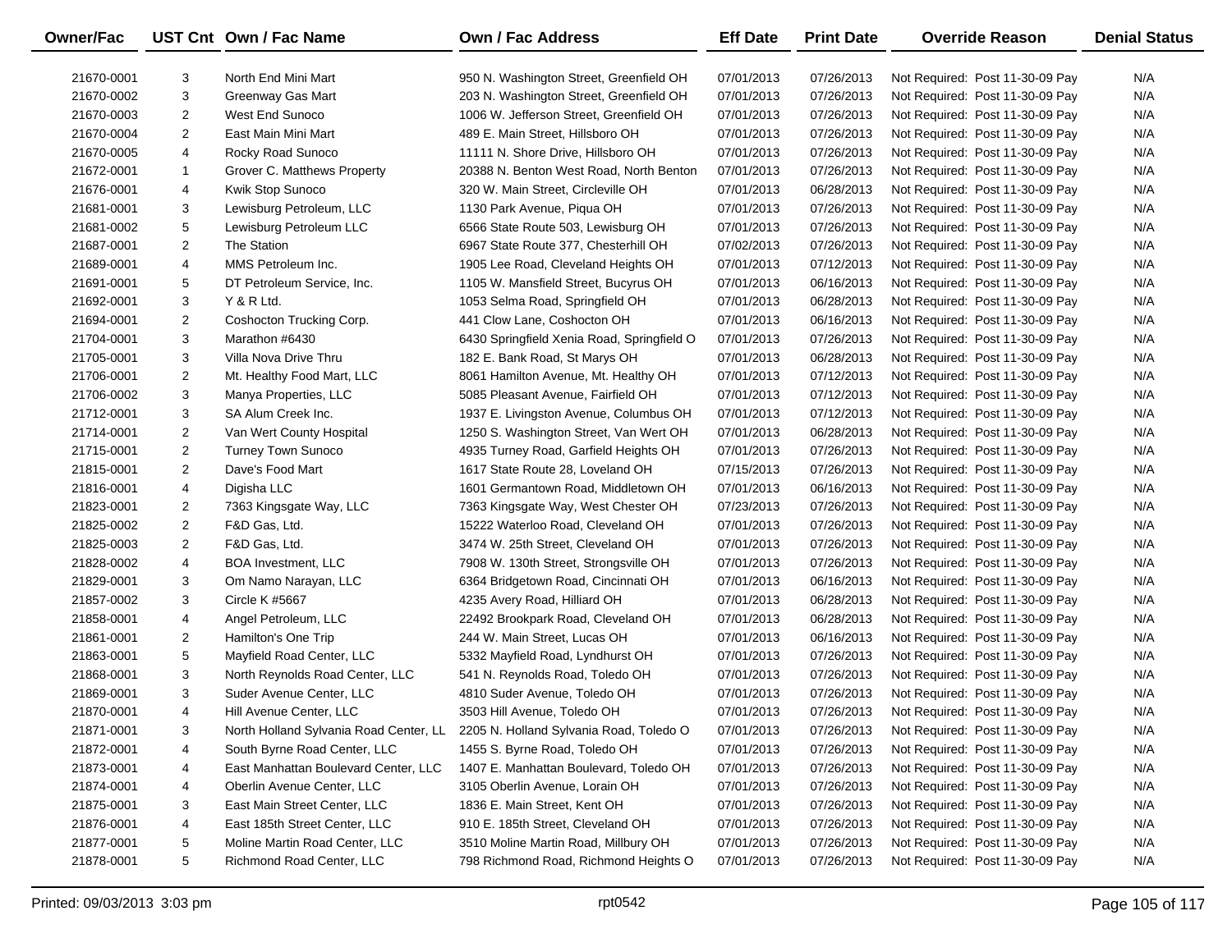| Owner/Fac | UST Cnt | Own / Fac Name | Own / Fac Address | Eff Date | Print Date | Override Reason | Denial Status |
|---|---|---|---|---|---|---|---|
| 21670-0001 | 3 | North End Mini Mart | 950 N. Washington Street, Greenfield OH | 07/01/2013 | 07/26/2013 | Not Required: Post 11-30-09 Pay | N/A |
| 21670-0002 | 3 | Greenway Gas Mart | 203 N. Washington Street, Greenfield OH | 07/01/2013 | 07/26/2013 | Not Required: Post 11-30-09 Pay | N/A |
| 21670-0003 | 2 | West End Sunoco | 1006 W. Jefferson Street, Greenfield OH | 07/01/2013 | 07/26/2013 | Not Required: Post 11-30-09 Pay | N/A |
| 21670-0004 | 2 | East Main Mini Mart | 489 E. Main Street, Hillsboro OH | 07/01/2013 | 07/26/2013 | Not Required: Post 11-30-09 Pay | N/A |
| 21670-0005 | 4 | Rocky Road Sunoco | 11111 N. Shore Drive, Hillsboro OH | 07/01/2013 | 07/26/2013 | Not Required: Post 11-30-09 Pay | N/A |
| 21672-0001 | 1 | Grover C. Matthews Property | 20388 N. Benton West Road, North Benton | 07/01/2013 | 07/26/2013 | Not Required: Post 11-30-09 Pay | N/A |
| 21676-0001 | 4 | Kwik Stop Sunoco | 320 W. Main Street, Circleville OH | 07/01/2013 | 06/28/2013 | Not Required: Post 11-30-09 Pay | N/A |
| 21681-0001 | 3 | Lewisburg Petroleum, LLC | 1130 Park Avenue, Piqua OH | 07/01/2013 | 07/26/2013 | Not Required: Post 11-30-09 Pay | N/A |
| 21681-0002 | 5 | Lewisburg Petroleum LLC | 6566 State Route 503, Lewisburg OH | 07/01/2013 | 07/26/2013 | Not Required: Post 11-30-09 Pay | N/A |
| 21687-0001 | 2 | The Station | 6967 State Route 377, Chesterhill OH | 07/02/2013 | 07/26/2013 | Not Required: Post 11-30-09 Pay | N/A |
| 21689-0001 | 4 | MMS Petroleum Inc. | 1905 Lee Road, Cleveland Heights OH | 07/01/2013 | 07/12/2013 | Not Required: Post 11-30-09 Pay | N/A |
| 21691-0001 | 5 | DT Petroleum Service, Inc. | 1105 W. Mansfield Street, Bucyrus OH | 07/01/2013 | 06/16/2013 | Not Required: Post 11-30-09 Pay | N/A |
| 21692-0001 | 3 | Y & R Ltd. | 1053 Selma Road, Springfield OH | 07/01/2013 | 06/28/2013 | Not Required: Post 11-30-09 Pay | N/A |
| 21694-0001 | 2 | Coshocton Trucking Corp. | 441 Clow Lane, Coshocton OH | 07/01/2013 | 06/16/2013 | Not Required: Post 11-30-09 Pay | N/A |
| 21704-0001 | 3 | Marathon #6430 | 6430 Springfield Xenia Road, Springfield O | 07/01/2013 | 07/26/2013 | Not Required: Post 11-30-09 Pay | N/A |
| 21705-0001 | 3 | Villa Nova Drive Thru | 182 E. Bank Road, St Marys OH | 07/01/2013 | 06/28/2013 | Not Required: Post 11-30-09 Pay | N/A |
| 21706-0001 | 2 | Mt. Healthy Food Mart, LLC | 8061 Hamilton Avenue, Mt. Healthy OH | 07/01/2013 | 07/12/2013 | Not Required: Post 11-30-09 Pay | N/A |
| 21706-0002 | 3 | Manya Properties, LLC | 5085 Pleasant Avenue, Fairfield OH | 07/01/2013 | 07/12/2013 | Not Required: Post 11-30-09 Pay | N/A |
| 21712-0001 | 3 | SA Alum Creek Inc. | 1937 E. Livingston Avenue, Columbus OH | 07/01/2013 | 07/12/2013 | Not Required: Post 11-30-09 Pay | N/A |
| 21714-0001 | 2 | Van Wert County Hospital | 1250 S. Washington Street, Van Wert OH | 07/01/2013 | 06/28/2013 | Not Required: Post 11-30-09 Pay | N/A |
| 21715-0001 | 2 | Turney Town Sunoco | 4935 Turney Road, Garfield Heights OH | 07/01/2013 | 07/26/2013 | Not Required: Post 11-30-09 Pay | N/A |
| 21815-0001 | 2 | Dave's Food Mart | 1617 State Route 28, Loveland OH | 07/15/2013 | 07/26/2013 | Not Required: Post 11-30-09 Pay | N/A |
| 21816-0001 | 4 | Digisha LLC | 1601 Germantown Road, Middletown OH | 07/01/2013 | 06/16/2013 | Not Required: Post 11-30-09 Pay | N/A |
| 21823-0001 | 2 | 7363 Kingsgate Way, LLC | 7363 Kingsgate Way, West Chester OH | 07/23/2013 | 07/26/2013 | Not Required: Post 11-30-09 Pay | N/A |
| 21825-0002 | 2 | F&D Gas, Ltd. | 15222 Waterloo Road, Cleveland OH | 07/01/2013 | 07/26/2013 | Not Required: Post 11-30-09 Pay | N/A |
| 21825-0003 | 2 | F&D Gas, Ltd. | 3474 W. 25th Street, Cleveland OH | 07/01/2013 | 07/26/2013 | Not Required: Post 11-30-09 Pay | N/A |
| 21828-0002 | 4 | BOA Investment, LLC | 7908 W. 130th Street, Strongsville OH | 07/01/2013 | 07/26/2013 | Not Required: Post 11-30-09 Pay | N/A |
| 21829-0001 | 3 | Om Namo Narayan, LLC | 6364 Bridgetown Road, Cincinnati OH | 07/01/2013 | 06/16/2013 | Not Required: Post 11-30-09 Pay | N/A |
| 21857-0002 | 3 | Circle K #5667 | 4235 Avery Road, Hilliard OH | 07/01/2013 | 06/28/2013 | Not Required: Post 11-30-09 Pay | N/A |
| 21858-0001 | 4 | Angel Petroleum, LLC | 22492 Brookpark Road, Cleveland OH | 07/01/2013 | 06/28/2013 | Not Required: Post 11-30-09 Pay | N/A |
| 21861-0001 | 2 | Hamilton's One Trip | 244 W. Main Street, Lucas OH | 07/01/2013 | 06/16/2013 | Not Required: Post 11-30-09 Pay | N/A |
| 21863-0001 | 5 | Mayfield Road Center, LLC | 5332 Mayfield Road, Lyndhurst OH | 07/01/2013 | 07/26/2013 | Not Required: Post 11-30-09 Pay | N/A |
| 21868-0001 | 3 | North Reynolds Road Center, LLC | 541 N. Reynolds Road, Toledo OH | 07/01/2013 | 07/26/2013 | Not Required: Post 11-30-09 Pay | N/A |
| 21869-0001 | 3 | Suder Avenue Center, LLC | 4810 Suder Avenue, Toledo OH | 07/01/2013 | 07/26/2013 | Not Required: Post 11-30-09 Pay | N/A |
| 21870-0001 | 4 | Hill Avenue Center, LLC | 3503 Hill Avenue, Toledo OH | 07/01/2013 | 07/26/2013 | Not Required: Post 11-30-09 Pay | N/A |
| 21871-0001 | 3 | North Holland Sylvania Road Center, LL | 2205 N. Holland Sylvania Road, Toledo O | 07/01/2013 | 07/26/2013 | Not Required: Post 11-30-09 Pay | N/A |
| 21872-0001 | 4 | South Byrne Road Center, LLC | 1455 S. Byrne Road, Toledo OH | 07/01/2013 | 07/26/2013 | Not Required: Post 11-30-09 Pay | N/A |
| 21873-0001 | 4 | East Manhattan Boulevard Center, LLC | 1407 E. Manhattan Boulevard, Toledo OH | 07/01/2013 | 07/26/2013 | Not Required: Post 11-30-09 Pay | N/A |
| 21874-0001 | 4 | Oberlin Avenue Center, LLC | 3105 Oberlin Avenue, Lorain OH | 07/01/2013 | 07/26/2013 | Not Required: Post 11-30-09 Pay | N/A |
| 21875-0001 | 3 | East Main Street Center, LLC | 1836 E. Main Street, Kent OH | 07/01/2013 | 07/26/2013 | Not Required: Post 11-30-09 Pay | N/A |
| 21876-0001 | 4 | East 185th Street Center, LLC | 910 E. 185th Street, Cleveland OH | 07/01/2013 | 07/26/2013 | Not Required: Post 11-30-09 Pay | N/A |
| 21877-0001 | 5 | Moline Martin Road Center, LLC | 3510 Moline Martin Road, Millbury OH | 07/01/2013 | 07/26/2013 | Not Required: Post 11-30-09 Pay | N/A |
| 21878-0001 | 5 | Richmond Road Center, LLC | 798 Richmond Road, Richmond Heights O | 07/01/2013 | 07/26/2013 | Not Required: Post 11-30-09 Pay | N/A |

Printed: 09/03/2013 3:03 pm rpt0542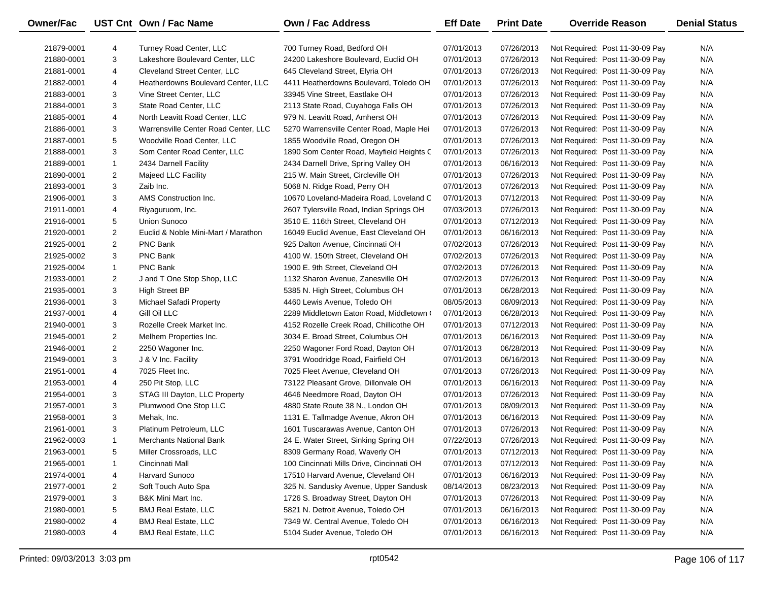| Owner/Fac | UST Cnt | Own / Fac Name | Own / Fac Address | Eff Date | Print Date | Override Reason | Denial Status |
|---|---|---|---|---|---|---|---|
| 21879-0001 | 4 | Turney Road Center, LLC | 700 Turney Road, Bedford OH | 07/01/2013 | 07/26/2013 | Not Required: Post 11-30-09 Pay | N/A |
| 21880-0001 | 3 | Lakeshore Boulevard Center, LLC | 24200 Lakeshore Boulevard, Euclid OH | 07/01/2013 | 07/26/2013 | Not Required: Post 11-30-09 Pay | N/A |
| 21881-0001 | 4 | Cleveland Street Center, LLC | 645 Cleveland Street, Elyria OH | 07/01/2013 | 07/26/2013 | Not Required: Post 11-30-09 Pay | N/A |
| 21882-0001 | 4 | Heatherdowns Boulevard Center, LLC | 4411 Heatherdowns Boulevard, Toledo OH | 07/01/2013 | 07/26/2013 | Not Required: Post 11-30-09 Pay | N/A |
| 21883-0001 | 3 | Vine Street Center, LLC | 33945 Vine Street, Eastlake OH | 07/01/2013 | 07/26/2013 | Not Required: Post 11-30-09 Pay | N/A |
| 21884-0001 | 3 | State Road Center, LLC | 2113 State Road, Cuyahoga Falls OH | 07/01/2013 | 07/26/2013 | Not Required: Post 11-30-09 Pay | N/A |
| 21885-0001 | 4 | North Leavitt Road Center, LLC | 979 N. Leavitt Road, Amherst OH | 07/01/2013 | 07/26/2013 | Not Required: Post 11-30-09 Pay | N/A |
| 21886-0001 | 3 | Warrensville Center Road Center, LLC | 5270 Warrensville Center Road, Maple Hei | 07/01/2013 | 07/26/2013 | Not Required: Post 11-30-09 Pay | N/A |
| 21887-0001 | 5 | Woodville Road Center, LLC | 1855 Woodville Road, Oregon OH | 07/01/2013 | 07/26/2013 | Not Required: Post 11-30-09 Pay | N/A |
| 21888-0001 | 3 | Som Center Road Center, LLC | 1890 Som Center Road, Mayfield Heights C | 07/01/2013 | 07/26/2013 | Not Required: Post 11-30-09 Pay | N/A |
| 21889-0001 | 1 | 2434 Darnell Facility | 2434 Darnell Drive, Spring Valley OH | 07/01/2013 | 06/16/2013 | Not Required: Post 11-30-09 Pay | N/A |
| 21890-0001 | 2 | Majeed LLC Facility | 215 W. Main Street, Circleville OH | 07/01/2013 | 07/26/2013 | Not Required: Post 11-30-09 Pay | N/A |
| 21893-0001 | 3 | Zaib Inc. | 5068 N. Ridge Road, Perry OH | 07/01/2013 | 07/26/2013 | Not Required: Post 11-30-09 Pay | N/A |
| 21906-0001 | 3 | AMS Construction Inc. | 10670 Loveland-Madeira Road, Loveland C | 07/01/2013 | 07/12/2013 | Not Required: Post 11-30-09 Pay | N/A |
| 21911-0001 | 4 | Riyaguruom, Inc. | 2607 Tylersville Road, Indian Springs OH | 07/03/2013 | 07/26/2013 | Not Required: Post 11-30-09 Pay | N/A |
| 21916-0001 | 5 | Union Sunoco | 3510 E. 116th Street, Cleveland OH | 07/01/2013 | 07/12/2013 | Not Required: Post 11-30-09 Pay | N/A |
| 21920-0001 | 2 | Euclid & Noble Mini-Mart / Marathon | 16049 Euclid Avenue, East Cleveland OH | 07/01/2013 | 06/16/2013 | Not Required: Post 11-30-09 Pay | N/A |
| 21925-0001 | 2 | PNC Bank | 925 Dalton Avenue, Cincinnati OH | 07/02/2013 | 07/26/2013 | Not Required: Post 11-30-09 Pay | N/A |
| 21925-0002 | 3 | PNC Bank | 4100 W. 150th Street, Cleveland OH | 07/02/2013 | 07/26/2013 | Not Required: Post 11-30-09 Pay | N/A |
| 21925-0004 | 1 | PNC Bank | 1900 E. 9th Street, Cleveland OH | 07/02/2013 | 07/26/2013 | Not Required: Post 11-30-09 Pay | N/A |
| 21933-0001 | 2 | J and T One Stop Shop, LLC | 1132 Sharon Avenue, Zanesville OH | 07/02/2013 | 07/26/2013 | Not Required: Post 11-30-09 Pay | N/A |
| 21935-0001 | 3 | High Street BP | 5385 N. High Street, Columbus OH | 07/01/2013 | 06/28/2013 | Not Required: Post 11-30-09 Pay | N/A |
| 21936-0001 | 3 | Michael Safadi Property | 4460 Lewis Avenue, Toledo OH | 08/05/2013 | 08/09/2013 | Not Required: Post 11-30-09 Pay | N/A |
| 21937-0001 | 4 | Gill Oil LLC | 2289 Middletown Eaton Road, Middletown ( | 07/01/2013 | 06/28/2013 | Not Required: Post 11-30-09 Pay | N/A |
| 21940-0001 | 3 | Rozelle Creek Market Inc. | 4152 Rozelle Creek Road, Chillicothe OH | 07/01/2013 | 07/12/2013 | Not Required: Post 11-30-09 Pay | N/A |
| 21945-0001 | 2 | Melhem Properties Inc. | 3034 E. Broad Street, Columbus OH | 07/01/2013 | 06/16/2013 | Not Required: Post 11-30-09 Pay | N/A |
| 21946-0001 | 2 | 2250 Wagoner Inc. | 2250 Wagoner Ford Road, Dayton OH | 07/01/2013 | 06/28/2013 | Not Required: Post 11-30-09 Pay | N/A |
| 21949-0001 | 3 | J & V Inc. Facility | 3791 Woodridge Road, Fairfield OH | 07/01/2013 | 06/16/2013 | Not Required: Post 11-30-09 Pay | N/A |
| 21951-0001 | 4 | 7025 Fleet Inc. | 7025 Fleet Avenue, Cleveland OH | 07/01/2013 | 07/26/2013 | Not Required: Post 11-30-09 Pay | N/A |
| 21953-0001 | 4 | 250 Pit Stop, LLC | 73122 Pleasant Grove, Dillonvale OH | 07/01/2013 | 06/16/2013 | Not Required: Post 11-30-09 Pay | N/A |
| 21954-0001 | 3 | STAG III Dayton, LLC Property | 4646 Needmore Road, Dayton OH | 07/01/2013 | 07/26/2013 | Not Required: Post 11-30-09 Pay | N/A |
| 21957-0001 | 3 | Plumwood One Stop LLC | 4880 State Route 38 N., London OH | 07/01/2013 | 08/09/2013 | Not Required: Post 11-30-09 Pay | N/A |
| 21958-0001 | 3 | Mehak, Inc. | 1131 E. Tallmadge Avenue, Akron OH | 07/01/2013 | 06/16/2013 | Not Required: Post 11-30-09 Pay | N/A |
| 21961-0001 | 3 | Platinum Petroleum, LLC | 1601 Tuscarawas Avenue, Canton OH | 07/01/2013 | 07/26/2013 | Not Required: Post 11-30-09 Pay | N/A |
| 21962-0003 | 1 | Merchants National Bank | 24 E. Water Street, Sinking Spring OH | 07/22/2013 | 07/26/2013 | Not Required: Post 11-30-09 Pay | N/A |
| 21963-0001 | 5 | Miller Crossroads, LLC | 8309 Germany Road, Waverly OH | 07/01/2013 | 07/12/2013 | Not Required: Post 11-30-09 Pay | N/A |
| 21965-0001 | 1 | Cincinnati Mall | 100 Cincinnati Mills Drive, Cincinnati OH | 07/01/2013 | 07/12/2013 | Not Required: Post 11-30-09 Pay | N/A |
| 21974-0001 | 4 | Harvard Sunoco | 17510 Harvard Avenue, Cleveland OH | 07/01/2013 | 06/16/2013 | Not Required: Post 11-30-09 Pay | N/A |
| 21977-0001 | 2 | Soft Touch Auto Spa | 325 N. Sandusky Avenue, Upper Sandusk | 08/14/2013 | 08/23/2013 | Not Required: Post 11-30-09 Pay | N/A |
| 21979-0001 | 3 | B&K Mini Mart Inc. | 1726 S. Broadway Street, Dayton OH | 07/01/2013 | 07/26/2013 | Not Required: Post 11-30-09 Pay | N/A |
| 21980-0001 | 5 | BMJ Real Estate, LLC | 5821 N. Detroit Avenue, Toledo OH | 07/01/2013 | 06/16/2013 | Not Required: Post 11-30-09 Pay | N/A |
| 21980-0002 | 4 | BMJ Real Estate, LLC | 7349 W. Central Avenue, Toledo OH | 07/01/2013 | 06/16/2013 | Not Required: Post 11-30-09 Pay | N/A |
| 21980-0003 | 4 | BMJ Real Estate, LLC | 5104 Suder Avenue, Toledo OH | 07/01/2013 | 06/16/2013 | Not Required: Post 11-30-09 Pay | N/A |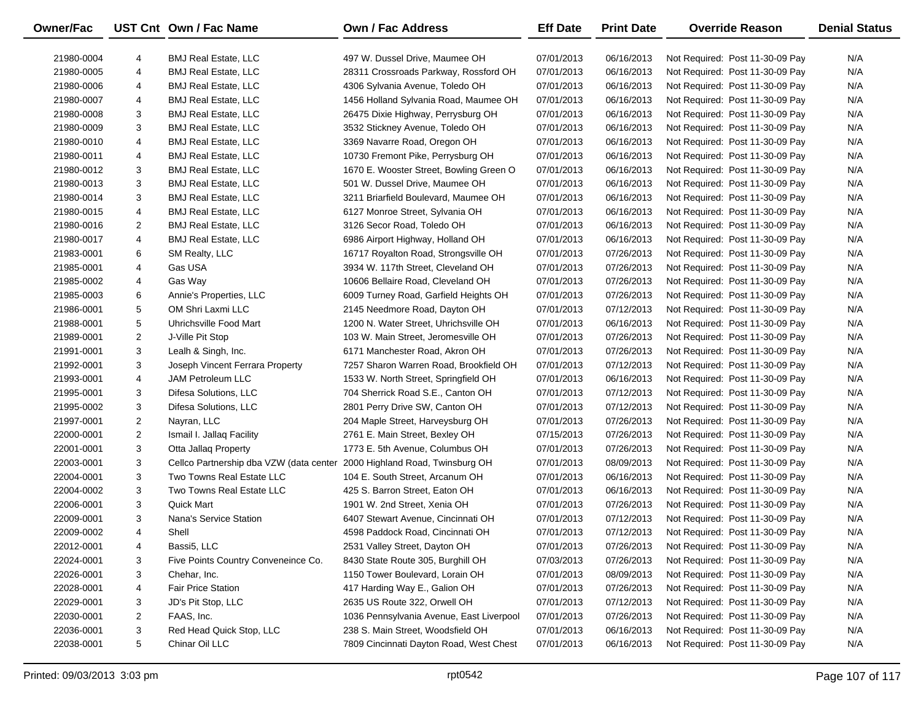| Owner/Fac | UST Cnt | Own / Fac Name | Own / Fac Address | Eff Date | Print Date | Override Reason | Denial Status |
|---|---|---|---|---|---|---|---|
| 21980-0004 | 4 | BMJ Real Estate, LLC | 497 W. Dussel Drive, Maumee OH | 07/01/2013 | 06/16/2013 | Not Required: Post 11-30-09 Pay | N/A |
| 21980-0005 | 4 | BMJ Real Estate, LLC | 28311 Crossroads Parkway, Rossford OH | 07/01/2013 | 06/16/2013 | Not Required: Post 11-30-09 Pay | N/A |
| 21980-0006 | 4 | BMJ Real Estate, LLC | 4306 Sylvania Avenue, Toledo OH | 07/01/2013 | 06/16/2013 | Not Required: Post 11-30-09 Pay | N/A |
| 21980-0007 | 4 | BMJ Real Estate, LLC | 1456 Holland Sylvania Road, Maumee OH | 07/01/2013 | 06/16/2013 | Not Required: Post 11-30-09 Pay | N/A |
| 21980-0008 | 3 | BMJ Real Estate, LLC | 26475 Dixie Highway, Perrysburg OH | 07/01/2013 | 06/16/2013 | Not Required: Post 11-30-09 Pay | N/A |
| 21980-0009 | 3 | BMJ Real Estate, LLC | 3532 Stickney Avenue, Toledo OH | 07/01/2013 | 06/16/2013 | Not Required: Post 11-30-09 Pay | N/A |
| 21980-0010 | 4 | BMJ Real Estate, LLC | 3369 Navarre Road, Oregon OH | 07/01/2013 | 06/16/2013 | Not Required: Post 11-30-09 Pay | N/A |
| 21980-0011 | 4 | BMJ Real Estate, LLC | 10730 Fremont Pike, Perrysburg OH | 07/01/2013 | 06/16/2013 | Not Required: Post 11-30-09 Pay | N/A |
| 21980-0012 | 3 | BMJ Real Estate, LLC | 1670 E. Wooster Street, Bowling Green O | 07/01/2013 | 06/16/2013 | Not Required: Post 11-30-09 Pay | N/A |
| 21980-0013 | 3 | BMJ Real Estate, LLC | 501 W. Dussel Drive, Maumee OH | 07/01/2013 | 06/16/2013 | Not Required: Post 11-30-09 Pay | N/A |
| 21980-0014 | 3 | BMJ Real Estate, LLC | 3211 Briarfield Boulevard, Maumee OH | 07/01/2013 | 06/16/2013 | Not Required: Post 11-30-09 Pay | N/A |
| 21980-0015 | 4 | BMJ Real Estate, LLC | 6127 Monroe Street, Sylvania OH | 07/01/2013 | 06/16/2013 | Not Required: Post 11-30-09 Pay | N/A |
| 21980-0016 | 2 | BMJ Real Estate, LLC | 3126 Secor Road, Toledo OH | 07/01/2013 | 06/16/2013 | Not Required: Post 11-30-09 Pay | N/A |
| 21980-0017 | 4 | BMJ Real Estate, LLC | 6986 Airport Highway, Holland OH | 07/01/2013 | 06/16/2013 | Not Required: Post 11-30-09 Pay | N/A |
| 21983-0001 | 6 | SM Realty, LLC | 16717 Royalton Road, Strongsville OH | 07/01/2013 | 07/26/2013 | Not Required: Post 11-30-09 Pay | N/A |
| 21985-0001 | 4 | Gas USA | 3934 W. 117th Street, Cleveland OH | 07/01/2013 | 07/26/2013 | Not Required: Post 11-30-09 Pay | N/A |
| 21985-0002 | 4 | Gas Way | 10606 Bellaire Road, Cleveland OH | 07/01/2013 | 07/26/2013 | Not Required: Post 11-30-09 Pay | N/A |
| 21985-0003 | 6 | Annie's Properties, LLC | 6009 Turney Road, Garfield Heights OH | 07/01/2013 | 07/26/2013 | Not Required: Post 11-30-09 Pay | N/A |
| 21986-0001 | 5 | OM Shri Laxmi LLC | 2145 Needmore Road, Dayton OH | 07/01/2013 | 07/12/2013 | Not Required: Post 11-30-09 Pay | N/A |
| 21988-0001 | 5 | Uhrichsville Food Mart | 1200 N. Water Street, Uhrichsville OH | 07/01/2013 | 06/16/2013 | Not Required: Post 11-30-09 Pay | N/A |
| 21989-0001 | 2 | J-Ville Pit Stop | 103 W. Main Street, Jeromesville OH | 07/01/2013 | 07/26/2013 | Not Required: Post 11-30-09 Pay | N/A |
| 21991-0001 | 3 | Lealh & Singh, Inc. | 6171 Manchester Road, Akron OH | 07/01/2013 | 07/26/2013 | Not Required: Post 11-30-09 Pay | N/A |
| 21992-0001 | 3 | Joseph Vincent Ferrara Property | 7257 Sharon Warren Road, Brookfield OH | 07/01/2013 | 07/12/2013 | Not Required: Post 11-30-09 Pay | N/A |
| 21993-0001 | 4 | JAM Petroleum LLC | 1533 W. North Street, Springfield OH | 07/01/2013 | 06/16/2013 | Not Required: Post 11-30-09 Pay | N/A |
| 21995-0001 | 3 | Difesa Solutions, LLC | 704 Sherrick Road S.E., Canton OH | 07/01/2013 | 07/12/2013 | Not Required: Post 11-30-09 Pay | N/A |
| 21995-0002 | 3 | Difesa Solutions, LLC | 2801 Perry Drive SW, Canton OH | 07/01/2013 | 07/12/2013 | Not Required: Post 11-30-09 Pay | N/A |
| 21997-0001 | 2 | Nayran, LLC | 204 Maple Street, Harveysburg OH | 07/01/2013 | 07/26/2013 | Not Required: Post 11-30-09 Pay | N/A |
| 22000-0001 | 2 | Ismail I. Jallaq Facility | 2761 E. Main Street, Bexley OH | 07/15/2013 | 07/26/2013 | Not Required: Post 11-30-09 Pay | N/A |
| 22001-0001 | 3 | Otta Jallaq Property | 1773 E. 5th Avenue, Columbus OH | 07/01/2013 | 07/26/2013 | Not Required: Post 11-30-09 Pay | N/A |
| 22003-0001 | 3 | Cellco Partnership dba VZW (data center | 2000 Highland Road, Twinsburg OH | 07/01/2013 | 08/09/2013 | Not Required: Post 11-30-09 Pay | N/A |
| 22004-0001 | 3 | Two Towns Real Estate LLC | 104 E. South Street, Arcanum OH | 07/01/2013 | 06/16/2013 | Not Required: Post 11-30-09 Pay | N/A |
| 22004-0002 | 3 | Two Towns Real Estate LLC | 425 S. Barron Street, Eaton OH | 07/01/2013 | 06/16/2013 | Not Required: Post 11-30-09 Pay | N/A |
| 22006-0001 | 3 | Quick Mart | 1901 W. 2nd Street, Xenia OH | 07/01/2013 | 07/26/2013 | Not Required: Post 11-30-09 Pay | N/A |
| 22009-0001 | 3 | Nana's Service Station | 6407 Stewart Avenue, Cincinnati OH | 07/01/2013 | 07/12/2013 | Not Required: Post 11-30-09 Pay | N/A |
| 22009-0002 | 4 | Shell | 4598 Paddock Road, Cincinnati OH | 07/01/2013 | 07/12/2013 | Not Required: Post 11-30-09 Pay | N/A |
| 22012-0001 | 4 | Bassi5, LLC | 2531 Valley Street, Dayton OH | 07/01/2013 | 07/26/2013 | Not Required: Post 11-30-09 Pay | N/A |
| 22024-0001 | 3 | Five Points Country Conveneince Co. | 8430 State Route 305, Burghill OH | 07/03/2013 | 07/26/2013 | Not Required: Post 11-30-09 Pay | N/A |
| 22026-0001 | 3 | Chehar, Inc. | 1150 Tower Boulevard, Lorain OH | 07/01/2013 | 08/09/2013 | Not Required: Post 11-30-09 Pay | N/A |
| 22028-0001 | 4 | Fair Price Station | 417 Harding Way E., Galion OH | 07/01/2013 | 07/26/2013 | Not Required: Post 11-30-09 Pay | N/A |
| 22029-0001 | 3 | JD's Pit Stop, LLC | 2635 US Route 322, Orwell OH | 07/01/2013 | 07/12/2013 | Not Required: Post 11-30-09 Pay | N/A |
| 22030-0001 | 2 | FAAS, Inc. | 1036 Pennsylvania Avenue, East Liverpool | 07/01/2013 | 07/26/2013 | Not Required: Post 11-30-09 Pay | N/A |
| 22036-0001 | 3 | Red Head Quick Stop, LLC | 238 S. Main Street, Woodsfield OH | 07/01/2013 | 06/16/2013 | Not Required: Post 11-30-09 Pay | N/A |
| 22038-0001 | 5 | Chinar Oil LLC | 7809 Cincinnati Dayton Road, West Chest | 07/01/2013 | 06/16/2013 | Not Required: Post 11-30-09 Pay | N/A |

Printed: 09/03/2013 3:03 pm rpt0542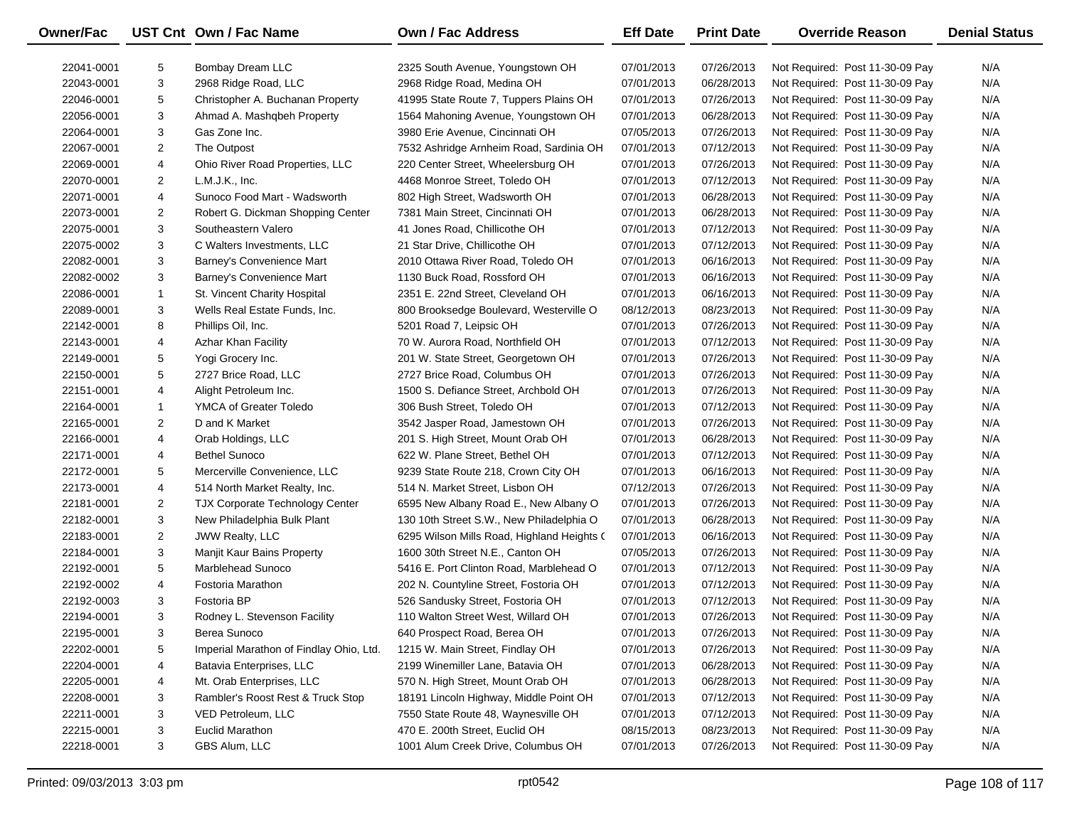| Owner/Fac | UST Cnt | Own / Fac Name | Own / Fac Address | Eff Date | Print Date | Override Reason | Denial Status |
|---|---|---|---|---|---|---|---|
| 22041-0001 | 5 | Bombay Dream LLC | 2325 South Avenue, Youngstown OH | 07/01/2013 | 07/26/2013 | Not Required: Post 11-30-09 Pay | N/A |
| 22043-0001 | 3 | 2968 Ridge Road, LLC | 2968 Ridge Road, Medina OH | 07/01/2013 | 06/28/2013 | Not Required: Post 11-30-09 Pay | N/A |
| 22046-0001 | 5 | Christopher A. Buchanan Property | 41995 State Route 7, Tuppers Plains OH | 07/01/2013 | 07/26/2013 | Not Required: Post 11-30-09 Pay | N/A |
| 22056-0001 | 3 | Ahmad A. Mashqbeh Property | 1564 Mahoning Avenue, Youngstown OH | 07/01/2013 | 06/28/2013 | Not Required: Post 11-30-09 Pay | N/A |
| 22064-0001 | 3 | Gas Zone Inc. | 3980 Erie Avenue, Cincinnati OH | 07/05/2013 | 07/26/2013 | Not Required: Post 11-30-09 Pay | N/A |
| 22067-0001 | 2 | The Outpost | 7532 Ashridge Arnheim Road, Sardinia OH | 07/01/2013 | 07/12/2013 | Not Required: Post 11-30-09 Pay | N/A |
| 22069-0001 | 4 | Ohio River Road Properties, LLC | 220 Center Street, Wheelersburg OH | 07/01/2013 | 07/26/2013 | Not Required: Post 11-30-09 Pay | N/A |
| 22070-0001 | 2 | L.M.J.K., Inc. | 4468 Monroe Street, Toledo OH | 07/01/2013 | 07/12/2013 | Not Required: Post 11-30-09 Pay | N/A |
| 22071-0001 | 4 | Sunoco Food Mart - Wadsworth | 802 High Street, Wadsworth OH | 07/01/2013 | 06/28/2013 | Not Required: Post 11-30-09 Pay | N/A |
| 22073-0001 | 2 | Robert G. Dickman Shopping Center | 7381 Main Street, Cincinnati OH | 07/01/2013 | 06/28/2013 | Not Required: Post 11-30-09 Pay | N/A |
| 22075-0001 | 3 | Southeastern Valero | 41 Jones Road, Chillicothe OH | 07/01/2013 | 07/12/2013 | Not Required: Post 11-30-09 Pay | N/A |
| 22075-0002 | 3 | C Walters Investments, LLC | 21 Star Drive, Chillicothe OH | 07/01/2013 | 07/12/2013 | Not Required: Post 11-30-09 Pay | N/A |
| 22082-0001 | 3 | Barney's Convenience Mart | 2010 Ottawa River Road, Toledo OH | 07/01/2013 | 06/16/2013 | Not Required: Post 11-30-09 Pay | N/A |
| 22082-0002 | 3 | Barney's Convenience Mart | 1130 Buck Road, Rossford OH | 07/01/2013 | 06/16/2013 | Not Required: Post 11-30-09 Pay | N/A |
| 22086-0001 | 1 | St. Vincent Charity Hospital | 2351 E. 22nd Street, Cleveland OH | 07/01/2013 | 06/16/2013 | Not Required: Post 11-30-09 Pay | N/A |
| 22089-0001 | 3 | Wells Real Estate Funds, Inc. | 800 Brooksedge Boulevard, Westerville O | 08/12/2013 | 08/23/2013 | Not Required: Post 11-30-09 Pay | N/A |
| 22142-0001 | 8 | Phillips Oil, Inc. | 5201 Road 7, Leipsic OH | 07/01/2013 | 07/26/2013 | Not Required: Post 11-30-09 Pay | N/A |
| 22143-0001 | 4 | Azhar Khan Facility | 70 W. Aurora Road, Northfield OH | 07/01/2013 | 07/12/2013 | Not Required: Post 11-30-09 Pay | N/A |
| 22149-0001 | 5 | Yogi Grocery Inc. | 201 W. State Street, Georgetown OH | 07/01/2013 | 07/26/2013 | Not Required: Post 11-30-09 Pay | N/A |
| 22150-0001 | 5 | 2727 Brice Road, LLC | 2727 Brice Road, Columbus OH | 07/01/2013 | 07/26/2013 | Not Required: Post 11-30-09 Pay | N/A |
| 22151-0001 | 4 | Alight Petroleum Inc. | 1500 S. Defiance Street, Archbold OH | 07/01/2013 | 07/26/2013 | Not Required: Post 11-30-09 Pay | N/A |
| 22164-0001 | 1 | YMCA of Greater Toledo | 306 Bush Street, Toledo OH | 07/01/2013 | 07/12/2013 | Not Required: Post 11-30-09 Pay | N/A |
| 22165-0001 | 2 | D and K Market | 3542 Jasper Road, Jamestown OH | 07/01/2013 | 07/26/2013 | Not Required: Post 11-30-09 Pay | N/A |
| 22166-0001 | 4 | Orab Holdings, LLC | 201 S. High Street, Mount Orab OH | 07/01/2013 | 06/28/2013 | Not Required: Post 11-30-09 Pay | N/A |
| 22171-0001 | 4 | Bethel Sunoco | 622 W. Plane Street, Bethel OH | 07/01/2013 | 07/12/2013 | Not Required: Post 11-30-09 Pay | N/A |
| 22172-0001 | 5 | Mercerville Convenience, LLC | 9239 State Route 218, Crown City OH | 07/01/2013 | 06/16/2013 | Not Required: Post 11-30-09 Pay | N/A |
| 22173-0001 | 4 | 514 North Market Realty, Inc. | 514 N. Market Street, Lisbon OH | 07/12/2013 | 07/26/2013 | Not Required: Post 11-30-09 Pay | N/A |
| 22181-0001 | 2 | TJX Corporate Technology Center | 6595 New Albany Road E., New Albany O | 07/01/2013 | 07/26/2013 | Not Required: Post 11-30-09 Pay | N/A |
| 22182-0001 | 3 | New Philadelphia Bulk Plant | 130 10th Street S.W., New Philadelphia O | 07/01/2013 | 06/28/2013 | Not Required: Post 11-30-09 Pay | N/A |
| 22183-0001 | 2 | JWW Realty, LLC | 6295 Wilson Mills Road, Highland Heights ( | 07/01/2013 | 06/16/2013 | Not Required: Post 11-30-09 Pay | N/A |
| 22184-0001 | 3 | Manjit Kaur Bains Property | 1600 30th Street N.E., Canton OH | 07/05/2013 | 07/26/2013 | Not Required: Post 11-30-09 Pay | N/A |
| 22192-0001 | 5 | Marblehead Sunoco | 5416 E. Port Clinton Road, Marblehead O | 07/01/2013 | 07/12/2013 | Not Required: Post 11-30-09 Pay | N/A |
| 22192-0002 | 4 | Fostoria Marathon | 202 N. Countyline Street, Fostoria OH | 07/01/2013 | 07/12/2013 | Not Required: Post 11-30-09 Pay | N/A |
| 22192-0003 | 3 | Fostoria BP | 526 Sandusky Street, Fostoria OH | 07/01/2013 | 07/12/2013 | Not Required: Post 11-30-09 Pay | N/A |
| 22194-0001 | 3 | Rodney L. Stevenson Facility | 110 Walton Street West, Willard OH | 07/01/2013 | 07/26/2013 | Not Required: Post 11-30-09 Pay | N/A |
| 22195-0001 | 3 | Berea Sunoco | 640 Prospect Road, Berea OH | 07/01/2013 | 07/26/2013 | Not Required: Post 11-30-09 Pay | N/A |
| 22202-0001 | 5 | Imperial Marathon of Findlay Ohio, Ltd. | 1215 W. Main Street, Findlay OH | 07/01/2013 | 07/26/2013 | Not Required: Post 11-30-09 Pay | N/A |
| 22204-0001 | 4 | Batavia Enterprises, LLC | 2199 Winemiller Lane, Batavia OH | 07/01/2013 | 06/28/2013 | Not Required: Post 11-30-09 Pay | N/A |
| 22205-0001 | 4 | Mt. Orab Enterprises, LLC | 570 N. High Street, Mount Orab OH | 07/01/2013 | 06/28/2013 | Not Required: Post 11-30-09 Pay | N/A |
| 22208-0001 | 3 | Rambler's Roost Rest & Truck Stop | 18191 Lincoln Highway, Middle Point OH | 07/01/2013 | 07/12/2013 | Not Required: Post 11-30-09 Pay | N/A |
| 22211-0001 | 3 | VED Petroleum, LLC | 7550 State Route 48, Waynesville OH | 07/01/2013 | 07/12/2013 | Not Required: Post 11-30-09 Pay | N/A |
| 22215-0001 | 3 | Euclid Marathon | 470 E. 200th Street, Euclid OH | 08/15/2013 | 08/23/2013 | Not Required: Post 11-30-09 Pay | N/A |
| 22218-0001 | 3 | GBS Alum, LLC | 1001 Alum Creek Drive, Columbus OH | 07/01/2013 | 07/26/2013 | Not Required: Post 11-30-09 Pay | N/A |

Printed: 09/03/2013 3:03 pm rpt0542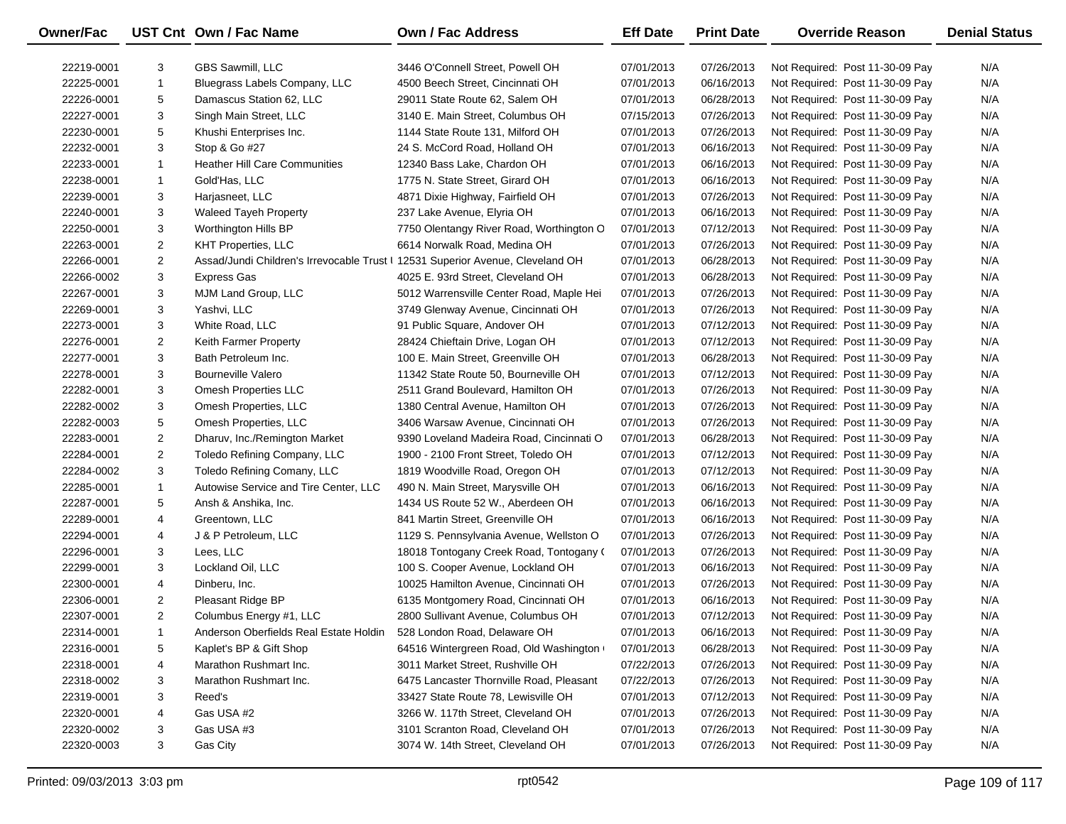| Owner/Fac | UST Cnt | Own / Fac Name | Own / Fac Address | Eff Date | Print Date | Override Reason | Denial Status |
|---|---|---|---|---|---|---|---|
| 22219-0001 | 3 | GBS Sawmill, LLC | 3446 O'Connell Street, Powell OH | 07/01/2013 | 07/26/2013 | Not Required: Post 11-30-09 Pay | N/A |
| 22225-0001 | 1 | Bluegrass Labels Company, LLC | 4500 Beech Street, Cincinnati OH | 07/01/2013 | 06/16/2013 | Not Required: Post 11-30-09 Pay | N/A |
| 22226-0001 | 5 | Damascus Station 62, LLC | 29011 State Route 62, Salem OH | 07/01/2013 | 06/28/2013 | Not Required: Post 11-30-09 Pay | N/A |
| 22227-0001 | 3 | Singh Main Street, LLC | 3140 E. Main Street, Columbus OH | 07/15/2013 | 07/26/2013 | Not Required: Post 11-30-09 Pay | N/A |
| 22230-0001 | 5 | Khushi Enterprises Inc. | 1144 State Route 131, Milford OH | 07/01/2013 | 07/26/2013 | Not Required: Post 11-30-09 Pay | N/A |
| 22232-0001 | 3 | Stop & Go #27 | 24 S. McCord Road, Holland OH | 07/01/2013 | 06/16/2013 | Not Required: Post 11-30-09 Pay | N/A |
| 22233-0001 | 1 | Heather Hill Care Communities | 12340 Bass Lake, Chardon OH | 07/01/2013 | 06/16/2013 | Not Required: Post 11-30-09 Pay | N/A |
| 22238-0001 | 1 | Gold'Has, LLC | 1775 N. State Street, Girard OH | 07/01/2013 | 06/16/2013 | Not Required: Post 11-30-09 Pay | N/A |
| 22239-0001 | 3 | Harjasneet, LLC | 4871 Dixie Highway, Fairfield OH | 07/01/2013 | 07/26/2013 | Not Required: Post 11-30-09 Pay | N/A |
| 22240-0001 | 3 | Waleed Tayeh Property | 237 Lake Avenue, Elyria OH | 07/01/2013 | 06/16/2013 | Not Required: Post 11-30-09 Pay | N/A |
| 22250-0001 | 3 | Worthington Hills BP | 7750 Olentangy River Road, Worthington O | 07/01/2013 | 07/12/2013 | Not Required: Post 11-30-09 Pay | N/A |
| 22263-0001 | 2 | KHT Properties, LLC | 6614 Norwalk Road, Medina OH | 07/01/2013 | 07/26/2013 | Not Required: Post 11-30-09 Pay | N/A |
| 22266-0001 | 2 | Assad/Jundi Children's Irrevocable Trust I | 12531 Superior Avenue, Cleveland OH | 07/01/2013 | 06/28/2013 | Not Required: Post 11-30-09 Pay | N/A |
| 22266-0002 | 3 | Express Gas | 4025 E. 93rd Street, Cleveland OH | 07/01/2013 | 06/28/2013 | Not Required: Post 11-30-09 Pay | N/A |
| 22267-0001 | 3 | MJM Land Group, LLC | 5012 Warrensville Center Road, Maple Hei | 07/01/2013 | 07/26/2013 | Not Required: Post 11-30-09 Pay | N/A |
| 22269-0001 | 3 | Yashvi, LLC | 3749 Glenway Avenue, Cincinnati OH | 07/01/2013 | 07/26/2013 | Not Required: Post 11-30-09 Pay | N/A |
| 22273-0001 | 3 | White Road, LLC | 91 Public Square, Andover OH | 07/01/2013 | 07/12/2013 | Not Required: Post 11-30-09 Pay | N/A |
| 22276-0001 | 2 | Keith Farmer Property | 28424 Chieftain Drive, Logan OH | 07/01/2013 | 07/12/2013 | Not Required: Post 11-30-09 Pay | N/A |
| 22277-0001 | 3 | Bath Petroleum Inc. | 100 E. Main Street, Greenville OH | 07/01/2013 | 06/28/2013 | Not Required: Post 11-30-09 Pay | N/A |
| 22278-0001 | 3 | Bourneville Valero | 11342 State Route 50, Bourneville OH | 07/01/2013 | 07/12/2013 | Not Required: Post 11-30-09 Pay | N/A |
| 22282-0001 | 3 | Omesh Properties LLC | 2511 Grand Boulevard, Hamilton OH | 07/01/2013 | 07/26/2013 | Not Required: Post 11-30-09 Pay | N/A |
| 22282-0002 | 3 | Omesh Properties, LLC | 1380 Central Avenue, Hamilton OH | 07/01/2013 | 07/26/2013 | Not Required: Post 11-30-09 Pay | N/A |
| 22282-0003 | 5 | Omesh Properties, LLC | 3406 Warsaw Avenue, Cincinnati OH | 07/01/2013 | 07/26/2013 | Not Required: Post 11-30-09 Pay | N/A |
| 22283-0001 | 2 | Dharuv, Inc./Remington Market | 9390 Loveland Madeira Road, Cincinnati O | 07/01/2013 | 06/28/2013 | Not Required: Post 11-30-09 Pay | N/A |
| 22284-0001 | 2 | Toledo Refining Company, LLC | 1900 - 2100 Front Street, Toledo OH | 07/01/2013 | 07/12/2013 | Not Required: Post 11-30-09 Pay | N/A |
| 22284-0002 | 3 | Toledo Refining Comany, LLC | 1819 Woodville Road, Oregon OH | 07/01/2013 | 07/12/2013 | Not Required: Post 11-30-09 Pay | N/A |
| 22285-0001 | 1 | Autowise Service and Tire Center, LLC | 490 N. Main Street, Marysville OH | 07/01/2013 | 06/16/2013 | Not Required: Post 11-30-09 Pay | N/A |
| 22287-0001 | 5 | Ansh & Anshika, Inc. | 1434 US Route 52 W., Aberdeen OH | 07/01/2013 | 06/16/2013 | Not Required: Post 11-30-09 Pay | N/A |
| 22289-0001 | 4 | Greentown, LLC | 841 Martin Street, Greenville OH | 07/01/2013 | 06/16/2013 | Not Required: Post 11-30-09 Pay | N/A |
| 22294-0001 | 4 | J & P Petroleum, LLC | 1129 S. Pennsylvania Avenue, Wellston O | 07/01/2013 | 07/26/2013 | Not Required: Post 11-30-09 Pay | N/A |
| 22296-0001 | 3 | Lees, LLC | 18018 Tontogany Creek Road, Tontogany ( | 07/01/2013 | 07/26/2013 | Not Required: Post 11-30-09 Pay | N/A |
| 22299-0001 | 3 | Lockland Oil, LLC | 100 S. Cooper Avenue, Lockland OH | 07/01/2013 | 06/16/2013 | Not Required: Post 11-30-09 Pay | N/A |
| 22300-0001 | 4 | Dinberu, Inc. | 10025 Hamilton Avenue, Cincinnati OH | 07/01/2013 | 07/26/2013 | Not Required: Post 11-30-09 Pay | N/A |
| 22306-0001 | 2 | Pleasant Ridge BP | 6135 Montgomery Road, Cincinnati OH | 07/01/2013 | 06/16/2013 | Not Required: Post 11-30-09 Pay | N/A |
| 22307-0001 | 2 | Columbus Energy #1, LLC | 2800 Sullivant Avenue, Columbus OH | 07/01/2013 | 07/12/2013 | Not Required: Post 11-30-09 Pay | N/A |
| 22314-0001 | 1 | Anderson Oberfields Real Estate Holdin | 528 London Road, Delaware OH | 07/01/2013 | 06/16/2013 | Not Required: Post 11-30-09 Pay | N/A |
| 22316-0001 | 5 | Kaplet's BP & Gift Shop | 64516 Wintergreen Road, Old Washington ( | 07/01/2013 | 06/28/2013 | Not Required: Post 11-30-09 Pay | N/A |
| 22318-0001 | 4 | Marathon Rushmart Inc. | 3011 Market Street, Rushville OH | 07/22/2013 | 07/26/2013 | Not Required: Post 11-30-09 Pay | N/A |
| 22318-0002 | 3 | Marathon Rushmart Inc. | 6475 Lancaster Thornville Road, Pleasant | 07/22/2013 | 07/26/2013 | Not Required: Post 11-30-09 Pay | N/A |
| 22319-0001 | 3 | Reed's | 33427 State Route 78, Lewisville OH | 07/01/2013 | 07/12/2013 | Not Required: Post 11-30-09 Pay | N/A |
| 22320-0001 | 4 | Gas USA #2 | 3266 W. 117th Street, Cleveland OH | 07/01/2013 | 07/26/2013 | Not Required: Post 11-30-09 Pay | N/A |
| 22320-0002 | 3 | Gas USA #3 | 3101 Scranton Road, Cleveland OH | 07/01/2013 | 07/26/2013 | Not Required: Post 11-30-09 Pay | N/A |
| 22320-0003 | 3 | Gas City | 3074 W. 14th Street, Cleveland OH | 07/01/2013 | 07/26/2013 | Not Required: Post 11-30-09 Pay | N/A |

Printed: 09/03/2013 3:03 pm rpt0542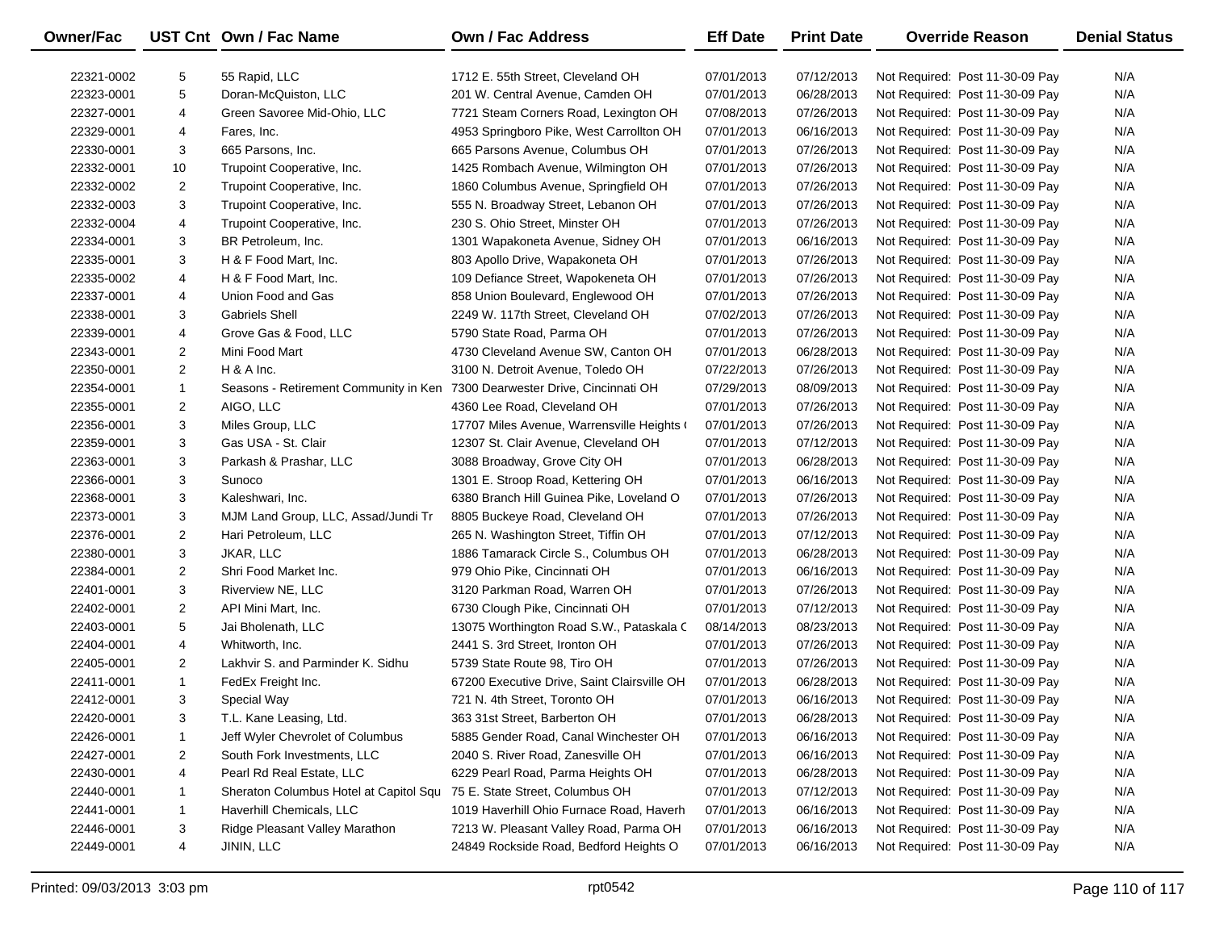| Owner/Fac | UST Cnt | Own / Fac Name | Own / Fac Address | Eff Date | Print Date | Override Reason | Denial Status |
|---|---|---|---|---|---|---|---|
| 22321-0002 | 5 | 55 Rapid, LLC | 1712 E. 55th Street, Cleveland OH | 07/01/2013 | 07/12/2013 | Not Required: Post 11-30-09 Pay | N/A |
| 22323-0001 | 5 | Doran-McQuiston, LLC | 201 W. Central Avenue, Camden OH | 07/01/2013 | 06/28/2013 | Not Required: Post 11-30-09 Pay | N/A |
| 22327-0001 | 4 | Green Savoree Mid-Ohio, LLC | 7721 Steam Corners Road, Lexington OH | 07/08/2013 | 07/26/2013 | Not Required: Post 11-30-09 Pay | N/A |
| 22329-0001 | 4 | Fares, Inc. | 4953 Springboro Pike, West Carrollton OH | 07/01/2013 | 06/16/2013 | Not Required: Post 11-30-09 Pay | N/A |
| 22330-0001 | 3 | 665 Parsons, Inc. | 665 Parsons Avenue, Columbus OH | 07/01/2013 | 07/26/2013 | Not Required: Post 11-30-09 Pay | N/A |
| 22332-0001 | 10 | Trupoint Cooperative, Inc. | 1425 Rombach Avenue, Wilmington OH | 07/01/2013 | 07/26/2013 | Not Required: Post 11-30-09 Pay | N/A |
| 22332-0002 | 2 | Trupoint Cooperative, Inc. | 1860 Columbus Avenue, Springfield OH | 07/01/2013 | 07/26/2013 | Not Required: Post 11-30-09 Pay | N/A |
| 22332-0003 | 3 | Trupoint Cooperative, Inc. | 555 N. Broadway Street, Lebanon OH | 07/01/2013 | 07/26/2013 | Not Required: Post 11-30-09 Pay | N/A |
| 22332-0004 | 4 | Trupoint Cooperative, Inc. | 230 S. Ohio Street, Minster OH | 07/01/2013 | 07/26/2013 | Not Required: Post 11-30-09 Pay | N/A |
| 22334-0001 | 3 | BR Petroleum, Inc. | 1301 Wapakoneta Avenue, Sidney OH | 07/01/2013 | 06/16/2013 | Not Required: Post 11-30-09 Pay | N/A |
| 22335-0001 | 3 | H & F Food Mart, Inc. | 803 Apollo Drive, Wapakoneta OH | 07/01/2013 | 07/26/2013 | Not Required: Post 11-30-09 Pay | N/A |
| 22335-0002 | 4 | H & F Food Mart, Inc. | 109 Defiance Street, Wapokeneta OH | 07/01/2013 | 07/26/2013 | Not Required: Post 11-30-09 Pay | N/A |
| 22337-0001 | 4 | Union Food and Gas | 858 Union Boulevard, Englewood OH | 07/01/2013 | 07/26/2013 | Not Required: Post 11-30-09 Pay | N/A |
| 22338-0001 | 3 | Gabriels Shell | 2249 W. 117th Street, Cleveland OH | 07/02/2013 | 07/26/2013 | Not Required: Post 11-30-09 Pay | N/A |
| 22339-0001 | 4 | Grove Gas & Food, LLC | 5790 State Road, Parma OH | 07/01/2013 | 07/26/2013 | Not Required: Post 11-30-09 Pay | N/A |
| 22343-0001 | 2 | Mini Food Mart | 4730 Cleveland Avenue SW, Canton OH | 07/01/2013 | 06/28/2013 | Not Required: Post 11-30-09 Pay | N/A |
| 22350-0001 | 2 | H & A Inc. | 3100 N. Detroit Avenue, Toledo OH | 07/22/2013 | 07/26/2013 | Not Required: Post 11-30-09 Pay | N/A |
| 22354-0001 | 1 | Seasons - Retirement Community in Ken | 7300 Dearwester Drive, Cincinnati OH | 07/29/2013 | 08/09/2013 | Not Required: Post 11-30-09 Pay | N/A |
| 22355-0001 | 2 | AIGO, LLC | 4360 Lee Road, Cleveland OH | 07/01/2013 | 07/26/2013 | Not Required: Post 11-30-09 Pay | N/A |
| 22356-0001 | 3 | Miles Group, LLC | 17707 Miles Avenue, Warrensville Heights ( | 07/01/2013 | 07/26/2013 | Not Required: Post 11-30-09 Pay | N/A |
| 22359-0001 | 3 | Gas USA - St. Clair | 12307 St. Clair Avenue, Cleveland OH | 07/01/2013 | 07/12/2013 | Not Required: Post 11-30-09 Pay | N/A |
| 22363-0001 | 3 | Parkash & Prashar, LLC | 3088 Broadway, Grove City OH | 07/01/2013 | 06/28/2013 | Not Required: Post 11-30-09 Pay | N/A |
| 22366-0001 | 3 | Sunoco | 1301 E. Stroop Road, Kettering OH | 07/01/2013 | 06/16/2013 | Not Required: Post 11-30-09 Pay | N/A |
| 22368-0001 | 3 | Kaleshwari, Inc. | 6380 Branch Hill Guinea Pike, Loveland O | 07/01/2013 | 07/26/2013 | Not Required: Post 11-30-09 Pay | N/A |
| 22373-0001 | 3 | MJM Land Group, LLC, Assad/Jundi Tr | 8805 Buckeye Road, Cleveland OH | 07/01/2013 | 07/26/2013 | Not Required: Post 11-30-09 Pay | N/A |
| 22376-0001 | 2 | Hari Petroleum, LLC | 265 N. Washington Street, Tiffin OH | 07/01/2013 | 07/12/2013 | Not Required: Post 11-30-09 Pay | N/A |
| 22380-0001 | 3 | JKAR, LLC | 1886 Tamarack Circle S., Columbus OH | 07/01/2013 | 06/28/2013 | Not Required: Post 11-30-09 Pay | N/A |
| 22384-0001 | 2 | Shri Food Market Inc. | 979 Ohio Pike, Cincinnati OH | 07/01/2013 | 06/16/2013 | Not Required: Post 11-30-09 Pay | N/A |
| 22401-0001 | 3 | Riverview NE, LLC | 3120 Parkman Road, Warren OH | 07/01/2013 | 07/26/2013 | Not Required: Post 11-30-09 Pay | N/A |
| 22402-0001 | 2 | API Mini Mart, Inc. | 6730 Clough Pike, Cincinnati OH | 07/01/2013 | 07/12/2013 | Not Required: Post 11-30-09 Pay | N/A |
| 22403-0001 | 5 | Jai Bholenath, LLC | 13075 Worthington Road S.W., Pataskala C | 08/14/2013 | 08/23/2013 | Not Required: Post 11-30-09 Pay | N/A |
| 22404-0001 | 4 | Whitworth, Inc. | 2441 S. 3rd Street, Ironton OH | 07/01/2013 | 07/26/2013 | Not Required: Post 11-30-09 Pay | N/A |
| 22405-0001 | 2 | Lakhvir S. and Parminder K. Sidhu | 5739 State Route 98, Tiro OH | 07/01/2013 | 07/26/2013 | Not Required: Post 11-30-09 Pay | N/A |
| 22411-0001 | 1 | FedEx Freight Inc. | 67200 Executive Drive, Saint Clairsville OH | 07/01/2013 | 06/28/2013 | Not Required: Post 11-30-09 Pay | N/A |
| 22412-0001 | 3 | Special Way | 721 N. 4th Street, Toronto OH | 07/01/2013 | 06/16/2013 | Not Required: Post 11-30-09 Pay | N/A |
| 22420-0001 | 3 | T.L. Kane Leasing, Ltd. | 363 31st Street, Barberton OH | 07/01/2013 | 06/28/2013 | Not Required: Post 11-30-09 Pay | N/A |
| 22426-0001 | 1 | Jeff Wyler Chevrolet of Columbus | 5885 Gender Road, Canal Winchester OH | 07/01/2013 | 06/16/2013 | Not Required: Post 11-30-09 Pay | N/A |
| 22427-0001 | 2 | South Fork Investments, LLC | 2040 S. River Road, Zanesville OH | 07/01/2013 | 06/16/2013 | Not Required: Post 11-30-09 Pay | N/A |
| 22430-0001 | 4 | Pearl Rd Real Estate, LLC | 6229 Pearl Road, Parma Heights OH | 07/01/2013 | 06/28/2013 | Not Required: Post 11-30-09 Pay | N/A |
| 22440-0001 | 1 | Sheraton Columbus Hotel at Capitol Squ | 75 E. State Street, Columbus OH | 07/01/2013 | 07/12/2013 | Not Required: Post 11-30-09 Pay | N/A |
| 22441-0001 | 1 | Haverhill Chemicals, LLC | 1019 Haverhill Ohio Furnace Road, Haverh | 07/01/2013 | 06/16/2013 | Not Required: Post 11-30-09 Pay | N/A |
| 22446-0001 | 3 | Ridge Pleasant Valley Marathon | 7213 W. Pleasant Valley Road, Parma OH | 07/01/2013 | 06/16/2013 | Not Required: Post 11-30-09 Pay | N/A |
| 22449-0001 | 4 | JININ, LLC | 24849 Rockside Road, Bedford Heights O | 07/01/2013 | 06/16/2013 | Not Required: Post 11-30-09 Pay | N/A |

Printed: 09/03/2013 3:03 pm rpt0542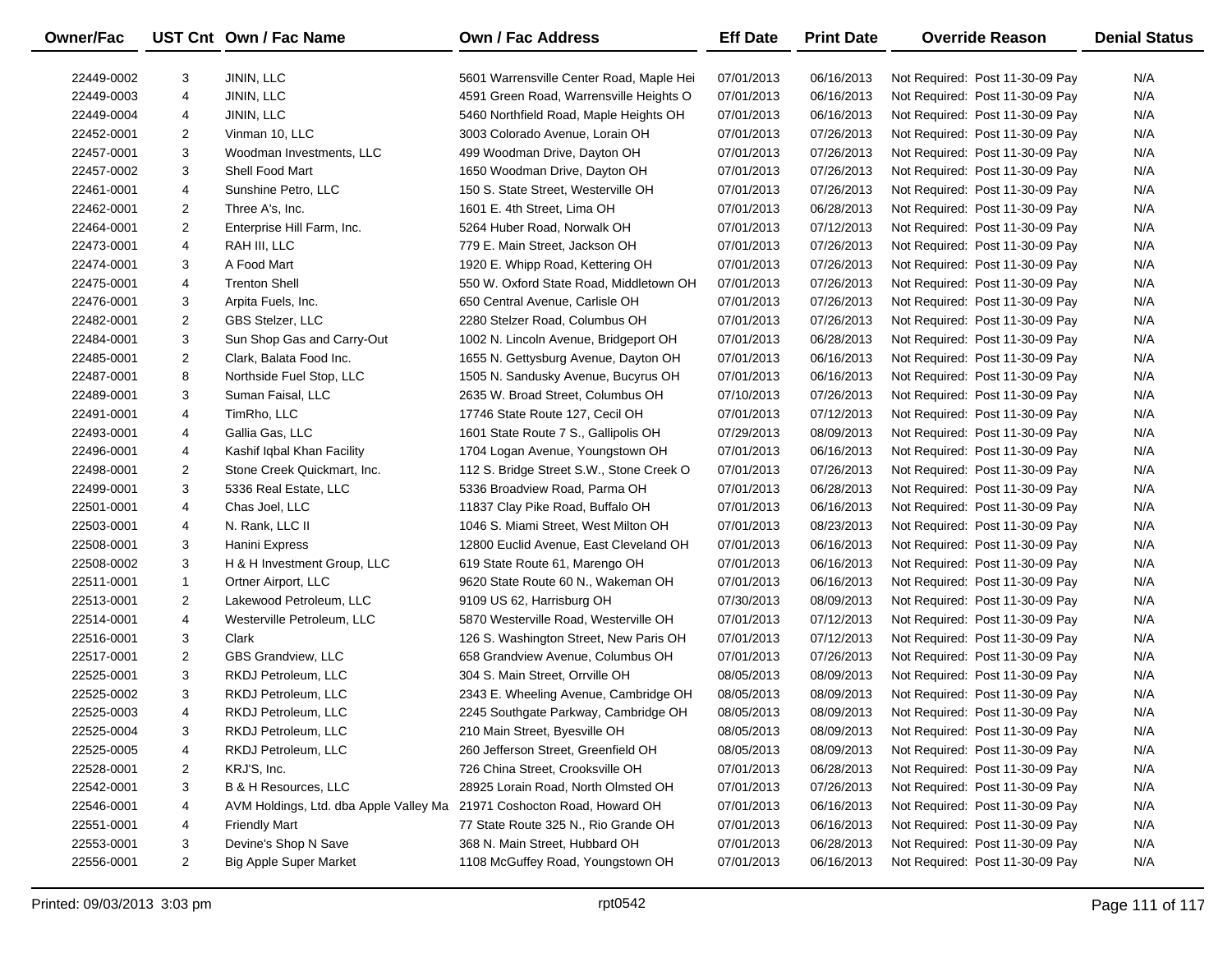| Owner/Fac | UST Cnt | Own / Fac Name | Own / Fac Address | Eff Date | Print Date | Override Reason | Denial Status |
|---|---|---|---|---|---|---|---|
| 22449-0002 | 3 | JININ, LLC | 5601 Warrensville Center Road, Maple Hei | 07/01/2013 | 06/16/2013 | Not Required: Post 11-30-09 Pay | N/A |
| 22449-0003 | 4 | JININ, LLC | 4591 Green Road, Warrensville Heights O | 07/01/2013 | 06/16/2013 | Not Required: Post 11-30-09 Pay | N/A |
| 22449-0004 | 4 | JININ, LLC | 5460 Northfield Road, Maple Heights OH | 07/01/2013 | 06/16/2013 | Not Required: Post 11-30-09 Pay | N/A |
| 22452-0001 | 2 | Vinman 10, LLC | 3003 Colorado Avenue, Lorain OH | 07/01/2013 | 07/26/2013 | Not Required: Post 11-30-09 Pay | N/A |
| 22457-0001 | 3 | Woodman Investments, LLC | 499 Woodman Drive, Dayton OH | 07/01/2013 | 07/26/2013 | Not Required: Post 11-30-09 Pay | N/A |
| 22457-0002 | 3 | Shell Food Mart | 1650 Woodman Drive, Dayton OH | 07/01/2013 | 07/26/2013 | Not Required: Post 11-30-09 Pay | N/A |
| 22461-0001 | 4 | Sunshine Petro, LLC | 150 S. State Street, Westerville OH | 07/01/2013 | 07/26/2013 | Not Required: Post 11-30-09 Pay | N/A |
| 22462-0001 | 2 | Three A's, Inc. | 1601 E. 4th Street, Lima OH | 07/01/2013 | 06/28/2013 | Not Required: Post 11-30-09 Pay | N/A |
| 22464-0001 | 2 | Enterprise Hill Farm, Inc. | 5264 Huber Road, Norwalk OH | 07/01/2013 | 07/12/2013 | Not Required: Post 11-30-09 Pay | N/A |
| 22473-0001 | 4 | RAH III, LLC | 779 E. Main Street, Jackson OH | 07/01/2013 | 07/26/2013 | Not Required: Post 11-30-09 Pay | N/A |
| 22474-0001 | 3 | A Food Mart | 1920 E. Whipp Road, Kettering OH | 07/01/2013 | 07/26/2013 | Not Required: Post 11-30-09 Pay | N/A |
| 22475-0001 | 4 | Trenton Shell | 550 W. Oxford State Road, Middletown OH | 07/01/2013 | 07/26/2013 | Not Required: Post 11-30-09 Pay | N/A |
| 22476-0001 | 3 | Arpita Fuels, Inc. | 650 Central Avenue, Carlisle OH | 07/01/2013 | 07/26/2013 | Not Required: Post 11-30-09 Pay | N/A |
| 22482-0001 | 2 | GBS Stelzer, LLC | 2280 Stelzer Road, Columbus OH | 07/01/2013 | 07/26/2013 | Not Required: Post 11-30-09 Pay | N/A |
| 22484-0001 | 3 | Sun Shop Gas and Carry-Out | 1002 N. Lincoln Avenue, Bridgeport OH | 07/01/2013 | 06/28/2013 | Not Required: Post 11-30-09 Pay | N/A |
| 22485-0001 | 2 | Clark, Balata Food Inc. | 1655 N. Gettysburg Avenue, Dayton OH | 07/01/2013 | 06/16/2013 | Not Required: Post 11-30-09 Pay | N/A |
| 22487-0001 | 8 | Northside Fuel Stop, LLC | 1505 N. Sandusky Avenue, Bucyrus OH | 07/01/2013 | 06/16/2013 | Not Required: Post 11-30-09 Pay | N/A |
| 22489-0001 | 3 | Suman Faisal, LLC | 2635 W. Broad Street, Columbus OH | 07/10/2013 | 07/26/2013 | Not Required: Post 11-30-09 Pay | N/A |
| 22491-0001 | 4 | TimRho, LLC | 17746 State Route 127, Cecil OH | 07/01/2013 | 07/12/2013 | Not Required: Post 11-30-09 Pay | N/A |
| 22493-0001 | 4 | Gallia Gas, LLC | 1601 State Route 7 S., Gallipolis OH | 07/29/2013 | 08/09/2013 | Not Required: Post 11-30-09 Pay | N/A |
| 22496-0001 | 4 | Kashif Iqbal Khan Facility | 1704 Logan Avenue, Youngstown OH | 07/01/2013 | 06/16/2013 | Not Required: Post 11-30-09 Pay | N/A |
| 22498-0001 | 2 | Stone Creek Quickmart, Inc. | 112 S. Bridge Street S.W., Stone Creek O | 07/01/2013 | 07/26/2013 | Not Required: Post 11-30-09 Pay | N/A |
| 22499-0001 | 3 | 5336 Real Estate, LLC | 5336 Broadview Road, Parma OH | 07/01/2013 | 06/28/2013 | Not Required: Post 11-30-09 Pay | N/A |
| 22501-0001 | 4 | Chas Joel, LLC | 11837 Clay Pike Road, Buffalo OH | 07/01/2013 | 06/16/2013 | Not Required: Post 11-30-09 Pay | N/A |
| 22503-0001 | 4 | N. Rank, LLC II | 1046 S. Miami Street, West Milton OH | 07/01/2013 | 08/23/2013 | Not Required: Post 11-30-09 Pay | N/A |
| 22508-0001 | 3 | Hanini Express | 12800 Euclid Avenue, East Cleveland OH | 07/01/2013 | 06/16/2013 | Not Required: Post 11-30-09 Pay | N/A |
| 22508-0002 | 3 | H & H Investment Group, LLC | 619 State Route 61, Marengo OH | 07/01/2013 | 06/16/2013 | Not Required: Post 11-30-09 Pay | N/A |
| 22511-0001 | 1 | Ortner Airport, LLC | 9620 State Route 60 N., Wakeman OH | 07/01/2013 | 06/16/2013 | Not Required: Post 11-30-09 Pay | N/A |
| 22513-0001 | 2 | Lakewood Petroleum, LLC | 9109 US 62, Harrisburg OH | 07/30/2013 | 08/09/2013 | Not Required: Post 11-30-09 Pay | N/A |
| 22514-0001 | 4 | Westerville Petroleum, LLC | 5870 Westerville Road, Westerville OH | 07/01/2013 | 07/12/2013 | Not Required: Post 11-30-09 Pay | N/A |
| 22516-0001 | 3 | Clark | 126 S. Washington Street, New Paris OH | 07/01/2013 | 07/12/2013 | Not Required: Post 11-30-09 Pay | N/A |
| 22517-0001 | 2 | GBS Grandview, LLC | 658 Grandview Avenue, Columbus OH | 07/01/2013 | 07/26/2013 | Not Required: Post 11-30-09 Pay | N/A |
| 22525-0001 | 3 | RKDJ Petroleum, LLC | 304 S. Main Street, Orrville OH | 08/05/2013 | 08/09/2013 | Not Required: Post 11-30-09 Pay | N/A |
| 22525-0002 | 3 | RKDJ Petroleum, LLC | 2343 E. Wheeling Avenue, Cambridge OH | 08/05/2013 | 08/09/2013 | Not Required: Post 11-30-09 Pay | N/A |
| 22525-0003 | 4 | RKDJ Petroleum, LLC | 2245 Southgate Parkway, Cambridge OH | 08/05/2013 | 08/09/2013 | Not Required: Post 11-30-09 Pay | N/A |
| 22525-0004 | 3 | RKDJ Petroleum, LLC | 210 Main Street, Byesville OH | 08/05/2013 | 08/09/2013 | Not Required: Post 11-30-09 Pay | N/A |
| 22525-0005 | 4 | RKDJ Petroleum, LLC | 260 Jefferson Street, Greenfield OH | 08/05/2013 | 08/09/2013 | Not Required: Post 11-30-09 Pay | N/A |
| 22528-0001 | 2 | KRJ'S, Inc. | 726 China Street, Crooksville OH | 07/01/2013 | 06/28/2013 | Not Required: Post 11-30-09 Pay | N/A |
| 22542-0001 | 3 | B & H Resources, LLC | 28925 Lorain Road, North Olmsted OH | 07/01/2013 | 07/26/2013 | Not Required: Post 11-30-09 Pay | N/A |
| 22546-0001 | 4 | AVM Holdings, Ltd. dba Apple Valley Ma | 21971 Coshocton Road, Howard OH | 07/01/2013 | 06/16/2013 | Not Required: Post 11-30-09 Pay | N/A |
| 22551-0001 | 4 | Friendly Mart | 77 State Route 325 N., Rio Grande OH | 07/01/2013 | 06/16/2013 | Not Required: Post 11-30-09 Pay | N/A |
| 22553-0001 | 3 | Devine's Shop N Save | 368 N. Main Street, Hubbard OH | 07/01/2013 | 06/28/2013 | Not Required: Post 11-30-09 Pay | N/A |
| 22556-0001 | 2 | Big Apple Super Market | 1108 McGuffey Road, Youngstown OH | 07/01/2013 | 06/16/2013 | Not Required: Post 11-30-09 Pay | N/A |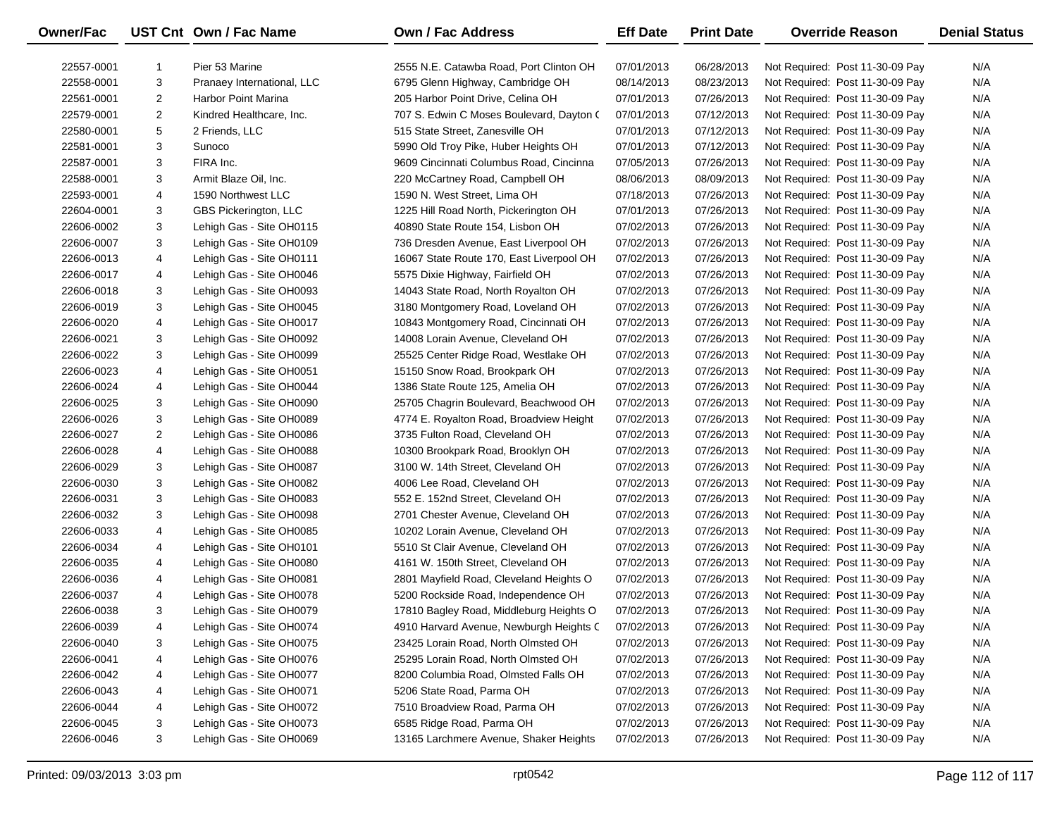| Owner/Fac | UST Cnt | Own / Fac Name | Own / Fac Address | Eff Date | Print Date | Override Reason | Denial Status |
|---|---|---|---|---|---|---|---|
| 22557-0001 | 1 | Pier 53 Marine | 2555 N.E. Catawba Road, Port Clinton OH | 07/01/2013 | 06/28/2013 | Not Required: Post 11-30-09 Pay | N/A |
| 22558-0001 | 3 | Pranaey International, LLC | 6795 Glenn Highway, Cambridge OH | 08/14/2013 | 08/23/2013 | Not Required: Post 11-30-09 Pay | N/A |
| 22561-0001 | 2 | Harbor Point Marina | 205 Harbor Point Drive, Celina OH | 07/01/2013 | 07/26/2013 | Not Required: Post 11-30-09 Pay | N/A |
| 22579-0001 | 2 | Kindred Healthcare, Inc. | 707 S. Edwin C Moses Boulevard, Dayton ( | 07/01/2013 | 07/12/2013 | Not Required: Post 11-30-09 Pay | N/A |
| 22580-0001 | 5 | 2 Friends, LLC | 515 State Street, Zanesville OH | 07/01/2013 | 07/12/2013 | Not Required: Post 11-30-09 Pay | N/A |
| 22581-0001 | 3 | Sunoco | 5990 Old Troy Pike, Huber Heights OH | 07/01/2013 | 07/12/2013 | Not Required: Post 11-30-09 Pay | N/A |
| 22587-0001 | 3 | FIRA Inc. | 9609 Cincinnati Columbus Road, Cincinna | 07/05/2013 | 07/26/2013 | Not Required: Post 11-30-09 Pay | N/A |
| 22588-0001 | 3 | Armit Blaze Oil, Inc. | 220 McCartney Road, Campbell OH | 08/06/2013 | 08/09/2013 | Not Required: Post 11-30-09 Pay | N/A |
| 22593-0001 | 4 | 1590 Northwest LLC | 1590 N. West Street, Lima OH | 07/18/2013 | 07/26/2013 | Not Required: Post 11-30-09 Pay | N/A |
| 22604-0001 | 3 | GBS Pickerington, LLC | 1225 Hill Road North, Pickerington OH | 07/01/2013 | 07/26/2013 | Not Required: Post 11-30-09 Pay | N/A |
| 22606-0002 | 3 | Lehigh Gas - Site OH0115 | 40890 State Route 154, Lisbon OH | 07/02/2013 | 07/26/2013 | Not Required: Post 11-30-09 Pay | N/A |
| 22606-0007 | 3 | Lehigh Gas - Site OH0109 | 736 Dresden Avenue, East Liverpool OH | 07/02/2013 | 07/26/2013 | Not Required: Post 11-30-09 Pay | N/A |
| 22606-0013 | 4 | Lehigh Gas - Site OH0111 | 16067 State Route 170, East Liverpool OH | 07/02/2013 | 07/26/2013 | Not Required: Post 11-30-09 Pay | N/A |
| 22606-0017 | 4 | Lehigh Gas - Site OH0046 | 5575 Dixie Highway, Fairfield OH | 07/02/2013 | 07/26/2013 | Not Required: Post 11-30-09 Pay | N/A |
| 22606-0018 | 3 | Lehigh Gas - Site OH0093 | 14043 State Road, North Royalton OH | 07/02/2013 | 07/26/2013 | Not Required: Post 11-30-09 Pay | N/A |
| 22606-0019 | 3 | Lehigh Gas - Site OH0045 | 3180 Montgomery Road, Loveland OH | 07/02/2013 | 07/26/2013 | Not Required: Post 11-30-09 Pay | N/A |
| 22606-0020 | 4 | Lehigh Gas - Site OH0017 | 10843 Montgomery Road, Cincinnati OH | 07/02/2013 | 07/26/2013 | Not Required: Post 11-30-09 Pay | N/A |
| 22606-0021 | 3 | Lehigh Gas - Site OH0092 | 14008 Lorain Avenue, Cleveland OH | 07/02/2013 | 07/26/2013 | Not Required: Post 11-30-09 Pay | N/A |
| 22606-0022 | 3 | Lehigh Gas - Site OH0099 | 25525 Center Ridge Road, Westlake OH | 07/02/2013 | 07/26/2013 | Not Required: Post 11-30-09 Pay | N/A |
| 22606-0023 | 4 | Lehigh Gas - Site OH0051 | 15150 Snow Road, Brookpark OH | 07/02/2013 | 07/26/2013 | Not Required: Post 11-30-09 Pay | N/A |
| 22606-0024 | 4 | Lehigh Gas - Site OH0044 | 1386 State Route 125, Amelia OH | 07/02/2013 | 07/26/2013 | Not Required: Post 11-30-09 Pay | N/A |
| 22606-0025 | 3 | Lehigh Gas - Site OH0090 | 25705 Chagrin Boulevard, Beachwood OH | 07/02/2013 | 07/26/2013 | Not Required: Post 11-30-09 Pay | N/A |
| 22606-0026 | 3 | Lehigh Gas - Site OH0089 | 4774 E. Royalton Road, Broadview Height | 07/02/2013 | 07/26/2013 | Not Required: Post 11-30-09 Pay | N/A |
| 22606-0027 | 2 | Lehigh Gas - Site OH0086 | 3735 Fulton Road, Cleveland OH | 07/02/2013 | 07/26/2013 | Not Required: Post 11-30-09 Pay | N/A |
| 22606-0028 | 4 | Lehigh Gas - Site OH0088 | 10300 Brookpark Road, Brooklyn OH | 07/02/2013 | 07/26/2013 | Not Required: Post 11-30-09 Pay | N/A |
| 22606-0029 | 3 | Lehigh Gas - Site OH0087 | 3100 W. 14th Street, Cleveland OH | 07/02/2013 | 07/26/2013 | Not Required: Post 11-30-09 Pay | N/A |
| 22606-0030 | 3 | Lehigh Gas - Site OH0082 | 4006 Lee Road, Cleveland OH | 07/02/2013 | 07/26/2013 | Not Required: Post 11-30-09 Pay | N/A |
| 22606-0031 | 3 | Lehigh Gas - Site OH0083 | 552 E. 152nd Street, Cleveland OH | 07/02/2013 | 07/26/2013 | Not Required: Post 11-30-09 Pay | N/A |
| 22606-0032 | 3 | Lehigh Gas - Site OH0098 | 2701 Chester Avenue, Cleveland OH | 07/02/2013 | 07/26/2013 | Not Required: Post 11-30-09 Pay | N/A |
| 22606-0033 | 4 | Lehigh Gas - Site OH0085 | 10202 Lorain Avenue, Cleveland OH | 07/02/2013 | 07/26/2013 | Not Required: Post 11-30-09 Pay | N/A |
| 22606-0034 | 4 | Lehigh Gas - Site OH0101 | 5510 St Clair Avenue, Cleveland OH | 07/02/2013 | 07/26/2013 | Not Required: Post 11-30-09 Pay | N/A |
| 22606-0035 | 4 | Lehigh Gas - Site OH0080 | 4161 W. 150th Street, Cleveland OH | 07/02/2013 | 07/26/2013 | Not Required: Post 11-30-09 Pay | N/A |
| 22606-0036 | 4 | Lehigh Gas - Site OH0081 | 2801 Mayfield Road, Cleveland Heights O | 07/02/2013 | 07/26/2013 | Not Required: Post 11-30-09 Pay | N/A |
| 22606-0037 | 4 | Lehigh Gas - Site OH0078 | 5200 Rockside Road, Independence OH | 07/02/2013 | 07/26/2013 | Not Required: Post 11-30-09 Pay | N/A |
| 22606-0038 | 3 | Lehigh Gas - Site OH0079 | 17810 Bagley Road, Middleburg Heights O | 07/02/2013 | 07/26/2013 | Not Required: Post 11-30-09 Pay | N/A |
| 22606-0039 | 4 | Lehigh Gas - Site OH0074 | 4910 Harvard Avenue, Newburgh Heights ( | 07/02/2013 | 07/26/2013 | Not Required: Post 11-30-09 Pay | N/A |
| 22606-0040 | 3 | Lehigh Gas - Site OH0075 | 23425 Lorain Road, North Olmsted OH | 07/02/2013 | 07/26/2013 | Not Required: Post 11-30-09 Pay | N/A |
| 22606-0041 | 4 | Lehigh Gas - Site OH0076 | 25295 Lorain Road, North Olmsted OH | 07/02/2013 | 07/26/2013 | Not Required: Post 11-30-09 Pay | N/A |
| 22606-0042 | 4 | Lehigh Gas - Site OH0077 | 8200 Columbia Road, Olmsted Falls OH | 07/02/2013 | 07/26/2013 | Not Required: Post 11-30-09 Pay | N/A |
| 22606-0043 | 4 | Lehigh Gas - Site OH0071 | 5206 State Road, Parma OH | 07/02/2013 | 07/26/2013 | Not Required: Post 11-30-09 Pay | N/A |
| 22606-0044 | 4 | Lehigh Gas - Site OH0072 | 7510 Broadview Road, Parma OH | 07/02/2013 | 07/26/2013 | Not Required: Post 11-30-09 Pay | N/A |
| 22606-0045 | 3 | Lehigh Gas - Site OH0073 | 6585 Ridge Road, Parma OH | 07/02/2013 | 07/26/2013 | Not Required: Post 11-30-09 Pay | N/A |
| 22606-0046 | 3 | Lehigh Gas - Site OH0069 | 13165 Larchmere Avenue, Shaker Heights | 07/02/2013 | 07/26/2013 | Not Required: Post 11-30-09 Pay | N/A |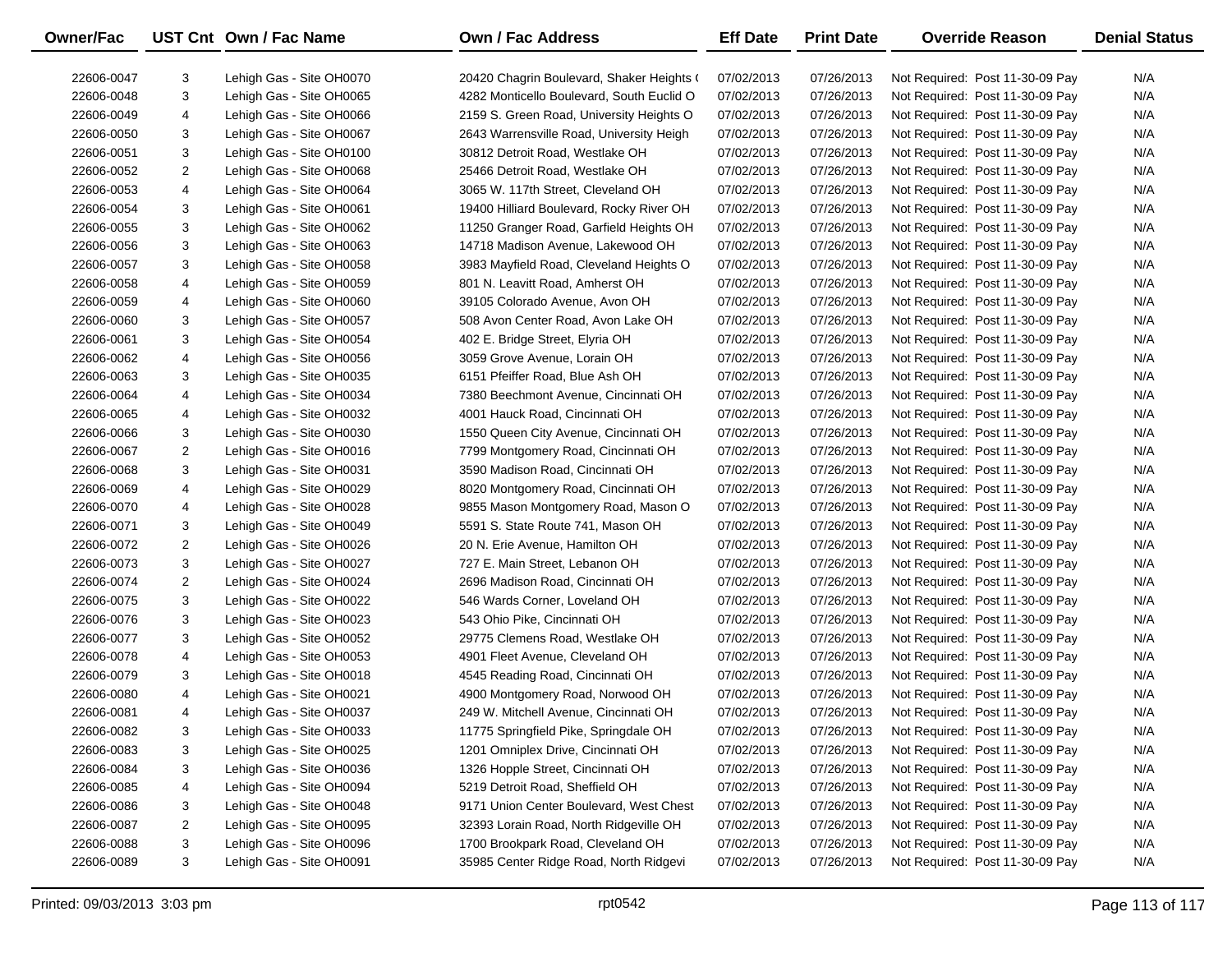| Owner/Fac | UST Cnt | Own / Fac Name | Own / Fac Address | Eff Date | Print Date | Override Reason | Denial Status |
|---|---|---|---|---|---|---|---|
| 22606-0047 | 3 | Lehigh Gas - Site OH0070 | 20420 Chagrin Boulevard, Shaker Heights ( | 07/02/2013 | 07/26/2013 | Not Required: Post 11-30-09 Pay | N/A |
| 22606-0048 | 3 | Lehigh Gas - Site OH0065 | 4282 Monticello Boulevard, South Euclid O | 07/02/2013 | 07/26/2013 | Not Required: Post 11-30-09 Pay | N/A |
| 22606-0049 | 4 | Lehigh Gas - Site OH0066 | 2159 S. Green Road, University Heights O | 07/02/2013 | 07/26/2013 | Not Required: Post 11-30-09 Pay | N/A |
| 22606-0050 | 3 | Lehigh Gas - Site OH0067 | 2643 Warrensville Road, University Heigh | 07/02/2013 | 07/26/2013 | Not Required: Post 11-30-09 Pay | N/A |
| 22606-0051 | 3 | Lehigh Gas - Site OH0100 | 30812 Detroit Road, Westlake OH | 07/02/2013 | 07/26/2013 | Not Required: Post 11-30-09 Pay | N/A |
| 22606-0052 | 2 | Lehigh Gas - Site OH0068 | 25466 Detroit Road, Westlake OH | 07/02/2013 | 07/26/2013 | Not Required: Post 11-30-09 Pay | N/A |
| 22606-0053 | 4 | Lehigh Gas - Site OH0064 | 3065 W. 117th Street, Cleveland OH | 07/02/2013 | 07/26/2013 | Not Required: Post 11-30-09 Pay | N/A |
| 22606-0054 | 3 | Lehigh Gas - Site OH0061 | 19400 Hilliard Boulevard, Rocky River OH | 07/02/2013 | 07/26/2013 | Not Required: Post 11-30-09 Pay | N/A |
| 22606-0055 | 3 | Lehigh Gas - Site OH0062 | 11250 Granger Road, Garfield Heights OH | 07/02/2013 | 07/26/2013 | Not Required: Post 11-30-09 Pay | N/A |
| 22606-0056 | 3 | Lehigh Gas - Site OH0063 | 14718 Madison Avenue, Lakewood OH | 07/02/2013 | 07/26/2013 | Not Required: Post 11-30-09 Pay | N/A |
| 22606-0057 | 3 | Lehigh Gas - Site OH0058 | 3983 Mayfield Road, Cleveland Heights O | 07/02/2013 | 07/26/2013 | Not Required: Post 11-30-09 Pay | N/A |
| 22606-0058 | 4 | Lehigh Gas - Site OH0059 | 801 N. Leavitt Road, Amherst OH | 07/02/2013 | 07/26/2013 | Not Required: Post 11-30-09 Pay | N/A |
| 22606-0059 | 4 | Lehigh Gas - Site OH0060 | 39105 Colorado Avenue, Avon OH | 07/02/2013 | 07/26/2013 | Not Required: Post 11-30-09 Pay | N/A |
| 22606-0060 | 3 | Lehigh Gas - Site OH0057 | 508 Avon Center Road, Avon Lake OH | 07/02/2013 | 07/26/2013 | Not Required: Post 11-30-09 Pay | N/A |
| 22606-0061 | 3 | Lehigh Gas - Site OH0054 | 402 E. Bridge Street, Elyria OH | 07/02/2013 | 07/26/2013 | Not Required: Post 11-30-09 Pay | N/A |
| 22606-0062 | 4 | Lehigh Gas - Site OH0056 | 3059 Grove Avenue, Lorain OH | 07/02/2013 | 07/26/2013 | Not Required: Post 11-30-09 Pay | N/A |
| 22606-0063 | 3 | Lehigh Gas - Site OH0035 | 6151 Pfeiffer Road, Blue Ash OH | 07/02/2013 | 07/26/2013 | Not Required: Post 11-30-09 Pay | N/A |
| 22606-0064 | 4 | Lehigh Gas - Site OH0034 | 7380 Beechmont Avenue, Cincinnati OH | 07/02/2013 | 07/26/2013 | Not Required: Post 11-30-09 Pay | N/A |
| 22606-0065 | 4 | Lehigh Gas - Site OH0032 | 4001 Hauck Road, Cincinnati OH | 07/02/2013 | 07/26/2013 | Not Required: Post 11-30-09 Pay | N/A |
| 22606-0066 | 3 | Lehigh Gas - Site OH0030 | 1550 Queen City Avenue, Cincinnati OH | 07/02/2013 | 07/26/2013 | Not Required: Post 11-30-09 Pay | N/A |
| 22606-0067 | 2 | Lehigh Gas - Site OH0016 | 7799 Montgomery Road, Cincinnati OH | 07/02/2013 | 07/26/2013 | Not Required: Post 11-30-09 Pay | N/A |
| 22606-0068 | 3 | Lehigh Gas - Site OH0031 | 3590 Madison Road, Cincinnati OH | 07/02/2013 | 07/26/2013 | Not Required: Post 11-30-09 Pay | N/A |
| 22606-0069 | 4 | Lehigh Gas - Site OH0029 | 8020 Montgomery Road, Cincinnati OH | 07/02/2013 | 07/26/2013 | Not Required: Post 11-30-09 Pay | N/A |
| 22606-0070 | 4 | Lehigh Gas - Site OH0028 | 9855 Mason Montgomery Road, Mason O | 07/02/2013 | 07/26/2013 | Not Required: Post 11-30-09 Pay | N/A |
| 22606-0071 | 3 | Lehigh Gas - Site OH0049 | 5591 S. State Route 741, Mason OH | 07/02/2013 | 07/26/2013 | Not Required: Post 11-30-09 Pay | N/A |
| 22606-0072 | 2 | Lehigh Gas - Site OH0026 | 20 N. Erie Avenue, Hamilton OH | 07/02/2013 | 07/26/2013 | Not Required: Post 11-30-09 Pay | N/A |
| 22606-0073 | 3 | Lehigh Gas - Site OH0027 | 727 E. Main Street, Lebanon OH | 07/02/2013 | 07/26/2013 | Not Required: Post 11-30-09 Pay | N/A |
| 22606-0074 | 2 | Lehigh Gas - Site OH0024 | 2696 Madison Road, Cincinnati OH | 07/02/2013 | 07/26/2013 | Not Required: Post 11-30-09 Pay | N/A |
| 22606-0075 | 3 | Lehigh Gas - Site OH0022 | 546 Wards Corner, Loveland OH | 07/02/2013 | 07/26/2013 | Not Required: Post 11-30-09 Pay | N/A |
| 22606-0076 | 3 | Lehigh Gas - Site OH0023 | 543 Ohio Pike, Cincinnati OH | 07/02/2013 | 07/26/2013 | Not Required: Post 11-30-09 Pay | N/A |
| 22606-0077 | 3 | Lehigh Gas - Site OH0052 | 29775 Clemens Road, Westlake OH | 07/02/2013 | 07/26/2013 | Not Required: Post 11-30-09 Pay | N/A |
| 22606-0078 | 4 | Lehigh Gas - Site OH0053 | 4901 Fleet Avenue, Cleveland OH | 07/02/2013 | 07/26/2013 | Not Required: Post 11-30-09 Pay | N/A |
| 22606-0079 | 3 | Lehigh Gas - Site OH0018 | 4545 Reading Road, Cincinnati OH | 07/02/2013 | 07/26/2013 | Not Required: Post 11-30-09 Pay | N/A |
| 22606-0080 | 4 | Lehigh Gas - Site OH0021 | 4900 Montgomery Road, Norwood OH | 07/02/2013 | 07/26/2013 | Not Required: Post 11-30-09 Pay | N/A |
| 22606-0081 | 4 | Lehigh Gas - Site OH0037 | 249 W. Mitchell Avenue, Cincinnati OH | 07/02/2013 | 07/26/2013 | Not Required: Post 11-30-09 Pay | N/A |
| 22606-0082 | 3 | Lehigh Gas - Site OH0033 | 11775 Springfield Pike, Springdale OH | 07/02/2013 | 07/26/2013 | Not Required: Post 11-30-09 Pay | N/A |
| 22606-0083 | 3 | Lehigh Gas - Site OH0025 | 1201 Omniplex Drive, Cincinnati OH | 07/02/2013 | 07/26/2013 | Not Required: Post 11-30-09 Pay | N/A |
| 22606-0084 | 3 | Lehigh Gas - Site OH0036 | 1326 Hopple Street, Cincinnati OH | 07/02/2013 | 07/26/2013 | Not Required: Post 11-30-09 Pay | N/A |
| 22606-0085 | 4 | Lehigh Gas - Site OH0094 | 5219 Detroit Road, Sheffield OH | 07/02/2013 | 07/26/2013 | Not Required: Post 11-30-09 Pay | N/A |
| 22606-0086 | 3 | Lehigh Gas - Site OH0048 | 9171 Union Center Boulevard, West Chest | 07/02/2013 | 07/26/2013 | Not Required: Post 11-30-09 Pay | N/A |
| 22606-0087 | 2 | Lehigh Gas - Site OH0095 | 32393 Lorain Road, North Ridgeville OH | 07/02/2013 | 07/26/2013 | Not Required: Post 11-30-09 Pay | N/A |
| 22606-0088 | 3 | Lehigh Gas - Site OH0096 | 1700 Brookpark Road, Cleveland OH | 07/02/2013 | 07/26/2013 | Not Required: Post 11-30-09 Pay | N/A |
| 22606-0089 | 3 | Lehigh Gas - Site OH0091 | 35985 Center Ridge Road, North Ridgevi | 07/02/2013 | 07/26/2013 | Not Required: Post 11-30-09 Pay | N/A |

Printed: 09/03/2013 3:03 pm rpt0542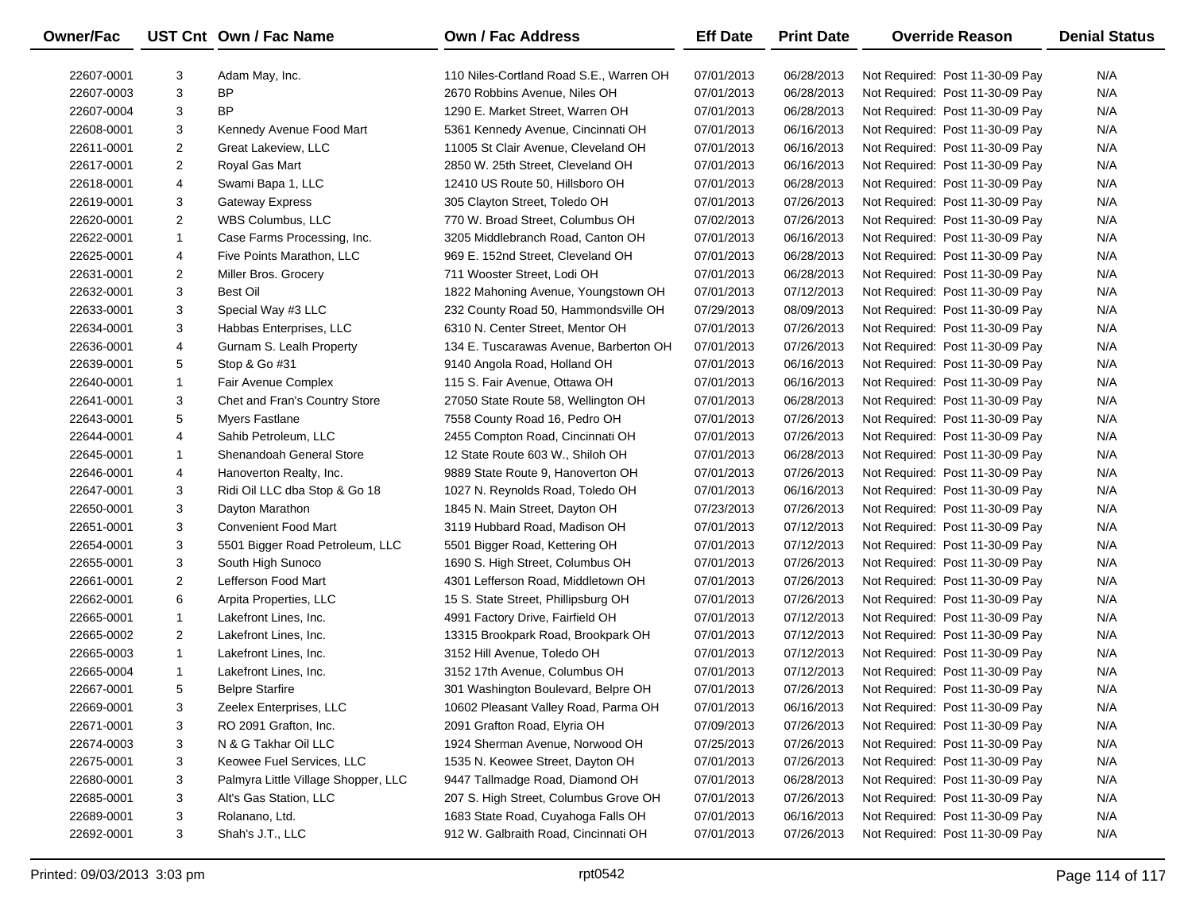| Owner/Fac | UST Cnt | Own / Fac Name | Own / Fac Address | Eff Date | Print Date | Override Reason | Denial Status |
|---|---|---|---|---|---|---|---|
| 22607-0001 | 3 | Adam May, Inc. | 110 Niles-Cortland Road S.E., Warren OH | 07/01/2013 | 06/28/2013 | Not Required: Post 11-30-09 Pay | N/A |
| 22607-0003 | 3 | BP | 2670 Robbins Avenue, Niles OH | 07/01/2013 | 06/28/2013 | Not Required: Post 11-30-09 Pay | N/A |
| 22607-0004 | 3 | BP | 1290 E. Market Street, Warren OH | 07/01/2013 | 06/28/2013 | Not Required: Post 11-30-09 Pay | N/A |
| 22608-0001 | 3 | Kennedy Avenue Food Mart | 5361 Kennedy Avenue, Cincinnati OH | 07/01/2013 | 06/16/2013 | Not Required: Post 11-30-09 Pay | N/A |
| 22611-0001 | 2 | Great Lakeview, LLC | 11005 St Clair Avenue, Cleveland OH | 07/01/2013 | 06/16/2013 | Not Required: Post 11-30-09 Pay | N/A |
| 22617-0001 | 2 | Royal Gas Mart | 2850 W. 25th Street, Cleveland OH | 07/01/2013 | 06/16/2013 | Not Required: Post 11-30-09 Pay | N/A |
| 22618-0001 | 4 | Swami Bapa 1, LLC | 12410 US Route 50, Hillsboro OH | 07/01/2013 | 06/28/2013 | Not Required: Post 11-30-09 Pay | N/A |
| 22619-0001 | 3 | Gateway Express | 305 Clayton Street, Toledo OH | 07/01/2013 | 07/26/2013 | Not Required: Post 11-30-09 Pay | N/A |
| 22620-0001 | 2 | WBS Columbus, LLC | 770 W. Broad Street, Columbus OH | 07/02/2013 | 07/26/2013 | Not Required: Post 11-30-09 Pay | N/A |
| 22622-0001 | 1 | Case Farms Processing, Inc. | 3205 Middlebranch Road, Canton OH | 07/01/2013 | 06/16/2013 | Not Required: Post 11-30-09 Pay | N/A |
| 22625-0001 | 4 | Five Points Marathon, LLC | 969 E. 152nd Street, Cleveland OH | 07/01/2013 | 06/28/2013 | Not Required: Post 11-30-09 Pay | N/A |
| 22631-0001 | 2 | Miller Bros. Grocery | 711 Wooster Street, Lodi OH | 07/01/2013 | 06/28/2013 | Not Required: Post 11-30-09 Pay | N/A |
| 22632-0001 | 3 | Best Oil | 1822 Mahoning Avenue, Youngstown OH | 07/01/2013 | 07/12/2013 | Not Required: Post 11-30-09 Pay | N/A |
| 22633-0001 | 3 | Special Way #3 LLC | 232 County Road 50, Hammondsville OH | 07/29/2013 | 08/09/2013 | Not Required: Post 11-30-09 Pay | N/A |
| 22634-0001 | 3 | Habbas Enterprises, LLC | 6310 N. Center Street, Mentor OH | 07/01/2013 | 07/26/2013 | Not Required: Post 11-30-09 Pay | N/A |
| 22636-0001 | 4 | Gurnam S. Lealh Property | 134 E. Tuscarawas Avenue, Barberton OH | 07/01/2013 | 07/26/2013 | Not Required: Post 11-30-09 Pay | N/A |
| 22639-0001 | 5 | Stop & Go #31 | 9140 Angola Road, Holland OH | 07/01/2013 | 06/16/2013 | Not Required: Post 11-30-09 Pay | N/A |
| 22640-0001 | 1 | Fair Avenue Complex | 115 S. Fair Avenue, Ottawa OH | 07/01/2013 | 06/16/2013 | Not Required: Post 11-30-09 Pay | N/A |
| 22641-0001 | 3 | Chet and Fran's Country Store | 27050 State Route 58, Wellington OH | 07/01/2013 | 06/28/2013 | Not Required: Post 11-30-09 Pay | N/A |
| 22643-0001 | 5 | Myers Fastlane | 7558 County Road 16, Pedro OH | 07/01/2013 | 07/26/2013 | Not Required: Post 11-30-09 Pay | N/A |
| 22644-0001 | 4 | Sahib Petroleum, LLC | 2455 Compton Road, Cincinnati OH | 07/01/2013 | 07/26/2013 | Not Required: Post 11-30-09 Pay | N/A |
| 22645-0001 | 1 | Shenandoah General Store | 12 State Route 603 W., Shiloh OH | 07/01/2013 | 06/28/2013 | Not Required: Post 11-30-09 Pay | N/A |
| 22646-0001 | 4 | Hanoverton Realty, Inc. | 9889 State Route 9, Hanoverton OH | 07/01/2013 | 07/26/2013 | Not Required: Post 11-30-09 Pay | N/A |
| 22647-0001 | 3 | Ridi Oil LLC dba Stop & Go 18 | 1027 N. Reynolds Road, Toledo OH | 07/01/2013 | 06/16/2013 | Not Required: Post 11-30-09 Pay | N/A |
| 22650-0001 | 3 | Dayton Marathon | 1845 N. Main Street, Dayton OH | 07/23/2013 | 07/26/2013 | Not Required: Post 11-30-09 Pay | N/A |
| 22651-0001 | 3 | Convenient Food Mart | 3119 Hubbard Road, Madison OH | 07/01/2013 | 07/12/2013 | Not Required: Post 11-30-09 Pay | N/A |
| 22654-0001 | 3 | 5501 Bigger Road Petroleum, LLC | 5501 Bigger Road, Kettering OH | 07/01/2013 | 07/12/2013 | Not Required: Post 11-30-09 Pay | N/A |
| 22655-0001 | 3 | South High Sunoco | 1690 S. High Street, Columbus OH | 07/01/2013 | 07/26/2013 | Not Required: Post 11-30-09 Pay | N/A |
| 22661-0001 | 2 | Lefferson Food Mart | 4301 Lefferson Road, Middletown OH | 07/01/2013 | 07/26/2013 | Not Required: Post 11-30-09 Pay | N/A |
| 22662-0001 | 6 | Arpita Properties, LLC | 15 S. State Street, Phillipsburg OH | 07/01/2013 | 07/26/2013 | Not Required: Post 11-30-09 Pay | N/A |
| 22665-0001 | 1 | Lakefront Lines, Inc. | 4991 Factory Drive, Fairfield OH | 07/01/2013 | 07/12/2013 | Not Required: Post 11-30-09 Pay | N/A |
| 22665-0002 | 2 | Lakefront Lines, Inc. | 13315 Brookpark Road, Brookpark OH | 07/01/2013 | 07/12/2013 | Not Required: Post 11-30-09 Pay | N/A |
| 22665-0003 | 1 | Lakefront Lines, Inc. | 3152 Hill Avenue, Toledo OH | 07/01/2013 | 07/12/2013 | Not Required: Post 11-30-09 Pay | N/A |
| 22665-0004 | 1 | Lakefront Lines, Inc. | 3152 17th Avenue, Columbus OH | 07/01/2013 | 07/12/2013 | Not Required: Post 11-30-09 Pay | N/A |
| 22667-0001 | 5 | Belpre Starfire | 301 Washington Boulevard, Belpre OH | 07/01/2013 | 07/26/2013 | Not Required: Post 11-30-09 Pay | N/A |
| 22669-0001 | 3 | Zeelex Enterprises, LLC | 10602 Pleasant Valley Road, Parma OH | 07/01/2013 | 06/16/2013 | Not Required: Post 11-30-09 Pay | N/A |
| 22671-0001 | 3 | RO 2091 Grafton, Inc. | 2091 Grafton Road, Elyria OH | 07/09/2013 | 07/26/2013 | Not Required: Post 11-30-09 Pay | N/A |
| 22674-0003 | 3 | N & G Takhar Oil LLC | 1924 Sherman Avenue, Norwood OH | 07/25/2013 | 07/26/2013 | Not Required: Post 11-30-09 Pay | N/A |
| 22675-0001 | 3 | Keowee Fuel Services, LLC | 1535 N. Keowee Street, Dayton OH | 07/01/2013 | 07/26/2013 | Not Required: Post 11-30-09 Pay | N/A |
| 22680-0001 | 3 | Palmyra Little Village Shopper, LLC | 9447 Tallmadge Road, Diamond OH | 07/01/2013 | 06/28/2013 | Not Required: Post 11-30-09 Pay | N/A |
| 22685-0001 | 3 | Alt's Gas Station, LLC | 207 S. High Street, Columbus Grove OH | 07/01/2013 | 07/26/2013 | Not Required: Post 11-30-09 Pay | N/A |
| 22689-0001 | 3 | Rolanano, Ltd. | 1683 State Road, Cuyahoga Falls OH | 07/01/2013 | 06/16/2013 | Not Required: Post 11-30-09 Pay | N/A |
| 22692-0001 | 3 | Shah's J.T., LLC | 912 W. Galbraith Road, Cincinnati OH | 07/01/2013 | 07/26/2013 | Not Required: Post 11-30-09 Pay | N/A |

Printed: 09/03/2013 3:03 pm rpt0542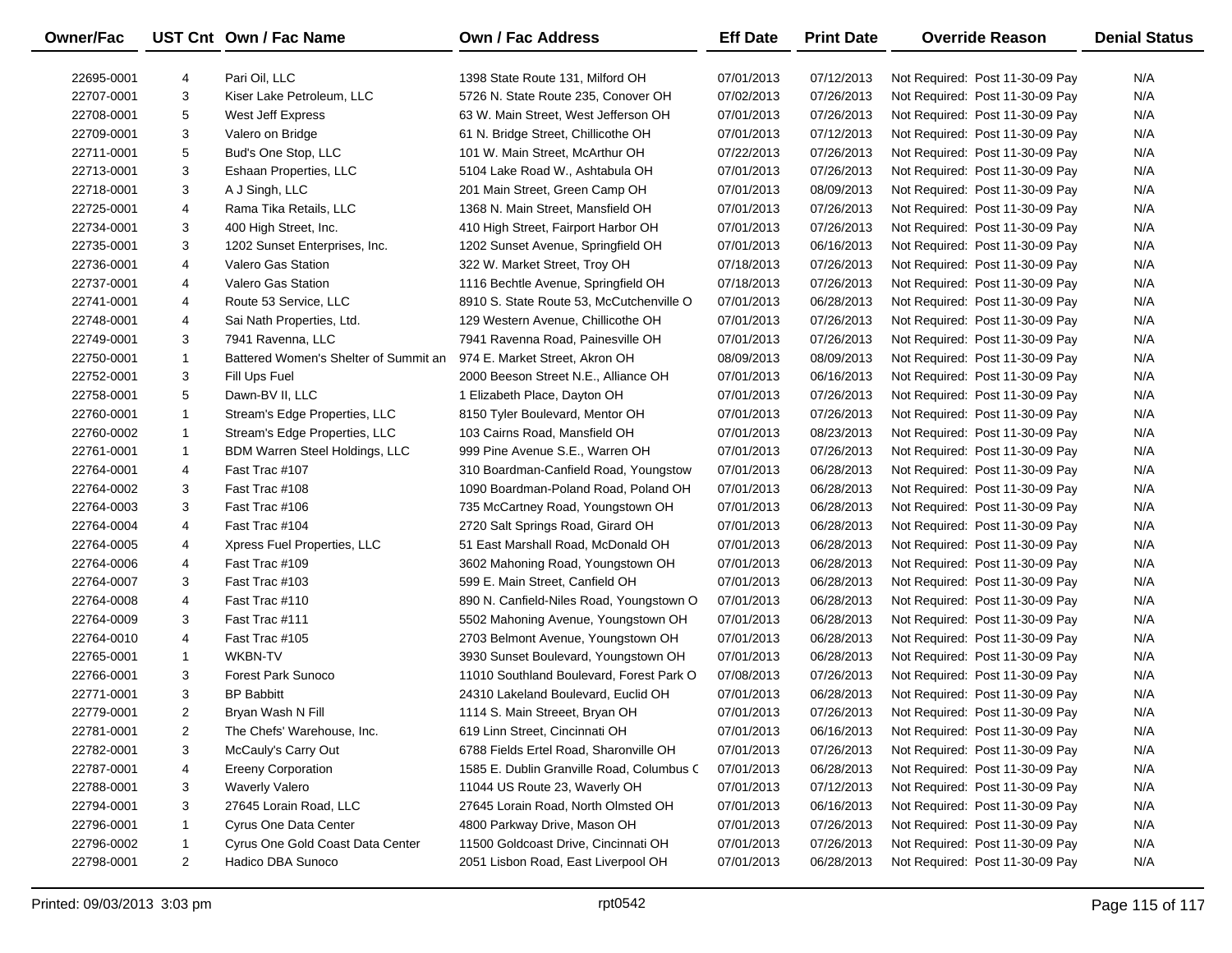| Owner/Fac | UST Cnt | Own / Fac Name | Own / Fac Address | Eff Date | Print Date | Override Reason | Denial Status |
|---|---|---|---|---|---|---|---|
| 22695-0001 | 4 | Pari Oil, LLC | 1398 State Route 131, Milford OH | 07/01/2013 | 07/12/2013 | Not Required: Post 11-30-09 Pay | N/A |
| 22707-0001 | 3 | Kiser Lake Petroleum, LLC | 5726 N. State Route 235, Conover OH | 07/02/2013 | 07/26/2013 | Not Required: Post 11-30-09 Pay | N/A |
| 22708-0001 | 5 | West Jeff Express | 63 W. Main Street, West Jefferson OH | 07/01/2013 | 07/26/2013 | Not Required: Post 11-30-09 Pay | N/A |
| 22709-0001 | 3 | Valero on Bridge | 61 N. Bridge Street, Chillicothe OH | 07/01/2013 | 07/12/2013 | Not Required: Post 11-30-09 Pay | N/A |
| 22711-0001 | 5 | Bud's One Stop, LLC | 101 W. Main Street, McArthur OH | 07/22/2013 | 07/26/2013 | Not Required: Post 11-30-09 Pay | N/A |
| 22713-0001 | 3 | Eshaan Properties, LLC | 5104 Lake Road W., Ashtabula OH | 07/01/2013 | 07/26/2013 | Not Required: Post 11-30-09 Pay | N/A |
| 22718-0001 | 3 | A J Singh, LLC | 201 Main Street, Green Camp OH | 07/01/2013 | 08/09/2013 | Not Required: Post 11-30-09 Pay | N/A |
| 22725-0001 | 4 | Rama Tika Retails, LLC | 1368 N. Main Street, Mansfield OH | 07/01/2013 | 07/26/2013 | Not Required: Post 11-30-09 Pay | N/A |
| 22734-0001 | 3 | 400 High Street, Inc. | 410 High Street, Fairport Harbor OH | 07/01/2013 | 07/26/2013 | Not Required: Post 11-30-09 Pay | N/A |
| 22735-0001 | 3 | 1202 Sunset Enterprises, Inc. | 1202 Sunset Avenue, Springfield OH | 07/01/2013 | 06/16/2013 | Not Required: Post 11-30-09 Pay | N/A |
| 22736-0001 | 4 | Valero Gas Station | 322 W. Market Street, Troy OH | 07/18/2013 | 07/26/2013 | Not Required: Post 11-30-09 Pay | N/A |
| 22737-0001 | 4 | Valero Gas Station | 1116 Bechtle Avenue, Springfield OH | 07/18/2013 | 07/26/2013 | Not Required: Post 11-30-09 Pay | N/A |
| 22741-0001 | 4 | Route 53 Service, LLC | 8910 S. State Route 53, McCutchenville O | 07/01/2013 | 06/28/2013 | Not Required: Post 11-30-09 Pay | N/A |
| 22748-0001 | 4 | Sai Nath Properties, Ltd. | 129 Western Avenue, Chillicothe OH | 07/01/2013 | 07/26/2013 | Not Required: Post 11-30-09 Pay | N/A |
| 22749-0001 | 3 | 7941 Ravenna, LLC | 7941 Ravenna Road, Painesville OH | 07/01/2013 | 07/26/2013 | Not Required: Post 11-30-09 Pay | N/A |
| 22750-0001 | 1 | Battered Women's Shelter of Summit an | 974 E. Market Street, Akron OH | 08/09/2013 | 08/09/2013 | Not Required: Post 11-30-09 Pay | N/A |
| 22752-0001 | 3 | Fill Ups Fuel | 2000 Beeson Street N.E., Alliance OH | 07/01/2013 | 06/16/2013 | Not Required: Post 11-30-09 Pay | N/A |
| 22758-0001 | 5 | Dawn-BV II, LLC | 1 Elizabeth Place, Dayton OH | 07/01/2013 | 07/26/2013 | Not Required: Post 11-30-09 Pay | N/A |
| 22760-0001 | 1 | Stream's Edge Properties, LLC | 8150 Tyler Boulevard, Mentor OH | 07/01/2013 | 07/26/2013 | Not Required: Post 11-30-09 Pay | N/A |
| 22760-0002 | 1 | Stream's Edge Properties, LLC | 103 Cairns Road, Mansfield OH | 07/01/2013 | 08/23/2013 | Not Required: Post 11-30-09 Pay | N/A |
| 22761-0001 | 1 | BDM Warren Steel Holdings, LLC | 999 Pine Avenue S.E., Warren OH | 07/01/2013 | 07/26/2013 | Not Required: Post 11-30-09 Pay | N/A |
| 22764-0001 | 4 | Fast Trac #107 | 310 Boardman-Canfield Road, Youngstow | 07/01/2013 | 06/28/2013 | Not Required: Post 11-30-09 Pay | N/A |
| 22764-0002 | 3 | Fast Trac #108 | 1090 Boardman-Poland Road, Poland OH | 07/01/2013 | 06/28/2013 | Not Required: Post 11-30-09 Pay | N/A |
| 22764-0003 | 3 | Fast Trac #106 | 735 McCartney Road, Youngstown OH | 07/01/2013 | 06/28/2013 | Not Required: Post 11-30-09 Pay | N/A |
| 22764-0004 | 4 | Fast Trac #104 | 2720 Salt Springs Road, Girard OH | 07/01/2013 | 06/28/2013 | Not Required: Post 11-30-09 Pay | N/A |
| 22764-0005 | 4 | Xpress Fuel Properties, LLC | 51 East Marshall Road, McDonald OH | 07/01/2013 | 06/28/2013 | Not Required: Post 11-30-09 Pay | N/A |
| 22764-0006 | 4 | Fast Trac #109 | 3602 Mahoning Road, Youngstown OH | 07/01/2013 | 06/28/2013 | Not Required: Post 11-30-09 Pay | N/A |
| 22764-0007 | 3 | Fast Trac #103 | 599 E. Main Street, Canfield OH | 07/01/2013 | 06/28/2013 | Not Required: Post 11-30-09 Pay | N/A |
| 22764-0008 | 4 | Fast Trac #110 | 890 N. Canfield-Niles Road, Youngstown O | 07/01/2013 | 06/28/2013 | Not Required: Post 11-30-09 Pay | N/A |
| 22764-0009 | 3 | Fast Trac #111 | 5502 Mahoning Avenue, Youngstown OH | 07/01/2013 | 06/28/2013 | Not Required: Post 11-30-09 Pay | N/A |
| 22764-0010 | 4 | Fast Trac #105 | 2703 Belmont Avenue, Youngstown OH | 07/01/2013 | 06/28/2013 | Not Required: Post 11-30-09 Pay | N/A |
| 22765-0001 | 1 | WKBN-TV | 3930 Sunset Boulevard, Youngstown OH | 07/01/2013 | 06/28/2013 | Not Required: Post 11-30-09 Pay | N/A |
| 22766-0001 | 3 | Forest Park Sunoco | 11010 Southland Boulevard, Forest Park O | 07/08/2013 | 07/26/2013 | Not Required: Post 11-30-09 Pay | N/A |
| 22771-0001 | 3 | BP Babbitt | 24310 Lakeland Boulevard, Euclid OH | 07/01/2013 | 06/28/2013 | Not Required: Post 11-30-09 Pay | N/A |
| 22779-0001 | 2 | Bryan Wash N Fill | 1114 S. Main Streeet, Bryan OH | 07/01/2013 | 07/26/2013 | Not Required: Post 11-30-09 Pay | N/A |
| 22781-0001 | 2 | The Chefs' Warehouse, Inc. | 619 Linn Street, Cincinnati OH | 07/01/2013 | 06/16/2013 | Not Required: Post 11-30-09 Pay | N/A |
| 22782-0001 | 3 | McCauly's Carry Out | 6788 Fields Ertel Road, Sharonville OH | 07/01/2013 | 07/26/2013 | Not Required: Post 11-30-09 Pay | N/A |
| 22787-0001 | 4 | Ereeny Corporation | 1585 E. Dublin Granville Road, Columbus C | 07/01/2013 | 06/28/2013 | Not Required: Post 11-30-09 Pay | N/A |
| 22788-0001 | 3 | Waverly Valero | 11044 US Route 23, Waverly OH | 07/01/2013 | 07/12/2013 | Not Required: Post 11-30-09 Pay | N/A |
| 22794-0001 | 3 | 27645 Lorain Road, LLC | 27645 Lorain Road, North Olmsted OH | 07/01/2013 | 06/16/2013 | Not Required: Post 11-30-09 Pay | N/A |
| 22796-0001 | 1 | Cyrus One Data Center | 4800 Parkway Drive, Mason OH | 07/01/2013 | 07/26/2013 | Not Required: Post 11-30-09 Pay | N/A |
| 22796-0002 | 1 | Cyrus One Gold Coast Data Center | 11500 Goldcoast Drive, Cincinnati OH | 07/01/2013 | 07/26/2013 | Not Required: Post 11-30-09 Pay | N/A |
| 22798-0001 | 2 | Hadico DBA Sunoco | 2051 Lisbon Road, East Liverpool OH | 07/01/2013 | 06/28/2013 | Not Required: Post 11-30-09 Pay | N/A |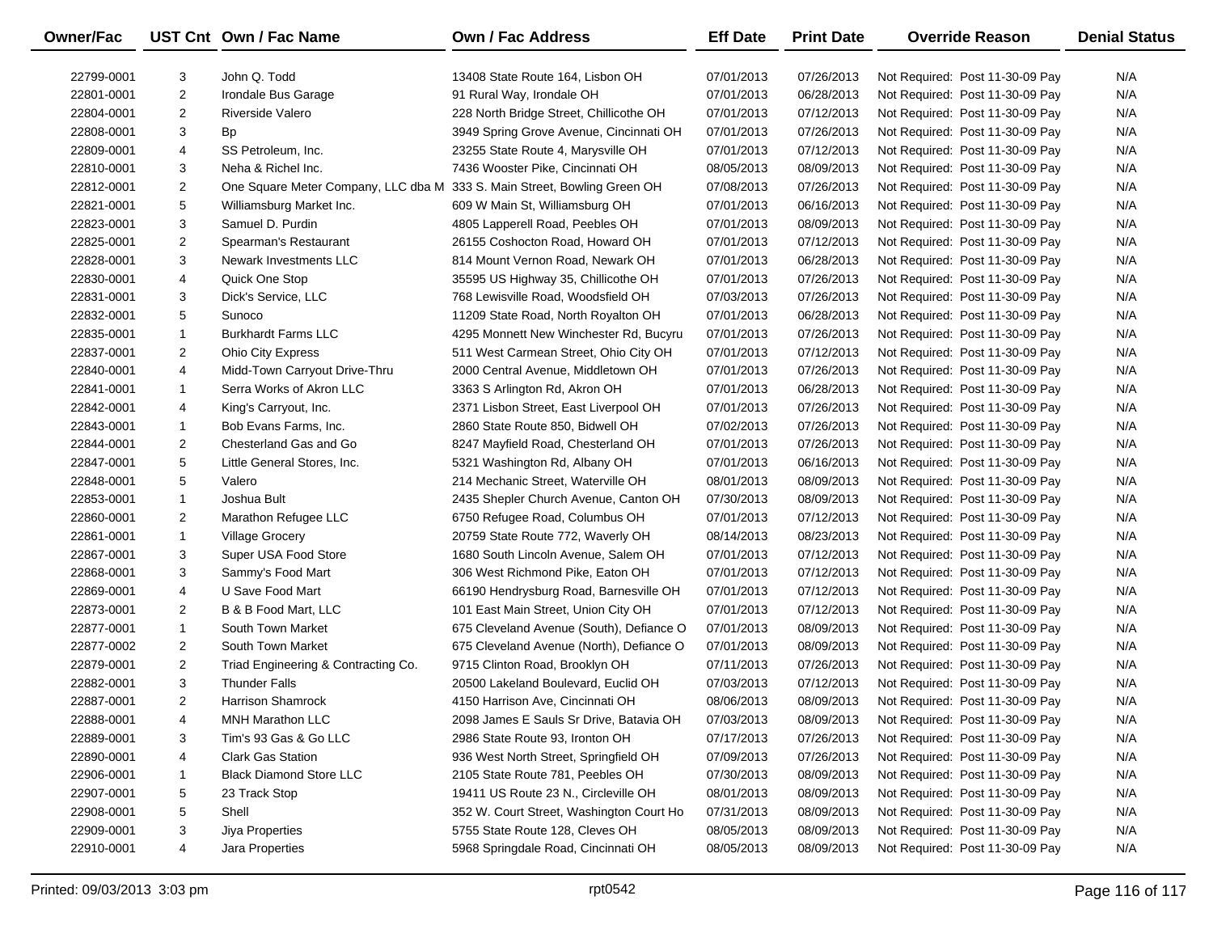| Owner/Fac | UST Cnt | Own / Fac Name | Own / Fac Address | Eff Date | Print Date | Override Reason | Denial Status |
|---|---|---|---|---|---|---|---|
| 22799-0001 | 3 | John Q. Todd | 13408 State Route 164, Lisbon OH | 07/01/2013 | 07/26/2013 | Not Required: Post 11-30-09 Pay | N/A |
| 22801-0001 | 2 | Irondale Bus Garage | 91 Rural Way, Irondale OH | 07/01/2013 | 06/28/2013 | Not Required: Post 11-30-09 Pay | N/A |
| 22804-0001 | 2 | Riverside Valero | 228 North Bridge Street, Chillicothe OH | 07/01/2013 | 07/12/2013 | Not Required: Post 11-30-09 Pay | N/A |
| 22808-0001 | 3 | Bp | 3949 Spring Grove Avenue, Cincinnati OH | 07/01/2013 | 07/26/2013 | Not Required: Post 11-30-09 Pay | N/A |
| 22809-0001 | 4 | SS Petroleum, Inc. | 23255 State Route 4, Marysville OH | 07/01/2013 | 07/12/2013 | Not Required: Post 11-30-09 Pay | N/A |
| 22810-0001 | 3 | Neha & Richel Inc. | 7436 Wooster Pike, Cincinnati OH | 08/05/2013 | 08/09/2013 | Not Required: Post 11-30-09 Pay | N/A |
| 22812-0001 | 2 | One Square Meter Company, LLC dba M | 333 S. Main Street, Bowling Green OH | 07/08/2013 | 07/26/2013 | Not Required: Post 11-30-09 Pay | N/A |
| 22821-0001 | 5 | Williamsburg Market Inc. | 609 W Main St, Williamsburg OH | 07/01/2013 | 06/16/2013 | Not Required: Post 11-30-09 Pay | N/A |
| 22823-0001 | 3 | Samuel D. Purdin | 4805 Lapperell Road, Peebles OH | 07/01/2013 | 08/09/2013 | Not Required: Post 11-30-09 Pay | N/A |
| 22825-0001 | 2 | Spearman's Restaurant | 26155 Coshocton Road, Howard OH | 07/01/2013 | 07/12/2013 | Not Required: Post 11-30-09 Pay | N/A |
| 22828-0001 | 3 | Newark Investments LLC | 814 Mount Vernon Road, Newark OH | 07/01/2013 | 06/28/2013 | Not Required: Post 11-30-09 Pay | N/A |
| 22830-0001 | 4 | Quick One Stop | 35595 US Highway 35, Chillicothe OH | 07/01/2013 | 07/26/2013 | Not Required: Post 11-30-09 Pay | N/A |
| 22831-0001 | 3 | Dick's Service, LLC | 768 Lewisville Road, Woodsfield OH | 07/03/2013 | 07/26/2013 | Not Required: Post 11-30-09 Pay | N/A |
| 22832-0001 | 5 | Sunoco | 11209 State Road, North Royalton OH | 07/01/2013 | 06/28/2013 | Not Required: Post 11-30-09 Pay | N/A |
| 22835-0001 | 1 | Burkhardt Farms LLC | 4295 Monnett New Winchester Rd, Bucyru | 07/01/2013 | 07/26/2013 | Not Required: Post 11-30-09 Pay | N/A |
| 22837-0001 | 2 | Ohio City Express | 511 West Carmean Street, Ohio City OH | 07/01/2013 | 07/12/2013 | Not Required: Post 11-30-09 Pay | N/A |
| 22840-0001 | 4 | Midd-Town Carryout Drive-Thru | 2000 Central Avenue, Middletown OH | 07/01/2013 | 07/26/2013 | Not Required: Post 11-30-09 Pay | N/A |
| 22841-0001 | 1 | Serra Works of Akron LLC | 3363 S Arlington Rd, Akron OH | 07/01/2013 | 06/28/2013 | Not Required: Post 11-30-09 Pay | N/A |
| 22842-0001 | 4 | King's Carryout, Inc. | 2371 Lisbon Street, East Liverpool OH | 07/01/2013 | 07/26/2013 | Not Required: Post 11-30-09 Pay | N/A |
| 22843-0001 | 1 | Bob Evans Farms, Inc. | 2860 State Route 850, Bidwell OH | 07/02/2013 | 07/26/2013 | Not Required: Post 11-30-09 Pay | N/A |
| 22844-0001 | 2 | Chesterland Gas and Go | 8247 Mayfield Road, Chesterland OH | 07/01/2013 | 07/26/2013 | Not Required: Post 11-30-09 Pay | N/A |
| 22847-0001 | 5 | Little General Stores, Inc. | 5321 Washington Rd, Albany OH | 07/01/2013 | 06/16/2013 | Not Required: Post 11-30-09 Pay | N/A |
| 22848-0001 | 5 | Valero | 214 Mechanic Street, Waterville OH | 08/01/2013 | 08/09/2013 | Not Required: Post 11-30-09 Pay | N/A |
| 22853-0001 | 1 | Joshua Bult | 2435 Shepler Church Avenue, Canton OH | 07/30/2013 | 08/09/2013 | Not Required: Post 11-30-09 Pay | N/A |
| 22860-0001 | 2 | Marathon Refugee LLC | 6750 Refugee Road, Columbus OH | 07/01/2013 | 07/12/2013 | Not Required: Post 11-30-09 Pay | N/A |
| 22861-0001 | 1 | Village Grocery | 20759 State Route 772, Waverly OH | 08/14/2013 | 08/23/2013 | Not Required: Post 11-30-09 Pay | N/A |
| 22867-0001 | 3 | Super USA Food Store | 1680 South Lincoln Avenue, Salem OH | 07/01/2013 | 07/12/2013 | Not Required: Post 11-30-09 Pay | N/A |
| 22868-0001 | 3 | Sammy's Food Mart | 306 West Richmond Pike, Eaton OH | 07/01/2013 | 07/12/2013 | Not Required: Post 11-30-09 Pay | N/A |
| 22869-0001 | 4 | U Save Food Mart | 66190 Hendrysburg Road, Barnesville OH | 07/01/2013 | 07/12/2013 | Not Required: Post 11-30-09 Pay | N/A |
| 22873-0001 | 2 | B & B Food Mart, LLC | 101 East Main Street, Union City OH | 07/01/2013 | 07/12/2013 | Not Required: Post 11-30-09 Pay | N/A |
| 22877-0001 | 1 | South Town Market | 675 Cleveland Avenue (South), Defiance O | 07/01/2013 | 08/09/2013 | Not Required: Post 11-30-09 Pay | N/A |
| 22877-0002 | 2 | South Town Market | 675 Cleveland Avenue (North), Defiance O | 07/01/2013 | 08/09/2013 | Not Required: Post 11-30-09 Pay | N/A |
| 22879-0001 | 2 | Triad Engineering & Contracting Co. | 9715 Clinton Road, Brooklyn OH | 07/11/2013 | 07/26/2013 | Not Required: Post 11-30-09 Pay | N/A |
| 22882-0001 | 3 | Thunder Falls | 20500 Lakeland Boulevard, Euclid OH | 07/03/2013 | 07/12/2013 | Not Required: Post 11-30-09 Pay | N/A |
| 22887-0001 | 2 | Harrison Shamrock | 4150 Harrison Ave, Cincinnati OH | 08/06/2013 | 08/09/2013 | Not Required: Post 11-30-09 Pay | N/A |
| 22888-0001 | 4 | MNH Marathon LLC | 2098 James E Sauls Sr Drive, Batavia OH | 07/03/2013 | 08/09/2013 | Not Required: Post 11-30-09 Pay | N/A |
| 22889-0001 | 3 | Tim's 93 Gas & Go LLC | 2986 State Route 93, Ironton OH | 07/17/2013 | 07/26/2013 | Not Required: Post 11-30-09 Pay | N/A |
| 22890-0001 | 4 | Clark Gas Station | 936 West North Street, Springfield OH | 07/09/2013 | 07/26/2013 | Not Required: Post 11-30-09 Pay | N/A |
| 22906-0001 | 1 | Black Diamond Store LLC | 2105 State Route 781, Peebles OH | 07/30/2013 | 08/09/2013 | Not Required: Post 11-30-09 Pay | N/A |
| 22907-0001 | 5 | 23 Track Stop | 19411 US Route 23 N., Circleville OH | 08/01/2013 | 08/09/2013 | Not Required: Post 11-30-09 Pay | N/A |
| 22908-0001 | 5 | Shell | 352 W. Court Street, Washington Court Ho | 07/31/2013 | 08/09/2013 | Not Required: Post 11-30-09 Pay | N/A |
| 22909-0001 | 3 | Jiya Properties | 5755 State Route 128, Cleves OH | 08/05/2013 | 08/09/2013 | Not Required: Post 11-30-09 Pay | N/A |
| 22910-0001 | 4 | Jara Properties | 5968 Springdale Road, Cincinnati OH | 08/05/2013 | 08/09/2013 | Not Required: Post 11-30-09 Pay | N/A |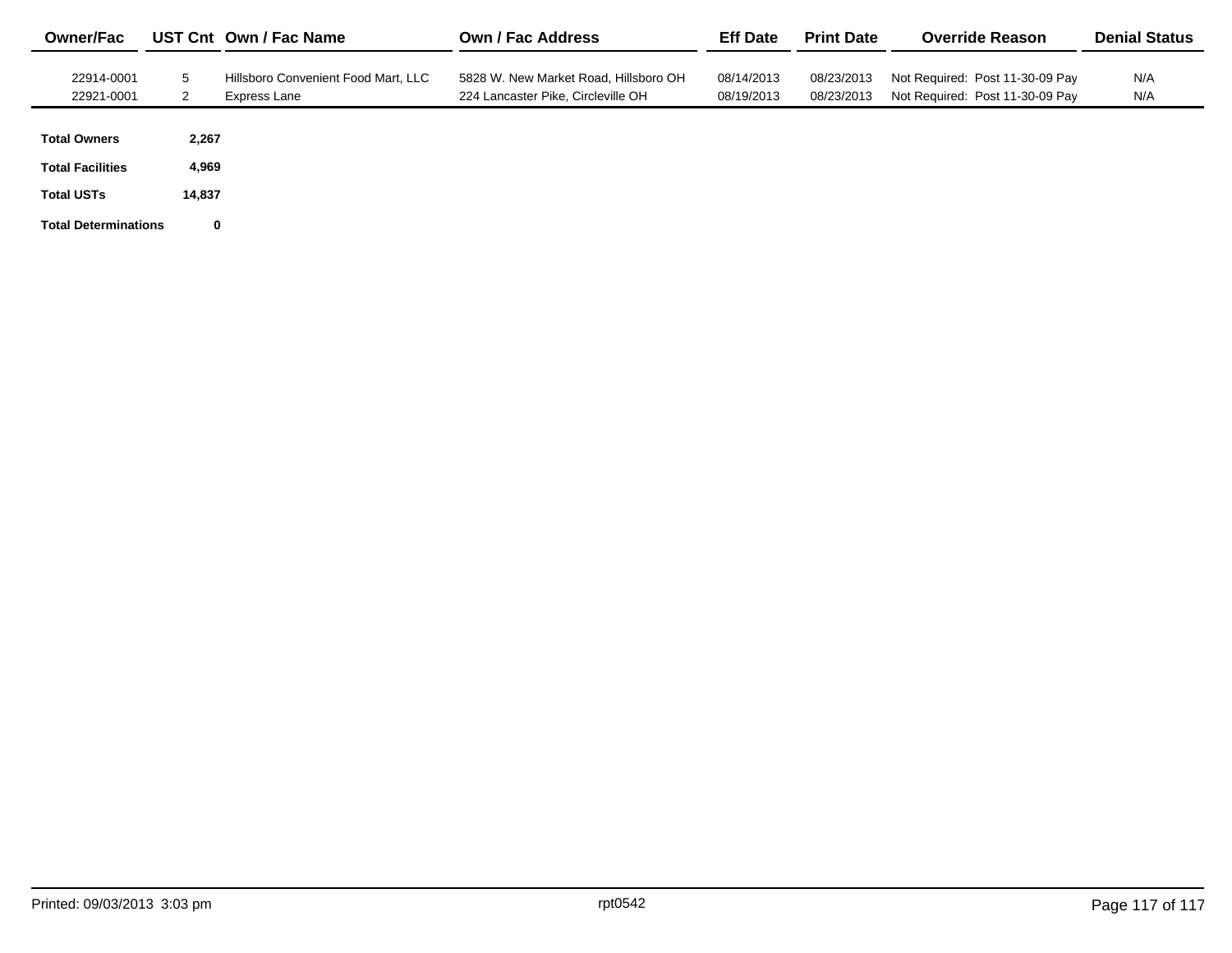| Owner/Fac | UST Cnt | Own / Fac Name | Own / Fac Address | Eff Date | Print Date | Override Reason | Denial Status |
|---|---|---|---|---|---|---|---|
| 22914-0001 | 5 | Hillsboro Convenient Food Mart, LLC | 5828 W. New Market Road, Hillsboro OH | 08/14/2013 | 08/23/2013 | Not Required: Post 11-30-09 Pay | N/A |
| 22921-0001 | 2 | Express Lane | 224 Lancaster Pike, Circleville OH | 08/19/2013 | 08/23/2013 | Not Required: Post 11-30-09 Pay | N/A |

| | |
|---|---|
| **Total Owners** | **2,267** |
| **Total Facilities** | **4,969** |
| **Total USTs** | **14,837** |
| **Total Determinations** | **0** |

Printed: 09/03/2013 3:03 pm

rpt0542